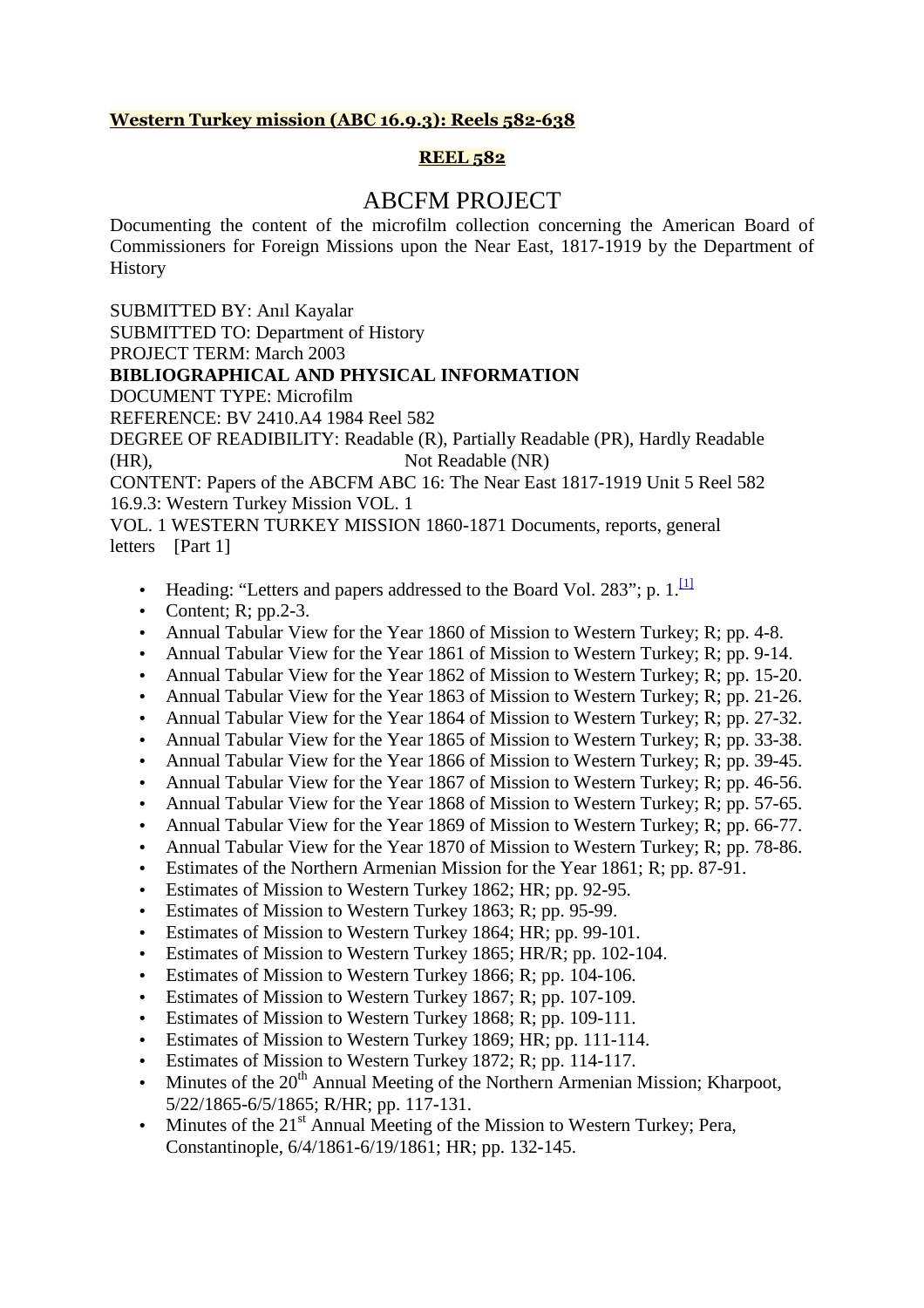**Western Turkey mission (ABC 16.9.3): Reels 582-638**

**REEL 582**

# ABCFM PROJECT

Documenting the content of the microfilm collection concerning the American Board of Commissioners for Foreign Missions upon the Near East, 1817-1919 by the Department of History

SUBMITTED BY: Anıl Kayalar
SUBMITTED TO: Department of History
PROJECT TERM: March 2003
**BIBLIOGRAPHICAL AND PHYSICAL INFORMATION**
DOCUMENT TYPE: Microfilm
REFERENCE: BV 2410.A4 1984 Reel 582
DEGREE OF READIBILITY: Readable (R), Partially Readable (PR), Hardly Readable (HR), Not Readable (NR)
CONTENT: Papers of the ABCFM ABC 16: The Near East 1817-1919 Unit 5 Reel 582
16.9.3: Western Turkey Mission VOL. 1
VOL. 1 WESTERN TURKEY MISSION 1860-1871 Documents, reports, general letters [Part 1]

- Heading: "Letters and papers addressed to the Board Vol. 283"; p. 1.[1]
- Content; R; pp.2-3.
- Annual Tabular View for the Year 1860 of Mission to Western Turkey; R; pp. 4-8.
- Annual Tabular View for the Year 1861 of Mission to Western Turkey; R; pp. 9-14.
- Annual Tabular View for the Year 1862 of Mission to Western Turkey; R; pp. 15-20.
- Annual Tabular View for the Year 1863 of Mission to Western Turkey; R; pp. 21-26.
- Annual Tabular View for the Year 1864 of Mission to Western Turkey; R; pp. 27-32.
- Annual Tabular View for the Year 1865 of Mission to Western Turkey; R; pp. 33-38.
- Annual Tabular View for the Year 1866 of Mission to Western Turkey; R; pp. 39-45.
- Annual Tabular View for the Year 1867 of Mission to Western Turkey; R; pp. 46-56.
- Annual Tabular View for the Year 1868 of Mission to Western Turkey; R; pp. 57-65.
- Annual Tabular View for the Year 1869 of Mission to Western Turkey; R; pp. 66-77.
- Annual Tabular View for the Year 1870 of Mission to Western Turkey; R; pp. 78-86.
- Estimates of the Northern Armenian Mission for the Year 1861; R; pp. 87-91.
- Estimates of Mission to Western Turkey 1862; HR; pp. 92-95.
- Estimates of Mission to Western Turkey 1863; R; pp. 95-99.
- Estimates of Mission to Western Turkey 1864; HR; pp. 99-101.
- Estimates of Mission to Western Turkey 1865; HR/R; pp. 102-104.
- Estimates of Mission to Western Turkey 1866; R; pp. 104-106.
- Estimates of Mission to Western Turkey 1867; R; pp. 107-109.
- Estimates of Mission to Western Turkey 1868; R; pp. 109-111.
- Estimates of Mission to Western Turkey 1869; HR; pp. 111-114.
- Estimates of Mission to Western Turkey 1872; R; pp. 114-117.
- Minutes of the 20th Annual Meeting of the Northern Armenian Mission; Kharpoot, 5/22/1865-6/5/1865; R/HR; pp. 117-131.
- Minutes of the 21st Annual Meeting of the Mission to Western Turkey; Pera, Constantinople, 6/4/1861-6/19/1861; HR; pp. 132-145.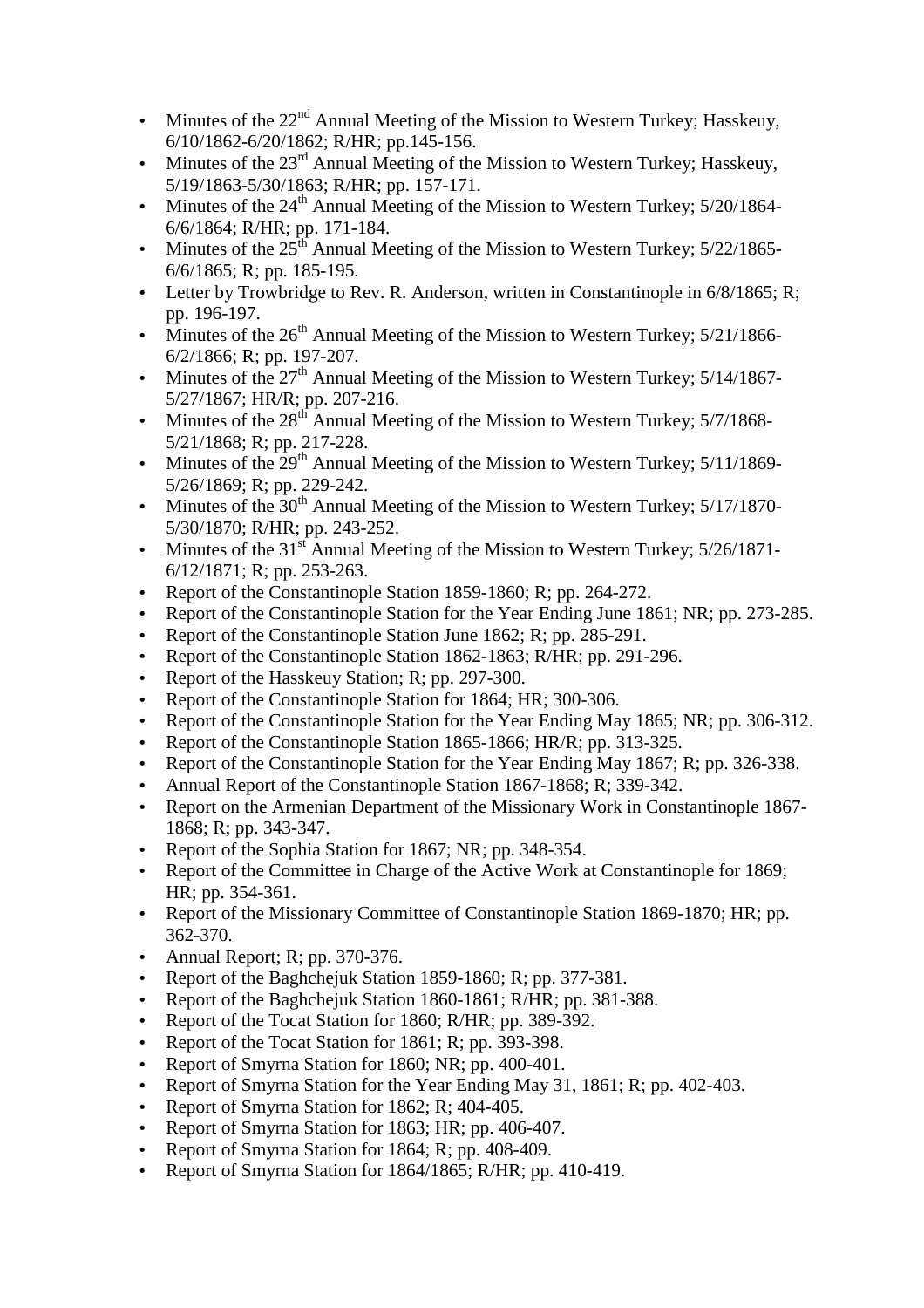- Minutes of the 22nd Annual Meeting of the Mission to Western Turkey; Hasskeuy, 6/10/1862-6/20/1862; R/HR; pp.145-156.
- Minutes of the 23rd Annual Meeting of the Mission to Western Turkey; Hasskeuy, 5/19/1863-5/30/1863; R/HR; pp. 157-171.
- Minutes of the 24th Annual Meeting of the Mission to Western Turkey; 5/20/1864-6/6/1864; R/HR; pp. 171-184.
- Minutes of the 25th Annual Meeting of the Mission to Western Turkey; 5/22/1865-6/6/1865; R; pp. 185-195.
- Letter by Trowbridge to Rev. R. Anderson, written in Constantinople in 6/8/1865; R; pp. 196-197.
- Minutes of the 26th Annual Meeting of the Mission to Western Turkey; 5/21/1866-6/2/1866; R; pp. 197-207.
- Minutes of the 27th Annual Meeting of the Mission to Western Turkey; 5/14/1867-5/27/1867; HR/R; pp. 207-216.
- Minutes of the 28th Annual Meeting of the Mission to Western Turkey; 5/7/1868-5/21/1868; R; pp. 217-228.
- Minutes of the 29th Annual Meeting of the Mission to Western Turkey; 5/11/1869-5/26/1869; R; pp. 229-242.
- Minutes of the 30th Annual Meeting of the Mission to Western Turkey; 5/17/1870-5/30/1870; R/HR; pp. 243-252.
- Minutes of the 31st Annual Meeting of the Mission to Western Turkey; 5/26/1871-6/12/1871; R; pp. 253-263.
- Report of the Constantinople Station 1859-1860; R; pp. 264-272.
- Report of the Constantinople Station for the Year Ending June 1861; NR; pp. 273-285.
- Report of the Constantinople Station June 1862; R; pp. 285-291.
- Report of the Constantinople Station 1862-1863; R/HR; pp. 291-296.
- Report of the Hasskeuy Station; R; pp. 297-300.
- Report of the Constantinople Station for 1864; HR; 300-306.
- Report of the Constantinople Station for the Year Ending May 1865; NR; pp. 306-312.
- Report of the Constantinople Station 1865-1866; HR/R; pp. 313-325.
- Report of the Constantinople Station for the Year Ending May 1867; R; pp. 326-338.
- Annual Report of the Constantinople Station 1867-1868; R; 339-342.
- Report on the Armenian Department of the Missionary Work in Constantinople 1867-1868; R; pp. 343-347.
- Report of the Sophia Station for 1867; NR; pp. 348-354.
- Report of the Committee in Charge of the Active Work at Constantinople for 1869; HR; pp. 354-361.
- Report of the Missionary Committee of Constantinople Station 1869-1870; HR; pp. 362-370.
- Annual Report; R; pp. 370-376.
- Report of the Baghchejuk Station 1859-1860; R; pp. 377-381.
- Report of the Baghchejuk Station 1860-1861; R/HR; pp. 381-388.
- Report of the Tocat Station for 1860; R/HR; pp. 389-392.
- Report of the Tocat Station for 1861; R; pp. 393-398.
- Report of Smyrna Station for 1860; NR; pp. 400-401.
- Report of Smyrna Station for the Year Ending May 31, 1861; R; pp. 402-403.
- Report of Smyrna Station for 1862; R; 404-405.
- Report of Smyrna Station for 1863; HR; pp. 406-407.
- Report of Smyrna Station for 1864; R; pp. 408-409.
- Report of Smyrna Station for 1864/1865; R/HR; pp. 410-419.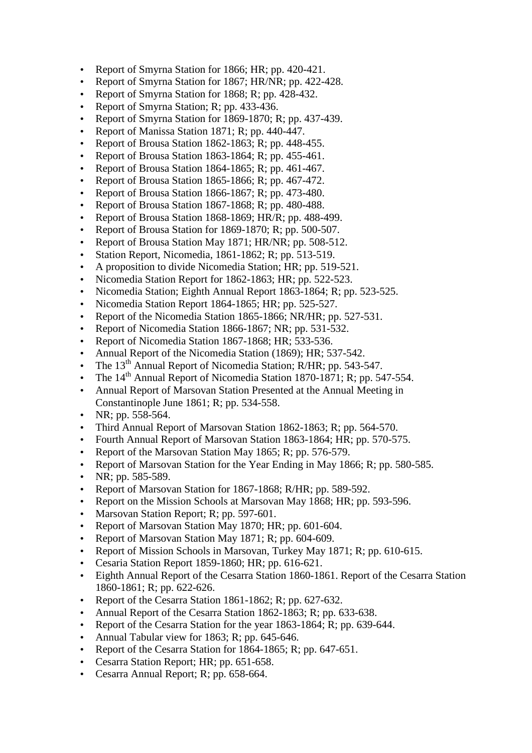- Report of Smyrna Station for 1866; HR; pp. 420-421.
- Report of Smyrna Station for 1867; HR/NR; pp. 422-428.
- Report of Smyrna Station for 1868; R; pp. 428-432.
- Report of Smyrna Station; R; pp. 433-436.
- Report of Smyrna Station for 1869-1870; R; pp. 437-439.
- Report of Manissa Station 1871; R; pp. 440-447.
- Report of Brousa Station 1862-1863; R; pp. 448-455.
- Report of Brousa Station 1863-1864; R; pp. 455-461.
- Report of Brousa Station 1864-1865; R; pp. 461-467.
- Report of Brousa Station 1865-1866; R; pp. 467-472.
- Report of Brousa Station 1866-1867; R; pp. 473-480.
- Report of Brousa Station 1867-1868; R; pp. 480-488.
- Report of Brousa Station 1868-1869; HR/R; pp. 488-499.
- Report of Brousa Station for 1869-1870; R; pp. 500-507.
- Report of Brousa Station May 1871; HR/NR; pp. 508-512.
- Station Report, Nicomedia, 1861-1862; R; pp. 513-519.
- A proposition to divide Nicomedia Station; HR; pp. 519-521.
- Nicomedia Station Report for 1862-1863; HR; pp. 522-523.
- Nicomedia Station; Eighth Annual Report 1863-1864; R; pp. 523-525.
- Nicomedia Station Report 1864-1865; HR; pp. 525-527.
- Report of the Nicomedia Station 1865-1866; NR/HR; pp. 527-531.
- Report of Nicomedia Station 1866-1867; NR; pp. 531-532.
- Report of Nicomedia Station 1867-1868; HR; 533-536.
- Annual Report of the Nicomedia Station (1869); HR; 537-542.
- The 13th Annual Report of Nicomedia Station; R/HR; pp. 543-547.
- The 14th Annual Report of Nicomedia Station 1870-1871; R; pp. 547-554.
- Annual Report of Marsovan Station Presented at the Annual Meeting in Constantinople June 1861; R; pp. 534-558.
- NR; pp. 558-564.
- Third Annual Report of Marsovan Station 1862-1863; R; pp. 564-570.
- Fourth Annual Report of Marsovan Station 1863-1864; HR; pp. 570-575.
- Report of the Marsovan Station May 1865; R; pp. 576-579.
- Report of Marsovan Station for the Year Ending in May 1866; R; pp. 580-585.
- NR; pp. 585-589.
- Report of Marsovan Station for 1867-1868; R/HR; pp. 589-592.
- Report on the Mission Schools at Marsovan May 1868; HR; pp. 593-596.
- Marsovan Station Report; R; pp. 597-601.
- Report of Marsovan Station May 1870; HR; pp. 601-604.
- Report of Marsovan Station May 1871; R; pp. 604-609.
- Report of Mission Schools in Marsovan, Turkey May 1871; R; pp. 610-615.
- Cesaria Station Report 1859-1860; HR; pp. 616-621.
- Eighth Annual Report of the Cesarra Station 1860-1861. Report of the Cesarra Station 1860-1861; R; pp. 622-626.
- Report of the Cesarra Station 1861-1862; R; pp. 627-632.
- Annual Report of the Cesarra Station 1862-1863; R; pp. 633-638.
- Report of the Cesarra Station for the year 1863-1864; R; pp. 639-644.
- Annual Tabular view for 1863; R; pp. 645-646.
- Report of the Cesarra Station for 1864-1865; R; pp. 647-651.
- Cesarra Station Report; HR; pp. 651-658.
- Cesarra Annual Report; R; pp. 658-664.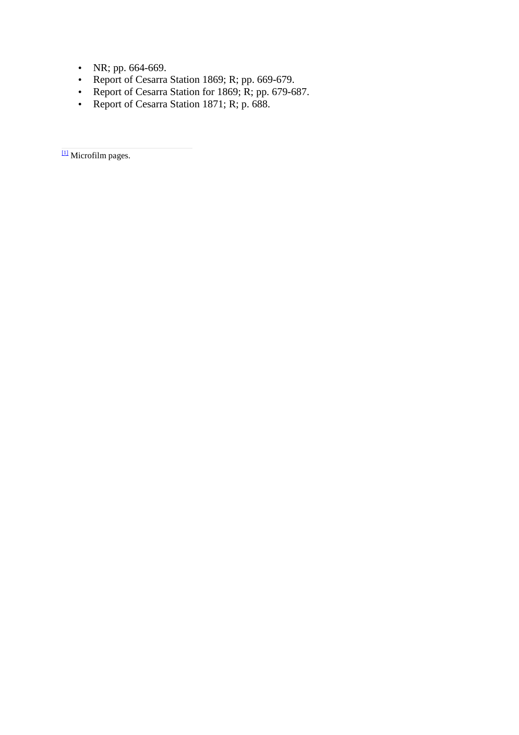- NR; pp. 664-669.
- Report of Cesarra Station 1869; R; pp. 669-679.
- Report of Cesarra Station for 1869; R; pp. 679-687.
- Report of Cesarra Station 1871; R; p. 688.

---

[1] Microfilm pages.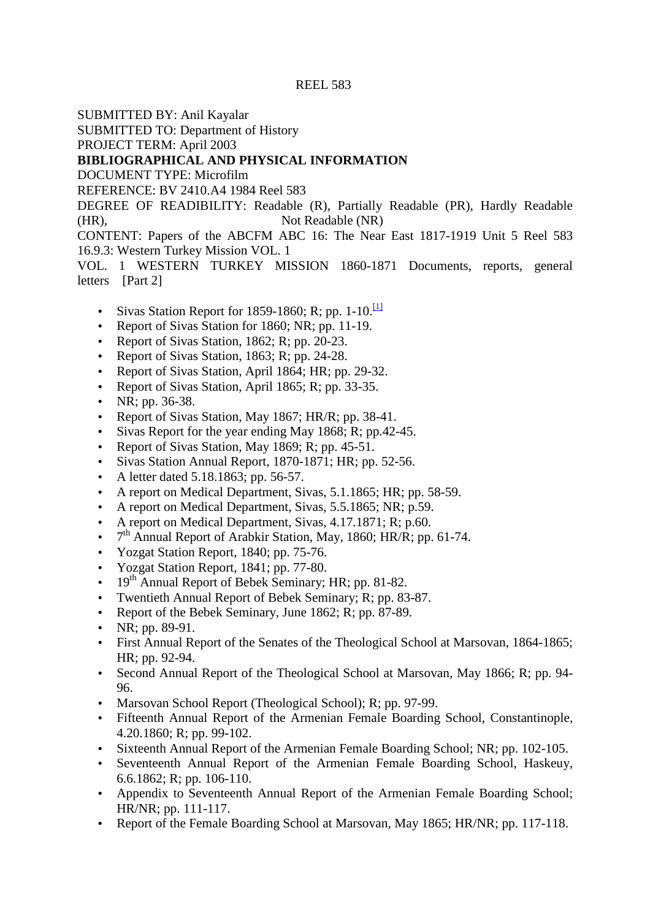REEL 583

SUBMITTED BY: Anil Kayalar
SUBMITTED TO: Department of History
PROJECT TERM: April 2003

**BIBLIOGRAPHICAL AND PHYSICAL INFORMATION**

DOCUMENT TYPE: Microfilm
REFERENCE: BV 2410.A4 1984 Reel 583
DEGREE OF READIBILITY: Readable (R), Partially Readable (PR), Hardly Readable (HR), Not Readable (NR)
CONTENT: Papers of the ABCFM ABC 16: The Near East 1817-1919 Unit 5 Reel 583 16.9.3: Western Turkey Mission VOL. 1
VOL. 1 WESTERN TURKEY MISSION 1860-1871 Documents, reports, general letters [Part 2]

- Sivas Station Report for 1859-1860; R; pp. 1-10.[1]
- Report of Sivas Station for 1860; NR; pp. 11-19.
- Report of Sivas Station, 1862; R; pp. 20-23.
- Report of Sivas Station, 1863; R; pp. 24-28.
- Report of Sivas Station, April 1864; HR; pp. 29-32.
- Report of Sivas Station, April 1865; R; pp. 33-35.
- NR; pp. 36-38.
- Report of Sivas Station, May 1867; HR/R; pp. 38-41.
- Sivas Report for the year ending May 1868; R; pp.42-45.
- Report of Sivas Station, May 1869; R; pp. 45-51.
- Sivas Station Annual Report, 1870-1871; HR; pp. 52-56.
- A letter dated 5.18.1863; pp. 56-57.
- A report on Medical Department, Sivas, 5.1.1865; HR; pp. 58-59.
- A report on Medical Department, Sivas, 5.5.1865; NR; p.59.
- A report on Medical Department, Sivas, 4.17.1871; R; p.60.
- 7th Annual Report of Arabkir Station, May, 1860; HR/R; pp. 61-74.
- Yozgat Station Report, 1840; pp. 75-76.
- Yozgat Station Report, 1841; pp. 77-80.
- 19th Annual Report of Bebek Seminary; HR; pp. 81-82.
- Twentieth Annual Report of Bebek Seminary; R; pp. 83-87.
- Report of the Bebek Seminary, June 1862; R; pp. 87-89.
- NR; pp. 89-91.
- First Annual Report of the Senates of the Theological School at Marsovan, 1864-1865; HR; pp. 92-94.
- Second Annual Report of the Theological School at Marsovan, May 1866; R; pp. 94-96.
- Marsovan School Report (Theological School); R; pp. 97-99.
- Fifteenth Annual Report of the Armenian Female Boarding School, Constantinople, 4.20.1860; R; pp. 99-102.
- Sixteenth Annual Report of the Armenian Female Boarding School; NR; pp. 102-105.
- Seventeenth Annual Report of the Armenian Female Boarding School, Haskeuy, 6.6.1862; R; pp. 106-110.
- Appendix to Seventeenth Annual Report of the Armenian Female Boarding School; HR/NR; pp. 111-117.
- Report of the Female Boarding School at Marsovan, May 1865; HR/NR; pp. 117-118.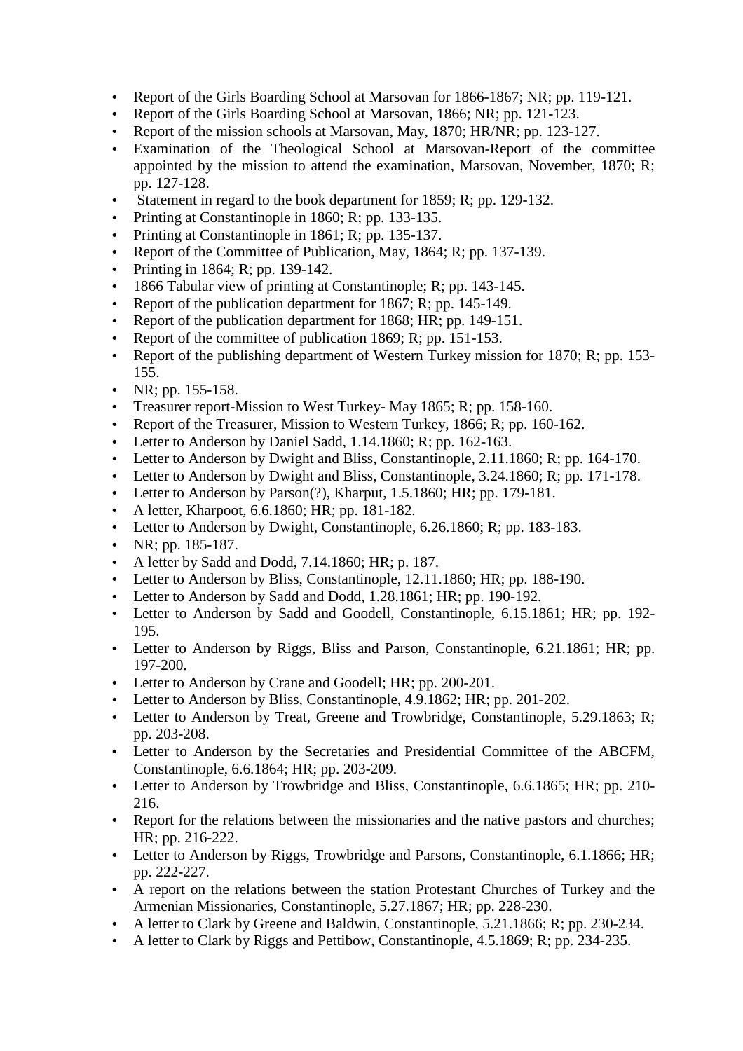- Report of the Girls Boarding School at Marsovan for 1866-1867; NR; pp. 119-121.
- Report of the Girls Boarding School at Marsovan, 1866; NR; pp. 121-123.
- Report of the mission schools at Marsovan, May, 1870; HR/NR; pp. 123-127.
- Examination of the Theological School at Marsovan-Report of the committee appointed by the mission to attend the examination, Marsovan, November, 1870; R; pp. 127-128.
- Statement in regard to the book department for 1859; R; pp. 129-132.
- Printing at Constantinople in 1860; R; pp. 133-135.
- Printing at Constantinople in 1861; R; pp. 135-137.
- Report of the Committee of Publication, May, 1864; R; pp. 137-139.
- Printing in 1864; R; pp. 139-142.
- 1866 Tabular view of printing at Constantinople; R; pp. 143-145.
- Report of the publication department for 1867; R; pp. 145-149.
- Report of the publication department for 1868; HR; pp. 149-151.
- Report of the committee of publication 1869; R; pp. 151-153.
- Report of the publishing department of Western Turkey mission for 1870; R; pp. 153-155.
- NR; pp. 155-158.
- Treasurer report-Mission to West Turkey- May 1865; R; pp. 158-160.
- Report of the Treasurer, Mission to Western Turkey, 1866; R; pp. 160-162.
- Letter to Anderson by Daniel Sadd, 1.14.1860; R; pp. 162-163.
- Letter to Anderson by Dwight and Bliss, Constantinople, 2.11.1860; R; pp. 164-170.
- Letter to Anderson by Dwight and Bliss, Constantinople, 3.24.1860; R; pp. 171-178.
- Letter to Anderson by Parson(?), Kharput, 1.5.1860; HR; pp. 179-181.
- A letter, Kharpoot, 6.6.1860; HR; pp. 181-182.
- Letter to Anderson by Dwight, Constantinople, 6.26.1860; R; pp. 183-183.
- NR; pp. 185-187.
- A letter by Sadd and Dodd, 7.14.1860; HR; p. 187.
- Letter to Anderson by Bliss, Constantinople, 12.11.1860; HR; pp. 188-190.
- Letter to Anderson by Sadd and Dodd, 1.28.1861; HR; pp. 190-192.
- Letter to Anderson by Sadd and Goodell, Constantinople, 6.15.1861; HR; pp. 192-195.
- Letter to Anderson by Riggs, Bliss and Parson, Constantinople, 6.21.1861; HR; pp. 197-200.
- Letter to Anderson by Crane and Goodell; HR; pp. 200-201.
- Letter to Anderson by Bliss, Constantinople, 4.9.1862; HR; pp. 201-202.
- Letter to Anderson by Treat, Greene and Trowbridge, Constantinople, 5.29.1863; R; pp. 203-208.
- Letter to Anderson by the Secretaries and Presidential Committee of the ABCFM, Constantinople, 6.6.1864; HR; pp. 203-209.
- Letter to Anderson by Trowbridge and Bliss, Constantinople, 6.6.1865; HR; pp. 210-216.
- Report for the relations between the missionaries and the native pastors and churches; HR; pp. 216-222.
- Letter to Anderson by Riggs, Trowbridge and Parsons, Constantinople, 6.1.1866; HR; pp. 222-227.
- A report on the relations between the station Protestant Churches of Turkey and the Armenian Missionaries, Constantinople, 5.27.1867; HR; pp. 228-230.
- A letter to Clark by Greene and Baldwin, Constantinople, 5.21.1866; R; pp. 230-234.
- A letter to Clark by Riggs and Pettibow, Constantinople, 4.5.1869; R; pp. 234-235.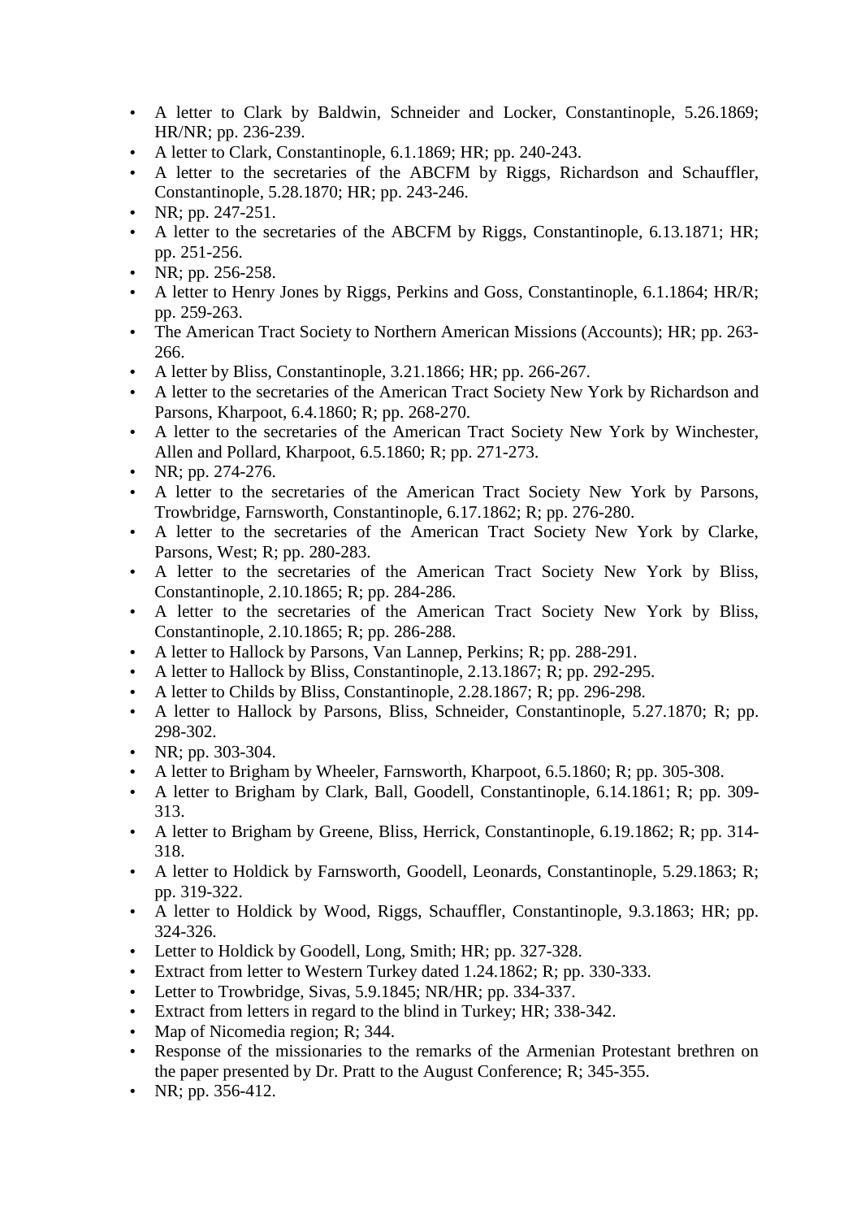- A letter to Clark by Baldwin, Schneider and Locker, Constantinople, 5.26.1869; HR/NR; pp. 236-239.
- A letter to Clark, Constantinople, 6.1.1869; HR; pp. 240-243.
- A letter to the secretaries of the ABCFM by Riggs, Richardson and Schauffler, Constantinople, 5.28.1870; HR; pp. 243-246.
- NR; pp. 247-251.
- A letter to the secretaries of the ABCFM by Riggs, Constantinople, 6.13.1871; HR; pp. 251-256.
- NR; pp. 256-258.
- A letter to Henry Jones by Riggs, Perkins and Goss, Constantinople, 6.1.1864; HR/R; pp. 259-263.
- The American Tract Society to Northern American Missions (Accounts); HR; pp. 263-266.
- A letter by Bliss, Constantinople, 3.21.1866; HR; pp. 266-267.
- A letter to the secretaries of the American Tract Society New York by Richardson and Parsons, Kharpoot, 6.4.1860; R; pp. 268-270.
- A letter to the secretaries of the American Tract Society New York by Winchester, Allen and Pollard, Kharpoot, 6.5.1860; R; pp. 271-273.
- NR; pp. 274-276.
- A letter to the secretaries of the American Tract Society New York by Parsons, Trowbridge, Farnsworth, Constantinople, 6.17.1862; R; pp. 276-280.
- A letter to the secretaries of the American Tract Society New York by Clarke, Parsons, West; R; pp. 280-283.
- A letter to the secretaries of the American Tract Society New York by Bliss, Constantinople, 2.10.1865; R; pp. 284-286.
- A letter to the secretaries of the American Tract Society New York by Bliss, Constantinople, 2.10.1865; R; pp. 286-288.
- A letter to Hallock by Parsons, Van Lannep, Perkins; R; pp. 288-291.
- A letter to Hallock by Bliss, Constantinople, 2.13.1867; R; pp. 292-295.
- A letter to Childs by Bliss, Constantinople, 2.28.1867; R; pp. 296-298.
- A letter to Hallock by Parsons, Bliss, Schneider, Constantinople, 5.27.1870; R; pp. 298-302.
- NR; pp. 303-304.
- A letter to Brigham by Wheeler, Farnsworth, Kharpoot, 6.5.1860; R; pp. 305-308.
- A letter to Brigham by Clark, Ball, Goodell, Constantinople, 6.14.1861; R; pp. 309-313.
- A letter to Brigham by Greene, Bliss, Herrick, Constantinople, 6.19.1862; R; pp. 314-318.
- A letter to Holdick by Farnsworth, Goodell, Leonards, Constantinople, 5.29.1863; R; pp. 319-322.
- A letter to Holdick by Wood, Riggs, Schauffler, Constantinople, 9.3.1863; HR; pp. 324-326.
- Letter to Holdick by Goodell, Long, Smith; HR; pp. 327-328.
- Extract from letter to Western Turkey dated 1.24.1862; R; pp. 330-333.
- Letter to Trowbridge, Sivas, 5.9.1845; NR/HR; pp. 334-337.
- Extract from letters in regard to the blind in Turkey; HR; 338-342.
- Map of Nicomedia region; R; 344.
- Response of the missionaries to the remarks of the Armenian Protestant brethren on the paper presented by Dr. Pratt to the August Conference; R; 345-355.
- NR; pp. 356-412.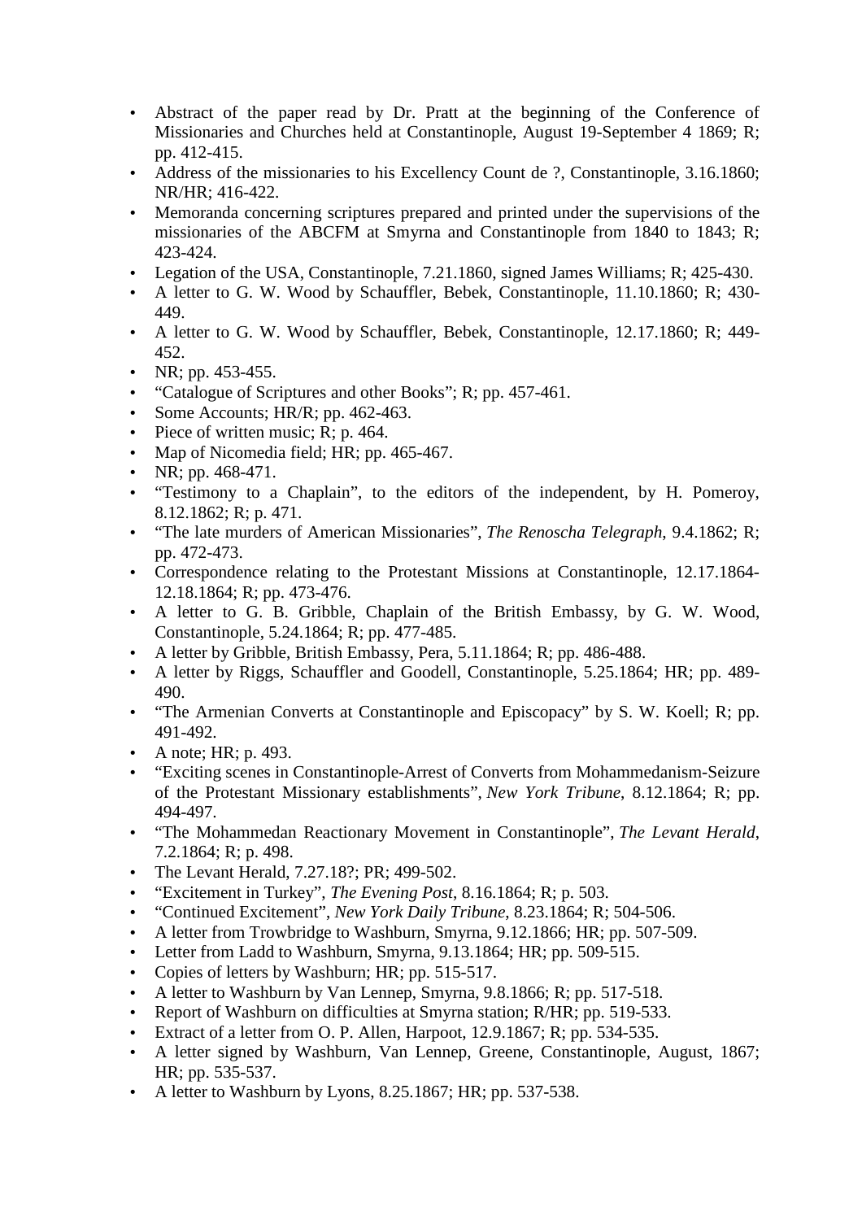- Abstract of the paper read by Dr. Pratt at the beginning of the Conference of Missionaries and Churches held at Constantinople, August 19-September 4 1869; R; pp. 412-415.
- Address of the missionaries to his Excellency Count de ?, Constantinople, 3.16.1860; NR/HR; 416-422.
- Memoranda concerning scriptures prepared and printed under the supervisions of the missionaries of the ABCFM at Smyrna and Constantinople from 1840 to 1843; R; 423-424.
- Legation of the USA, Constantinople, 7.21.1860, signed James Williams; R; 425-430.
- A letter to G. W. Wood by Schauffler, Bebek, Constantinople, 11.10.1860; R; 430-449.
- A letter to G. W. Wood by Schauffler, Bebek, Constantinople, 12.17.1860; R; 449-452.
- NR; pp. 453-455.
- "Catalogue of Scriptures and other Books"; R; pp. 457-461.
- Some Accounts; HR/R; pp. 462-463.
- Piece of written music; R; p. 464.
- Map of Nicomedia field; HR; pp. 465-467.
- NR; pp. 468-471.
- "Testimony to a Chaplain", to the editors of the independent, by H. Pomeroy, 8.12.1862; R; p. 471.
- "The late murders of American Missionaries", *The Renoscha Telegraph*, 9.4.1862; R; pp. 472-473.
- Correspondence relating to the Protestant Missions at Constantinople, 12.17.1864-12.18.1864; R; pp. 473-476.
- A letter to G. B. Gribble, Chaplain of the British Embassy, by G. W. Wood, Constantinople, 5.24.1864; R; pp. 477-485.
- A letter by Gribble, British Embassy, Pera, 5.11.1864; R; pp. 486-488.
- A letter by Riggs, Schauffler and Goodell, Constantinople, 5.25.1864; HR; pp. 489-490.
- "The Armenian Converts at Constantinople and Episcopacy" by S. W. Koell; R; pp. 491-492.
- A note; HR; p. 493.
- "Exciting scenes in Constantinople-Arrest of Converts from Mohammedanism-Seizure of the Protestant Missionary establishments", *New York Tribune*, 8.12.1864; R; pp. 494-497.
- "The Mohammedan Reactionary Movement in Constantinople", *The Levant Herald*, 7.2.1864; R; p. 498.
- The Levant Herald, 7.27.18?; PR; 499-502.
- "Excitement in Turkey", *The Evening Post*, 8.16.1864; R; p. 503.
- "Continued Excitement", *New York Daily Tribune*, 8.23.1864; R; 504-506.
- A letter from Trowbridge to Washburn, Smyrna, 9.12.1866; HR; pp. 507-509.
- Letter from Ladd to Washburn, Smyrna, 9.13.1864; HR; pp. 509-515.
- Copies of letters by Washburn; HR; pp. 515-517.
- A letter to Washburn by Van Lennep, Smyrna, 9.8.1866; R; pp. 517-518.
- Report of Washburn on difficulties at Smyrna station; R/HR; pp. 519-533.
- Extract of a letter from O. P. Allen, Harpoot, 12.9.1867; R; pp. 534-535.
- A letter signed by Washburn, Van Lennep, Greene, Constantinople, August, 1867; HR; pp. 535-537.
- A letter to Washburn by Lyons, 8.25.1867; HR; pp. 537-538.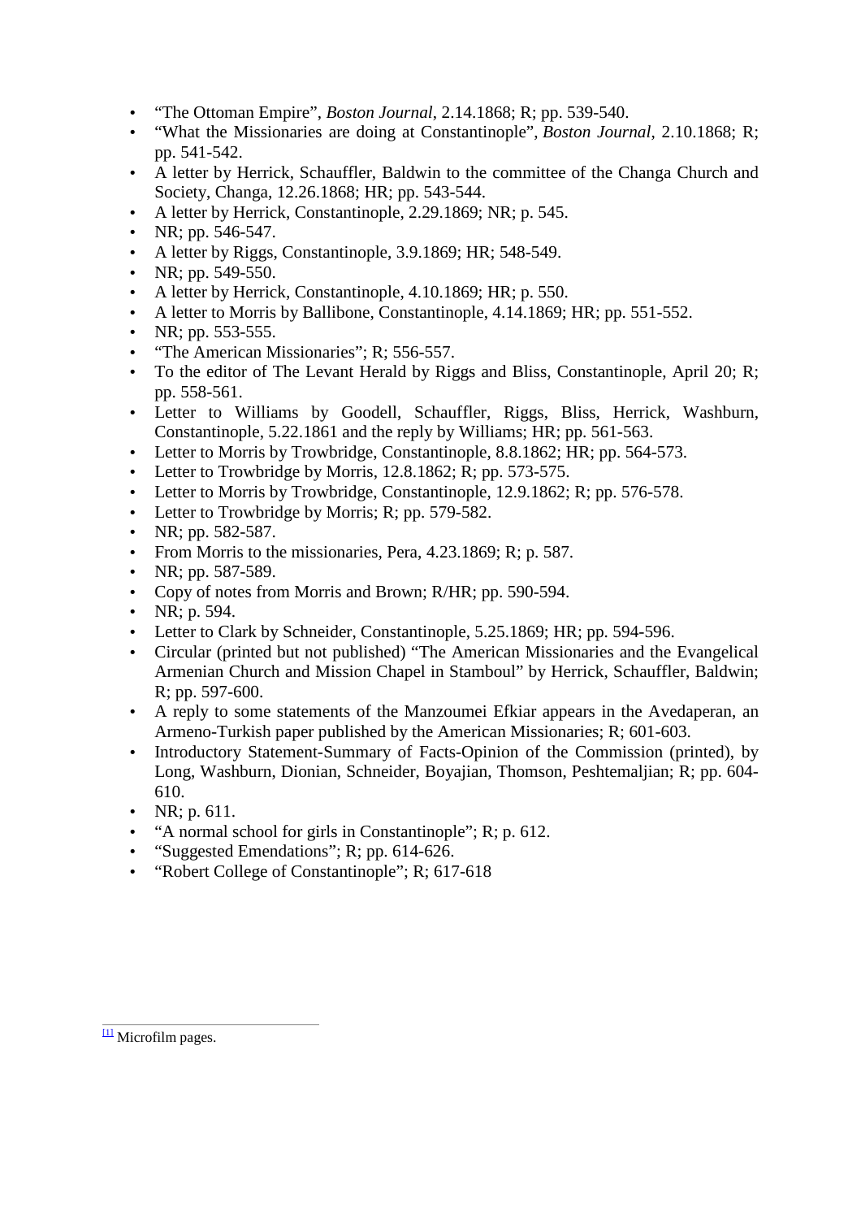- “The Ottoman Empire”, *Boston Journal*, 2.14.1868; R; pp. 539-540.
- “What the Missionaries are doing at Constantinople”, *Boston Journal*, 2.10.1868; R; pp. 541-542.
- A letter by Herrick, Schauffler, Baldwin to the committee of the Changa Church and Society, Changa, 12.26.1868; HR; pp. 543-544.
- A letter by Herrick, Constantinople, 2.29.1869; NR; p. 545.
- NR; pp. 546-547.
- A letter by Riggs, Constantinople, 3.9.1869; HR; 548-549.
- NR; pp. 549-550.
- A letter by Herrick, Constantinople, 4.10.1869; HR; p. 550.
- A letter to Morris by Ballibone, Constantinople, 4.14.1869; HR; pp. 551-552.
- NR; pp. 553-555.
- “The American Missionaries”; R; 556-557.
- To the editor of The Levant Herald by Riggs and Bliss, Constantinople, April 20; R; pp. 558-561.
- Letter to Williams by Goodell, Schauffler, Riggs, Bliss, Herrick, Washburn, Constantinople, 5.22.1861 and the reply by Williams; HR; pp. 561-563.
- Letter to Morris by Trowbridge, Constantinople, 8.8.1862; HR; pp. 564-573.
- Letter to Trowbridge by Morris, 12.8.1862; R; pp. 573-575.
- Letter to Morris by Trowbridge, Constantinople, 12.9.1862; R; pp. 576-578.
- Letter to Trowbridge by Morris; R; pp. 579-582.
- NR; pp. 582-587.
- From Morris to the missionaries, Pera, 4.23.1869; R; p. 587.
- NR; pp. 587-589.
- Copy of notes from Morris and Brown; R/HR; pp. 590-594.
- NR; p. 594.
- Letter to Clark by Schneider, Constantinople, 5.25.1869; HR; pp. 594-596.
- Circular (printed but not published) “The American Missionaries and the Evangelical Armenian Church and Mission Chapel in Stamboul” by Herrick, Schauffler, Baldwin; R; pp. 597-600.
- A reply to some statements of the Manzoumei Efkiar appears in the Avedaperan, an Armeno-Turkish paper published by the American Missionaries; R; 601-603.
- Introductory Statement-Summary of Facts-Opinion of the Commission (printed), by Long, Washburn, Dionian, Schneider, Boyajian, Thomson, Peshtemaljian; R; pp. 604-610.
- NR; p. 611.
- “A normal school for girls in Constantinople”; R; p. 612.
- “Suggested Emendations”; R; pp. 614-626.
- “Robert College of Constantinople”; R; 617-618

[1] Microfilm pages.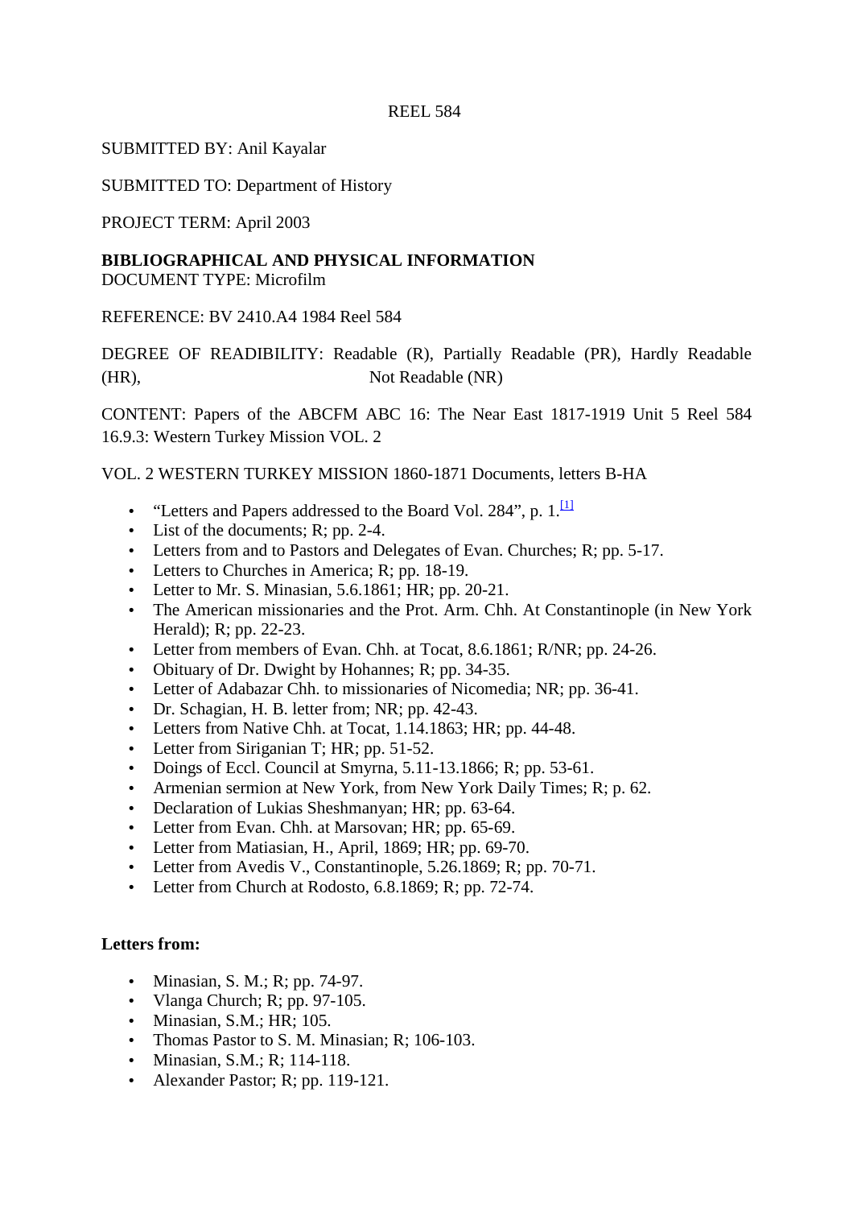REEL 584

SUBMITTED BY: Anil Kayalar

SUBMITTED TO: Department of History

PROJECT TERM: April 2003

**BIBLIOGRAPHICAL AND PHYSICAL INFORMATION**
DOCUMENT TYPE: Microfilm

REFERENCE: BV 2410.A4 1984 Reel 584

DEGREE OF READIBILITY: Readable (R), Partially Readable (PR), Hardly Readable (HR), Not Readable (NR)

CONTENT: Papers of the ABCFM ABC 16: The Near East 1817-1919 Unit 5 Reel 584 16.9.3: Western Turkey Mission VOL. 2

VOL. 2 WESTERN TURKEY MISSION 1860-1871 Documents, letters B-HA

- "Letters and Papers addressed to the Board Vol. 284", p. 1.[1]
- List of the documents; R; pp. 2-4.
- Letters from and to Pastors and Delegates of Evan. Churches; R; pp. 5-17.
- Letters to Churches in America; R; pp. 18-19.
- Letter to Mr. S. Minasian, 5.6.1861; HR; pp. 20-21.
- The American missionaries and the Prot. Arm. Chh. At Constantinople (in New York Herald); R; pp. 22-23.
- Letter from members of Evan. Chh. at Tocat, 8.6.1861; R/NR; pp. 24-26.
- Obituary of Dr. Dwight by Hohannes; R; pp. 34-35.
- Letter of Adabazar Chh. to missionaries of Nicomedia; NR; pp. 36-41.
- Dr. Schagian, H. B. letter from; NR; pp. 42-43.
- Letters from Native Chh. at Tocat, 1.14.1863; HR; pp. 44-48.
- Letter from Siriganian T; HR; pp. 51-52.
- Doings of Eccl. Council at Smyrna, 5.11-13.1866; R; pp. 53-61.
- Armenian sermion at New York, from New York Daily Times; R; p. 62.
- Declaration of Lukias Sheshmanyan; HR; pp. 63-64.
- Letter from Evan. Chh. at Marsovan; HR; pp. 65-69.
- Letter from Matiasian, H., April, 1869; HR; pp. 69-70.
- Letter from Avedis V., Constantinople, 5.26.1869; R; pp. 70-71.
- Letter from Church at Rodosto, 6.8.1869; R; pp. 72-74.

**Letters from:**

- Minasian, S. M.; R; pp. 74-97.
- Vlanga Church; R; pp. 97-105.
- Minasian, S.M.; HR; 105.
- Thomas Pastor to S. M. Minasian; R; 106-103.
- Minasian, S.M.; R; 114-118.
- Alexander Pastor; R; pp. 119-121.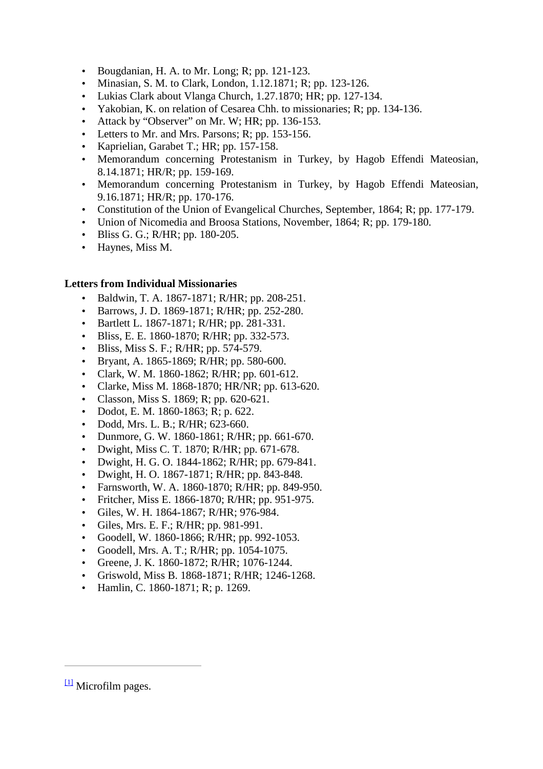- Bougdanian, H. A. to Mr. Long; R; pp. 121-123.
- Minasian, S. M. to Clark, London, 1.12.1871; R; pp. 123-126.
- Lukias Clark about Vlanga Church, 1.27.1870; HR; pp. 127-134.
- Yakobian, K. on relation of Cesarea Chh. to missionaries; R; pp. 134-136.
- Attack by “Observer” on Mr. W; HR; pp. 136-153.
- Letters to Mr. and Mrs. Parsons; R; pp. 153-156.
- Kaprielian, Garabet T.; HR; pp. 157-158.
- Memorandum concerning Protestanism in Turkey, by Hagob Effendi Mateosian, 8.14.1871; HR/R; pp. 159-169.
- Memorandum concerning Protestanism in Turkey, by Hagob Effendi Mateosian, 9.16.1871; HR/R; pp. 170-176.
- Constitution of the Union of Evangelical Churches, September, 1864; R; pp. 177-179.
- Union of Nicomedia and Broosa Stations, November, 1864; R; pp. 179-180.
- Bliss G. G.; R/HR; pp. 180-205.
- Haynes, Miss M.

**Letters from Individual Missionaries**

- Baldwin, T. A. 1867-1871; R/HR; pp. 208-251.
- Barrows, J. D. 1869-1871; R/HR; pp. 252-280.
- Bartlett L. 1867-1871; R/HR; pp. 281-331.
- Bliss, E. E. 1860-1870; R/HR; pp. 332-573.
- Bliss, Miss S. F.; R/HR; pp. 574-579.
- Bryant, A. 1865-1869; R/HR; pp. 580-600.
- Clark, W. M. 1860-1862; R/HR; pp. 601-612.
- Clarke, Miss M. 1868-1870; HR/NR; pp. 613-620.
- Classon, Miss S. 1869; R; pp. 620-621.
- Dodot, E. M. 1860-1863; R; p. 622.
- Dodd, Mrs. L. B.; R/HR; 623-660.
- Dunmore, G. W. 1860-1861; R/HR; pp. 661-670.
- Dwight, Miss C. T. 1870; R/HR; pp. 671-678.
- Dwight, H. G. O. 1844-1862; R/HR; pp. 679-841.
- Dwight, H. O. 1867-1871; R/HR; pp. 843-848.
- Farnsworth, W. A. 1860-1870; R/HR; pp. 849-950.
- Fritcher, Miss E. 1866-1870; R/HR; pp. 951-975.
- Giles, W. H. 1864-1867; R/HR; 976-984.
- Giles, Mrs. E. F.; R/HR; pp. 981-991.
- Goodell, W. 1860-1866; R/HR; pp. 992-1053.
- Goodell, Mrs. A. T.; R/HR; pp. 1054-1075.
- Greene, J. K. 1860-1872; R/HR; 1076-1244.
- Griswold, Miss B. 1868-1871; R/HR; 1246-1268.
- Hamlin, C. 1860-1871; R; p. 1269.

---

[1] Microfilm pages.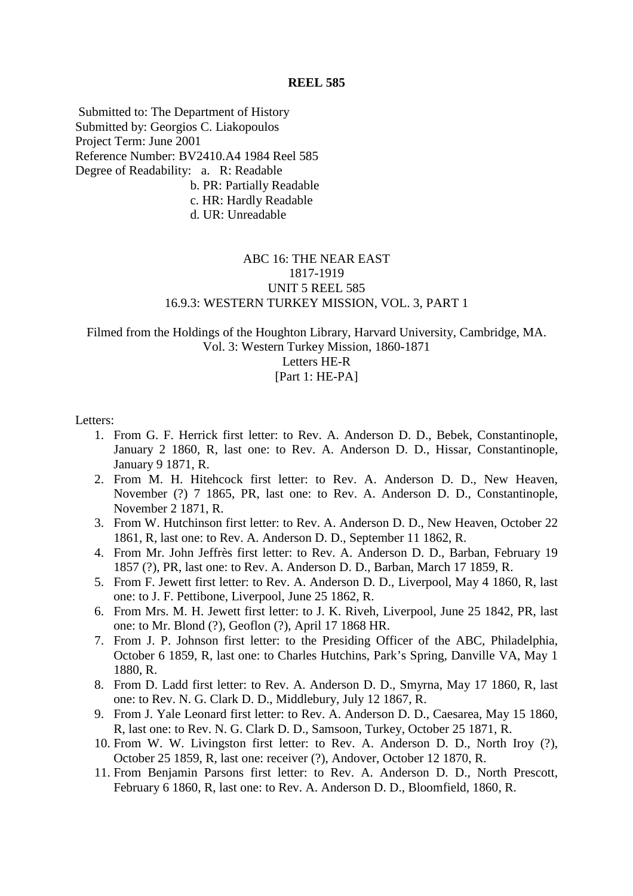**REEL 585**

Submitted to: The Department of History
Submitted by: Georgios C. Liakopoulos
Project Term: June 2001
Reference Number: BV2410.A4 1984 Reel 585
Degree of Readability: a. R: Readable
b. PR: Partially Readable
c. HR: Hardly Readable
d. UR: Unreadable

ABC 16: THE NEAR EAST
1817-1919
UNIT 5 REEL 585
16.9.3: WESTERN TURKEY MISSION, VOL. 3, PART 1

Filmed from the Holdings of the Houghton Library, Harvard University, Cambridge, MA.
Vol. 3: Western Turkey Mission, 1860-1871
Letters HE-R
[Part 1: HE-PA]

Letters:

1. From G. F. Herrick first letter: to Rev. A. Anderson D. D., Bebek, Constantinople, January 2 1860, R, last one: to Rev. A. Anderson D. D., Hissar, Constantinople, January 9 1871, R.
2. From M. H. Hitehcock first letter: to Rev. A. Anderson D. D., New Heaven, November (?) 7 1865, PR, last one: to Rev. A. Anderson D. D., Constantinople, November 2 1871, R.
3. From W. Hutchinson first letter: to Rev. A. Anderson D. D., New Heaven, October 22 1861, R, last one: to Rev. A. Anderson D. D., September 11 1862, R.
4. From Mr. John Jeffrès first letter: to Rev. A. Anderson D. D., Barban, February 19 1857 (?), PR, last one: to Rev. A. Anderson D. D., Barban, March 17 1859, R.
5. From F. Jewett first letter: to Rev. A. Anderson D. D., Liverpool, May 4 1860, R, last one: to J. F. Pettibone, Liverpool, June 25 1862, R.
6. From Mrs. M. H. Jewett first letter: to J. K. Riveh, Liverpool, June 25 1842, PR, last one: to Mr. Blond (?), Geoflon (?), April 17 1868 HR.
7. From J. P. Johnson first letter: to the Presiding Officer of the ABC, Philadelphia, October 6 1859, R, last one: to Charles Hutchins, Park's Spring, Danville VA, May 1 1880, R.
8. From D. Ladd first letter: to Rev. A. Anderson D. D., Smyrna, May 17 1860, R, last one: to Rev. N. G. Clark D. D., Middlebury, July 12 1867, R.
9. From J. Yale Leonard first letter: to Rev. A. Anderson D. D., Caesarea, May 15 1860, R, last one: to Rev. N. G. Clark D. D., Samsoon, Turkey, October 25 1871, R.
10. From W. W. Livingston first letter: to Rev. A. Anderson D. D., North Iroy (?), October 25 1859, R, last one: receiver (?), Andover, October 12 1870, R.
11. From Benjamin Parsons first letter: to Rev. A. Anderson D. D., North Prescott, February 6 1860, R, last one: to Rev. A. Anderson D. D., Bloomfield, 1860, R.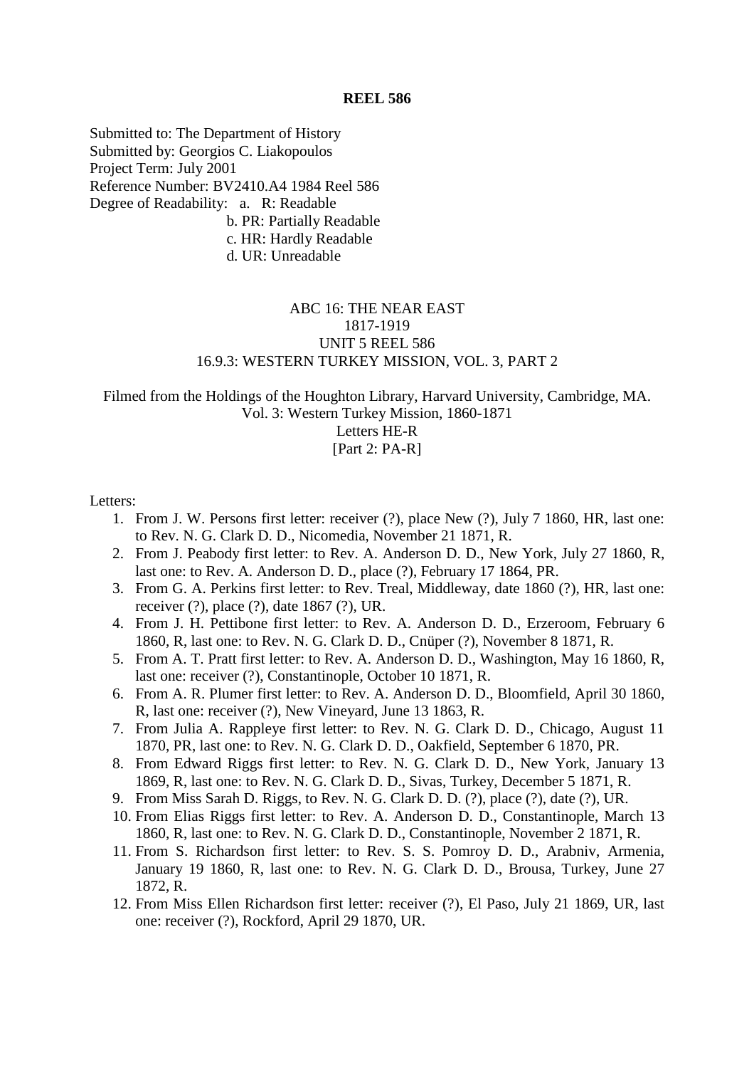**REEL 586**

Submitted to: The Department of History
Submitted by: Georgios C. Liakopoulos
Project Term: July 2001
Reference Number: BV2410.A4 1984 Reel 586
Degree of Readability:
a. R: Readable
b. PR: Partially Readable
c. HR: Hardly Readable
d. UR: Unreadable

ABC 16: THE NEAR EAST
1817-1919
UNIT 5 REEL 586
16.9.3: WESTERN TURKEY MISSION, VOL. 3, PART 2

Filmed from the Holdings of the Houghton Library, Harvard University, Cambridge, MA.
Vol. 3: Western Turkey Mission, 1860-1871
Letters HE-R
[Part 2: PA-R]

Letters:

1. From J. W. Persons first letter: receiver (?), place New (?), July 7 1860, HR, last one: to Rev. N. G. Clark D. D., Nicomedia, November 21 1871, R.
2. From J. Peabody first letter: to Rev. A. Anderson D. D., New York, July 27 1860, R, last one: to Rev. A. Anderson D. D., place (?), February 17 1864, PR.
3. From G. A. Perkins first letter: to Rev. Treal, Middleway, date 1860 (?), HR, last one: receiver (?), place (?), date 1867 (?), UR.
4. From J. H. Pettibone first letter: to Rev. A. Anderson D. D., Erzeroom, February 6 1860, R, last one: to Rev. N. G. Clark D. D., Cnüper (?), November 8 1871, R.
5. From A. T. Pratt first letter: to Rev. A. Anderson D. D., Washington, May 16 1860, R, last one: receiver (?), Constantinople, October 10 1871, R.
6. From A. R. Plumer first letter: to Rev. A. Anderson D. D., Bloomfield, April 30 1860, R, last one: receiver (?), New Vineyard, June 13 1863, R.
7. From Julia A. Rappleye first letter: to Rev. N. G. Clark D. D., Chicago, August 11 1870, PR, last one: to Rev. N. G. Clark D. D., Oakfield, September 6 1870, PR.
8. From Edward Riggs first letter: to Rev. N. G. Clark D. D., New York, January 13 1869, R, last one: to Rev. N. G. Clark D. D., Sivas, Turkey, December 5 1871, R.
9. From Miss Sarah D. Riggs, to Rev. N. G. Clark D. D. (?), place (?), date (?), UR.
10. From Elias Riggs first letter: to Rev. A. Anderson D. D., Constantinople, March 13 1860, R, last one: to Rev. N. G. Clark D. D., Constantinople, November 2 1871, R.
11. From S. Richardson first letter: to Rev. S. S. Pomroy D. D., Arabniv, Armenia, January 19 1860, R, last one: to Rev. N. G. Clark D. D., Brousa, Turkey, June 27 1872, R.
12. From Miss Ellen Richardson first letter: receiver (?), El Paso, July 21 1869, UR, last one: receiver (?), Rockford, April 29 1870, UR.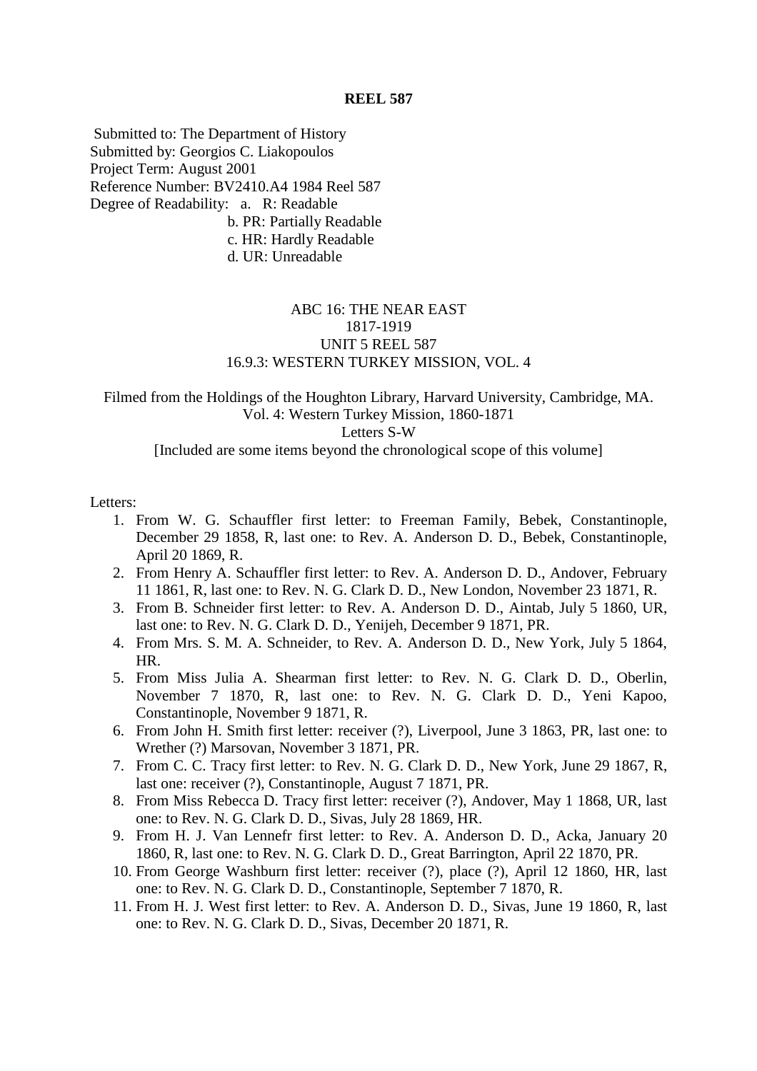**REEL 587**

Submitted to: The Department of History
Submitted by: Georgios C. Liakopoulos
Project Term: August 2001
Reference Number: BV2410.A4 1984 Reel 587
Degree of Readability:
a. R: Readable
b. PR: Partially Readable
c. HR: Hardly Readable
d. UR: Unreadable

ABC 16: THE NEAR EAST
1817-1919
UNIT 5 REEL 587
16.9.3: WESTERN TURKEY MISSION, VOL. 4

Filmed from the Holdings of the Houghton Library, Harvard University, Cambridge, MA.
Vol. 4: Western Turkey Mission, 1860-1871
Letters S-W
[Included are some items beyond the chronological scope of this volume]

Letters:

1. From W. G. Schauffler first letter: to Freeman Family, Bebek, Constantinople, December 29 1858, R, last one: to Rev. A. Anderson D. D., Bebek, Constantinople, April 20 1869, R.
2. From Henry A. Schauffler first letter: to Rev. A. Anderson D. D., Andover, February 11 1861, R, last one: to Rev. N. G. Clark D. D., New London, November 23 1871, R.
3. From B. Schneider first letter: to Rev. A. Anderson D. D., Aintab, July 5 1860, UR, last one: to Rev. N. G. Clark D. D., Yenijeh, December 9 1871, PR.
4. From Mrs. S. M. A. Schneider, to Rev. A. Anderson D. D., New York, July 5 1864, HR.
5. From Miss Julia A. Shearman first letter: to Rev. N. G. Clark D. D., Oberlin, November 7 1870, R, last one: to Rev. N. G. Clark D. D., Yeni Kapoo, Constantinople, November 9 1871, R.
6. From John H. Smith first letter: receiver (?), Liverpool, June 3 1863, PR, last one: to Wrether (?) Marsovan, November 3 1871, PR.
7. From C. C. Tracy first letter: to Rev. N. G. Clark D. D., New York, June 29 1867, R, last one: receiver (?), Constantinople, August 7 1871, PR.
8. From Miss Rebecca D. Tracy first letter: receiver (?), Andover, May 1 1868, UR, last one: to Rev. N. G. Clark D. D., Sivas, July 28 1869, HR.
9. From H. J. Van Lennefr first letter: to Rev. A. Anderson D. D., Acka, January 20 1860, R, last one: to Rev. N. G. Clark D. D., Great Barrington, April 22 1870, PR.
10. From George Washburn first letter: receiver (?), place (?), April 12 1860, HR, last one: to Rev. N. G. Clark D. D., Constantinople, September 7 1870, R.
11. From H. J. West first letter: to Rev. A. Anderson D. D., Sivas, June 19 1860, R, last one: to Rev. N. G. Clark D. D., Sivas, December 20 1871, R.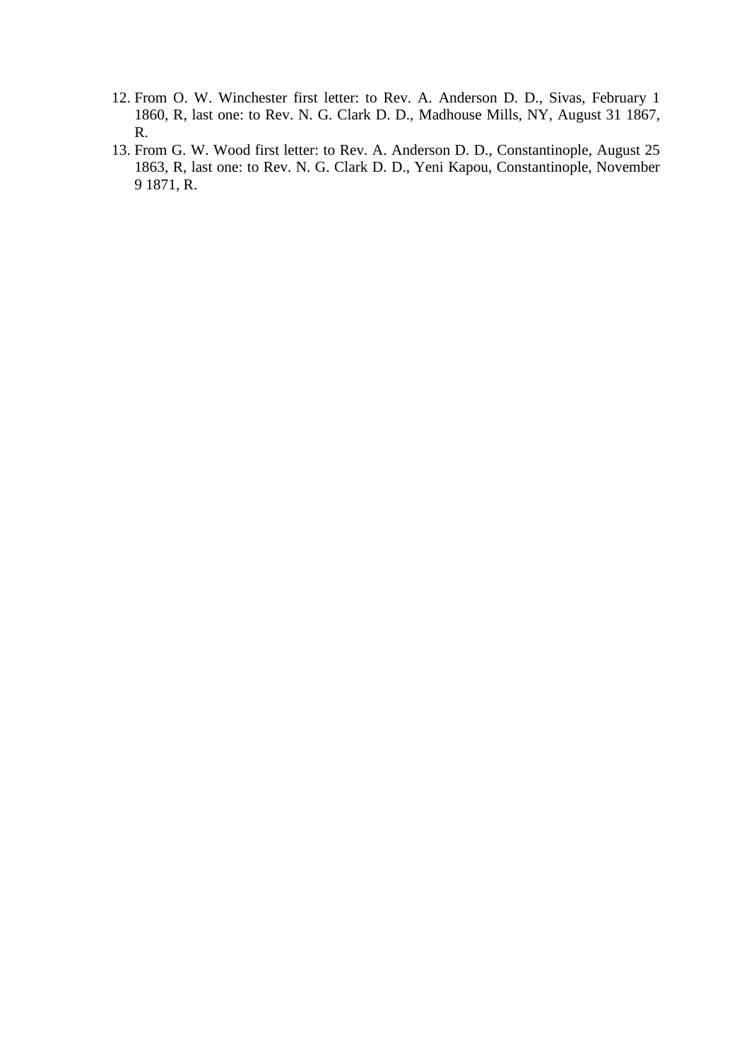12. From O. W. Winchester first letter: to Rev. A. Anderson D. D., Sivas, February 1 1860, R, last one: to Rev. N. G. Clark D. D., Madhouse Mills, NY, August 31 1867, R.
13. From G. W. Wood first letter: to Rev. A. Anderson D. D., Constantinople, August 25 1863, R, last one: to Rev. N. G. Clark D. D., Yeni Kapou, Constantinople, November 9 1871, R.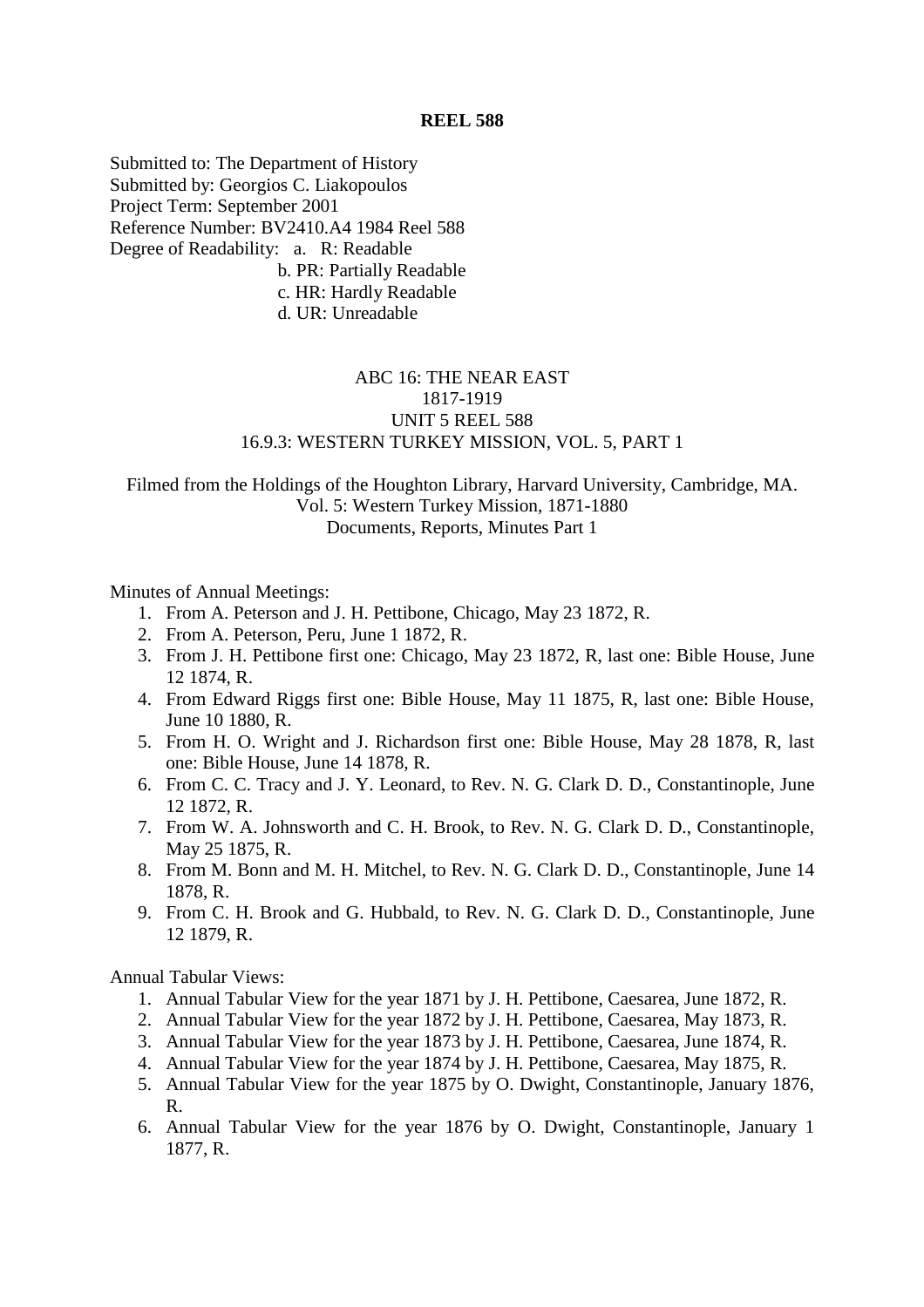**REEL 588**

Submitted to: The Department of History
Submitted by: Georgios C. Liakopoulos
Project Term: September 2001
Reference Number: BV2410.A4 1984 Reel 588
Degree of Readability: a. R: Readable
b. PR: Partially Readable
c. HR: Hardly Readable
d. UR: Unreadable

ABC 16: THE NEAR EAST
1817-1919
UNIT 5 REEL 588
16.9.3: WESTERN TURKEY MISSION, VOL. 5, PART 1

Filmed from the Holdings of the Houghton Library, Harvard University, Cambridge, MA.
Vol. 5: Western Turkey Mission, 1871-1880
Documents, Reports, Minutes Part 1

Minutes of Annual Meetings:

1. From A. Peterson and J. H. Pettibone, Chicago, May 23 1872, R.
2. From A. Peterson, Peru, June 1 1872, R.
3. From J. H. Pettibone first one: Chicago, May 23 1872, R, last one: Bible House, June 12 1874, R.
4. From Edward Riggs first one: Bible House, May 11 1875, R, last one: Bible House, June 10 1880, R.
5. From H. O. Wright and J. Richardson first one: Bible House, May 28 1878, R, last one: Bible House, June 14 1878, R.
6. From C. C. Tracy and J. Y. Leonard, to Rev. N. G. Clark D. D., Constantinople, June 12 1872, R.
7. From W. A. Johnsworth and C. H. Brook, to Rev. N. G. Clark D. D., Constantinople, May 25 1875, R.
8. From M. Bonn and M. H. Mitchel, to Rev. N. G. Clark D. D., Constantinople, June 14 1878, R.
9. From C. H. Brook and G. Hubbald, to Rev. N. G. Clark D. D., Constantinople, June 12 1879, R.

Annual Tabular Views:

1. Annual Tabular View for the year 1871 by J. H. Pettibone, Caesarea, June 1872, R.
2. Annual Tabular View for the year 1872 by J. H. Pettibone, Caesarea, May 1873, R.
3. Annual Tabular View for the year 1873 by J. H. Pettibone, Caesarea, June 1874, R.
4. Annual Tabular View for the year 1874 by J. H. Pettibone, Caesarea, May 1875, R.
5. Annual Tabular View for the year 1875 by O. Dwight, Constantinople, January 1876, R.
6. Annual Tabular View for the year 1876 by O. Dwight, Constantinople, January 1 1877, R.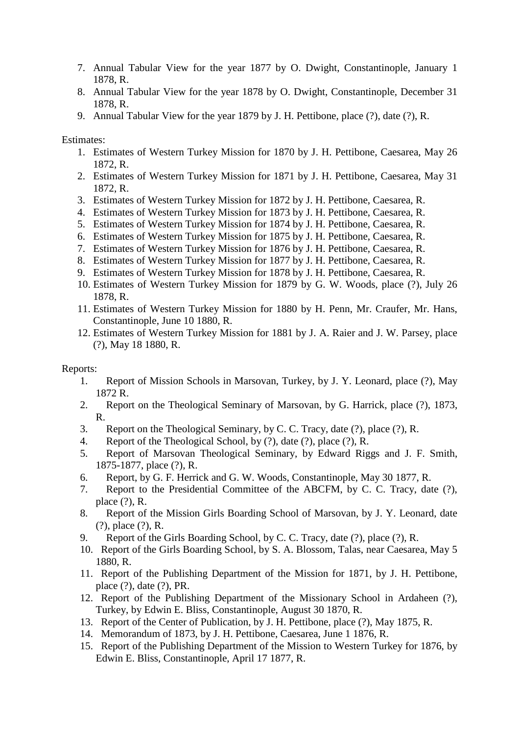7. Annual Tabular View for the year 1877 by O. Dwight, Constantinople, January 1 1878, R.
8. Annual Tabular View for the year 1878 by O. Dwight, Constantinople, December 31 1878, R.
9. Annual Tabular View for the year 1879 by J. H. Pettibone, place (?), date (?), R.

Estimates:

1. Estimates of Western Turkey Mission for 1870 by J. H. Pettibone, Caesarea, May 26 1872, R.
2. Estimates of Western Turkey Mission for 1871 by J. H. Pettibone, Caesarea, May 31 1872, R.
3. Estimates of Western Turkey Mission for 1872 by J. H. Pettibone, Caesarea, R.
4. Estimates of Western Turkey Mission for 1873 by J. H. Pettibone, Caesarea, R.
5. Estimates of Western Turkey Mission for 1874 by J. H. Pettibone, Caesarea, R.
6. Estimates of Western Turkey Mission for 1875 by J. H. Pettibone, Caesarea, R.
7. Estimates of Western Turkey Mission for 1876 by J. H. Pettibone, Caesarea, R.
8. Estimates of Western Turkey Mission for 1877 by J. H. Pettibone, Caesarea, R.
9. Estimates of Western Turkey Mission for 1878 by J. H. Pettibone, Caesarea, R.
10. Estimates of Western Turkey Mission for 1879 by G. W. Woods, place (?), July 26 1878, R.
11. Estimates of Western Turkey Mission for 1880 by H. Penn, Mr. Craufer, Mr. Hans, Constantinople, June 10 1880, R.
12. Estimates of Western Turkey Mission for 1881 by J. A. Raier and J. W. Parsey, place (?), May 18 1880, R.

Reports:

1. Report of Mission Schools in Marsovan, Turkey, by J. Y. Leonard, place (?), May 1872 R.
2. Report on the Theological Seminary of Marsovan, by G. Harrick, place (?), 1873, R.
3. Report on the Theological Seminary, by C. C. Tracy, date (?), place (?), R.
4. Report of the Theological School, by (?), date (?), place (?), R.
5. Report of Marsovan Theological Seminary, by Edward Riggs and J. F. Smith, 1875-1877, place (?), R.
6. Report, by G. F. Herrick and G. W. Woods, Constantinople, May 30 1877, R.
7. Report to the Presidential Committee of the ABCFM, by C. C. Tracy, date (?), place (?), R.
8. Report of the Mission Girls Boarding School of Marsovan, by J. Y. Leonard, date (?), place (?), R.
9. Report of the Girls Boarding School, by C. C. Tracy, date (?), place (?), R.
10. Report of the Girls Boarding School, by S. A. Blossom, Talas, near Caesarea, May 5 1880, R.
11. Report of the Publishing Department of the Mission for 1871, by J. H. Pettibone, place (?), date (?), PR.
12. Report of the Publishing Department of the Missionary School in Ardaheen (?), Turkey, by Edwin E. Bliss, Constantinople, August 30 1870, R.
13. Report of the Center of Publication, by J. H. Pettibone, place (?), May 1875, R.
14. Memorandum of 1873, by J. H. Pettibone, Caesarea, June 1 1876, R.
15. Report of the Publishing Department of the Mission to Western Turkey for 1876, by Edwin E. Bliss, Constantinople, April 17 1877, R.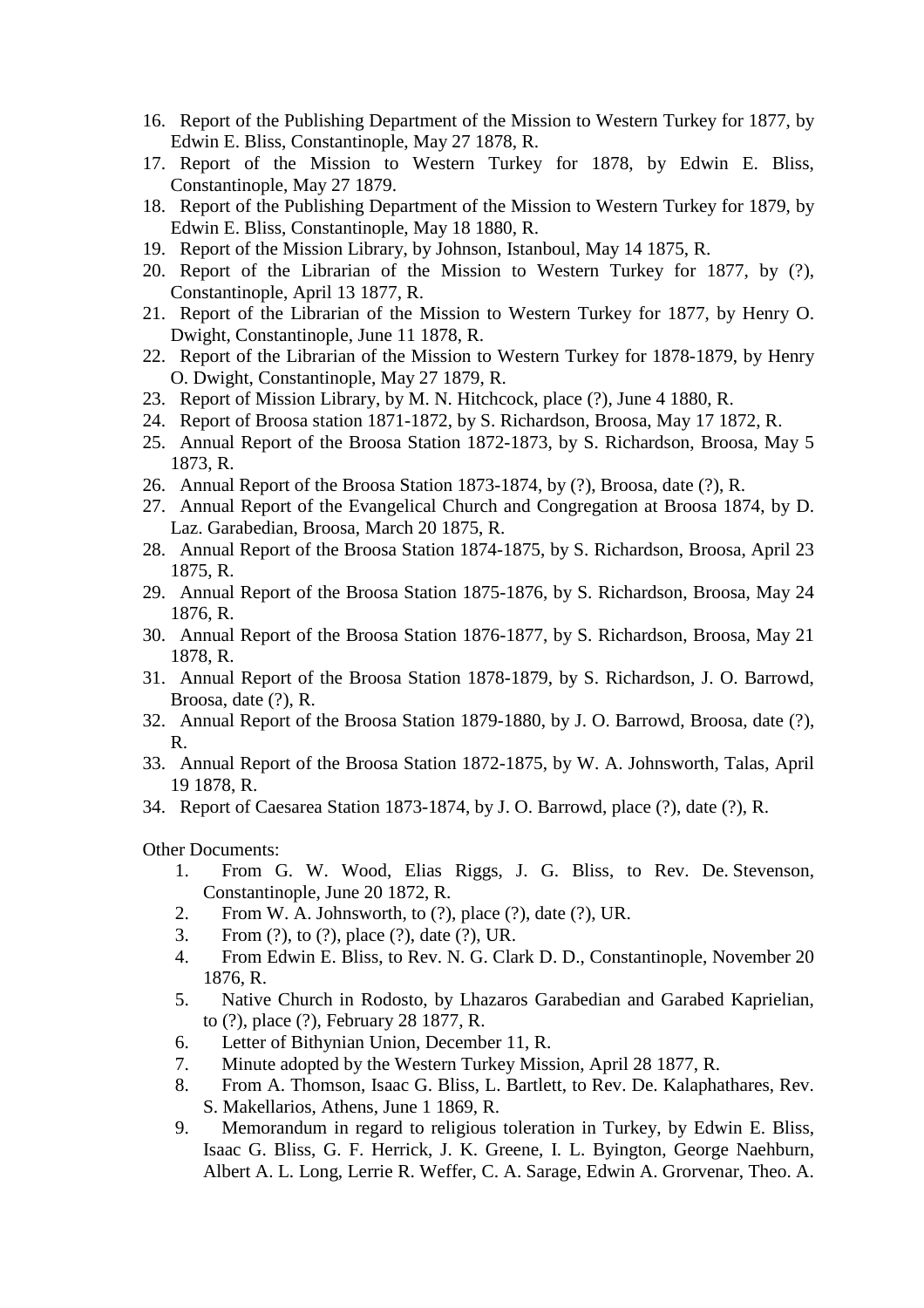16. Report of the Publishing Department of the Mission to Western Turkey for 1877, by Edwin E. Bliss, Constantinople, May 27 1878, R.
17. Report of the Mission to Western Turkey for 1878, by Edwin E. Bliss, Constantinople, May 27 1879.
18. Report of the Publishing Department of the Mission to Western Turkey for 1879, by Edwin E. Bliss, Constantinople, May 18 1880, R.
19. Report of the Mission Library, by Johnson, Istanboul, May 14 1875, R.
20. Report of the Librarian of the Mission to Western Turkey for 1877, by (?), Constantinople, April 13 1877, R.
21. Report of the Librarian of the Mission to Western Turkey for 1877, by Henry O. Dwight, Constantinople, June 11 1878, R.
22. Report of the Librarian of the Mission to Western Turkey for 1878-1879, by Henry O. Dwight, Constantinople, May 27 1879, R.
23. Report of Mission Library, by M. N. Hitchcock, place (?), June 4 1880, R.
24. Report of Broosa station 1871-1872, by S. Richardson, Broosa, May 17 1872, R.
25. Annual Report of the Broosa Station 1872-1873, by S. Richardson, Broosa, May 5 1873, R.
26. Annual Report of the Broosa Station 1873-1874, by (?), Broosa, date (?), R.
27. Annual Report of the Evangelical Church and Congregation at Broosa 1874, by D. Laz. Garabedian, Broosa, March 20 1875, R.
28. Annual Report of the Broosa Station 1874-1875, by S. Richardson, Broosa, April 23 1875, R.
29. Annual Report of the Broosa Station 1875-1876, by S. Richardson, Broosa, May 24 1876, R.
30. Annual Report of the Broosa Station 1876-1877, by S. Richardson, Broosa, May 21 1878, R.
31. Annual Report of the Broosa Station 1878-1879, by S. Richardson, J. O. Barrowd, Broosa, date (?), R.
32. Annual Report of the Broosa Station 1879-1880, by J. O. Barrowd, Broosa, date (?), R.
33. Annual Report of the Broosa Station 1872-1875, by W. A. Johnsworth, Talas, April 19 1878, R.
34. Report of Caesarea Station 1873-1874, by J. O. Barrowd, place (?), date (?), R.

Other Documents:

1. From G. W. Wood, Elias Riggs, J. G. Bliss, to Rev. De. Stevenson, Constantinople, June 20 1872, R.
2. From W. A. Johnsworth, to (?), place (?), date (?), UR.
3. From (?), to (?), place (?), date (?), UR.
4. From Edwin E. Bliss, to Rev. N. G. Clark D. D., Constantinople, November 20 1876, R.
5. Native Church in Rodosto, by Lhazaros Garabedian and Garabed Kaprielian, to (?), place (?), February 28 1877, R.
6. Letter of Bithynian Union, December 11, R.
7. Minute adopted by the Western Turkey Mission, April 28 1877, R.
8. From A. Thomson, Isaac G. Bliss, L. Bartlett, to Rev. De. Kalaphathares, Rev. S. Makellarios, Athens, June 1 1869, R.
9. Memorandum in regard to religious toleration in Turkey, by Edwin E. Bliss, Isaac G. Bliss, G. F. Herrick, J. K. Greene, I. L. Byington, George Naehburn, Albert A. L. Long, Lerrie R. Weffer, C. A. Sarage, Edwin A. Grorvenar, Theo. A.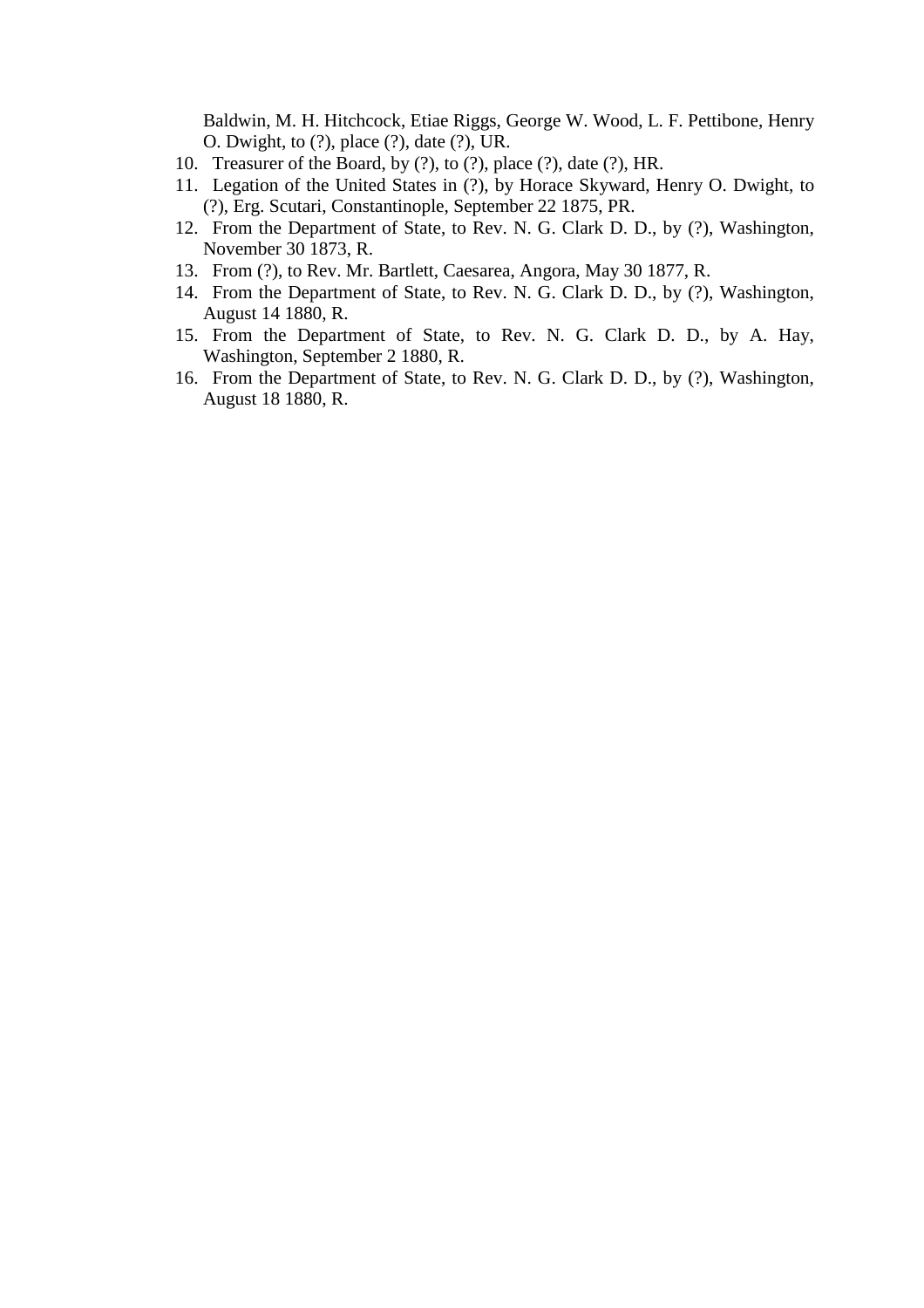Baldwin, M. H. Hitchcock, Etiae Riggs, George W. Wood, L. F. Pettibone, Henry O. Dwight, to (?), place (?), date (?), UR.

10. Treasurer of the Board, by (?), to (?), place (?), date (?), HR.
11. Legation of the United States in (?), by Horace Skyward, Henry O. Dwight, to (?), Erg. Scutari, Constantinople, September 22 1875, PR.
12. From the Department of State, to Rev. N. G. Clark D. D., by (?), Washington, November 30 1873, R.
13. From (?), to Rev. Mr. Bartlett, Caesarea, Angora, May 30 1877, R.
14. From the Department of State, to Rev. N. G. Clark D. D., by (?), Washington, August 14 1880, R.
15. From the Department of State, to Rev. N. G. Clark D. D., by A. Hay, Washington, September 2 1880, R.
16. From the Department of State, to Rev. N. G. Clark D. D., by (?), Washington, August 18 1880, R.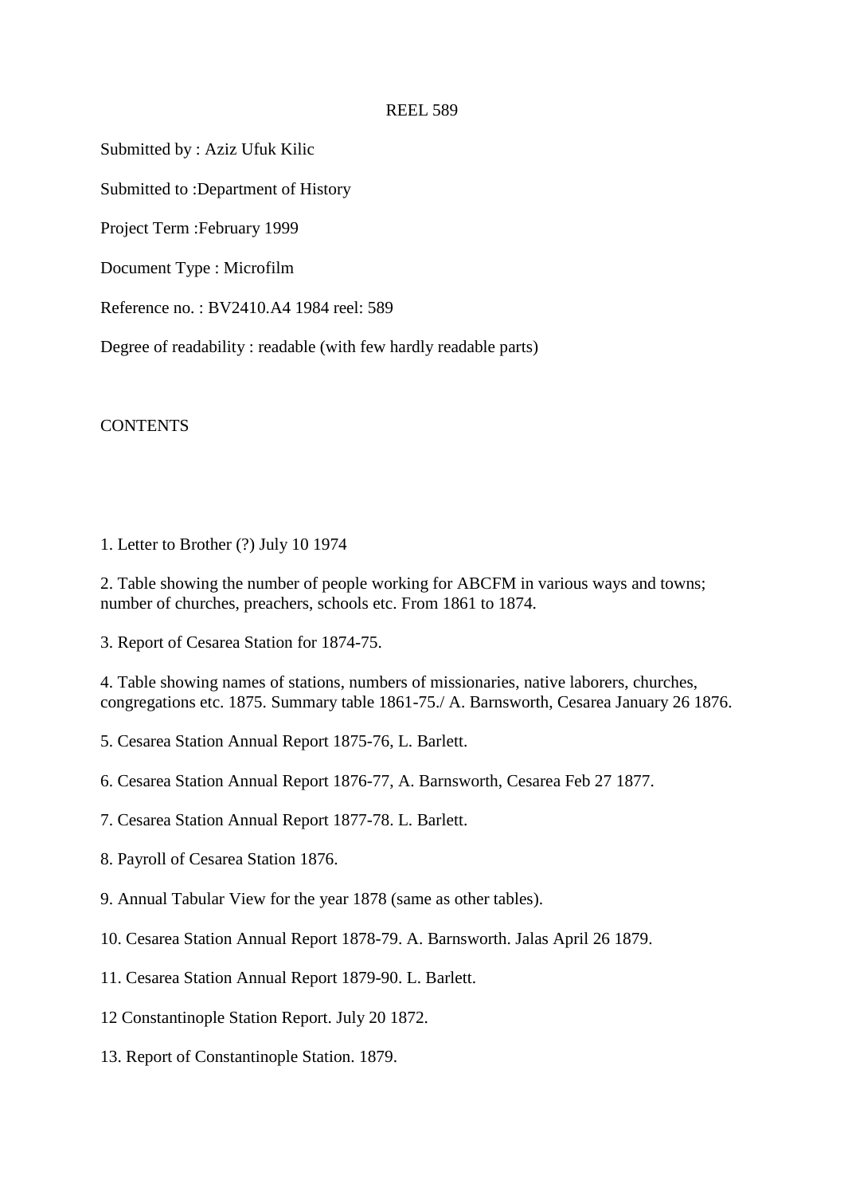REEL 589

Submitted by : Aziz Ufuk Kilic

Submitted to :Department of History

Project Term :February 1999

Document Type : Microfilm

Reference no. : BV2410.A4 1984 reel: 589

Degree of readability : readable (with few hardly readable parts)

CONTENTS

1. Letter to Brother (?) July 10 1974

2. Table showing the number of people working for ABCFM in various ways and towns; number of churches, preachers, schools etc. From 1861 to 1874.

3. Report of Cesarea Station for 1874-75.

4. Table showing names of stations, numbers of missionaries, native laborers, churches, congregations etc. 1875. Summary table 1861-75./ A. Barnsworth, Cesarea January 26 1876.

5. Cesarea Station Annual Report 1875-76, L. Barlett.

6. Cesarea Station Annual Report 1876-77, A. Barnsworth, Cesarea Feb 27 1877.

7. Cesarea Station Annual Report 1877-78. L. Barlett.

8. Payroll of Cesarea Station 1876.

9. Annual Tabular View for the year 1878 (same as other tables).

10. Cesarea Station Annual Report 1878-79. A. Barnsworth. Jalas April 26 1879.

11. Cesarea Station Annual Report 1879-90. L. Barlett.

12 Constantinople Station Report. July 20 1872.

13. Report of Constantinople Station. 1879.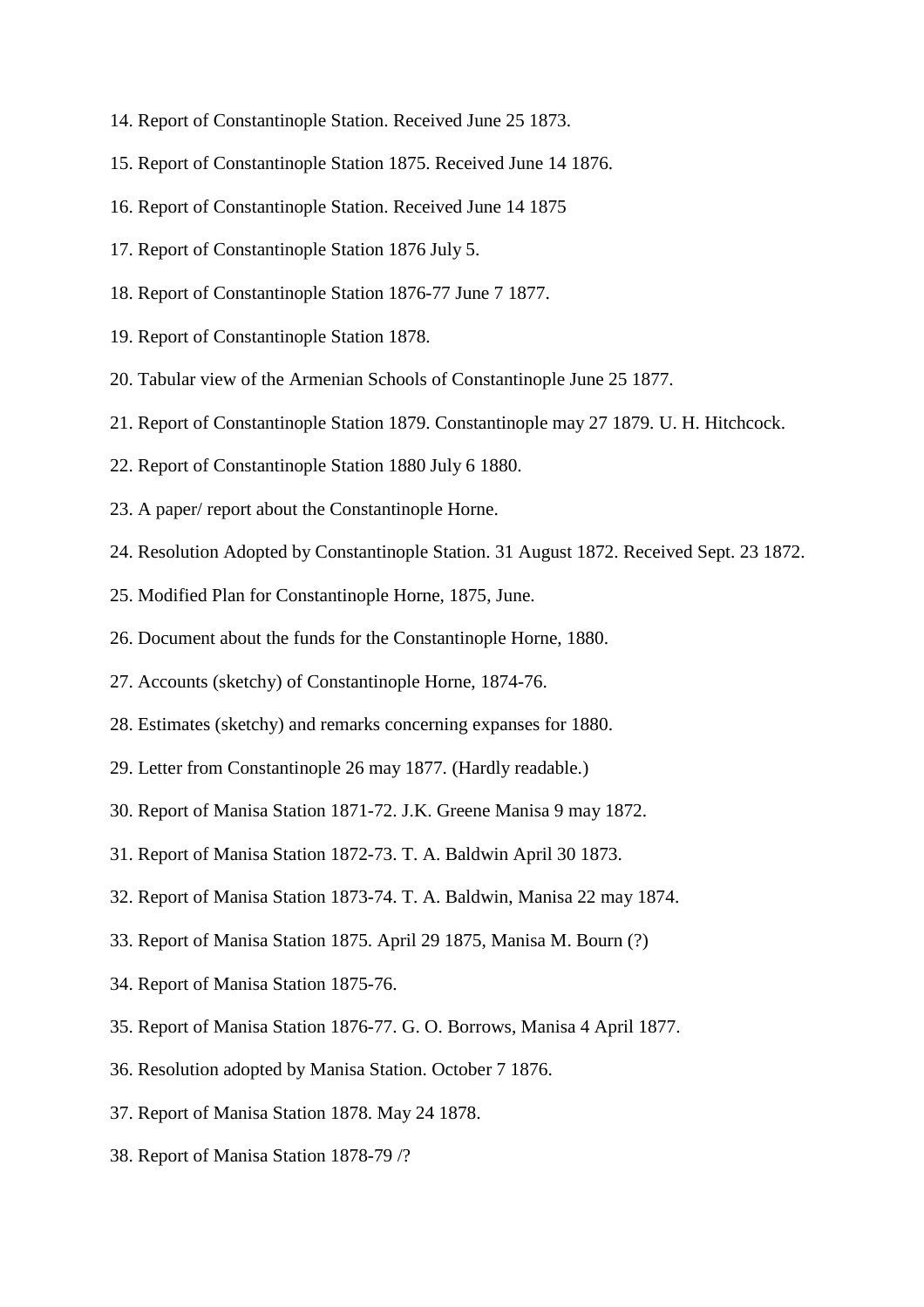14. Report of Constantinople Station. Received June 25 1873.

15. Report of Constantinople Station 1875. Received June 14 1876.

16. Report of Constantinople Station. Received June 14 1875

17. Report of Constantinople Station 1876 July 5.

18. Report of Constantinople Station 1876-77 June 7 1877.

19. Report of Constantinople Station 1878.

20. Tabular view of the Armenian Schools of Constantinople June 25 1877.

21. Report of Constantinople Station 1879. Constantinople may 27 1879. U. H. Hitchcock.

22. Report of Constantinople Station 1880 July 6 1880.

23. A paper/ report about the Constantinople Horne.

24. Resolution Adopted by Constantinople Station. 31 August 1872. Received Sept. 23 1872.

25. Modified Plan for Constantinople Horne, 1875, June.

26. Document about the funds for the Constantinople Horne, 1880.

27. Accounts (sketchy) of Constantinople Horne, 1874-76.

28. Estimates (sketchy) and remarks concerning expanses for 1880.

29. Letter from Constantinople 26 may 1877. (Hardly readable.)

30. Report of Manisa Station 1871-72. J.K. Greene Manisa 9 may 1872.

31. Report of Manisa Station 1872-73. T. A. Baldwin April 30 1873.

32. Report of Manisa Station 1873-74. T. A. Baldwin, Manisa 22 may 1874.

33. Report of Manisa Station 1875. April 29 1875, Manisa M. Bourn (?)

34. Report of Manisa Station 1875-76.

35. Report of Manisa Station 1876-77. G. O. Borrows, Manisa 4 April 1877.

36. Resolution adopted by Manisa Station. October 7 1876.

37. Report of Manisa Station 1878. May 24 1878.

38. Report of Manisa Station 1878-79 /?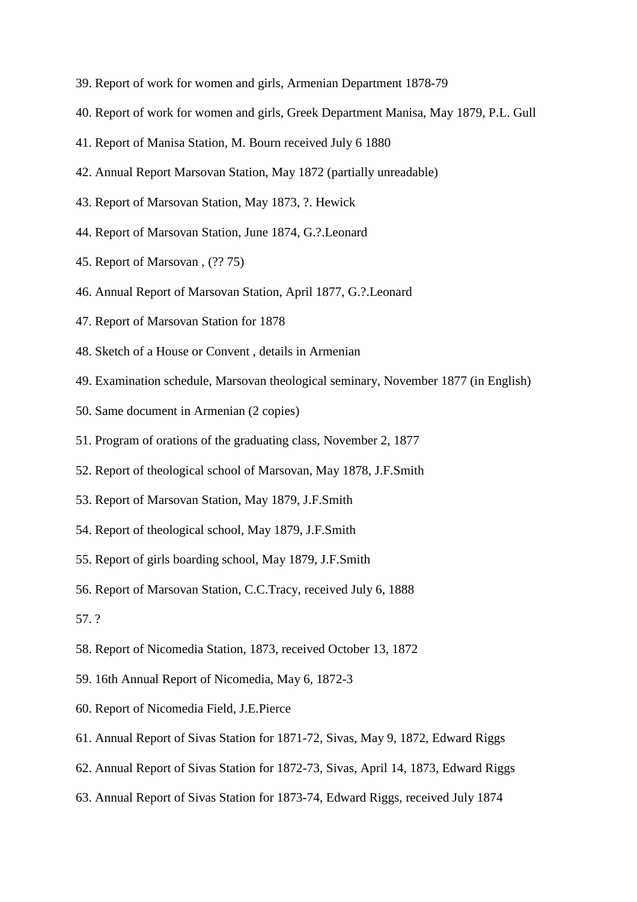39. Report of work for women and girls, Armenian Department 1878-79

40. Report of work for women and girls, Greek Department Manisa, May 1879, P.L. Gull

41. Report of Manisa Station, M. Bourn received July 6 1880

42. Annual Report Marsovan Station, May 1872 (partially unreadable)

43. Report of Marsovan Station, May 1873, ?. Hewick

44. Report of Marsovan Station, June 1874, G.?.Leonard

45. Report of Marsovan , (?? 75)

46. Annual Report of Marsovan Station, April 1877, G.?.Leonard

47. Report of Marsovan Station for 1878

48. Sketch of a House or Convent , details in Armenian

49. Examination schedule, Marsovan theological seminary, November 1877 (in English)

50. Same document in Armenian (2 copies)

51. Program of orations of the graduating class, November 2, 1877

52. Report of theological school of Marsovan, May 1878, J.F.Smith

53. Report of Marsovan Station, May 1879, J.F.Smith

54. Report of theological school, May 1879, J.F.Smith

55. Report of girls boarding school, May 1879, J.F.Smith

56. Report of Marsovan Station, C.C.Tracy, received July 6, 1888

57. ?

58. Report of Nicomedia Station, 1873, received October 13, 1872

59. 16th Annual Report of Nicomedia, May 6, 1872-3

60. Report of Nicomedia Field, J.E.Pierce

61. Annual Report of Sivas Station for 1871-72, Sivas, May 9, 1872, Edward Riggs

62. Annual Report of Sivas Station for 1872-73, Sivas, April 14, 1873, Edward Riggs

63. Annual Report of Sivas Station for 1873-74, Edward Riggs, received July 1874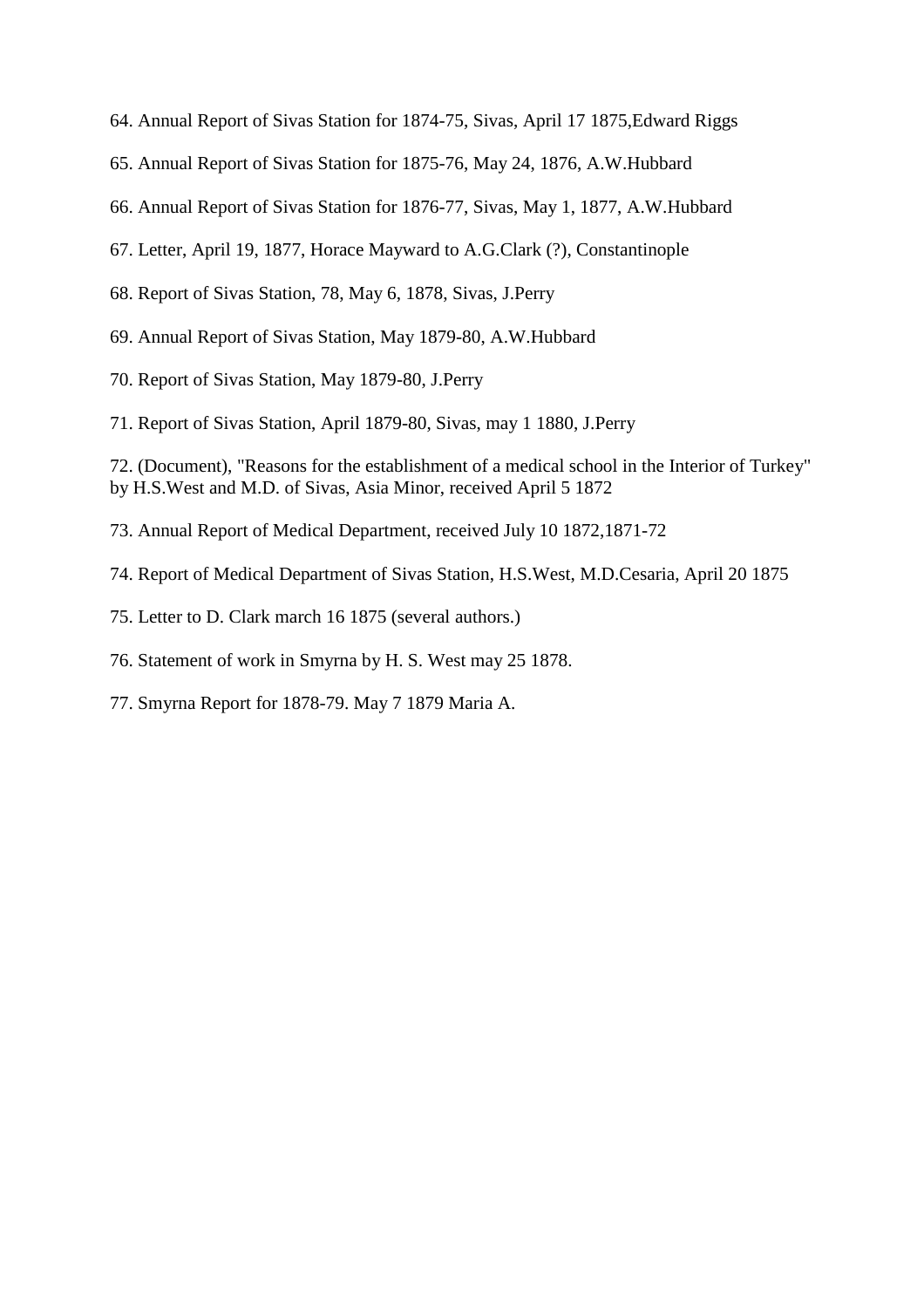64. Annual Report of Sivas Station for 1874-75, Sivas, April 17 1875,Edward Riggs

65. Annual Report of Sivas Station for 1875-76, May 24, 1876, A.W.Hubbard

66. Annual Report of Sivas Station for 1876-77, Sivas, May 1, 1877, A.W.Hubbard

67. Letter, April 19, 1877, Horace Mayward to A.G.Clark (?), Constantinople

68. Report of Sivas Station, 78, May 6, 1878, Sivas, J.Perry

69. Annual Report of Sivas Station, May 1879-80, A.W.Hubbard

70. Report of Sivas Station, May 1879-80, J.Perry

71. Report of Sivas Station, April 1879-80, Sivas, may 1 1880, J.Perry

72. (Document), "Reasons for the establishment of a medical school in the Interior of Turkey" by H.S.West and M.D. of Sivas, Asia Minor, received April 5 1872

73. Annual Report of Medical Department, received July 10 1872,1871-72

74. Report of Medical Department of Sivas Station, H.S.West, M.D.Cesaria, April 20 1875

75. Letter to D. Clark march 16 1875 (several authors.)

76. Statement of work in Smyrna by H. S. West may 25 1878.

77. Smyrna Report for 1878-79. May 7 1879 Maria A.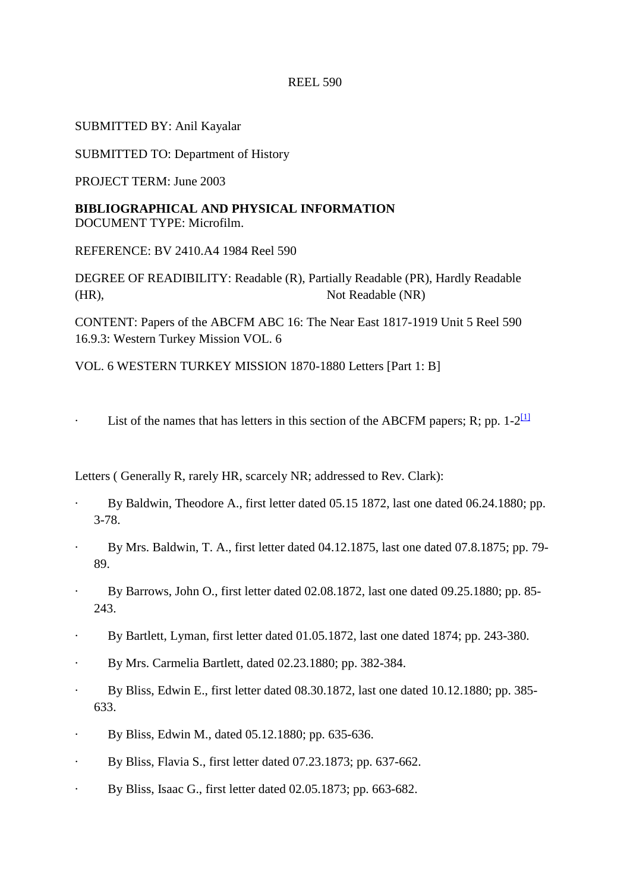REEL 590

SUBMITTED BY: Anil Kayalar

SUBMITTED TO: Department of History

PROJECT TERM: June 2003

**BIBLIOGRAPHICAL AND PHYSICAL INFORMATION**
DOCUMENT TYPE: Microfilm.

REFERENCE: BV 2410.A4 1984 Reel 590

DEGREE OF READIBILITY: Readable (R), Partially Readable (PR), Hardly Readable (HR), Not Readable (NR)

CONTENT: Papers of the ABCFM ABC 16: The Near East 1817-1919 Unit 5 Reel 590 16.9.3: Western Turkey Mission VOL. 6

VOL. 6 WESTERN TURKEY MISSION 1870-1880 Letters [Part 1: B]

- List of the names that has letters in this section of the ABCFM papers; R; pp. 1-2[1]

Letters ( Generally R, rarely HR, scarcely NR; addressed to Rev. Clark):

- By Baldwin, Theodore A., first letter dated 05.15 1872, last one dated 06.24.1880; pp. 3-78.
- By Mrs. Baldwin, T. A., first letter dated 04.12.1875, last one dated 07.8.1875; pp. 79-89.
- By Barrows, John O., first letter dated 02.08.1872, last one dated 09.25.1880; pp. 85-243.
- By Bartlett, Lyman, first letter dated 01.05.1872, last one dated 1874; pp. 243-380.
- By Mrs. Carmelia Bartlett, dated 02.23.1880; pp. 382-384.
- By Bliss, Edwin E., first letter dated 08.30.1872, last one dated 10.12.1880; pp. 385-633.
- By Bliss, Edwin M., dated 05.12.1880; pp. 635-636.
- By Bliss, Flavia S., first letter dated 07.23.1873; pp. 637-662.
- By Bliss, Isaac G., first letter dated 02.05.1873; pp. 663-682.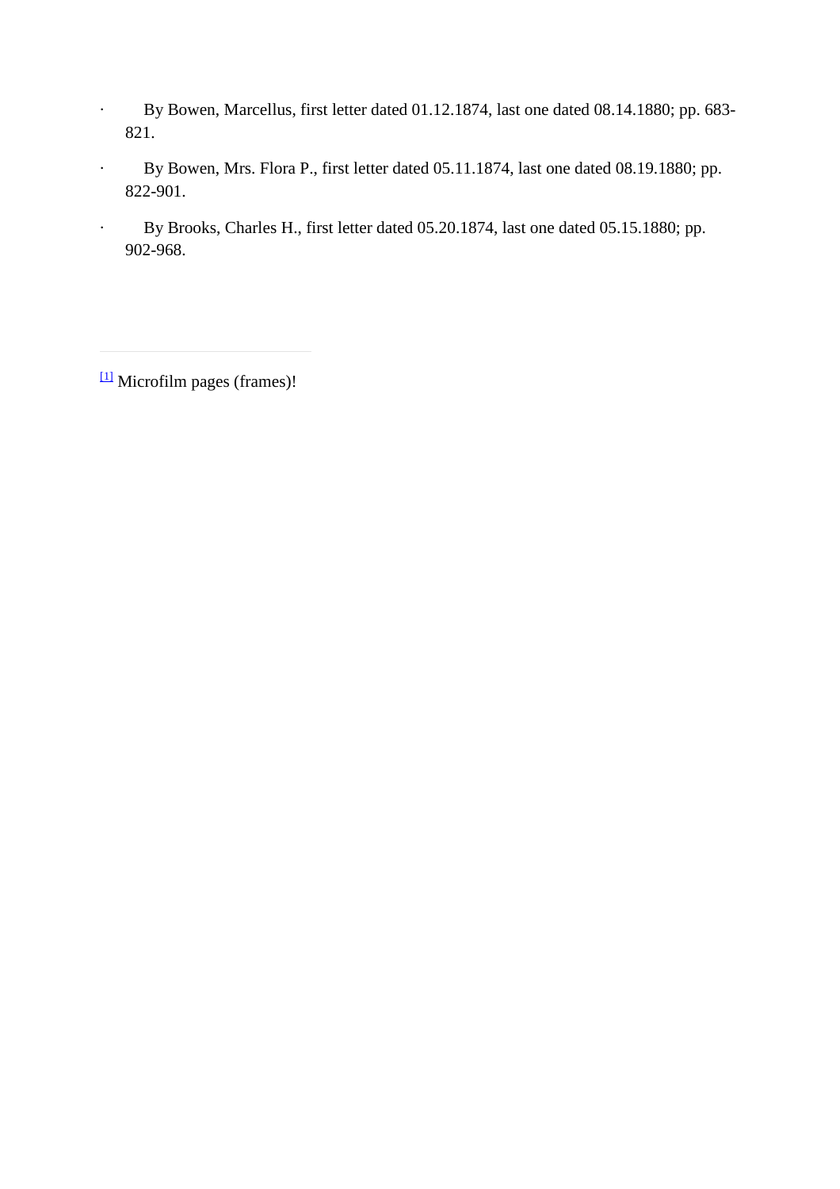- By Bowen, Marcellus, first letter dated 01.12.1874, last one dated 08.14.1880; pp. 683-821.
- By Bowen, Mrs. Flora P., first letter dated 05.11.1874, last one dated 08.19.1880; pp. 822-901.
- By Brooks, Charles H., first letter dated 05.20.1874, last one dated 05.15.1880; pp. 902-968.

---

[1] Microfilm pages (frames)!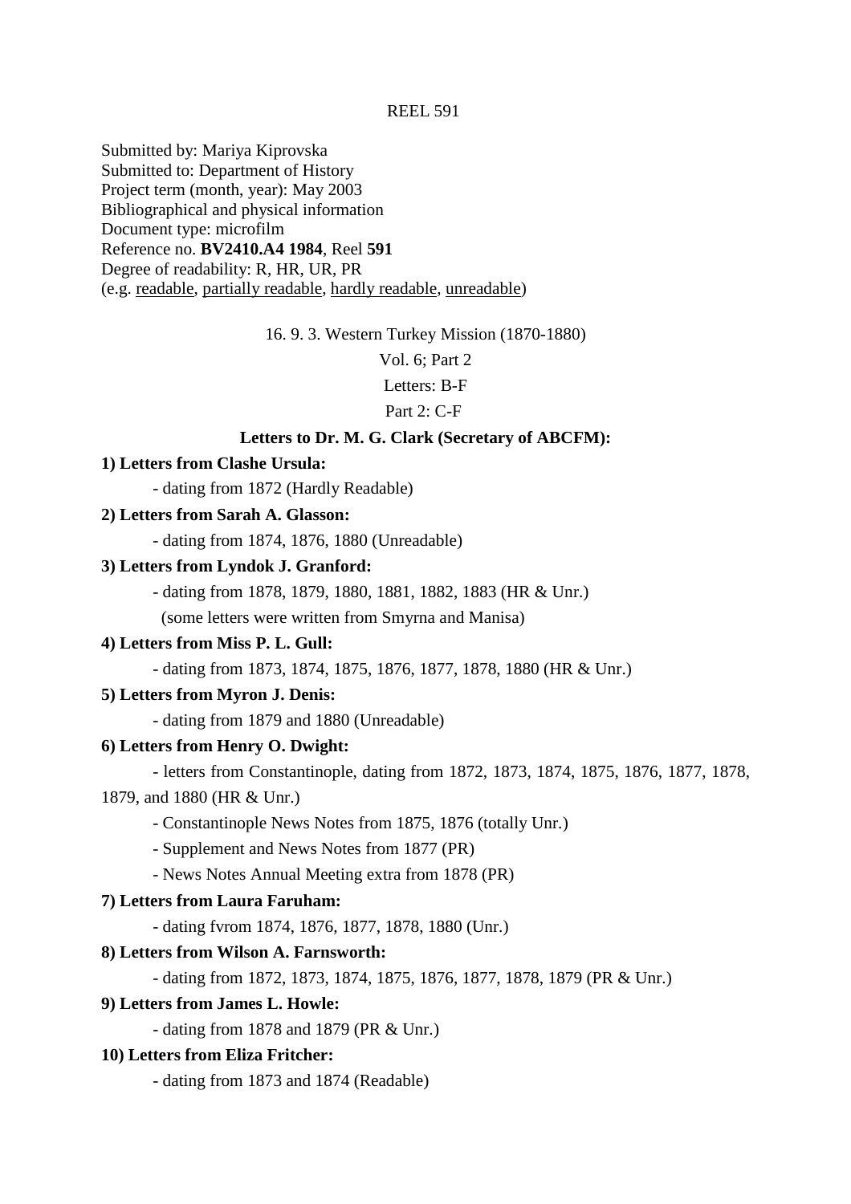REEL 591

Submitted by: Mariya Kiprovska
Submitted to: Department of History
Project term (month, year): May 2003
Bibliographical and physical information
Document type: microfilm
Reference no. **BV2410.A4 1984**, Reel **591**
Degree of readability: R, HR, UR, PR
(e.g. readable, partially readable, hardly readable, unreadable)

16. 9. 3. Western Turkey Mission (1870-1880)

Vol. 6; Part 2

Letters: B-F

Part 2: C-F

**Letters to Dr. M. G. Clark (Secretary of ABCFM):**

**1) Letters from Clashe Ursula:**

- dating from 1872 (Hardly Readable)

**2) Letters from Sarah A. Glasson:**

- dating from 1874, 1876, 1880 (Unreadable)

**3) Letters from Lyndok J. Granford:**

- dating from 1878, 1879, 1880, 1881, 1882, 1883 (HR & Unr.)
  (some letters were written from Smyrna and Manisa)

**4) Letters from Miss P. L. Gull:**

- dating from 1873, 1874, 1875, 1876, 1877, 1878, 1880 (HR & Unr.)

**5) Letters from Myron J. Denis:**

- dating from 1879 and 1880 (Unreadable)

**6) Letters from Henry O. Dwight:**

- letters from Constantinople, dating from 1872, 1873, 1874, 1875, 1876, 1877, 1878, 1879, and 1880 (HR & Unr.)
- Constantinople News Notes from 1875, 1876 (totally Unr.)
- Supplement and News Notes from 1877 (PR)
- News Notes Annual Meeting extra from 1878 (PR)

**7) Letters from Laura Faruham:**

- dating fvrom 1874, 1876, 1877, 1878, 1880 (Unr.)

**8) Letters from Wilson A. Farnsworth:**

- dating from 1872, 1873, 1874, 1875, 1876, 1877, 1878, 1879 (PR & Unr.)

**9) Letters from James L. Howle:**

- dating from 1878 and 1879 (PR & Unr.)

**10) Letters from Eliza Fritcher:**

- dating from 1873 and 1874 (Readable)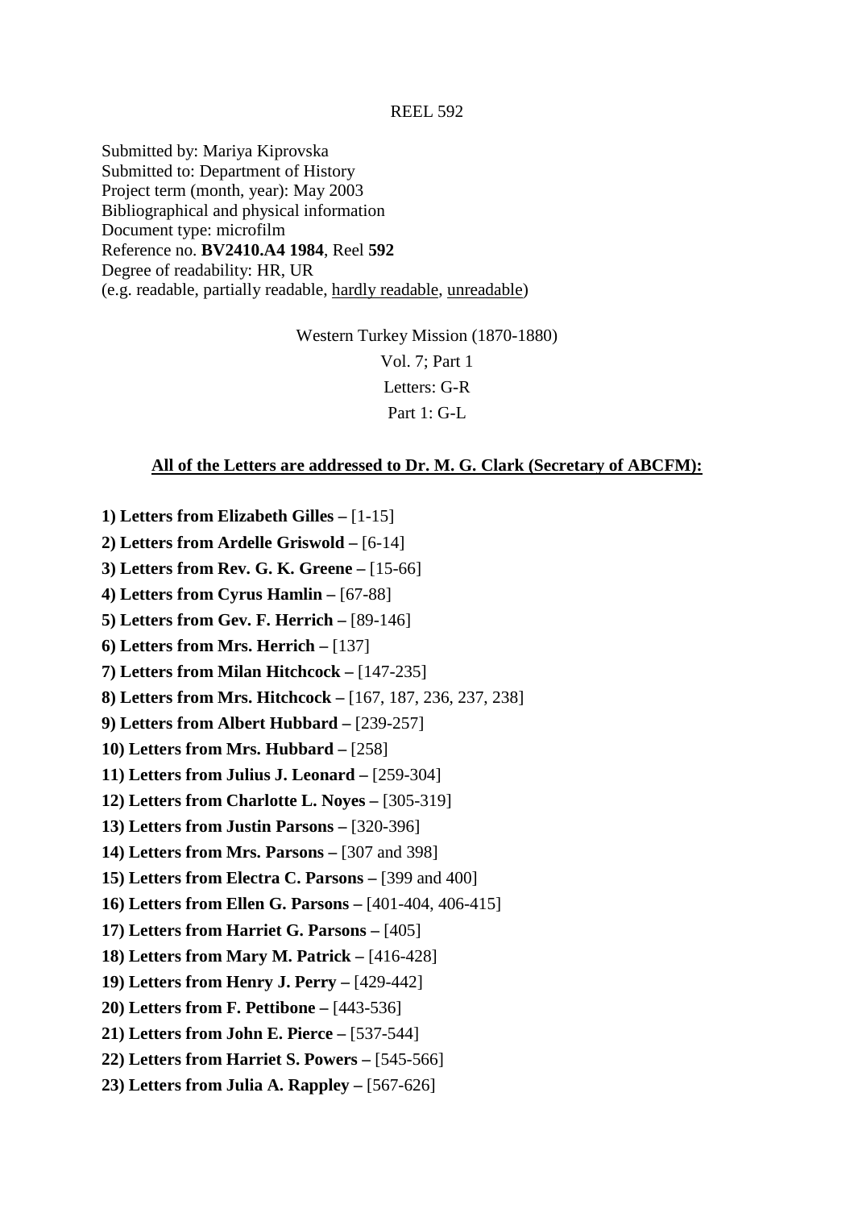REEL 592

Submitted by: Mariya Kiprovska
Submitted to: Department of History
Project term (month, year): May 2003
Bibliographical and physical information
Document type: microfilm
Reference no. **BV2410.A4 1984**, Reel **592**
Degree of readability: HR, UR
(e.g. readable, partially readable, <u>hardly readable</u>, <u>unreadable</u>)

Western Turkey Mission (1870-1880)
Vol. 7; Part 1
Letters: G-R
Part 1: G-L

**<u>All of the Letters are addressed to Dr. M. G. Clark (Secretary of ABCFM):</u>**

**1) Letters from Elizabeth Gilles –** [1-15]
**2) Letters from Ardelle Griswold –** [6-14]
**3) Letters from Rev. G. K. Greene –** [15-66]
**4) Letters from Cyrus Hamlin –** [67-88]
**5) Letters from Gev. F. Herrich –** [89-146]
**6) Letters from Mrs. Herrich –** [137]
**7) Letters from Milan Hitchcock –** [147-235]
**8) Letters from Mrs. Hitchcock –** [167, 187, 236, 237, 238]
**9) Letters from Albert Hubbard –** [239-257]
**10) Letters from Mrs. Hubbard –** [258]
**11) Letters from Julius J. Leonard –** [259-304]
**12) Letters from Charlotte L. Noyes –** [305-319]
**13) Letters from Justin Parsons –** [320-396]
**14) Letters from Mrs. Parsons –** [307 and 398]
**15) Letters from Electra C. Parsons –** [399 and 400]
**16) Letters from Ellen G. Parsons –** [401-404, 406-415]
**17) Letters from Harriet G. Parsons –** [405]
**18) Letters from Mary M. Patrick –** [416-428]
**19) Letters from Henry J. Perry –** [429-442]
**20) Letters from F. Pettibone –** [443-536]
**21) Letters from John E. Pierce –** [537-544]
**22) Letters from Harriet S. Powers –** [545-566]
**23) Letters from Julia A. Rappley –** [567-626]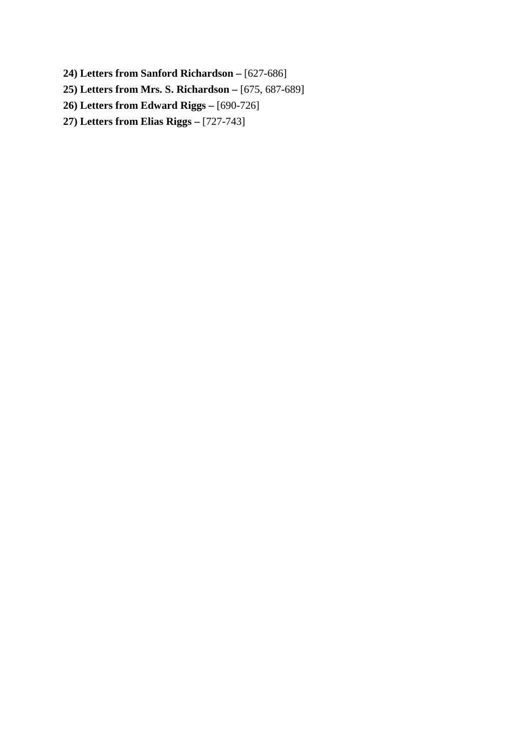**24) Letters from Sanford Richardson –** [627-686]

**25) Letters from Mrs. S. Richardson –** [675, 687-689]

**26) Letters from Edward Riggs –** [690-726]

**27) Letters from Elias Riggs –** [727-743]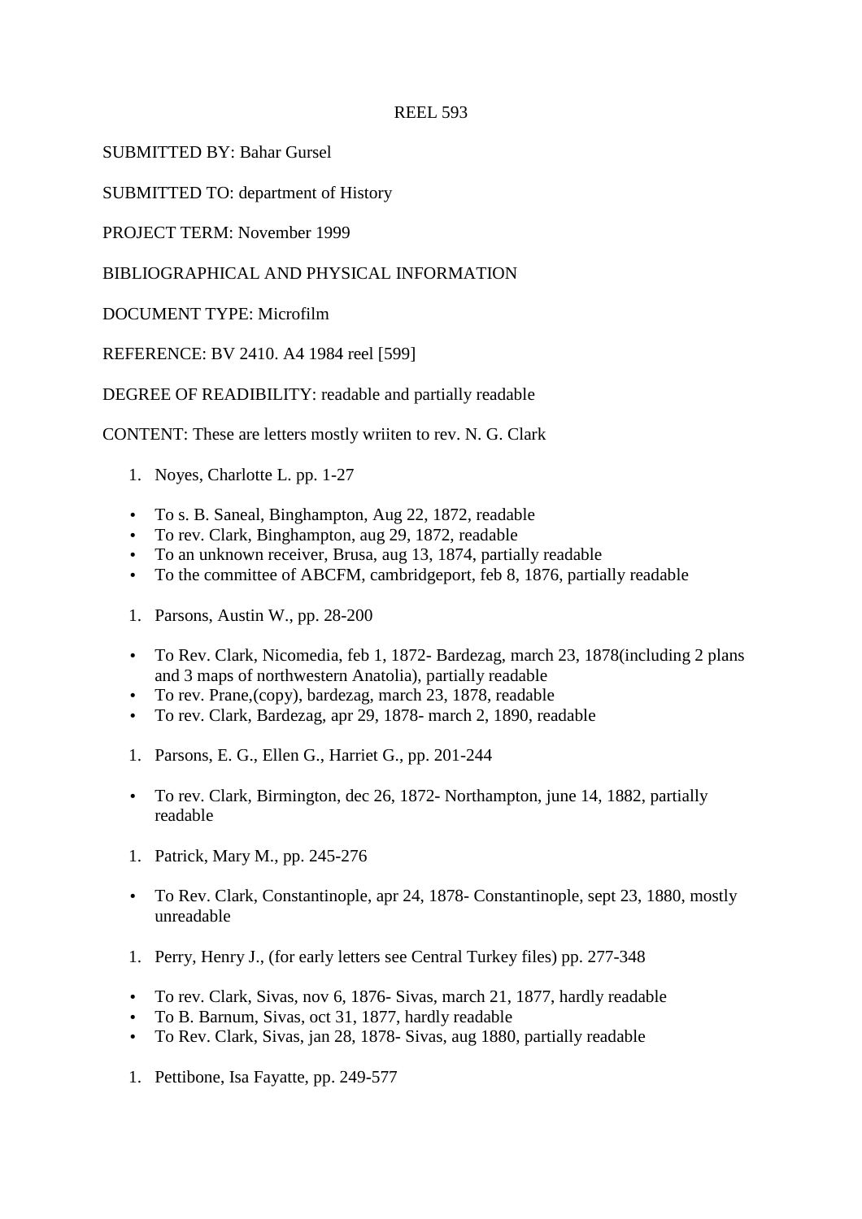REEL 593

SUBMITTED BY: Bahar Gursel

SUBMITTED TO: department of History

PROJECT TERM: November 1999

BIBLIOGRAPHICAL AND PHYSICAL INFORMATION

DOCUMENT TYPE: Microfilm

REFERENCE: BV 2410. A4 1984 reel [599]

DEGREE OF READIBILITY: readable and partially readable

CONTENT: These are letters mostly wriiten to rev. N. G. Clark

1. Noyes, Charlotte L. pp. 1-27

- To s. B. Saneal, Binghampton, Aug 22, 1872, readable
- To rev. Clark, Binghampton, aug 29, 1872, readable
- To an unknown receiver, Brusa, aug 13, 1874, partially readable
- To the committee of ABCFM, cambridgeport, feb 8, 1876, partially readable

1. Parsons, Austin W., pp. 28-200

- To Rev. Clark, Nicomedia, feb 1, 1872- Bardezag, march 23, 1878(including 2 plans and 3 maps of northwestern Anatolia), partially readable
- To rev. Prane,(copy), bardezag, march 23, 1878, readable
- To rev. Clark, Bardezag, apr 29, 1878- march 2, 1890, readable

1. Parsons, E. G., Ellen G., Harriet G., pp. 201-244

- To rev. Clark, Birmington, dec 26, 1872- Northampton, june 14, 1882, partially readable

1. Patrick, Mary M., pp. 245-276

- To Rev. Clark, Constantinople, apr 24, 1878- Constantinople, sept 23, 1880, mostly unreadable

1. Perry, Henry J., (for early letters see Central Turkey files) pp. 277-348

- To rev. Clark, Sivas, nov 6, 1876- Sivas, march 21, 1877, hardly readable
- To B. Barnum, Sivas, oct 31, 1877, hardly readable
- To Rev. Clark, Sivas, jan 28, 1878- Sivas, aug 1880, partially readable

1. Pettibone, Isa Fayatte, pp. 249-577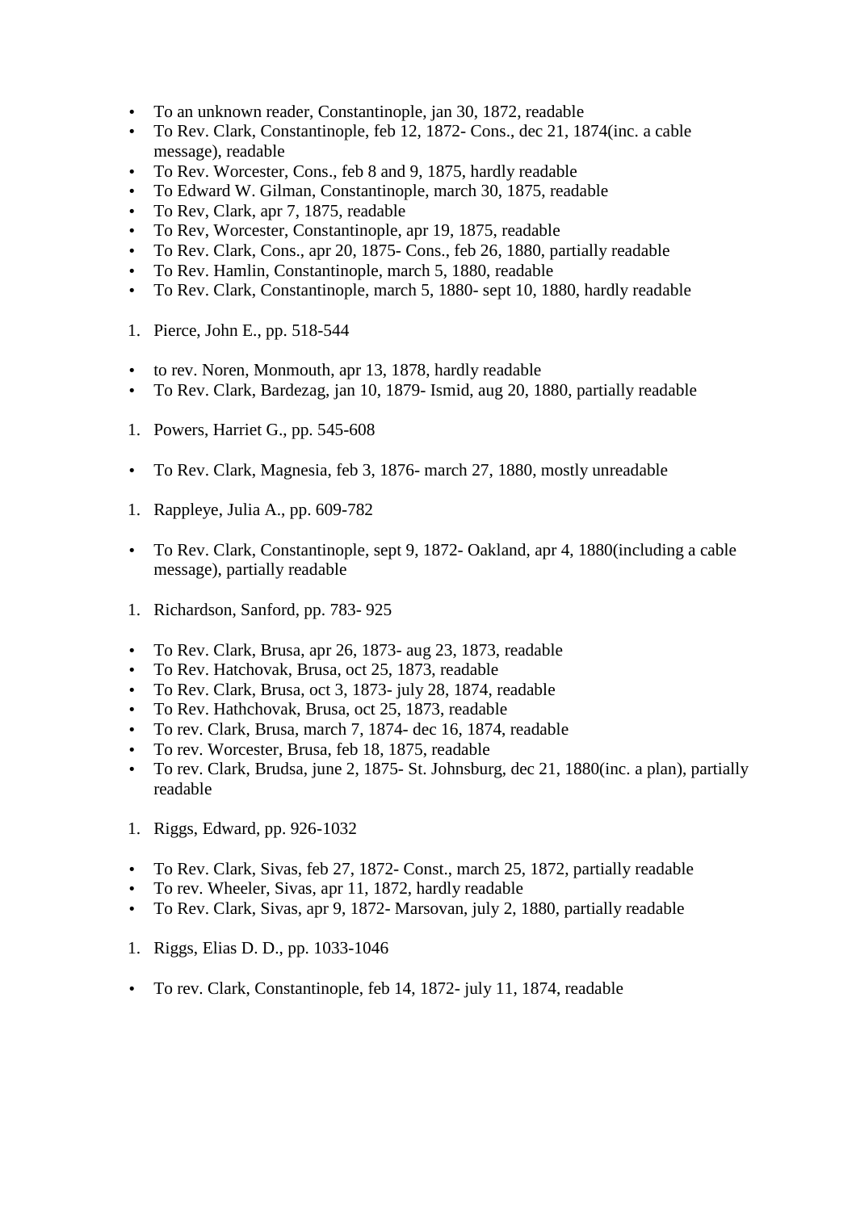- To an unknown reader, Constantinople, jan 30, 1872, readable
- To Rev. Clark, Constantinople, feb 12, 1872- Cons., dec 21, 1874(inc. a cable message), readable
- To Rev. Worcester, Cons., feb 8 and 9, 1875, hardly readable
- To Edward W. Gilman, Constantinople, march 30, 1875, readable
- To Rev, Clark, apr 7, 1875, readable
- To Rev, Worcester, Constantinople, apr 19, 1875, readable
- To Rev. Clark, Cons., apr 20, 1875- Cons., feb 26, 1880, partially readable
- To Rev. Hamlin, Constantinople, march 5, 1880, readable
- To Rev. Clark, Constantinople, march 5, 1880- sept 10, 1880, hardly readable

1. Pierce, John E., pp. 518-544

- to rev. Noren, Monmouth, apr 13, 1878, hardly readable
- To Rev. Clark, Bardezag, jan 10, 1879- Ismid, aug 20, 1880, partially readable

1. Powers, Harriet G., pp. 545-608

- To Rev. Clark, Magnesia, feb 3, 1876- march 27, 1880, mostly unreadable

1. Rappleye, Julia A., pp. 609-782

- To Rev. Clark, Constantinople, sept 9, 1872- Oakland, apr 4, 1880(including a cable message), partially readable

1. Richardson, Sanford, pp. 783- 925

- To Rev. Clark, Brusa, apr 26, 1873- aug 23, 1873, readable
- To Rev. Hatchovak, Brusa, oct 25, 1873, readable
- To Rev. Clark, Brusa, oct 3, 1873- july 28, 1874, readable
- To Rev. Hathchovak, Brusa, oct 25, 1873, readable
- To rev. Clark, Brusa, march 7, 1874- dec 16, 1874, readable
- To rev. Worcester, Brusa, feb 18, 1875, readable
- To rev. Clark, Brudsa, june 2, 1875- St. Johnsburg, dec 21, 1880(inc. a plan), partially readable

1. Riggs, Edward, pp. 926-1032

- To Rev. Clark, Sivas, feb 27, 1872- Const., march 25, 1872, partially readable
- To rev. Wheeler, Sivas, apr 11, 1872, hardly readable
- To Rev. Clark, Sivas, apr 9, 1872- Marsovan, july 2, 1880, partially readable

1. Riggs, Elias D. D., pp. 1033-1046

- To rev. Clark, Constantinople, feb 14, 1872- july 11, 1874, readable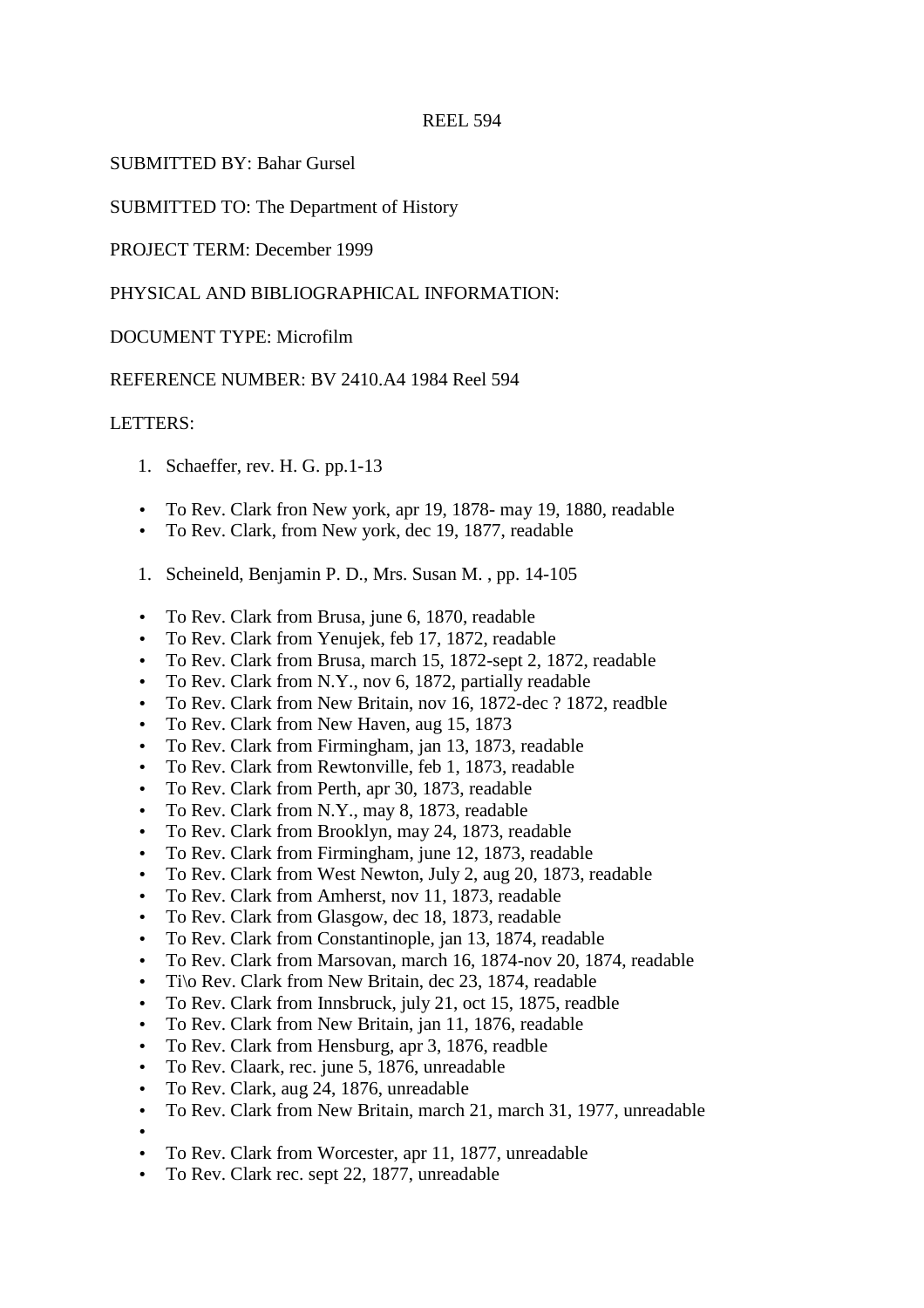REEL 594

SUBMITTED BY: Bahar Gursel

SUBMITTED TO: The Department of History

PROJECT TERM: December 1999

PHYSICAL AND BIBLIOGRAPHICAL INFORMATION:

DOCUMENT TYPE: Microfilm

REFERENCE NUMBER: BV 2410.A4 1984 Reel 594

LETTERS:

1. Schaeffer, rev. H. G. pp.1-13

- To Rev. Clark fron New york, apr 19, 1878- may 19, 1880, readable
- To Rev. Clark, from New york, dec 19, 1877, readable

1. Scheineld, Benjamin P. D., Mrs. Susan M. , pp. 14-105

- To Rev. Clark from Brusa, june 6, 1870, readable
- To Rev. Clark from Yenujek, feb 17, 1872, readable
- To Rev. Clark from Brusa, march 15, 1872-sept 2, 1872, readable
- To Rev. Clark from N.Y., nov 6, 1872, partially readable
- To Rev. Clark from New Britain, nov 16, 1872-dec ? 1872, readble
- To Rev. Clark from New Haven, aug 15, 1873
- To Rev. Clark from Firmingham, jan 13, 1873, readable
- To Rev. Clark from Rewtonville, feb 1, 1873, readable
- To Rev. Clark from Perth, apr 30, 1873, readable
- To Rev. Clark from N.Y., may 8, 1873, readable
- To Rev. Clark from Brooklyn, may 24, 1873, readable
- To Rev. Clark from Firmingham, june 12, 1873, readable
- To Rev. Clark from West Newton, July 2, aug 20, 1873, readable
- To Rev. Clark from Amherst, nov 11, 1873, readable
- To Rev. Clark from Glasgow, dec 18, 1873, readable
- To Rev. Clark from Constantinople, jan 13, 1874, readable
- To Rev. Clark from Marsovan, march 16, 1874-nov 20, 1874, readable
- Ti\o Rev. Clark from New Britain, dec 23, 1874, readable
- To Rev. Clark from Innsbruck, july 21, oct 15, 1875, readble
- To Rev. Clark from New Britain, jan 11, 1876, readable
- To Rev. Clark from Hensburg, apr 3, 1876, readble
- To Rev. Claark, rec. june 5, 1876, unreadable
- To Rev. Clark, aug 24, 1876, unreadable
- To Rev. Clark from New Britain, march 21, march 31, 1977, unreadable
- 
- To Rev. Clark from Worcester, apr 11, 1877, unreadable
- To Rev. Clark rec. sept 22, 1877, unreadable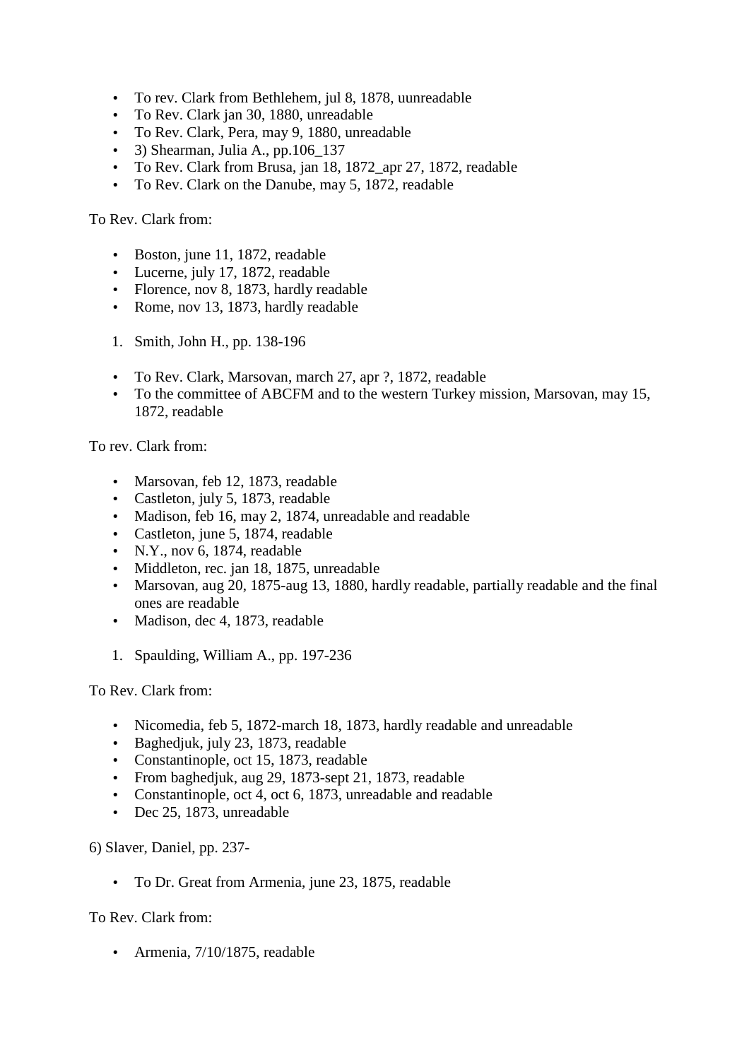- To rev. Clark from Bethlehem, jul 8, 1878, uunreadable
- To Rev. Clark jan 30, 1880, unreadable
- To Rev. Clark, Pera, may 9, 1880, unreadable
- 3) Shearman, Julia A., pp.106_137
- To Rev. Clark from Brusa, jan 18, 1872_apr 27, 1872, readable
- To Rev. Clark on the Danube, may 5, 1872, readable

To Rev. Clark from:

- Boston, june 11, 1872, readable
- Lucerne, july 17, 1872, readable
- Florence, nov 8, 1873, hardly readable
- Rome, nov 13, 1873, hardly readable

1. Smith, John H., pp. 138-196

- To Rev. Clark, Marsovan, march 27, apr ?, 1872, readable
- To the committee of ABCFM and to the western Turkey mission, Marsovan, may 15, 1872, readable

To rev. Clark from:

- Marsovan, feb 12, 1873, readable
- Castleton, july 5, 1873, readable
- Madison, feb 16, may 2, 1874, unreadable and readable
- Castleton, june 5, 1874, readable
- N.Y., nov 6, 1874, readable
- Middleton, rec. jan 18, 1875, unreadable
- Marsovan, aug 20, 1875-aug 13, 1880, hardly readable, partially readable and the final ones are readable
- Madison, dec 4, 1873, readable

1. Spaulding, William A., pp. 197-236

To Rev. Clark from:

- Nicomedia, feb 5, 1872-march 18, 1873, hardly readable and unreadable
- Baghedjuk, july 23, 1873, readable
- Constantinople, oct 15, 1873, readable
- From baghedjuk, aug 29, 1873-sept 21, 1873, readable
- Constantinople, oct 4, oct 6, 1873, unreadable and readable
- Dec 25, 1873, unreadable

6) Slaver, Daniel, pp. 237-

- To Dr. Great from Armenia, june 23, 1875, readable

To Rev. Clark from:

- Armenia, 7/10/1875, readable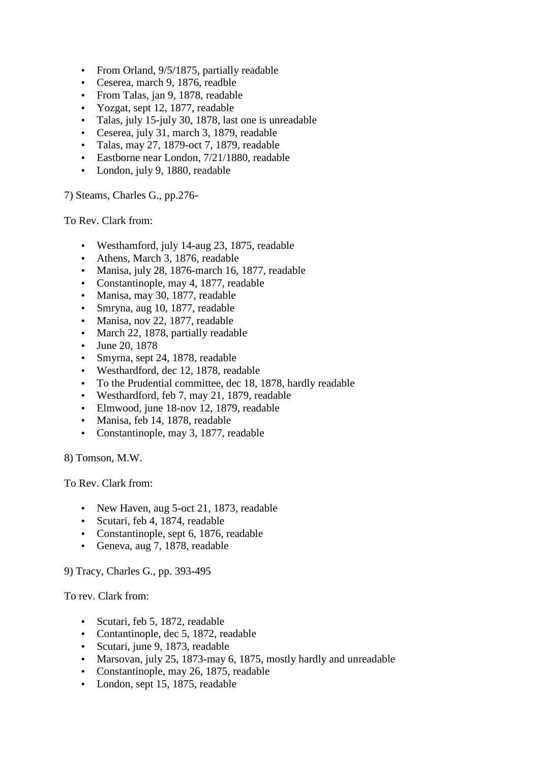- From Orland, 9/5/1875, partially readable
- Ceserea, march 9, 1876, readble
- From Talas, jan 9, 1878, readable
- Yozgat, sept 12, 1877, readable
- Talas, july 15-july 30, 1878, last one is unreadable
- Ceserea, july 31, march 3, 1879, readable
- Talas, may 27, 1879-oct 7, 1879, readable
- Eastborne near London, 7/21/1880, readable
- London, july 9, 1880, readable

7) Steams, Charles G., pp.276-

To Rev. Clark from:

- Westhamford, july 14-aug 23, 1875, readable
- Athens, March 3, 1876, readable
- Manisa, july 28, 1876-march 16, 1877, readable
- Constantinople, may 4, 1877, readable
- Manisa, may 30, 1877, readable
- Smryna, aug 10, 1877, readable
- Manisa, nov 22, 1877, readable
- March 22, 1878, partially readable
- June 20, 1878
- Smyrna, sept 24, 1878, readable
- Westhardford, dec 12, 1878, readable
- To the Prudential committee, dec 18, 1878, hardly readable
- Westhardford, feb 7, may 21, 1879, readable
- Elmwood, june 18-nov 12, 1879, readable
- Manisa, feb 14, 1878, readable
- Constantinople, may 3, 1877, readable

8) Tomson, M.W.

To Rev. Clark from:

- New Haven, aug 5-oct 21, 1873, readable
- Scutari, feb 4, 1874, readable
- Constantinople, sept 6, 1876, readable
- Geneva, aug 7, 1878, readable

9) Tracy, Charles G., pp. 393-495

To rev. Clark from:

- Scutari, feb 5, 1872, readable
- Contantinople, dec 5, 1872, readable
- Scutari, june 9, 1873, readable
- Marsovan, july 25, 1873-may 6, 1875, mostly hardly and unreadable
- Constantinople, may 26, 1875, readable
- London, sept 15, 1875, readable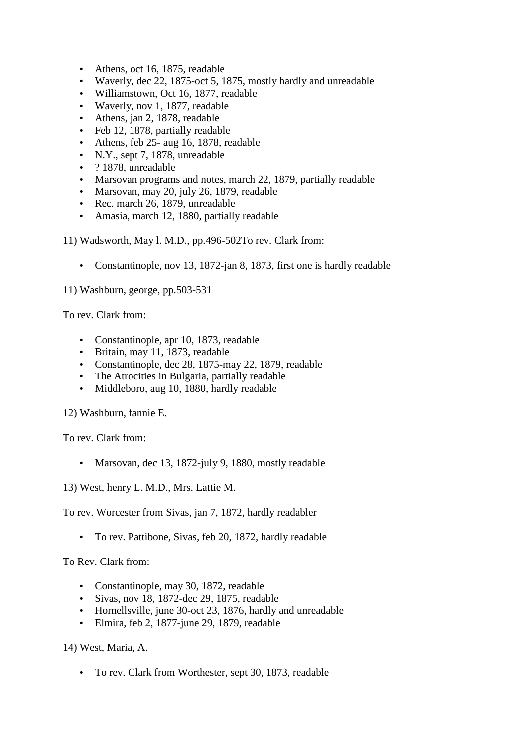- Athens, oct 16, 1875, readable
- Waverly, dec 22, 1875-oct 5, 1875, mostly hardly and unreadable
- Williamstown, Oct 16, 1877, readable
- Waverly, nov 1, 1877, readable
- Athens, jan 2, 1878, readable
- Feb 12, 1878, partially readable
- Athens, feb 25- aug 16, 1878, readable
- N.Y., sept 7, 1878, unreadable
- ? 1878, unreadable
- Marsovan programs and notes, march 22, 1879, partially readable
- Marsovan, may 20, july 26, 1879, readable
- Rec. march 26, 1879, unreadable
- Amasia, march 12, 1880, partially readable

11) Wadsworth, May l. M.D., pp.496-502To rev. Clark from:

- Constantinople, nov 13, 1872-jan 8, 1873, first one is hardly readable

11) Washburn, george, pp.503-531

To rev. Clark from:

- Constantinople, apr 10, 1873, readable
- Britain, may 11, 1873, readable
- Constantinople, dec 28, 1875-may 22, 1879, readable
- The Atrocities in Bulgaria, partially readable
- Middleboro, aug 10, 1880, hardly readable

12) Washburn, fannie E.

To rev. Clark from:

- Marsovan, dec 13, 1872-july 9, 1880, mostly readable

13) West, henry L. M.D., Mrs. Lattie M.

To rev. Worcester from Sivas, jan 7, 1872, hardly readabler

- To rev. Pattibone, Sivas, feb 20, 1872, hardly readable

To Rev. Clark from:

- Constantinople, may 30, 1872, readable
- Sivas, nov 18, 1872-dec 29, 1875, readable
- Hornellsville, june 30-oct 23, 1876, hardly and unreadable
- Elmira, feb 2, 1877-june 29, 1879, readable

14) West, Maria, A.

- To rev. Clark from Worthester, sept 30, 1873, readable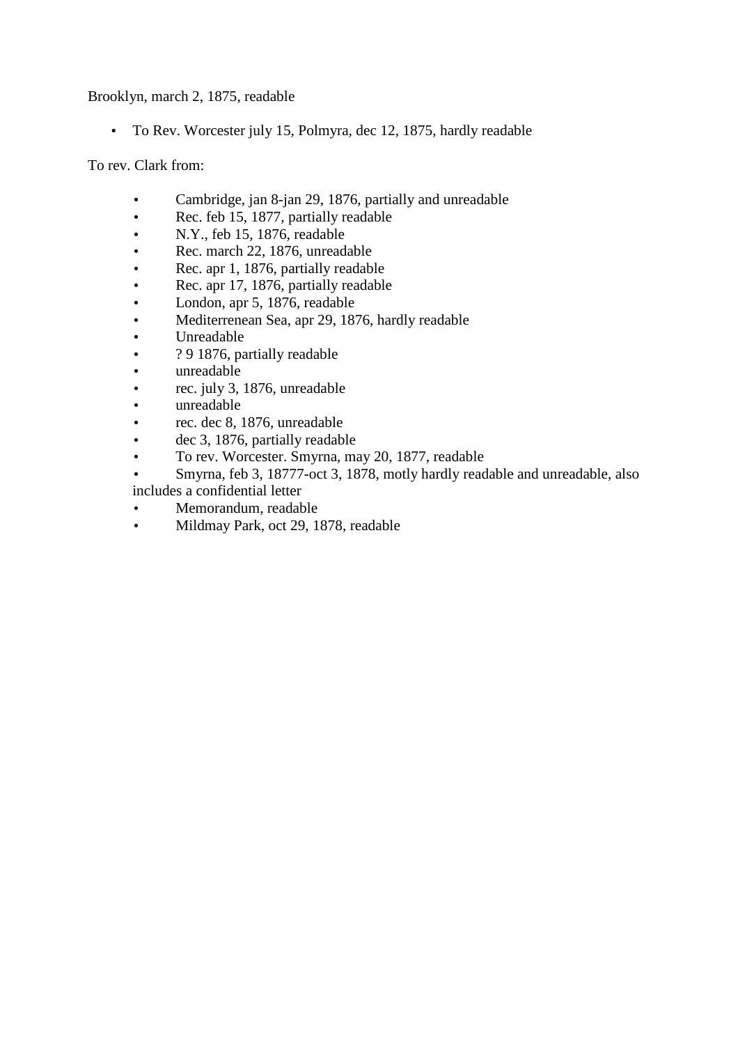Brooklyn, march 2, 1875, readable

- To Rev. Worcester july 15, Polmyra, dec 12, 1875, hardly readable

To rev. Clark from:

- Cambridge, jan 8-jan 29, 1876, partially and unreadable
- Rec. feb 15, 1877, partially readable
- N.Y., feb 15, 1876, readable
- Rec. march 22, 1876, unreadable
- Rec. apr 1, 1876, partially readable
- Rec. apr 17, 1876, partially readable
- London, apr 5, 1876, readable
- Mediterrenean Sea, apr 29, 1876, hardly readable
- Unreadable
- ? 9 1876, partially readable
- unreadable
- rec. july 3, 1876, unreadable
- unreadable
- rec. dec 8, 1876, unreadable
- dec 3, 1876, partially readable
- To rev. Worcester. Smyrna, may 20, 1877, readable
- Smyrna, feb 3, 18777-oct 3, 1878, motly hardly readable and unreadable, also includes a confidential letter
- Memorandum, readable
- Mildmay Park, oct 29, 1878, readable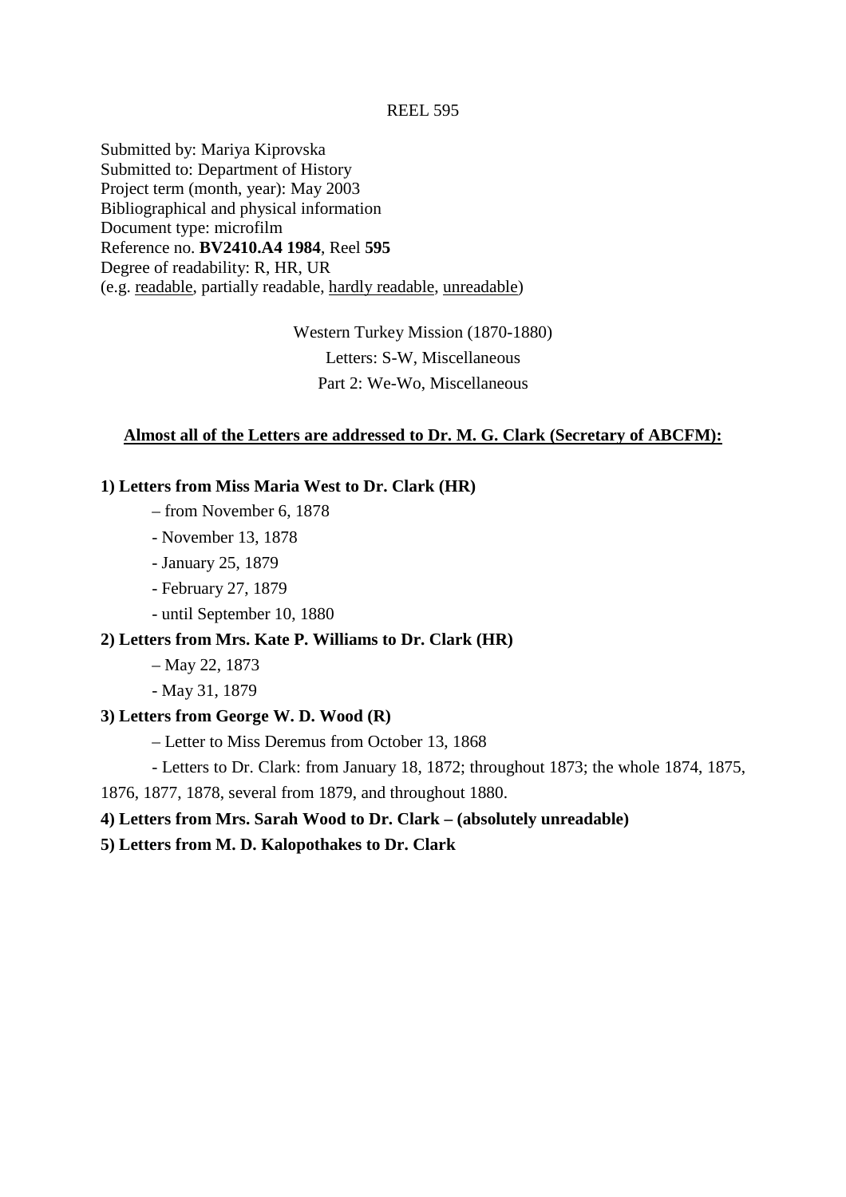REEL 595

Submitted by: Mariya Kiprovska
Submitted to: Department of History
Project term (month, year): May 2003
Bibliographical and physical information
Document type: microfilm
Reference no. **BV2410.A4 1984**, Reel **595**
Degree of readability: R, HR, UR
(e.g. readable, partially readable, hardly readable, unreadable)

Western Turkey Mission (1870-1880)
Letters: S-W, Miscellaneous
Part 2: We-Wo, Miscellaneous

**Almost all of the Letters are addressed to Dr. M. G. Clark (Secretary of ABCFM):**

**1) Letters from Miss Maria West to Dr. Clark (HR)**

– from November 6, 1878
- November 13, 1878
- January 25, 1879
- February 27, 1879
- until September 10, 1880

**2) Letters from Mrs. Kate P. Williams to Dr. Clark (HR)**

– May 22, 1873
- May 31, 1879

**3) Letters from George W. D. Wood (R)**

– Letter to Miss Deremus from October 13, 1868
- Letters to Dr. Clark: from January 18, 1872; throughout 1873; the whole 1874, 1875, 1876, 1877, 1878, several from 1879, and throughout 1880.

**4) Letters from Mrs. Sarah Wood to Dr. Clark – (absolutely unreadable)**

**5) Letters from M. D. Kalopothakes to Dr. Clark**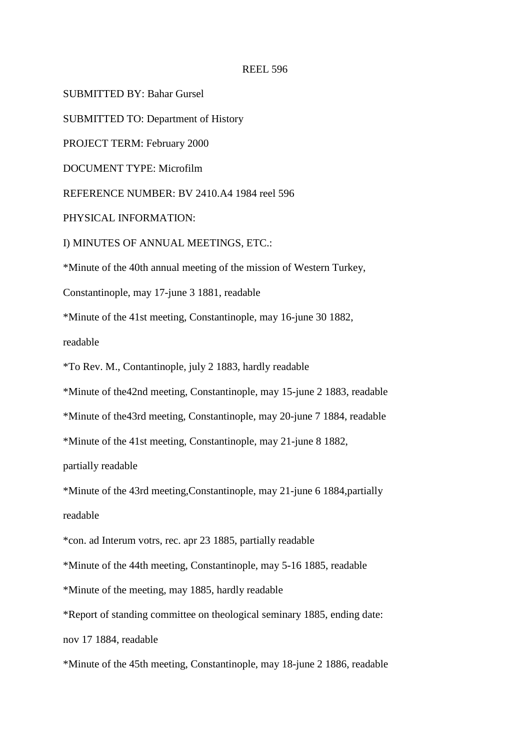REEL 596

SUBMITTED BY: Bahar Gursel

SUBMITTED TO: Department of History

PROJECT TERM: February 2000

DOCUMENT TYPE: Microfilm

REFERENCE NUMBER: BV 2410.A4 1984 reel 596

PHYSICAL INFORMATION:

I) MINUTES OF ANNUAL MEETINGS, ETC.:

*Minute of the 40th annual meeting of the mission of Western Turkey, Constantinople, may 17-june 3 1881, readable

*Minute of the 41st meeting, Constantinople, may 16-june 30 1882, readable

*To Rev. M., Contantinople, july 2 1883, hardly readable

*Minute of the42nd meeting, Constantinople, may 15-june 2 1883, readable

*Minute of the43rd meeting, Constantinople, may 20-june 7 1884, readable

*Minute of the 41st meeting, Constantinople, may 21-june 8 1882, partially readable

*Minute of the 43rd meeting,Constantinople, may 21-june 6 1884,partially readable

*con. ad Interum votrs, rec. apr 23 1885, partially readable

*Minute of the 44th meeting, Constantinople, may 5-16 1885, readable

*Minute of the meeting, may 1885, hardly readable

*Report of standing committee on theological seminary 1885, ending date: nov 17 1884, readable

*Minute of the 45th meeting, Constantinople, may 18-june 2 1886, readable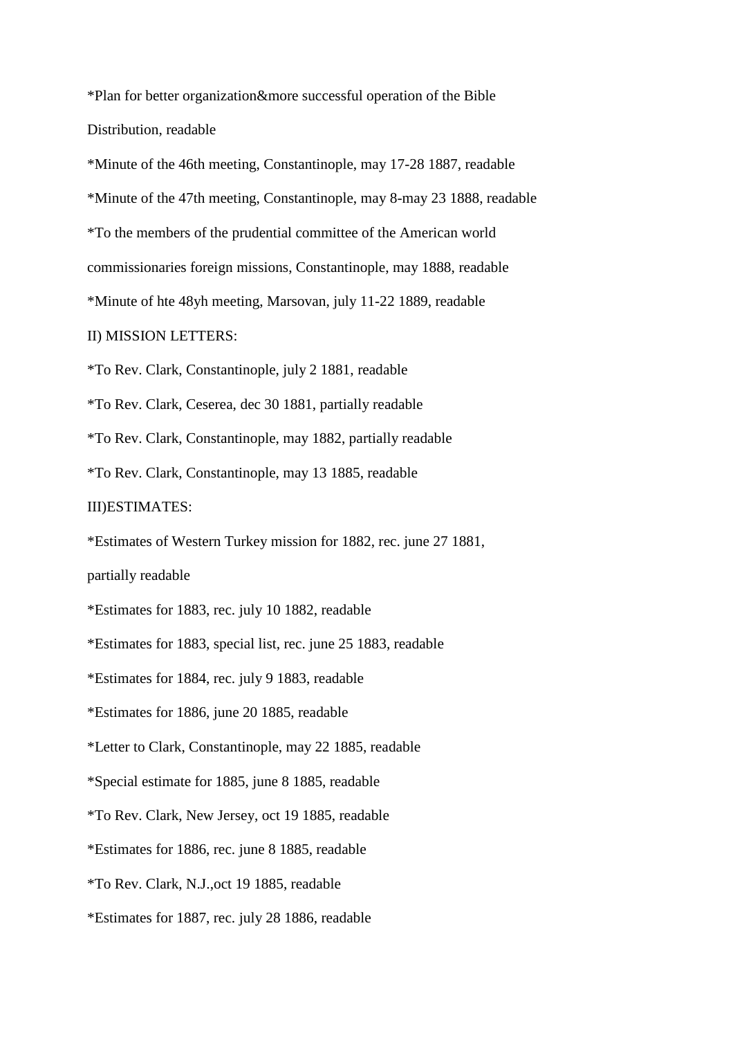*Plan for better organization&more successful operation of the Bible Distribution, readable

*Minute of the 46th meeting, Constantinople, may 17-28 1887, readable

*Minute of the 47th meeting, Constantinople, may 8-may 23 1888, readable

*To the members of the prudential committee of the American world commissionaries foreign missions, Constantinople, may 1888, readable

*Minute of hte 48yh meeting, Marsovan, july 11-22 1889, readable

II) MISSION LETTERS:

*To Rev. Clark, Constantinople, july 2 1881, readable

*To Rev. Clark, Ceserea, dec 30 1881, partially readable

*To Rev. Clark, Constantinople, may 1882, partially readable

*To Rev. Clark, Constantinople, may 13 1885, readable

III)ESTIMATES:

*Estimates of Western Turkey mission for 1882, rec. june 27 1881, partially readable

*Estimates for 1883, rec. july 10 1882, readable

*Estimates for 1883, special list, rec. june 25 1883, readable

*Estimates for 1884, rec. july 9 1883, readable

*Estimates for 1886, june 20 1885, readable

*Letter to Clark, Constantinople, may 22 1885, readable

*Special estimate for 1885, june 8 1885, readable

*To Rev. Clark, New Jersey, oct 19 1885, readable

*Estimates for 1886, rec. june 8 1885, readable

*To Rev. Clark, N.J.,oct 19 1885, readable

*Estimates for 1887, rec. july 28 1886, readable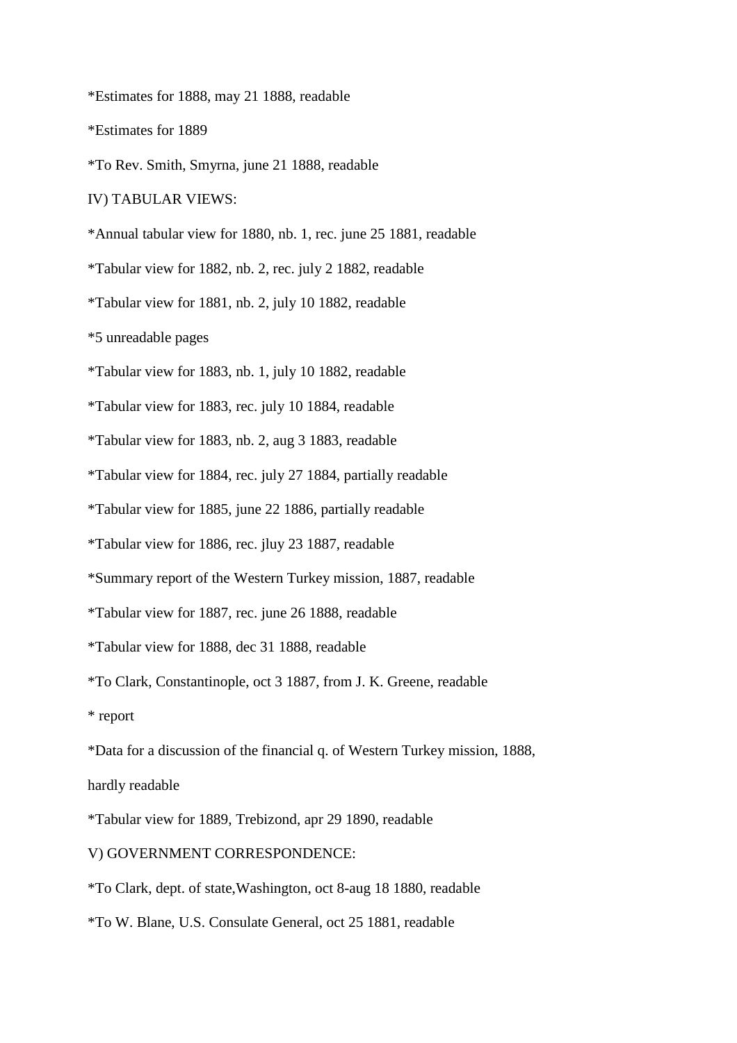*Estimates for 1888, may 21 1888, readable

*Estimates for 1889

*To Rev. Smith, Smyrna, june 21 1888, readable

IV) TABULAR VIEWS:

*Annual tabular view for 1880, nb. 1, rec. june 25 1881, readable

*Tabular view for 1882, nb. 2, rec. july 2 1882, readable

*Tabular view for 1881, nb. 2, july 10 1882, readable

*5 unreadable pages

*Tabular view for 1883, nb. 1, july 10 1882, readable

*Tabular view for 1883, rec. july 10 1884, readable

*Tabular view for 1883, nb. 2, aug 3 1883, readable

*Tabular view for 1884, rec. july 27 1884, partially readable

*Tabular view for 1885, june 22 1886, partially readable

*Tabular view for 1886, rec. jluy 23 1887, readable

*Summary report of the Western Turkey mission, 1887, readable

*Tabular view for 1887, rec. june 26 1888, readable

*Tabular view for 1888, dec 31 1888, readable

*To Clark, Constantinople, oct 3 1887, from J. K. Greene, readable

* report

*Data for a discussion of the financial q. of Western Turkey mission, 1888,

hardly readable

*Tabular view for 1889, Trebizond, apr 29 1890, readable

V) GOVERNMENT CORRESPONDENCE:

*To Clark, dept. of state,Washington, oct 8-aug 18 1880, readable

*To W. Blane, U.S. Consulate General, oct 25 1881, readable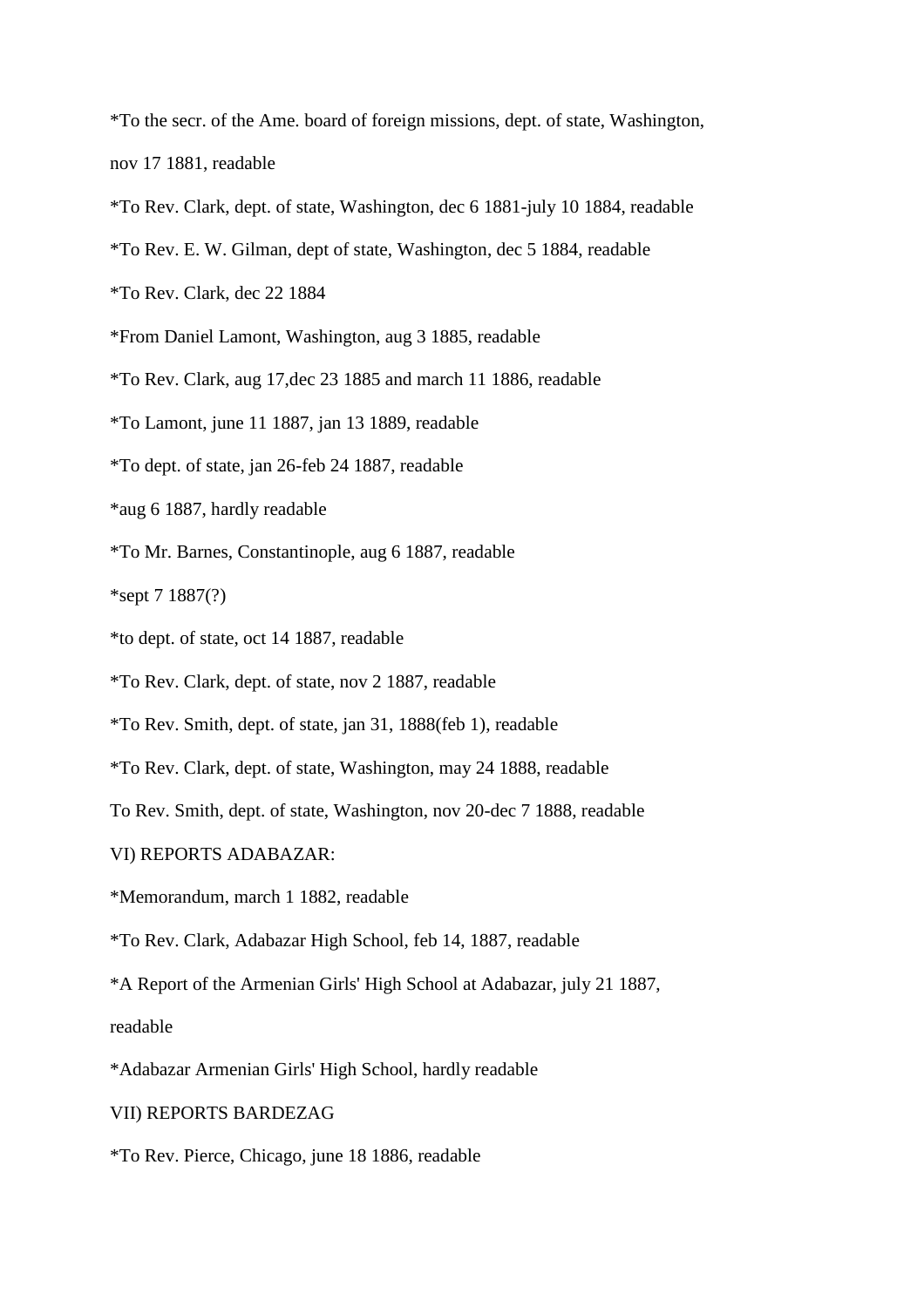*To the secr. of the Ame. board of foreign missions, dept. of state, Washington, nov 17 1881, readable

*To Rev. Clark, dept. of state, Washington, dec 6 1881-july 10 1884, readable

*To Rev. E. W. Gilman, dept of state, Washington, dec 5 1884, readable

*To Rev. Clark, dec 22 1884

*From Daniel Lamont, Washington, aug 3 1885, readable

*To Rev. Clark, aug 17,dec 23 1885 and march 11 1886, readable

*To Lamont, june 11 1887, jan 13 1889, readable

*To dept. of state, jan 26-feb 24 1887, readable

*aug 6 1887, hardly readable

*To Mr. Barnes, Constantinople, aug 6 1887, readable

*sept 7 1887(?)

*to dept. of state, oct 14 1887, readable

*To Rev. Clark, dept. of state, nov 2 1887, readable

*To Rev. Smith, dept. of state, jan 31, 1888(feb 1), readable

*To Rev. Clark, dept. of state, Washington, may 24 1888, readable

To Rev. Smith, dept. of state, Washington, nov 20-dec 7 1888, readable

VI) REPORTS ADABAZAR:

*Memorandum, march 1 1882, readable

*To Rev. Clark, Adabazar High School, feb 14, 1887, readable

*A Report of the Armenian Girls' High School at Adabazar, july 21 1887, readable

*Adabazar Armenian Girls' High School, hardly readable

VII) REPORTS BARDEZAG

*To Rev. Pierce, Chicago, june 18 1886, readable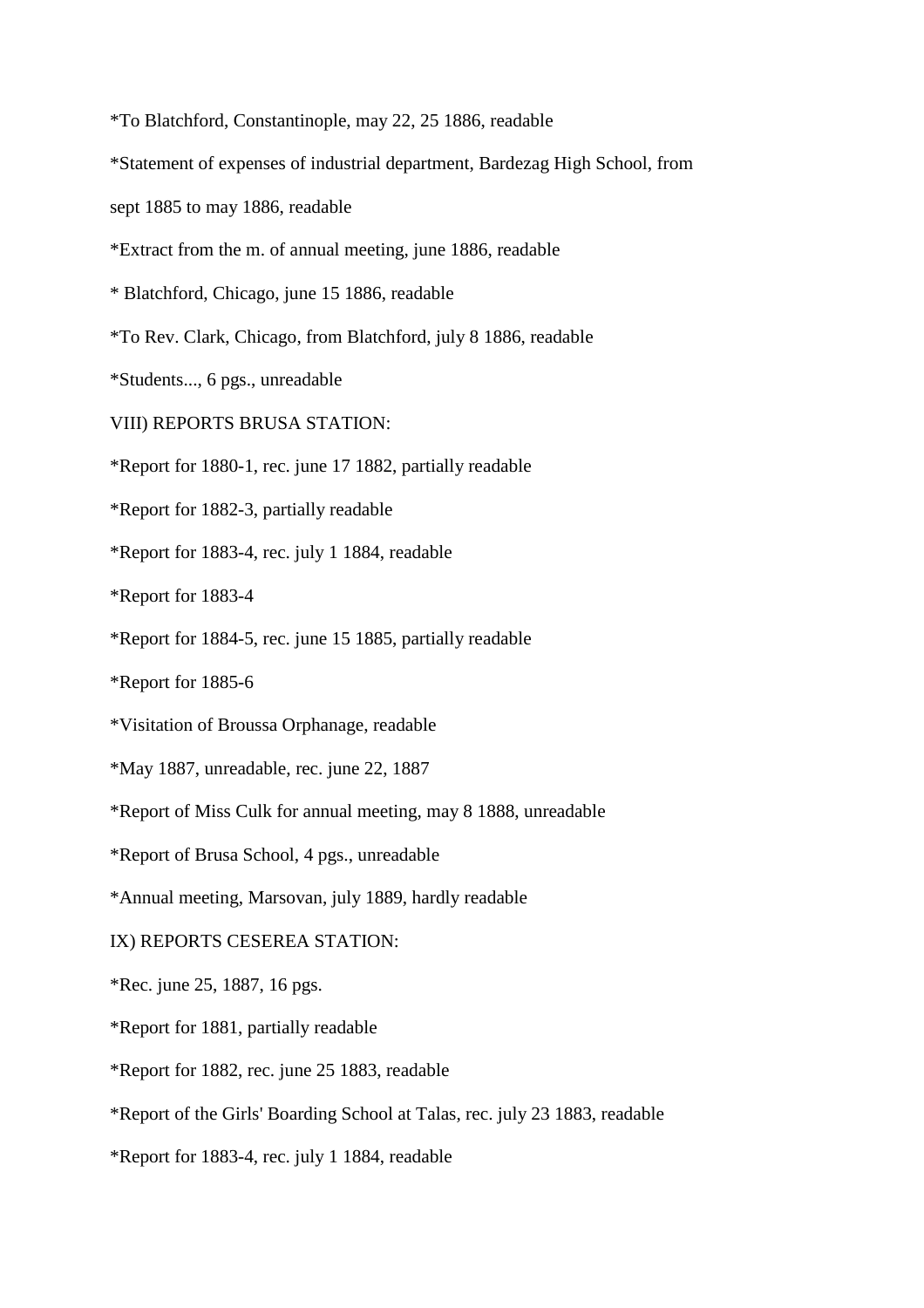*To Blatchford, Constantinople, may 22, 25 1886, readable

*Statement of expenses of industrial department, Bardezag High School, from sept 1885 to may 1886, readable

*Extract from the m. of annual meeting, june 1886, readable

* Blatchford, Chicago, june 15 1886, readable

*To Rev. Clark, Chicago, from Blatchford, july 8 1886, readable

*Students..., 6 pgs., unreadable

VIII) REPORTS BRUSA STATION:

*Report for 1880-1, rec. june 17 1882, partially readable

*Report for 1882-3, partially readable

*Report for 1883-4, rec. july 1 1884, readable

*Report for 1883-4

*Report for 1884-5, rec. june 15 1885, partially readable

*Report for 1885-6

*Visitation of Broussa Orphanage, readable

*May 1887, unreadable, rec. june 22, 1887

*Report of Miss Culk for annual meeting, may 8 1888, unreadable

*Report of Brusa School, 4 pgs., unreadable

*Annual meeting, Marsovan, july 1889, hardly readable

IX) REPORTS CESEREA STATION:

*Rec. june 25, 1887, 16 pgs.

*Report for 1881, partially readable

*Report for 1882, rec. june 25 1883, readable

*Report of the Girls' Boarding School at Talas, rec. july 23 1883, readable

*Report for 1883-4, rec. july 1 1884, readable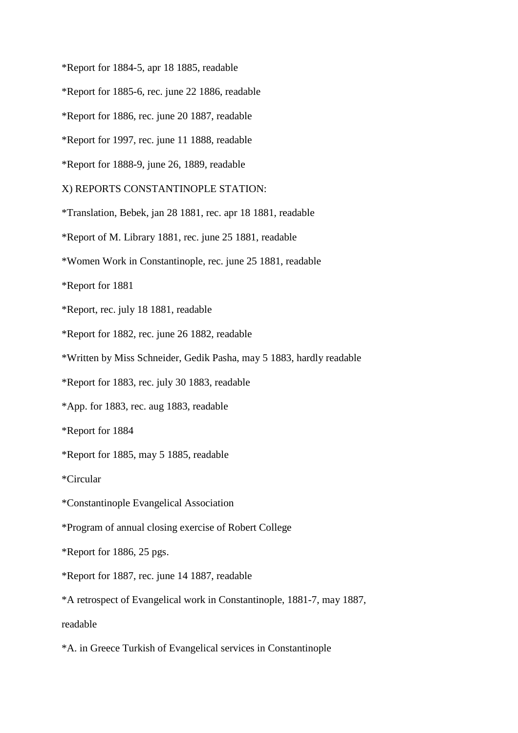*Report for 1884-5, apr 18 1885, readable

*Report for 1885-6, rec. june 22 1886, readable

*Report for 1886, rec. june 20 1887, readable

*Report for 1997, rec. june 11 1888, readable

*Report for 1888-9, june 26, 1889, readable

X) REPORTS CONSTANTINOPLE STATION:

*Translation, Bebek, jan 28 1881, rec. apr 18 1881, readable

*Report of M. Library 1881, rec. june 25 1881, readable

*Women Work in Constantinople, rec. june 25 1881, readable

*Report for 1881

*Report, rec. july 18 1881, readable

*Report for 1882, rec. june 26 1882, readable

*Written by Miss Schneider, Gedik Pasha, may 5 1883, hardly readable

*Report for 1883, rec. july 30 1883, readable

*App. for 1883, rec. aug 1883, readable

*Report for 1884

*Report for 1885, may 5 1885, readable

*Circular

*Constantinople Evangelical Association

*Program of annual closing exercise of Robert College

*Report for 1886, 25 pgs.

*Report for 1887, rec. june 14 1887, readable

*A retrospect of Evangelical work in Constantinople, 1881-7, may 1887, readable

*A. in Greece Turkish of Evangelical services in Constantinople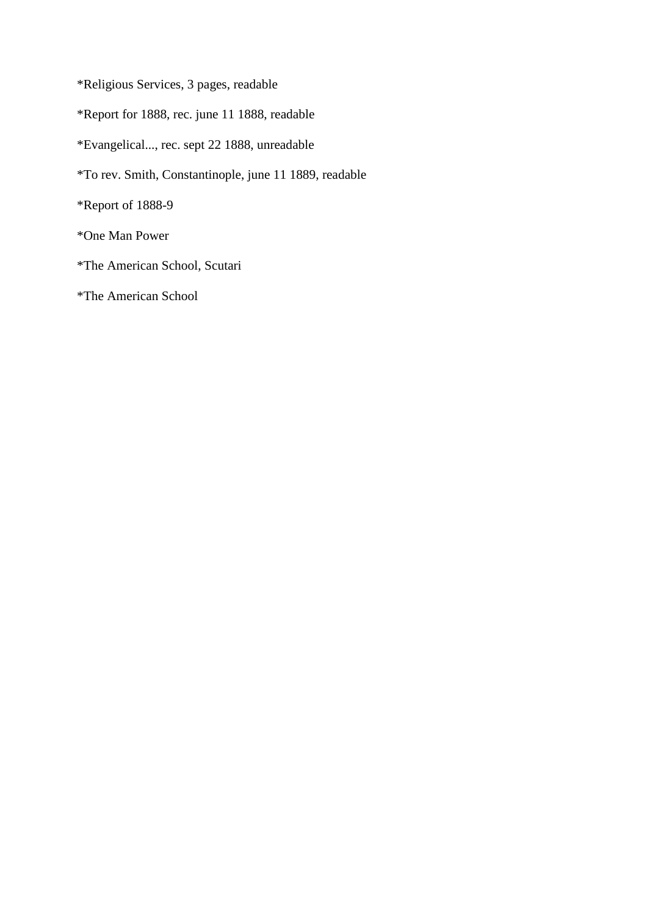*Religious Services, 3 pages, readable

*Report for 1888, rec. june 11 1888, readable

*Evangelical..., rec. sept 22 1888, unreadable

*To rev. Smith, Constantinople, june 11 1889, readable

*Report of 1888-9

*One Man Power

*The American School, Scutari

*The American School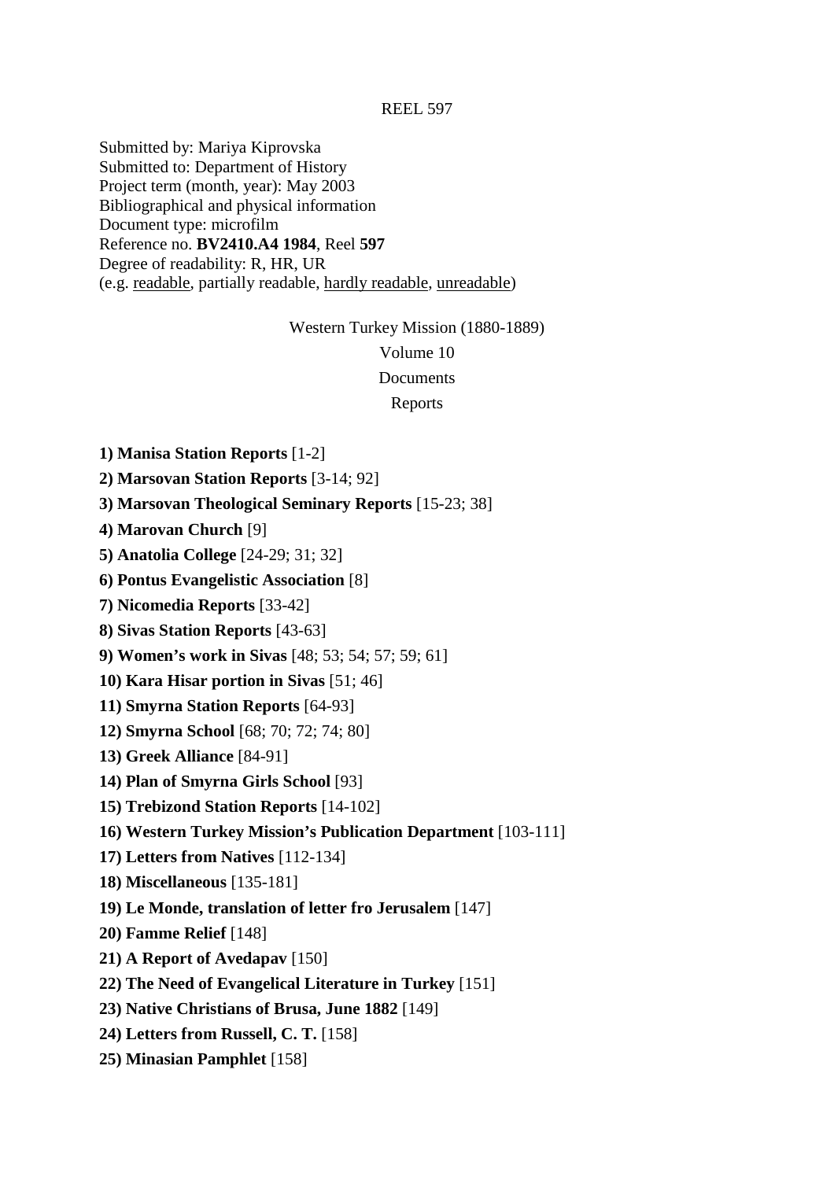REEL 597

Submitted by: Mariya Kiprovska
Submitted to: Department of History
Project term (month, year): May 2003
Bibliographical and physical information
Document type: microfilm
Reference no. **BV2410.A4 1984**, Reel **597**
Degree of readability: R, HR, UR
(e.g. readable, partially readable, hardly readable, unreadable)

Western Turkey Mission (1880-1889)

Volume 10

Documents

Reports

**1) Manisa Station Reports** [1-2]

**2) Marsovan Station Reports** [3-14; 92]

**3) Marsovan Theological Seminary Reports** [15-23; 38]

**4) Marovan Church** [9]

**5) Anatolia College** [24-29; 31; 32]

**6) Pontus Evangelistic Association** [8]

**7) Nicomedia Reports** [33-42]

**8) Sivas Station Reports** [43-63]

**9) Women's work in Sivas** [48; 53; 54; 57; 59; 61]

**10) Kara Hisar portion in Sivas** [51; 46]

**11) Smyrna Station Reports** [64-93]

**12) Smyrna School** [68; 70; 72; 74; 80]

**13) Greek Alliance** [84-91]

**14) Plan of Smyrna Girls School** [93]

**15) Trebizond Station Reports** [14-102]

**16) Western Turkey Mission's Publication Department** [103-111]

**17) Letters from Natives** [112-134]

**18) Miscellaneous** [135-181]

**19) Le Monde, translation of letter fro Jerusalem** [147]

**20) Famme Relief** [148]

**21) A Report of Avedapav** [150]

**22) The Need of Evangelical Literature in Turkey** [151]

**23) Native Christians of Brusa, June 1882** [149]

**24) Letters from Russell, C. T.** [158]

**25) Minasian Pamphlet** [158]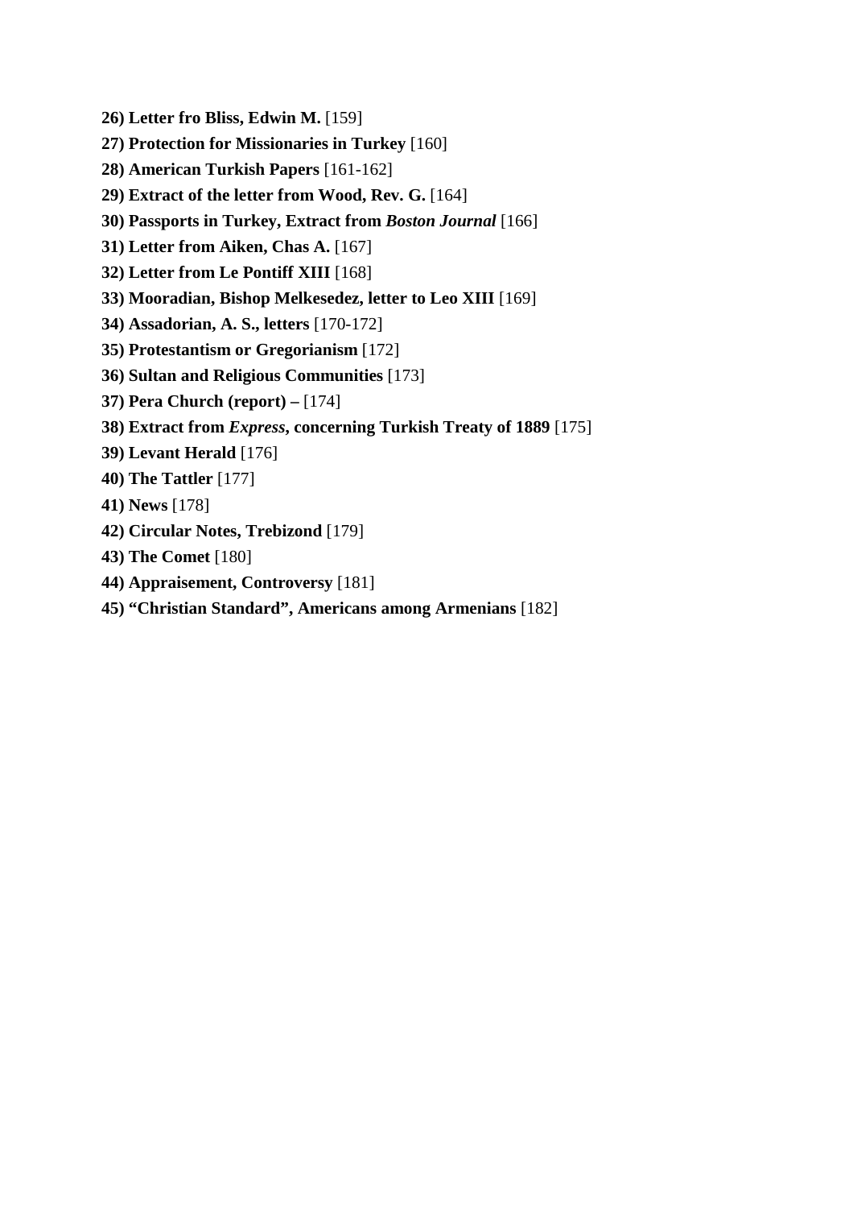**26) Letter fro Bliss, Edwin M.** [159]

**27) Protection for Missionaries in Turkey** [160]

**28) American Turkish Papers** [161-162]

**29) Extract of the letter from Wood, Rev. G.** [164]

**30) Passports in Turkey, Extract from *Boston Journal*** [166]

**31) Letter from Aiken, Chas A.** [167]

**32) Letter from Le Pontiff XIII** [168]

**33) Mooradian, Bishop Melkesedez, letter to Leo XIII** [169]

**34) Assadorian, A. S., letters** [170-172]

**35) Protestantism or Gregorianism** [172]

**36) Sultan and Religious Communities** [173]

**37) Pera Church (report) –** [174]

**38) Extract from *Express*, concerning Turkish Treaty of 1889** [175]

**39) Levant Herald** [176]

**40) The Tattler** [177]

**41) News** [178]

**42) Circular Notes, Trebizond** [179]

**43) The Comet** [180]

**44) Appraisement, Controversy** [181]

**45) "Christian Standard", Americans among Armenians** [182]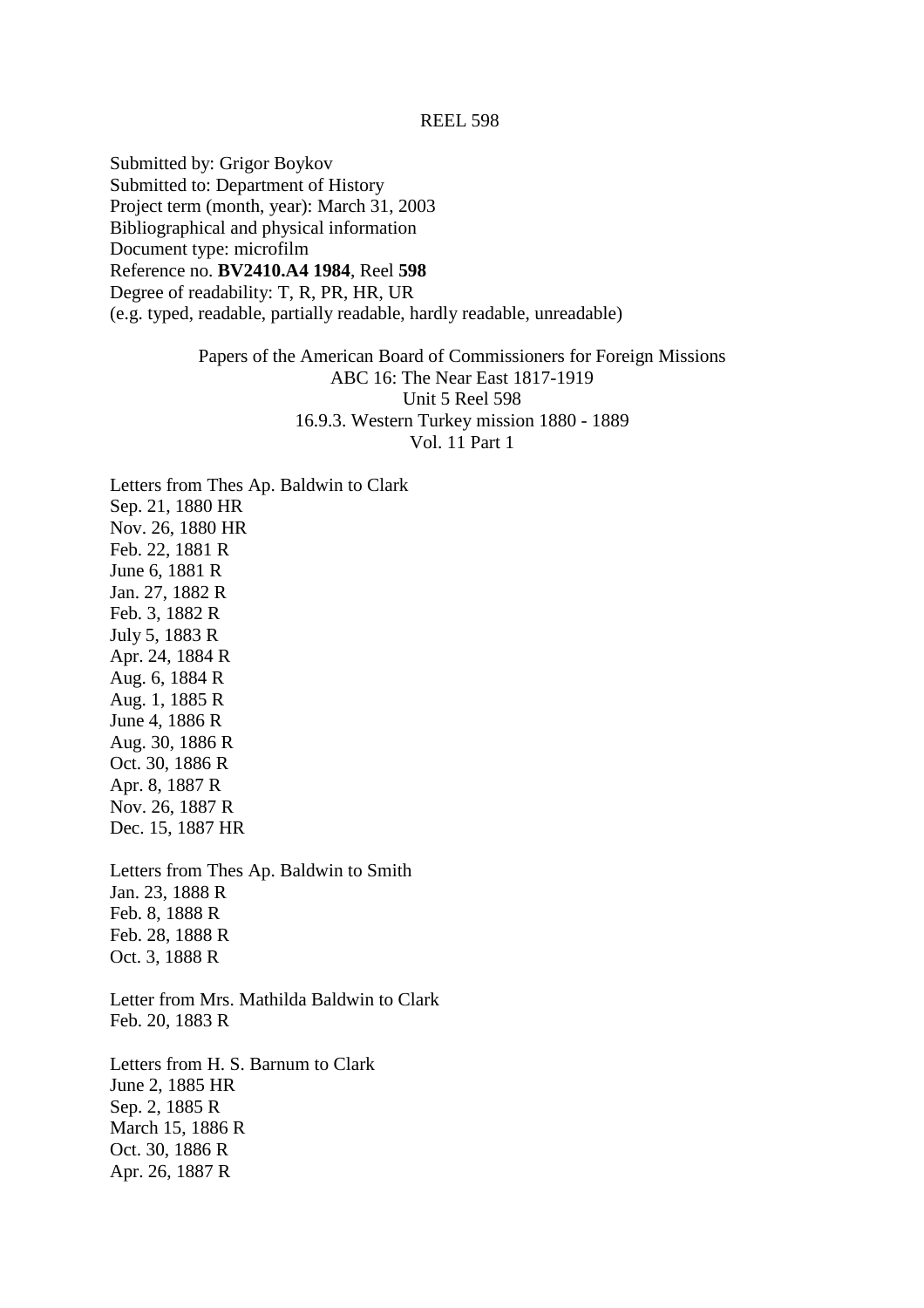REEL 598

Submitted by: Grigor Boykov
Submitted to: Department of History
Project term (month, year): March 31, 2003
Bibliographical and physical information
Document type: microfilm
Reference no. **BV2410.A4 1984**, Reel **598**
Degree of readability: T, R, PR, HR, UR
(e.g. typed, readable, partially readable, hardly readable, unreadable)

Papers of the American Board of Commissioners for Foreign Missions
ABC 16: The Near East 1817-1919
Unit 5 Reel 598
16.9.3. Western Turkey mission 1880 - 1889
Vol. 11 Part 1

Letters from Thes Ap. Baldwin to Clark
Sep. 21, 1880 HR
Nov. 26, 1880 HR
Feb. 22, 1881 R
June 6, 1881 R
Jan. 27, 1882 R
Feb. 3, 1882 R
July 5, 1883 R
Apr. 24, 1884 R
Aug. 6, 1884 R
Aug. 1, 1885 R
June 4, 1886 R
Aug. 30, 1886 R
Oct. 30, 1886 R
Apr. 8, 1887 R
Nov. 26, 1887 R
Dec. 15, 1887 HR

Letters from Thes Ap. Baldwin to Smith
Jan. 23, 1888 R
Feb. 8, 1888 R
Feb. 28, 1888 R
Oct. 3, 1888 R

Letter from Mrs. Mathilda Baldwin to Clark
Feb. 20, 1883 R

Letters from H. S. Barnum to Clark
June 2, 1885 HR
Sep. 2, 1885 R
March 15, 1886 R
Oct. 30, 1886 R
Apr. 26, 1887 R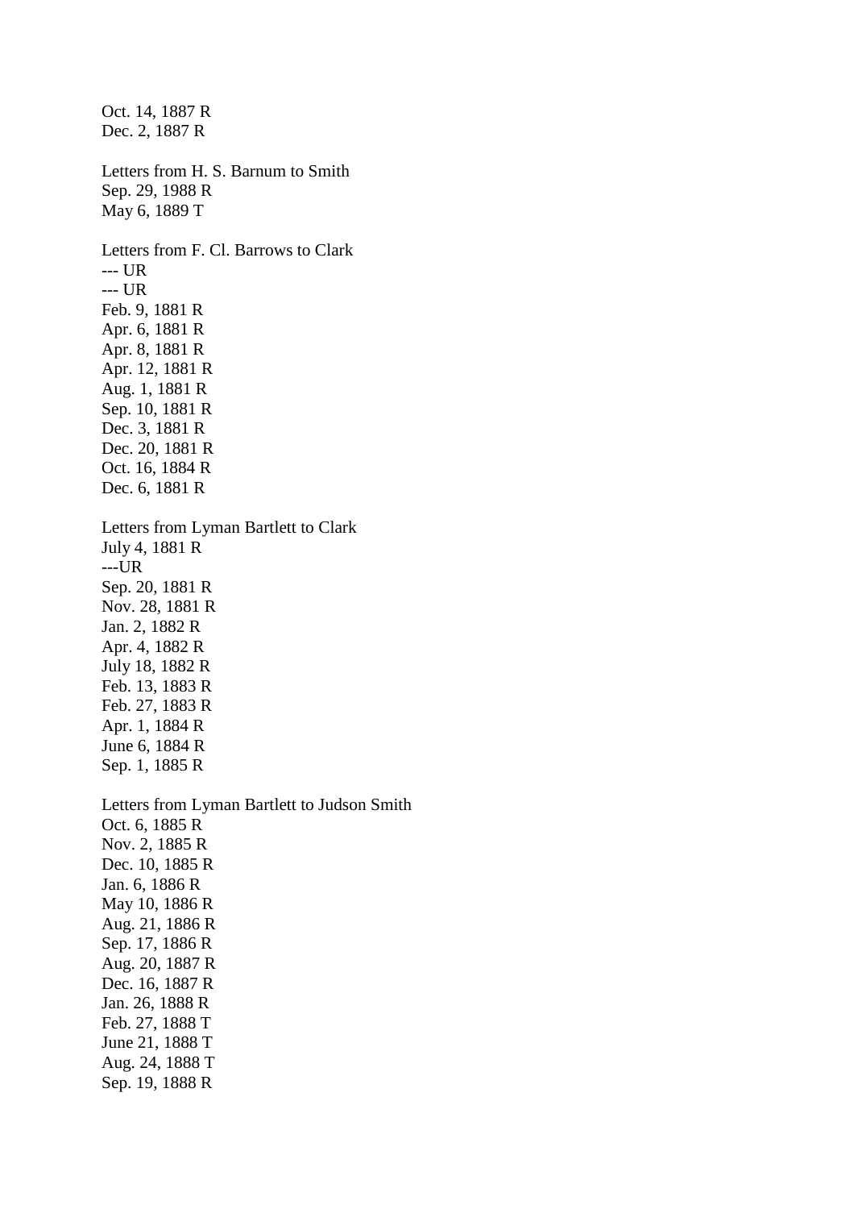Oct. 14, 1887 R
Dec. 2, 1887 R

Letters from H. S. Barnum to Smith
Sep. 29, 1988 R
May 6, 1889 T

Letters from F. Cl. Barrows to Clark
--- UR
--- UR
Feb. 9, 1881 R
Apr. 6, 1881 R
Apr. 8, 1881 R
Apr. 12, 1881 R
Aug. 1, 1881 R
Sep. 10, 1881 R
Dec. 3, 1881 R
Dec. 20, 1881 R
Oct. 16, 1884 R
Dec. 6, 1881 R

Letters from Lyman Bartlett to Clark
July 4, 1881 R
---UR
Sep. 20, 1881 R
Nov. 28, 1881 R
Jan. 2, 1882 R
Apr. 4, 1882 R
July 18, 1882 R
Feb. 13, 1883 R
Feb. 27, 1883 R
Apr. 1, 1884 R
June 6, 1884 R
Sep. 1, 1885 R

Letters from Lyman Bartlett to Judson Smith
Oct. 6, 1885 R
Nov. 2, 1885 R
Dec. 10, 1885 R
Jan. 6, 1886 R
May 10, 1886 R
Aug. 21, 1886 R
Sep. 17, 1886 R
Aug. 20, 1887 R
Dec. 16, 1887 R
Jan. 26, 1888 R
Feb. 27, 1888 T
June 21, 1888 T
Aug. 24, 1888 T
Sep. 19, 1888 R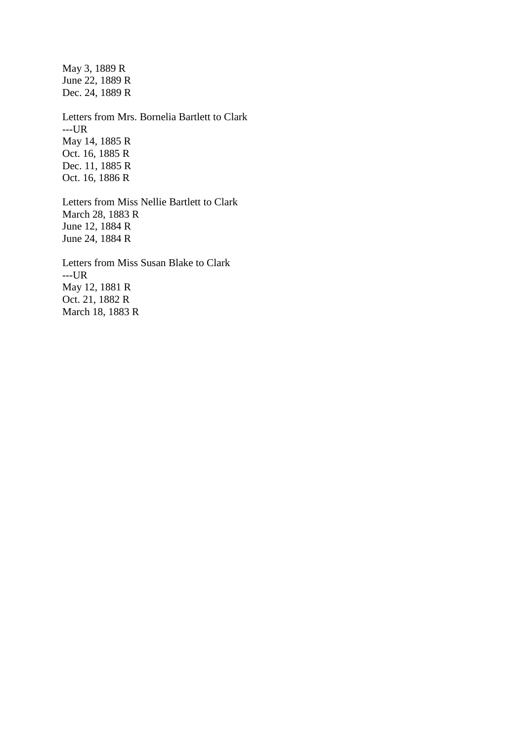May 3, 1889 R
June 22, 1889 R
Dec. 24, 1889 R

Letters from Mrs. Bornelia Bartlett to Clark
---UR
May 14, 1885 R
Oct. 16, 1885 R
Dec. 11, 1885 R
Oct. 16, 1886 R

Letters from Miss Nellie Bartlett to Clark
March 28, 1883 R
June 12, 1884 R
June 24, 1884 R

Letters from Miss Susan Blake to Clark
---UR
May 12, 1881 R
Oct. 21, 1882 R
March 18, 1883 R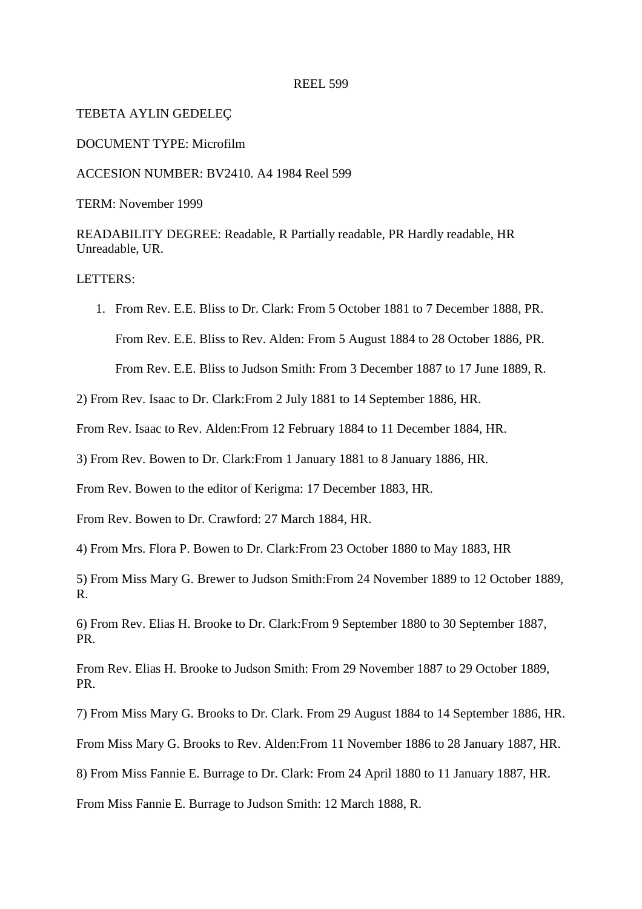REEL 599

TEBETA AYLIN GEDELEÇ

DOCUMENT TYPE: Microfilm

ACCESION NUMBER: BV2410. A4 1984 Reel 599

TERM: November 1999

READABILITY DEGREE: Readable, R Partially readable, PR Hardly readable, HR Unreadable, UR.

LETTERS:

1. From Rev. E.E. Bliss to Dr. Clark: From 5 October 1881 to 7 December 1888, PR.

   From Rev. E.E. Bliss to Rev. Alden: From 5 August 1884 to 28 October 1886, PR.

   From Rev. E.E. Bliss to Judson Smith: From 3 December 1887 to 17 June 1889, R.

2) From Rev. Isaac to Dr. Clark:From 2 July 1881 to 14 September 1886, HR.

From Rev. Isaac to Rev. Alden:From 12 February 1884 to 11 December 1884, HR.

3) From Rev. Bowen to Dr. Clark:From 1 January 1881 to 8 January 1886, HR.

From Rev. Bowen to the editor of Kerigma: 17 December 1883, HR.

From Rev. Bowen to Dr. Crawford: 27 March 1884, HR.

4) From Mrs. Flora P. Bowen to Dr. Clark:From 23 October 1880 to May 1883, HR

5) From Miss Mary G. Brewer to Judson Smith:From 24 November 1889 to 12 October 1889, R.

6) From Rev. Elias H. Brooke to Dr. Clark:From 9 September 1880 to 30 September 1887, PR.

From Rev. Elias H. Brooke to Judson Smith: From 29 November 1887 to 29 October 1889, PR.

7) From Miss Mary G. Brooks to Dr. Clark. From 29 August 1884 to 14 September 1886, HR.

From Miss Mary G. Brooks to Rev. Alden:From 11 November 1886 to 28 January 1887, HR.

8) From Miss Fannie E. Burrage to Dr. Clark: From 24 April 1880 to 11 January 1887, HR.

From Miss Fannie E. Burrage to Judson Smith: 12 March 1888, R.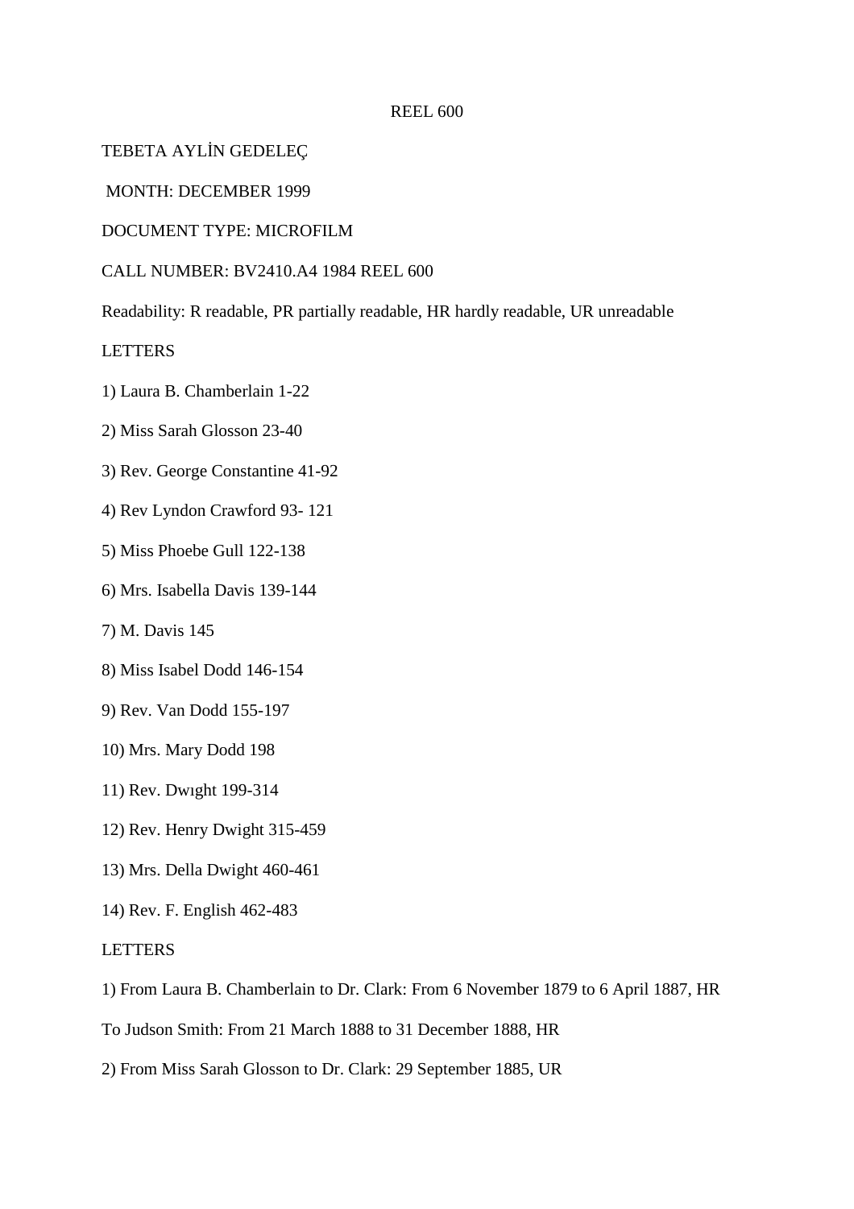REEL 600

TEBETA AYLİN GEDELEÇ

MONTH: DECEMBER 1999

DOCUMENT TYPE: MICROFILM

CALL NUMBER: BV2410.A4 1984 REEL 600

Readability: R readable, PR partially readable, HR hardly readable, UR unreadable

LETTERS

1) Laura B. Chamberlain 1-22

2) Miss Sarah Glosson 23-40

3) Rev. George Constantine 41-92

4) Rev Lyndon Crawford 93- 121

5) Miss Phoebe Gull 122-138

6) Mrs. Isabella Davis 139-144

7) M. Davis 145

8) Miss Isabel Dodd 146-154

9) Rev. Van Dodd 155-197

10) Mrs. Mary Dodd 198

11) Rev. Dwıght 199-314

12) Rev. Henry Dwight 315-459

13) Mrs. Della Dwight 460-461

14) Rev. F. English 462-483

LETTERS

1) From Laura B. Chamberlain to Dr. Clark: From 6 November 1879 to 6 April 1887, HR

To Judson Smith: From 21 March 1888 to 31 December 1888, HR

2) From Miss Sarah Glosson to Dr. Clark: 29 September 1885, UR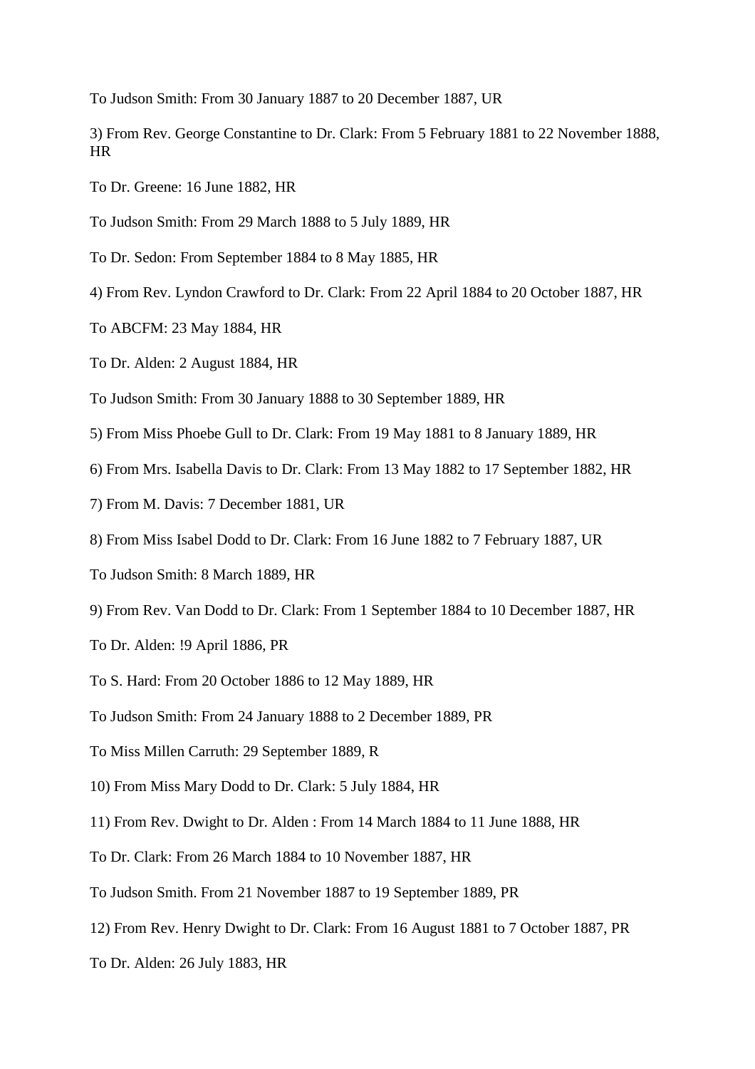To Judson Smith: From 30 January 1887 to 20 December 1887, UR

3) From Rev. George Constantine to Dr. Clark: From 5 February 1881 to 22 November 1888, HR

To Dr. Greene: 16 June 1882, HR

To Judson Smith: From 29 March 1888 to 5 July 1889, HR

To Dr. Sedon: From September 1884 to 8 May 1885, HR

4) From Rev. Lyndon Crawford to Dr. Clark: From 22 April 1884 to 20 October 1887, HR

To ABCFM: 23 May 1884, HR

To Dr. Alden: 2 August 1884, HR

To Judson Smith: From 30 January 1888 to 30 September 1889, HR

5) From Miss Phoebe Gull to Dr. Clark: From 19 May 1881 to 8 January 1889, HR

6) From Mrs. Isabella Davis to Dr. Clark: From 13 May 1882 to 17 September 1882, HR

7) From M. Davis: 7 December 1881, UR

8) From Miss Isabel Dodd to Dr. Clark: From 16 June 1882 to 7 February 1887, UR

To Judson Smith: 8 March 1889, HR

9) From Rev. Van Dodd to Dr. Clark: From 1 September 1884 to 10 December 1887, HR

To Dr. Alden: !9 April 1886, PR

To S. Hard: From 20 October 1886 to 12 May 1889, HR

To Judson Smith: From 24 January 1888 to 2 December 1889, PR

To Miss Millen Carruth: 29 September 1889, R

10) From Miss Mary Dodd to Dr. Clark: 5 July 1884, HR

11) From Rev. Dwight to Dr. Alden : From 14 March 1884 to 11 June 1888, HR

To Dr. Clark: From 26 March 1884 to 10 November 1887, HR

To Judson Smith. From 21 November 1887 to 19 September 1889, PR

12) From Rev. Henry Dwight to Dr. Clark: From 16 August 1881 to 7 October 1887, PR

To Dr. Alden: 26 July 1883, HR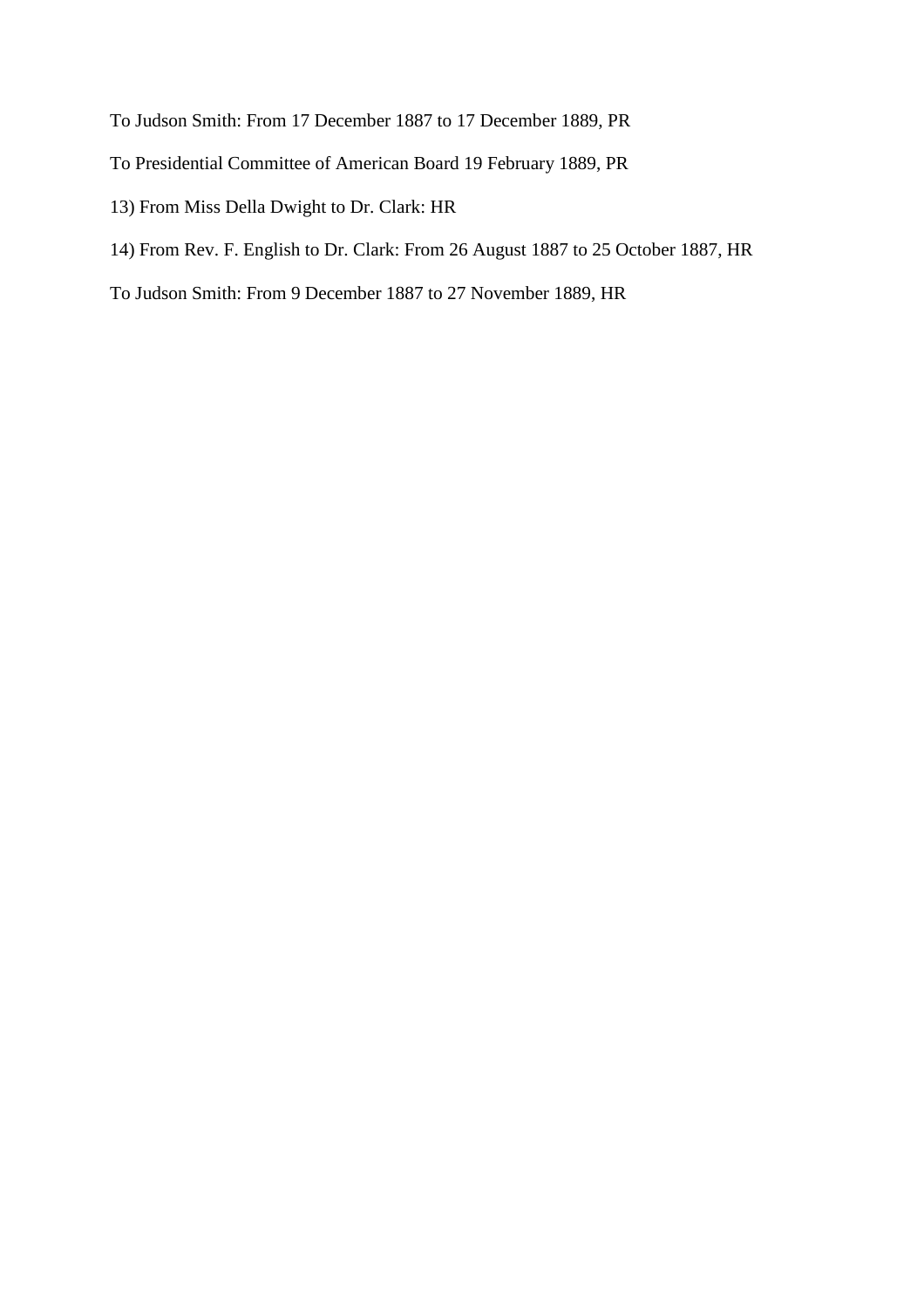To Judson Smith: From 17 December 1887 to 17 December 1889, PR

To Presidential Committee of American Board 19 February 1889, PR

13) From Miss Della Dwight to Dr. Clark: HR

14) From Rev. F. English to Dr. Clark: From 26 August 1887 to 25 October 1887, HR

To Judson Smith: From 9 December 1887 to 27 November 1889, HR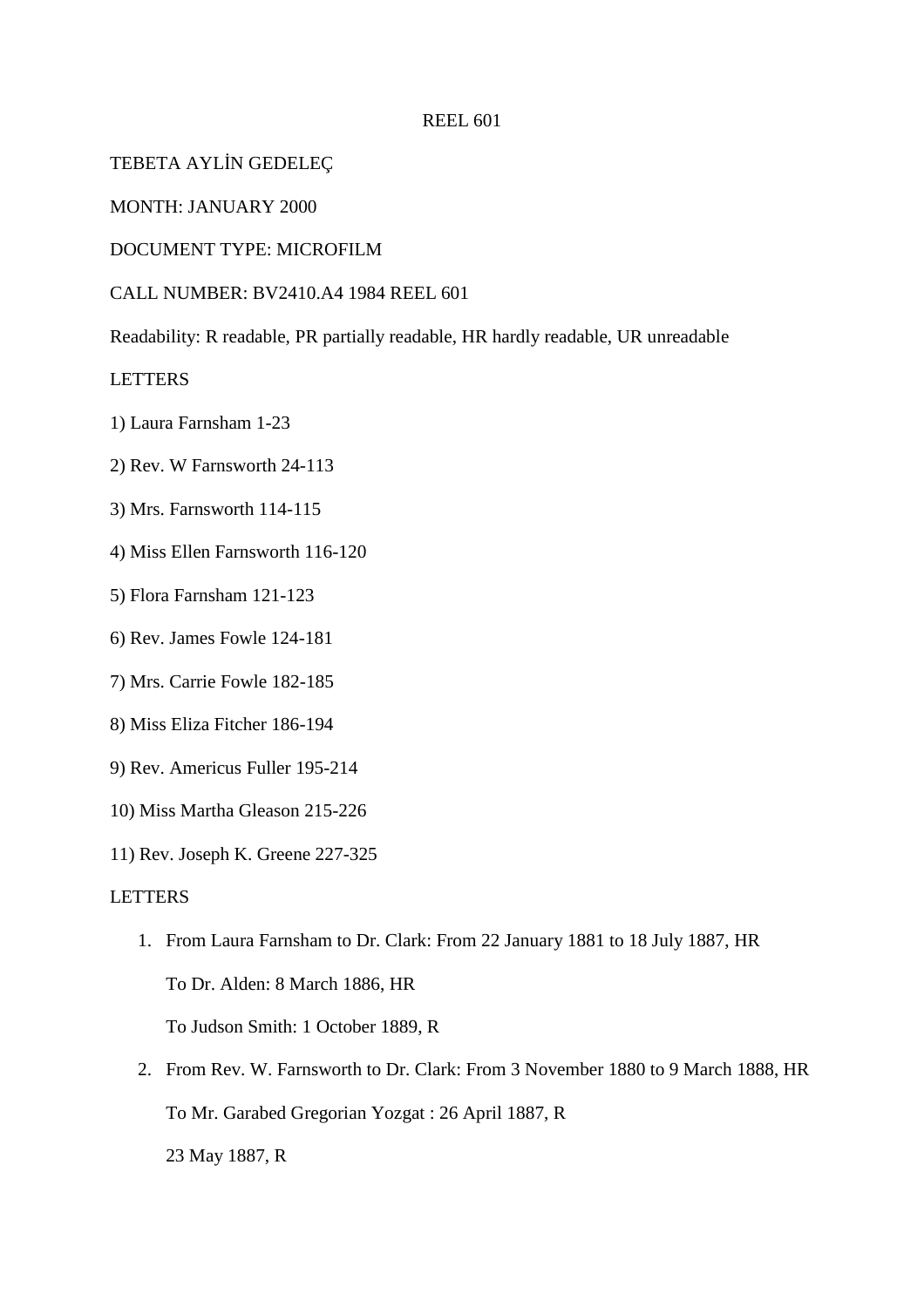REEL 601

TEBETA AYLİN GEDELEÇ

MONTH: JANUARY 2000

DOCUMENT TYPE: MICROFILM

CALL NUMBER: BV2410.A4 1984 REEL 601

Readability: R readable, PR partially readable, HR hardly readable, UR unreadable

LETTERS

1) Laura Farnsham 1-23

2) Rev. W Farnsworth 24-113

3) Mrs. Farnsworth 114-115

4) Miss Ellen Farnsworth 116-120

5) Flora Farnsham 121-123

6) Rev. James Fowle 124-181

7) Mrs. Carrie Fowle 182-185

8) Miss Eliza Fitcher 186-194

9) Rev. Americus Fuller 195-214

10) Miss Martha Gleason 215-226

11) Rev. Joseph K. Greene 227-325

LETTERS

1. From Laura Farnsham to Dr. Clark: From 22 January 1881 to 18 July 1887, HR

   To Dr. Alden: 8 March 1886, HR

   To Judson Smith: 1 October 1889, R

2. From Rev. W. Farnsworth to Dr. Clark: From 3 November 1880 to 9 March 1888, HR

   To Mr. Garabed Gregorian Yozgat : 26 April 1887, R

   23 May 1887, R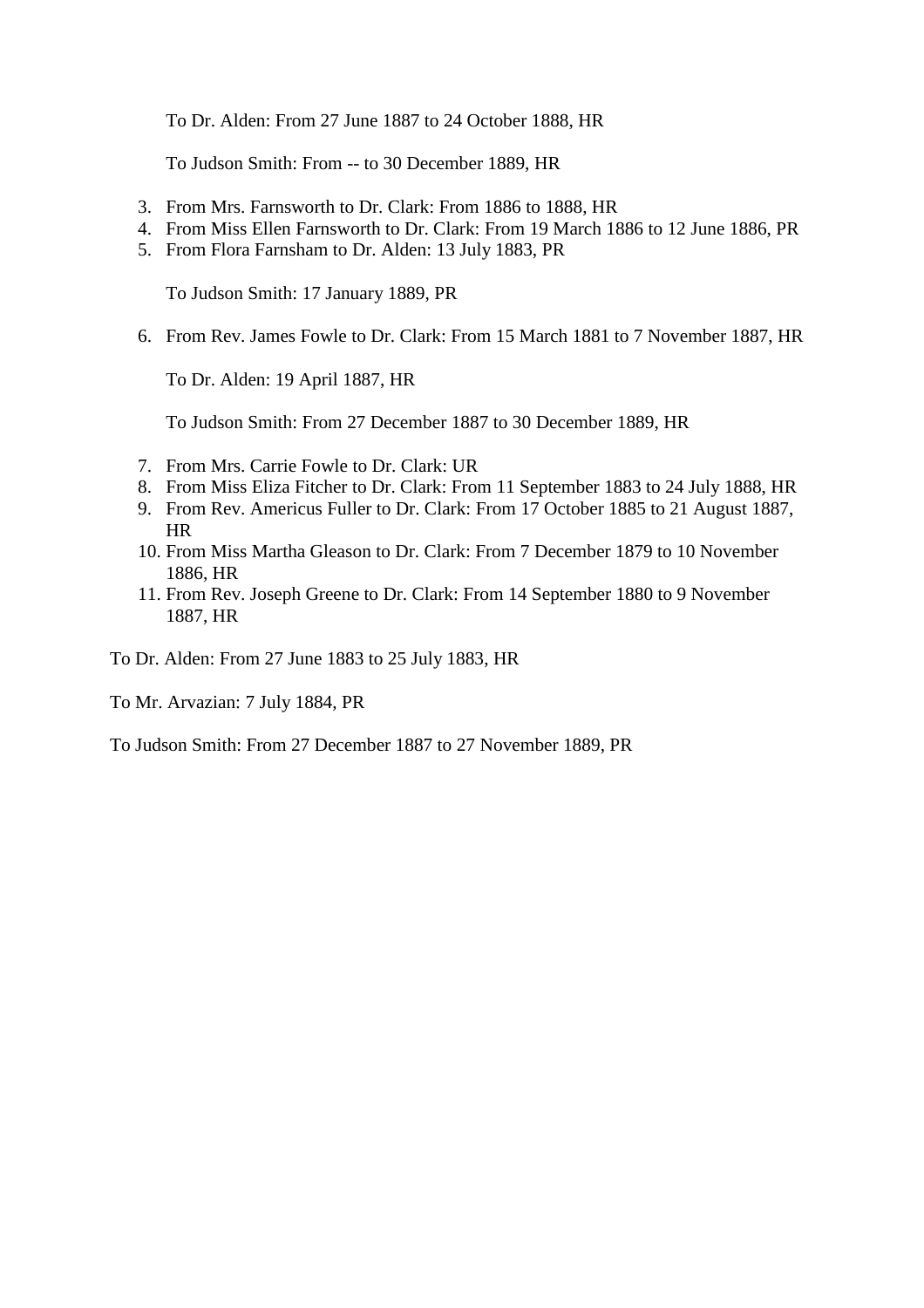To Dr. Alden: From 27 June 1887 to 24 October 1888, HR

To Judson Smith: From -- to 30 December 1889, HR

3. From Mrs. Farnsworth to Dr. Clark: From 1886 to 1888, HR
4. From Miss Ellen Farnsworth to Dr. Clark: From 19 March 1886 to 12 June 1886, PR
5. From Flora Farnsham to Dr. Alden: 13 July 1883, PR

   To Judson Smith: 17 January 1889, PR

6. From Rev. James Fowle to Dr. Clark: From 15 March 1881 to 7 November 1887, HR

   To Dr. Alden: 19 April 1887, HR

   To Judson Smith: From 27 December 1887 to 30 December 1889, HR

7. From Mrs. Carrie Fowle to Dr. Clark: UR
8. From Miss Eliza Fitcher to Dr. Clark: From 11 September 1883 to 24 July 1888, HR
9. From Rev. Americus Fuller to Dr. Clark: From 17 October 1885 to 21 August 1887, HR
10. From Miss Martha Gleason to Dr. Clark: From 7 December 1879 to 10 November 1886, HR
11. From Rev. Joseph Greene to Dr. Clark: From 14 September 1880 to 9 November 1887, HR

To Dr. Alden: From 27 June 1883 to 25 July 1883, HR

To Mr. Arvazian: 7 July 1884, PR

To Judson Smith: From 27 December 1887 to 27 November 1889, PR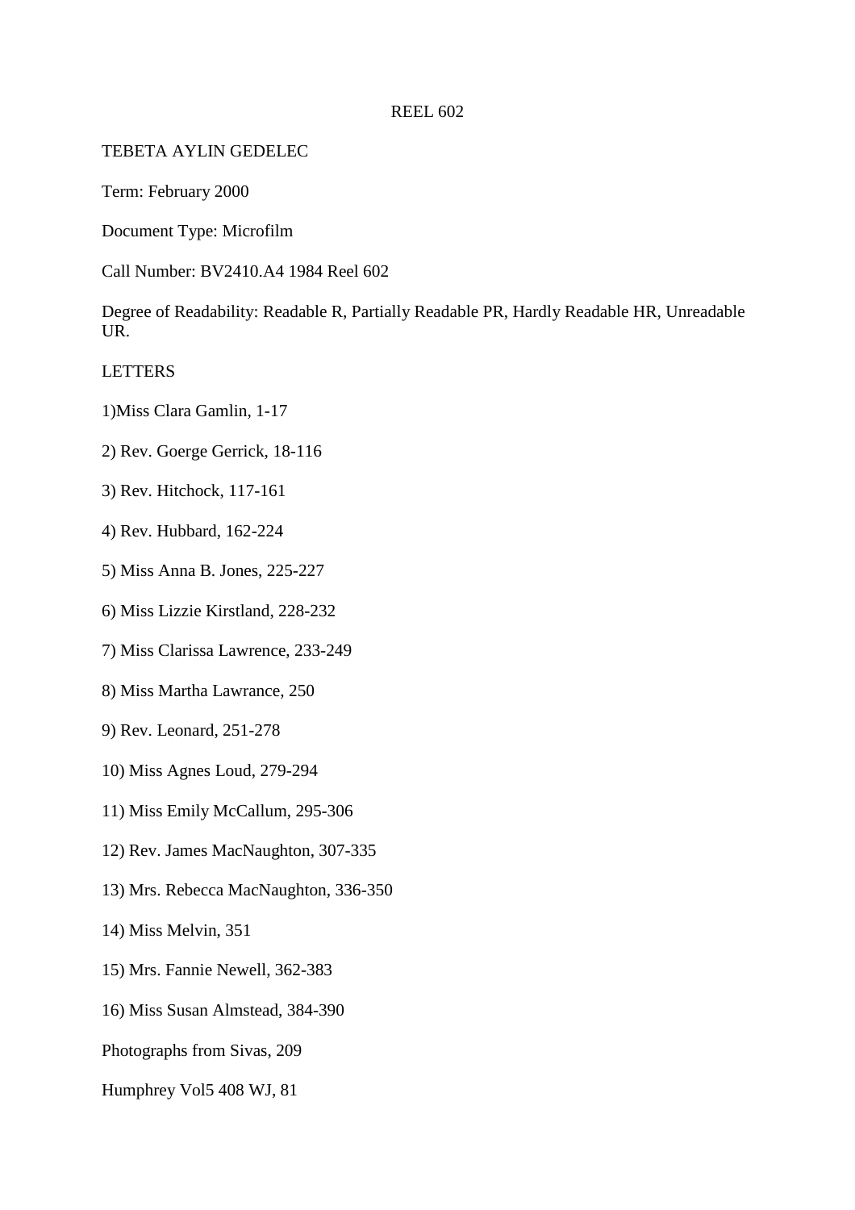REEL 602

TEBETA AYLIN GEDELEC

Term: February 2000

Document Type: Microfilm

Call Number: BV2410.A4 1984 Reel 602

Degree of Readability: Readable R, Partially Readable PR, Hardly Readable HR, Unreadable UR.

LETTERS

1)Miss Clara Gamlin, 1-17

2) Rev. Goerge Gerrick, 18-116

3) Rev. Hitchock, 117-161

4) Rev. Hubbard, 162-224

5) Miss Anna B. Jones, 225-227

6) Miss Lizzie Kirstland, 228-232

7) Miss Clarissa Lawrence, 233-249

8) Miss Martha Lawrance, 250

9) Rev. Leonard, 251-278

10) Miss Agnes Loud, 279-294

11) Miss Emily McCallum, 295-306

12) Rev. James MacNaughton, 307-335

13) Mrs. Rebecca MacNaughton, 336-350

14) Miss Melvin, 351

15) Mrs. Fannie Newell, 362-383

16) Miss Susan Almstead, 384-390

Photographs from Sivas, 209

Humphrey Vol5 408 WJ, 81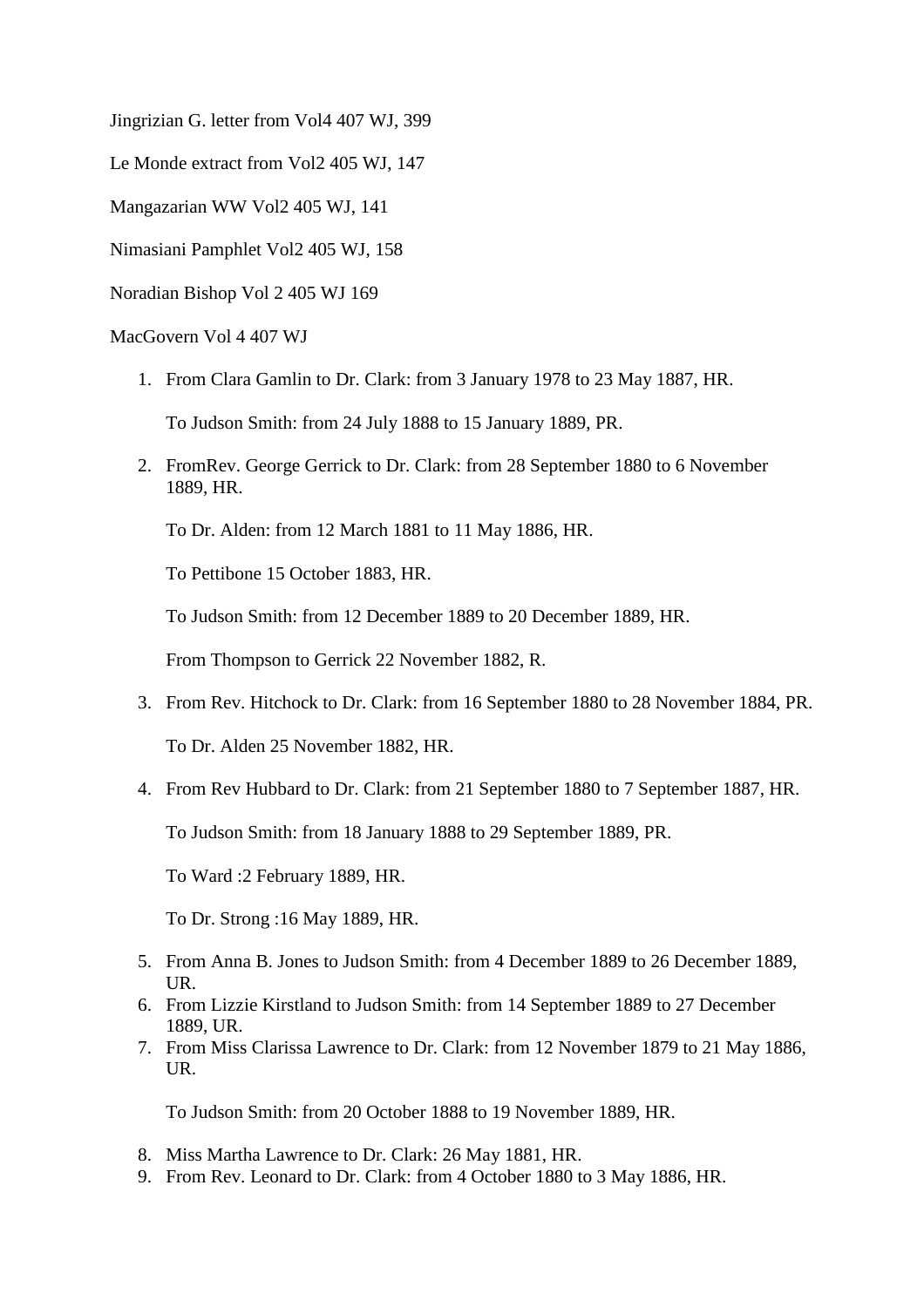Jingrizian G. letter from Vol4 407 WJ, 399

Le Monde extract from Vol2 405 WJ, 147

Mangazarian WW Vol2 405 WJ, 141

Nimasiani Pamphlet Vol2 405 WJ, 158

Noradian Bishop Vol 2 405 WJ 169

MacGovern Vol 4 407 WJ

1. From Clara Gamlin to Dr. Clark: from 3 January 1978 to 23 May 1887, HR.

   To Judson Smith: from 24 July 1888 to 15 January 1889, PR.

2. FromRev. George Gerrick to Dr. Clark: from 28 September 1880 to 6 November 1889, HR.

   To Dr. Alden: from 12 March 1881 to 11 May 1886, HR.

   To Pettibone 15 October 1883, HR.

   To Judson Smith: from 12 December 1889 to 20 December 1889, HR.

   From Thompson to Gerrick 22 November 1882, R.

3. From Rev. Hitchock to Dr. Clark: from 16 September 1880 to 28 November 1884, PR.

   To Dr. Alden 25 November 1882, HR.

4. From Rev Hubbard to Dr. Clark: from 21 September 1880 to 7 September 1887, HR.

   To Judson Smith: from 18 January 1888 to 29 September 1889, PR.

   To Ward :2 February 1889, HR.

   To Dr. Strong :16 May 1889, HR.

5. From Anna B. Jones to Judson Smith: from 4 December 1889 to 26 December 1889, UR.
6. From Lizzie Kirstland to Judson Smith: from 14 September 1889 to 27 December 1889, UR.
7. From Miss Clarissa Lawrence to Dr. Clark: from 12 November 1879 to 21 May 1886, UR.

   To Judson Smith: from 20 October 1888 to 19 November 1889, HR.

8. Miss Martha Lawrence to Dr. Clark: 26 May 1881, HR.
9. From Rev. Leonard to Dr. Clark: from 4 October 1880 to 3 May 1886, HR.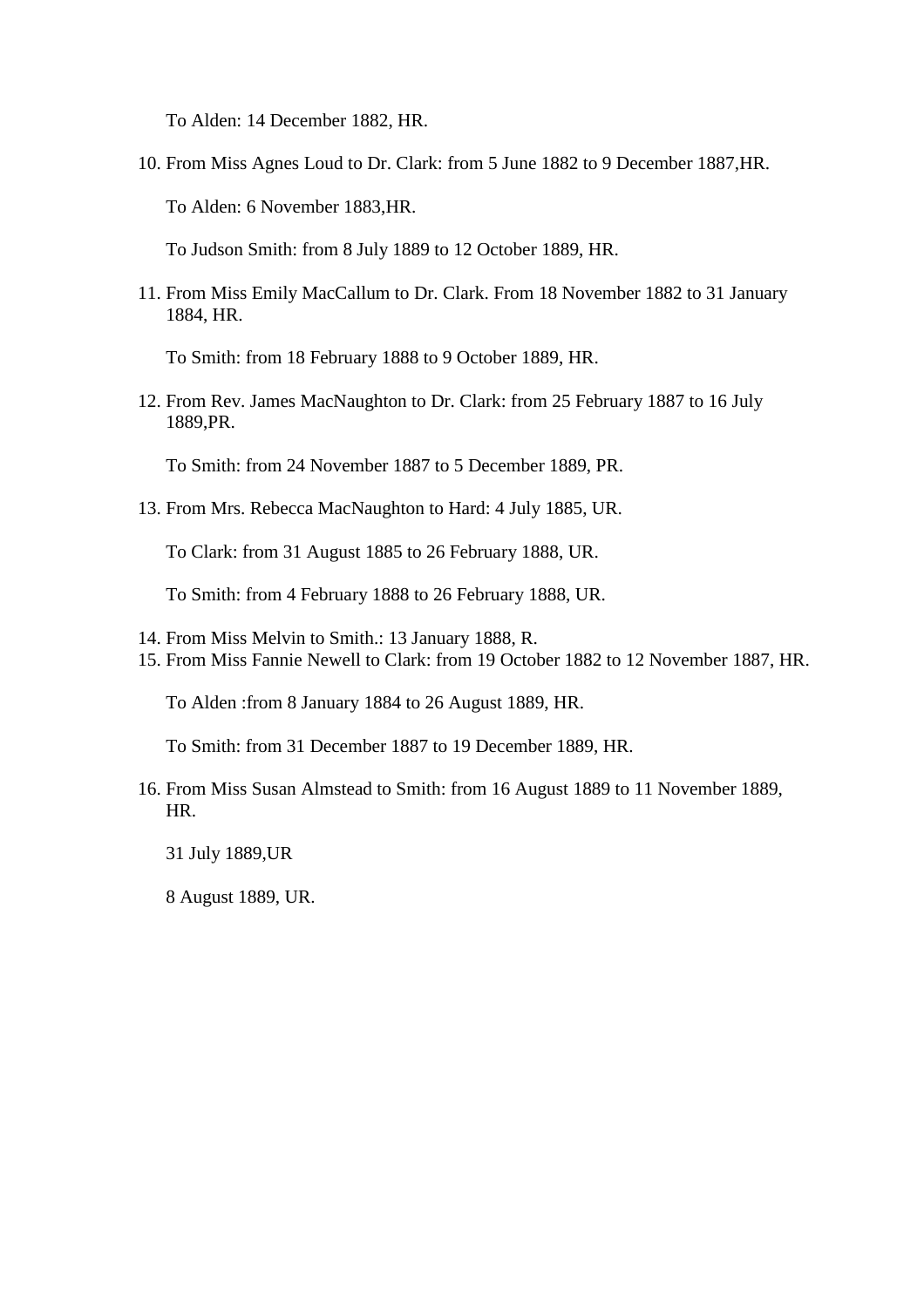To Alden: 14 December 1882, HR.

10. From Miss Agnes Loud to Dr. Clark: from 5 June 1882 to 9 December 1887,HR.

    To Alden: 6 November 1883,HR.

    To Judson Smith: from 8 July 1889 to 12 October 1889, HR.

11. From Miss Emily MacCallum to Dr. Clark. From 18 November 1882 to 31 January 1884, HR.

    To Smith: from 18 February 1888 to 9 October 1889, HR.

12. From Rev. James MacNaughton to Dr. Clark: from 25 February 1887 to 16 July 1889,PR.

    To Smith: from 24 November 1887 to 5 December 1889, PR.

13. From Mrs. Rebecca MacNaughton to Hard: 4 July 1885, UR.

    To Clark: from 31 August 1885 to 26 February 1888, UR.

    To Smith: from 4 February 1888 to 26 February 1888, UR.

14. From Miss Melvin to Smith.: 13 January 1888, R.
15. From Miss Fannie Newell to Clark: from 19 October 1882 to 12 November 1887, HR.

    To Alden :from 8 January 1884 to 26 August 1889, HR.

    To Smith: from 31 December 1887 to 19 December 1889, HR.

16. From Miss Susan Almstead to Smith: from 16 August 1889 to 11 November 1889, HR.

    31 July 1889,UR

    8 August 1889, UR.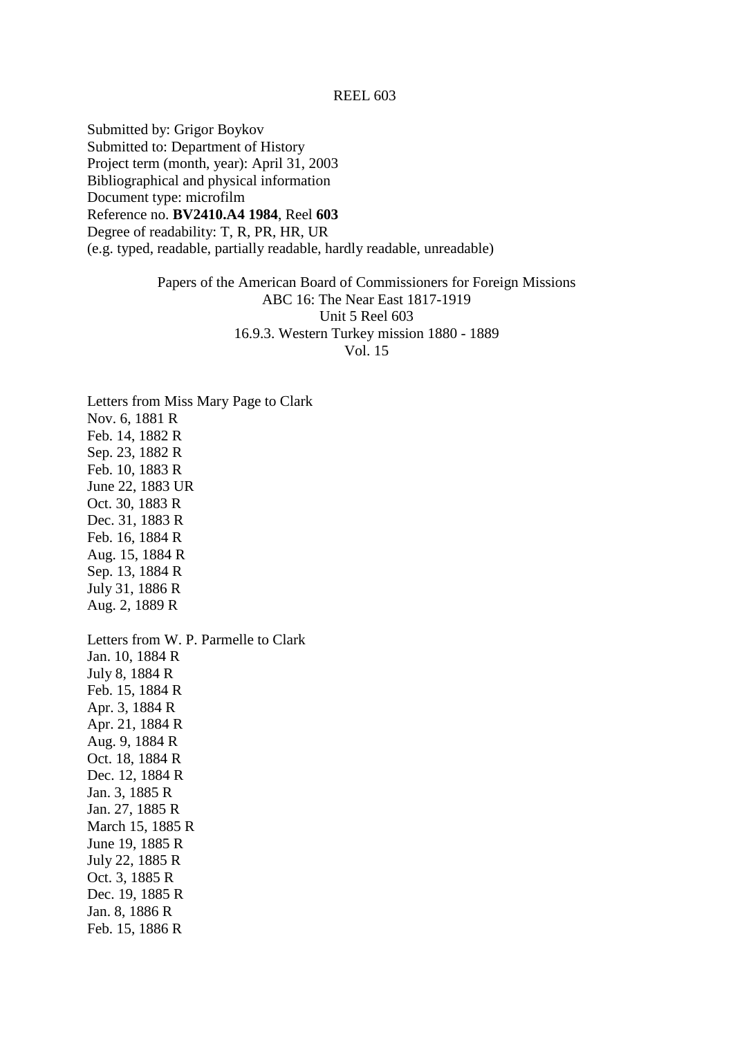REEL 603

Submitted by: Grigor Boykov
Submitted to: Department of History
Project term (month, year): April 31, 2003
Bibliographical and physical information
Document type: microfilm
Reference no. **BV2410.A4 1984**, Reel **603**
Degree of readability: T, R, PR, HR, UR
(e.g. typed, readable, partially readable, hardly readable, unreadable)

Papers of the American Board of Commissioners for Foreign Missions
ABC 16: The Near East 1817-1919
Unit 5 Reel 603
16.9.3. Western Turkey mission 1880 - 1889
Vol. 15

Letters from Miss Mary Page to Clark
Nov. 6, 1881 R
Feb. 14, 1882 R
Sep. 23, 1882 R
Feb. 10, 1883 R
June 22, 1883 UR
Oct. 30, 1883 R
Dec. 31, 1883 R
Feb. 16, 1884 R
Aug. 15, 1884 R
Sep. 13, 1884 R
July 31, 1886 R
Aug. 2, 1889 R

Letters from W. P. Parmelle to Clark
Jan. 10, 1884 R
July 8, 1884 R
Feb. 15, 1884 R
Apr. 3, 1884 R
Apr. 21, 1884 R
Aug. 9, 1884 R
Oct. 18, 1884 R
Dec. 12, 1884 R
Jan. 3, 1885 R
Jan. 27, 1885 R
March 15, 1885 R
June 19, 1885 R
July 22, 1885 R
Oct. 3, 1885 R
Dec. 19, 1885 R
Jan. 8, 1886 R
Feb. 15, 1886 R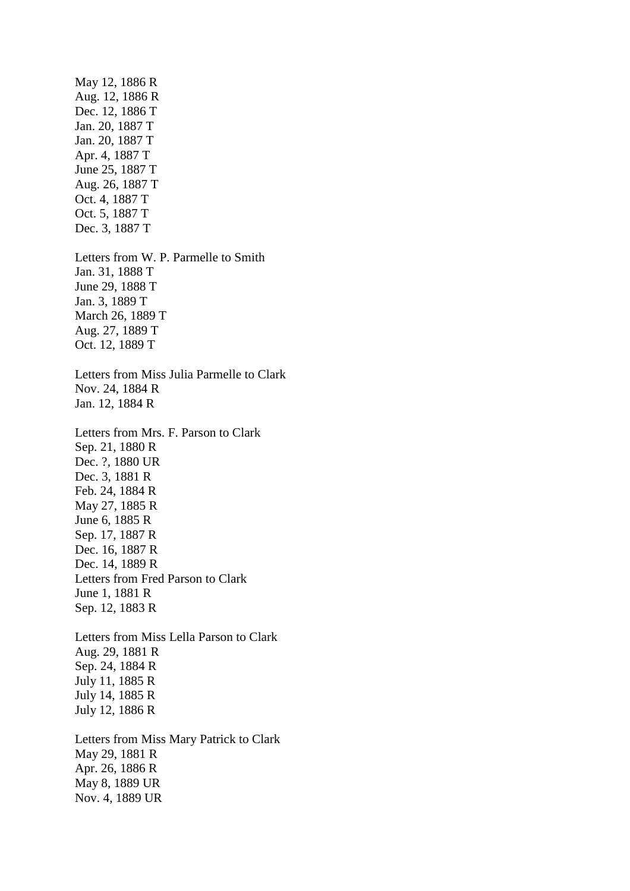May 12, 1886 R
Aug. 12, 1886 R
Dec. 12, 1886 T
Jan. 20, 1887 T
Jan. 20, 1887 T
Apr. 4, 1887 T
June 25, 1887 T
Aug. 26, 1887 T
Oct. 4, 1887 T
Oct. 5, 1887 T
Dec. 3, 1887 T

Letters from W. P. Parmelle to Smith
Jan. 31, 1888 T
June 29, 1888 T
Jan. 3, 1889 T
March 26, 1889 T
Aug. 27, 1889 T
Oct. 12, 1889 T

Letters from Miss Julia Parmelle to Clark
Nov. 24, 1884 R
Jan. 12, 1884 R

Letters from Mrs. F. Parson to Clark
Sep. 21, 1880 R
Dec. ?, 1880 UR
Dec. 3, 1881 R
Feb. 24, 1884 R
May 27, 1885 R
June 6, 1885 R
Sep. 17, 1887 R
Dec. 16, 1887 R
Dec. 14, 1889 R
Letters from Fred Parson to Clark
June 1, 1881 R
Sep. 12, 1883 R

Letters from Miss Lella Parson to Clark
Aug. 29, 1881 R
Sep. 24, 1884 R
July 11, 1885 R
July 14, 1885 R
July 12, 1886 R

Letters from Miss Mary Patrick to Clark
May 29, 1881 R
Apr. 26, 1886 R
May 8, 1889 UR
Nov. 4, 1889 UR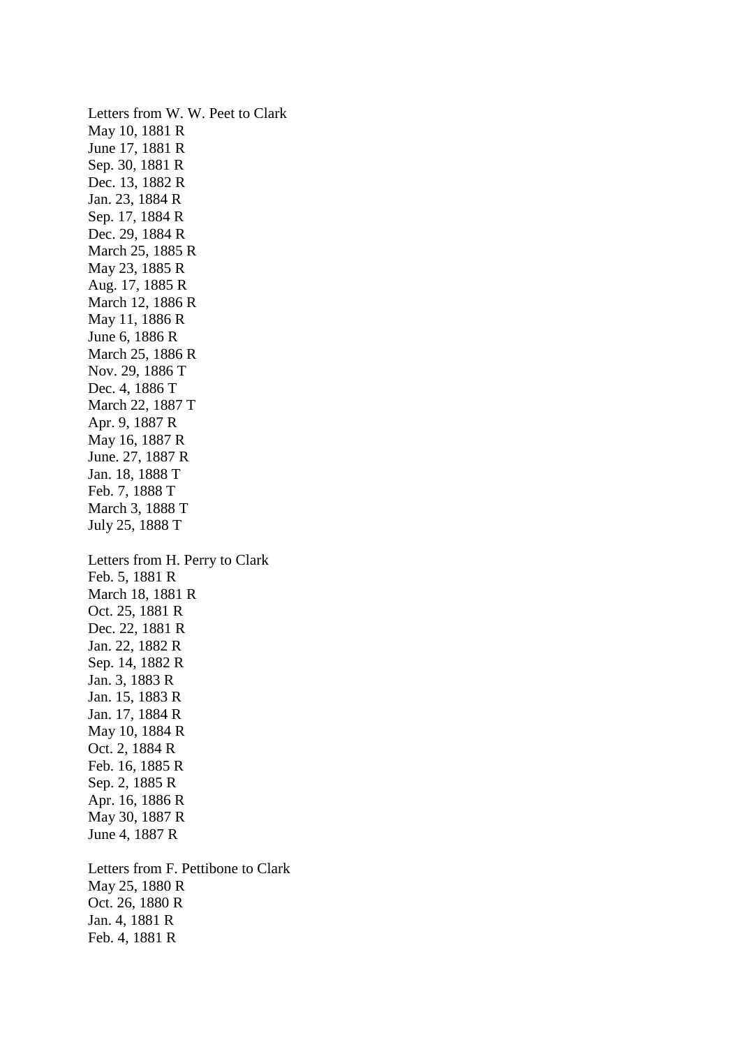Letters from W. W. Peet to Clark
May 10, 1881 R
June 17, 1881 R
Sep. 30, 1881 R
Dec. 13, 1882 R
Jan. 23, 1884 R
Sep. 17, 1884 R
Dec. 29, 1884 R
March 25, 1885 R
May 23, 1885 R
Aug. 17, 1885 R
March 12, 1886 R
May 11, 1886 R
June 6, 1886 R
March 25, 1886 R
Nov. 29, 1886 T
Dec. 4, 1886 T
March 22, 1887 T
Apr. 9, 1887 R
May 16, 1887 R
June. 27, 1887 R
Jan. 18, 1888 T
Feb. 7, 1888 T
March 3, 1888 T
July 25, 1888 T

Letters from H. Perry to Clark
Feb. 5, 1881 R
March 18, 1881 R
Oct. 25, 1881 R
Dec. 22, 1881 R
Jan. 22, 1882 R
Sep. 14, 1882 R
Jan. 3, 1883 R
Jan. 15, 1883 R
Jan. 17, 1884 R
May 10, 1884 R
Oct. 2, 1884 R
Feb. 16, 1885 R
Sep. 2, 1885 R
Apr. 16, 1886 R
May 30, 1887 R
June 4, 1887 R

Letters from F. Pettibone to Clark
May 25, 1880 R
Oct. 26, 1880 R
Jan. 4, 1881 R
Feb. 4, 1881 R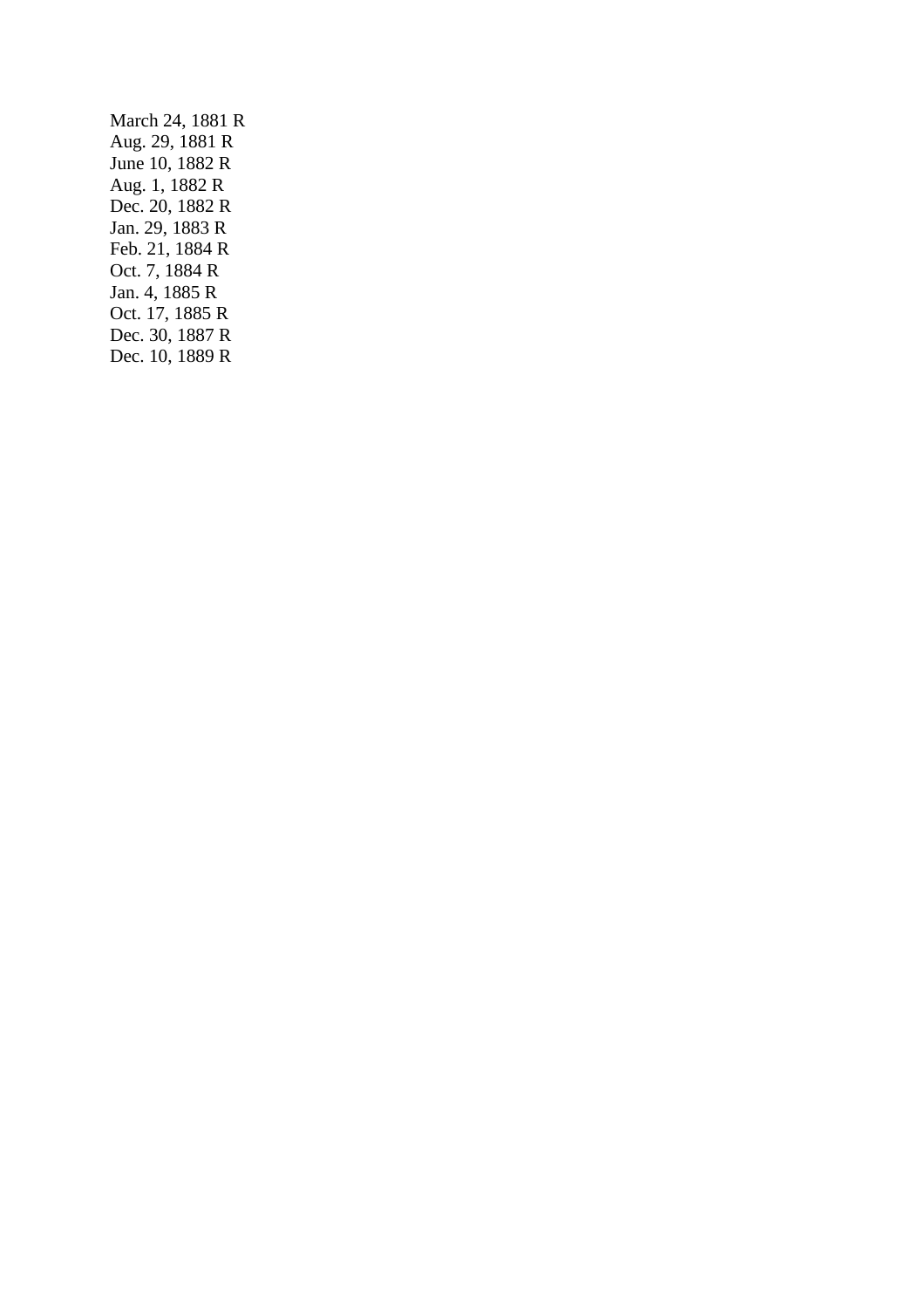March 24, 1881 R
Aug. 29, 1881 R
June 10, 1882 R
Aug. 1, 1882 R
Dec. 20, 1882 R
Jan. 29, 1883 R
Feb. 21, 1884 R
Oct. 7, 1884 R
Jan. 4, 1885 R
Oct. 17, 1885 R
Dec. 30, 1887 R
Dec. 10, 1889 R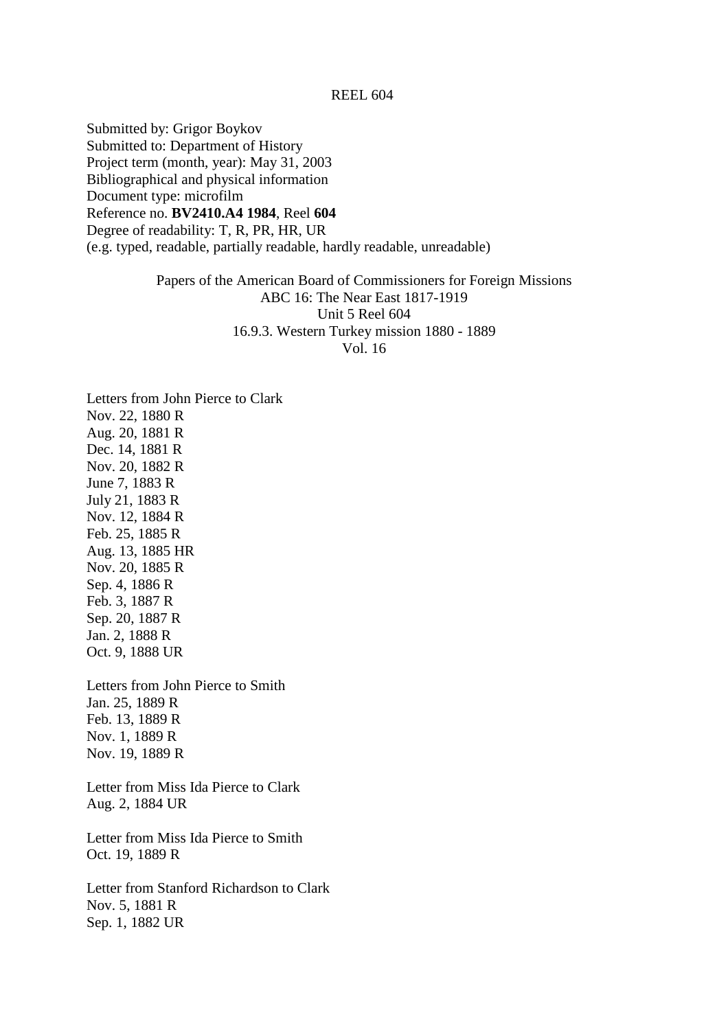REEL 604

Submitted by: Grigor Boykov
Submitted to: Department of History
Project term (month, year): May 31, 2003
Bibliographical and physical information
Document type: microfilm
Reference no. **BV2410.A4 1984**, Reel **604**
Degree of readability: T, R, PR, HR, UR
(e.g. typed, readable, partially readable, hardly readable, unreadable)

Papers of the American Board of Commissioners for Foreign Missions
ABC 16: The Near East 1817-1919
Unit 5 Reel 604
16.9.3. Western Turkey mission 1880 - 1889
Vol. 16

Letters from John Pierce to Clark
Nov. 22, 1880 R
Aug. 20, 1881 R
Dec. 14, 1881 R
Nov. 20, 1882 R
June 7, 1883 R
July 21, 1883 R
Nov. 12, 1884 R
Feb. 25, 1885 R
Aug. 13, 1885 HR
Nov. 20, 1885 R
Sep. 4, 1886 R
Feb. 3, 1887 R
Sep. 20, 1887 R
Jan. 2, 1888 R
Oct. 9, 1888 UR

Letters from John Pierce to Smith
Jan. 25, 1889 R
Feb. 13, 1889 R
Nov. 1, 1889 R
Nov. 19, 1889 R

Letter from Miss Ida Pierce to Clark
Aug. 2, 1884 UR

Letter from Miss Ida Pierce to Smith
Oct. 19, 1889 R

Letter from Stanford Richardson to Clark
Nov. 5, 1881 R
Sep. 1, 1882 UR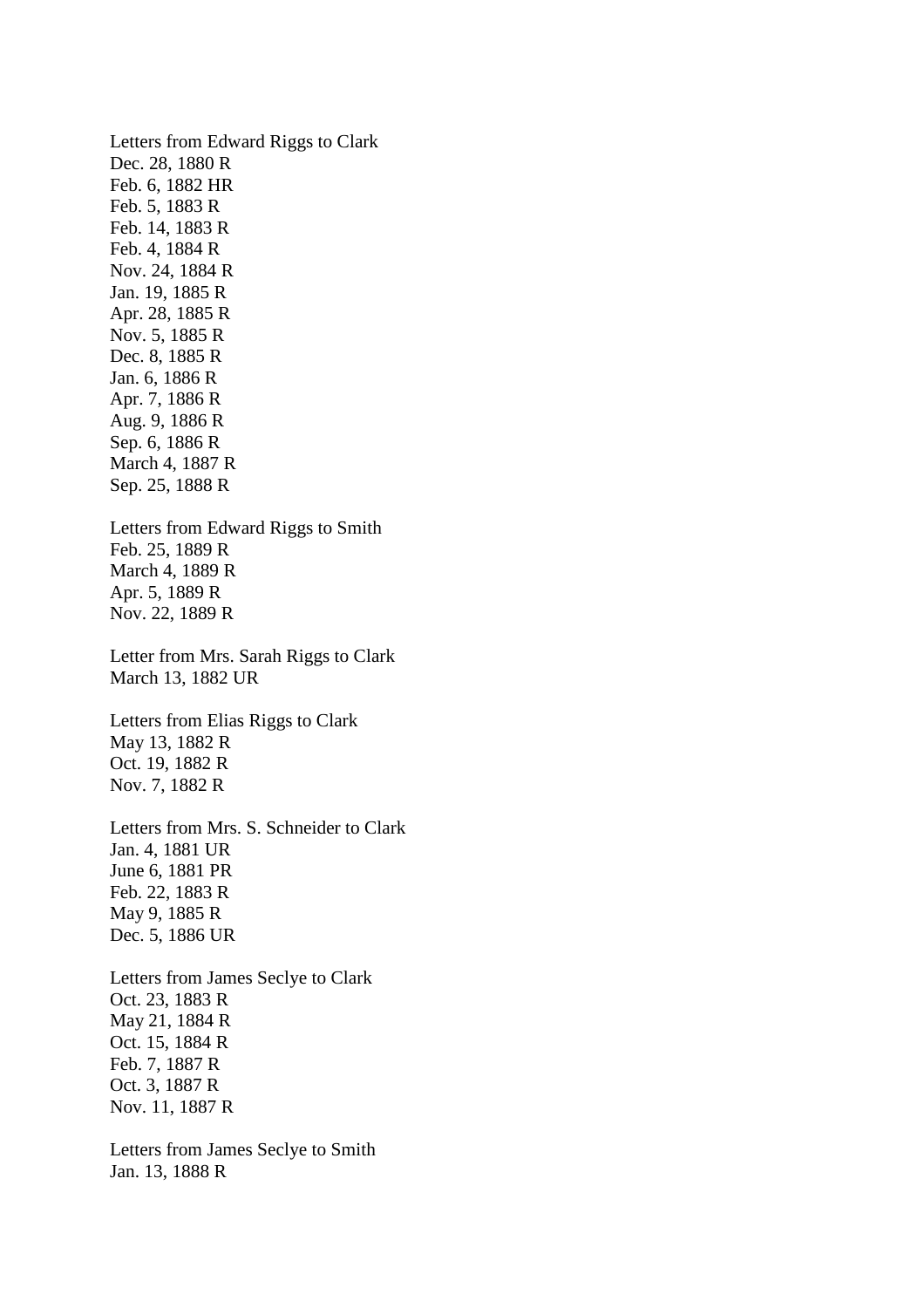Letters from Edward Riggs to Clark
Dec. 28, 1880 R
Feb. 6, 1882 HR
Feb. 5, 1883 R
Feb. 14, 1883 R
Feb. 4, 1884 R
Nov. 24, 1884 R
Jan. 19, 1885 R
Apr. 28, 1885 R
Nov. 5, 1885 R
Dec. 8, 1885 R
Jan. 6, 1886 R
Apr. 7, 1886 R
Aug. 9, 1886 R
Sep. 6, 1886 R
March 4, 1887 R
Sep. 25, 1888 R

Letters from Edward Riggs to Smith
Feb. 25, 1889 R
March 4, 1889 R
Apr. 5, 1889 R
Nov. 22, 1889 R

Letter from Mrs. Sarah Riggs to Clark
March 13, 1882 UR

Letters from Elias Riggs to Clark
May 13, 1882 R
Oct. 19, 1882 R
Nov. 7, 1882 R

Letters from Mrs. S. Schneider to Clark
Jan. 4, 1881 UR
June 6, 1881 PR
Feb. 22, 1883 R
May 9, 1885 R
Dec. 5, 1886 UR

Letters from James Seclye to Clark
Oct. 23, 1883 R
May 21, 1884 R
Oct. 15, 1884 R
Feb. 7, 1887 R
Oct. 3, 1887 R
Nov. 11, 1887 R

Letters from James Seclye to Smith
Jan. 13, 1888 R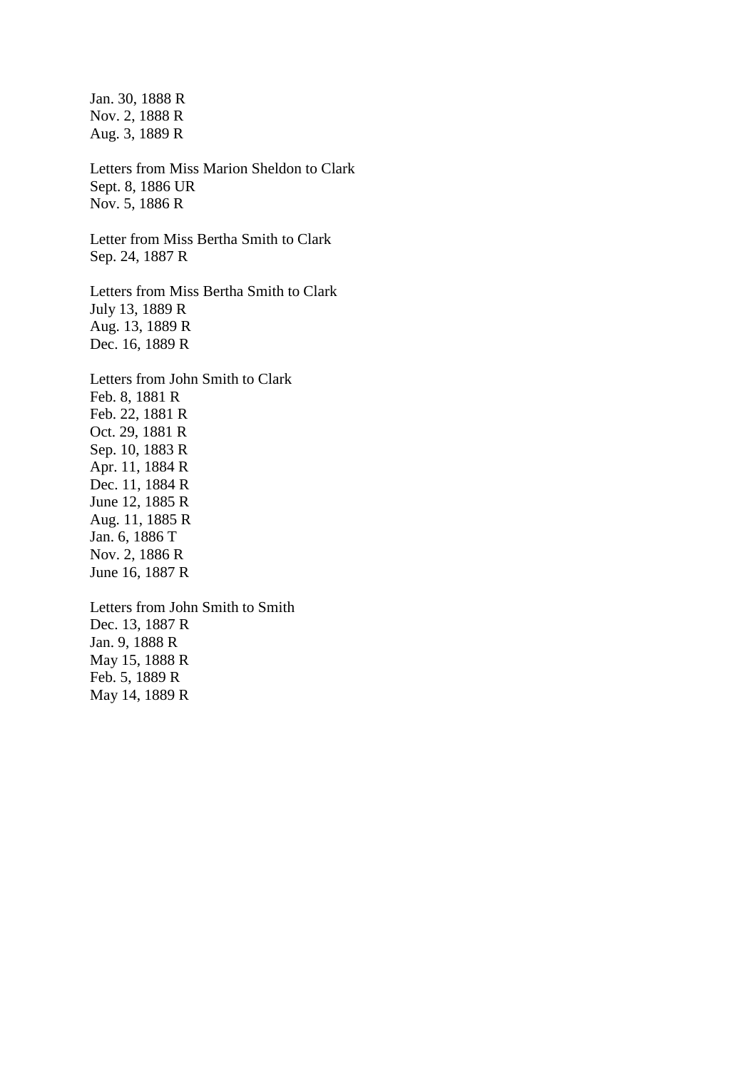Jan. 30, 1888 R  
Nov. 2, 1888 R  
Aug. 3, 1889 R

Letters from Miss Marion Sheldon to Clark  
Sept. 8, 1886 UR  
Nov. 5, 1886 R

Letter from Miss Bertha Smith to Clark  
Sep. 24, 1887 R

Letters from Miss Bertha Smith to Clark  
July 13, 1889 R  
Aug. 13, 1889 R  
Dec. 16, 1889 R

Letters from John Smith to Clark  
Feb. 8, 1881 R  
Feb. 22, 1881 R  
Oct. 29, 1881 R  
Sep. 10, 1883 R  
Apr. 11, 1884 R  
Dec. 11, 1884 R  
June 12, 1885 R  
Aug. 11, 1885 R  
Jan. 6, 1886 T  
Nov. 2, 1886 R  
June 16, 1887 R

Letters from John Smith to Smith  
Dec. 13, 1887 R  
Jan. 9, 1888 R  
May 15, 1888 R  
Feb. 5, 1889 R  
May 14, 1889 R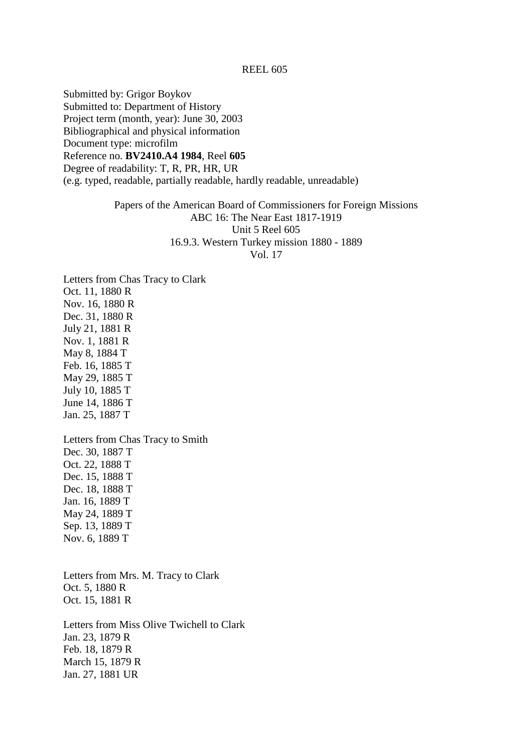REEL 605

Submitted by: Grigor Boykov
Submitted to: Department of History
Project term (month, year): June 30, 2003
Bibliographical and physical information
Document type: microfilm
Reference no. **BV2410.A4 1984**, Reel **605**
Degree of readability: T, R, PR, HR, UR
(e.g. typed, readable, partially readable, hardly readable, unreadable)

Papers of the American Board of Commissioners for Foreign Missions
ABC 16: The Near East 1817-1919
Unit 5 Reel 605
16.9.3. Western Turkey mission 1880 - 1889
Vol. 17

Letters from Chas Tracy to Clark
Oct. 11, 1880 R
Nov. 16, 1880 R
Dec. 31, 1880 R
July 21, 1881 R
Nov. 1, 1881 R
May 8, 1884 T
Feb. 16, 1885 T
May 29, 1885 T
July 10, 1885 T
June 14, 1886 T
Jan. 25, 1887 T

Letters from Chas Tracy to Smith
Dec. 30, 1887 T
Oct. 22, 1888 T
Dec. 15, 1888 T
Dec. 18, 1888 T
Jan. 16, 1889 T
May 24, 1889 T
Sep. 13, 1889 T
Nov. 6, 1889 T

Letters from Mrs. M. Tracy to Clark
Oct. 5, 1880 R
Oct. 15, 1881 R

Letters from Miss Olive Twichell to Clark
Jan. 23, 1879 R
Feb. 18, 1879 R
March 15, 1879 R
Jan. 27, 1881 UR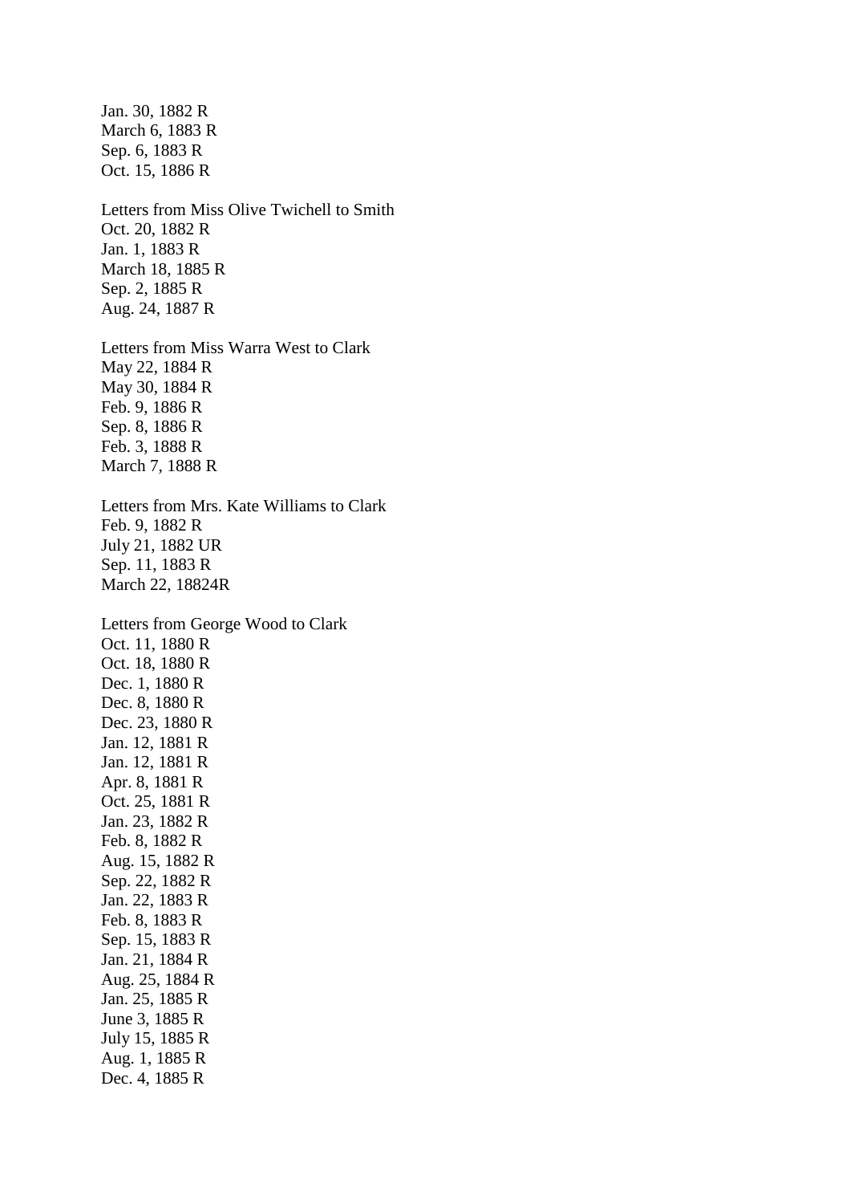Jan. 30, 1882 R
March 6, 1883 R
Sep. 6, 1883 R
Oct. 15, 1886 R

Letters from Miss Olive Twichell to Smith
Oct. 20, 1882 R
Jan. 1, 1883 R
March 18, 1885 R
Sep. 2, 1885 R
Aug. 24, 1887 R

Letters from Miss Warra West to Clark
May 22, 1884 R
May 30, 1884 R
Feb. 9, 1886 R
Sep. 8, 1886 R
Feb. 3, 1888 R
March 7, 1888 R

Letters from Mrs. Kate Williams to Clark
Feb. 9, 1882 R
July 21, 1882 UR
Sep. 11, 1883 R
March 22, 18824R

Letters from George Wood to Clark
Oct. 11, 1880 R
Oct. 18, 1880 R
Dec. 1, 1880 R
Dec. 8, 1880 R
Dec. 23, 1880 R
Jan. 12, 1881 R
Jan. 12, 1881 R
Apr. 8, 1881 R
Oct. 25, 1881 R
Jan. 23, 1882 R
Feb. 8, 1882 R
Aug. 15, 1882 R
Sep. 22, 1882 R
Jan. 22, 1883 R
Feb. 8, 1883 R
Sep. 15, 1883 R
Jan. 21, 1884 R
Aug. 25, 1884 R
Jan. 25, 1885 R
June 3, 1885 R
July 15, 1885 R
Aug. 1, 1885 R
Dec. 4, 1885 R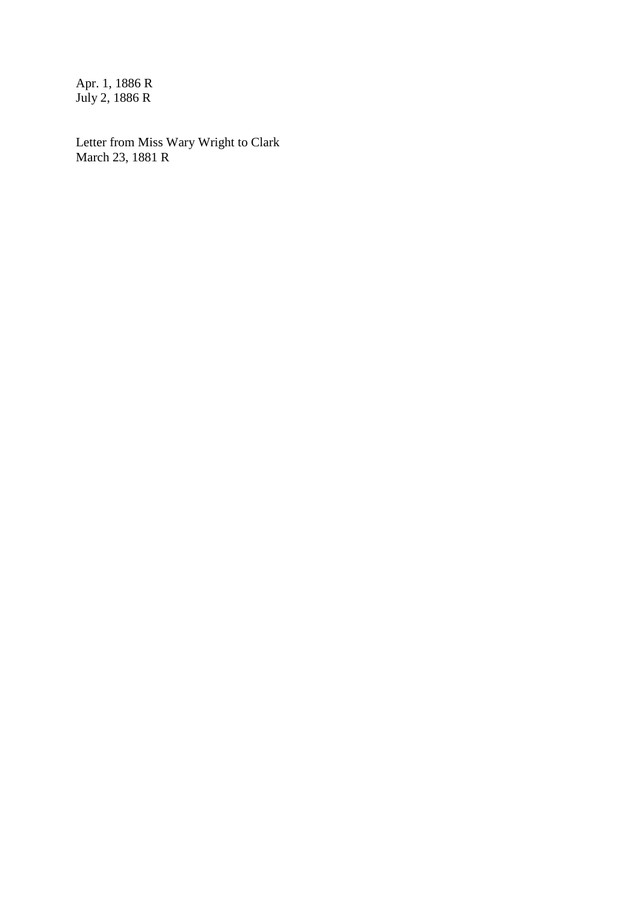Apr. 1, 1886 R
July 2, 1886 R

Letter from Miss Wary Wright to Clark
March 23, 1881 R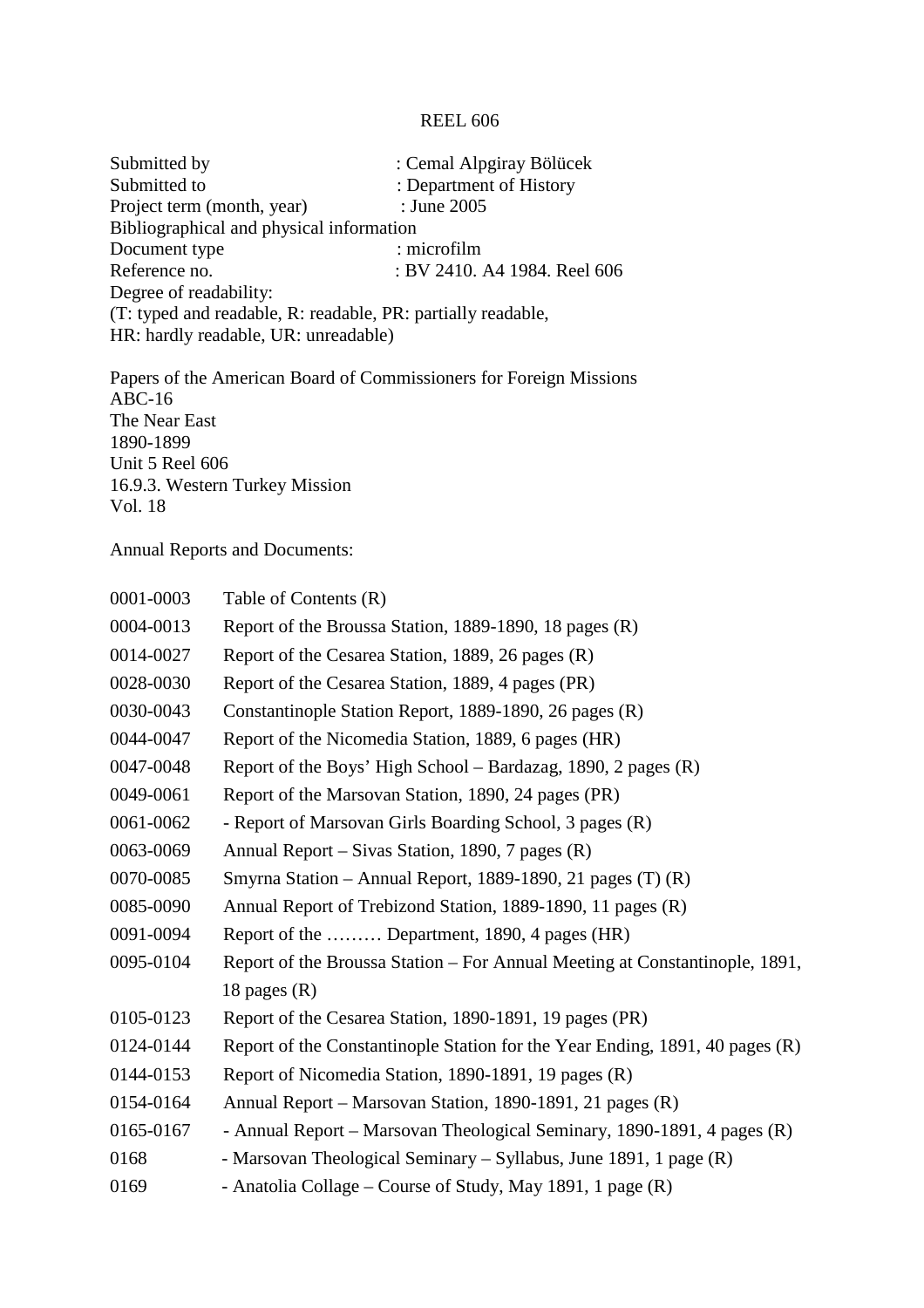REEL 606

Submitted by : Cemal Alpgiray Bölücek
Submitted to : Department of History
Project term (month, year) : June 2005
Bibliographical and physical information
Document type : microfilm
Reference no. : BV 2410. A4 1984. Reel 606
Degree of readability:
(T: typed and readable, R: readable, PR: partially readable,
HR: hardly readable, UR: unreadable)

Papers of the American Board of Commissioners for Foreign Missions
ABC-16
The Near East
1890-1899
Unit 5 Reel 606
16.9.3. Western Turkey Mission
Vol. 18

Annual Reports and Documents:

| | |
|---|---|
| 0001-0003 | Table of Contents (R) |
| 0004-0013 | Report of the Broussa Station, 1889-1890, 18 pages (R) |
| 0014-0027 | Report of the Cesarea Station, 1889, 26 pages (R) |
| 0028-0030 | Report of the Cesarea Station, 1889, 4 pages (PR) |
| 0030-0043 | Constantinople Station Report, 1889-1890, 26 pages (R) |
| 0044-0047 | Report of the Nicomedia Station, 1889, 6 pages (HR) |
| 0047-0048 | Report of the Boys' High School – Bardazag, 1890, 2 pages (R) |
| 0049-0061 | Report of the Marsovan Station, 1890, 24 pages (PR) |
| 0061-0062 | - Report of Marsovan Girls Boarding School, 3 pages (R) |
| 0063-0069 | Annual Report – Sivas Station, 1890, 7 pages (R) |
| 0070-0085 | Smyrna Station – Annual Report, 1889-1890, 21 pages (T) (R) |
| 0085-0090 | Annual Report of Trebizond Station, 1889-1890, 11 pages (R) |
| 0091-0094 | Report of the ……… Department, 1890, 4 pages (HR) |
| 0095-0104 | Report of the Broussa Station – For Annual Meeting at Constantinople, 1891, 18 pages (R) |
| 0105-0123 | Report of the Cesarea Station, 1890-1891, 19 pages (PR) |
| 0124-0144 | Report of the Constantinople Station for the Year Ending, 1891, 40 pages (R) |
| 0144-0153 | Report of Nicomedia Station, 1890-1891, 19 pages (R) |
| 0154-0164 | Annual Report – Marsovan Station, 1890-1891, 21 pages (R) |
| 0165-0167 | - Annual Report – Marsovan Theological Seminary, 1890-1891, 4 pages (R) |
| 0168 | - Marsovan Theological Seminary – Syllabus, June 1891, 1 page (R) |
| 0169 | - Anatolia Collage – Course of Study, May 1891, 1 page (R) |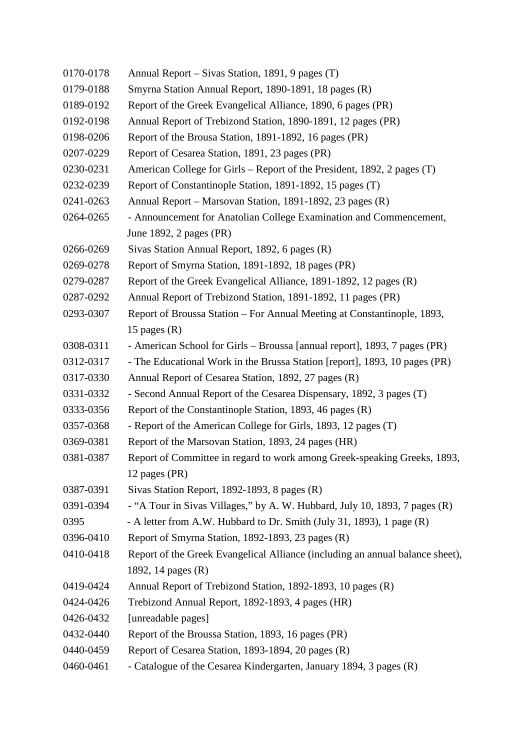0170-0178	Annual Report – Sivas Station, 1891, 9 pages (T)
0179-0188	Smyrna Station Annual Report, 1890-1891, 18 pages (R)
0189-0192	Report of the Greek Evangelical Alliance, 1890, 6 pages (PR)
0192-0198	Annual Report of Trebizond Station, 1890-1891, 12 pages (PR)
0198-0206	Report of the Brousa Station, 1891-1892, 16 pages (PR)
0207-0229	Report of Cesarea Station, 1891, 23 pages (PR)
0230-0231	American College for Girls – Report of the President, 1892, 2 pages (T)
0232-0239	Report of Constantinople Station, 1891-1892, 15 pages (T)
0241-0263	Annual Report – Marsovan Station, 1891-1892, 23 pages (R)
0264-0265	- Announcement for Anatolian College Examination and Commencement, June 1892, 2 pages (PR)
0266-0269	Sivas Station Annual Report, 1892, 6 pages (R)
0269-0278	Report of Smyrna Station, 1891-1892, 18 pages (PR)
0279-0287	Report of the Greek Evangelical Alliance, 1891-1892, 12 pages (R)
0287-0292	Annual Report of Trebizond Station, 1891-1892, 11 pages (PR)
0293-0307	Report of Broussa Station – For Annual Meeting at Constantinople, 1893, 15 pages (R)
0308-0311	- American School for Girls – Broussa [annual report], 1893, 7 pages (PR)
0312-0317	- The Educational Work in the Brussa Station [report], 1893, 10 pages (PR)
0317-0330	Annual Report of Cesarea Station, 1892, 27 pages (R)
0331-0332	- Second Annual Report of the Cesarea Dispensary, 1892, 3 pages (T)
0333-0356	Report of the Constantinople Station, 1893, 46 pages (R)
0357-0368	- Report of the American College for Girls, 1893, 12 pages (T)
0369-0381	Report of the Marsovan Station, 1893, 24 pages (HR)
0381-0387	Report of Committee in regard to work among Greek-speaking Greeks, 1893, 12 pages (PR)
0387-0391	Sivas Station Report, 1892-1893, 8 pages (R)
0391-0394	- "A Tour in Sivas Villages," by A. W. Hubbard, July 10, 1893, 7 pages (R)
0395	- A letter from A.W. Hubbard to Dr. Smith (July 31, 1893), 1 page (R)
0396-0410	Report of Smyrna Station, 1892-1893, 23 pages (R)
0410-0418	Report of the Greek Evangelical Alliance (including an annual balance sheet), 1892, 14 pages (R)
0419-0424	Annual Report of Trebizond Station, 1892-1893, 10 pages (R)
0424-0426	Trebizond Annual Report, 1892-1893, 4 pages (HR)
0426-0432	[unreadable pages]
0432-0440	Report of the Broussa Station, 1893, 16 pages (PR)
0440-0459	Report of Cesarea Station, 1893-1894, 20 pages (R)
0460-0461	- Catalogue of the Cesarea Kindergarten, January 1894, 3 pages (R)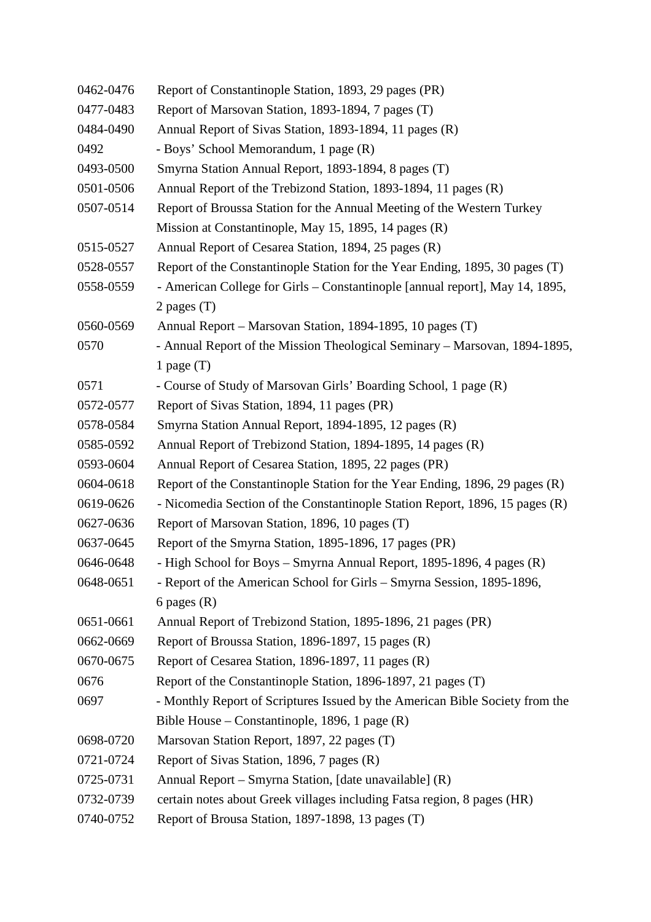| | |
|---|---|
| 0462-0476 | Report of Constantinople Station, 1893, 29 pages (PR) |
| 0477-0483 | Report of Marsovan Station, 1893-1894, 7 pages (T) |
| 0484-0490 | Annual Report of Sivas Station, 1893-1894, 11 pages (R) |
| 0492 | - Boys' School Memorandum, 1 page (R) |
| 0493-0500 | Smyrna Station Annual Report, 1893-1894, 8 pages (T) |
| 0501-0506 | Annual Report of the Trebizond Station, 1893-1894, 11 pages (R) |
| 0507-0514 | Report of Broussa Station for the Annual Meeting of the Western Turkey Mission at Constantinople, May 15, 1895, 14 pages (R) |
| 0515-0527 | Annual Report of Cesarea Station, 1894, 25 pages (R) |
| 0528-0557 | Report of the Constantinople Station for the Year Ending, 1895, 30 pages (T) |
| 0558-0559 | - American College for Girls – Constantinople [annual report], May 14, 1895, 2 pages (T) |
| 0560-0569 | Annual Report – Marsovan Station, 1894-1895, 10 pages (T) |
| 0570 | - Annual Report of the Mission Theological Seminary – Marsovan, 1894-1895, 1 page (T) |
| 0571 | - Course of Study of Marsovan Girls' Boarding School, 1 page (R) |
| 0572-0577 | Report of Sivas Station, 1894, 11 pages (PR) |
| 0578-0584 | Smyrna Station Annual Report, 1894-1895, 12 pages (R) |
| 0585-0592 | Annual Report of Trebizond Station, 1894-1895, 14 pages (R) |
| 0593-0604 | Annual Report of Cesarea Station, 1895, 22 pages (PR) |
| 0604-0618 | Report of the Constantinople Station for the Year Ending, 1896, 29 pages (R) |
| 0619-0626 | - Nicomedia Section of the Constantinople Station Report, 1896, 15 pages (R) |
| 0627-0636 | Report of Marsovan Station, 1896, 10 pages (T) |
| 0637-0645 | Report of the Smyrna Station, 1895-1896, 17 pages (PR) |
| 0646-0648 | - High School for Boys – Smyrna Annual Report, 1895-1896, 4 pages (R) |
| 0648-0651 | - Report of the American School for Girls – Smyrna Session, 1895-1896, 6 pages (R) |
| 0651-0661 | Annual Report of Trebizond Station, 1895-1896, 21 pages (PR) |
| 0662-0669 | Report of Broussa Station, 1896-1897, 15 pages (R) |
| 0670-0675 | Report of Cesarea Station, 1896-1897, 11 pages (R) |
| 0676 | Report of the Constantinople Station, 1896-1897, 21 pages (T) |
| 0697 | - Monthly Report of Scriptures Issued by the American Bible Society from the Bible House – Constantinople, 1896, 1 page (R) |
| 0698-0720 | Marsovan Station Report, 1897, 22 pages (T) |
| 0721-0724 | Report of Sivas Station, 1896, 7 pages (R) |
| 0725-0731 | Annual Report – Smyrna Station, [date unavailable] (R) |
| 0732-0739 | certain notes about Greek villages including Fatsa region, 8 pages (HR) |
| 0740-0752 | Report of Brousa Station, 1897-1898, 13 pages (T) |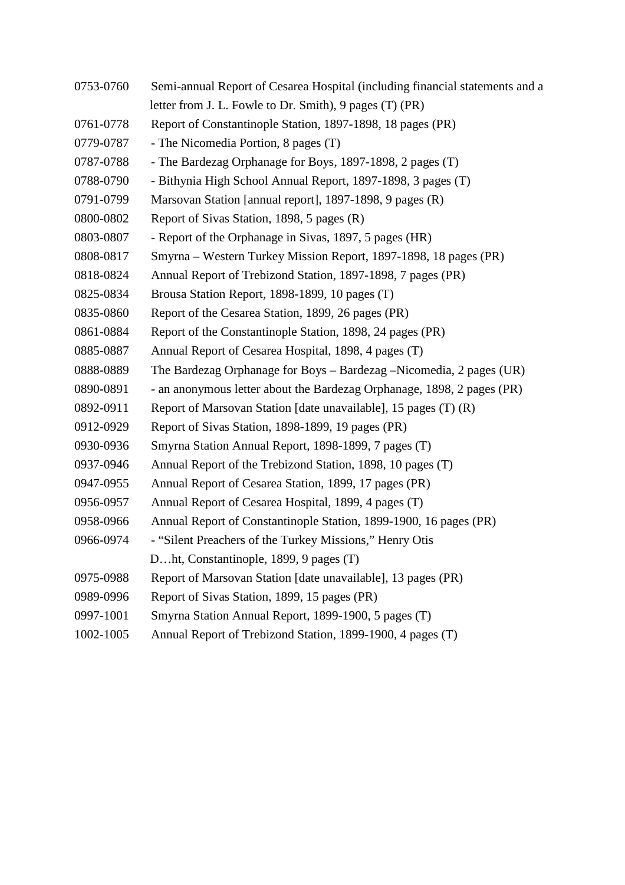0753-0760 Semi-annual Report of Cesarea Hospital (including financial statements and a letter from J. L. Fowle to Dr. Smith), 9 pages (T) (PR)

0761-0778 Report of Constantinople Station, 1897-1898, 18 pages (PR)

0779-0787 - The Nicomedia Portion, 8 pages (T)

0787-0788 - The Bardezag Orphanage for Boys, 1897-1898, 2 pages (T)

0788-0790 - Bithynia High School Annual Report, 1897-1898, 3 pages (T)

0791-0799 Marsovan Station [annual report], 1897-1898, 9 pages (R)

0800-0802 Report of Sivas Station, 1898, 5 pages (R)

0803-0807 - Report of the Orphanage in Sivas, 1897, 5 pages (HR)

0808-0817 Smyrna – Western Turkey Mission Report, 1897-1898, 18 pages (PR)

0818-0824 Annual Report of Trebizond Station, 1897-1898, 7 pages (PR)

0825-0834 Brousa Station Report, 1898-1899, 10 pages (T)

0835-0860 Report of the Cesarea Station, 1899, 26 pages (PR)

0861-0884 Report of the Constantinople Station, 1898, 24 pages (PR)

0885-0887 Annual Report of Cesarea Hospital, 1898, 4 pages (T)

0888-0889 The Bardezag Orphanage for Boys – Bardezag –Nicomedia, 2 pages (UR)

0890-0891 - an anonymous letter about the Bardezag Orphanage, 1898, 2 pages (PR)

0892-0911 Report of Marsovan Station [date unavailable], 15 pages (T) (R)

0912-0929 Report of Sivas Station, 1898-1899, 19 pages (PR)

0930-0936 Smyrna Station Annual Report, 1898-1899, 7 pages (T)

0937-0946 Annual Report of the Trebizond Station, 1898, 10 pages (T)

0947-0955 Annual Report of Cesarea Station, 1899, 17 pages (PR)

0956-0957 Annual Report of Cesarea Hospital, 1899, 4 pages (T)

0958-0966 Annual Report of Constantinople Station, 1899-1900, 16 pages (PR)

0966-0974 - "Silent Preachers of the Turkey Missions," Henry Otis D…ht, Constantinople, 1899, 9 pages (T)

0975-0988 Report of Marsovan Station [date unavailable], 13 pages (PR)

0989-0996 Report of Sivas Station, 1899, 15 pages (PR)

0997-1001 Smyrna Station Annual Report, 1899-1900, 5 pages (T)

1002-1005 Annual Report of Trebizond Station, 1899-1900, 4 pages (T)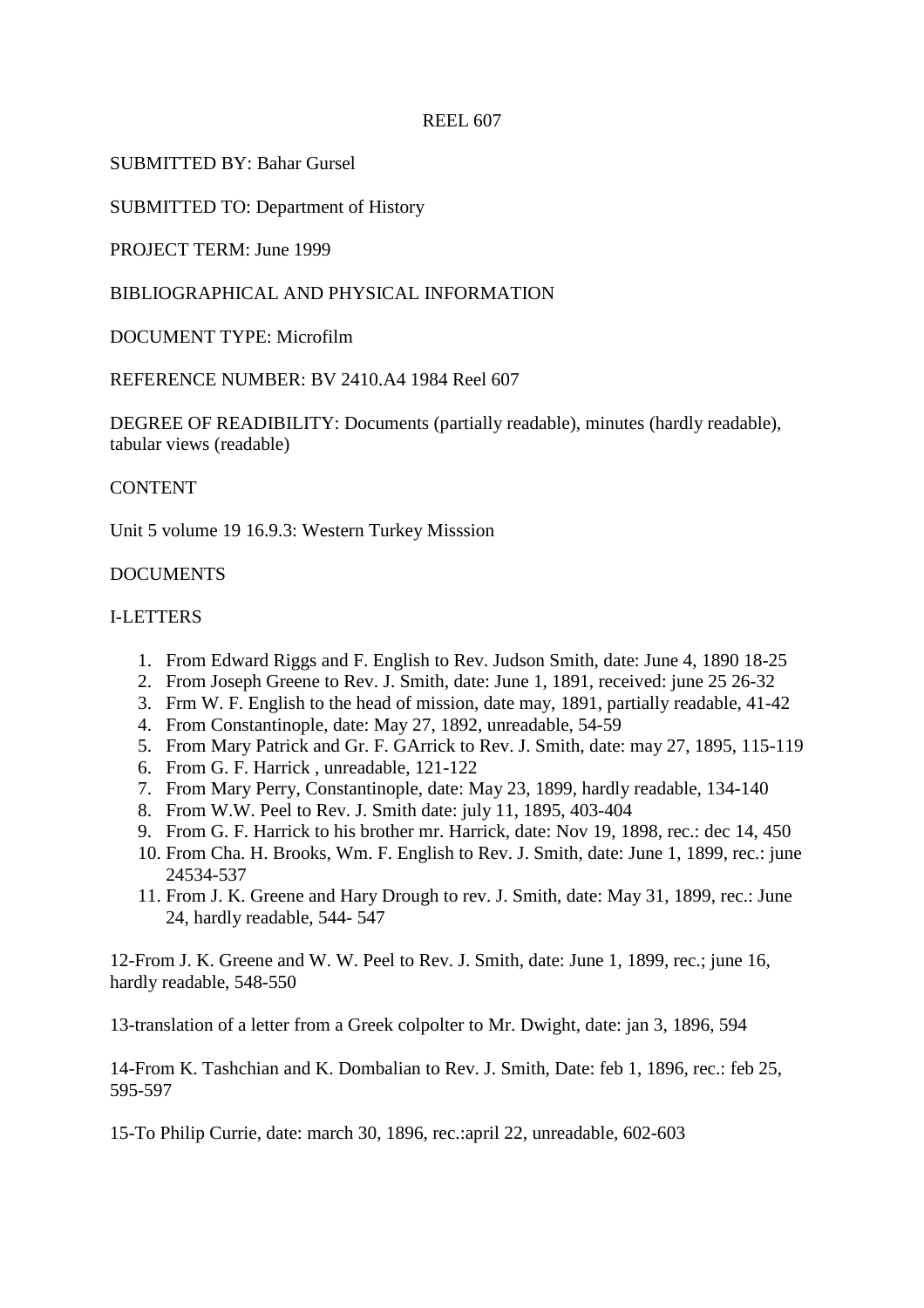REEL 607

SUBMITTED BY: Bahar Gursel

SUBMITTED TO: Department of History

PROJECT TERM: June 1999

BIBLIOGRAPHICAL AND PHYSICAL INFORMATION

DOCUMENT TYPE: Microfilm

REFERENCE NUMBER: BV 2410.A4 1984 Reel 607

DEGREE OF READIBILITY: Documents (partially readable), minutes (hardly readable), tabular views (readable)

CONTENT

Unit 5 volume 19 16.9.3: Western Turkey Misssion

DOCUMENTS

I-LETTERS

1. From Edward Riggs and F. English to Rev. Judson Smith, date: June 4, 1890 18-25
2. From Joseph Greene to Rev. J. Smith, date: June 1, 1891, received: june 25 26-32
3. Frm W. F. English to the head of mission, date may, 1891, partially readable, 41-42
4. From Constantinople, date: May 27, 1892, unreadable, 54-59
5. From Mary Patrick and Gr. F. GArrick to Rev. J. Smith, date: may 27, 1895, 115-119
6. From G. F. Harrick , unreadable, 121-122
7. From Mary Perry, Constantinople, date: May 23, 1899, hardly readable, 134-140
8. From W.W. Peel to Rev. J. Smith date: july 11, 1895, 403-404
9. From G. F. Harrick to his brother mr. Harrick, date: Nov 19, 1898, rec.: dec 14, 450
10. From Cha. H. Brooks, Wm. F. English to Rev. J. Smith, date: June 1, 1899, rec.: june 24534-537
11. From J. K. Greene and Hary Drough to rev. J. Smith, date: May 31, 1899, rec.: June 24, hardly readable, 544- 547

12-From J. K. Greene and W. W. Peel to Rev. J. Smith, date: June 1, 1899, rec.; june 16, hardly readable, 548-550

13-translation of a letter from a Greek colpolter to Mr. Dwight, date: jan 3, 1896, 594

14-From K. Tashchian and K. Dombalian to Rev. J. Smith, Date: feb 1, 1896, rec.: feb 25, 595-597

15-To Philip Currie, date: march 30, 1896, rec.:april 22, unreadable, 602-603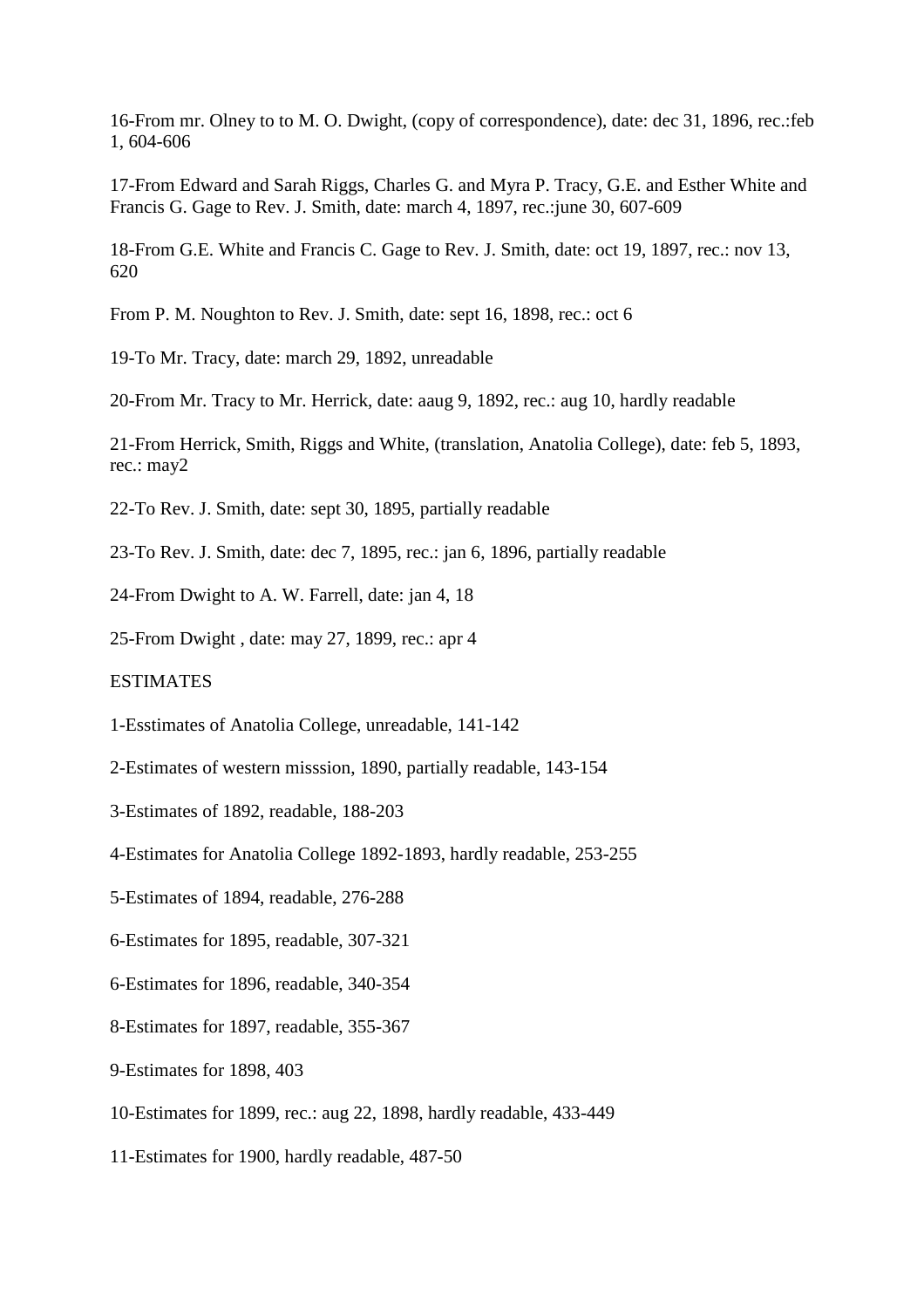16-From mr. Olney to to M. O. Dwight, (copy of correspondence), date: dec 31, 1896, rec.:feb 1, 604-606

17-From Edward and Sarah Riggs, Charles G. and Myra P. Tracy, G.E. and Esther White and Francis G. Gage to Rev. J. Smith, date: march 4, 1897, rec.:june 30, 607-609

18-From G.E. White and Francis C. Gage to Rev. J. Smith, date: oct 19, 1897, rec.: nov 13, 620

From P. M. Noughton to Rev. J. Smith, date: sept 16, 1898, rec.: oct 6

19-To Mr. Tracy, date: march 29, 1892, unreadable

20-From Mr. Tracy to Mr. Herrick, date: aaug 9, 1892, rec.: aug 10, hardly readable

21-From Herrick, Smith, Riggs and White, (translation, Anatolia College), date: feb 5, 1893, rec.: may2

22-To Rev. J. Smith, date: sept 30, 1895, partially readable

23-To Rev. J. Smith, date: dec 7, 1895, rec.: jan 6, 1896, partially readable

24-From Dwight to A. W. Farrell, date: jan 4, 18

25-From Dwight , date: may 27, 1899, rec.: apr 4

ESTIMATES

1-Esstimates of Anatolia College, unreadable, 141-142

2-Estimates of western misssion, 1890, partially readable, 143-154

3-Estimates of 1892, readable, 188-203

4-Estimates for Anatolia College 1892-1893, hardly readable, 253-255

5-Estimates of 1894, readable, 276-288

6-Estimates for 1895, readable, 307-321

6-Estimates for 1896, readable, 340-354

8-Estimates for 1897, readable, 355-367

9-Estimates for 1898, 403

10-Estimates for 1899, rec.: aug 22, 1898, hardly readable, 433-449

11-Estimates for 1900, hardly readable, 487-50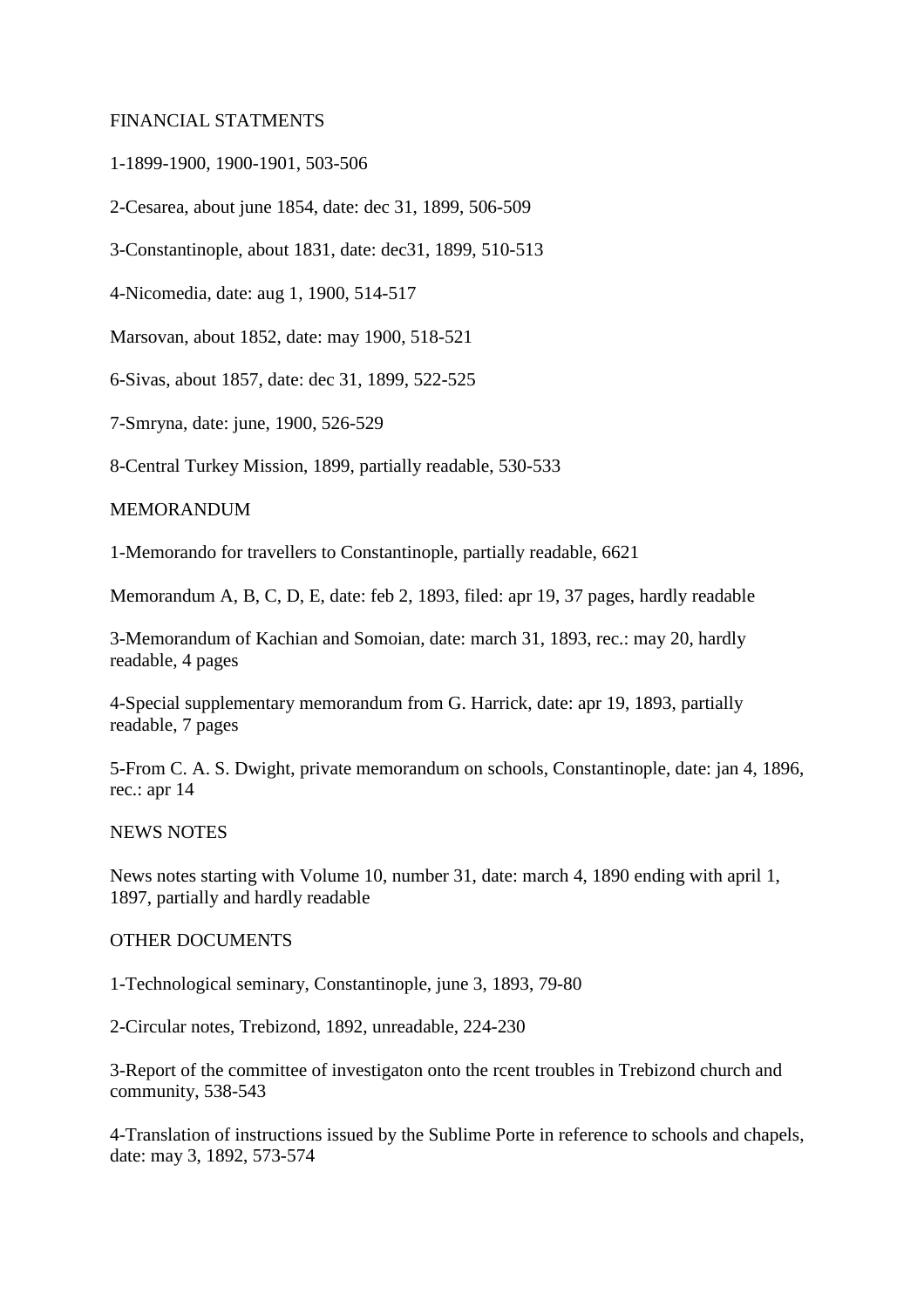FINANCIAL STATMENTS

1-1899-1900, 1900-1901, 503-506

2-Cesarea, about june 1854, date: dec 31, 1899, 506-509

3-Constantinople, about 1831, date: dec31, 1899, 510-513

4-Nicomedia, date: aug 1, 1900, 514-517

Marsovan, about 1852, date: may 1900, 518-521

6-Sivas, about 1857, date: dec 31, 1899, 522-525

7-Smryna, date: june, 1900, 526-529

8-Central Turkey Mission, 1899, partially readable, 530-533

MEMORANDUM

1-Memorando for travellers to Constantinople, partially readable, 6621

Memorandum A, B, C, D, E, date: feb 2, 1893, filed: apr 19, 37 pages, hardly readable

3-Memorandum of Kachian and Somoian, date: march 31, 1893, rec.: may 20, hardly readable, 4 pages

4-Special supplementary memorandum from G. Harrick, date: apr 19, 1893, partially readable, 7 pages

5-From C. A. S. Dwight, private memorandum on schools, Constantinople, date: jan 4, 1896, rec.: apr 14

NEWS NOTES

News notes starting with Volume 10, number 31, date: march 4, 1890 ending with april 1, 1897, partially and hardly readable

OTHER DOCUMENTS

1-Technological seminary, Constantinople, june 3, 1893, 79-80

2-Circular notes, Trebizond, 1892, unreadable, 224-230

3-Report of the committee of investigaton onto the rcent troubles in Trebizond church and community, 538-543

4-Translation of instructions issued by the Sublime Porte in reference to schools and chapels, date: may 3, 1892, 573-574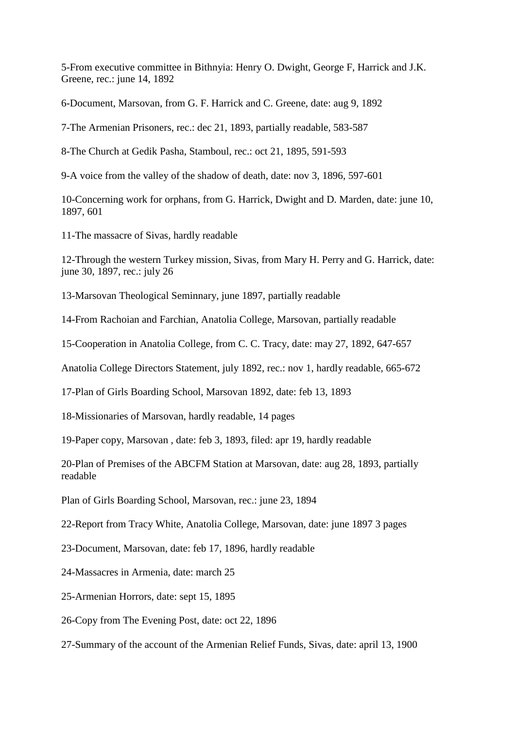5-From executive committee in Bithnyia: Henry O. Dwight, George F, Harrick and J.K. Greene, rec.: june 14, 1892

6-Document, Marsovan, from G. F. Harrick and C. Greene, date: aug 9, 1892

7-The Armenian Prisoners, rec.: dec 21, 1893, partially readable, 583-587

8-The Church at Gedik Pasha, Stamboul, rec.: oct 21, 1895, 591-593

9-A voice from the valley of the shadow of death, date: nov 3, 1896, 597-601

10-Concerning work for orphans, from G. Harrick, Dwight and D. Marden, date: june 10, 1897, 601

11-The massacre of Sivas, hardly readable

12-Through the western Turkey mission, Sivas, from Mary H. Perry and G. Harrick, date: june 30, 1897, rec.: july 26

13-Marsovan Theological Seminnary, june 1897, partially readable

14-From Rachoian and Farchian, Anatolia College, Marsovan, partially readable

15-Cooperation in Anatolia College, from C. C. Tracy, date: may 27, 1892, 647-657

Anatolia College Directors Statement, july 1892, rec.: nov 1, hardly readable, 665-672

17-Plan of Girls Boarding School, Marsovan 1892, date: feb 13, 1893

18-Missionaries of Marsovan, hardly readable, 14 pages

19-Paper copy, Marsovan , date: feb 3, 1893, filed: apr 19, hardly readable

20-Plan of Premises of the ABCFM Station at Marsovan, date: aug 28, 1893, partially readable

Plan of Girls Boarding School, Marsovan, rec.: june 23, 1894

22-Report from Tracy White, Anatolia College, Marsovan, date: june 1897 3 pages

23-Document, Marsovan, date: feb 17, 1896, hardly readable

24-Massacres in Armenia, date: march 25

25-Armenian Horrors, date: sept 15, 1895

26-Copy from The Evening Post, date: oct 22, 1896

27-Summary of the account of the Armenian Relief Funds, Sivas, date: april 13, 1900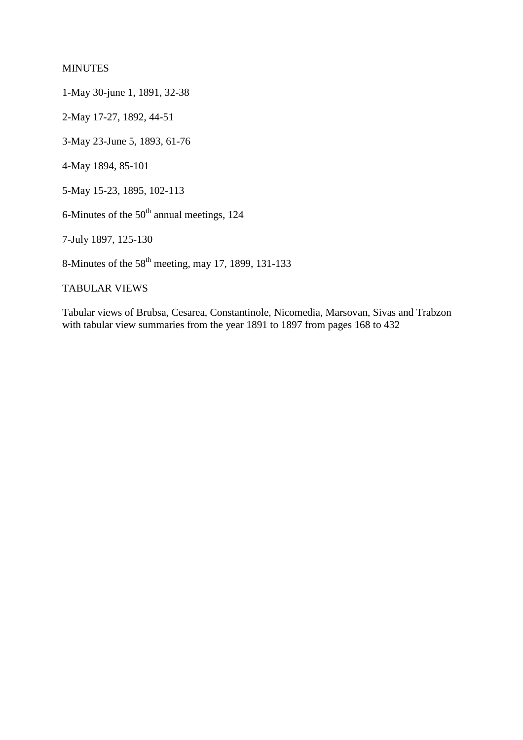MINUTES

1-May 30-june 1, 1891, 32-38

2-May 17-27, 1892, 44-51

3-May 23-June 5, 1893, 61-76

4-May 1894, 85-101

5-May 15-23, 1895, 102-113

6-Minutes of the $50^{th}$ annual meetings, 124

7-July 1897, 125-130

8-Minutes of the $58^{th}$ meeting, may 17, 1899, 131-133

TABULAR VIEWS

Tabular views of Brubsa, Cesarea, Constantinole, Nicomedia, Marsovan, Sivas and Trabzon with tabular view summaries from the year 1891 to 1897 from pages 168 to 432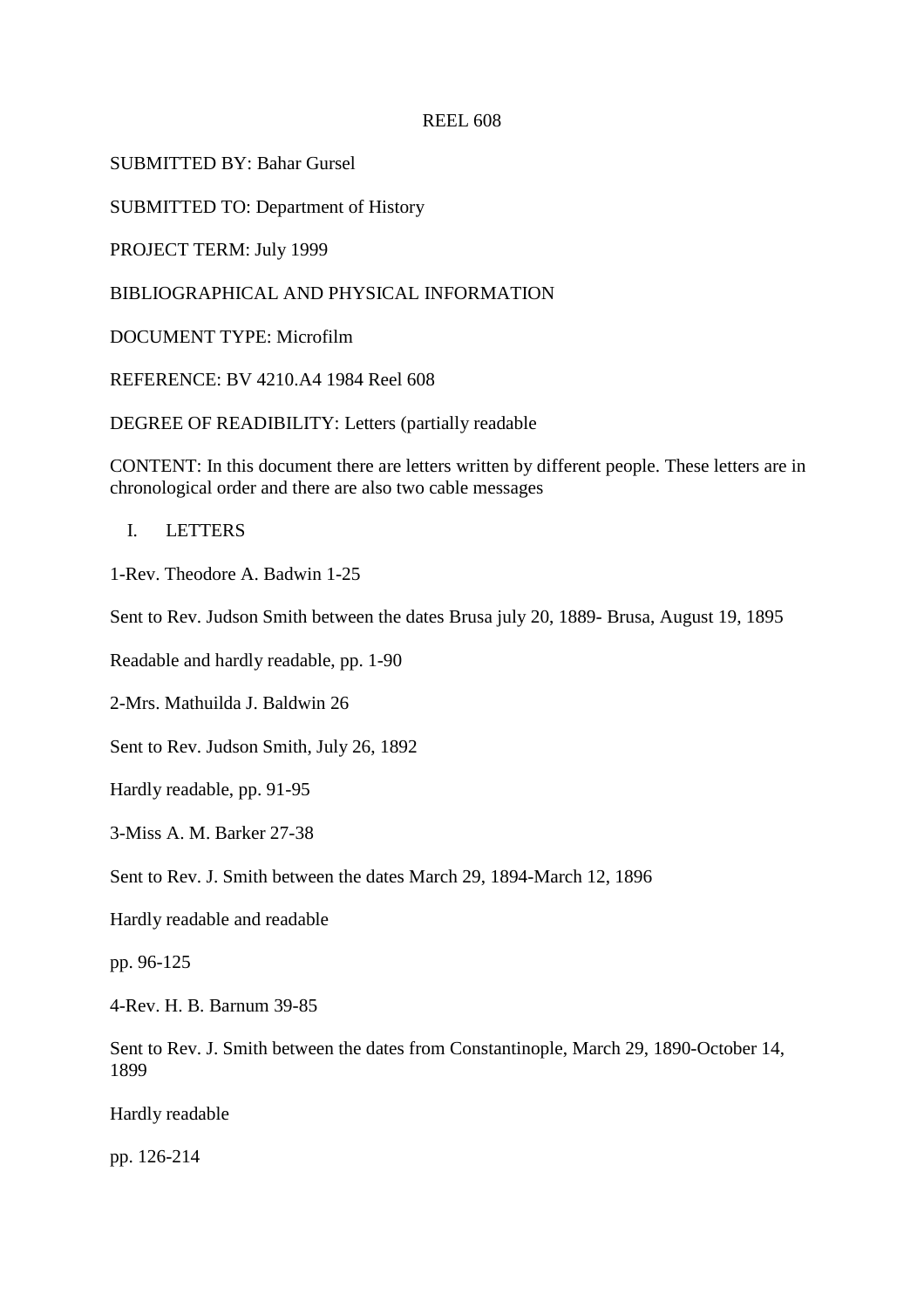REEL 608

SUBMITTED BY: Bahar Gursel

SUBMITTED TO: Department of History

PROJECT TERM: July 1999

BIBLIOGRAPHICAL AND PHYSICAL INFORMATION

DOCUMENT TYPE: Microfilm

REFERENCE: BV 4210.A4 1984 Reel 608

DEGREE OF READIBILITY: Letters (partially readable

CONTENT: In this document there are letters written by different people. These letters are in chronological order and there are also two cable messages

I. LETTERS

1-Rev. Theodore A. Badwin 1-25

Sent to Rev. Judson Smith between the dates Brusa july 20, 1889- Brusa, August 19, 1895

Readable and hardly readable, pp. 1-90

2-Mrs. Mathuilda J. Baldwin 26

Sent to Rev. Judson Smith, July 26, 1892

Hardly readable, pp. 91-95

3-Miss A. M. Barker 27-38

Sent to Rev. J. Smith between the dates March 29, 1894-March 12, 1896

Hardly readable and readable

pp. 96-125

4-Rev. H. B. Barnum 39-85

Sent to Rev. J. Smith between the dates from Constantinople, March 29, 1890-October 14, 1899

Hardly readable

pp. 126-214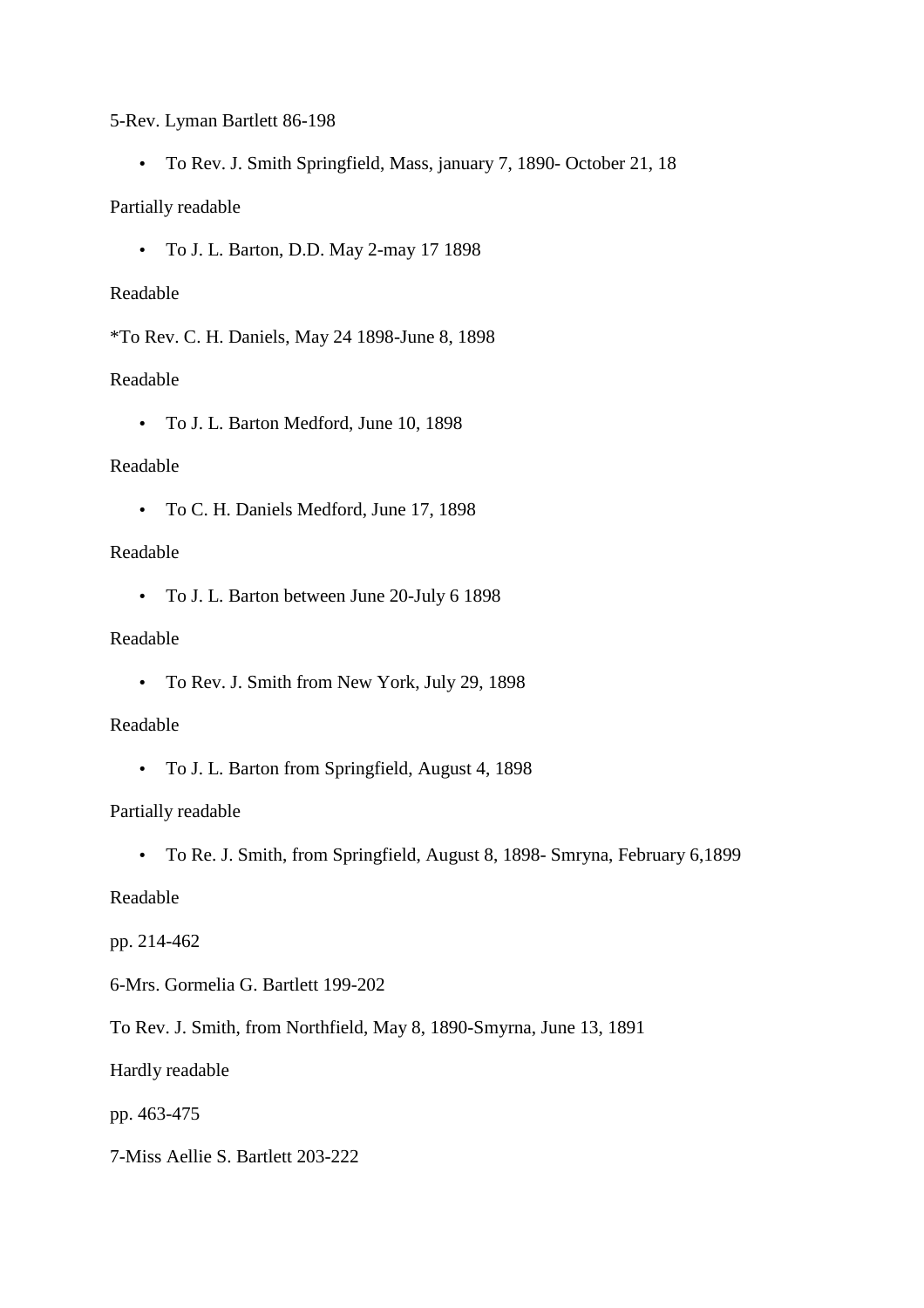5-Rev. Lyman Bartlett 86-198

- To Rev. J. Smith Springfield, Mass, january 7, 1890- October 21, 18

Partially readable

- To J. L. Barton, D.D. May 2-may 17 1898

Readable

*To Rev. C. H. Daniels, May 24 1898-June 8, 1898

Readable

- To J. L. Barton Medford, June 10, 1898

Readable

- To C. H. Daniels Medford, June 17, 1898

Readable

- To J. L. Barton between June 20-July 6 1898

Readable

- To Rev. J. Smith from New York, July 29, 1898

Readable

- To J. L. Barton from Springfield, August 4, 1898

Partially readable

- To Re. J. Smith, from Springfield, August 8, 1898- Smryna, February 6,1899

Readable

pp. 214-462

6-Mrs. Gormelia G. Bartlett 199-202

To Rev. J. Smith, from Northfield, May 8, 1890-Smyrna, June 13, 1891

Hardly readable

pp. 463-475

7-Miss Aellie S. Bartlett 203-222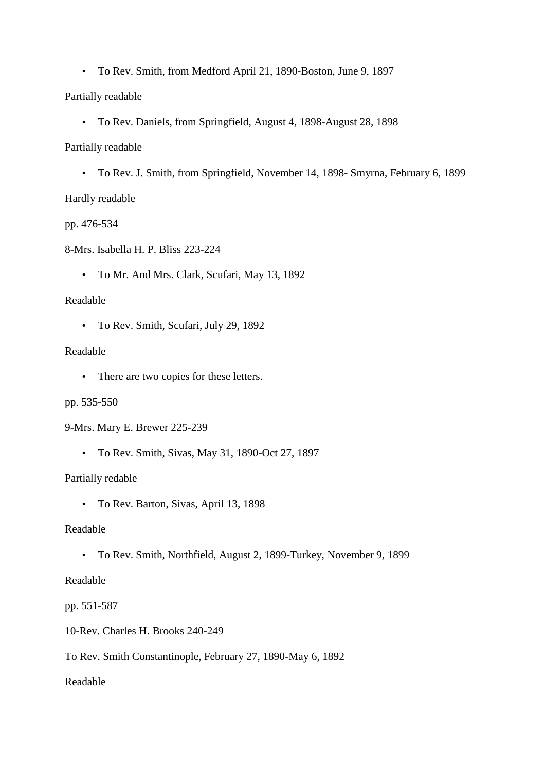- To Rev. Smith, from Medford April 21, 1890-Boston, June 9, 1897

Partially readable

- To Rev. Daniels, from Springfield, August 4, 1898-August 28, 1898

Partially readable

- To Rev. J. Smith, from Springfield, November 14, 1898- Smyrna, February 6, 1899

Hardly readable

pp. 476-534

8-Mrs. Isabella H. P. Bliss 223-224

- To Mr. And Mrs. Clark, Scufari, May 13, 1892

Readable

- To Rev. Smith, Scufari, July 29, 1892

Readable

- There are two copies for these letters.

pp. 535-550

9-Mrs. Mary E. Brewer 225-239

- To Rev. Smith, Sivas, May 31, 1890-Oct 27, 1897

Partially redable

- To Rev. Barton, Sivas, April 13, 1898

Readable

- To Rev. Smith, Northfield, August 2, 1899-Turkey, November 9, 1899

Readable

pp. 551-587

10-Rev. Charles H. Brooks 240-249

To Rev. Smith Constantinople, February 27, 1890-May 6, 1892

Readable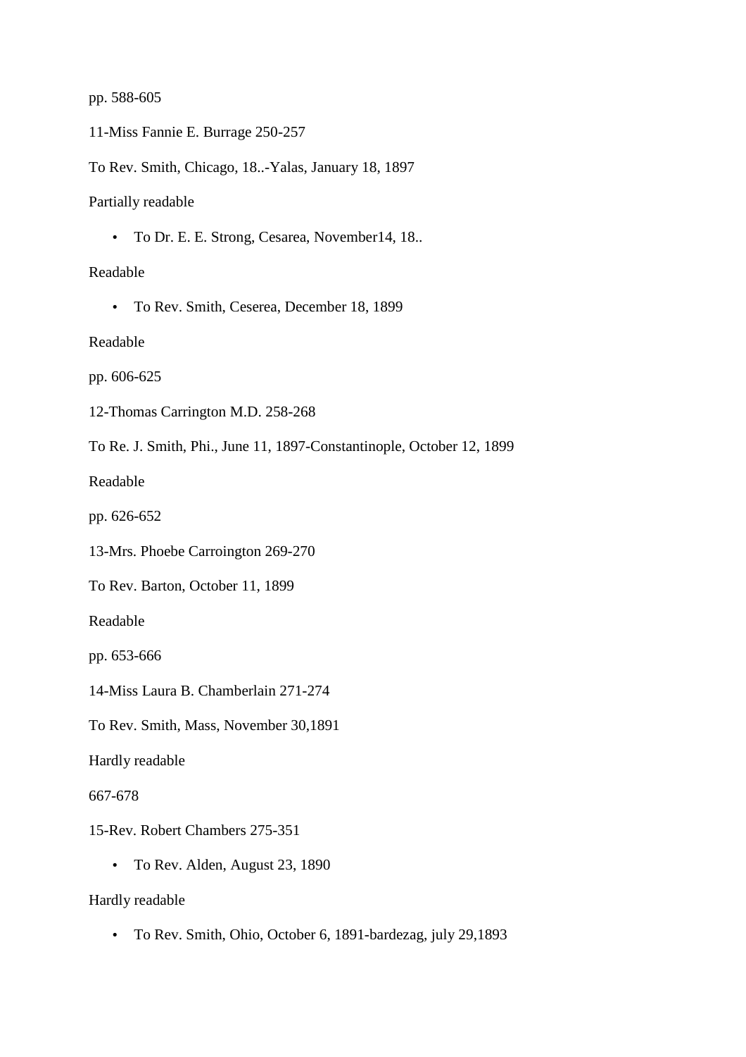pp. 588-605

11-Miss Fannie E. Burrage 250-257

To Rev. Smith, Chicago, 18..-Yalas, January 18, 1897

Partially readable

- To Dr. E. E. Strong, Cesarea, November14, 18..

Readable

- To Rev. Smith, Ceserea, December 18, 1899

Readable

pp. 606-625

12-Thomas Carrington M.D. 258-268

To Re. J. Smith, Phi., June 11, 1897-Constantinople, October 12, 1899

Readable

pp. 626-652

13-Mrs. Phoebe Carroington 269-270

To Rev. Barton, October 11, 1899

Readable

pp. 653-666

14-Miss Laura B. Chamberlain 271-274

To Rev. Smith, Mass, November 30,1891

Hardly readable

667-678

15-Rev. Robert Chambers 275-351

- To Rev. Alden, August 23, 1890

Hardly readable

- To Rev. Smith, Ohio, October 6, 1891-bardezag, july 29,1893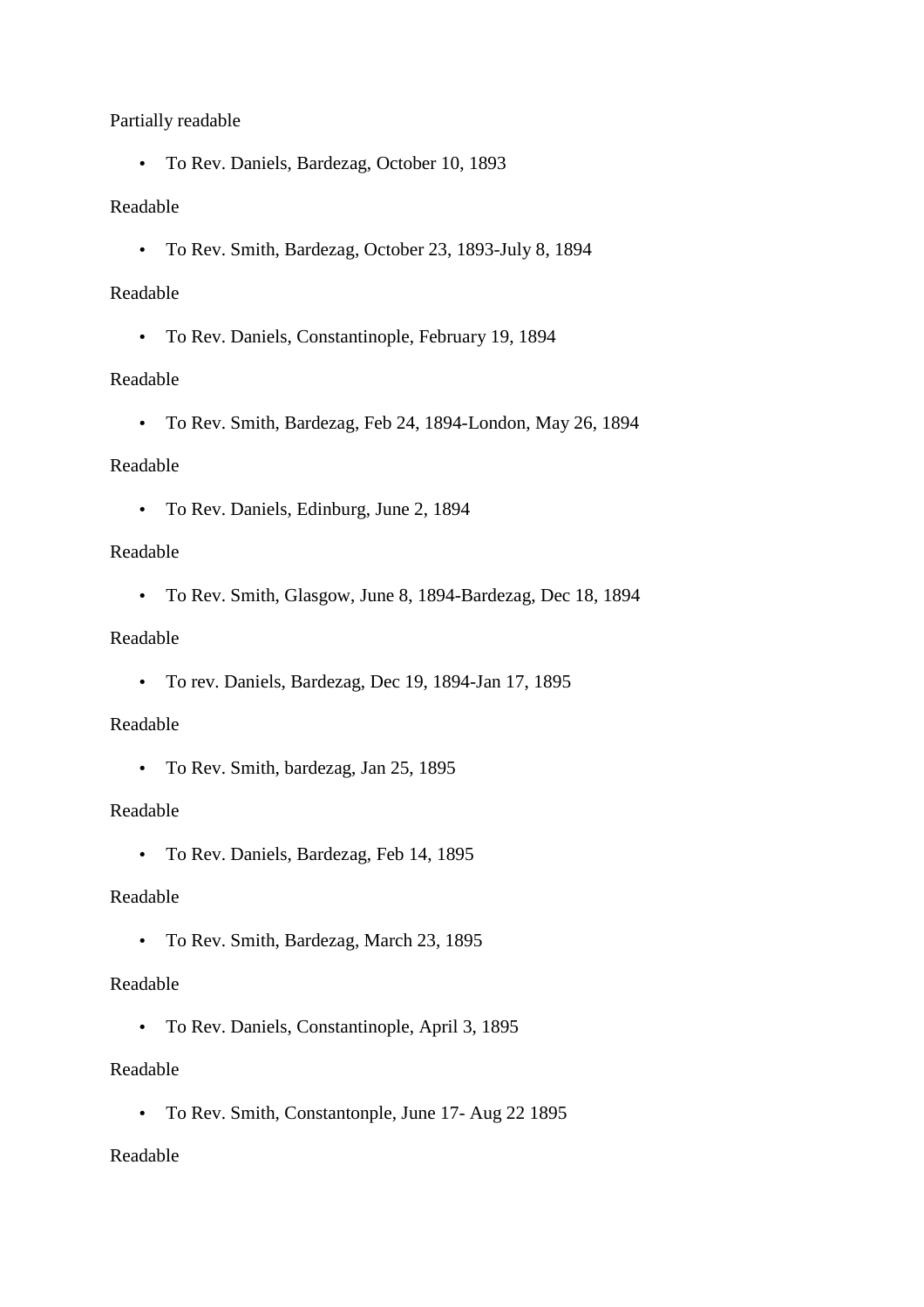Partially readable

- To Rev. Daniels, Bardezag, October 10, 1893

Readable

- To Rev. Smith, Bardezag, October 23, 1893-July 8, 1894

Readable

- To Rev. Daniels, Constantinople, February 19, 1894

Readable

- To Rev. Smith, Bardezag, Feb 24, 1894-London, May 26, 1894

Readable

- To Rev. Daniels, Edinburg, June 2, 1894

Readable

- To Rev. Smith, Glasgow, June 8, 1894-Bardezag, Dec 18, 1894

Readable

- To rev. Daniels, Bardezag, Dec 19, 1894-Jan 17, 1895

Readable

- To Rev. Smith, bardezag, Jan 25, 1895

Readable

- To Rev. Daniels, Bardezag, Feb 14, 1895

Readable

- To Rev. Smith, Bardezag, March 23, 1895

Readable

- To Rev. Daniels, Constantinople, April 3, 1895

Readable

- To Rev. Smith, Constantonple, June 17- Aug 22 1895

Readable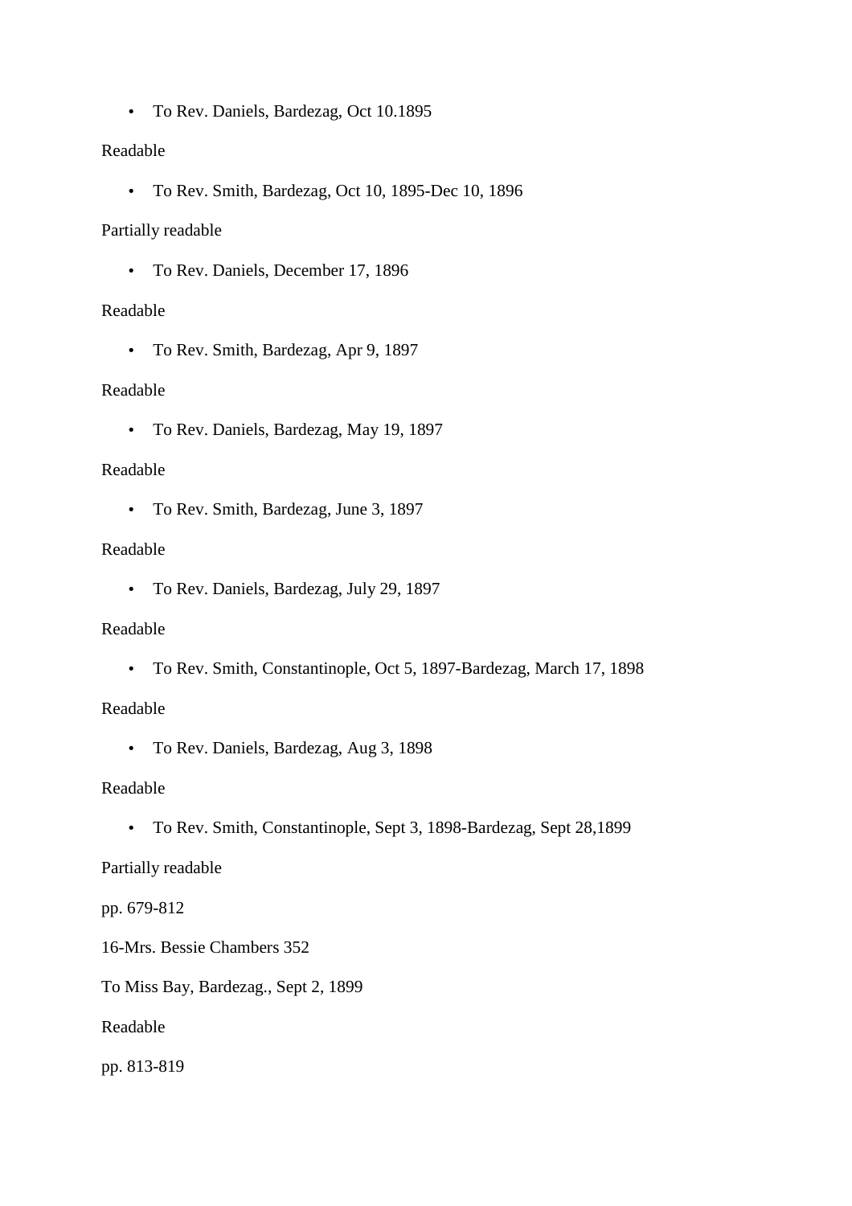- To Rev. Daniels, Bardezag, Oct 10.1895

Readable

- To Rev. Smith, Bardezag, Oct 10, 1895-Dec 10, 1896

Partially readable

- To Rev. Daniels, December 17, 1896

Readable

- To Rev. Smith, Bardezag, Apr 9, 1897

Readable

- To Rev. Daniels, Bardezag, May 19, 1897

Readable

- To Rev. Smith, Bardezag, June 3, 1897

Readable

- To Rev. Daniels, Bardezag, July 29, 1897

Readable

- To Rev. Smith, Constantinople, Oct 5, 1897-Bardezag, March 17, 1898

Readable

- To Rev. Daniels, Bardezag, Aug 3, 1898

Readable

- To Rev. Smith, Constantinople, Sept 3, 1898-Bardezag, Sept 28,1899

Partially readable

pp. 679-812

16-Mrs. Bessie Chambers 352

To Miss Bay, Bardezag., Sept 2, 1899

Readable

pp. 813-819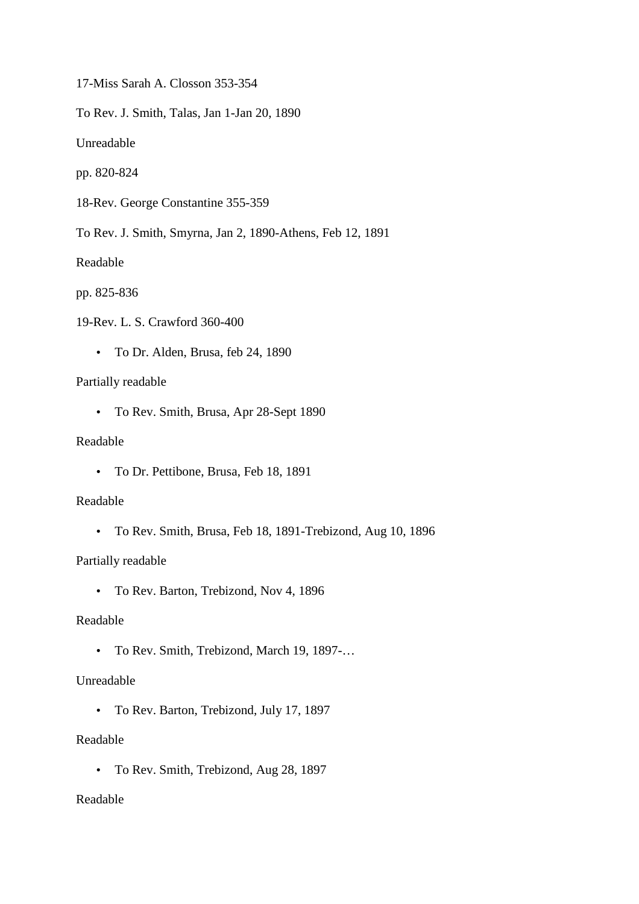17-Miss Sarah A. Closson 353-354

To Rev. J. Smith, Talas, Jan 1-Jan 20, 1890

Unreadable

pp. 820-824

18-Rev. George Constantine 355-359

To Rev. J. Smith, Smyrna, Jan 2, 1890-Athens, Feb 12, 1891

Readable

pp. 825-836

19-Rev. L. S. Crawford 360-400

- To Dr. Alden, Brusa, feb 24, 1890

Partially readable

- To Rev. Smith, Brusa, Apr 28-Sept 1890

Readable

- To Dr. Pettibone, Brusa, Feb 18, 1891

Readable

- To Rev. Smith, Brusa, Feb 18, 1891-Trebizond, Aug 10, 1896

Partially readable

- To Rev. Barton, Trebizond, Nov 4, 1896

Readable

- To Rev. Smith, Trebizond, March 19, 1897-…

Unreadable

- To Rev. Barton, Trebizond, July 17, 1897

Readable

- To Rev. Smith, Trebizond, Aug 28, 1897

Readable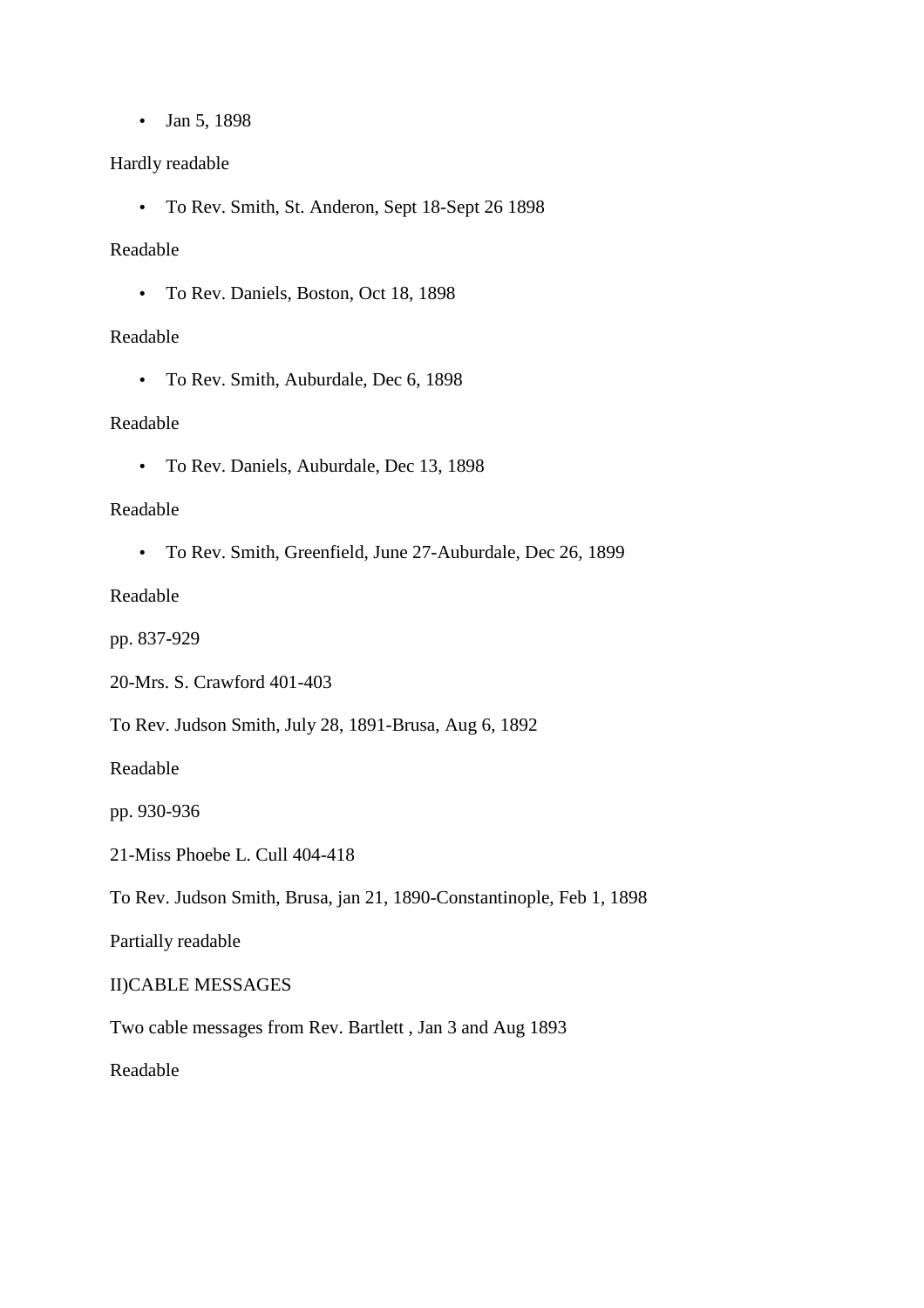- Jan 5, 1898

Hardly readable

- To Rev. Smith, St. Anderon, Sept 18-Sept 26 1898

Readable

- To Rev. Daniels, Boston, Oct 18, 1898

Readable

- To Rev. Smith, Auburdale, Dec 6, 1898

Readable

- To Rev. Daniels, Auburdale, Dec 13, 1898

Readable

- To Rev. Smith, Greenfield, June 27-Auburdale, Dec 26, 1899

Readable

pp. 837-929

20-Mrs. S. Crawford 401-403

To Rev. Judson Smith, July 28, 1891-Brusa, Aug 6, 1892

Readable

pp. 930-936

21-Miss Phoebe L. Cull 404-418

To Rev. Judson Smith, Brusa, jan 21, 1890-Constantinople, Feb 1, 1898

Partially readable

II)CABLE MESSAGES

Two cable messages from Rev. Bartlett , Jan 3 and Aug 1893

Readable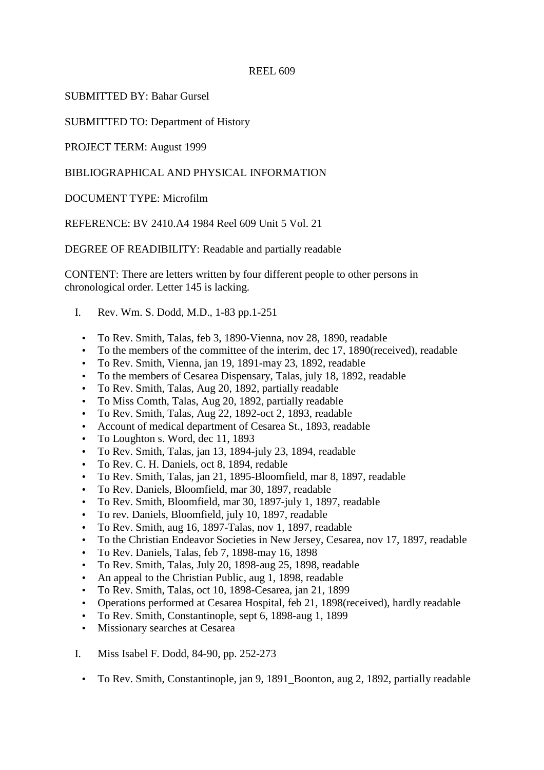REEL 609

SUBMITTED BY: Bahar Gursel

SUBMITTED TO: Department of History

PROJECT TERM: August 1999

BIBLIOGRAPHICAL AND PHYSICAL INFORMATION

DOCUMENT TYPE: Microfilm

REFERENCE: BV 2410.A4 1984 Reel 609 Unit 5 Vol. 21

DEGREE OF READIBILITY: Readable and partially readable

CONTENT: There are letters written by four different people to other persons in chronological order. Letter 145 is lacking.

I. Rev. Wm. S. Dodd, M.D., 1-83 pp.1-251

- To Rev. Smith, Talas, feb 3, 1890-Vienna, nov 28, 1890, readable
- To the members of the committee of the interim, dec 17, 1890(received), readable
- To Rev. Smith, Vienna, jan 19, 1891-may 23, 1892, readable
- To the members of Cesarea Dispensary, Talas, july 18, 1892, readable
- To Rev. Smith, Talas, Aug 20, 1892, partially readable
- To Miss Comth, Talas, Aug 20, 1892, partially readable
- To Rev. Smith, Talas, Aug 22, 1892-oct 2, 1893, readable
- Account of medical department of Cesarea St., 1893, readable
- To Loughton s. Word, dec 11, 1893
- To Rev. Smith, Talas, jan 13, 1894-july 23, 1894, readable
- To Rev. C. H. Daniels, oct 8, 1894, redable
- To Rev. Smith, Talas, jan 21, 1895-Bloomfield, mar 8, 1897, readable
- To Rev. Daniels, Bloomfield, mar 30, 1897, readable
- To Rev. Smith, Bloomfield, mar 30, 1897-july 1, 1897, readable
- To rev. Daniels, Bloomfield, july 10, 1897, readable
- To Rev. Smith, aug 16, 1897-Talas, nov 1, 1897, readable
- To the Christian Endeavor Societies in New Jersey, Cesarea, nov 17, 1897, readable
- To Rev. Daniels, Talas, feb 7, 1898-may 16, 1898
- To Rev. Smith, Talas, July 20, 1898-aug 25, 1898, readable
- An appeal to the Christian Public, aug 1, 1898, readable
- To Rev. Smith, Talas, oct 10, 1898-Cesarea, jan 21, 1899
- Operations performed at Cesarea Hospital, feb 21, 1898(received), hardly readable
- To Rev. Smith, Constantinople, sept 6, 1898-aug 1, 1899
- Missionary searches at Cesarea

I. Miss Isabel F. Dodd, 84-90, pp. 252-273

- To Rev. Smith, Constantinople, jan 9, 1891_Boonton, aug 2, 1892, partially readable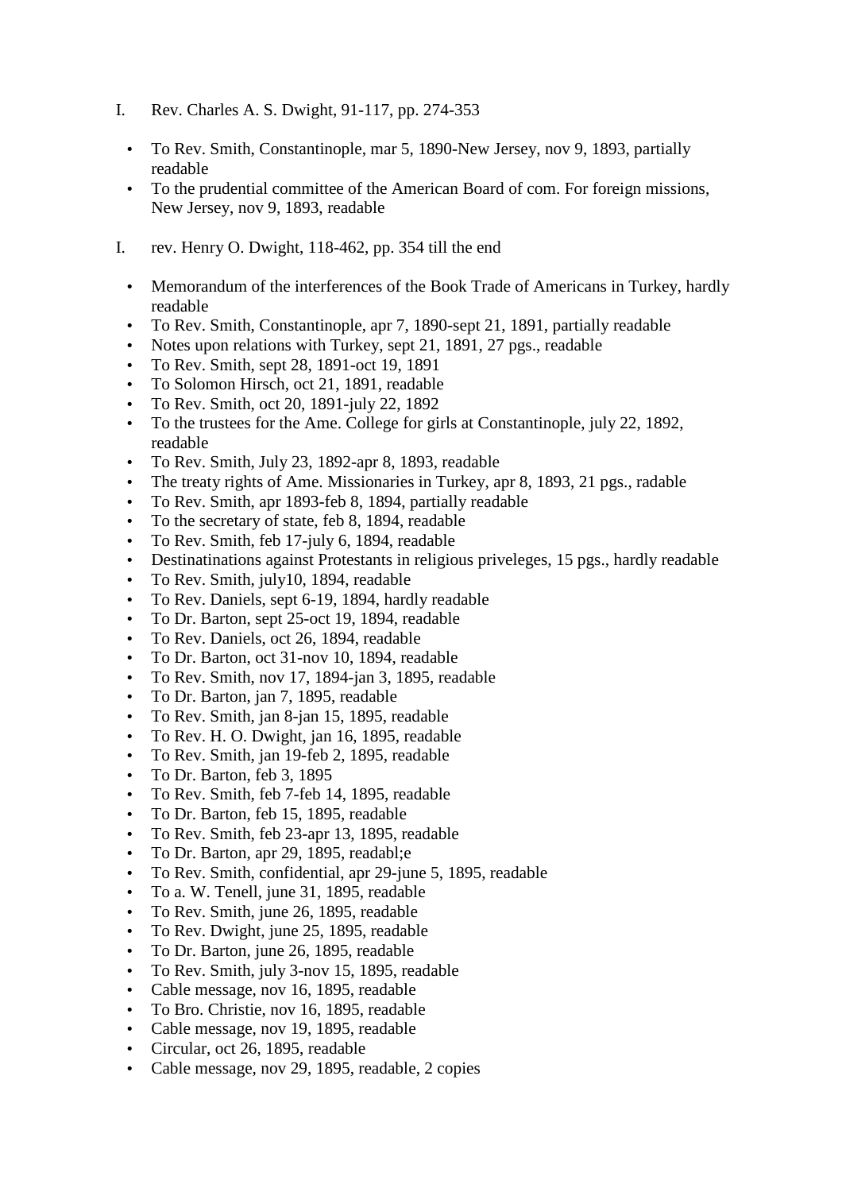I. Rev. Charles A. S. Dwight, 91-117, pp. 274-353

- To Rev. Smith, Constantinople, mar 5, 1890-New Jersey, nov 9, 1893, partially readable
- To the prudential committee of the American Board of com. For foreign missions, New Jersey, nov 9, 1893, readable

I. rev. Henry O. Dwight, 118-462, pp. 354 till the end

- Memorandum of the interferences of the Book Trade of Americans in Turkey, hardly readable
- To Rev. Smith, Constantinople, apr 7, 1890-sept 21, 1891, partially readable
- Notes upon relations with Turkey, sept 21, 1891, 27 pgs., readable
- To Rev. Smith, sept 28, 1891-oct 19, 1891
- To Solomon Hirsch, oct 21, 1891, readable
- To Rev. Smith, oct 20, 1891-july 22, 1892
- To the trustees for the Ame. College for girls at Constantinople, july 22, 1892, readable
- To Rev. Smith, July 23, 1892-apr 8, 1893, readable
- The treaty rights of Ame. Missionaries in Turkey, apr 8, 1893, 21 pgs., radable
- To Rev. Smith, apr 1893-feb 8, 1894, partially readable
- To the secretary of state, feb 8, 1894, readable
- To Rev. Smith, feb 17-july 6, 1894, readable
- Destinatinations against Protestants in religious priveleges, 15 pgs., hardly readable
- To Rev. Smith, july10, 1894, readable
- To Rev. Daniels, sept 6-19, 1894, hardly readable
- To Dr. Barton, sept 25-oct 19, 1894, readable
- To Rev. Daniels, oct 26, 1894, readable
- To Dr. Barton, oct 31-nov 10, 1894, readable
- To Rev. Smith, nov 17, 1894-jan 3, 1895, readable
- To Dr. Barton, jan 7, 1895, readable
- To Rev. Smith, jan 8-jan 15, 1895, readable
- To Rev. H. O. Dwight, jan 16, 1895, readable
- To Rev. Smith, jan 19-feb 2, 1895, readable
- To Dr. Barton, feb 3, 1895
- To Rev. Smith, feb 7-feb 14, 1895, readable
- To Dr. Barton, feb 15, 1895, readable
- To Rev. Smith, feb 23-apr 13, 1895, readable
- To Dr. Barton, apr 29, 1895, readabl;e
- To Rev. Smith, confidential, apr 29-june 5, 1895, readable
- To a. W. Tenell, june 31, 1895, readable
- To Rev. Smith, june 26, 1895, readable
- To Rev. Dwight, june 25, 1895, readable
- To Dr. Barton, june 26, 1895, readable
- To Rev. Smith, july 3-nov 15, 1895, readable
- Cable message, nov 16, 1895, readable
- To Bro. Christie, nov 16, 1895, readable
- Cable message, nov 19, 1895, readable
- Circular, oct 26, 1895, readable
- Cable message, nov 29, 1895, readable, 2 copies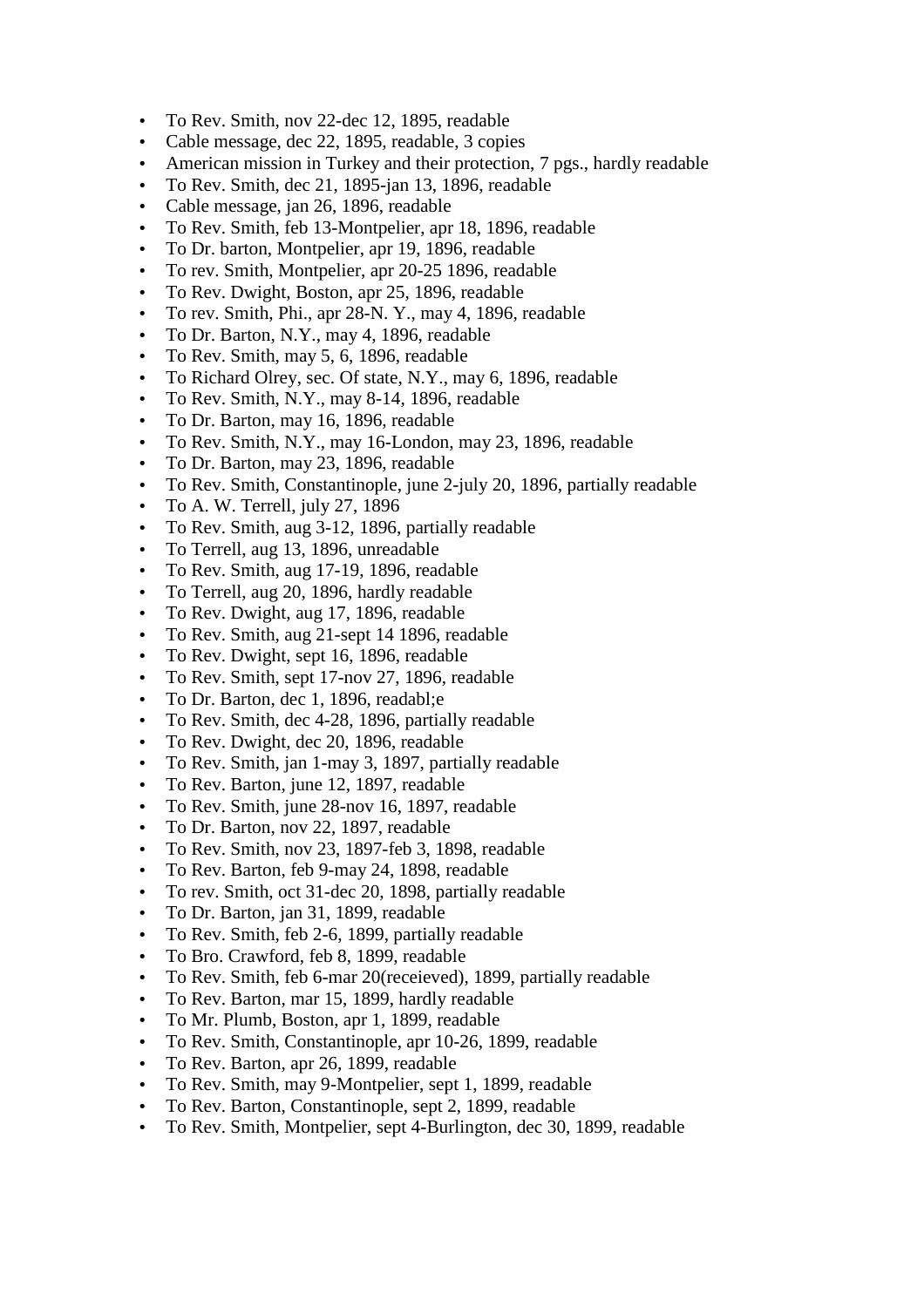- To Rev. Smith, nov 22-dec 12, 1895, readable
- Cable message, dec 22, 1895, readable, 3 copies
- American mission in Turkey and their protection, 7 pgs., hardly readable
- To Rev. Smith, dec 21, 1895-jan 13, 1896, readable
- Cable message, jan 26, 1896, readable
- To Rev. Smith, feb 13-Montpelier, apr 18, 1896, readable
- To Dr. barton, Montpelier, apr 19, 1896, readable
- To rev. Smith, Montpelier, apr 20-25 1896, readable
- To Rev. Dwight, Boston, apr 25, 1896, readable
- To rev. Smith, Phi., apr 28-N. Y., may 4, 1896, readable
- To Dr. Barton, N.Y., may 4, 1896, readable
- To Rev. Smith, may 5, 6, 1896, readable
- To Richard Olrey, sec. Of state, N.Y., may 6, 1896, readable
- To Rev. Smith, N.Y., may 8-14, 1896, readable
- To Dr. Barton, may 16, 1896, readable
- To Rev. Smith, N.Y., may 16-London, may 23, 1896, readable
- To Dr. Barton, may 23, 1896, readable
- To Rev. Smith, Constantinople, june 2-july 20, 1896, partially readable
- To A. W. Terrell, july 27, 1896
- To Rev. Smith, aug 3-12, 1896, partially readable
- To Terrell, aug 13, 1896, unreadable
- To Rev. Smith, aug 17-19, 1896, readable
- To Terrell, aug 20, 1896, hardly readable
- To Rev. Dwight, aug 17, 1896, readable
- To Rev. Smith, aug 21-sept 14 1896, readable
- To Rev. Dwight, sept 16, 1896, readable
- To Rev. Smith, sept 17-nov 27, 1896, readable
- To Dr. Barton, dec 1, 1896, readabl;e
- To Rev. Smith, dec 4-28, 1896, partially readable
- To Rev. Dwight, dec 20, 1896, readable
- To Rev. Smith, jan 1-may 3, 1897, partially readable
- To Rev. Barton, june 12, 1897, readable
- To Rev. Smith, june 28-nov 16, 1897, readable
- To Dr. Barton, nov 22, 1897, readable
- To Rev. Smith, nov 23, 1897-feb 3, 1898, readable
- To Rev. Barton, feb 9-may 24, 1898, readable
- To rev. Smith, oct 31-dec 20, 1898, partially readable
- To Dr. Barton, jan 31, 1899, readable
- To Rev. Smith, feb 2-6, 1899, partially readable
- To Bro. Crawford, feb 8, 1899, readable
- To Rev. Smith, feb 6-mar 20(receieved), 1899, partially readable
- To Rev. Barton, mar 15, 1899, hardly readable
- To Mr. Plumb, Boston, apr 1, 1899, readable
- To Rev. Smith, Constantinople, apr 10-26, 1899, readable
- To Rev. Barton, apr 26, 1899, readable
- To Rev. Smith, may 9-Montpelier, sept 1, 1899, readable
- To Rev. Barton, Constantinople, sept 2, 1899, readable
- To Rev. Smith, Montpelier, sept 4-Burlington, dec 30, 1899, readable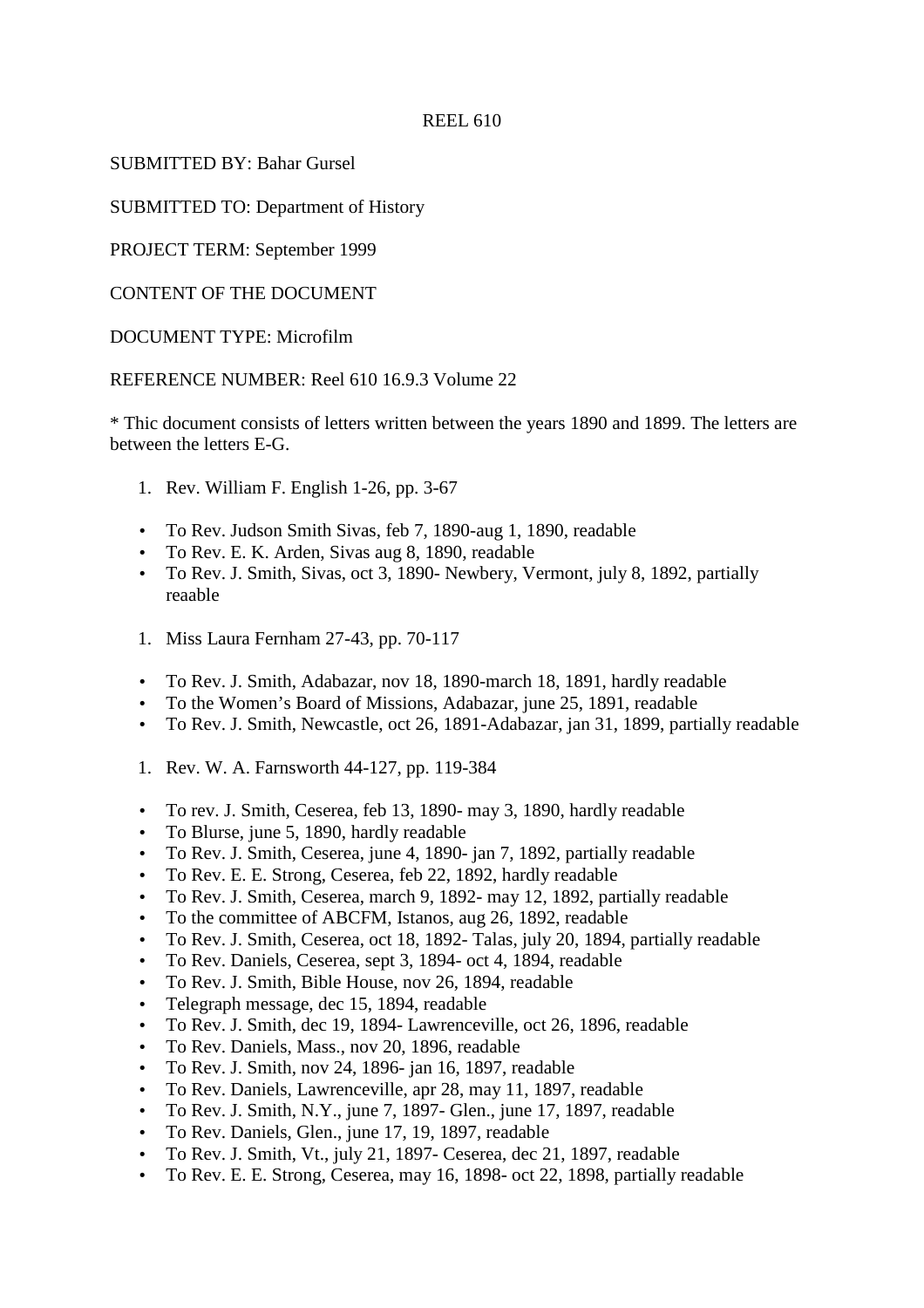REEL 610

SUBMITTED BY: Bahar Gursel

SUBMITTED TO: Department of History

PROJECT TERM: September 1999

CONTENT OF THE DOCUMENT

DOCUMENT TYPE: Microfilm

REFERENCE NUMBER: Reel 610 16.9.3 Volume 22

* Thic document consists of letters written between the years 1890 and 1899. The letters are between the letters E-G.

1. Rev. William F. English 1-26, pp. 3-67

- To Rev. Judson Smith Sivas, feb 7, 1890-aug 1, 1890, readable
- To Rev. E. K. Arden, Sivas aug 8, 1890, readable
- To Rev. J. Smith, Sivas, oct 3, 1890- Newbery, Vermont, july 8, 1892, partially reaable

1. Miss Laura Fernham 27-43, pp. 70-117

- To Rev. J. Smith, Adabazar, nov 18, 1890-march 18, 1891, hardly readable
- To the Women's Board of Missions, Adabazar, june 25, 1891, readable
- To Rev. J. Smith, Newcastle, oct 26, 1891-Adabazar, jan 31, 1899, partially readable

1. Rev. W. A. Farnsworth 44-127, pp. 119-384

- To rev. J. Smith, Ceserea, feb 13, 1890- may 3, 1890, hardly readable
- To Blurse, june 5, 1890, hardly readable
- To Rev. J. Smith, Ceserea, june 4, 1890- jan 7, 1892, partially readable
- To Rev. E. E. Strong, Ceserea, feb 22, 1892, hardly readable
- To Rev. J. Smith, Ceserea, march 9, 1892- may 12, 1892, partially readable
- To the committee of ABCFM, Istanos, aug 26, 1892, readable
- To Rev. J. Smith, Ceserea, oct 18, 1892- Talas, july 20, 1894, partially readable
- To Rev. Daniels, Ceserea, sept 3, 1894- oct 4, 1894, readable
- To Rev. J. Smith, Bible House, nov 26, 1894, readable
- Telegraph message, dec 15, 1894, readable
- To Rev. J. Smith, dec 19, 1894- Lawrenceville, oct 26, 1896, readable
- To Rev. Daniels, Mass., nov 20, 1896, readable
- To Rev. J. Smith, nov 24, 1896- jan 16, 1897, readable
- To Rev. Daniels, Lawrenceville, apr 28, may 11, 1897, readable
- To Rev. J. Smith, N.Y., june 7, 1897- Glen., june 17, 1897, readable
- To Rev. Daniels, Glen., june 17, 19, 1897, readable
- To Rev. J. Smith, Vt., july 21, 1897- Ceserea, dec 21, 1897, readable
- To Rev. E. E. Strong, Ceserea, may 16, 1898- oct 22, 1898, partially readable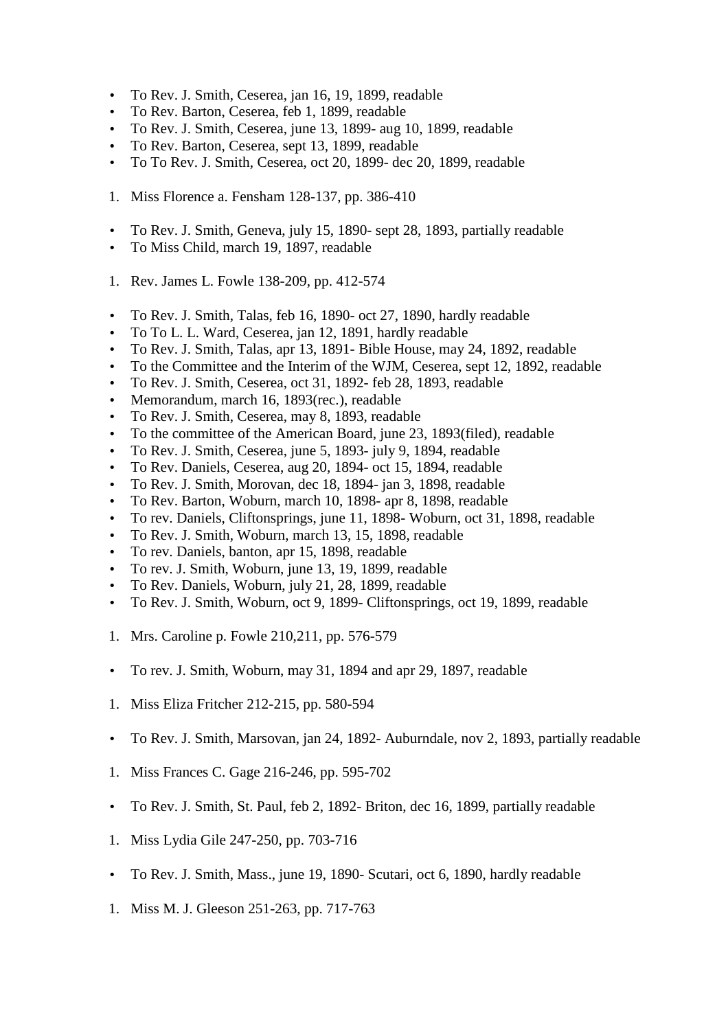- To Rev. J. Smith, Ceserea, jan 16, 19, 1899, readable
- To Rev. Barton, Ceserea, feb 1, 1899, readable
- To Rev. J. Smith, Ceserea, june 13, 1899- aug 10, 1899, readable
- To Rev. Barton, Ceserea, sept 13, 1899, readable
- To To Rev. J. Smith, Ceserea, oct 20, 1899- dec 20, 1899, readable

1. Miss Florence a. Fensham 128-137, pp. 386-410

- To Rev. J. Smith, Geneva, july 15, 1890- sept 28, 1893, partially readable
- To Miss Child, march 19, 1897, readable

1. Rev. James L. Fowle 138-209, pp. 412-574

- To Rev. J. Smith, Talas, feb 16, 1890- oct 27, 1890, hardly readable
- To To L. L. Ward, Ceserea, jan 12, 1891, hardly readable
- To Rev. J. Smith, Talas, apr 13, 1891- Bible House, may 24, 1892, readable
- To the Committee and the Interim of the WJM, Ceserea, sept 12, 1892, readable
- To Rev. J. Smith, Ceserea, oct 31, 1892- feb 28, 1893, readable
- Memorandum, march 16, 1893(rec.), readable
- To Rev. J. Smith, Ceserea, may 8, 1893, readable
- To the committee of the American Board, june 23, 1893(filed), readable
- To Rev. J. Smith, Ceserea, june 5, 1893- july 9, 1894, readable
- To Rev. Daniels, Ceserea, aug 20, 1894- oct 15, 1894, readable
- To Rev. J. Smith, Morovan, dec 18, 1894- jan 3, 1898, readable
- To Rev. Barton, Woburn, march 10, 1898- apr 8, 1898, readable
- To rev. Daniels, Cliftonsprings, june 11, 1898- Woburn, oct 31, 1898, readable
- To Rev. J. Smith, Woburn, march 13, 15, 1898, readable
- To rev. Daniels, banton, apr 15, 1898, readable
- To rev. J. Smith, Woburn, june 13, 19, 1899, readable
- To Rev. Daniels, Woburn, july 21, 28, 1899, readable
- To Rev. J. Smith, Woburn, oct 9, 1899- Cliftonsprings, oct 19, 1899, readable

1. Mrs. Caroline p. Fowle 210,211, pp. 576-579

- To rev. J. Smith, Woburn, may 31, 1894 and apr 29, 1897, readable

1. Miss Eliza Fritcher 212-215, pp. 580-594

- To Rev. J. Smith, Marsovan, jan 24, 1892- Auburndale, nov 2, 1893, partially readable

1. Miss Frances C. Gage 216-246, pp. 595-702

- To Rev. J. Smith, St. Paul, feb 2, 1892- Briton, dec 16, 1899, partially readable

1. Miss Lydia Gile 247-250, pp. 703-716

- To Rev. J. Smith, Mass., june 19, 1890- Scutari, oct 6, 1890, hardly readable

1. Miss M. J. Gleeson 251-263, pp. 717-763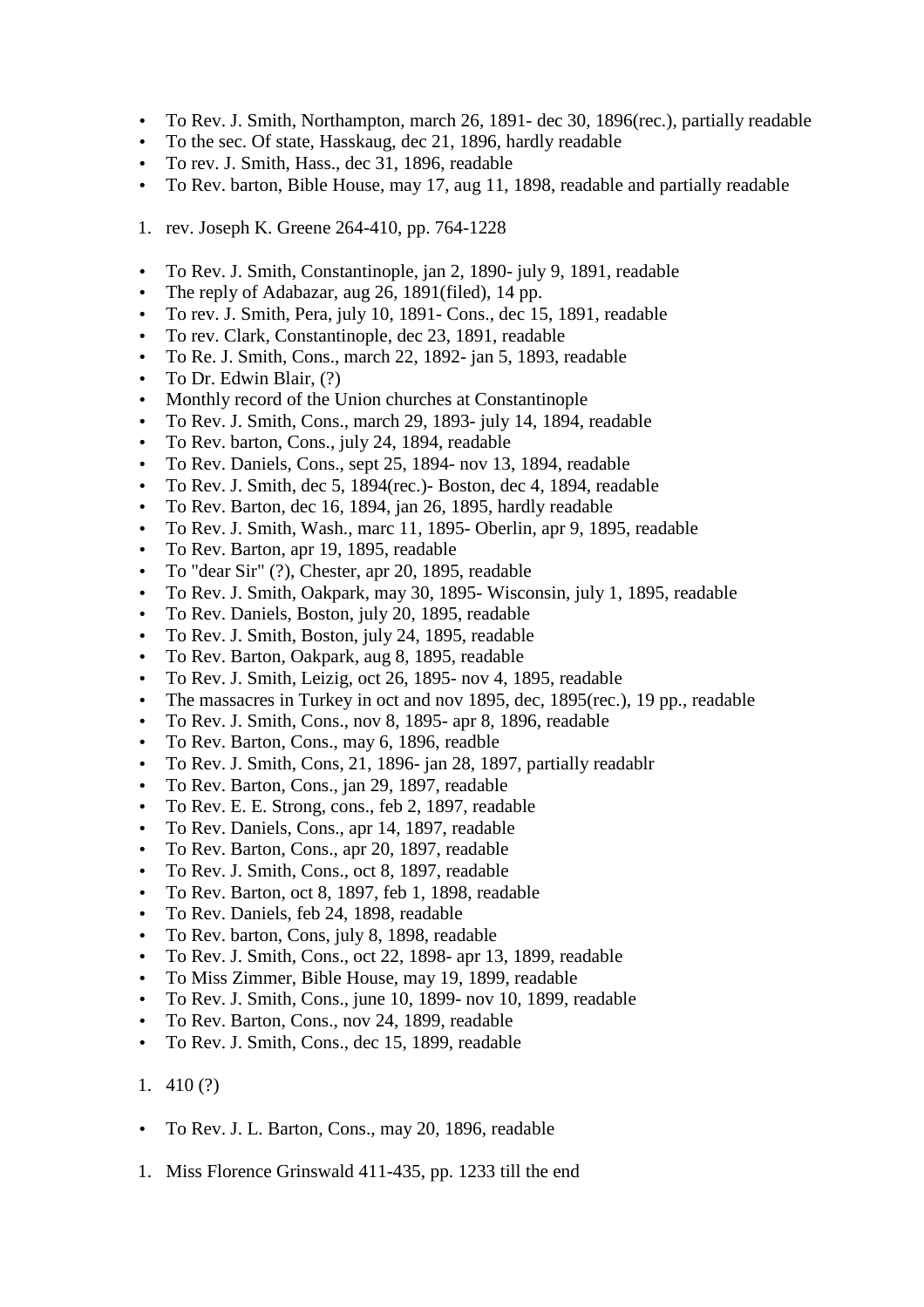- To Rev. J. Smith, Northampton, march 26, 1891- dec 30, 1896(rec.), partially readable
- To the sec. Of state, Hasskaug, dec 21, 1896, hardly readable
- To rev. J. Smith, Hass., dec 31, 1896, readable
- To Rev. barton, Bible House, may 17, aug 11, 1898, readable and partially readable

1. rev. Joseph K. Greene 264-410, pp. 764-1228

- To Rev. J. Smith, Constantinople, jan 2, 1890- july 9, 1891, readable
- The reply of Adabazar, aug 26, 1891(filed), 14 pp.
- To rev. J. Smith, Pera, july 10, 1891- Cons., dec 15, 1891, readable
- To rev. Clark, Constantinople, dec 23, 1891, readable
- To Re. J. Smith, Cons., march 22, 1892- jan 5, 1893, readable
- To Dr. Edwin Blair, (?)
- Monthly record of the Union churches at Constantinople
- To Rev. J. Smith, Cons., march 29, 1893- july 14, 1894, readable
- To Rev. barton, Cons., july 24, 1894, readable
- To Rev. Daniels, Cons., sept 25, 1894- nov 13, 1894, readable
- To Rev. J. Smith, dec 5, 1894(rec.)- Boston, dec 4, 1894, readable
- To Rev. Barton, dec 16, 1894, jan 26, 1895, hardly readable
- To Rev. J. Smith, Wash., marc 11, 1895- Oberlin, apr 9, 1895, readable
- To Rev. Barton, apr 19, 1895, readable
- To "dear Sir" (?), Chester, apr 20, 1895, readable
- To Rev. J. Smith, Oakpark, may 30, 1895- Wisconsin, july 1, 1895, readable
- To Rev. Daniels, Boston, july 20, 1895, readable
- To Rev. J. Smith, Boston, july 24, 1895, readable
- To Rev. Barton, Oakpark, aug 8, 1895, readable
- To Rev. J. Smith, Leizig, oct 26, 1895- nov 4, 1895, readable
- The massacres in Turkey in oct and nov 1895, dec, 1895(rec.), 19 pp., readable
- To Rev. J. Smith, Cons., nov 8, 1895- apr 8, 1896, readable
- To Rev. Barton, Cons., may 6, 1896, readble
- To Rev. J. Smith, Cons, 21, 1896- jan 28, 1897, partially readablr
- To Rev. Barton, Cons., jan 29, 1897, readable
- To Rev. E. E. Strong, cons., feb 2, 1897, readable
- To Rev. Daniels, Cons., apr 14, 1897, readable
- To Rev. Barton, Cons., apr 20, 1897, readable
- To Rev. J. Smith, Cons., oct 8, 1897, readable
- To Rev. Barton, oct 8, 1897, feb 1, 1898, readable
- To Rev. Daniels, feb 24, 1898, readable
- To Rev. barton, Cons, july 8, 1898, readable
- To Rev. J. Smith, Cons., oct 22, 1898- apr 13, 1899, readable
- To Miss Zimmer, Bible House, may 19, 1899, readable
- To Rev. J. Smith, Cons., june 10, 1899- nov 10, 1899, readable
- To Rev. Barton, Cons., nov 24, 1899, readable
- To Rev. J. Smith, Cons., dec 15, 1899, readable

1. 410 (?)

- To Rev. J. L. Barton, Cons., may 20, 1896, readable

1. Miss Florence Grinswald 411-435, pp. 1233 till the end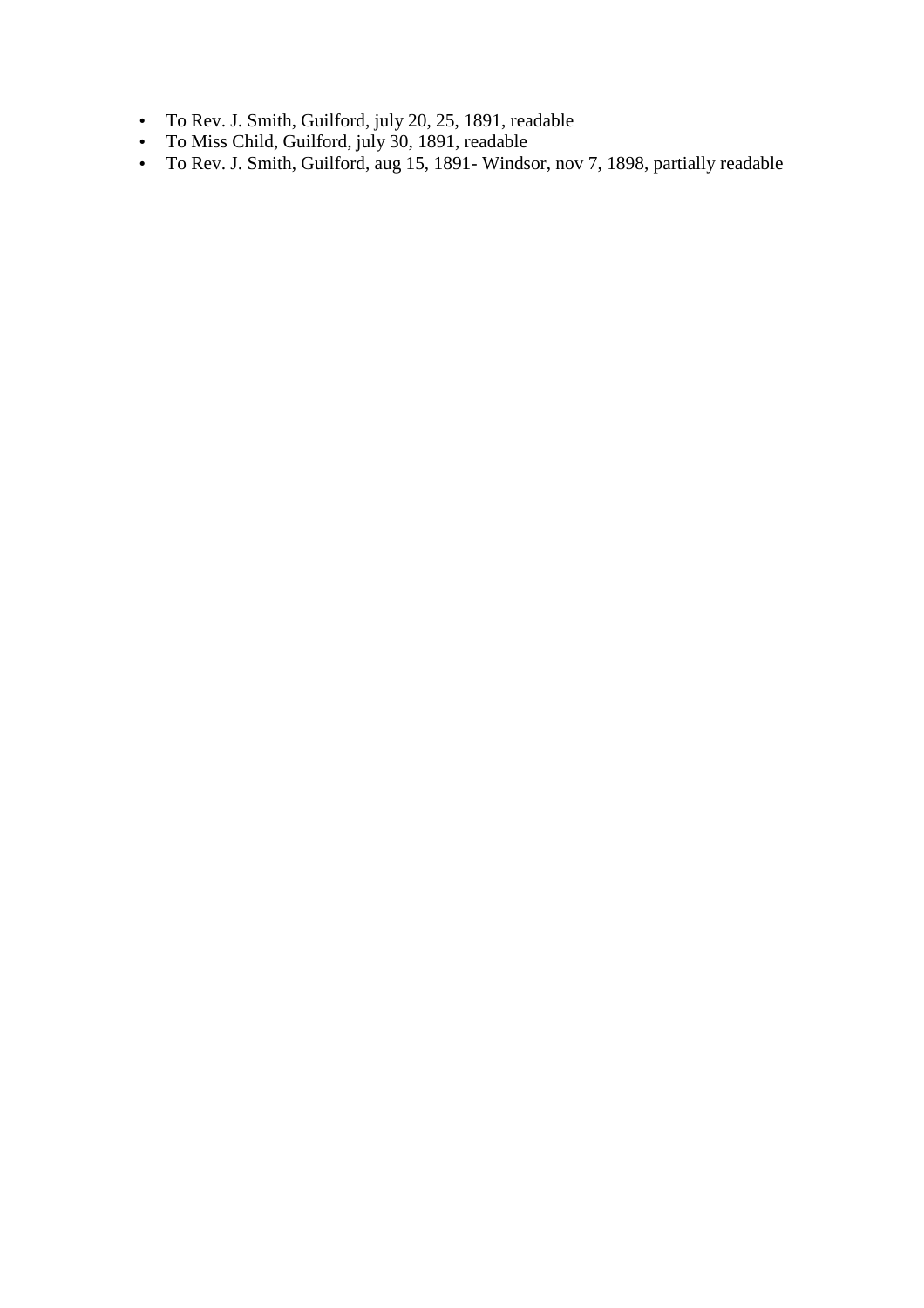- To Rev. J. Smith, Guilford, july 20, 25, 1891, readable
- To Miss Child, Guilford, july 30, 1891, readable
- To Rev. J. Smith, Guilford, aug 15, 1891- Windsor, nov 7, 1898, partially readable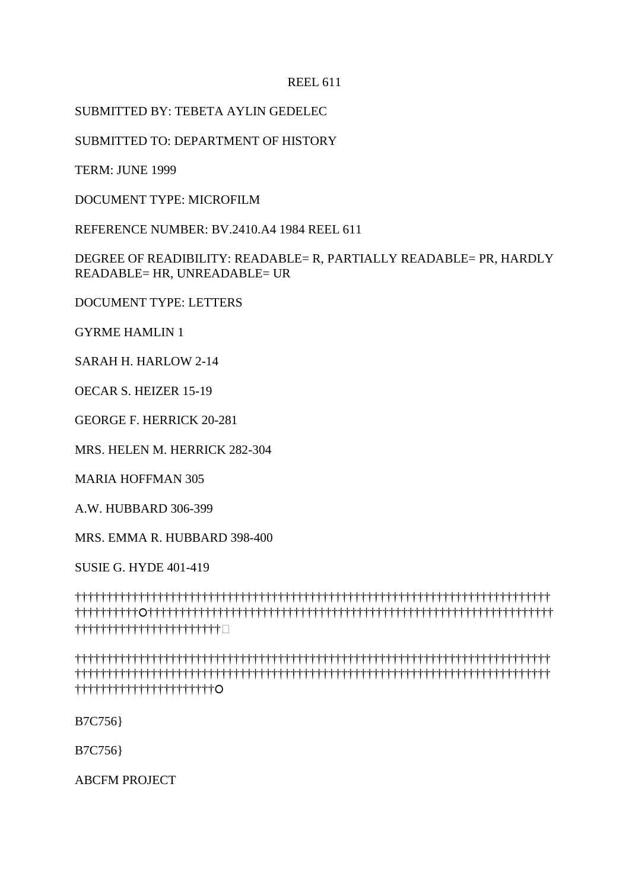REEL 611

SUBMITTED BY: TEBETA AYLIN GEDELEC

SUBMITTED TO: DEPARTMENT OF HISTORY

TERM: JUNE 1999

DOCUMENT TYPE: MICROFILM

REFERENCE NUMBER: BV.2410.A4 1984 REEL 611

DEGREE OF READIBILITY: READABLE= R, PARTIALLY READABLE= PR, HARDLY READABLE= HR, UNREADABLE= UR

DOCUMENT TYPE: LETTERS

GYRME HAMLIN 1

SARAH H. HARLOW 2-14

OECAR S. HEIZER 15-19

GEORGE F. HERRICK 20-281

MRS. HELEN M. HERRICK 282-304

MARIA HOFFMAN 305

A.W. HUBBARD 306-399

MRS. EMMA R. HUBBARD 398-400

SUSIE G. HYDE 401-419

B7C756}

B7C756}

ABCFM PROJECT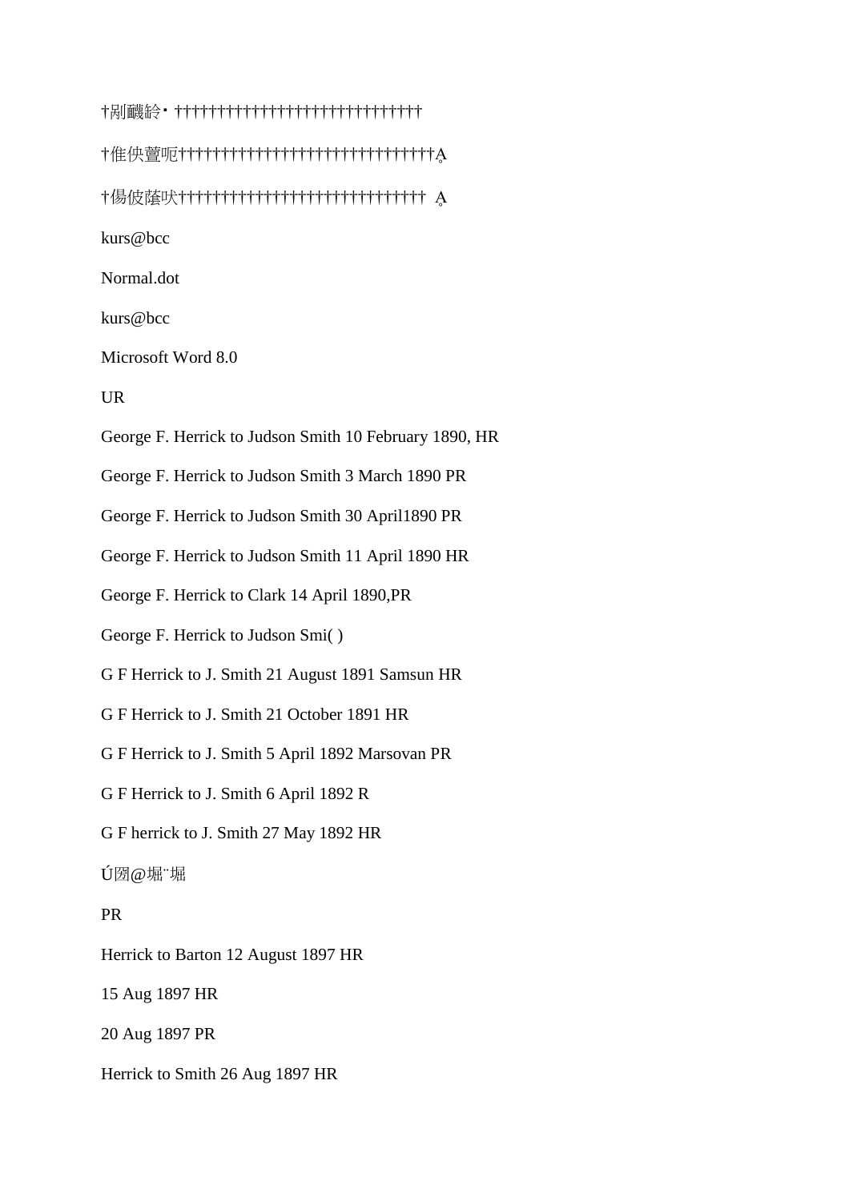†剐蠘鈐▪ ††††††††††††††††††††††††††††††

†倠倛萱呃†††††††††††††††††††††††††††††††Ḁ

†傷佊蔭吠††††††††††††††††††††††††††††† Ḁ

kurs@bcc

Normal.dot

kurs@bcc

Microsoft Word 8.0

UR

George F. Herrick to Judson Smith 10 February 1890, HR

George F. Herrick to Judson Smith 3 March 1890 PR

George F. Herrick to Judson Smith 30 April1890 PR

George F. Herrick to Judson Smith 11 April 1890 HR

George F. Herrick to Clark 14 April 1890,PR

George F. Herrick to Judson Smi( )

G F Herrick to J. Smith 21 August 1891 Samsun HR

G F Herrick to J. Smith 21 October 1891 HR

G F Herrick to J. Smith 5 April 1892 Marsovan PR

G F Herrick to J. Smith 6 April 1892 R

G F herrick to J. Smith 27 May 1892 HR

Ú圀@堀¨堀

PR

Herrick to Barton 12 August 1897 HR

15 Aug 1897 HR

20 Aug 1897 PR

Herrick to Smith 26 Aug 1897 HR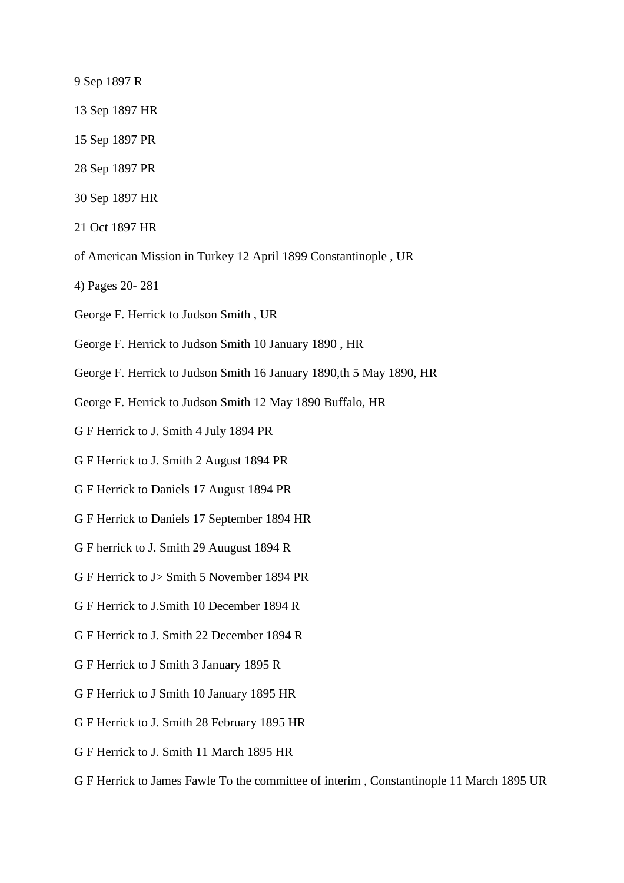9 Sep 1897 R

13 Sep 1897 HR

15 Sep 1897 PR

28 Sep 1897 PR

30 Sep 1897 HR

21 Oct 1897 HR

of American Mission in Turkey 12 April 1899 Constantinople , UR

4) Pages 20- 281

George F. Herrick to Judson Smith , UR

George F. Herrick to Judson Smith 10 January 1890 , HR

George F. Herrick to Judson Smith 16 January 1890,th 5 May 1890, HR

George F. Herrick to Judson Smith 12 May 1890 Buffalo, HR

G F Herrick to J. Smith 4 July 1894 PR

G F Herrick to J. Smith 2 August 1894 PR

G F Herrick to Daniels 17 August 1894 PR

G F Herrick to Daniels 17 September 1894 HR

G F herrick to J. Smith 29 Auugust 1894 R

G F Herrick to J> Smith 5 November 1894 PR

G F Herrick to J.Smith 10 December 1894 R

G F Herrick to J. Smith 22 December 1894 R

G F Herrick to J Smith 3 January 1895 R

G F Herrick to J Smith 10 January 1895 HR

G F Herrick to J. Smith 28 February 1895 HR

G F Herrick to J. Smith 11 March 1895 HR

G F Herrick to James Fawle To the committee of interim , Constantinople 11 March 1895 UR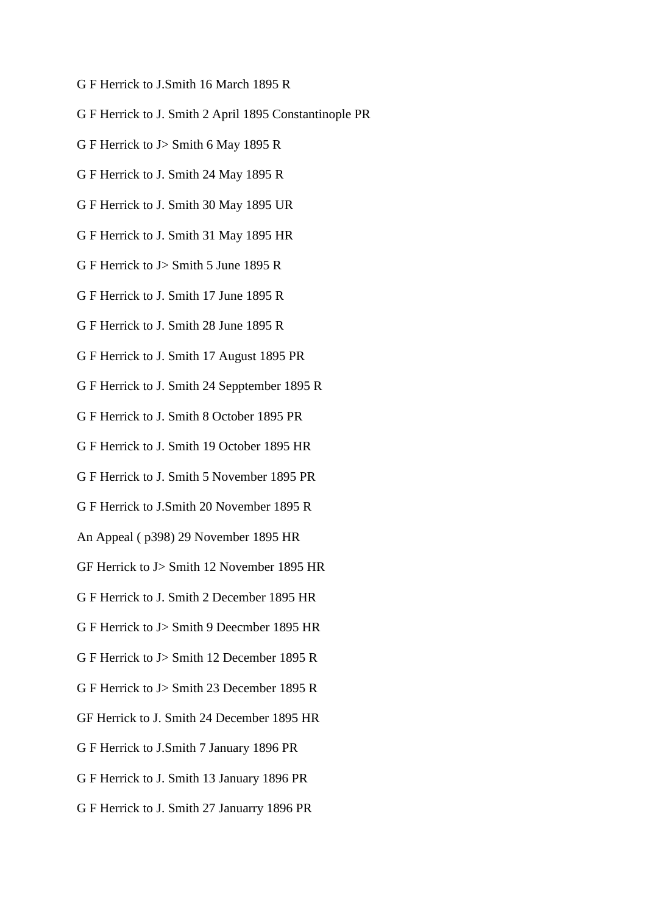G F Herrick to J.Smith 16 March 1895 R

G F Herrick to J. Smith 2 April 1895 Constantinople PR

G F Herrick to J> Smith 6 May 1895 R

G F Herrick to J. Smith 24 May 1895 R

G F Herrick to J. Smith 30 May 1895 UR

G F Herrick to J. Smith 31 May 1895 HR

G F Herrick to J> Smith 5 June 1895 R

G F Herrick to J. Smith 17 June 1895 R

G F Herrick to J. Smith 28 June 1895 R

G F Herrick to J. Smith 17 August 1895 PR

G F Herrick to J. Smith 24 Sepptember 1895 R

G F Herrick to J. Smith 8 October 1895 PR

G F Herrick to J. Smith 19 October 1895 HR

G F Herrick to J. Smith 5 November 1895 PR

G F Herrick to J.Smith 20 November 1895 R

An Appeal ( p398) 29 November 1895 HR

GF Herrick to J> Smith 12 November 1895 HR

G F Herrick to J. Smith 2 December 1895 HR

G F Herrick to J> Smith 9 Deecmber 1895 HR

G F Herrick to J> Smith 12 December 1895 R

G F Herrick to J> Smith 23 December 1895 R

GF Herrick to J. Smith 24 December 1895 HR

G F Herrick to J.Smith 7 January 1896 PR

G F Herrick to J. Smith 13 January 1896 PR

G F Herrick to J. Smith 27 Januarry 1896 PR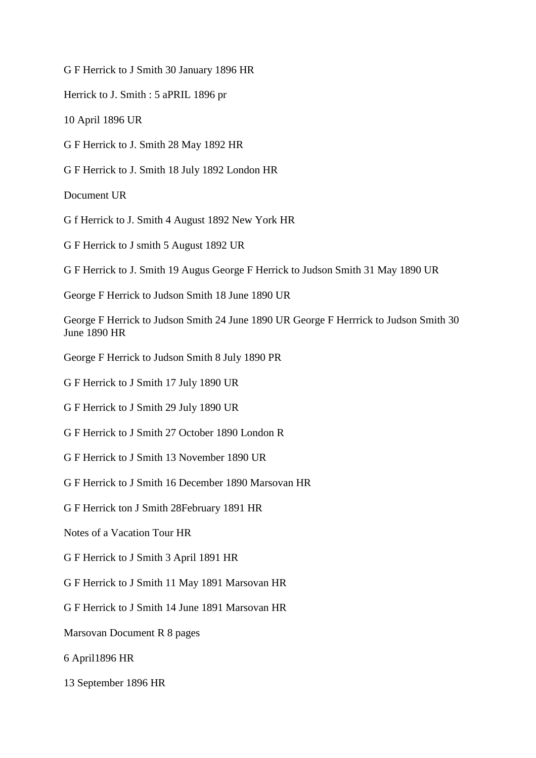G F Herrick to J Smith 30 January 1896 HR

Herrick to J. Smith : 5 aPRIL 1896 pr

10 April 1896 UR

G F Herrick to J. Smith 28 May 1892 HR

G F Herrick to J. Smith 18 July 1892 London HR

Document UR

G f Herrick to J. Smith 4 August 1892 New York HR

G F Herrick to J smith 5 August 1892 UR

G F Herrick to J. Smith 19 Augus George F Herrick to Judson Smith 31 May 1890 UR

George F Herrick to Judson Smith 18 June 1890 UR

George F Herrick to Judson Smith 24 June 1890 UR George F Herrrick to Judson Smith 30 June 1890 HR

George F Herrick to Judson Smith 8 July 1890 PR

G F Herrick to J Smith 17 July 1890 UR

G F Herrick to J Smith 29 July 1890 UR

G F Herrick to J Smith 27 October 1890 London R

G F Herrick to J Smith 13 November 1890 UR

G F Herrick to J Smith 16 December 1890 Marsovan HR

G F Herrick ton J Smith 28February 1891 HR

Notes of a Vacation Tour HR

G F Herrick to J Smith 3 April 1891 HR

G F Herrick to J Smith 11 May 1891 Marsovan HR

G F Herrick to J Smith 14 June 1891 Marsovan HR

Marsovan Document R 8 pages

6 April1896 HR

13 September 1896 HR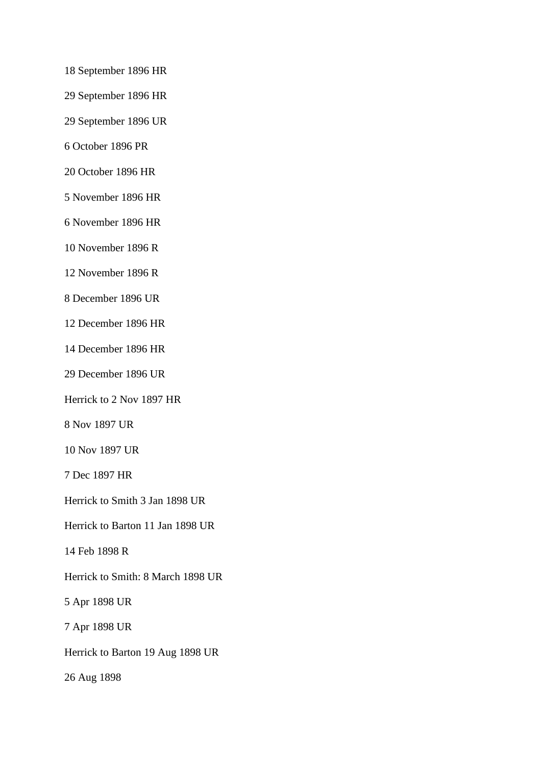18 September 1896 HR

29 September 1896 HR

29 September 1896 UR

6 October 1896 PR

20 October 1896 HR

5 November 1896 HR

6 November 1896 HR

10 November 1896 R

12 November 1896 R

8 December 1896 UR

12 December 1896 HR

14 December 1896 HR

29 December 1896 UR

Herrick to 2 Nov 1897 HR

8 Nov 1897 UR

10 Nov 1897 UR

7 Dec 1897 HR

Herrick to Smith 3 Jan 1898 UR

Herrick to Barton 11 Jan 1898 UR

14 Feb 1898 R

Herrick to Smith: 8 March 1898 UR

5 Apr 1898 UR

7 Apr 1898 UR

Herrick to Barton 19 Aug 1898 UR

26 Aug 1898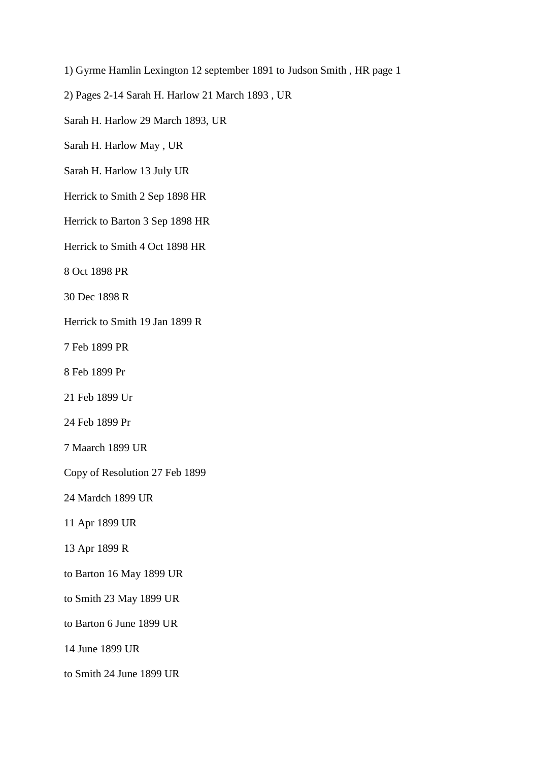1) Gyrme Hamlin Lexington 12 september 1891 to Judson Smith , HR page 1

2) Pages 2-14 Sarah H. Harlow 21 March 1893 , UR

Sarah H. Harlow 29 March 1893, UR

Sarah H. Harlow May , UR

Sarah H. Harlow 13 July UR

Herrick to Smith 2 Sep 1898 HR

Herrick to Barton 3 Sep 1898 HR

Herrick to Smith 4 Oct 1898 HR

8 Oct 1898 PR

30 Dec 1898 R

Herrick to Smith 19 Jan 1899 R

7 Feb 1899 PR

8 Feb 1899 Pr

21 Feb 1899 Ur

24 Feb 1899 Pr

7 Maarch 1899 UR

Copy of Resolution 27 Feb 1899

24 Mardch 1899 UR

11 Apr 1899 UR

13 Apr 1899 R

to Barton 16 May 1899 UR

to Smith 23 May 1899 UR

to Barton 6 June 1899 UR

14 June 1899 UR

to Smith 24 June 1899 UR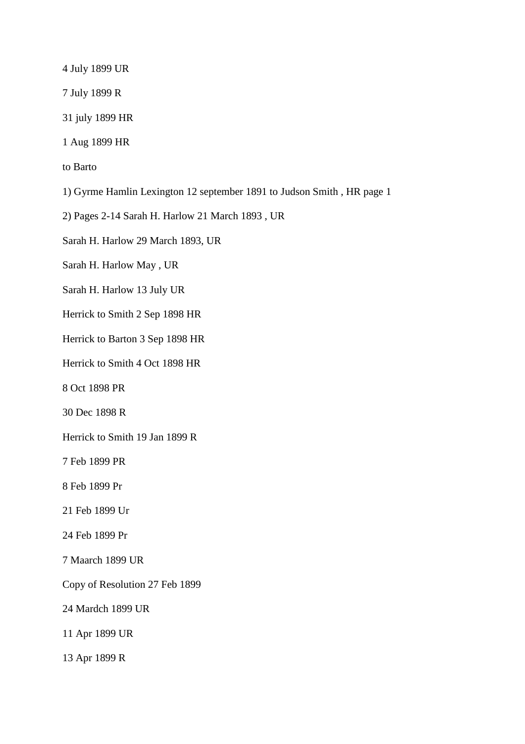4 July 1899 UR

7 July 1899 R

31 july 1899 HR

1 Aug 1899 HR

to Barto

1) Gyrme Hamlin Lexington 12 september 1891 to Judson Smith , HR page 1

2) Pages 2-14 Sarah H. Harlow 21 March 1893 , UR

Sarah H. Harlow 29 March 1893, UR

Sarah H. Harlow May , UR

Sarah H. Harlow 13 July UR

Herrick to Smith 2 Sep 1898 HR

Herrick to Barton 3 Sep 1898 HR

Herrick to Smith 4 Oct 1898 HR

8 Oct 1898 PR

30 Dec 1898 R

Herrick to Smith 19 Jan 1899 R

7 Feb 1899 PR

8 Feb 1899 Pr

21 Feb 1899 Ur

24 Feb 1899 Pr

7 Maarch 1899 UR

Copy of Resolution 27 Feb 1899

24 Mardch 1899 UR

11 Apr 1899 UR

13 Apr 1899 R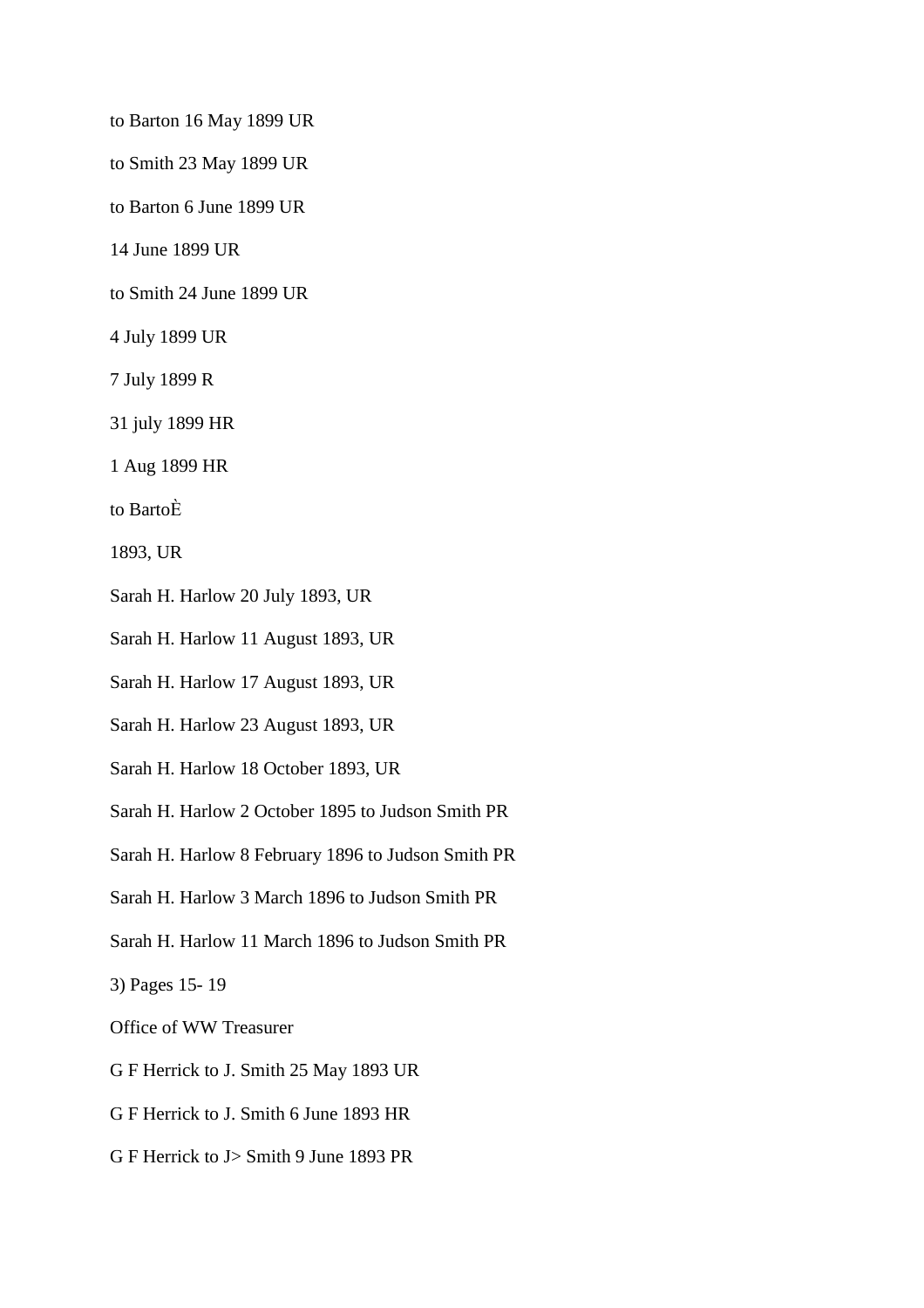to Barton 16 May 1899 UR

to Smith 23 May 1899 UR

to Barton 6 June 1899 UR

14 June 1899 UR

to Smith 24 June 1899 UR

4 July 1899 UR

7 July 1899 R

31 july 1899 HR

1 Aug 1899 HR

to BartoÈ

1893, UR

Sarah H. Harlow 20 July 1893, UR

Sarah H. Harlow 11 August 1893, UR

Sarah H. Harlow 17 August 1893, UR

Sarah H. Harlow 23 August 1893, UR

Sarah H. Harlow 18 October 1893, UR

Sarah H. Harlow 2 October 1895 to Judson Smith PR

Sarah H. Harlow 8 February 1896 to Judson Smith PR

Sarah H. Harlow 3 March 1896 to Judson Smith PR

Sarah H. Harlow 11 March 1896 to Judson Smith PR

3) Pages 15- 19

Office of WW Treasurer

G F Herrick to J. Smith 25 May 1893 UR

G F Herrick to J. Smith 6 June 1893 HR

G F Herrick to J> Smith 9 June 1893 PR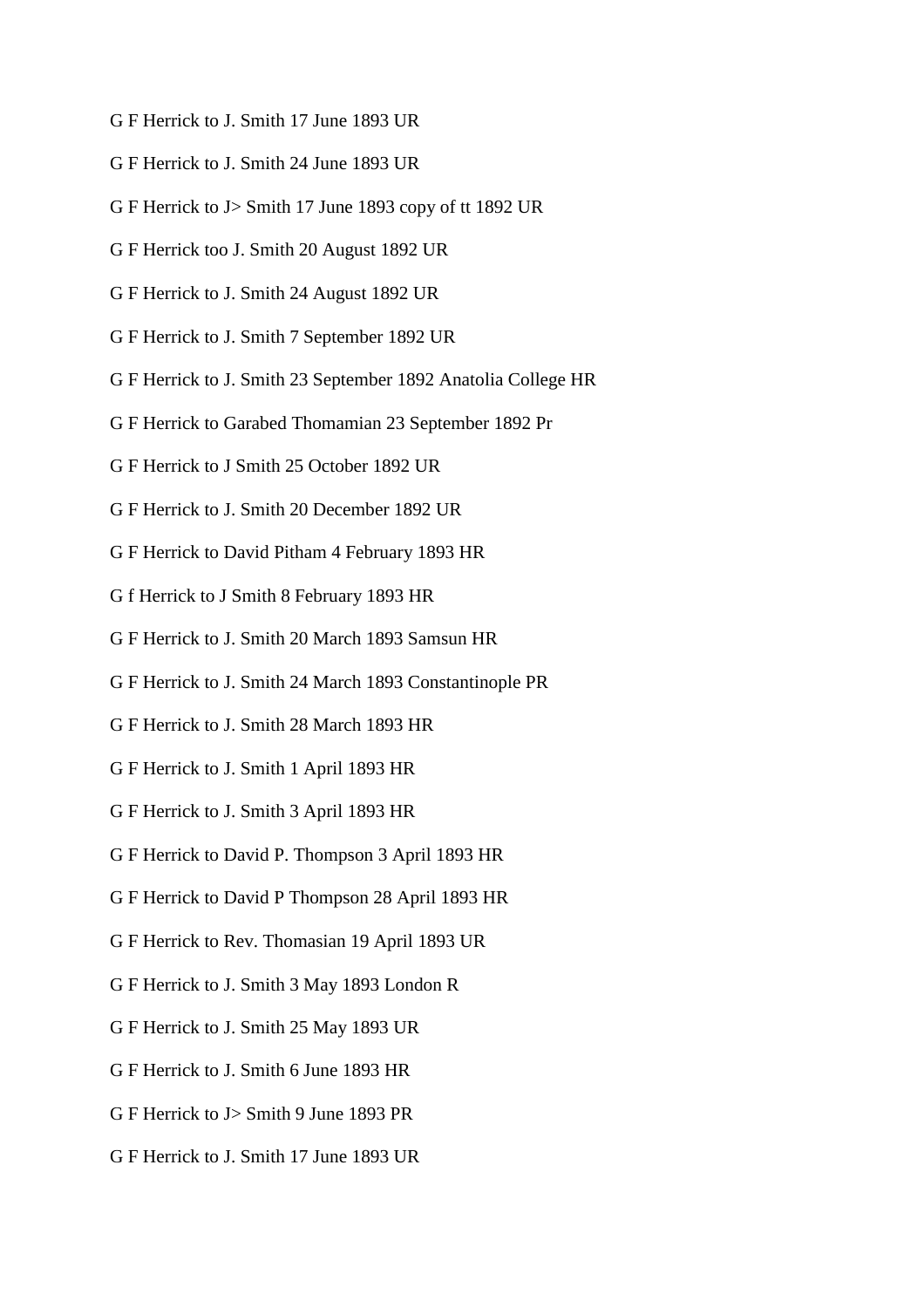G F Herrick to J. Smith 17 June 1893 UR

G F Herrick to J. Smith 24 June 1893 UR

G F Herrick to J> Smith 17 June 1893 copy of tt 1892 UR

G F Herrick too J. Smith 20 August 1892 UR

G F Herrick to J. Smith 24 August 1892 UR

G F Herrick to J. Smith 7 September 1892 UR

G F Herrick to J. Smith 23 September 1892 Anatolia College HR

G F Herrick to Garabed Thomamian 23 September 1892 Pr

G F Herrick to J Smith 25 October 1892 UR

G F Herrick to J. Smith 20 December 1892 UR

G F Herrick to David Pitham 4 February 1893 HR

G f Herrick to J Smith 8 February 1893 HR

G F Herrick to J. Smith 20 March 1893 Samsun HR

G F Herrick to J. Smith 24 March 1893 Constantinople PR

G F Herrick to J. Smith 28 March 1893 HR

G F Herrick to J. Smith 1 April 1893 HR

G F Herrick to J. Smith 3 April 1893 HR

G F Herrick to David P. Thompson 3 April 1893 HR

G F Herrick to David P Thompson 28 April 1893 HR

G F Herrick to Rev. Thomasian 19 April 1893 UR

G F Herrick to J. Smith 3 May 1893 London R

G F Herrick to J. Smith 25 May 1893 UR

G F Herrick to J. Smith 6 June 1893 HR

G F Herrick to J> Smith 9 June 1893 PR

G F Herrick to J. Smith 17 June 1893 UR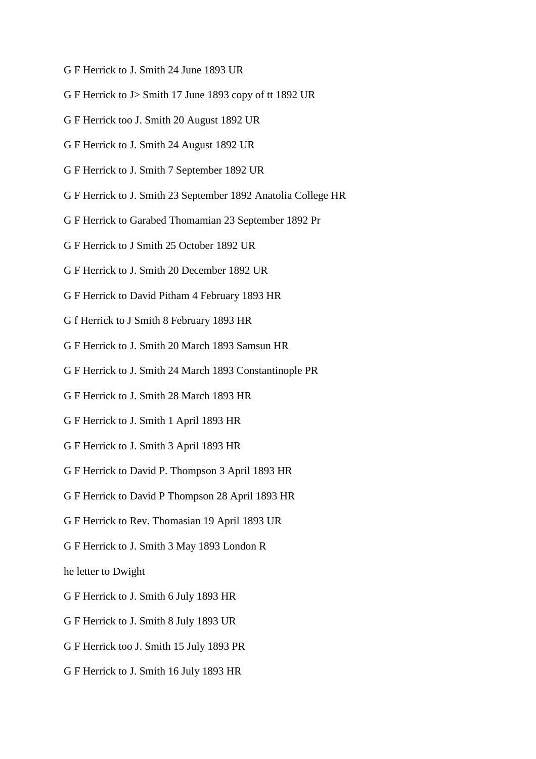G F Herrick to J. Smith 24 June 1893 UR

G F Herrick to J> Smith 17 June 1893 copy of tt 1892 UR

G F Herrick too J. Smith 20 August 1892 UR

G F Herrick to J. Smith 24 August 1892 UR

G F Herrick to J. Smith 7 September 1892 UR

G F Herrick to J. Smith 23 September 1892 Anatolia College HR

G F Herrick to Garabed Thomamian 23 September 1892 Pr

G F Herrick to J Smith 25 October 1892 UR

G F Herrick to J. Smith 20 December 1892 UR

G F Herrick to David Pitham 4 February 1893 HR

G f Herrick to J Smith 8 February 1893 HR

G F Herrick to J. Smith 20 March 1893 Samsun HR

G F Herrick to J. Smith 24 March 1893 Constantinople PR

G F Herrick to J. Smith 28 March 1893 HR

G F Herrick to J. Smith 1 April 1893 HR

G F Herrick to J. Smith 3 April 1893 HR

G F Herrick to David P. Thompson 3 April 1893 HR

G F Herrick to David P Thompson 28 April 1893 HR

G F Herrick to Rev. Thomasian 19 April 1893 UR

G F Herrick to J. Smith 3 May 1893 London R

he letter to Dwight

G F Herrick to J. Smith 6 July 1893 HR

G F Herrick to J. Smith 8 July 1893 UR

G F Herrick too J. Smith 15 July 1893 PR

G F Herrick to J. Smith 16 July 1893 HR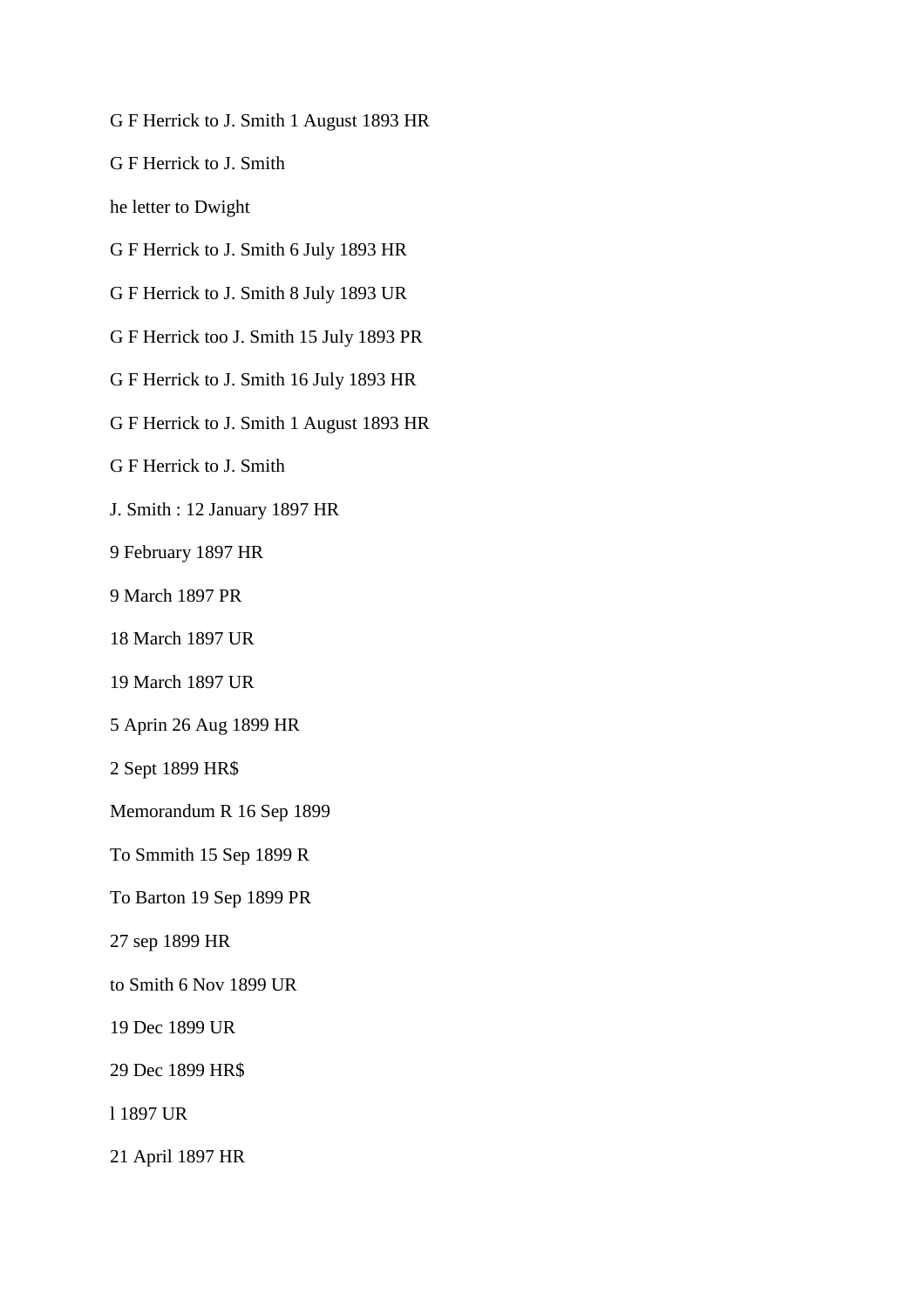G F Herrick to J. Smith 1 August 1893 HR

G F Herrick to J. Smith

he letter to Dwight

G F Herrick to J. Smith 6 July 1893 HR

G F Herrick to J. Smith 8 July 1893 UR

G F Herrick too J. Smith 15 July 1893 PR

G F Herrick to J. Smith 16 July 1893 HR

G F Herrick to J. Smith 1 August 1893 HR

G F Herrick to J. Smith

J. Smith : 12 January 1897 HR

9 February 1897 HR

9 March 1897 PR

18 March 1897 UR

19 March 1897 UR

5 Aprin 26 Aug 1899 HR

2 Sept 1899 HR$

Memorandum R 16 Sep 1899

To Smmith 15 Sep 1899 R

To Barton 19 Sep 1899 PR

27 sep 1899 HR

to Smith 6 Nov 1899 UR

19 Dec 1899 UR

29 Dec 1899 HR$

l 1897 UR

21 April 1897 HR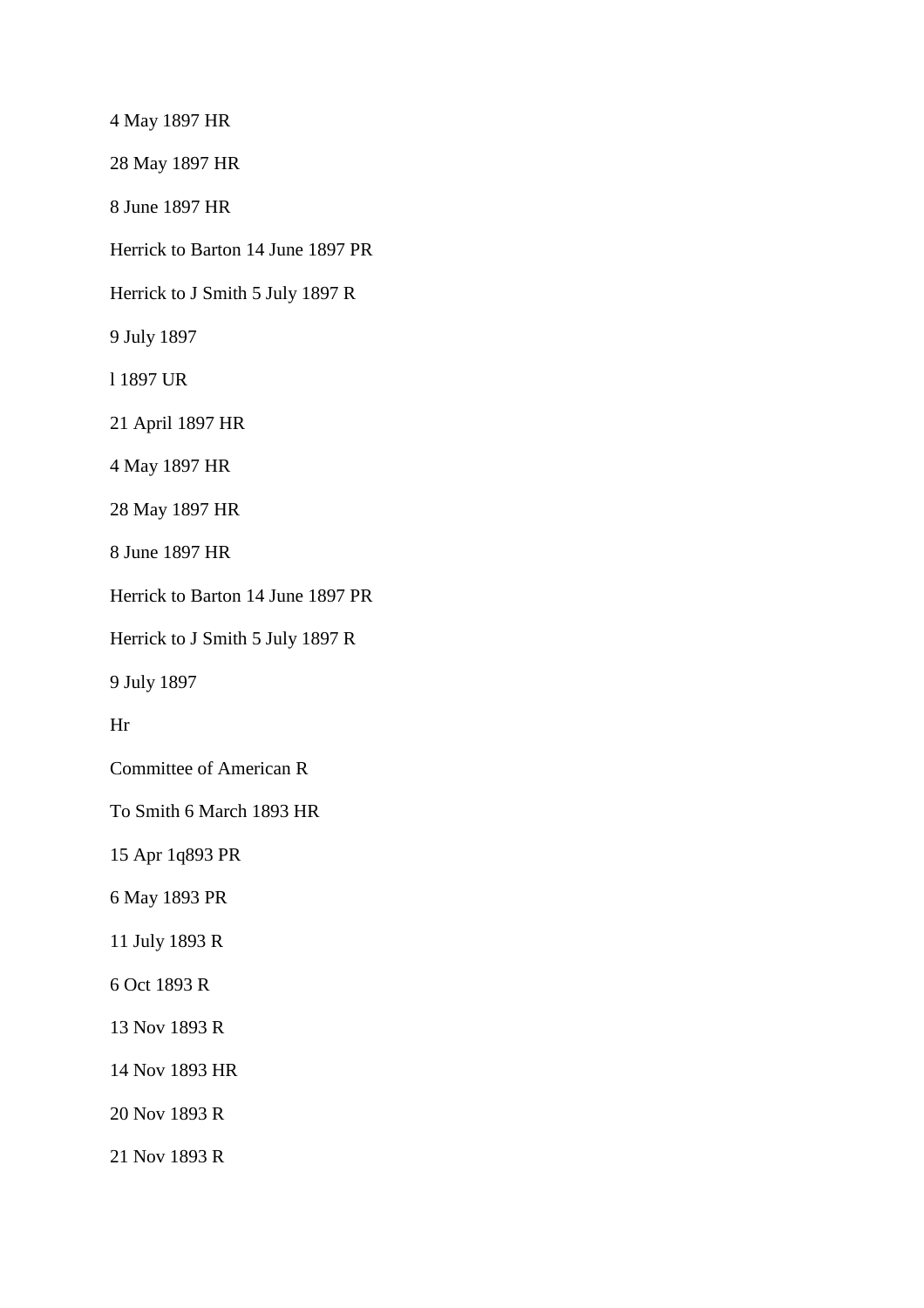4 May 1897 HR

28 May 1897 HR

8 June 1897 HR

Herrick to Barton 14 June 1897 PR

Herrick to J Smith 5 July 1897 R

9 July 1897

l 1897 UR

21 April 1897 HR

4 May 1897 HR

28 May 1897 HR

8 June 1897 HR

Herrick to Barton 14 June 1897 PR

Herrick to J Smith 5 July 1897 R

9 July 1897

Hr

Committee of American R

To Smith 6 March 1893 HR

15 Apr 1q893 PR

6 May 1893 PR

11 July 1893 R

6 Oct 1893 R

13 Nov 1893 R

14 Nov 1893 HR

20 Nov 1893 R

21 Nov 1893 R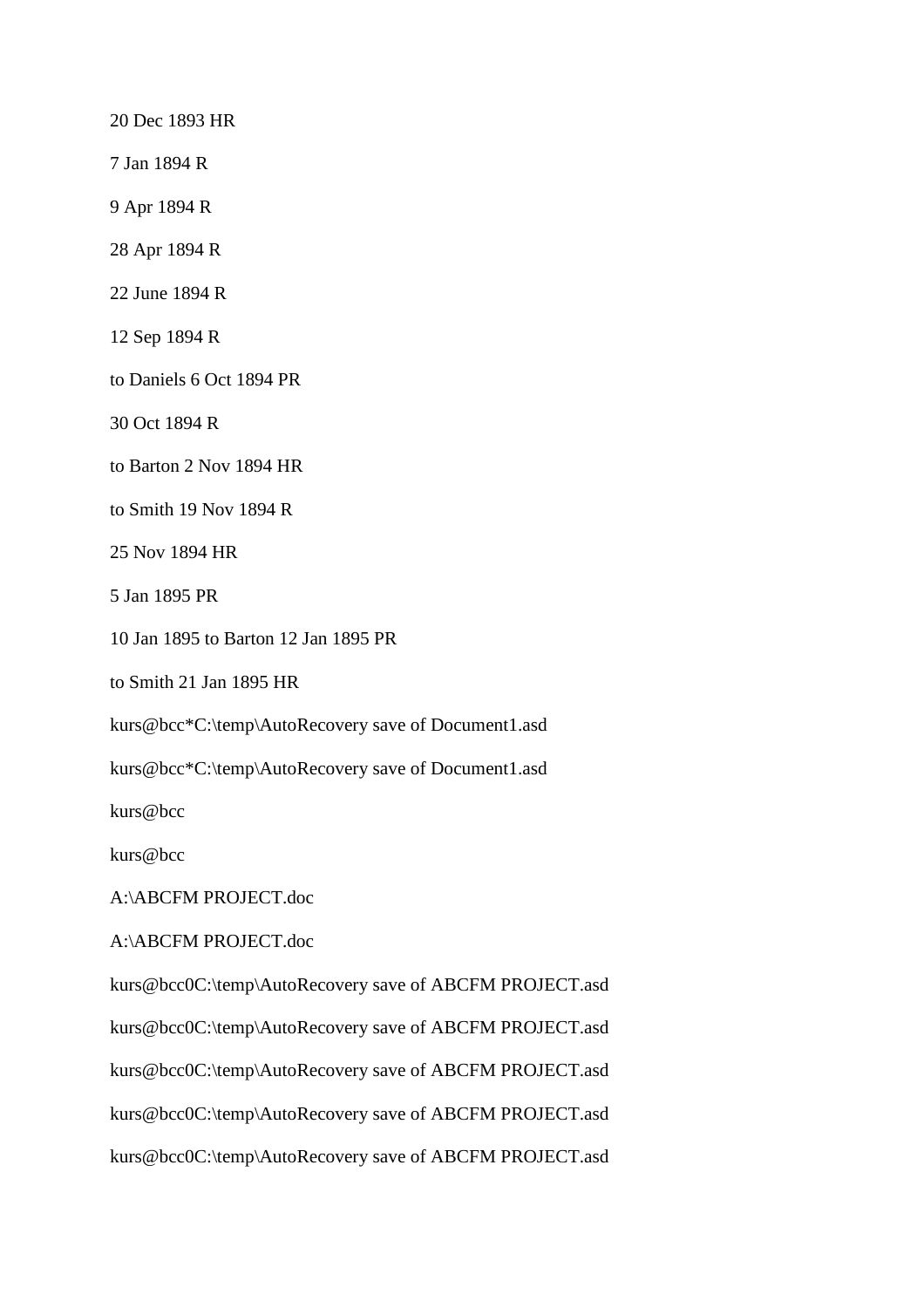20 Dec 1893 HR

7 Jan 1894 R

9 Apr 1894 R

28 Apr 1894 R

22 June 1894 R

12 Sep 1894 R

to Daniels 6 Oct 1894 PR

30 Oct 1894 R

to Barton 2 Nov 1894 HR

to Smith 19 Nov 1894 R

25 Nov 1894 HR

5 Jan 1895 PR

10 Jan 1895 to Barton 12 Jan 1895 PR

to Smith 21 Jan 1895 HR

kurs@bcc*C:\temp\AutoRecovery save of Document1.asd

kurs@bcc*C:\temp\AutoRecovery save of Document1.asd

kurs@bcc

kurs@bcc

A:\ABCFM PROJECT.doc

A:\ABCFM PROJECT.doc

kurs@bcc0C:\temp\AutoRecovery save of ABCFM PROJECT.asd

kurs@bcc0C:\temp\AutoRecovery save of ABCFM PROJECT.asd

kurs@bcc0C:\temp\AutoRecovery save of ABCFM PROJECT.asd

kurs@bcc0C:\temp\AutoRecovery save of ABCFM PROJECT.asd

kurs@bcc0C:\temp\AutoRecovery save of ABCFM PROJECT.asd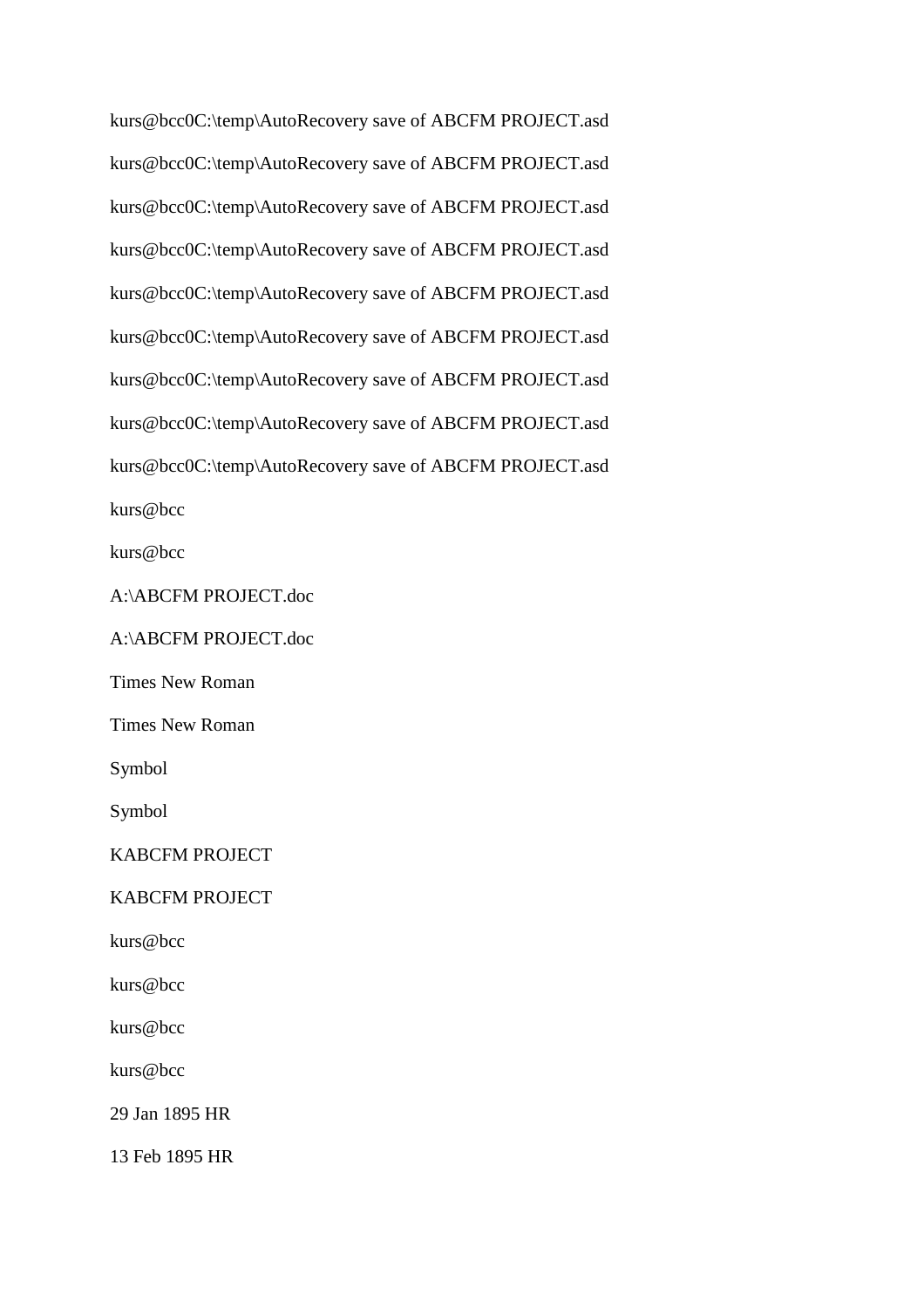kurs@bcc0C:\temp\AutoRecovery save of ABCFM PROJECT.asd

kurs@bcc0C:\temp\AutoRecovery save of ABCFM PROJECT.asd

kurs@bcc0C:\temp\AutoRecovery save of ABCFM PROJECT.asd

kurs@bcc0C:\temp\AutoRecovery save of ABCFM PROJECT.asd

kurs@bcc0C:\temp\AutoRecovery save of ABCFM PROJECT.asd

kurs@bcc0C:\temp\AutoRecovery save of ABCFM PROJECT.asd

kurs@bcc0C:\temp\AutoRecovery save of ABCFM PROJECT.asd

kurs@bcc0C:\temp\AutoRecovery save of ABCFM PROJECT.asd

kurs@bcc0C:\temp\AutoRecovery save of ABCFM PROJECT.asd

kurs@bcc

kurs@bcc

A:\ABCFM PROJECT.doc

A:\ABCFM PROJECT.doc

Times New Roman

Times New Roman

Symbol

Symbol

KABCFM PROJECT

KABCFM PROJECT

kurs@bcc

kurs@bcc

kurs@bcc

kurs@bcc

29 Jan 1895 HR

13 Feb 1895 HR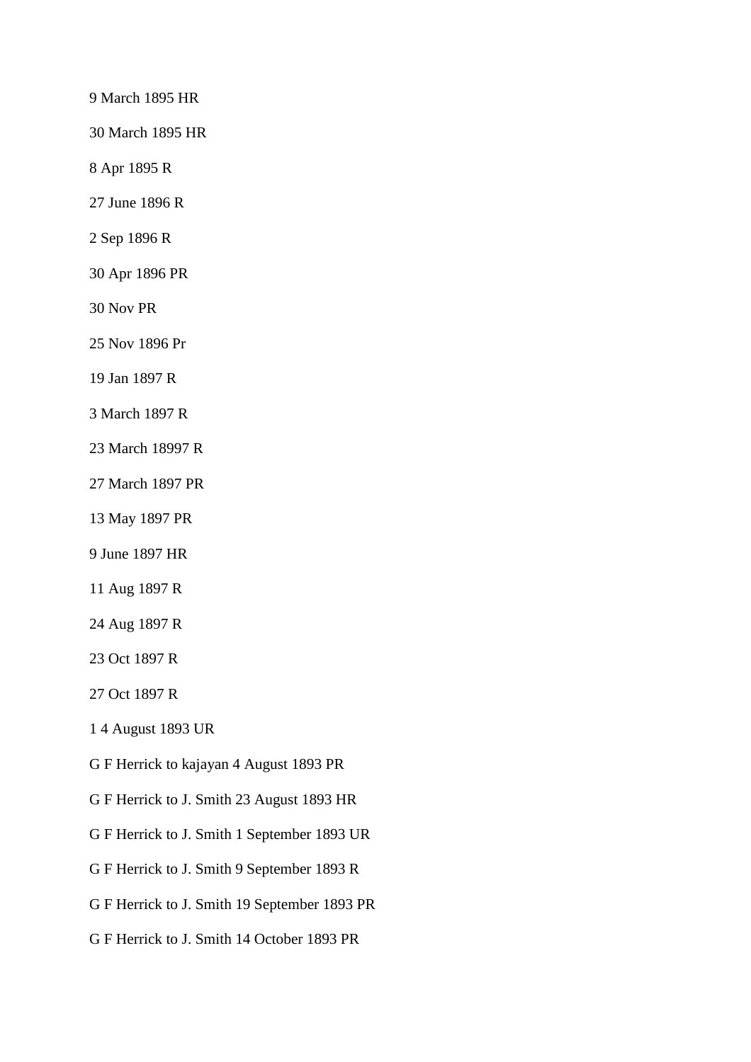9 March 1895 HR

30 March 1895 HR

8 Apr 1895 R

27 June 1896 R

2 Sep 1896 R

30 Apr 1896 PR

30 Nov PR

25 Nov 1896 Pr

19 Jan 1897 R

3 March 1897 R

23 March 18997 R

27 March 1897 PR

13 May 1897 PR

9 June 1897 HR

11 Aug 1897 R

24 Aug 1897 R

23 Oct 1897 R

27 Oct 1897 R

1 4 August 1893 UR

G F Herrick to kajayan 4 August 1893 PR

G F Herrick to J. Smith 23 August 1893 HR

G F Herrick to J. Smith 1 September 1893 UR

G F Herrick to J. Smith 9 September 1893 R

G F Herrick to J. Smith 19 September 1893 PR

G F Herrick to J. Smith 14 October 1893 PR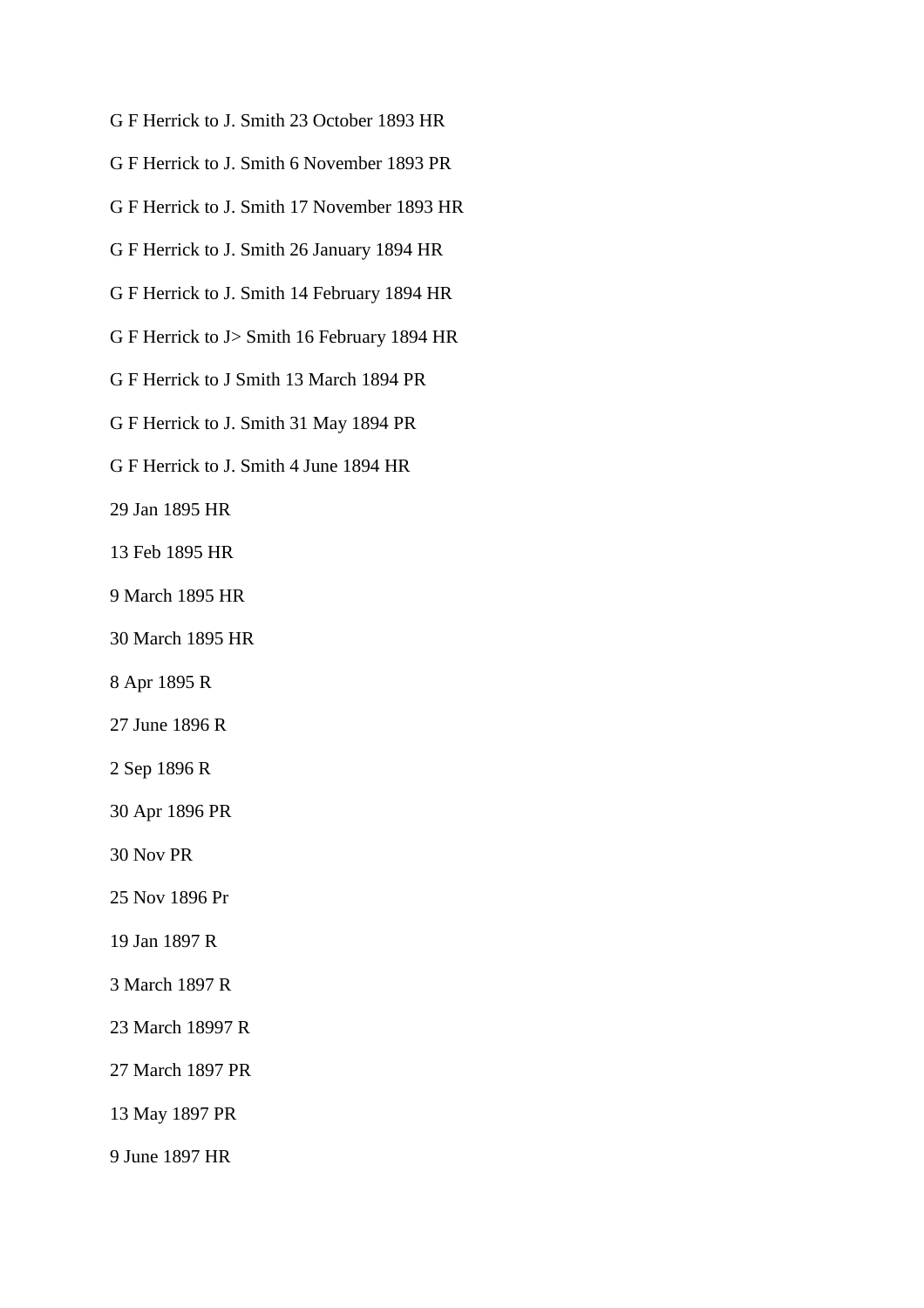G F Herrick to J. Smith 23 October 1893 HR

G F Herrick to J. Smith 6 November 1893 PR

G F Herrick to J. Smith 17 November 1893 HR

G F Herrick to J. Smith 26 January 1894 HR

G F Herrick to J. Smith 14 February 1894 HR

G F Herrick to J> Smith 16 February 1894 HR

G F Herrick to J Smith 13 March 1894 PR

G F Herrick to J. Smith 31 May 1894 PR

G F Herrick to J. Smith 4 June 1894 HR

29 Jan 1895 HR

13 Feb 1895 HR

9 March 1895 HR

30 March 1895 HR

8 Apr 1895 R

27 June 1896 R

2 Sep 1896 R

30 Apr 1896 PR

30 Nov PR

25 Nov 1896 Pr

19 Jan 1897 R

3 March 1897 R

23 March 18997 R

27 March 1897 PR

13 May 1897 PR

9 June 1897 HR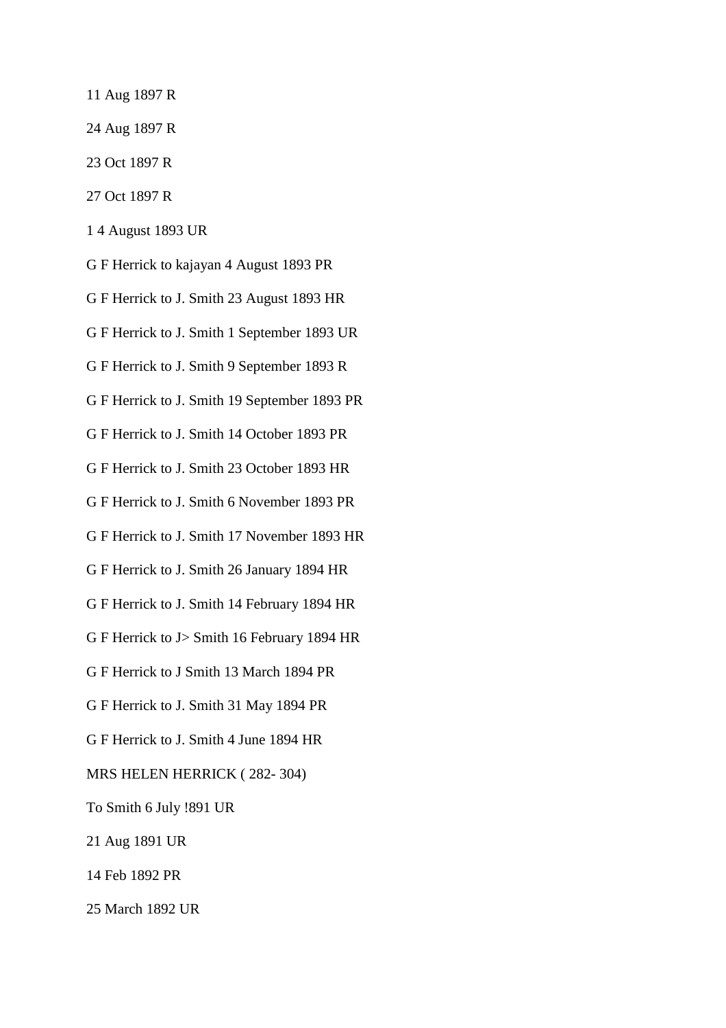11 Aug 1897 R

24 Aug 1897 R

23 Oct 1897 R

27 Oct 1897 R

1 4 August 1893 UR

G F Herrick to kajayan 4 August 1893 PR

G F Herrick to J. Smith 23 August 1893 HR

G F Herrick to J. Smith 1 September 1893 UR

G F Herrick to J. Smith 9 September 1893 R

G F Herrick to J. Smith 19 September 1893 PR

G F Herrick to J. Smith 14 October 1893 PR

G F Herrick to J. Smith 23 October 1893 HR

G F Herrick to J. Smith 6 November 1893 PR

G F Herrick to J. Smith 17 November 1893 HR

G F Herrick to J. Smith 26 January 1894 HR

G F Herrick to J. Smith 14 February 1894 HR

G F Herrick to J> Smith 16 February 1894 HR

G F Herrick to J Smith 13 March 1894 PR

G F Herrick to J. Smith 31 May 1894 PR

G F Herrick to J. Smith 4 June 1894 HR

MRS HELEN HERRICK ( 282- 304)

To Smith 6 July !891 UR

21 Aug 1891 UR

14 Feb 1892 PR

25 March 1892 UR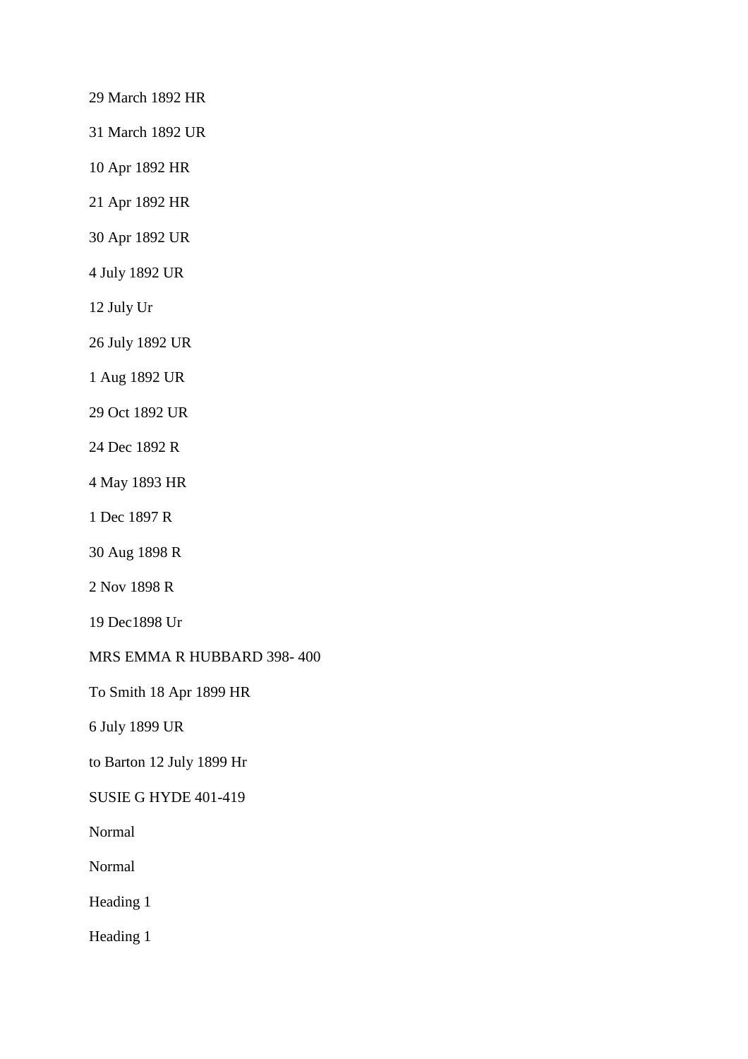29 March 1892 HR

31 March 1892 UR

10 Apr 1892 HR

21 Apr 1892 HR

30 Apr 1892 UR

4 July 1892 UR

12 July Ur

26 July 1892 UR

1 Aug 1892 UR

29 Oct 1892 UR

24 Dec 1892 R

4 May 1893 HR

1 Dec 1897 R

30 Aug 1898 R

2 Nov 1898 R

19 Dec1898 Ur

MRS EMMA R HUBBARD 398- 400

To Smith 18 Apr 1899 HR

6 July 1899 UR

to Barton 12 July 1899 Hr

SUSIE G HYDE 401-419

Normal

Normal

Heading 1

Heading 1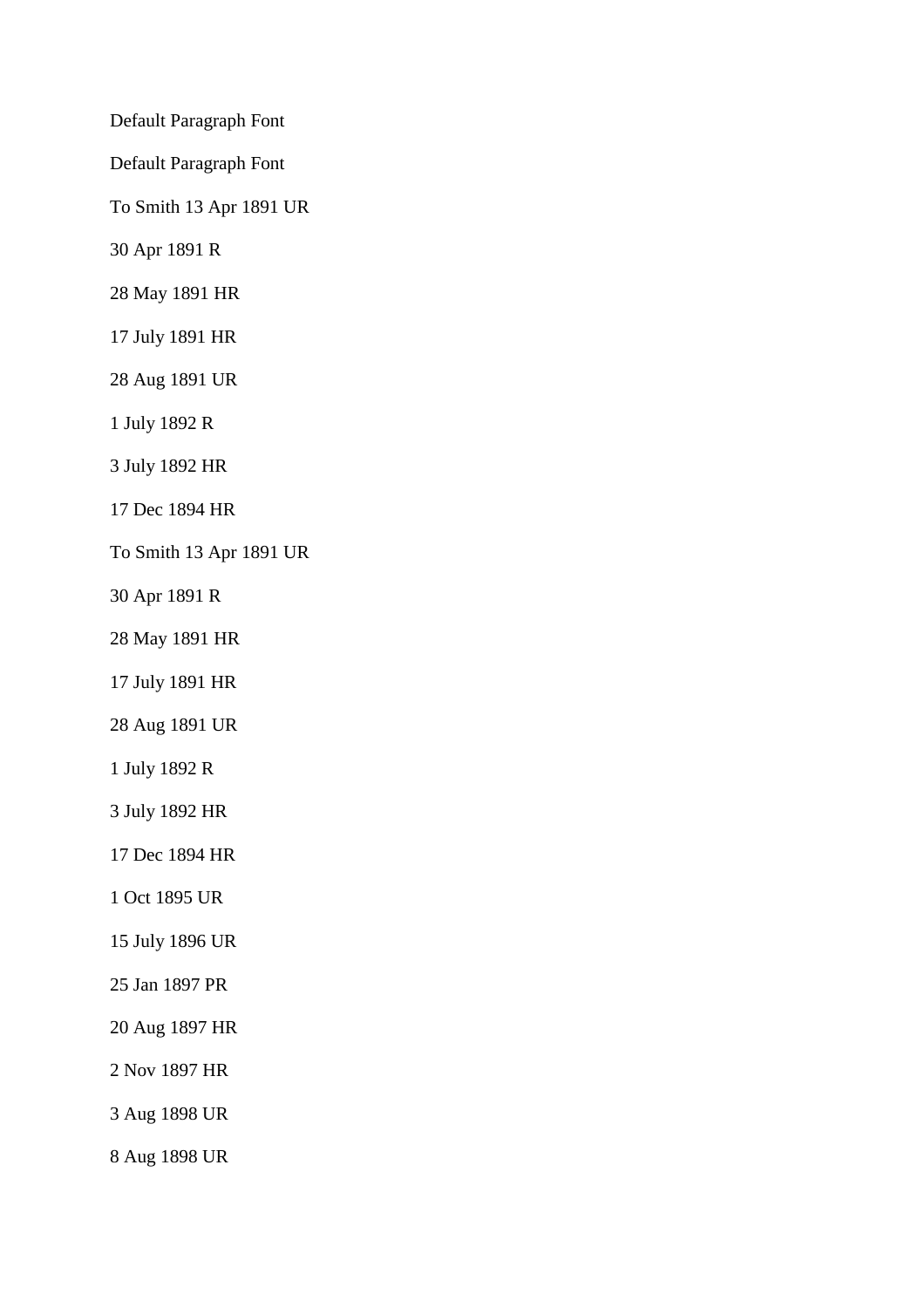Default Paragraph Font

Default Paragraph Font

To Smith 13 Apr 1891 UR

30 Apr 1891 R

28 May 1891 HR

17 July 1891 HR

28 Aug 1891 UR

1 July 1892 R

3 July 1892 HR

17 Dec 1894 HR

To Smith 13 Apr 1891 UR

30 Apr 1891 R

28 May 1891 HR

17 July 1891 HR

28 Aug 1891 UR

1 July 1892 R

3 July 1892 HR

17 Dec 1894 HR

1 Oct 1895 UR

15 July 1896 UR

25 Jan 1897 PR

20 Aug 1897 HR

2 Nov 1897 HR

3 Aug 1898 UR

8 Aug 1898 UR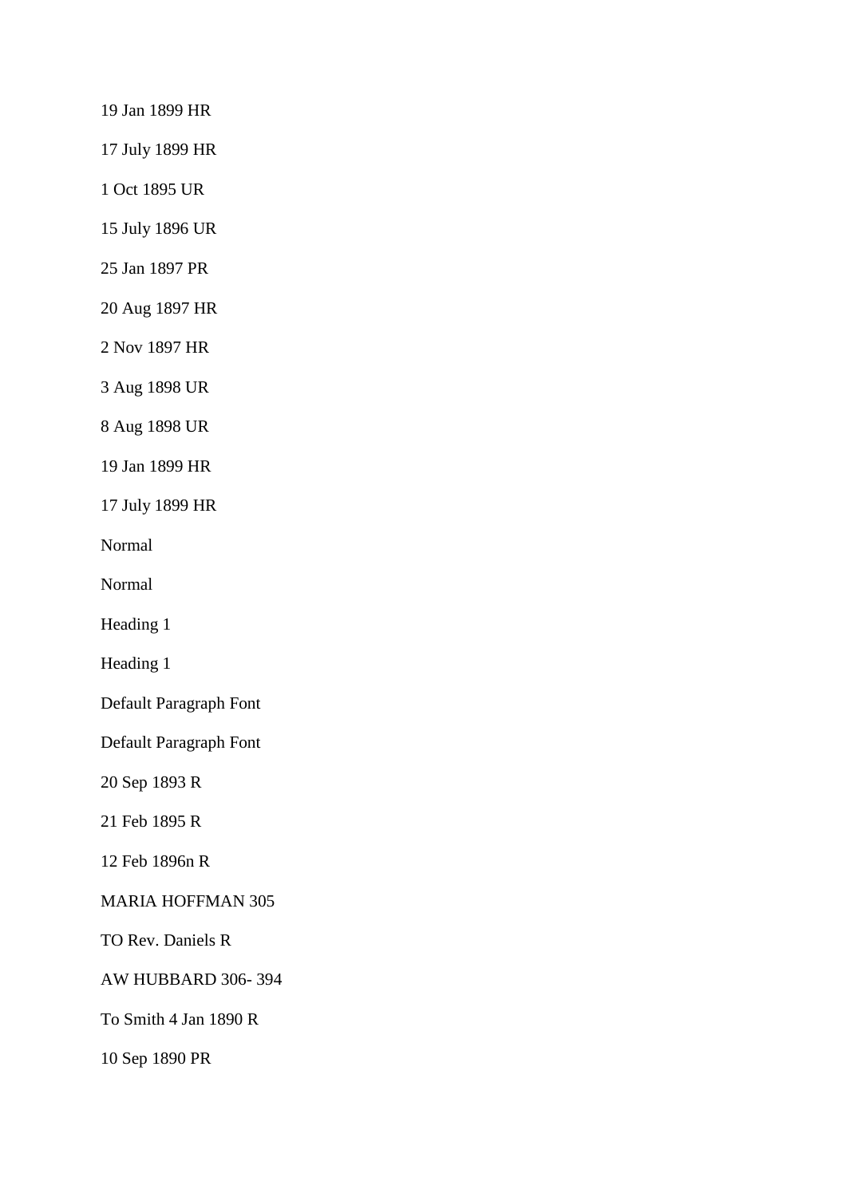19 Jan 1899 HR

17 July 1899 HR

1 Oct 1895 UR

15 July 1896 UR

25 Jan 1897 PR

20 Aug 1897 HR

2 Nov 1897 HR

3 Aug 1898 UR

8 Aug 1898 UR

19 Jan 1899 HR

17 July 1899 HR

Normal

Normal

Heading 1

Heading 1

Default Paragraph Font

Default Paragraph Font

20 Sep 1893 R

21 Feb 1895 R

12 Feb 1896n R

MARIA HOFFMAN 305

TO Rev. Daniels R

AW HUBBARD 306- 394

To Smith 4 Jan 1890 R

10 Sep 1890 PR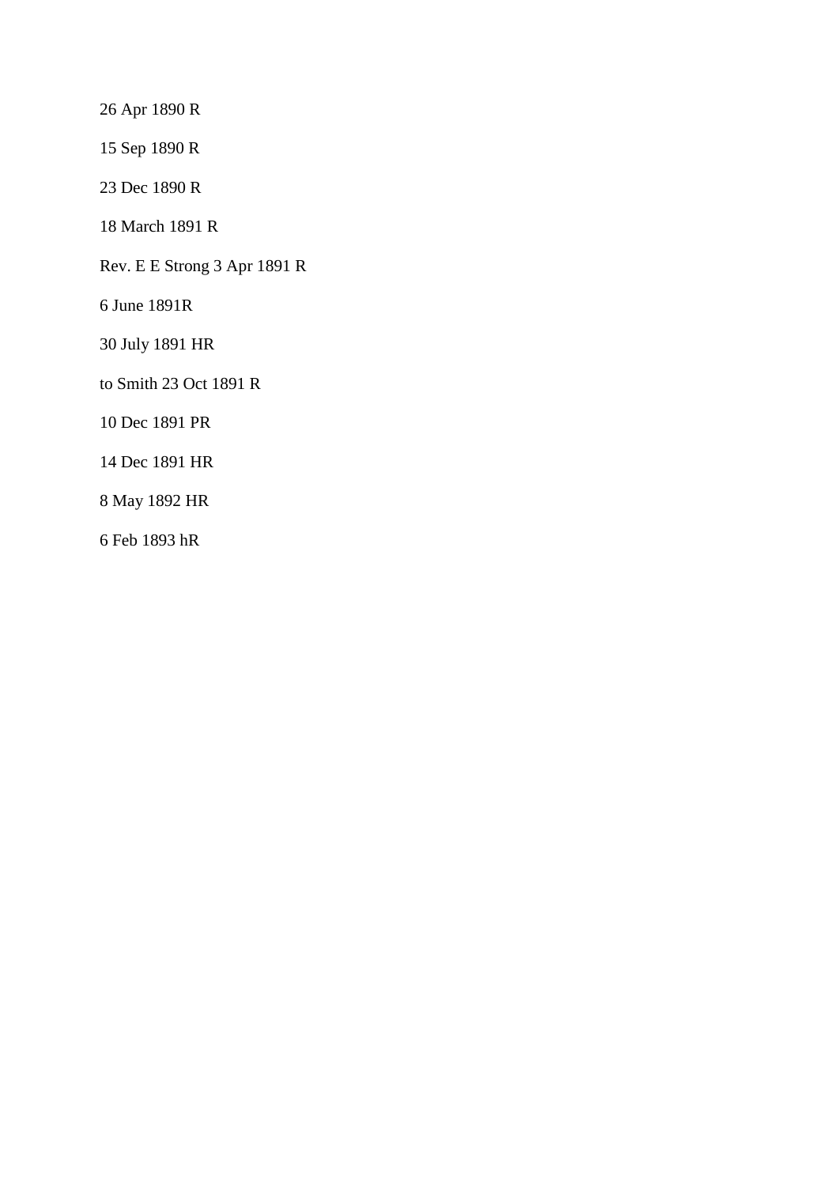26 Apr 1890 R

15 Sep 1890 R

23 Dec 1890 R

18 March 1891 R

Rev. E E Strong 3 Apr 1891 R

6 June 1891R

30 July 1891 HR

to Smith 23 Oct 1891 R

10 Dec 1891 PR

14 Dec 1891 HR

8 May 1892 HR

6 Feb 1893 hR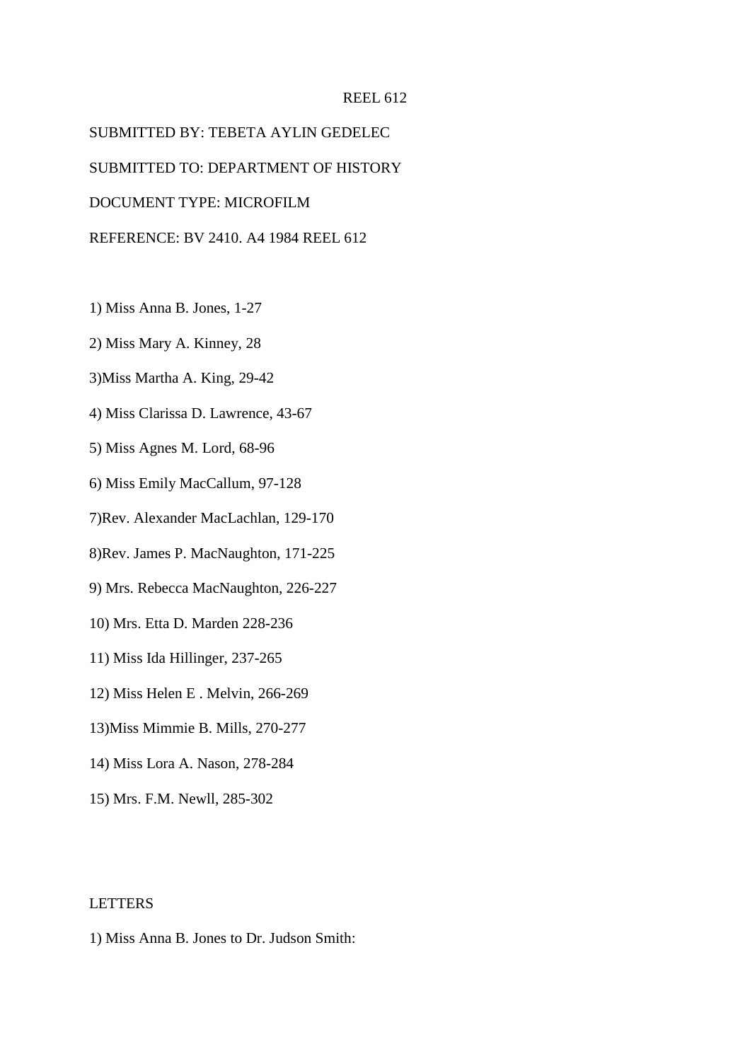REEL 612

SUBMITTED BY: TEBETA AYLIN GEDELEC

SUBMITTED TO: DEPARTMENT OF HISTORY

DOCUMENT TYPE: MICROFILM

REFERENCE: BV 2410. A4 1984 REEL 612

1) Miss Anna B. Jones, 1-27

2) Miss Mary A. Kinney, 28

3)Miss Martha A. King, 29-42

4) Miss Clarissa D. Lawrence, 43-67

5) Miss Agnes M. Lord, 68-96

6) Miss Emily MacCallum, 97-128

7)Rev. Alexander MacLachlan, 129-170

8)Rev. James P. MacNaughton, 171-225

9) Mrs. Rebecca MacNaughton, 226-227

10) Mrs. Etta D. Marden 228-236

11) Miss Ida Hillinger, 237-265

12) Miss Helen E . Melvin, 266-269

13)Miss Mimmie B. Mills, 270-277

14) Miss Lora A. Nason, 278-284

15) Mrs. F.M. Newll, 285-302

LETTERS

1) Miss Anna B. Jones to Dr. Judson Smith: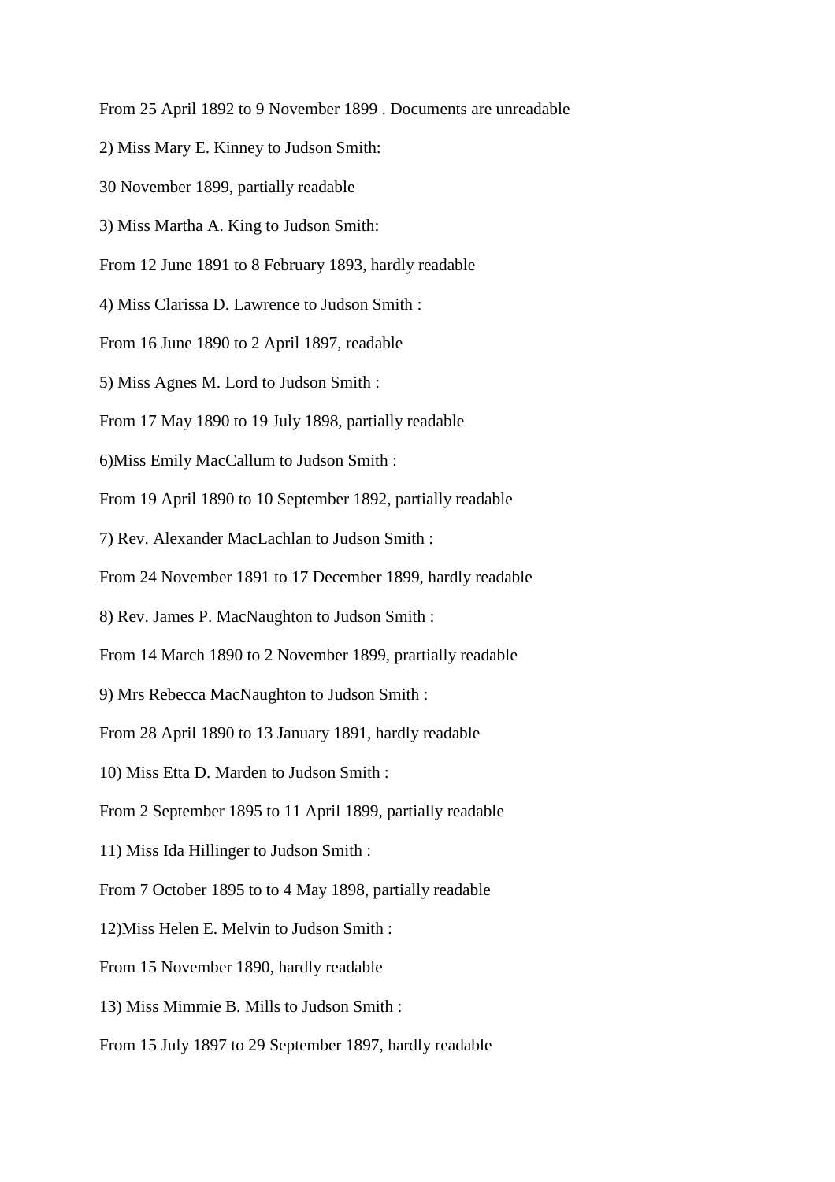From 25 April 1892 to 9 November 1899 . Documents are unreadable

2) Miss Mary E. Kinney to Judson Smith:

30 November 1899, partially readable

3) Miss Martha A. King to Judson Smith:

From 12 June 1891 to 8 February 1893, hardly readable

4) Miss Clarissa D. Lawrence to Judson Smith :

From 16 June 1890 to 2 April 1897, readable

5) Miss Agnes M. Lord to Judson Smith :

From 17 May 1890 to 19 July 1898, partially readable

6)Miss Emily MacCallum to Judson Smith :

From 19 April 1890 to 10 September 1892, partially readable

7) Rev. Alexander MacLachlan to Judson Smith :

From 24 November 1891 to 17 December 1899, hardly readable

8) Rev. James P. MacNaughton to Judson Smith :

From 14 March 1890 to 2 November 1899, prartially readable

9) Mrs Rebecca MacNaughton to Judson Smith :

From 28 April 1890 to 13 January 1891, hardly readable

10) Miss Etta D. Marden to Judson Smith :

From 2 September 1895 to 11 April 1899, partially readable

11) Miss Ida Hillinger to Judson Smith :

From 7 October 1895 to to 4 May 1898, partially readable

12)Miss Helen E. Melvin to Judson Smith :

From 15 November 1890, hardly readable

13) Miss Mimmie B. Mills to Judson Smith :

From 15 July 1897 to 29 September 1897, hardly readable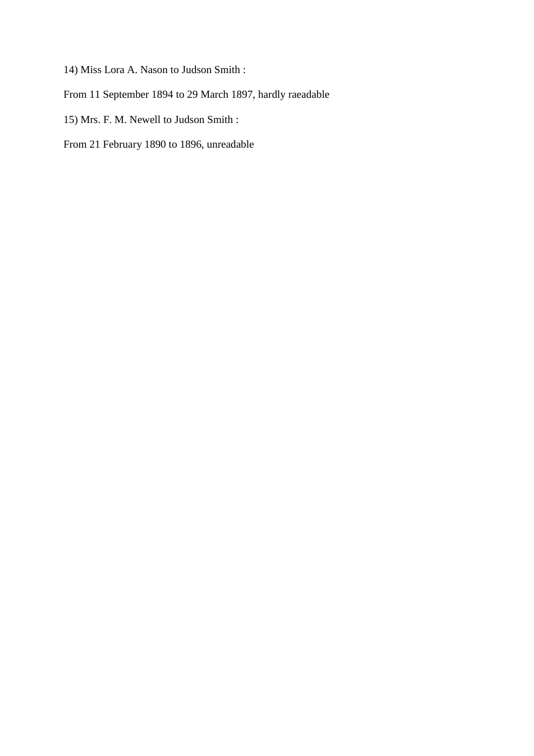14) Miss Lora A. Nason to Judson Smith :

From 11 September 1894 to 29 March 1897, hardly raeadable

15) Mrs. F. M. Newell to Judson Smith :

From 21 February 1890 to 1896, unreadable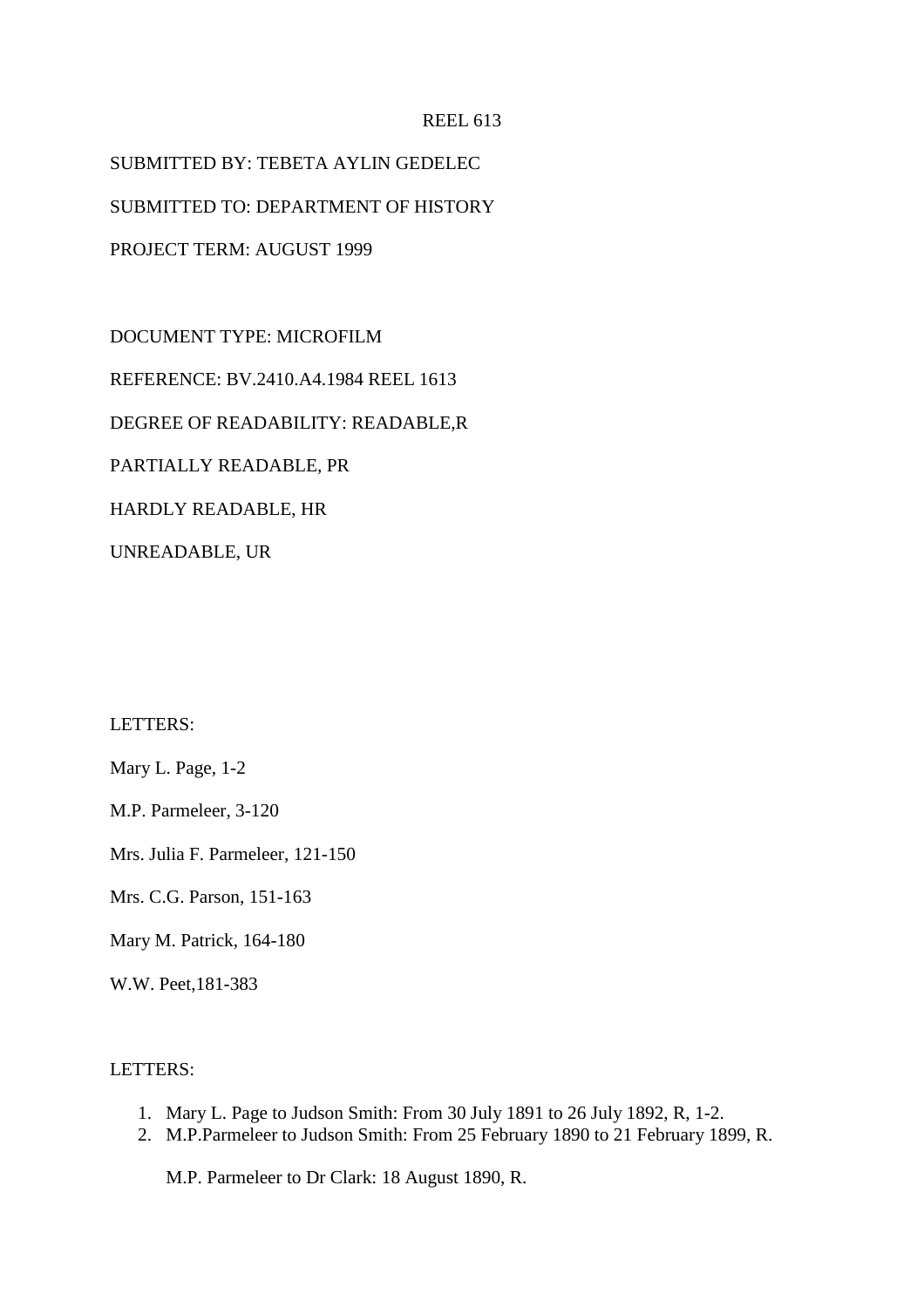REEL 613

SUBMITTED BY: TEBETA AYLIN GEDELEC

SUBMITTED TO: DEPARTMENT OF HISTORY

PROJECT TERM: AUGUST 1999

DOCUMENT TYPE: MICROFILM

REFERENCE: BV.2410.A4.1984 REEL 1613

DEGREE OF READABILITY: READABLE,R

PARTIALLY READABLE, PR

HARDLY READABLE, HR

UNREADABLE, UR

LETTERS:

Mary L. Page, 1-2

M.P. Parmeleer, 3-120

Mrs. Julia F. Parmeleer, 121-150

Mrs. C.G. Parson, 151-163

Mary M. Patrick, 164-180

W.W. Peet,181-383

LETTERS:

1. Mary L. Page to Judson Smith: From 30 July 1891 to 26 July 1892, R, 1-2.
2. M.P.Parmeleer to Judson Smith: From 25 February 1890 to 21 February 1899, R.

   M.P. Parmeleer to Dr Clark: 18 August 1890, R.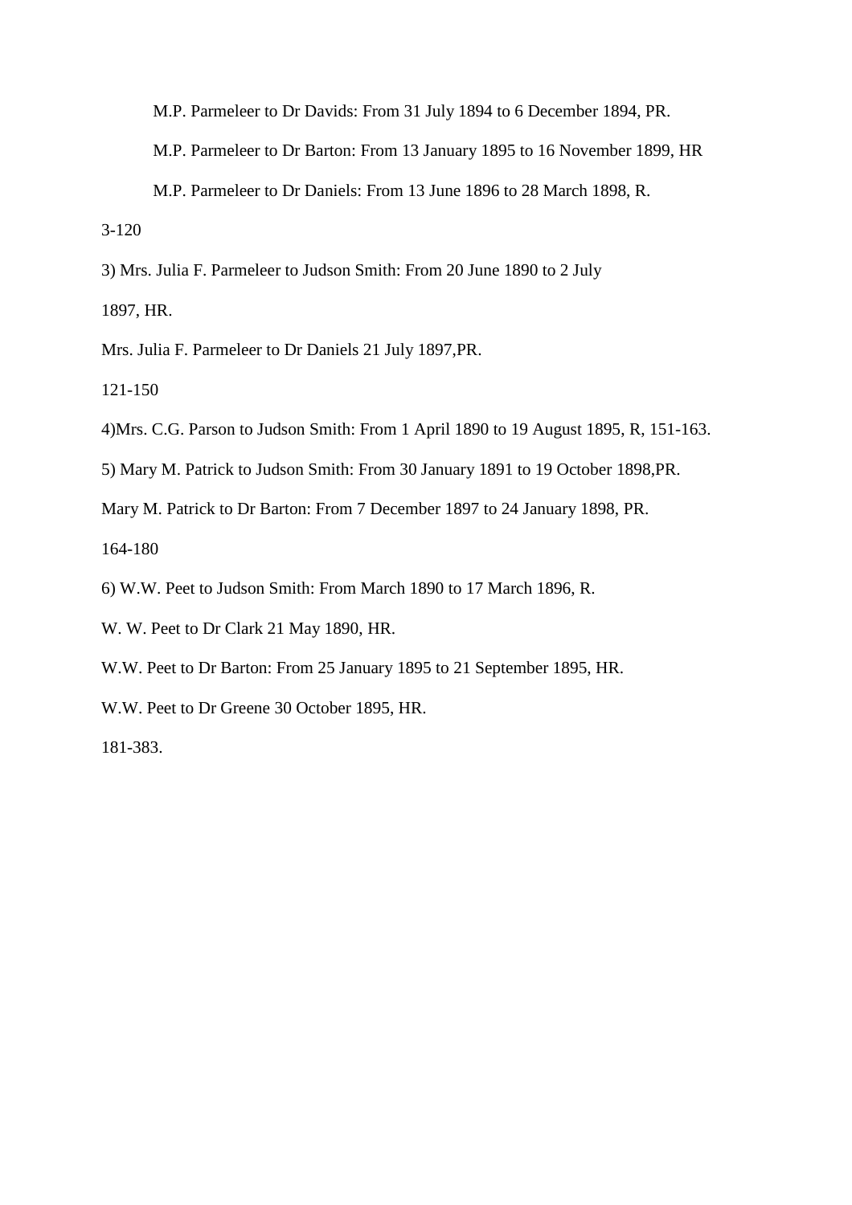M.P. Parmeleer to Dr Davids: From 31 July 1894 to 6 December 1894, PR.

M.P. Parmeleer to Dr Barton: From 13 January 1895 to 16 November 1899, HR

M.P. Parmeleer to Dr Daniels: From 13 June 1896 to 28 March 1898, R.

3-120

3) Mrs. Julia F. Parmeleer to Judson Smith: From 20 June 1890 to 2 July

1897, HR.

Mrs. Julia F. Parmeleer to Dr Daniels 21 July 1897,PR.

121-150

4)Mrs. C.G. Parson to Judson Smith: From 1 April 1890 to 19 August 1895, R, 151-163.

5) Mary M. Patrick to Judson Smith: From 30 January 1891 to 19 October 1898,PR.

Mary M. Patrick to Dr Barton: From 7 December 1897 to 24 January 1898, PR.

164-180

6) W.W. Peet to Judson Smith: From March 1890 to 17 March 1896, R.

W. W. Peet to Dr Clark 21 May 1890, HR.

W.W. Peet to Dr Barton: From 25 January 1895 to 21 September 1895, HR.

W.W. Peet to Dr Greene 30 October 1895, HR.

181-383.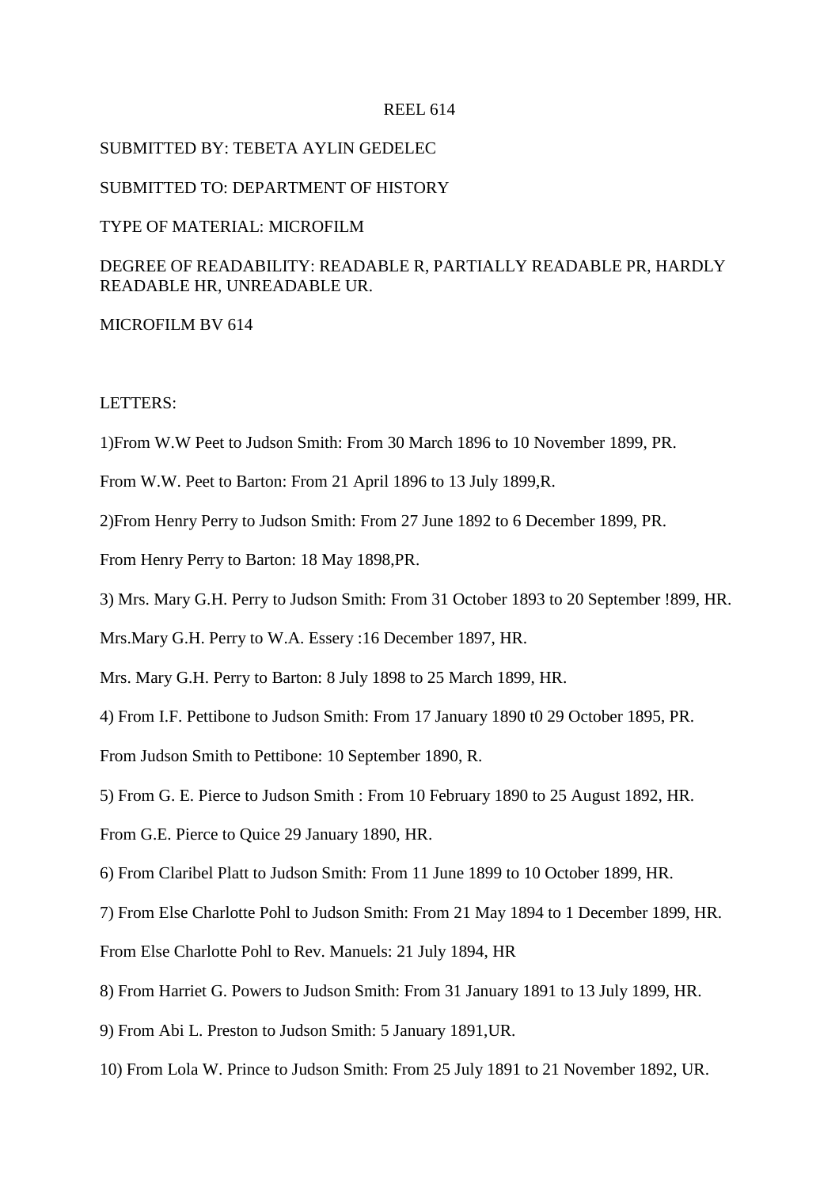REEL 614

SUBMITTED BY: TEBETA AYLIN GEDELEC

SUBMITTED TO: DEPARTMENT OF HISTORY

TYPE OF MATERIAL: MICROFILM

DEGREE OF READABILITY: READABLE R, PARTIALLY READABLE PR, HARDLY READABLE HR, UNREADABLE UR.

MICROFILM BV 614

LETTERS:

1)From W.W Peet to Judson Smith: From 30 March 1896 to 10 November 1899, PR.

From W.W. Peet to Barton: From 21 April 1896 to 13 July 1899,R.

2)From Henry Perry to Judson Smith: From 27 June 1892 to 6 December 1899, PR.

From Henry Perry to Barton: 18 May 1898,PR.

3) Mrs. Mary G.H. Perry to Judson Smith: From 31 October 1893 to 20 September !899, HR.

Mrs.Mary G.H. Perry to W.A. Essery :16 December 1897, HR.

Mrs. Mary G.H. Perry to Barton: 8 July 1898 to 25 March 1899, HR.

4) From I.F. Pettibone to Judson Smith: From 17 January 1890 t0 29 October 1895, PR.

From Judson Smith to Pettibone: 10 September 1890, R.

5) From G. E. Pierce to Judson Smith : From 10 February 1890 to 25 August 1892, HR.

From G.E. Pierce to Quice 29 January 1890, HR.

6) From Claribel Platt to Judson Smith: From 11 June 1899 to 10 October 1899, HR.

7) From Else Charlotte Pohl to Judson Smith: From 21 May 1894 to 1 December 1899, HR.

From Else Charlotte Pohl to Rev. Manuels: 21 July 1894, HR

8) From Harriet G. Powers to Judson Smith: From 31 January 1891 to 13 July 1899, HR.

9) From Abi L. Preston to Judson Smith: 5 January 1891,UR.

10) From Lola W. Prince to Judson Smith: From 25 July 1891 to 21 November 1892, UR.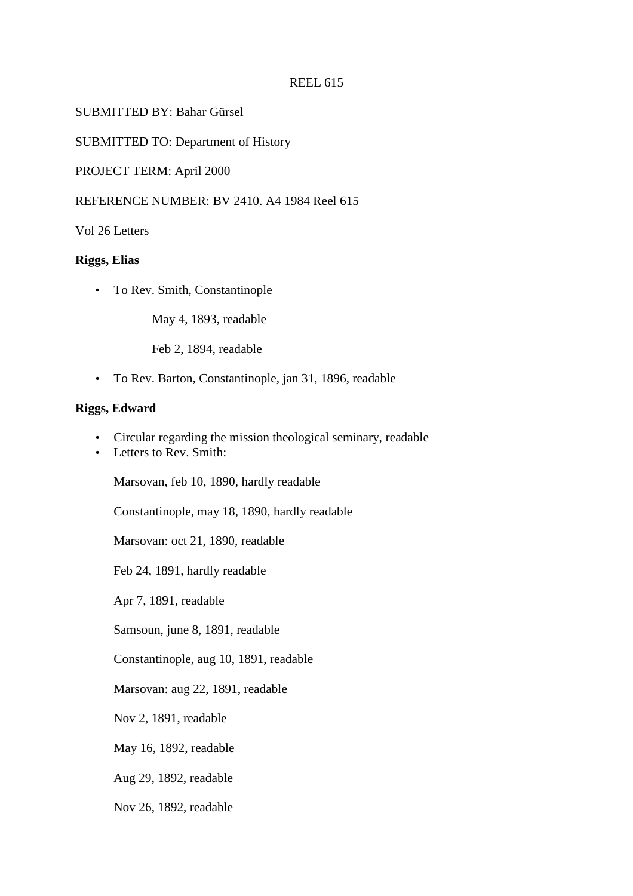REEL 615

SUBMITTED BY: Bahar Gürsel

SUBMITTED TO: Department of History

PROJECT TERM: April 2000

REFERENCE NUMBER: BV 2410. A4 1984 Reel 615

Vol 26 Letters

**Riggs, Elias**

- To Rev. Smith, Constantinople

    May 4, 1893, readable

    Feb 2, 1894, readable

- To Rev. Barton, Constantinople, jan 31, 1896, readable

**Riggs, Edward**

- Circular regarding the mission theological seminary, readable
- Letters to Rev. Smith:

  Marsovan, feb 10, 1890, hardly readable

  Constantinople, may 18, 1890, hardly readable

  Marsovan: oct 21, 1890, readable

  Feb 24, 1891, hardly readable

  Apr 7, 1891, readable

  Samsoun, june 8, 1891, readable

  Constantinople, aug 10, 1891, readable

  Marsovan: aug 22, 1891, readable

  Nov 2, 1891, readable

  May 16, 1892, readable

  Aug 29, 1892, readable

  Nov 26, 1892, readable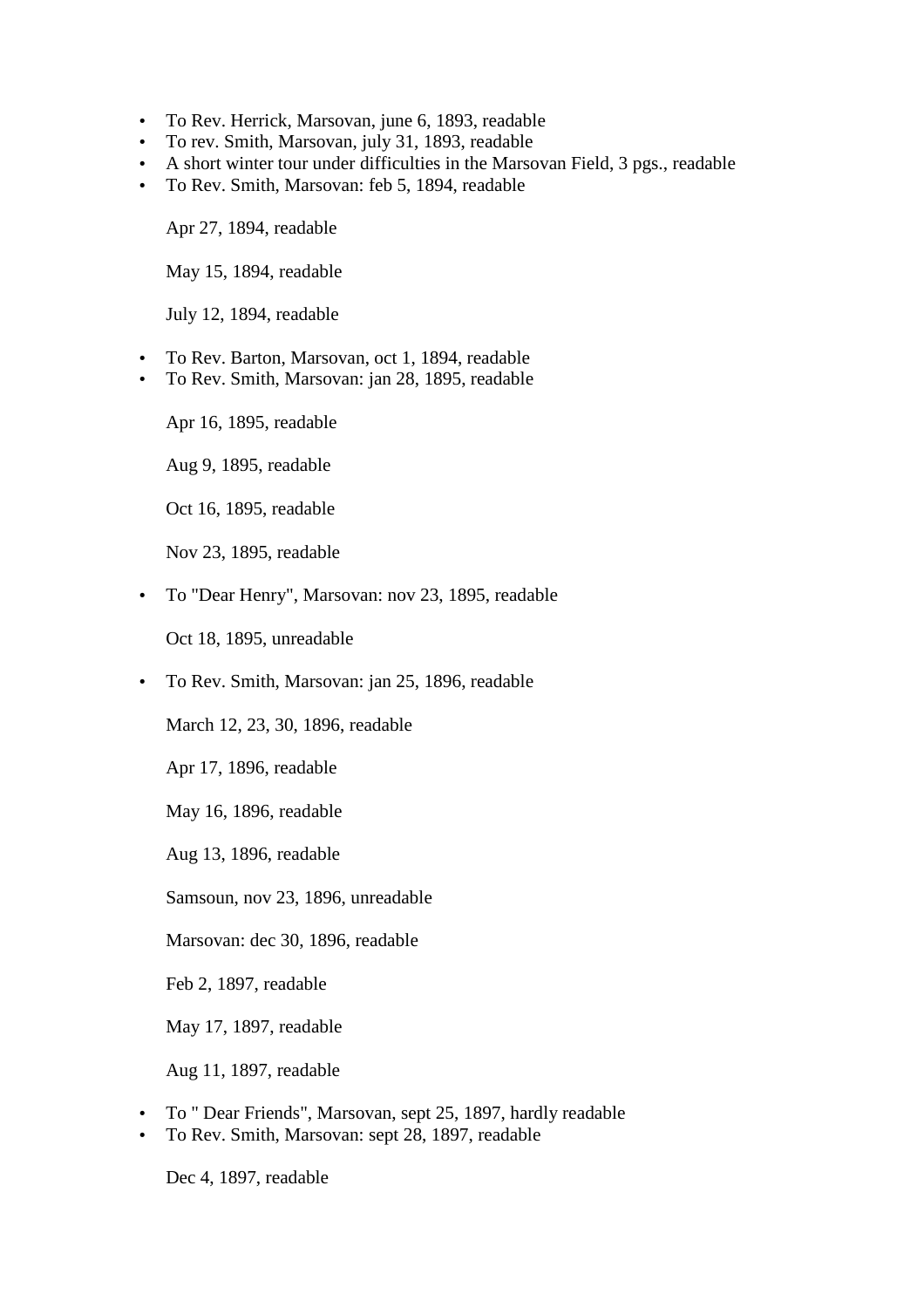- To Rev. Herrick, Marsovan, june 6, 1893, readable
- To rev. Smith, Marsovan, july 31, 1893, readable
- A short winter tour under difficulties in the Marsovan Field, 3 pgs., readable
- To Rev. Smith, Marsovan: feb 5, 1894, readable

  Apr 27, 1894, readable

  May 15, 1894, readable

  July 12, 1894, readable

- To Rev. Barton, Marsovan, oct 1, 1894, readable
- To Rev. Smith, Marsovan: jan 28, 1895, readable

  Apr 16, 1895, readable

  Aug 9, 1895, readable

  Oct 16, 1895, readable

  Nov 23, 1895, readable

- To "Dear Henry", Marsovan: nov 23, 1895, readable

  Oct 18, 1895, unreadable

- To Rev. Smith, Marsovan: jan 25, 1896, readable

  March 12, 23, 30, 1896, readable

  Apr 17, 1896, readable

  May 16, 1896, readable

  Aug 13, 1896, readable

  Samsoun, nov 23, 1896, unreadable

  Marsovan: dec 30, 1896, readable

  Feb 2, 1897, readable

  May 17, 1897, readable

  Aug 11, 1897, readable

- To " Dear Friends", Marsovan, sept 25, 1897, hardly readable
- To Rev. Smith, Marsovan: sept 28, 1897, readable

  Dec 4, 1897, readable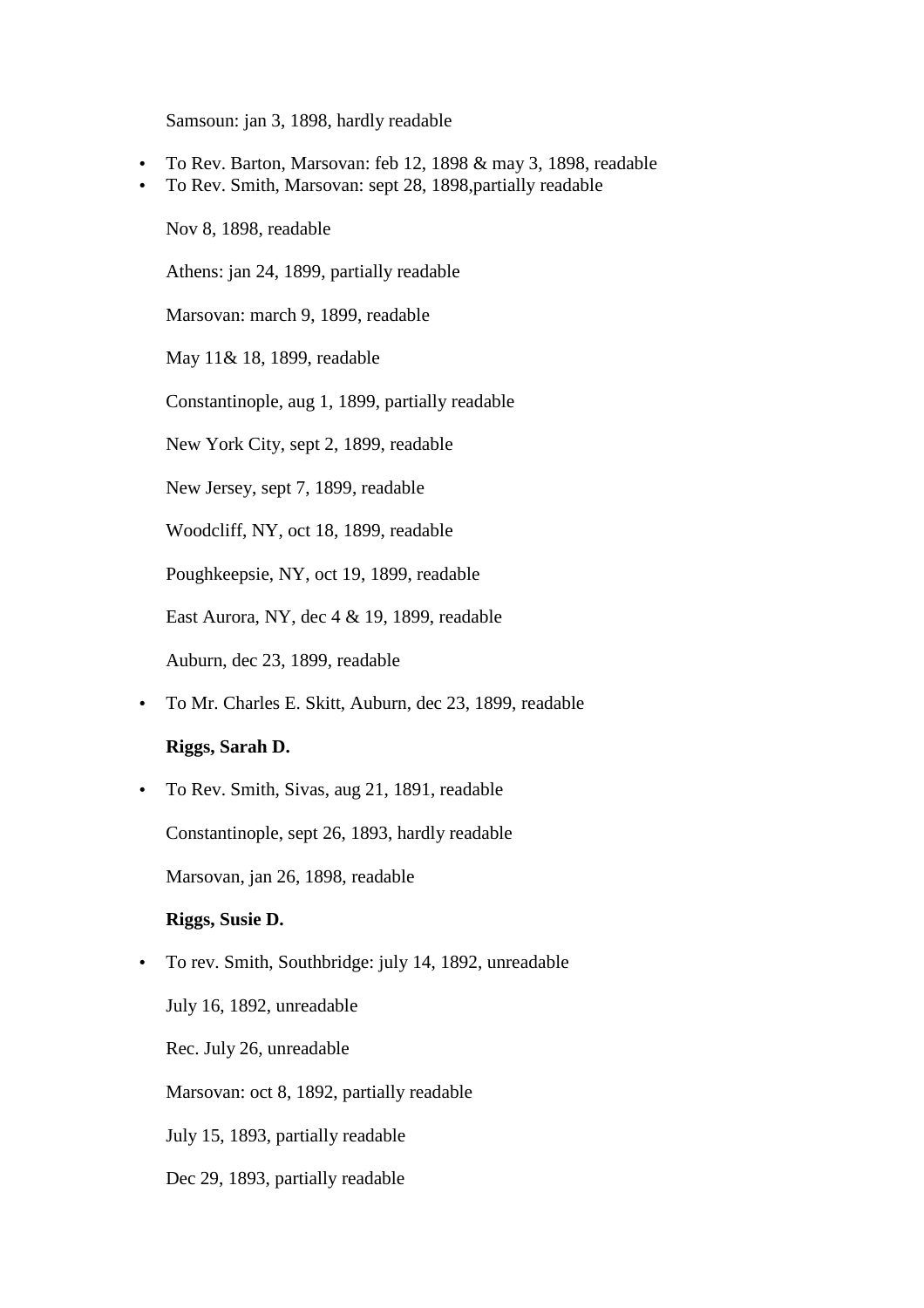Samsoun: jan 3, 1898, hardly readable

- To Rev. Barton, Marsovan: feb 12, 1898 & may 3, 1898, readable
- To Rev. Smith, Marsovan: sept 28, 1898,partially readable

  Nov 8, 1898, readable

  Athens: jan 24, 1899, partially readable

  Marsovan: march 9, 1899, readable

  May 11& 18, 1899, readable

  Constantinople, aug 1, 1899, partially readable

  New York City, sept 2, 1899, readable

  New Jersey, sept 7, 1899, readable

  Woodcliff, NY, oct 18, 1899, readable

  Poughkeepsie, NY, oct 19, 1899, readable

  East Aurora, NY, dec 4 & 19, 1899, readable

  Auburn, dec 23, 1899, readable

- To Mr. Charles E. Skitt, Auburn, dec 23, 1899, readable

**Riggs, Sarah D.**

- To Rev. Smith, Sivas, aug 21, 1891, readable

  Constantinople, sept 26, 1893, hardly readable

  Marsovan, jan 26, 1898, readable

**Riggs, Susie D.**

- To rev. Smith, Southbridge: july 14, 1892, unreadable

  July 16, 1892, unreadable

  Rec. July 26, unreadable

  Marsovan: oct 8, 1892, partially readable

  July 15, 1893, partially readable

  Dec 29, 1893, partially readable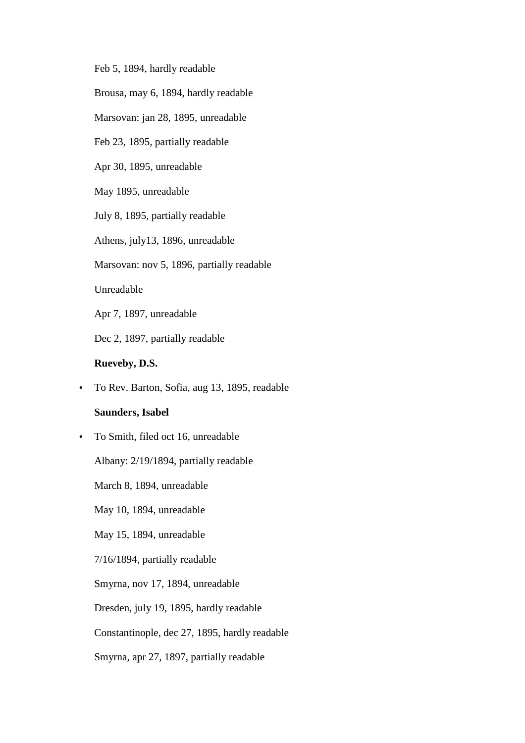Feb 5, 1894, hardly readable

Brousa, may 6, 1894, hardly readable

Marsovan: jan 28, 1895, unreadable

Feb 23, 1895, partially readable

Apr 30, 1895, unreadable

May 1895, unreadable

July 8, 1895, partially readable

Athens, july13, 1896, unreadable

Marsovan: nov 5, 1896, partially readable

Unreadable

Apr 7, 1897, unreadable

Dec 2, 1897, partially readable

**Rueveby, D.S.**

- To Rev. Barton, Sofia, aug 13, 1895, readable

**Saunders, Isabel**

- To Smith, filed oct 16, unreadable

  Albany: 2/19/1894, partially readable

  March 8, 1894, unreadable

  May 10, 1894, unreadable

  May 15, 1894, unreadable

  7/16/1894, partially readable

  Smyrna, nov 17, 1894, unreadable

  Dresden, july 19, 1895, hardly readable

  Constantinople, dec 27, 1895, hardly readable

  Smyrna, apr 27, 1897, partially readable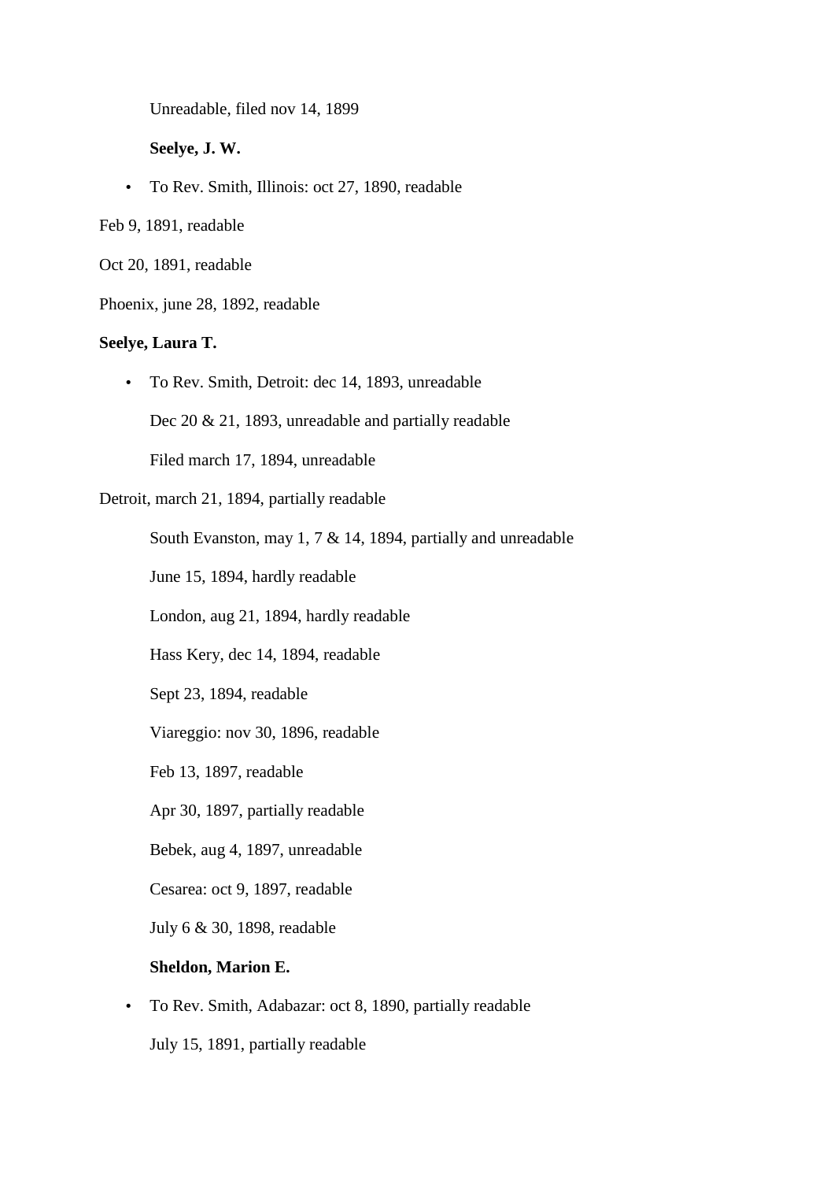Unreadable, filed nov 14, 1899

**Seelye, J. W.**

- To Rev. Smith, Illinois: oct 27, 1890, readable

Feb 9, 1891, readable

Oct 20, 1891, readable

Phoenix, june 28, 1892, readable

**Seelye, Laura T.**

- To Rev. Smith, Detroit: dec 14, 1893, unreadable

Dec 20 & 21, 1893, unreadable and partially readable

Filed march 17, 1894, unreadable

Detroit, march 21, 1894, partially readable

South Evanston, may 1, 7 & 14, 1894, partially and unreadable

June 15, 1894, hardly readable

London, aug 21, 1894, hardly readable

Hass Kery, dec 14, 1894, readable

Sept 23, 1894, readable

Viareggio: nov 30, 1896, readable

Feb 13, 1897, readable

Apr 30, 1897, partially readable

Bebek, aug 4, 1897, unreadable

Cesarea: oct 9, 1897, readable

July 6 & 30, 1898, readable

**Sheldon, Marion E.**

- To Rev. Smith, Adabazar: oct 8, 1890, partially readable

July 15, 1891, partially readable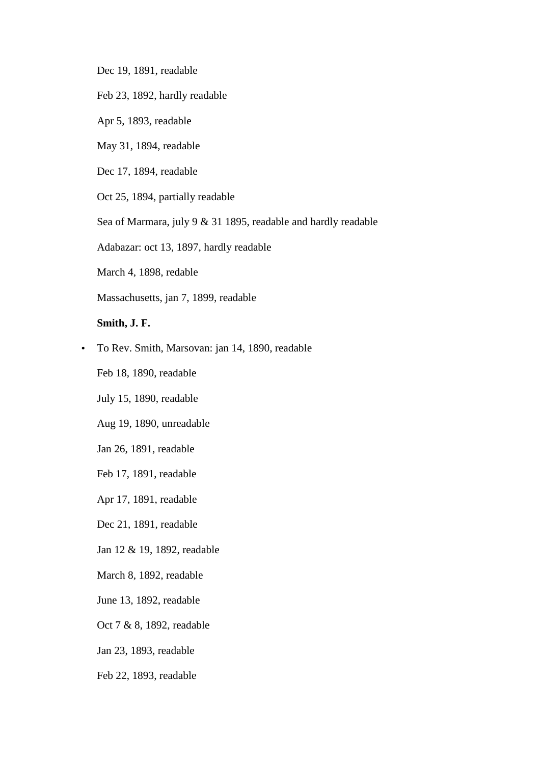Dec 19, 1891, readable

Feb 23, 1892, hardly readable

Apr 5, 1893, readable

May 31, 1894, readable

Dec 17, 1894, readable

Oct 25, 1894, partially readable

Sea of Marmara, july 9 & 31 1895, readable and hardly readable

Adabazar: oct 13, 1897, hardly readable

March 4, 1898, redable

Massachusetts, jan 7, 1899, readable

**Smith, J. F.**

- To Rev. Smith, Marsovan: jan 14, 1890, readable

Feb 18, 1890, readable

July 15, 1890, readable

Aug 19, 1890, unreadable

Jan 26, 1891, readable

Feb 17, 1891, readable

Apr 17, 1891, readable

Dec 21, 1891, readable

Jan 12 & 19, 1892, readable

March 8, 1892, readable

June 13, 1892, readable

Oct 7 & 8, 1892, readable

Jan 23, 1893, readable

Feb 22, 1893, readable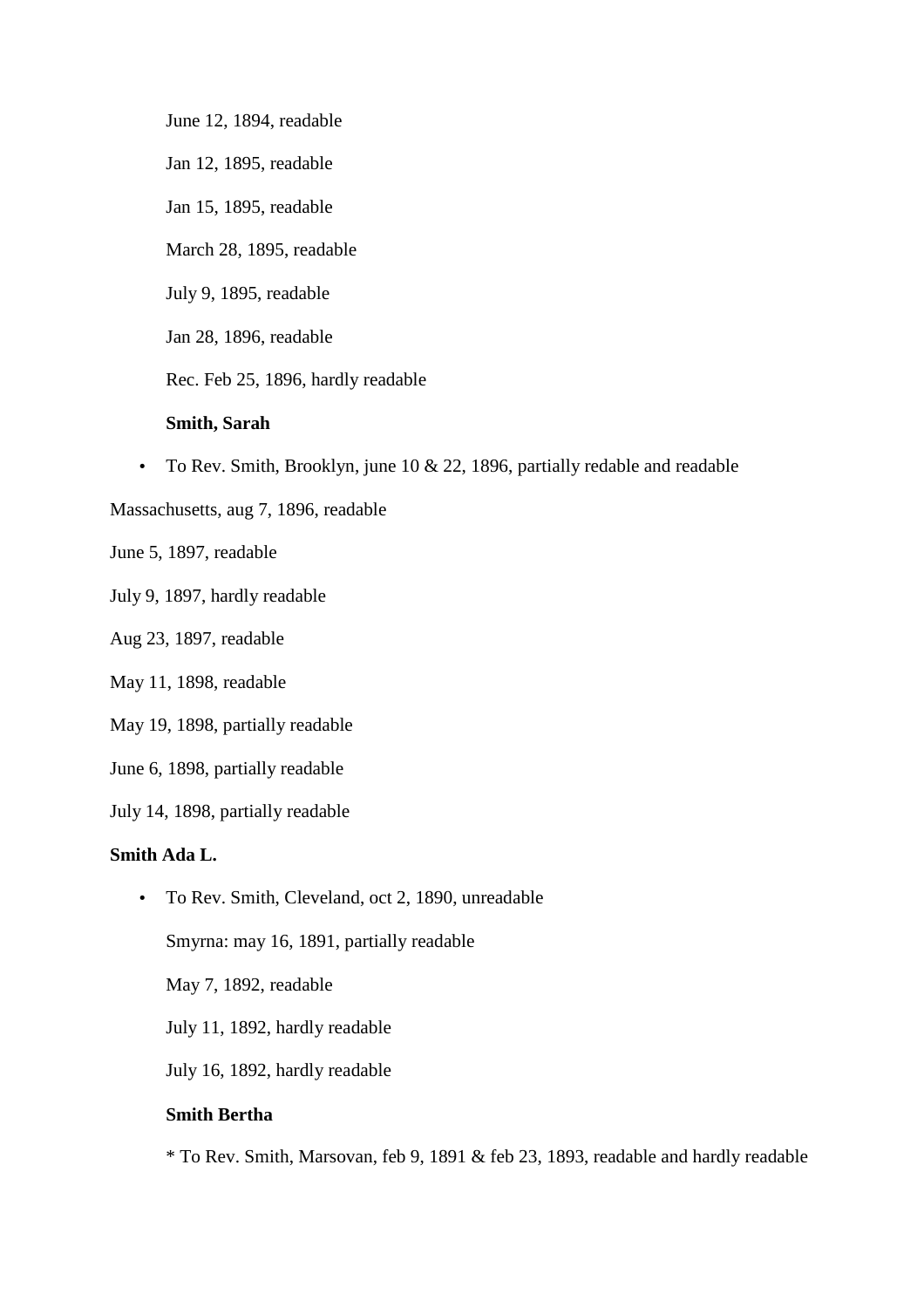June 12, 1894, readable

Jan 12, 1895, readable

Jan 15, 1895, readable

March 28, 1895, readable

July 9, 1895, readable

Jan 28, 1896, readable

Rec. Feb 25, 1896, hardly readable

**Smith, Sarah**

- To Rev. Smith, Brooklyn, june 10 & 22, 1896, partially redable and readable

Massachusetts, aug 7, 1896, readable

June 5, 1897, readable

July 9, 1897, hardly readable

Aug 23, 1897, readable

May 11, 1898, readable

May 19, 1898, partially readable

June 6, 1898, partially readable

July 14, 1898, partially readable

**Smith Ada L.**

- To Rev. Smith, Cleveland, oct 2, 1890, unreadable

Smyrna: may 16, 1891, partially readable

May 7, 1892, readable

July 11, 1892, hardly readable

July 16, 1892, hardly readable

**Smith Bertha**

* To Rev. Smith, Marsovan, feb 9, 1891 & feb 23, 1893, readable and hardly readable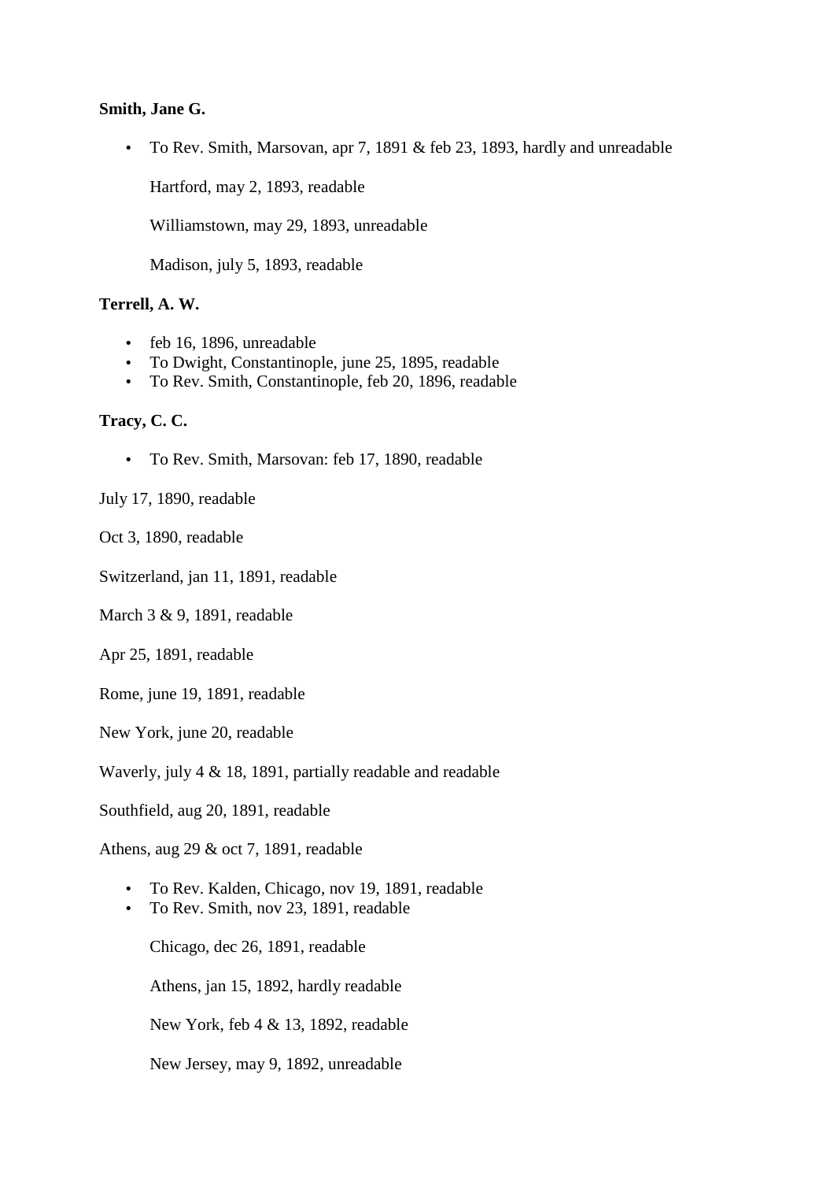**Smith, Jane G.**

- To Rev. Smith, Marsovan, apr 7, 1891 & feb 23, 1893, hardly and unreadable

  Hartford, may 2, 1893, readable

  Williamstown, may 29, 1893, unreadable

  Madison, july 5, 1893, readable

**Terrell, A. W.**

- feb 16, 1896, unreadable
- To Dwight, Constantinople, june 25, 1895, readable
- To Rev. Smith, Constantinople, feb 20, 1896, readable

**Tracy, C. C.**

- To Rev. Smith, Marsovan: feb 17, 1890, readable

July 17, 1890, readable

Oct 3, 1890, readable

Switzerland, jan 11, 1891, readable

March 3 & 9, 1891, readable

Apr 25, 1891, readable

Rome, june 19, 1891, readable

New York, june 20, readable

Waverly, july 4 & 18, 1891, partially readable and readable

Southfield, aug 20, 1891, readable

Athens, aug 29 & oct 7, 1891, readable

- To Rev. Kalden, Chicago, nov 19, 1891, readable
- To Rev. Smith, nov 23, 1891, readable

  Chicago, dec 26, 1891, readable

  Athens, jan 15, 1892, hardly readable

  New York, feb 4 & 13, 1892, readable

  New Jersey, may 9, 1892, unreadable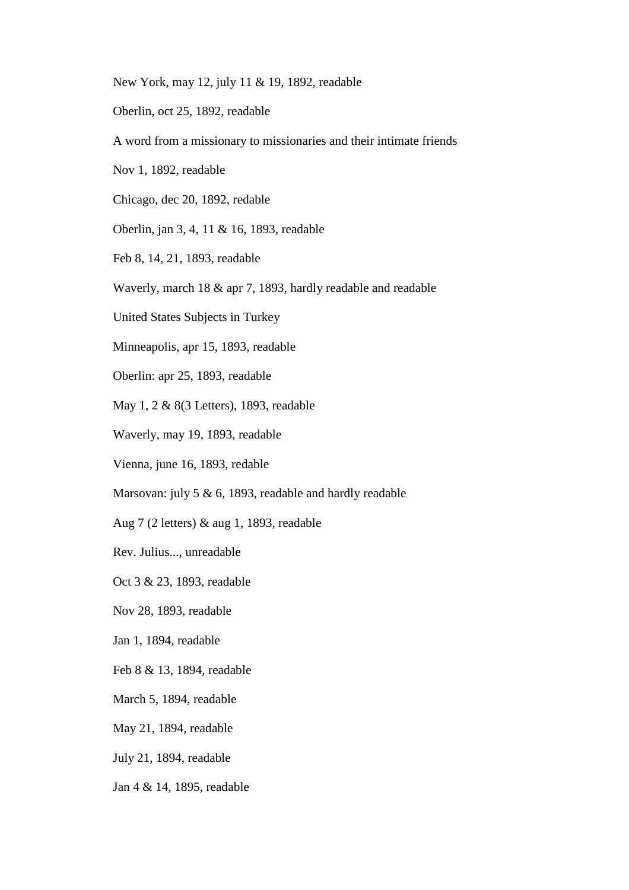New York, may 12, july 11 & 19, 1892, readable

Oberlin, oct 25, 1892, readable

A word from a missionary to missionaries and their intimate friends

Nov 1, 1892, readable

Chicago, dec 20, 1892, redable

Oberlin, jan 3, 4, 11 & 16, 1893, readable

Feb 8, 14, 21, 1893, readable

Waverly, march 18 & apr 7, 1893, hardly readable and readable

United States Subjects in Turkey

Minneapolis, apr 15, 1893, readable

Oberlin: apr 25, 1893, readable

May 1, 2 & 8(3 Letters), 1893, readable

Waverly, may 19, 1893, readable

Vienna, june 16, 1893, redable

Marsovan: july 5 & 6, 1893, readable and hardly readable

Aug 7 (2 letters) & aug 1, 1893, readable

Rev. Julius..., unreadable

Oct 3 & 23, 1893, readable

Nov 28, 1893, readable

Jan 1, 1894, readable

Feb 8 & 13, 1894, readable

March 5, 1894, readable

May 21, 1894, readable

July 21, 1894, readable

Jan 4 & 14, 1895, readable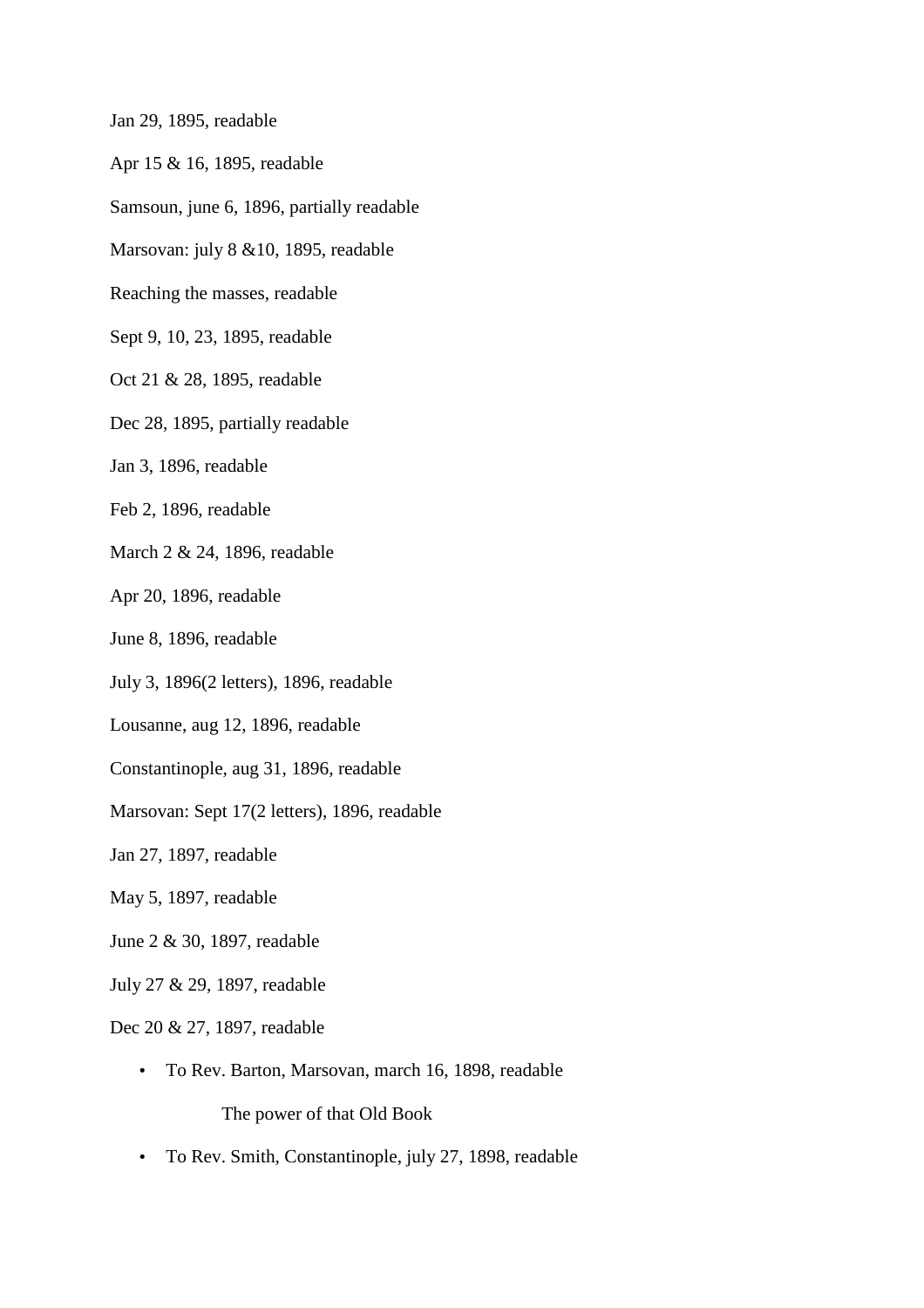Jan 29, 1895, readable

Apr 15 & 16, 1895, readable

Samsoun, june 6, 1896, partially readable

Marsovan: july 8 &10, 1895, readable

Reaching the masses, readable

Sept 9, 10, 23, 1895, readable

Oct 21 & 28, 1895, readable

Dec 28, 1895, partially readable

Jan 3, 1896, readable

Feb 2, 1896, readable

March 2 & 24, 1896, readable

Apr 20, 1896, readable

June 8, 1896, readable

July 3, 1896(2 letters), 1896, readable

Lousanne, aug 12, 1896, readable

Constantinople, aug 31, 1896, readable

Marsovan: Sept 17(2 letters), 1896, readable

Jan 27, 1897, readable

May 5, 1897, readable

June 2 & 30, 1897, readable

July 27 & 29, 1897, readable

Dec 20 & 27, 1897, readable

- To Rev. Barton, Marsovan, march 16, 1898, readable

  The power of that Old Book

- To Rev. Smith, Constantinople, july 27, 1898, readable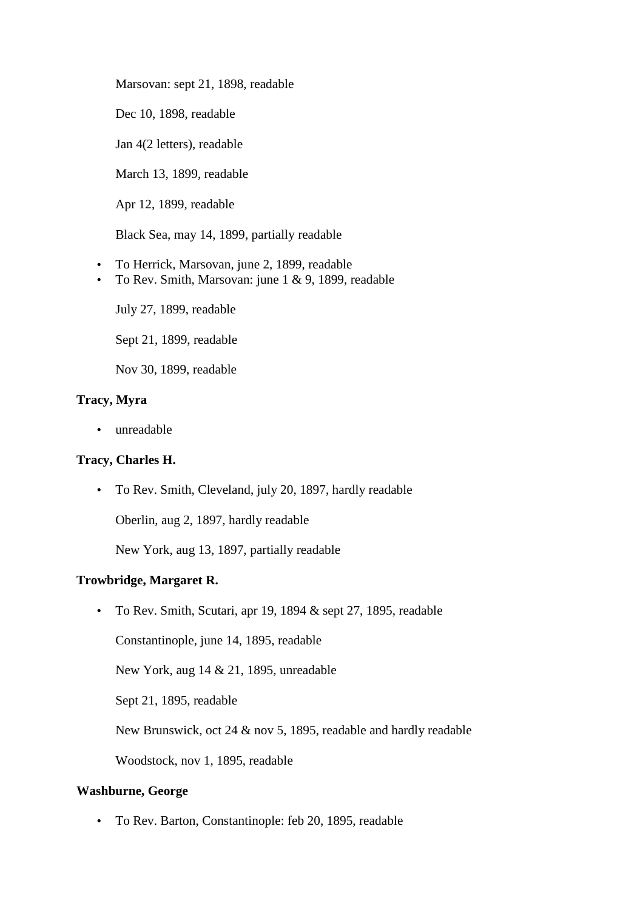Marsovan: sept 21, 1898, readable

Dec 10, 1898, readable

Jan 4(2 letters), readable

March 13, 1899, readable

Apr 12, 1899, readable

Black Sea, may 14, 1899, partially readable

- To Herrick, Marsovan, june 2, 1899, readable
- To Rev. Smith, Marsovan: june 1 & 9, 1899, readable

July 27, 1899, readable

Sept 21, 1899, readable

Nov 30, 1899, readable

**Tracy, Myra**

- unreadable

**Tracy, Charles H.**

- To Rev. Smith, Cleveland, july 20, 1897, hardly readable

Oberlin, aug 2, 1897, hardly readable

New York, aug 13, 1897, partially readable

**Trowbridge, Margaret R.**

- To Rev. Smith, Scutari, apr 19, 1894 & sept 27, 1895, readable

Constantinople, june 14, 1895, readable

New York, aug 14 & 21, 1895, unreadable

Sept 21, 1895, readable

New Brunswick, oct 24 & nov 5, 1895, readable and hardly readable

Woodstock, nov 1, 1895, readable

**Washburne, George**

- To Rev. Barton, Constantinople: feb 20, 1895, readable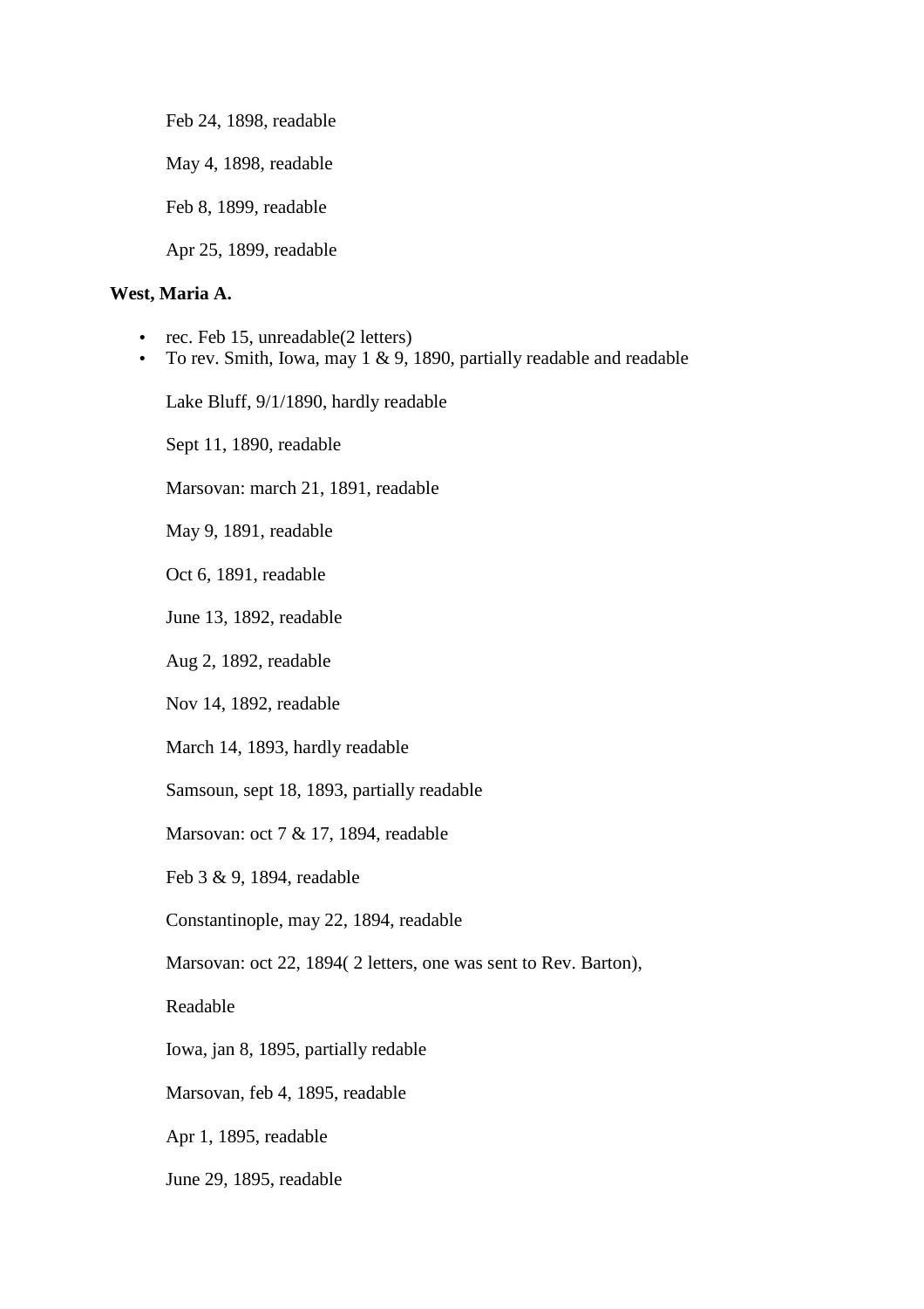Feb 24, 1898, readable

May 4, 1898, readable

Feb 8, 1899, readable

Apr 25, 1899, readable

**West, Maria A.**

- rec. Feb 15, unreadable(2 letters)
- To rev. Smith, Iowa, may 1 & 9, 1890, partially readable and readable

Lake Bluff, 9/1/1890, hardly readable

Sept 11, 1890, readable

Marsovan: march 21, 1891, readable

May 9, 1891, readable

Oct 6, 1891, readable

June 13, 1892, readable

Aug 2, 1892, readable

Nov 14, 1892, readable

March 14, 1893, hardly readable

Samsoun, sept 18, 1893, partially readable

Marsovan: oct 7 & 17, 1894, readable

Feb 3 & 9, 1894, readable

Constantinople, may 22, 1894, readable

Marsovan: oct 22, 1894( 2 letters, one was sent to Rev. Barton),

Readable

Iowa, jan 8, 1895, partially redable

Marsovan, feb 4, 1895, readable

Apr 1, 1895, readable

June 29, 1895, readable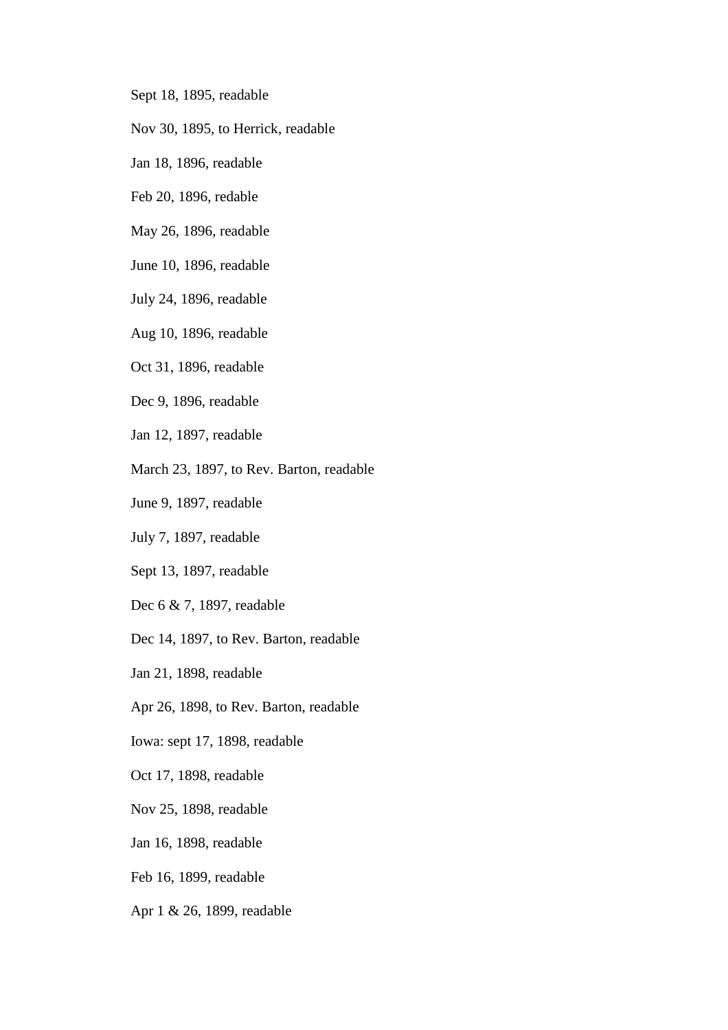Sept 18, 1895, readable

Nov 30, 1895, to Herrick, readable

Jan 18, 1896, readable

Feb 20, 1896, redable

May 26, 1896, readable

June 10, 1896, readable

July 24, 1896, readable

Aug 10, 1896, readable

Oct 31, 1896, readable

Dec 9, 1896, readable

Jan 12, 1897, readable

March 23, 1897, to Rev. Barton, readable

June 9, 1897, readable

July 7, 1897, readable

Sept 13, 1897, readable

Dec 6 & 7, 1897, readable

Dec 14, 1897, to Rev. Barton, readable

Jan 21, 1898, readable

Apr 26, 1898, to Rev. Barton, readable

Iowa: sept 17, 1898, readable

Oct 17, 1898, readable

Nov 25, 1898, readable

Jan 16, 1898, readable

Feb 16, 1899, readable

Apr 1 & 26, 1899, readable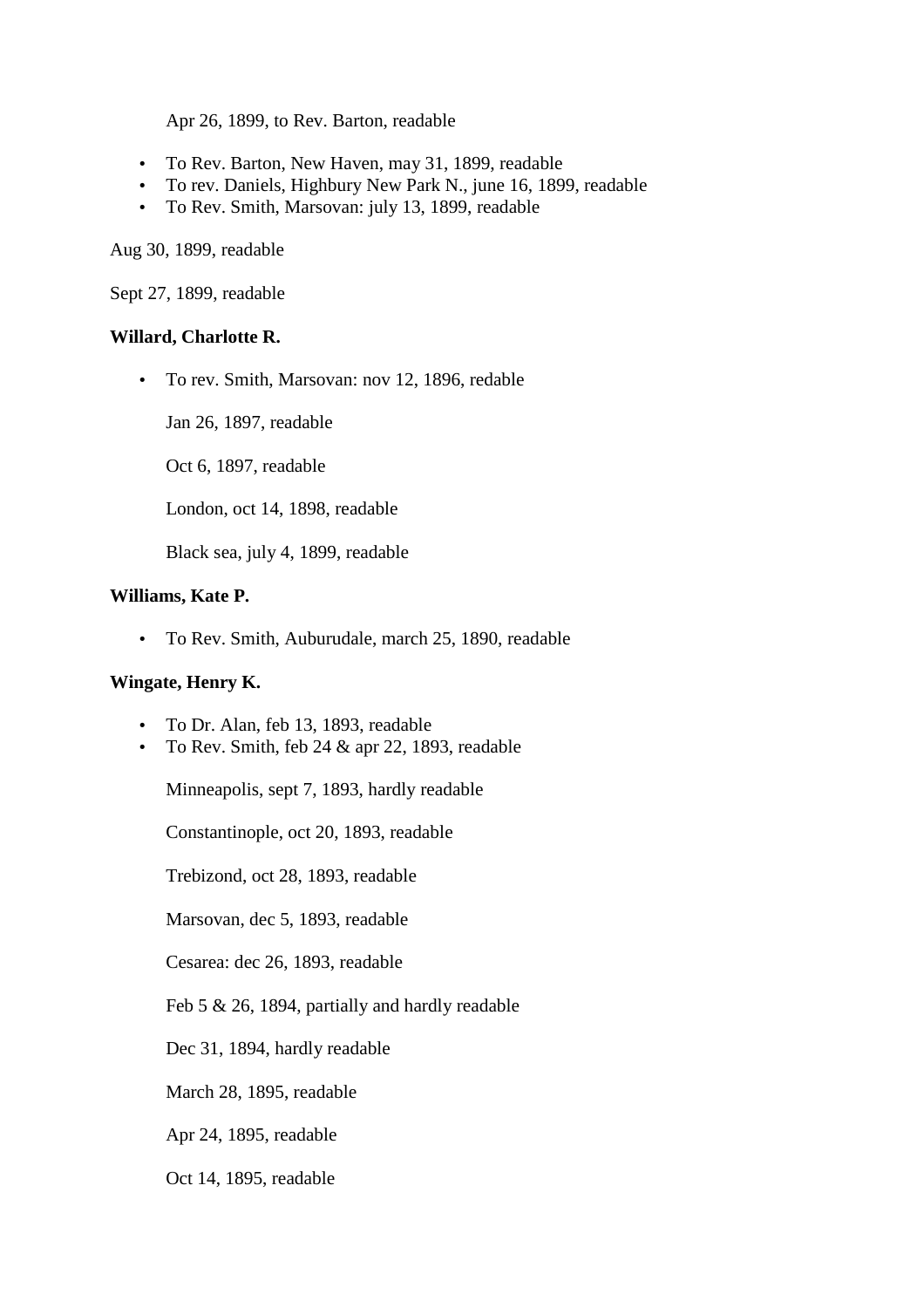Apr 26, 1899, to Rev. Barton, readable

- To Rev. Barton, New Haven, may 31, 1899, readable
- To rev. Daniels, Highbury New Park N., june 16, 1899, readable
- To Rev. Smith, Marsovan: july 13, 1899, readable

Aug 30, 1899, readable

Sept 27, 1899, readable

**Willard, Charlotte R.**

- To rev. Smith, Marsovan: nov 12, 1896, redable

  Jan 26, 1897, readable

  Oct 6, 1897, readable

  London, oct 14, 1898, readable

  Black sea, july 4, 1899, readable

**Williams, Kate P.**

- To Rev. Smith, Auburudale, march 25, 1890, readable

**Wingate, Henry K.**

- To Dr. Alan, feb 13, 1893, readable
- To Rev. Smith, feb 24 & apr 22, 1893, readable

  Minneapolis, sept 7, 1893, hardly readable

  Constantinople, oct 20, 1893, readable

  Trebizond, oct 28, 1893, readable

  Marsovan, dec 5, 1893, readable

  Cesarea: dec 26, 1893, readable

  Feb 5 & 26, 1894, partially and hardly readable

  Dec 31, 1894, hardly readable

  March 28, 1895, readable

  Apr 24, 1895, readable

  Oct 14, 1895, readable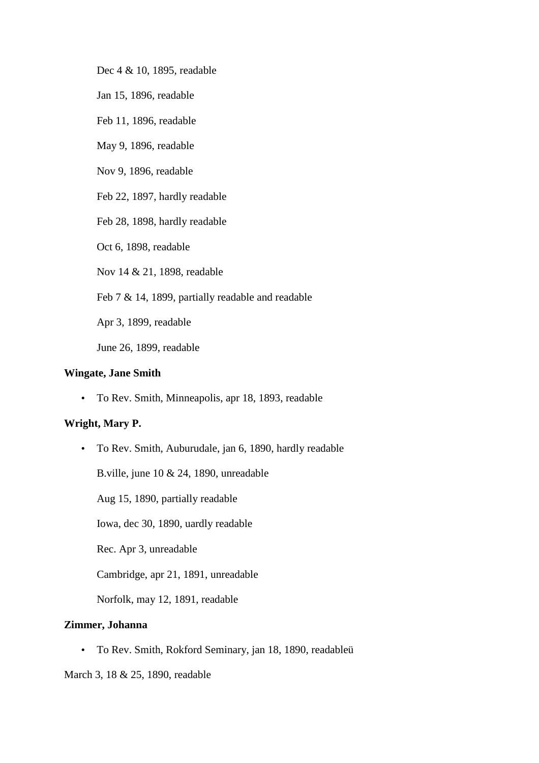Dec 4 & 10, 1895, readable

Jan 15, 1896, readable

Feb 11, 1896, readable

May 9, 1896, readable

Nov 9, 1896, readable

Feb 22, 1897, hardly readable

Feb 28, 1898, hardly readable

Oct 6, 1898, readable

Nov 14 & 21, 1898, readable

Feb 7 & 14, 1899, partially readable and readable

Apr 3, 1899, readable

June 26, 1899, readable

**Wingate, Jane Smith**

- To Rev. Smith, Minneapolis, apr 18, 1893, readable

**Wright, Mary P.**

- To Rev. Smith, Auburudale, jan 6, 1890, hardly readable

  B.ville, june 10 & 24, 1890, unreadable

  Aug 15, 1890, partially readable

  Iowa, dec 30, 1890, uardly readable

  Rec. Apr 3, unreadable

  Cambridge, apr 21, 1891, unreadable

  Norfolk, may 12, 1891, readable

**Zimmer, Johanna**

- To Rev. Smith, Rokford Seminary, jan 18, 1890, readableü

March 3, 18 & 25, 1890, readable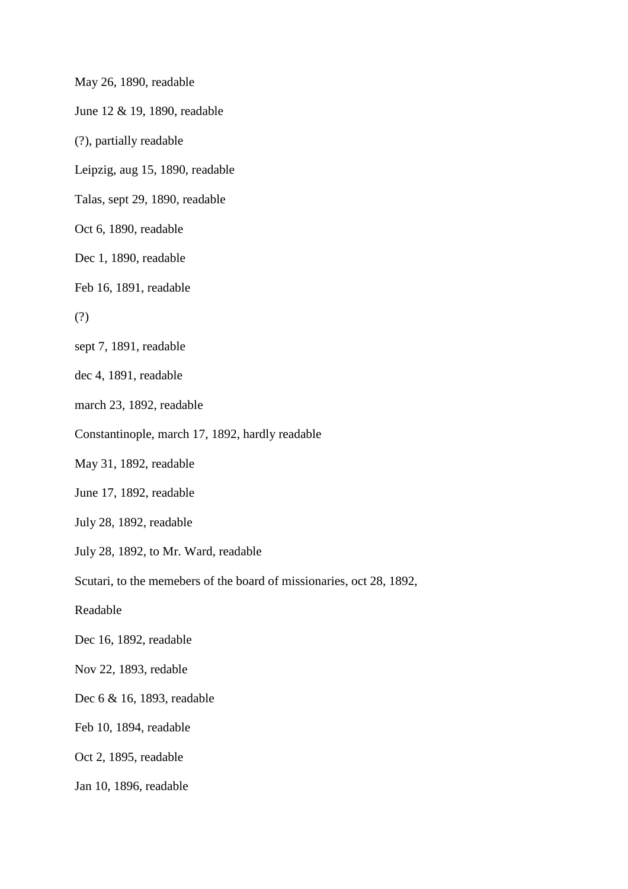May 26, 1890, readable

June 12 & 19, 1890, readable

(?), partially readable

Leipzig, aug 15, 1890, readable

Talas, sept 29, 1890, readable

Oct 6, 1890, readable

Dec 1, 1890, readable

Feb 16, 1891, readable

(?)

sept 7, 1891, readable

dec 4, 1891, readable

march 23, 1892, readable

Constantinople, march 17, 1892, hardly readable

May 31, 1892, readable

June 17, 1892, readable

July 28, 1892, readable

July 28, 1892, to Mr. Ward, readable

Scutari, to the memebers of the board of missionaries, oct 28, 1892,

Readable

Dec 16, 1892, readable

Nov 22, 1893, redable

Dec 6 & 16, 1893, readable

Feb 10, 1894, readable

Oct 2, 1895, readable

Jan 10, 1896, readable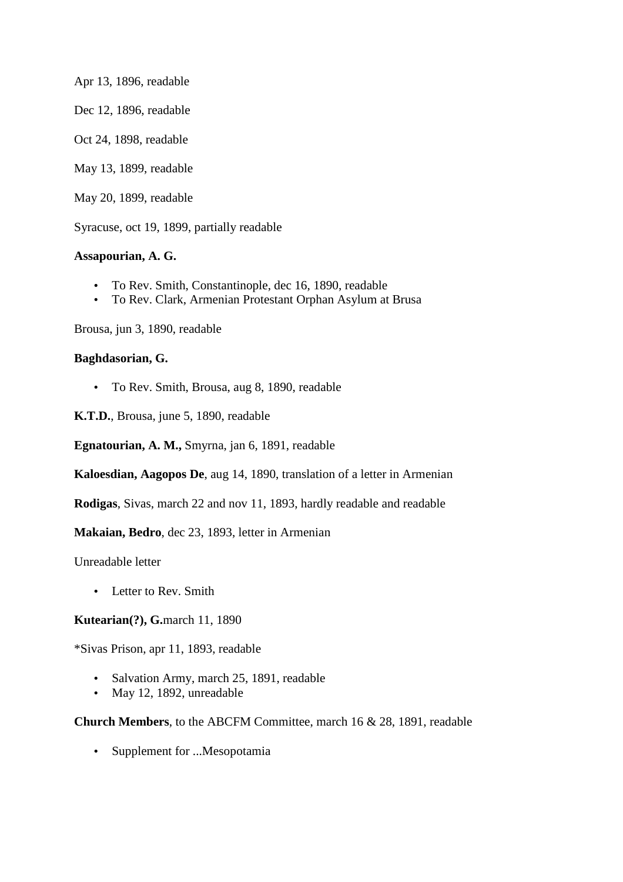Apr 13, 1896, readable

Dec 12, 1896, readable

Oct 24, 1898, readable

May 13, 1899, readable

May 20, 1899, readable

Syracuse, oct 19, 1899, partially readable

**Assapourian, A. G.**

- To Rev. Smith, Constantinople, dec 16, 1890, readable
- To Rev. Clark, Armenian Protestant Orphan Asylum at Brusa

Brousa, jun 3, 1890, readable

**Baghdasorian, G.**

- To Rev. Smith, Brousa, aug 8, 1890, readable

**K.T.D.**, Brousa, june 5, 1890, readable

**Egnatourian, A. M.,** Smyrna, jan 6, 1891, readable

**Kaloesdian, Aagopos De**, aug 14, 1890, translation of a letter in Armenian

**Rodigas**, Sivas, march 22 and nov 11, 1893, hardly readable and readable

**Makaian, Bedro**, dec 23, 1893, letter in Armenian

Unreadable letter

- Letter to Rev. Smith

**Kutearian(?), G.**march 11, 1890

*Sivas Prison, apr 11, 1893, readable

- Salvation Army, march 25, 1891, readable
- May 12, 1892, unreadable

**Church Members**, to the ABCFM Committee, march 16 & 28, 1891, readable

- Supplement for ...Mesopotamia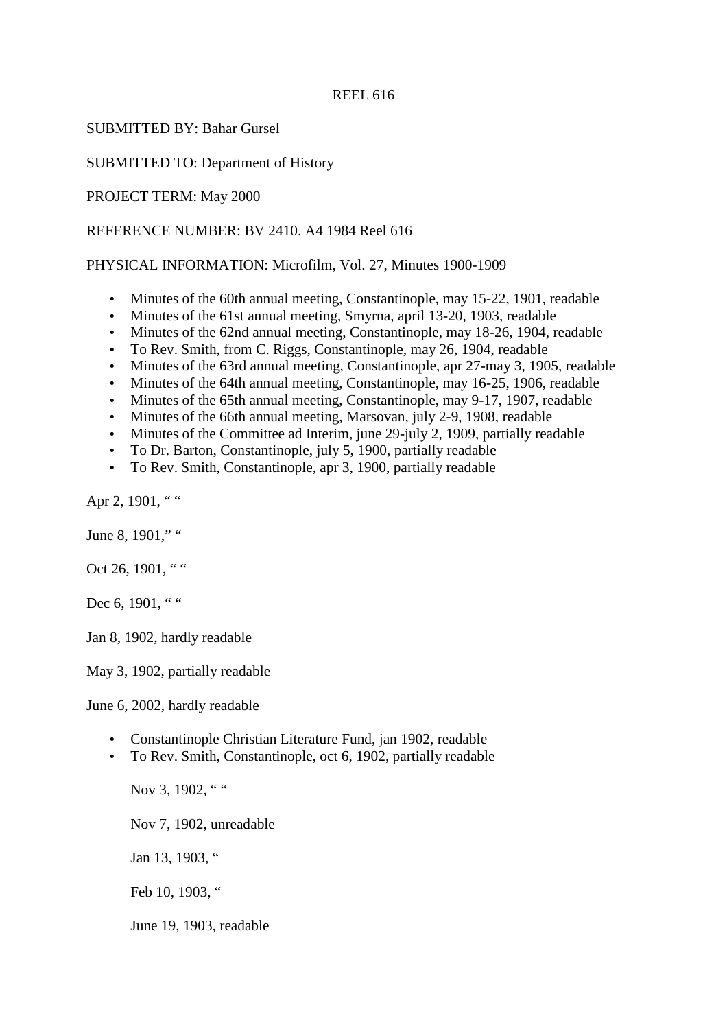REEL 616

SUBMITTED BY: Bahar Gursel

SUBMITTED TO: Department of History

PROJECT TERM: May 2000

REFERENCE NUMBER: BV 2410. A4 1984 Reel 616

PHYSICAL INFORMATION: Microfilm, Vol. 27, Minutes 1900-1909

- Minutes of the 60th annual meeting, Constantinople, may 15-22, 1901, readable
- Minutes of the 61st annual meeting, Smyrna, april 13-20, 1903, readable
- Minutes of the 62nd annual meeting, Constantinople, may 18-26, 1904, readable
- To Rev. Smith, from C. Riggs, Constantinople, may 26, 1904, readable
- Minutes of the 63rd annual meeting, Constantinople, apr 27-may 3, 1905, readable
- Minutes of the 64th annual meeting, Constantinople, may 16-25, 1906, readable
- Minutes of the 65th annual meeting, Constantinople, may 9-17, 1907, readable
- Minutes of the 66th annual meeting, Marsovan, july 2-9, 1908, readable
- Minutes of the Committee ad Interim, june 29-july 2, 1909, partially readable
- To Dr. Barton, Constantinople, july 5, 1900, partially readable
- To Rev. Smith, Constantinople, apr 3, 1900, partially readable

Apr 2, 1901, “ “

June 8, 1901,” “

Oct 26, 1901, “ “

Dec 6, 1901, “ “

Jan 8, 1902, hardly readable

May 3, 1902, partially readable

June 6, 2002, hardly readable

- Constantinople Christian Literature Fund, jan 1902, readable
- To Rev. Smith, Constantinople, oct 6, 1902, partially readable

  Nov 3, 1902, “ “

  Nov 7, 1902, unreadable

  Jan 13, 1903, “

  Feb 10, 1903, “

  June 19, 1903, readable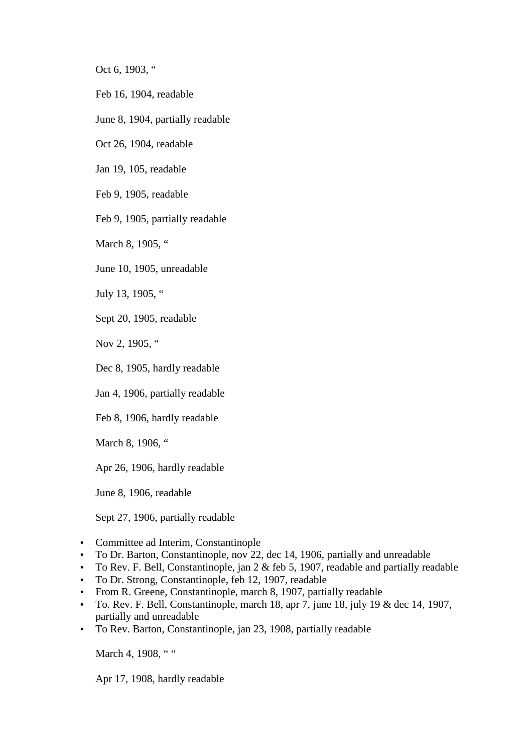Oct 6, 1903, “

Feb 16, 1904, readable

June 8, 1904, partially readable

Oct 26, 1904, readable

Jan 19, 105, readable

Feb 9, 1905, readable

Feb 9, 1905, partially readable

March 8, 1905, “

June 10, 1905, unreadable

July 13, 1905, “

Sept 20, 1905, readable

Nov 2, 1905, “

Dec 8, 1905, hardly readable

Jan 4, 1906, partially readable

Feb 8, 1906, hardly readable

March 8, 1906, “

Apr 26, 1906, hardly readable

June 8, 1906, readable

Sept 27, 1906, partially readable

- Committee ad Interim, Constantinople
- To Dr. Barton, Constantinople, nov 22, dec 14, 1906, partially and unreadable
- To Rev. F. Bell, Constantinople, jan 2 & feb 5, 1907, readable and partially readable
- To Dr. Strong, Constantinople, feb 12, 1907, readable
- From R. Greene, Constantinople, march 8, 1907, partially readable
- To. Rev. F. Bell, Constantinople, march 18, apr 7, june 18, july 19 & dec 14, 1907, partially and unreadable
- To Rev. Barton, Constantinople, jan 23, 1908, partially readable

March 4, 1908, “ “

Apr 17, 1908, hardly readable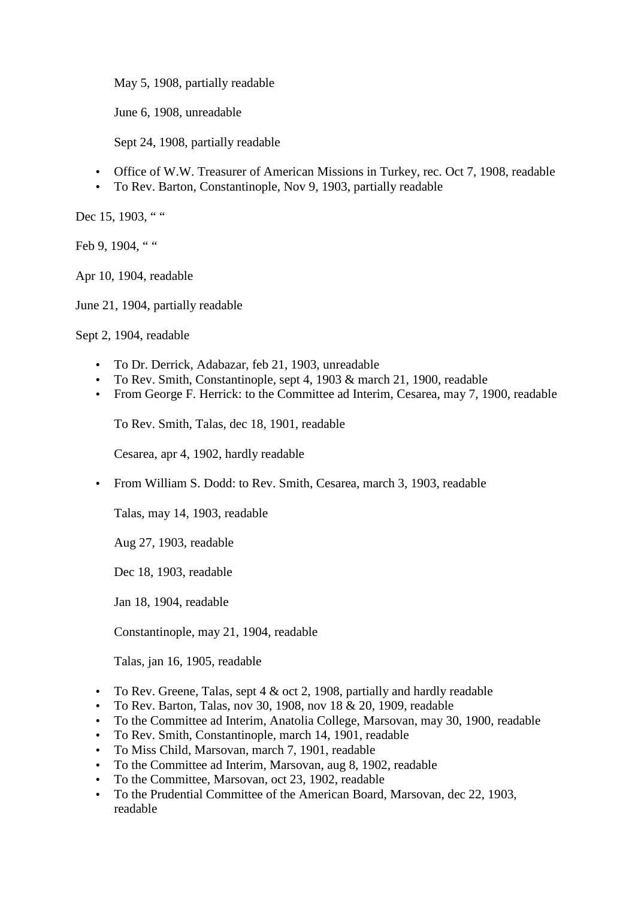May 5, 1908, partially readable

June 6, 1908, unreadable

Sept 24, 1908, partially readable

- Office of W.W. Treasurer of American Missions in Turkey, rec. Oct 7, 1908, readable
- To Rev. Barton, Constantinople, Nov 9, 1903, partially readable

Dec 15, 1903, " "

Feb 9, 1904, " "

Apr 10, 1904, readable

June 21, 1904, partially readable

Sept 2, 1904, readable

- To Dr. Derrick, Adabazar, feb 21, 1903, unreadable
- To Rev. Smith, Constantinople, sept 4, 1903 & march 21, 1900, readable
- From George F. Herrick: to the Committee ad Interim, Cesarea, may 7, 1900, readable

  To Rev. Smith, Talas, dec 18, 1901, readable

  Cesarea, apr 4, 1902, hardly readable

- From William S. Dodd: to Rev. Smith, Cesarea, march 3, 1903, readable

  Talas, may 14, 1903, readable

  Aug 27, 1903, readable

  Dec 18, 1903, readable

  Jan 18, 1904, readable

  Constantinople, may 21, 1904, readable

  Talas, jan 16, 1905, readable

- To Rev. Greene, Talas, sept 4 & oct 2, 1908, partially and hardly readable
- To Rev. Barton, Talas, nov 30, 1908, nov 18 & 20, 1909, readable
- To the Committee ad Interim, Anatolia College, Marsovan, may 30, 1900, readable
- To Rev. Smith, Constantinople, march 14, 1901, readable
- To Miss Child, Marsovan, march 7, 1901, readable
- To the Committee ad Interim, Marsovan, aug 8, 1902, readable
- To the Committee, Marsovan, oct 23, 1902, readable
- To the Prudential Committee of the American Board, Marsovan, dec 22, 1903, readable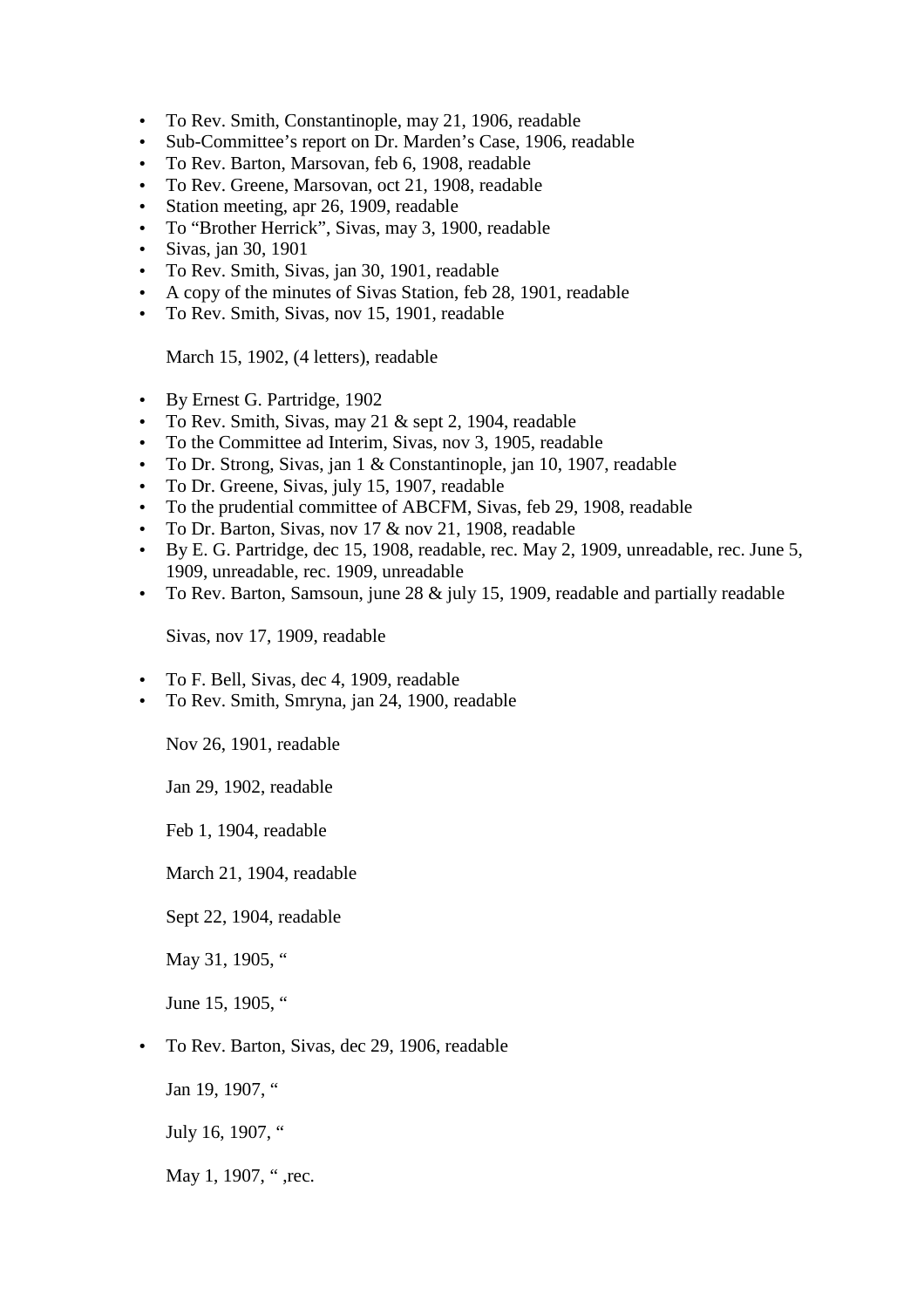- To Rev. Smith, Constantinople, may 21, 1906, readable
- Sub-Committee's report on Dr. Marden's Case, 1906, readable
- To Rev. Barton, Marsovan, feb 6, 1908, readable
- To Rev. Greene, Marsovan, oct 21, 1908, readable
- Station meeting, apr 26, 1909, readable
- To "Brother Herrick", Sivas, may 3, 1900, readable
- Sivas, jan 30, 1901
- To Rev. Smith, Sivas, jan 30, 1901, readable
- A copy of the minutes of Sivas Station, feb 28, 1901, readable
- To Rev. Smith, Sivas, nov 15, 1901, readable

  March 15, 1902, (4 letters), readable

- By Ernest G. Partridge, 1902
- To Rev. Smith, Sivas, may 21 & sept 2, 1904, readable
- To the Committee ad Interim, Sivas, nov 3, 1905, readable
- To Dr. Strong, Sivas, jan 1 & Constantinople, jan 10, 1907, readable
- To Dr. Greene, Sivas, july 15, 1907, readable
- To the prudential committee of ABCFM, Sivas, feb 29, 1908, readable
- To Dr. Barton, Sivas, nov 17 & nov 21, 1908, readable
- By E. G. Partridge, dec 15, 1908, readable, rec. May 2, 1909, unreadable, rec. June 5, 1909, unreadable, rec. 1909, unreadable
- To Rev. Barton, Samsoun, june 28 & july 15, 1909, readable and partially readable

  Sivas, nov 17, 1909, readable

- To F. Bell, Sivas, dec 4, 1909, readable
- To Rev. Smith, Smryna, jan 24, 1900, readable

  Nov 26, 1901, readable

  Jan 29, 1902, readable

  Feb 1, 1904, readable

  March 21, 1904, readable

  Sept 22, 1904, readable

  May 31, 1905, "

  June 15, 1905, "

- To Rev. Barton, Sivas, dec 29, 1906, readable

  Jan 19, 1907, "

  July 16, 1907, "

  May 1, 1907, " ,rec.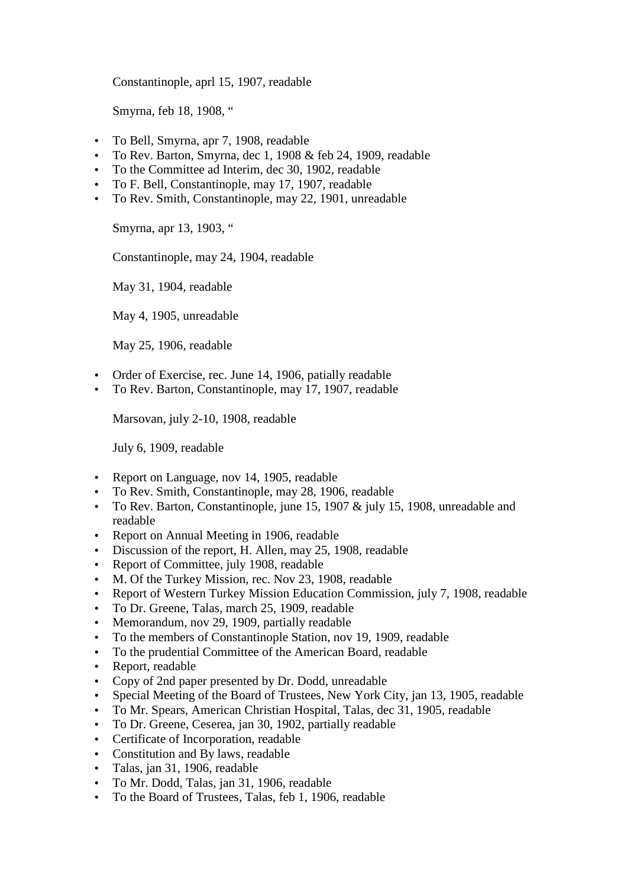Constantinople, aprl 15, 1907, readable

Smyrna, feb 18, 1908, "

- To Bell, Smyrna, apr 7, 1908, readable
- To Rev. Barton, Smyrna, dec 1, 1908 & feb 24, 1909, readable
- To the Committee ad Interim, dec 30, 1902, readable
- To F. Bell, Constantinople, may 17, 1907, readable
- To Rev. Smith, Constantinople, may 22, 1901, unreadable

Smyrna, apr 13, 1903, "

Constantinople, may 24, 1904, readable

May 31, 1904, readable

May 4, 1905, unreadable

May 25, 1906, readable

- Order of Exercise, rec. June 14, 1906, patially readable
- To Rev. Barton, Constantinople, may 17, 1907, readable

Marsovan, july 2-10, 1908, readable

July 6, 1909, readable

- Report on Language, nov 14, 1905, readable
- To Rev. Smith, Constantinople, may 28, 1906, readable
- To Rev. Barton, Constantinople, june 15, 1907 & july 15, 1908, unreadable and readable
- Report on Annual Meeting in 1906, readable
- Discussion of the report, H. Allen, may 25, 1908, readable
- Report of Committee, july 1908, readable
- M. Of the Turkey Mission, rec. Nov 23, 1908, readable
- Report of Western Turkey Mission Education Commission, july 7, 1908, readable
- To Dr. Greene, Talas, march 25, 1909, readable
- Memorandum, nov 29, 1909, partially readable
- To the members of Constantinople Station, nov 19, 1909, readable
- To the prudential Committee of the American Board, readable
- Report, readable
- Copy of 2nd paper presented by Dr. Dodd, unreadable
- Special Meeting of the Board of Trustees, New York City, jan 13, 1905, readable
- To Mr. Spears, American Christian Hospital, Talas, dec 31, 1905, readable
- To Dr. Greene, Ceserea, jan 30, 1902, partially readable
- Certificate of Incorporation, readable
- Constitution and By laws, readable
- Talas, jan 31, 1906, readable
- To Mr. Dodd, Talas, jan 31, 1906, readable
- To the Board of Trustees, Talas, feb 1, 1906, readable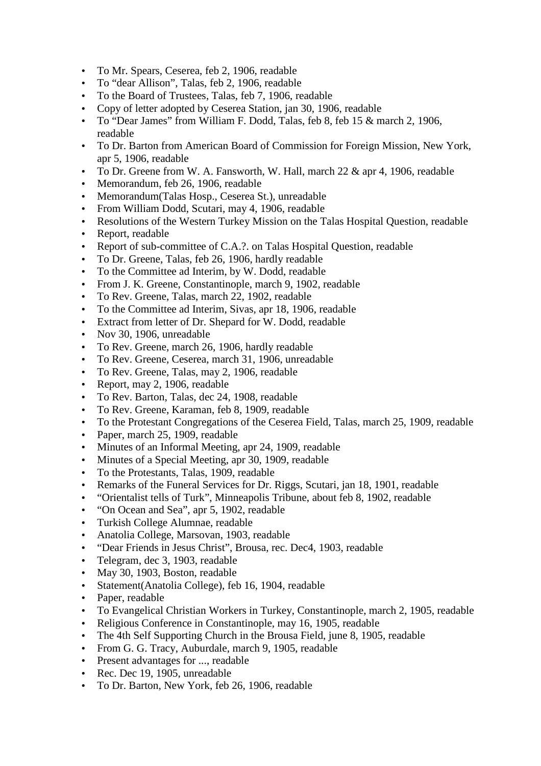- To Mr. Spears, Ceserea, feb 2, 1906, readable
- To “dear Allison”, Talas, feb 2, 1906, readable
- To the Board of Trustees, Talas, feb 7, 1906, readable
- Copy of letter adopted by Ceserea Station, jan 30, 1906, readable
- To “Dear James” from William F. Dodd, Talas, feb 8, feb 15 & march 2, 1906, readable
- To Dr. Barton from American Board of Commission for Foreign Mission, New York, apr 5, 1906, readable
- To Dr. Greene from W. A. Fansworth, W. Hall, march 22 & apr 4, 1906, readable
- Memorandum, feb 26, 1906, readable
- Memorandum(Talas Hosp., Ceserea St.), unreadable
- From William Dodd, Scutari, may 4, 1906, readable
- Resolutions of the Western Turkey Mission on the Talas Hospital Question, readable
- Report, readable
- Report of sub-committee of C.A.?. on Talas Hospital Question, readable
- To Dr. Greene, Talas, feb 26, 1906, hardly readable
- To the Committee ad Interim, by W. Dodd, readable
- From J. K. Greene, Constantinople, march 9, 1902, readable
- To Rev. Greene, Talas, march 22, 1902, readable
- To the Committee ad Interim, Sivas, apr 18, 1906, readable
- Extract from letter of Dr. Shepard for W. Dodd, readable
- Nov 30, 1906, unreadable
- To Rev. Greene, march 26, 1906, hardly readable
- To Rev. Greene, Ceserea, march 31, 1906, unreadable
- To Rev. Greene, Talas, may 2, 1906, readable
- Report, may 2, 1906, readable
- To Rev. Barton, Talas, dec 24, 1908, readable
- To Rev. Greene, Karaman, feb 8, 1909, readable
- To the Protestant Congregations of the Ceserea Field, Talas, march 25, 1909, readable
- Paper, march 25, 1909, readable
- Minutes of an Informal Meeting, apr 24, 1909, readable
- Minutes of a Special Meeting, apr 30, 1909, readable
- To the Protestants, Talas, 1909, readable
- Remarks of the Funeral Services for Dr. Riggs, Scutari, jan 18, 1901, readable
- “Orientalist tells of Turk”, Minneapolis Tribune, about feb 8, 1902, readable
- “On Ocean and Sea”, apr 5, 1902, readable
- Turkish College Alumnae, readable
- Anatolia College, Marsovan, 1903, readable
- “Dear Friends in Jesus Christ”, Brousa, rec. Dec4, 1903, readable
- Telegram, dec 3, 1903, readable
- May 30, 1903, Boston, readable
- Statement(Anatolia College), feb 16, 1904, readable
- Paper, readable
- To Evangelical Christian Workers in Turkey, Constantinople, march 2, 1905, readable
- Religious Conference in Constantinople, may 16, 1905, readable
- The 4th Self Supporting Church in the Brousa Field, june 8, 1905, readable
- From G. G. Tracy, Auburdale, march 9, 1905, readable
- Present advantages for ..., readable
- Rec. Dec 19, 1905, unreadable
- To Dr. Barton, New York, feb 26, 1906, readable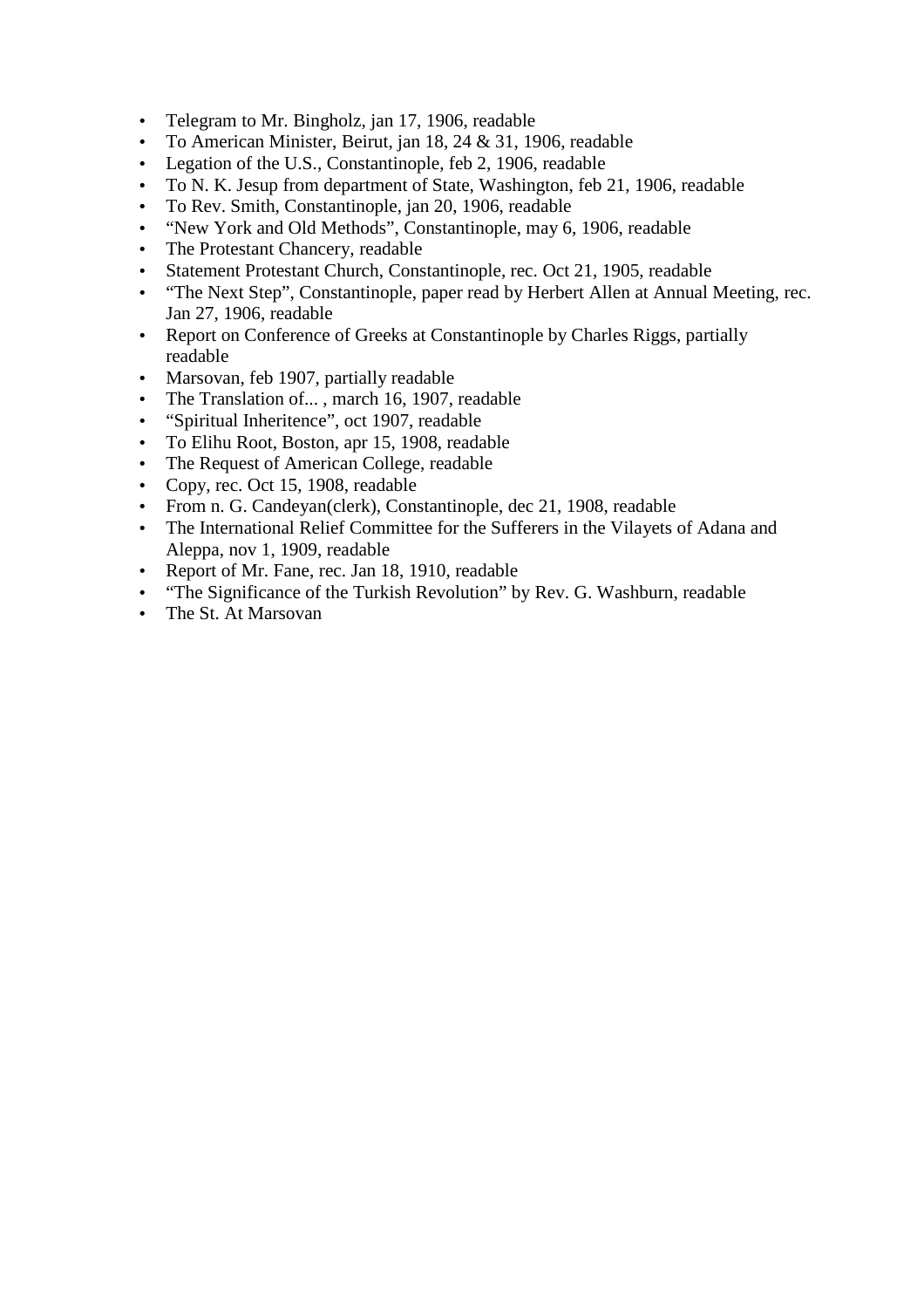- Telegram to Mr. Bingholz, jan 17, 1906, readable
- To American Minister, Beirut, jan 18, 24 & 31, 1906, readable
- Legation of the U.S., Constantinople, feb 2, 1906, readable
- To N. K. Jesup from department of State, Washington, feb 21, 1906, readable
- To Rev. Smith, Constantinople, jan 20, 1906, readable
- "New York and Old Methods", Constantinople, may 6, 1906, readable
- The Protestant Chancery, readable
- Statement Protestant Church, Constantinople, rec. Oct 21, 1905, readable
- "The Next Step", Constantinople, paper read by Herbert Allen at Annual Meeting, rec. Jan 27, 1906, readable
- Report on Conference of Greeks at Constantinople by Charles Riggs, partially readable
- Marsovan, feb 1907, partially readable
- The Translation of... , march 16, 1907, readable
- "Spiritual Inheritence", oct 1907, readable
- To Elihu Root, Boston, apr 15, 1908, readable
- The Request of American College, readable
- Copy, rec. Oct 15, 1908, readable
- From n. G. Candeyan(clerk), Constantinople, dec 21, 1908, readable
- The International Relief Committee for the Sufferers in the Vilayets of Adana and Aleppa, nov 1, 1909, readable
- Report of Mr. Fane, rec. Jan 18, 1910, readable
- "The Significance of the Turkish Revolution" by Rev. G. Washburn, readable
- The St. At Marsovan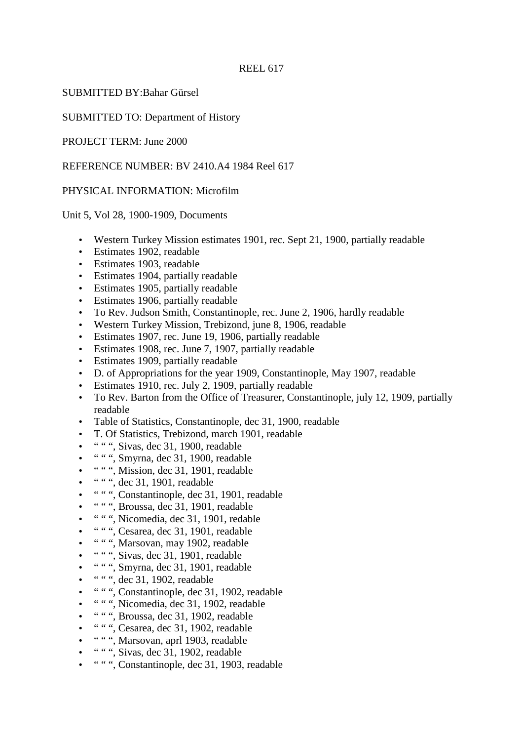REEL 617

SUBMITTED BY:Bahar Gürsel

SUBMITTED TO: Department of History

PROJECT TERM: June 2000

REFERENCE NUMBER: BV 2410.A4 1984 Reel 617

PHYSICAL INFORMATION: Microfilm

Unit 5, Vol 28, 1900-1909, Documents

- Western Turkey Mission estimates 1901, rec. Sept 21, 1900, partially readable
- Estimates 1902, readable
- Estimates 1903, readable
- Estimates 1904, partially readable
- Estimates 1905, partially readable
- Estimates 1906, partially readable
- To Rev. Judson Smith, Constantinople, rec. June 2, 1906, hardly readable
- Western Turkey Mission, Trebizond, june 8, 1906, readable
- Estimates 1907, rec. June 19, 1906, partially readable
- Estimates 1908, rec. June 7, 1907, partially readable
- Estimates 1909, partially readable
- D. of Appropriations for the year 1909, Constantinople, May 1907, readable
- Estimates 1910, rec. July 2, 1909, partially readable
- To Rev. Barton from the Office of Treasurer, Constantinople, july 12, 1909, partially readable
- Table of Statistics, Constantinople, dec 31, 1900, readable
- T. Of Statistics, Trebizond, march 1901, readable
- " " ", Sivas, dec 31, 1900, readable
- " " ", Smyrna, dec 31, 1900, readable
- " " ", Mission, dec 31, 1901, readable
- " " ", dec 31, 1901, readable
- " " ", Constantinople, dec 31, 1901, readable
- " " ", Broussa, dec 31, 1901, readable
- " " ", Nicomedia, dec 31, 1901, redable
- " " ", Cesarea, dec 31, 1901, readable
- " " ", Marsovan, may 1902, readable
- " " ", Sivas, dec 31, 1901, readable
- " " ", Smyrna, dec 31, 1901, readable
- " " ", dec 31, 1902, readable
- " " ", Constantinople, dec 31, 1902, readable
- " " ", Nicomedia, dec 31, 1902, readable
- " " ", Broussa, dec 31, 1902, readable
- " " ", Cesarea, dec 31, 1902, readable
- " " ", Marsovan, aprl 1903, readable
- " " ", Sivas, dec 31, 1902, readable
- " " ", Constantinople, dec 31, 1903, readable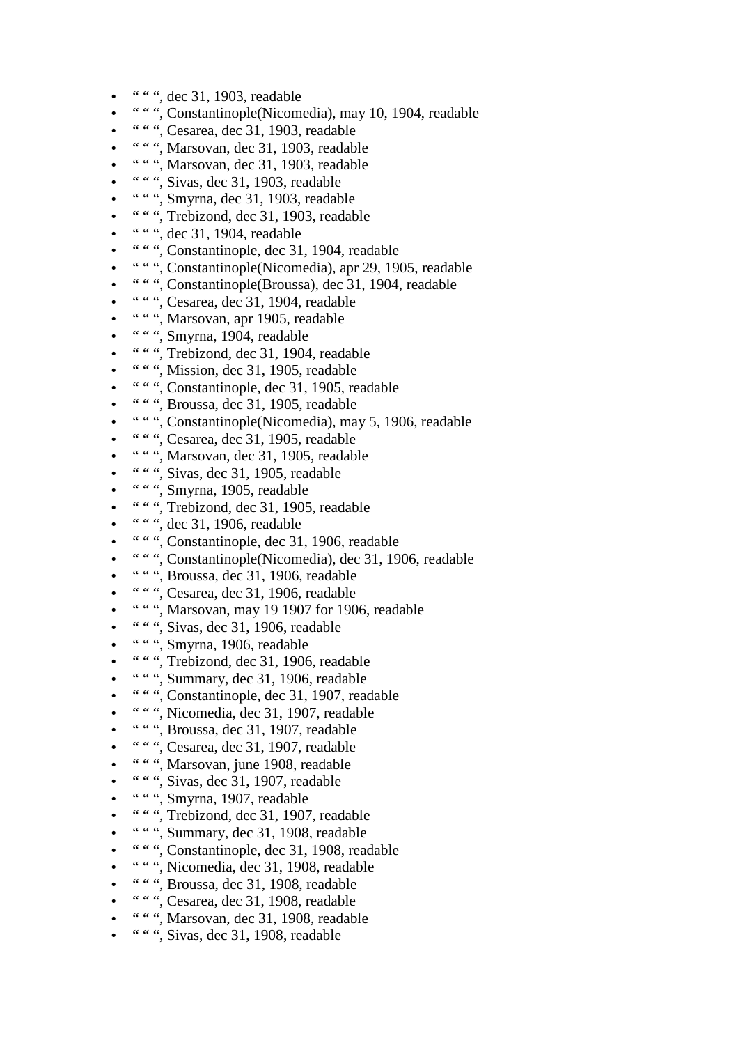- “ “ “, dec 31, 1903, readable
- “ “ “, Constantinople(Nicomedia), may 10, 1904, readable
- “ “ “, Cesarea, dec 31, 1903, readable
- “ “ “, Marsovan, dec 31, 1903, readable
- “ “ “, Marsovan, dec 31, 1903, readable
- “ “ “, Sivas, dec 31, 1903, readable
- “ “ “, Smyrna, dec 31, 1903, readable
- “ “ “, Trebizond, dec 31, 1903, readable
- “ “ “, dec 31, 1904, readable
- “ “ “, Constantinople, dec 31, 1904, readable
- “ “ “, Constantinople(Nicomedia), apr 29, 1905, readable
- “ “ “, Constantinople(Broussa), dec 31, 1904, readable
- “ “ “, Cesarea, dec 31, 1904, readable
- “ “ “, Marsovan, apr 1905, readable
- “ “ “, Smyrna, 1904, readable
- “ “ “, Trebizond, dec 31, 1904, readable
- “ “ “, Mission, dec 31, 1905, readable
- “ “ “, Constantinople, dec 31, 1905, readable
- “ “ “, Broussa, dec 31, 1905, readable
- “ “ “, Constantinople(Nicomedia), may 5, 1906, readable
- “ “ “, Cesarea, dec 31, 1905, readable
- “ “ “, Marsovan, dec 31, 1905, readable
- “ “ “, Sivas, dec 31, 1905, readable
- “ “ “, Smyrna, 1905, readable
- “ “ “, Trebizond, dec 31, 1905, readable
- “ “ “, dec 31, 1906, readable
- “ “ “, Constantinople, dec 31, 1906, readable
- “ “ “, Constantinople(Nicomedia), dec 31, 1906, readable
- “ “ “, Broussa, dec 31, 1906, readable
- “ “ “, Cesarea, dec 31, 1906, readable
- “ “ “, Marsovan, may 19 1907 for 1906, readable
- “ “ “, Sivas, dec 31, 1906, readable
- “ “ “, Smyrna, 1906, readable
- “ “ “, Trebizond, dec 31, 1906, readable
- “ “ “, Summary, dec 31, 1906, readable
- “ “ “, Constantinople, dec 31, 1907, readable
- “ “ “, Nicomedia, dec 31, 1907, readable
- “ “ “, Broussa, dec 31, 1907, readable
- “ “ “, Cesarea, dec 31, 1907, readable
- “ “ “, Marsovan, june 1908, readable
- “ “ “, Sivas, dec 31, 1907, readable
- “ “ “, Smyrna, 1907, readable
- “ “ “, Trebizond, dec 31, 1907, readable
- “ “ “, Summary, dec 31, 1908, readable
- “ “ “, Constantinople, dec 31, 1908, readable
- “ “ “, Nicomedia, dec 31, 1908, readable
- “ “ “, Broussa, dec 31, 1908, readable
- “ “ “, Cesarea, dec 31, 1908, readable
- “ “ “, Marsovan, dec 31, 1908, readable
- “ “ “, Sivas, dec 31, 1908, readable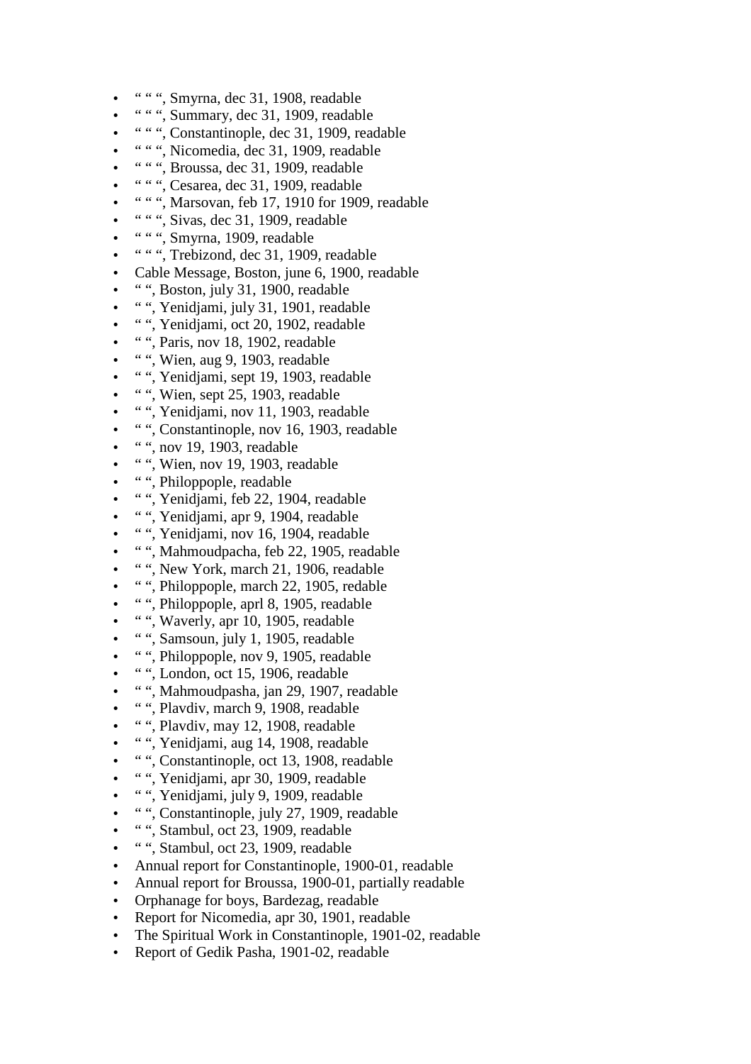- " " ", Smyrna, dec 31, 1908, readable
- " " ", Summary, dec 31, 1909, readable
- " " ", Constantinople, dec 31, 1909, readable
- " " ", Nicomedia, dec 31, 1909, readable
- " " ", Broussa, dec 31, 1909, readable
- " " ", Cesarea, dec 31, 1909, readable
- " " ", Marsovan, feb 17, 1910 for 1909, readable
- " " ", Sivas, dec 31, 1909, readable
- " " ", Smyrna, 1909, readable
- " " ", Trebizond, dec 31, 1909, readable
- Cable Message, Boston, june 6, 1900, readable
- " ", Boston, july 31, 1900, readable
- " ", Yenidjami, july 31, 1901, readable
- " ", Yenidjami, oct 20, 1902, readable
- " ", Paris, nov 18, 1902, readable
- " ", Wien, aug 9, 1903, readable
- " ", Yenidjami, sept 19, 1903, readable
- " ", Wien, sept 25, 1903, readable
- " ", Yenidjami, nov 11, 1903, readable
- " ", Constantinople, nov 16, 1903, readable
- " ", nov 19, 1903, readable
- " ", Wien, nov 19, 1903, readable
- " ", Philoppople, readable
- " ", Yenidjami, feb 22, 1904, readable
- " ", Yenidjami, apr 9, 1904, readable
- " ", Yenidjami, nov 16, 1904, readable
- " ", Mahmoudpacha, feb 22, 1905, readable
- " ", New York, march 21, 1906, readable
- " ", Philoppople, march 22, 1905, redable
- " ", Philoppople, aprl 8, 1905, readable
- " ", Waverly, apr 10, 1905, readable
- " ", Samsoun, july 1, 1905, readable
- " ", Philoppople, nov 9, 1905, readable
- " ", London, oct 15, 1906, readable
- " ", Mahmoudpasha, jan 29, 1907, readable
- " ", Plavdiv, march 9, 1908, readable
- " ", Plavdiv, may 12, 1908, readable
- " ", Yenidjami, aug 14, 1908, readable
- " ", Constantinople, oct 13, 1908, readable
- " ", Yenidjami, apr 30, 1909, readable
- " ", Yenidjami, july 9, 1909, readable
- " ", Constantinople, july 27, 1909, readable
- " ", Stambul, oct 23, 1909, readable
- " ", Stambul, oct 23, 1909, readable
- Annual report for Constantinople, 1900-01, readable
- Annual report for Broussa, 1900-01, partially readable
- Orphanage for boys, Bardezag, readable
- Report for Nicomedia, apr 30, 1901, readable
- The Spiritual Work in Constantinople, 1901-02, readable
- Report of Gedik Pasha, 1901-02, readable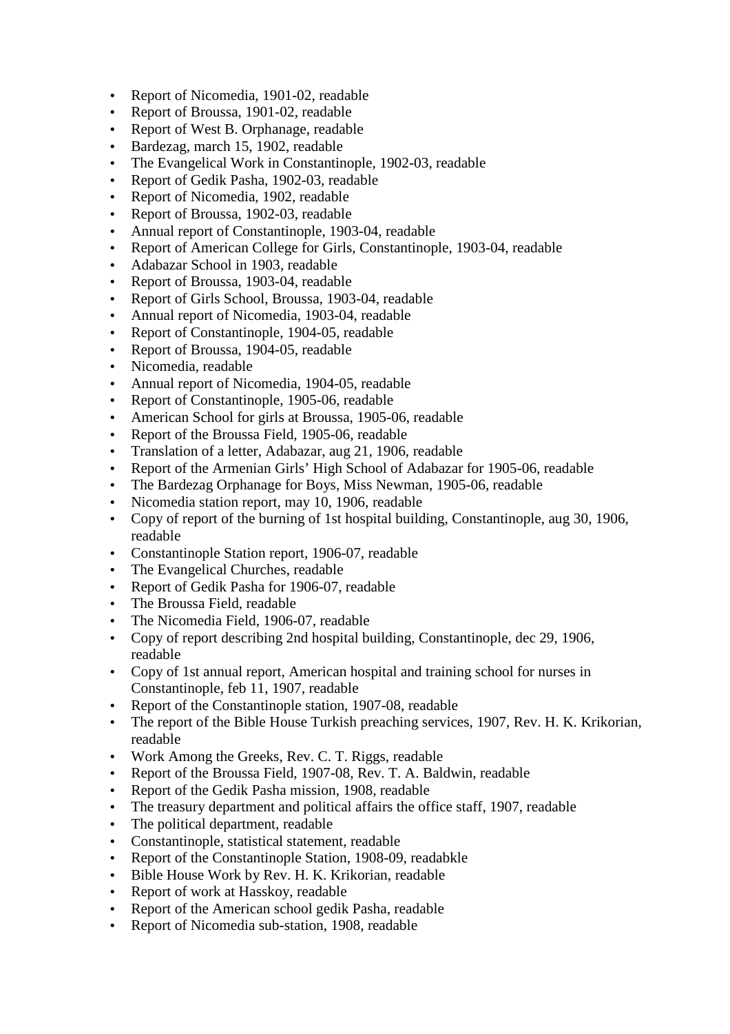- Report of Nicomedia, 1901-02, readable
- Report of Broussa, 1901-02, readable
- Report of West B. Orphanage, readable
- Bardezag, march 15, 1902, readable
- The Evangelical Work in Constantinople, 1902-03, readable
- Report of Gedik Pasha, 1902-03, readable
- Report of Nicomedia, 1902, readable
- Report of Broussa, 1902-03, readable
- Annual report of Constantinople, 1903-04, readable
- Report of American College for Girls, Constantinople, 1903-04, readable
- Adabazar School in 1903, readable
- Report of Broussa, 1903-04, readable
- Report of Girls School, Broussa, 1903-04, readable
- Annual report of Nicomedia, 1903-04, readable
- Report of Constantinople, 1904-05, readable
- Report of Broussa, 1904-05, readable
- Nicomedia, readable
- Annual report of Nicomedia, 1904-05, readable
- Report of Constantinople, 1905-06, readable
- American School for girls at Broussa, 1905-06, readable
- Report of the Broussa Field, 1905-06, readable
- Translation of a letter, Adabazar, aug 21, 1906, readable
- Report of the Armenian Girls' High School of Adabazar for 1905-06, readable
- The Bardezag Orphanage for Boys, Miss Newman, 1905-06, readable
- Nicomedia station report, may 10, 1906, readable
- Copy of report of the burning of 1st hospital building, Constantinople, aug 30, 1906, readable
- Constantinople Station report, 1906-07, readable
- The Evangelical Churches, readable
- Report of Gedik Pasha for 1906-07, readable
- The Broussa Field, readable
- The Nicomedia Field, 1906-07, readable
- Copy of report describing 2nd hospital building, Constantinople, dec 29, 1906, readable
- Copy of 1st annual report, American hospital and training school for nurses in Constantinople, feb 11, 1907, readable
- Report of the Constantinople station, 1907-08, readable
- The report of the Bible House Turkish preaching services, 1907, Rev. H. K. Krikorian, readable
- Work Among the Greeks, Rev. C. T. Riggs, readable
- Report of the Broussa Field, 1907-08, Rev. T. A. Baldwin, readable
- Report of the Gedik Pasha mission, 1908, readable
- The treasury department and political affairs the office staff, 1907, readable
- The political department, readable
- Constantinople, statistical statement, readable
- Report of the Constantinople Station, 1908-09, readabkle
- Bible House Work by Rev. H. K. Krikorian, readable
- Report of work at Hasskoy, readable
- Report of the American school gedik Pasha, readable
- Report of Nicomedia sub-station, 1908, readable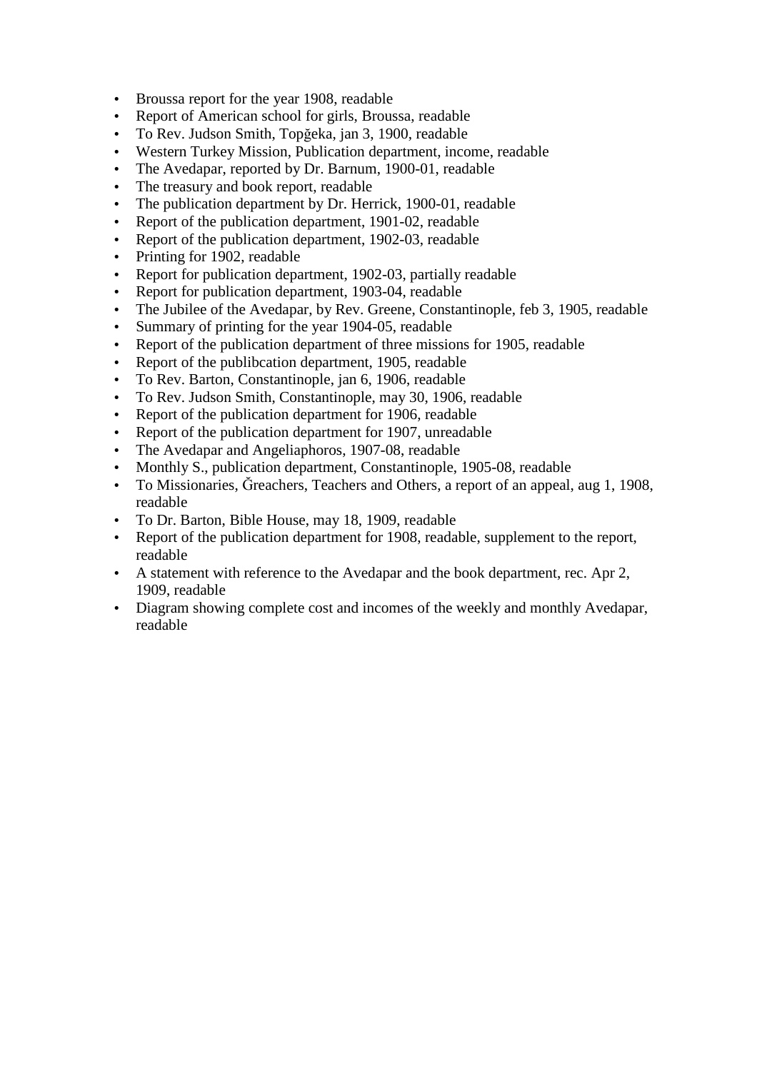- Broussa report for the year 1908, readable
- Report of American school for girls, Broussa, readable
- To Rev. Judson Smith, Topğeka, jan 3, 1900, readable
- Western Turkey Mission, Publication department, income, readable
- The Avedapar, reported by Dr. Barnum, 1900-01, readable
- The treasury and book report, readable
- The publication department by Dr. Herrick, 1900-01, readable
- Report of the publication department, 1901-02, readable
- Report of the publication department, 1902-03, readable
- Printing for 1902, readable
- Report for publication department, 1902-03, partially readable
- Report for publication department, 1903-04, readable
- The Jubilee of the Avedapar, by Rev. Greene, Constantinople, feb 3, 1905, readable
- Summary of printing for the year 1904-05, readable
- Report of the publication department of three missions for 1905, readable
- Report of the publibcation department, 1905, readable
- To Rev. Barton, Constantinople, jan 6, 1906, readable
- To Rev. Judson Smith, Constantinople, may 30, 1906, readable
- Report of the publication department for 1906, readable
- Report of the publication department for 1907, unreadable
- The Avedapar and Angeliaphoros, 1907-08, readable
- Monthly S., publication department, Constantinople, 1905-08, readable
- To Missionaries, Ğreachers, Teachers and Others, a report of an appeal, aug 1, 1908, readable
- To Dr. Barton, Bible House, may 18, 1909, readable
- Report of the publication department for 1908, readable, supplement to the report, readable
- A statement with reference to the Avedapar and the book department, rec. Apr 2, 1909, readable
- Diagram showing complete cost and incomes of the weekly and monthly Avedapar, readable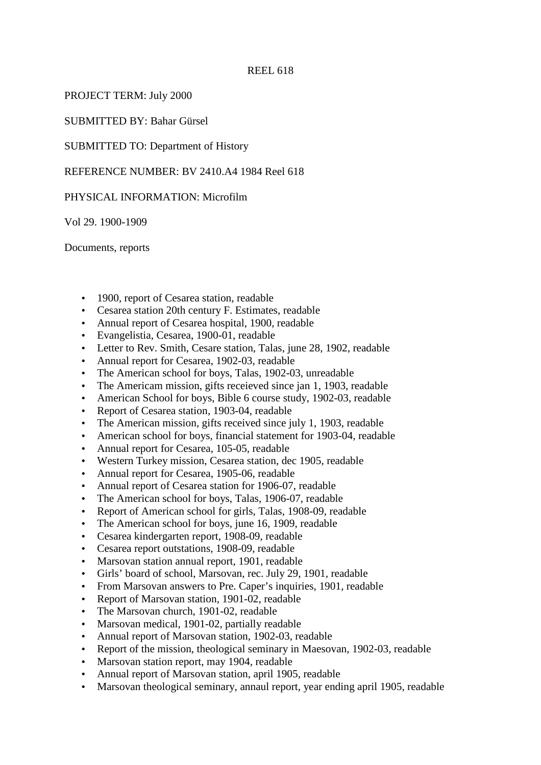REEL 618

PROJECT TERM: July 2000

SUBMITTED BY: Bahar Gürsel

SUBMITTED TO: Department of History

REFERENCE NUMBER: BV 2410.A4 1984 Reel 618

PHYSICAL INFORMATION: Microfilm

Vol 29. 1900-1909

Documents, reports

- 1900, report of Cesarea station, readable
- Cesarea station 20th century F. Estimates, readable
- Annual report of Cesarea hospital, 1900, readable
- Evangelistia, Cesarea, 1900-01, readable
- Letter to Rev. Smith, Cesare station, Talas, june 28, 1902, readable
- Annual report for Cesarea, 1902-03, readable
- The American school for boys, Talas, 1902-03, unreadable
- The Americam mission, gifts receieved since jan 1, 1903, readable
- American School for boys, Bible 6 course study, 1902-03, readable
- Report of Cesarea station, 1903-04, readable
- The American mission, gifts received since july 1, 1903, readable
- American school for boys, financial statement for 1903-04, readable
- Annual report for Cesarea, 105-05, readable
- Western Turkey mission, Cesarea station, dec 1905, readable
- Annual report for Cesarea, 1905-06, readable
- Annual report of Cesarea station for 1906-07, readable
- The American school for boys, Talas, 1906-07, readable
- Report of American school for girls, Talas, 1908-09, readable
- The American school for boys, june 16, 1909, readable
- Cesarea kindergarten report, 1908-09, readable
- Cesarea report outstations, 1908-09, readable
- Marsovan station annual report, 1901, readable
- Girls' board of school, Marsovan, rec. July 29, 1901, readable
- From Marsovan answers to Pre. Caper's inquiries, 1901, readable
- Report of Marsovan station, 1901-02, readable
- The Marsovan church, 1901-02, readable
- Marsovan medical, 1901-02, partially readable
- Annual report of Marsovan station, 1902-03, readable
- Report of the mission, theological seminary in Maesovan, 1902-03, readable
- Marsovan station report, may 1904, readable
- Annual report of Marsovan station, april 1905, readable
- Marsovan theological seminary, annaul report, year ending april 1905, readable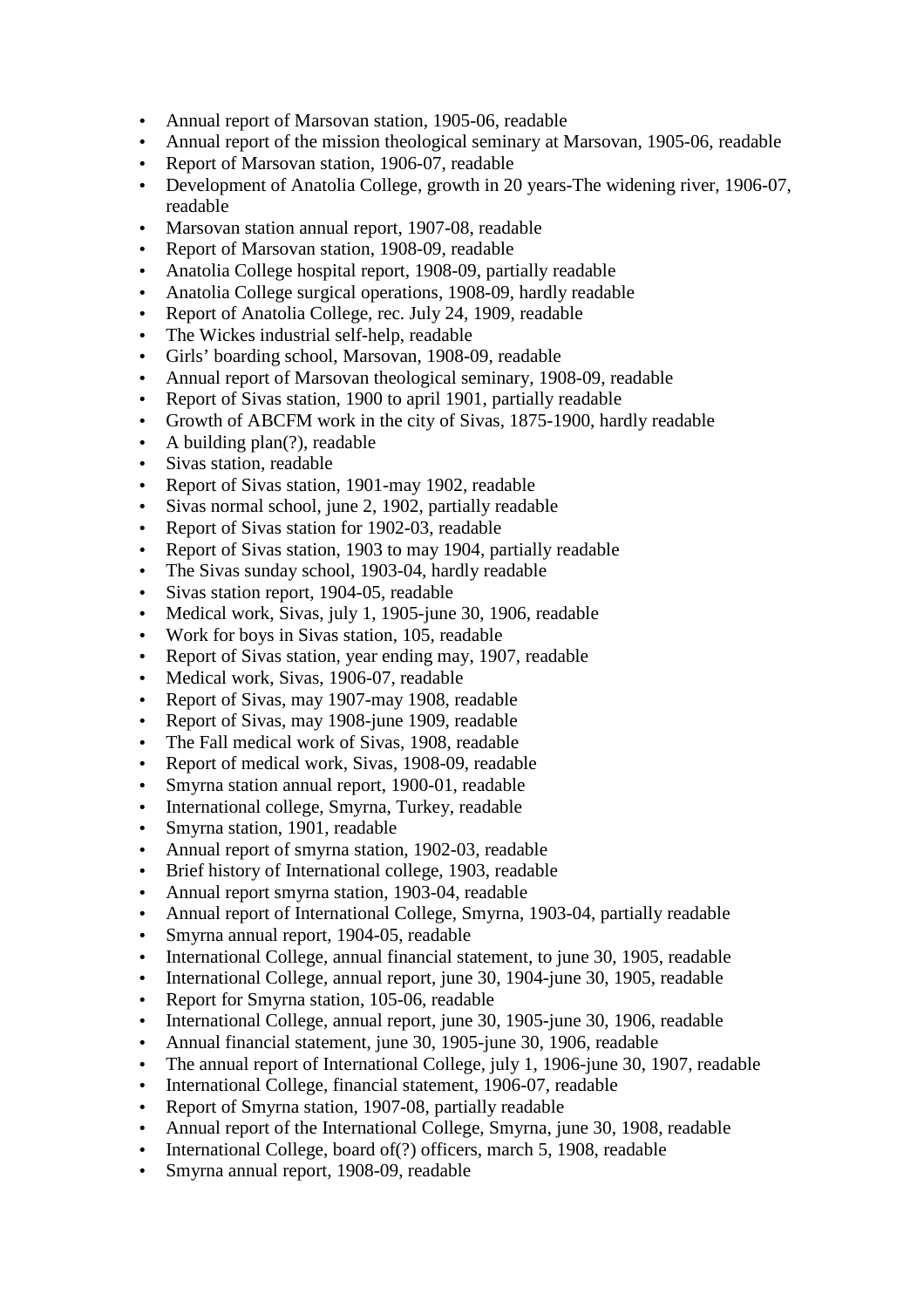- Annual report of Marsovan station, 1905-06, readable
- Annual report of the mission theological seminary at Marsovan, 1905-06, readable
- Report of Marsovan station, 1906-07, readable
- Development of Anatolia College, growth in 20 years-The widening river, 1906-07, readable
- Marsovan station annual report, 1907-08, readable
- Report of Marsovan station, 1908-09, readable
- Anatolia College hospital report, 1908-09, partially readable
- Anatolia College surgical operations, 1908-09, hardly readable
- Report of Anatolia College, rec. July 24, 1909, readable
- The Wickes industrial self-help, readable
- Girls' boarding school, Marsovan, 1908-09, readable
- Annual report of Marsovan theological seminary, 1908-09, readable
- Report of Sivas station, 1900 to april 1901, partially readable
- Growth of ABCFM work in the city of Sivas, 1875-1900, hardly readable
- A building plan(?), readable
- Sivas station, readable
- Report of Sivas station, 1901-may 1902, readable
- Sivas normal school, june 2, 1902, partially readable
- Report of Sivas station for 1902-03, readable
- Report of Sivas station, 1903 to may 1904, partially readable
- The Sivas sunday school, 1903-04, hardly readable
- Sivas station report, 1904-05, readable
- Medical work, Sivas, july 1, 1905-june 30, 1906, readable
- Work for boys in Sivas station, 105, readable
- Report of Sivas station, year ending may, 1907, readable
- Medical work, Sivas, 1906-07, readable
- Report of Sivas, may 1907-may 1908, readable
- Report of Sivas, may 1908-june 1909, readable
- The Fall medical work of Sivas, 1908, readable
- Report of medical work, Sivas, 1908-09, readable
- Smyrna station annual report, 1900-01, readable
- International college, Smyrna, Turkey, readable
- Smyrna station, 1901, readable
- Annual report of smyrna station, 1902-03, readable
- Brief history of International college, 1903, readable
- Annual report smyrna station, 1903-04, readable
- Annual report of International College, Smyrna, 1903-04, partially readable
- Smyrna annual report, 1904-05, readable
- International College, annual financial statement, to june 30, 1905, readable
- International College, annual report, june 30, 1904-june 30, 1905, readable
- Report for Smyrna station, 105-06, readable
- International College, annual report, june 30, 1905-june 30, 1906, readable
- Annual financial statement, june 30, 1905-june 30, 1906, readable
- The annual report of International College, july 1, 1906-june 30, 1907, readable
- International College, financial statement, 1906-07, readable
- Report of Smyrna station, 1907-08, partially readable
- Annual report of the International College, Smyrna, june 30, 1908, readable
- International College, board of(?) officers, march 5, 1908, readable
- Smyrna annual report, 1908-09, readable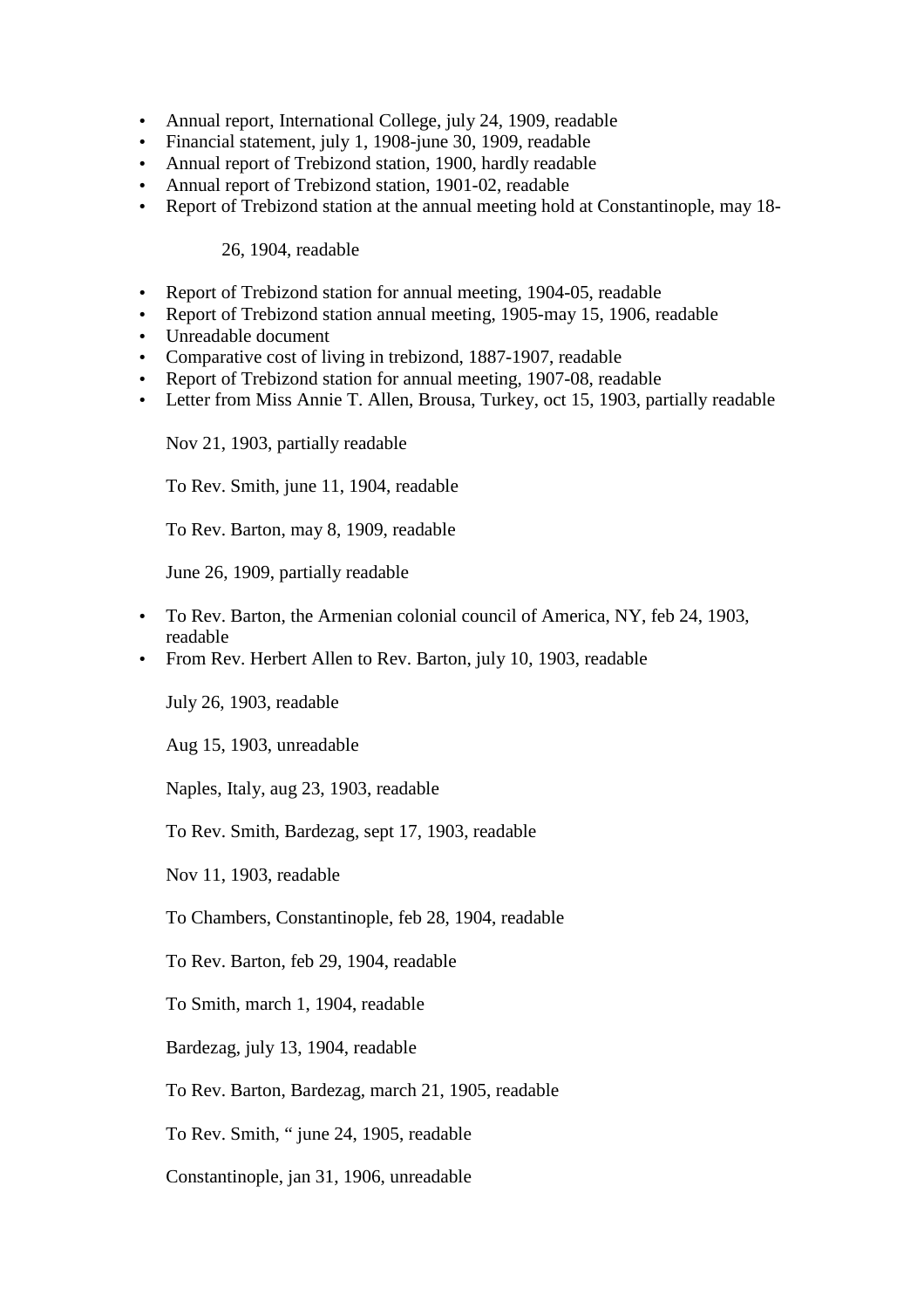- Annual report, International College, july 24, 1909, readable
- Financial statement, july 1, 1908-june 30, 1909, readable
- Annual report of Trebizond station, 1900, hardly readable
- Annual report of Trebizond station, 1901-02, readable
- Report of Trebizond station at the annual meeting hold at Constantinople, may 18-

  26, 1904, readable

- Report of Trebizond station for annual meeting, 1904-05, readable
- Report of Trebizond station annual meeting, 1905-may 15, 1906, readable
- Unreadable document
- Comparative cost of living in trebizond, 1887-1907, readable
- Report of Trebizond station for annual meeting, 1907-08, readable
- Letter from Miss Annie T. Allen, Brousa, Turkey, oct 15, 1903, partially readable

  Nov 21, 1903, partially readable

  To Rev. Smith, june 11, 1904, readable

  To Rev. Barton, may 8, 1909, readable

  June 26, 1909, partially readable

- To Rev. Barton, the Armenian colonial council of America, NY, feb 24, 1903, readable
- From Rev. Herbert Allen to Rev. Barton, july 10, 1903, readable

  July 26, 1903, readable

  Aug 15, 1903, unreadable

  Naples, Italy, aug 23, 1903, readable

  To Rev. Smith, Bardezag, sept 17, 1903, readable

  Nov 11, 1903, readable

  To Chambers, Constantinople, feb 28, 1904, readable

  To Rev. Barton, feb 29, 1904, readable

  To Smith, march 1, 1904, readable

  Bardezag, july 13, 1904, readable

  To Rev. Barton, Bardezag, march 21, 1905, readable

  To Rev. Smith, " june 24, 1905, readable

  Constantinople, jan 31, 1906, unreadable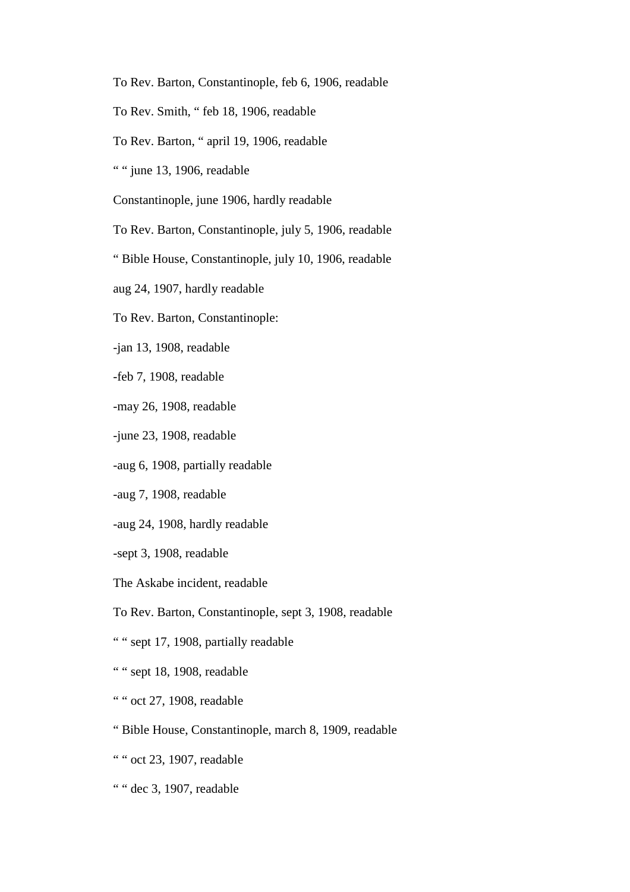To Rev. Barton, Constantinople, feb 6, 1906, readable

To Rev. Smith, " feb 18, 1906, readable

To Rev. Barton, " april 19, 1906, readable

" " june 13, 1906, readable

Constantinople, june 1906, hardly readable

To Rev. Barton, Constantinople, july 5, 1906, readable

" Bible House, Constantinople, july 10, 1906, readable

aug 24, 1907, hardly readable

To Rev. Barton, Constantinople:

-jan 13, 1908, readable

-feb 7, 1908, readable

-may 26, 1908, readable

-june 23, 1908, readable

-aug 6, 1908, partially readable

-aug 7, 1908, readable

-aug 24, 1908, hardly readable

-sept 3, 1908, readable

The Askabe incident, readable

To Rev. Barton, Constantinople, sept 3, 1908, readable

" " sept 17, 1908, partially readable

" " sept 18, 1908, readable

" " oct 27, 1908, readable

" Bible House, Constantinople, march 8, 1909, readable

" " oct 23, 1907, readable

" " dec 3, 1907, readable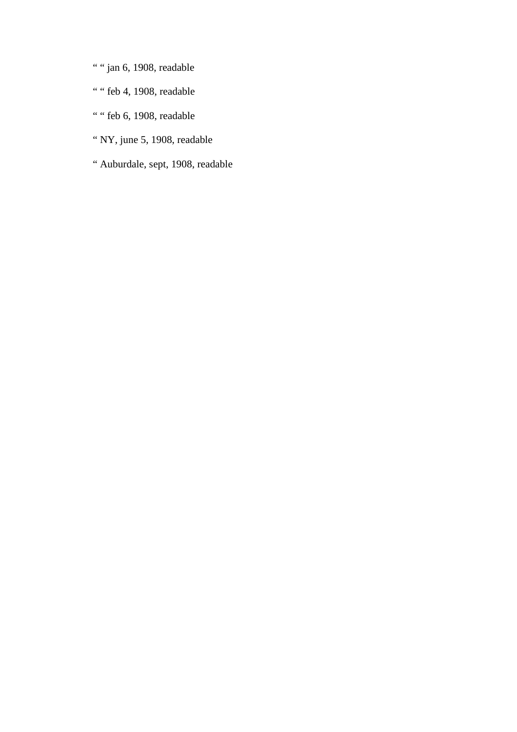“ “ jan 6, 1908, readable

“ “ feb 4, 1908, readable

“ “ feb 6, 1908, readable

“ NY, june 5, 1908, readable

“ Auburdale, sept, 1908, readable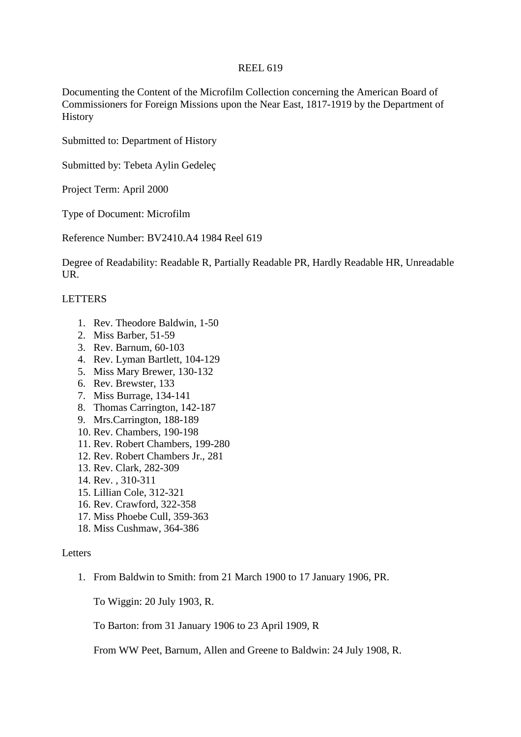REEL 619

Documenting the Content of the Microfilm Collection concerning the American Board of Commissioners for Foreign Missions upon the Near East, 1817-1919 by the Department of History

Submitted to: Department of History

Submitted by: Tebeta Aylin Gedeleç

Project Term: April 2000

Type of Document: Microfilm

Reference Number: BV2410.A4 1984 Reel 619

Degree of Readability: Readable R, Partially Readable PR, Hardly Readable HR, Unreadable UR.

LETTERS

1. Rev. Theodore Baldwin, 1-50
2. Miss Barber, 51-59
3. Rev. Barnum, 60-103
4. Rev. Lyman Bartlett, 104-129
5. Miss Mary Brewer, 130-132
6. Rev. Brewster, 133
7. Miss Burrage, 134-141
8. Thomas Carrington, 142-187
9. Mrs.Carrington, 188-189
10. Rev. Chambers, 190-198
11. Rev. Robert Chambers, 199-280
12. Rev. Robert Chambers Jr., 281
13. Rev. Clark, 282-309
14. Rev. , 310-311
15. Lillian Cole, 312-321
16. Rev. Crawford, 322-358
17. Miss Phoebe Cull, 359-363
18. Miss Cushmaw, 364-386

Letters

1. From Baldwin to Smith: from 21 March 1900 to 17 January 1906, PR.

   To Wiggin: 20 July 1903, R.

   To Barton: from 31 January 1906 to 23 April 1909, R

   From WW Peet, Barnum, Allen and Greene to Baldwin: 24 July 1908, R.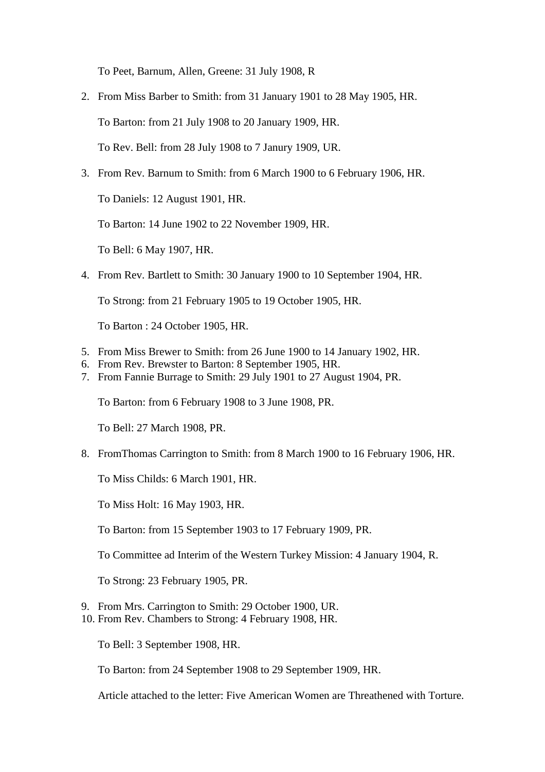To Peet, Barnum, Allen, Greene: 31 July 1908, R

2. From Miss Barber to Smith: from 31 January 1901 to 28 May 1905, HR.

   To Barton: from 21 July 1908 to 20 January 1909, HR.

   To Rev. Bell: from 28 July 1908 to 7 Janury 1909, UR.

3. From Rev. Barnum to Smith: from 6 March 1900 to 6 February 1906, HR.

   To Daniels: 12 August 1901, HR.

   To Barton: 14 June 1902 to 22 November 1909, HR.

   To Bell: 6 May 1907, HR.

4. From Rev. Bartlett to Smith: 30 January 1900 to 10 September 1904, HR.

   To Strong: from 21 February 1905 to 19 October 1905, HR.

   To Barton : 24 October 1905, HR.

5. From Miss Brewer to Smith: from 26 June 1900 to 14 January 1902, HR.
6. From Rev. Brewster to Barton: 8 September 1905, HR.
7. From Fannie Burrage to Smith: 29 July 1901 to 27 August 1904, PR.

   To Barton: from 6 February 1908 to 3 June 1908, PR.

   To Bell: 27 March 1908, PR.

8. FromThomas Carrington to Smith: from 8 March 1900 to 16 February 1906, HR.

   To Miss Childs: 6 March 1901, HR.

   To Miss Holt: 16 May 1903, HR.

   To Barton: from 15 September 1903 to 17 February 1909, PR.

   To Committee ad Interim of the Western Turkey Mission: 4 January 1904, R.

   To Strong: 23 February 1905, PR.

9. From Mrs. Carrington to Smith: 29 October 1900, UR.
10. From Rev. Chambers to Strong: 4 February 1908, HR.

    To Bell: 3 September 1908, HR.

    To Barton: from 24 September 1908 to 29 September 1909, HR.

    Article attached to the letter: Five American Women are Threathened with Torture.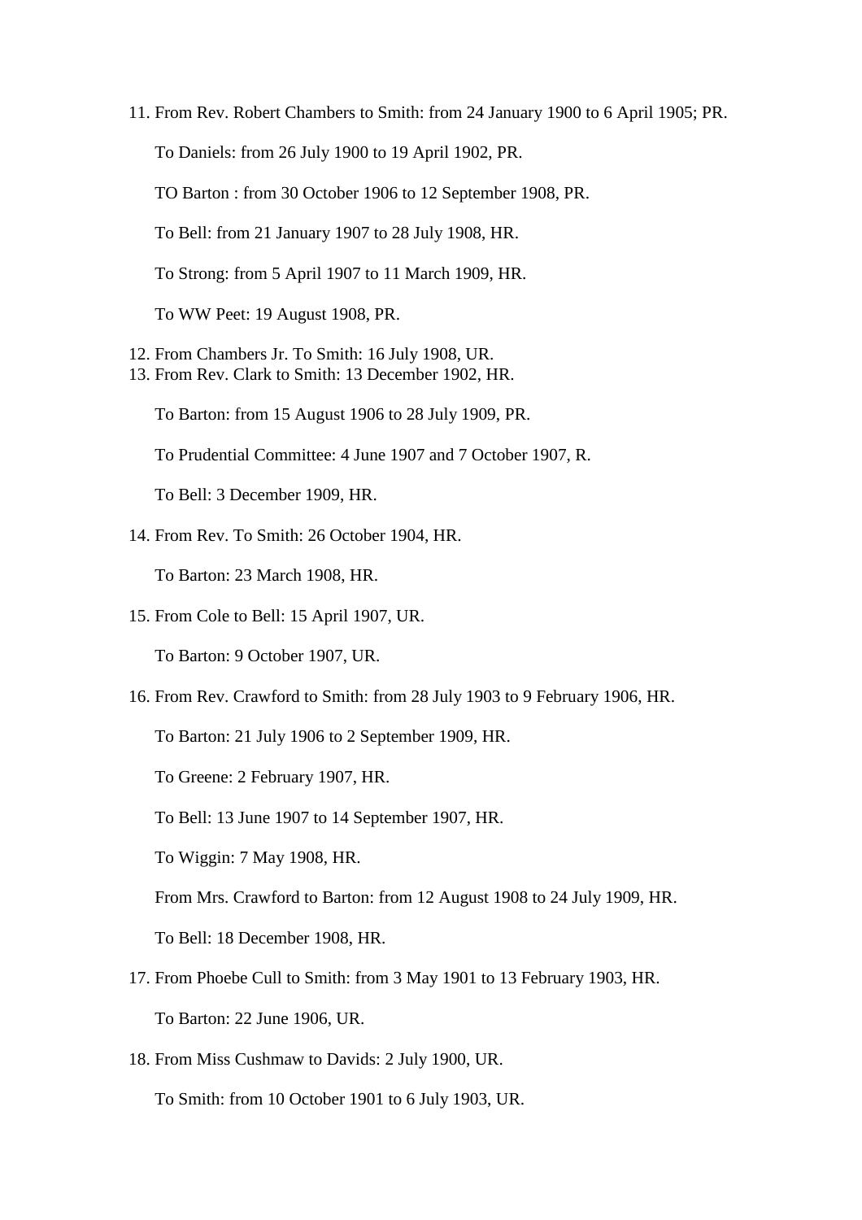11. From Rev. Robert Chambers to Smith: from 24 January 1900 to 6 April 1905; PR.

    To Daniels: from 26 July 1900 to 19 April 1902, PR.

    TO Barton : from 30 October 1906 to 12 September 1908, PR.

    To Bell: from 21 January 1907 to 28 July 1908, HR.

    To Strong: from 5 April 1907 to 11 March 1909, HR.

    To WW Peet: 19 August 1908, PR.

12. From Chambers Jr. To Smith: 16 July 1908, UR.
13. From Rev. Clark to Smith: 13 December 1902, HR.

    To Barton: from 15 August 1906 to 28 July 1909, PR.

    To Prudential Committee: 4 June 1907 and 7 October 1907, R.

    To Bell: 3 December 1909, HR.

14. From Rev. To Smith: 26 October 1904, HR.

    To Barton: 23 March 1908, HR.

15. From Cole to Bell: 15 April 1907, UR.

    To Barton: 9 October 1907, UR.

16. From Rev. Crawford to Smith: from 28 July 1903 to 9 February 1906, HR.

    To Barton: 21 July 1906 to 2 September 1909, HR.

    To Greene: 2 February 1907, HR.

    To Bell: 13 June 1907 to 14 September 1907, HR.

    To Wiggin: 7 May 1908, HR.

    From Mrs. Crawford to Barton: from 12 August 1908 to 24 July 1909, HR.

    To Bell: 18 December 1908, HR.

17. From Phoebe Cull to Smith: from 3 May 1901 to 13 February 1903, HR.

    To Barton: 22 June 1906, UR.

18. From Miss Cushmaw to Davids: 2 July 1900, UR.

    To Smith: from 10 October 1901 to 6 July 1903, UR.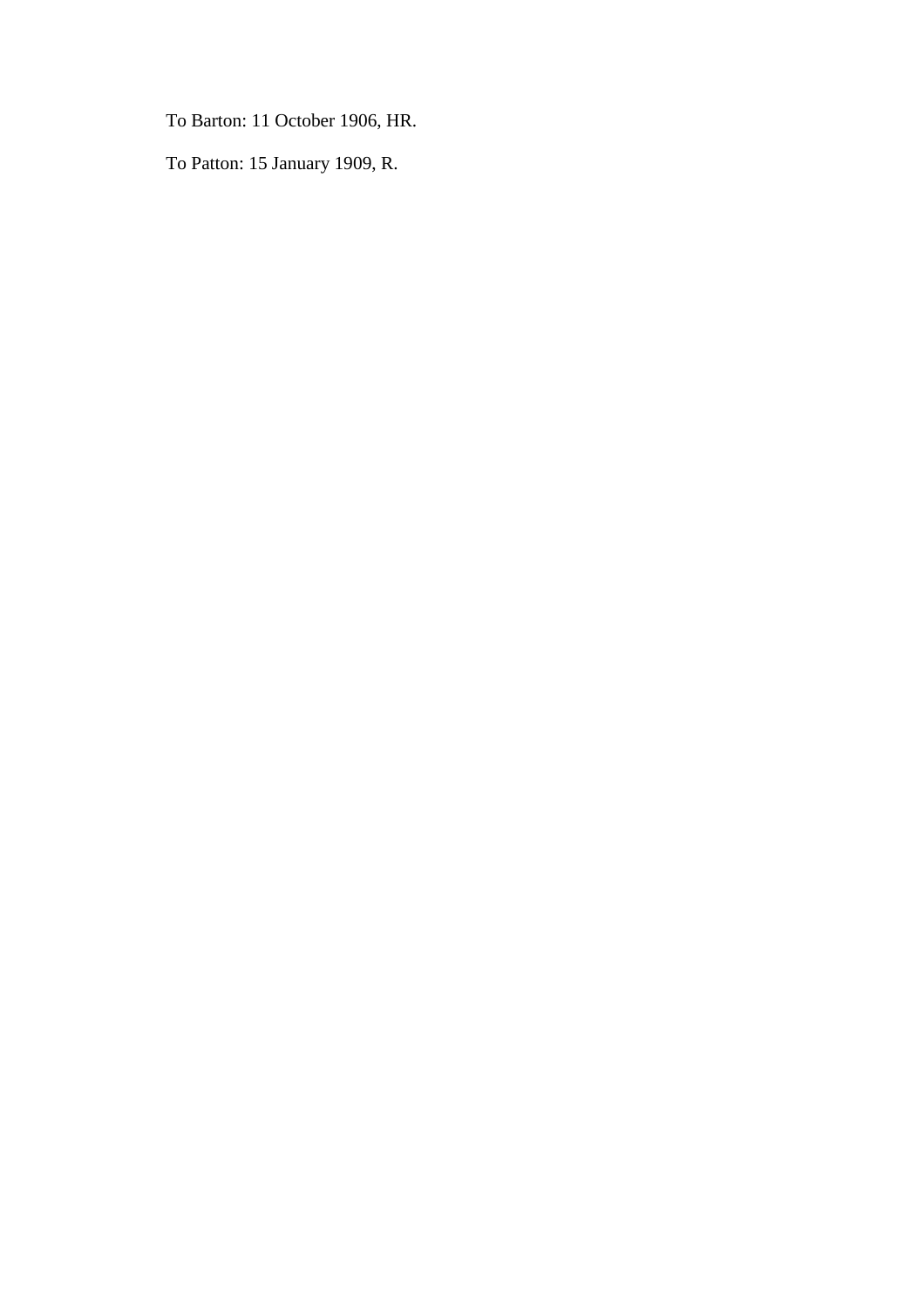To Barton: 11 October 1906, HR.

To Patton: 15 January 1909, R.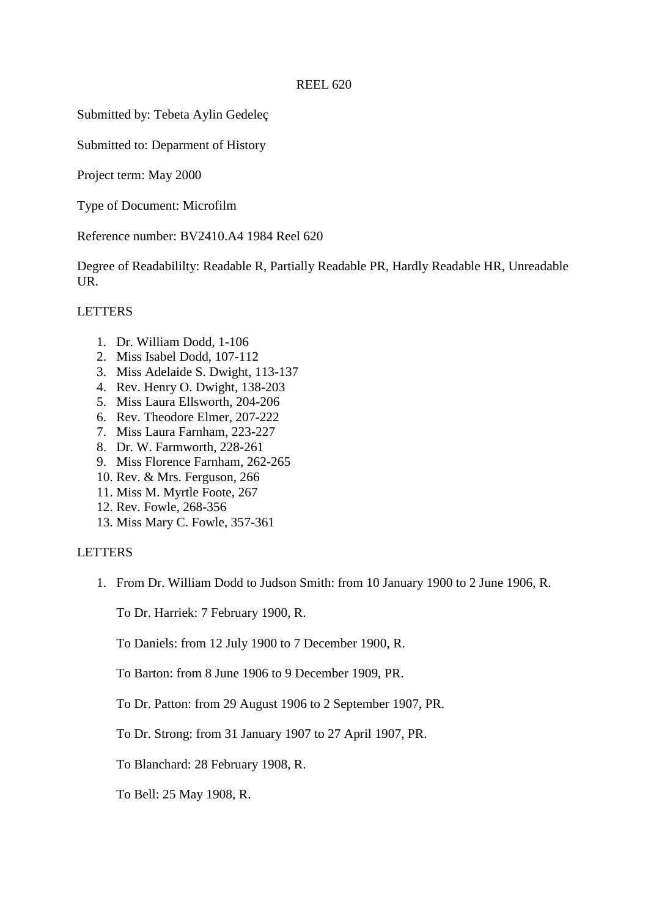REEL 620

Submitted by: Tebeta Aylin Gedeleç

Submitted to: Deparment of History

Project term: May 2000

Type of Document: Microfilm

Reference number: BV2410.A4 1984 Reel 620

Degree of Readabililty: Readable R, Partially Readable PR, Hardly Readable HR, Unreadable UR.

LETTERS

1. Dr. William Dodd, 1-106
2. Miss Isabel Dodd, 107-112
3. Miss Adelaide S. Dwight, 113-137
4. Rev. Henry O. Dwight, 138-203
5. Miss Laura Ellsworth, 204-206
6. Rev. Theodore Elmer, 207-222
7. Miss Laura Farnham, 223-227
8. Dr. W. Farmworth, 228-261
9. Miss Florence Farnham, 262-265
10. Rev. & Mrs. Ferguson, 266
11. Miss M. Myrtle Foote, 267
12. Rev. Fowle, 268-356
13. Miss Mary C. Fowle, 357-361

LETTERS

1. From Dr. William Dodd to Judson Smith: from 10 January 1900 to 2 June 1906, R.

   To Dr. Harriek: 7 February 1900, R.

   To Daniels: from 12 July 1900 to 7 December 1900, R.

   To Barton: from 8 June 1906 to 9 December 1909, PR.

   To Dr. Patton: from 29 August 1906 to 2 September 1907, PR.

   To Dr. Strong: from 31 January 1907 to 27 April 1907, PR.

   To Blanchard: 28 February 1908, R.

   To Bell: 25 May 1908, R.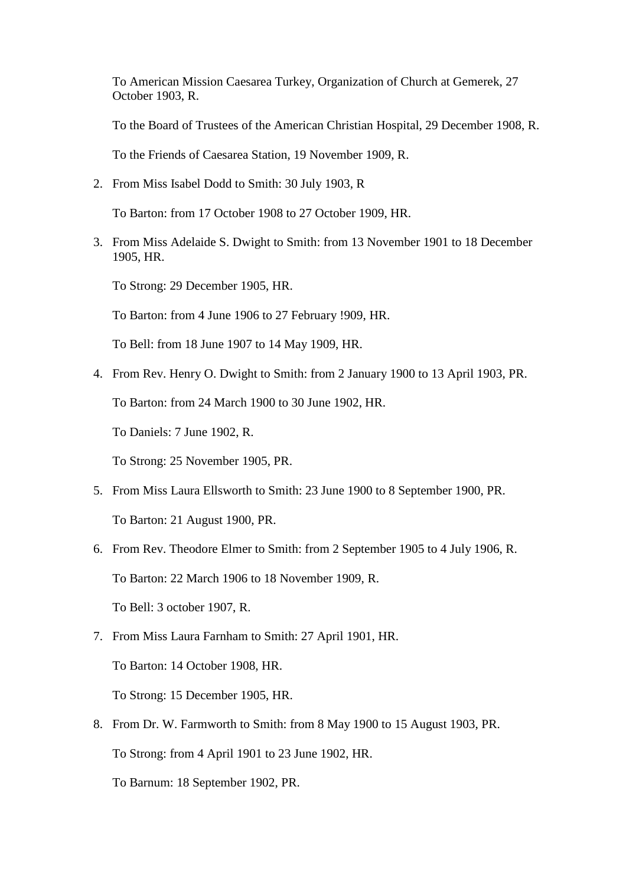To American Mission Caesarea Turkey, Organization of Church at Gemerek, 27 October 1903, R.

To the Board of Trustees of the American Christian Hospital, 29 December 1908, R.

To the Friends of Caesarea Station, 19 November 1909, R.

2. From Miss Isabel Dodd to Smith: 30 July 1903, R

   To Barton: from 17 October 1908 to 27 October 1909, HR.

3. From Miss Adelaide S. Dwight to Smith: from 13 November 1901 to 18 December 1905, HR.

   To Strong: 29 December 1905, HR.

   To Barton: from 4 June 1906 to 27 February !909, HR.

   To Bell: from 18 June 1907 to 14 May 1909, HR.

4. From Rev. Henry O. Dwight to Smith: from 2 January 1900 to 13 April 1903, PR.

   To Barton: from 24 March 1900 to 30 June 1902, HR.

   To Daniels: 7 June 1902, R.

   To Strong: 25 November 1905, PR.

5. From Miss Laura Ellsworth to Smith: 23 June 1900 to 8 September 1900, PR.

   To Barton: 21 August 1900, PR.

6. From Rev. Theodore Elmer to Smith: from 2 September 1905 to 4 July 1906, R.

   To Barton: 22 March 1906 to 18 November 1909, R.

   To Bell: 3 october 1907, R.

7. From Miss Laura Farnham to Smith: 27 April 1901, HR.

   To Barton: 14 October 1908, HR.

   To Strong: 15 December 1905, HR.

8. From Dr. W. Farmworth to Smith: from 8 May 1900 to 15 August 1903, PR.

   To Strong: from 4 April 1901 to 23 June 1902, HR.

   To Barnum: 18 September 1902, PR.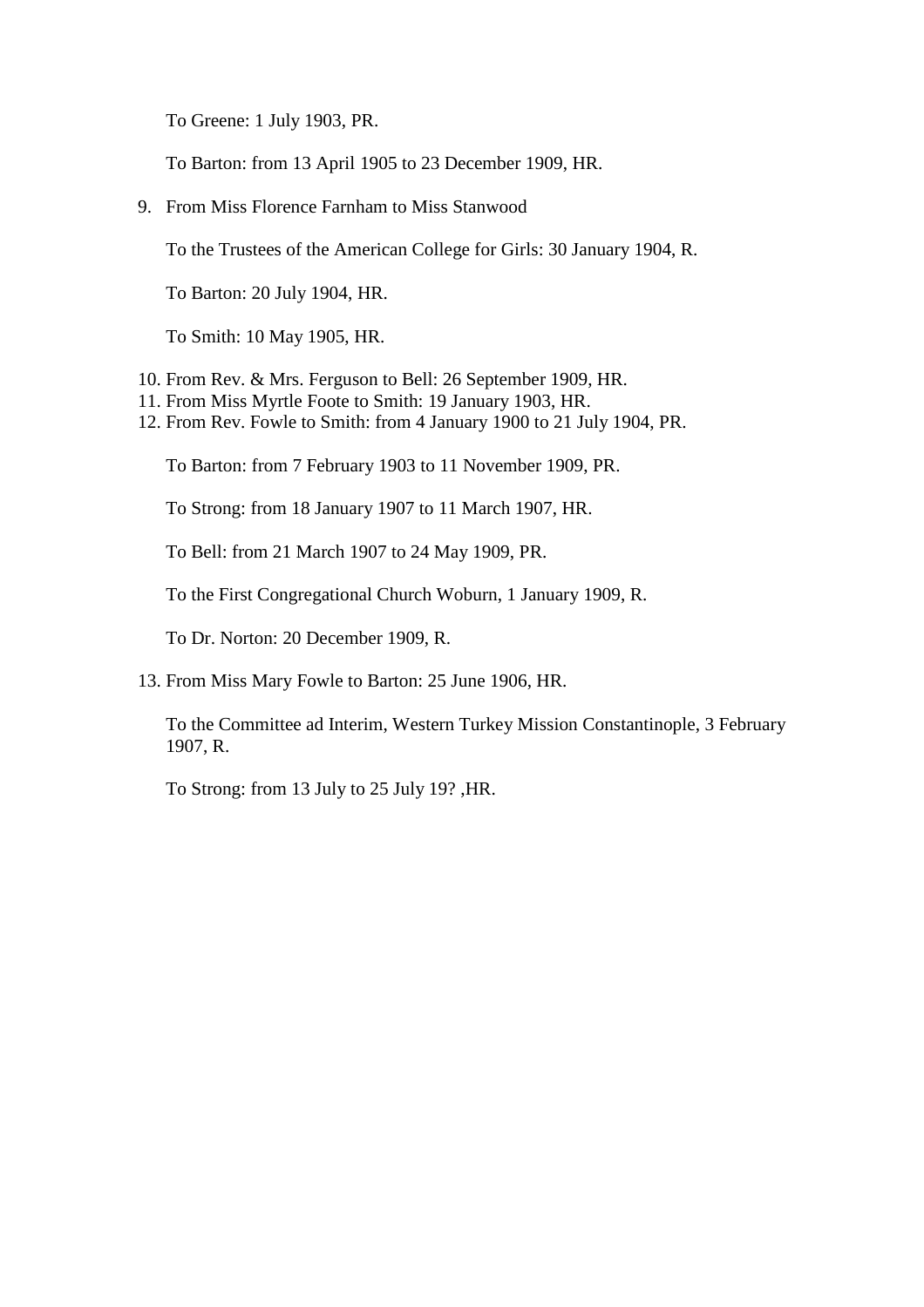To Greene: 1 July 1903, PR.

To Barton: from 13 April 1905 to 23 December 1909, HR.

9. From Miss Florence Farnham to Miss Stanwood

   To the Trustees of the American College for Girls: 30 January 1904, R.

   To Barton: 20 July 1904, HR.

   To Smith: 10 May 1905, HR.

10. From Rev. & Mrs. Ferguson to Bell: 26 September 1909, HR.
11. From Miss Myrtle Foote to Smith: 19 January 1903, HR.
12. From Rev. Fowle to Smith: from 4 January 1900 to 21 July 1904, PR.

    To Barton: from 7 February 1903 to 11 November 1909, PR.

    To Strong: from 18 January 1907 to 11 March 1907, HR.

    To Bell: from 21 March 1907 to 24 May 1909, PR.

    To the First Congregational Church Woburn, 1 January 1909, R.

    To Dr. Norton: 20 December 1909, R.

13. From Miss Mary Fowle to Barton: 25 June 1906, HR.

    To the Committee ad Interim, Western Turkey Mission Constantinople, 3 February 1907, R.

    To Strong: from 13 July to 25 July 19? ,HR.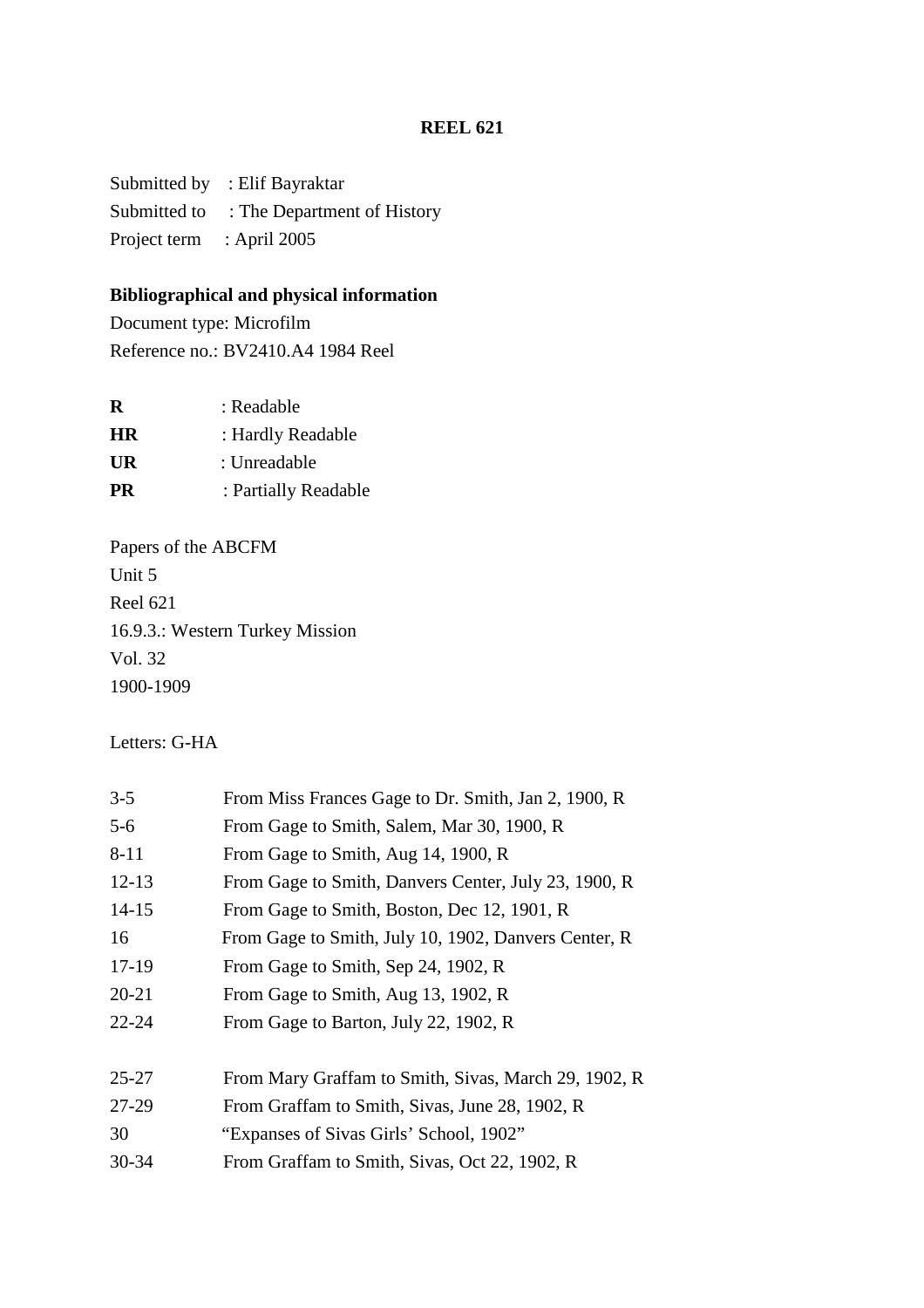# REEL 621

Submitted by : Elif Bayraktar
Submitted to : The Department of History
Project term : April 2005

**Bibliographical and physical information**
Document type: Microfilm
Reference no.: BV2410.A4 1984 Reel

**R** : Readable
**HR** : Hardly Readable
**UR** : Unreadable
**PR** : Partially Readable

Papers of the ABCFM
Unit 5
Reel 621
16.9.3.: Western Turkey Mission
Vol. 32
1900-1909

Letters: G-HA

3-5 From Miss Frances Gage to Dr. Smith, Jan 2, 1900, R
5-6 From Gage to Smith, Salem, Mar 30, 1900, R
8-11 From Gage to Smith, Aug 14, 1900, R
12-13 From Gage to Smith, Danvers Center, July 23, 1900, R
14-15 From Gage to Smith, Boston, Dec 12, 1901, R
16 From Gage to Smith, July 10, 1902, Danvers Center, R
17-19 From Gage to Smith, Sep 24, 1902, R
20-21 From Gage to Smith, Aug 13, 1902, R
22-24 From Gage to Barton, July 22, 1902, R

25-27 From Mary Graffam to Smith, Sivas, March 29, 1902, R
27-29 From Graffam to Smith, Sivas, June 28, 1902, R
30 "Expanses of Sivas Girls' School, 1902"
30-34 From Graffam to Smith, Sivas, Oct 22, 1902, R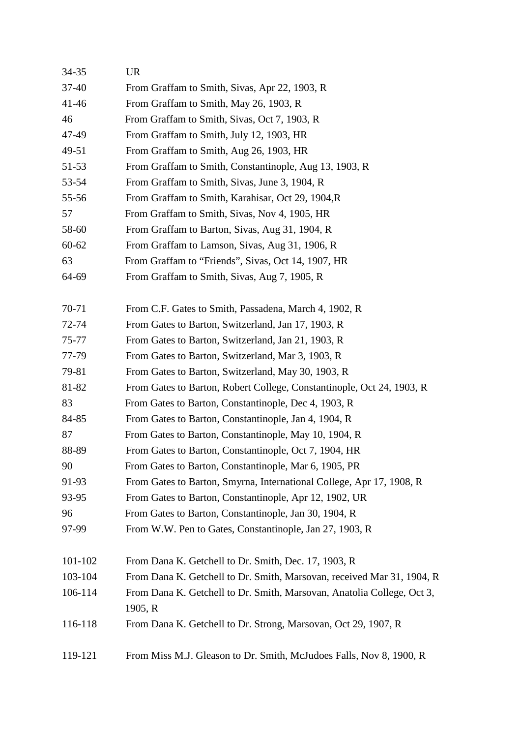| | |
|---|---|
| 34-35 | UR |
| 37-40 | From Graffam to Smith, Sivas, Apr 22, 1903, R |
| 41-46 | From Graffam to Smith, May 26, 1903, R |
| 46 | From Graffam to Smith, Sivas, Oct 7, 1903, R |
| 47-49 | From Graffam to Smith, July 12, 1903, HR |
| 49-51 | From Graffam to Smith, Aug 26, 1903, HR |
| 51-53 | From Graffam to Smith, Constantinople, Aug 13, 1903, R |
| 53-54 | From Graffam to Smith, Sivas, June 3, 1904, R |
| 55-56 | From Graffam to Smith, Karahisar, Oct 29, 1904,R |
| 57 | From Graffam to Smith, Sivas, Nov 4, 1905, HR |
| 58-60 | From Graffam to Barton, Sivas, Aug 31, 1904, R |
| 60-62 | From Graffam to Lamson, Sivas, Aug 31, 1906, R |
| 63 | From Graffam to "Friends", Sivas, Oct 14, 1907, HR |
| 64-69 | From Graffam to Smith, Sivas, Aug 7, 1905, R |
| | |
| 70-71 | From C.F. Gates to Smith, Passadena, March 4, 1902, R |
| 72-74 | From Gates to Barton, Switzerland, Jan 17, 1903, R |
| 75-77 | From Gates to Barton, Switzerland, Jan 21, 1903, R |
| 77-79 | From Gates to Barton, Switzerland, Mar 3, 1903, R |
| 79-81 | From Gates to Barton, Switzerland, May 30, 1903, R |
| 81-82 | From Gates to Barton, Robert College, Constantinople, Oct 24, 1903, R |
| 83 | From Gates to Barton, Constantinople, Dec 4, 1903, R |
| 84-85 | From Gates to Barton, Constantinople, Jan 4, 1904, R |
| 87 | From Gates to Barton, Constantinople, May 10, 1904, R |
| 88-89 | From Gates to Barton, Constantinople, Oct 7, 1904, HR |
| 90 | From Gates to Barton, Constantinople, Mar 6, 1905, PR |
| 91-93 | From Gates to Barton, Smyrna, International College, Apr 17, 1908, R |
| 93-95 | From Gates to Barton, Constantinople, Apr 12, 1902, UR |
| 96 | From Gates to Barton, Constantinople, Jan 30, 1904, R |
| 97-99 | From W.W. Pen to Gates, Constantinople, Jan 27, 1903, R |
| | |
| 101-102 | From Dana K. Getchell to Dr. Smith, Dec. 17, 1903, R |
| 103-104 | From Dana K. Getchell to Dr. Smith, Marsovan, received Mar 31, 1904, R |
| 106-114 | From Dana K. Getchell to Dr. Smith, Marsovan, Anatolia College, Oct 3, 1905, R |
| 116-118 | From Dana K. Getchell to Dr. Strong, Marsovan, Oct 29, 1907, R |
| | |
| 119-121 | From Miss M.J. Gleason to Dr. Smith, McJudoes Falls, Nov 8, 1900, R |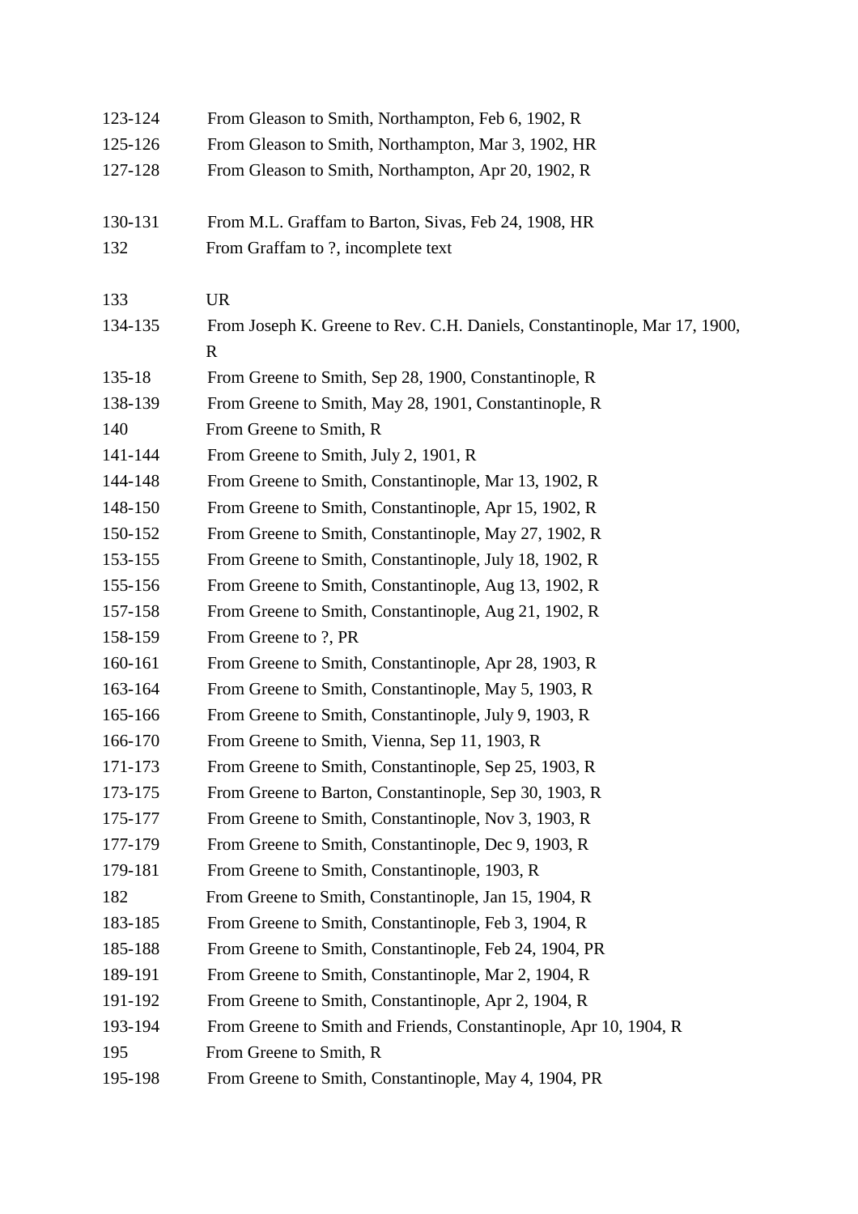123-124 From Gleason to Smith, Northampton, Feb 6, 1902, R
125-126 From Gleason to Smith, Northampton, Mar 3, 1902, HR
127-128 From Gleason to Smith, Northampton, Apr 20, 1902, R

130-131 From M.L. Graffam to Barton, Sivas, Feb 24, 1908, HR
132 From Graffam to ?, incomplete text

133 UR
134-135 From Joseph K. Greene to Rev. C.H. Daniels, Constantinople, Mar 17, 1900, R
135-18 From Greene to Smith, Sep 28, 1900, Constantinople, R
138-139 From Greene to Smith, May 28, 1901, Constantinople, R
140 From Greene to Smith, R
141-144 From Greene to Smith, July 2, 1901, R
144-148 From Greene to Smith, Constantinople, Mar 13, 1902, R
148-150 From Greene to Smith, Constantinople, Apr 15, 1902, R
150-152 From Greene to Smith, Constantinople, May 27, 1902, R
153-155 From Greene to Smith, Constantinople, July 18, 1902, R
155-156 From Greene to Smith, Constantinople, Aug 13, 1902, R
157-158 From Greene to Smith, Constantinople, Aug 21, 1902, R
158-159 From Greene to ?, PR
160-161 From Greene to Smith, Constantinople, Apr 28, 1903, R
163-164 From Greene to Smith, Constantinople, May 5, 1903, R
165-166 From Greene to Smith, Constantinople, July 9, 1903, R
166-170 From Greene to Smith, Vienna, Sep 11, 1903, R
171-173 From Greene to Smith, Constantinople, Sep 25, 1903, R
173-175 From Greene to Barton, Constantinople, Sep 30, 1903, R
175-177 From Greene to Smith, Constantinople, Nov 3, 1903, R
177-179 From Greene to Smith, Constantinople, Dec 9, 1903, R
179-181 From Greene to Smith, Constantinople, 1903, R
182 From Greene to Smith, Constantinople, Jan 15, 1904, R
183-185 From Greene to Smith, Constantinople, Feb 3, 1904, R
185-188 From Greene to Smith, Constantinople, Feb 24, 1904, PR
189-191 From Greene to Smith, Constantinople, Mar 2, 1904, R
191-192 From Greene to Smith, Constantinople, Apr 2, 1904, R
193-194 From Greene to Smith and Friends, Constantinople, Apr 10, 1904, R
195 From Greene to Smith, R
195-198 From Greene to Smith, Constantinople, May 4, 1904, PR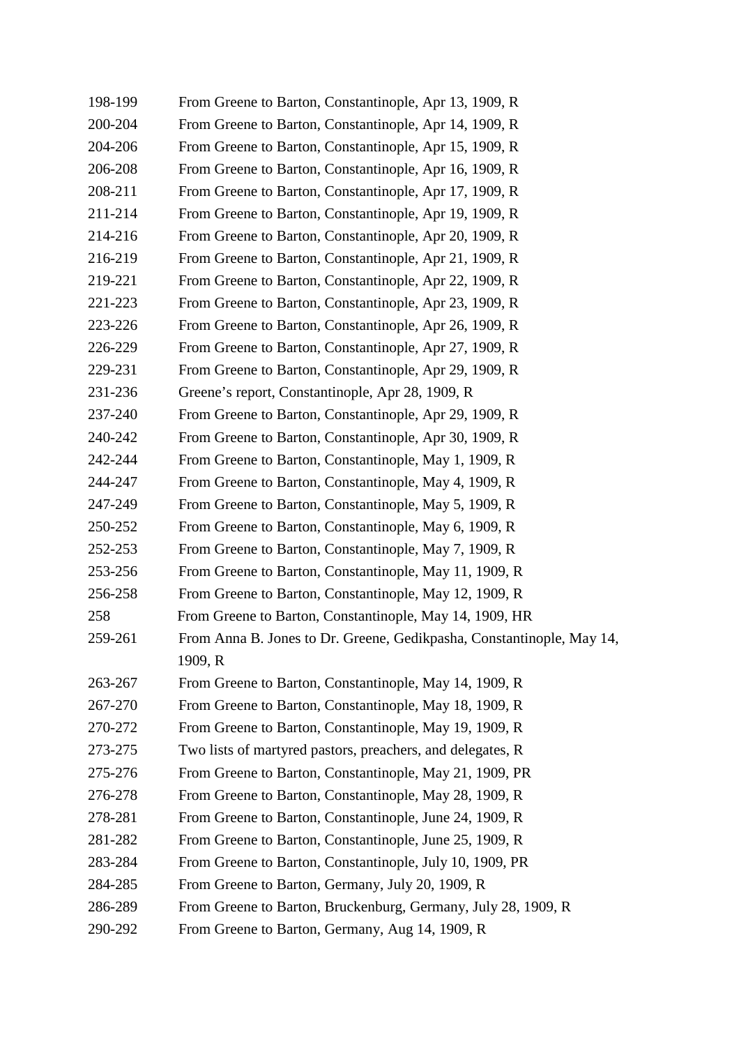| | |
|---|---|
| 198-199 | From Greene to Barton, Constantinople, Apr 13, 1909, R |
| 200-204 | From Greene to Barton, Constantinople, Apr 14, 1909, R |
| 204-206 | From Greene to Barton, Constantinople, Apr 15, 1909, R |
| 206-208 | From Greene to Barton, Constantinople, Apr 16, 1909, R |
| 208-211 | From Greene to Barton, Constantinople, Apr 17, 1909, R |
| 211-214 | From Greene to Barton, Constantinople, Apr 19, 1909, R |
| 214-216 | From Greene to Barton, Constantinople, Apr 20, 1909, R |
| 216-219 | From Greene to Barton, Constantinople, Apr 21, 1909, R |
| 219-221 | From Greene to Barton, Constantinople, Apr 22, 1909, R |
| 221-223 | From Greene to Barton, Constantinople, Apr 23, 1909, R |
| 223-226 | From Greene to Barton, Constantinople, Apr 26, 1909, R |
| 226-229 | From Greene to Barton, Constantinople, Apr 27, 1909, R |
| 229-231 | From Greene to Barton, Constantinople, Apr 29, 1909, R |
| 231-236 | Greene's report, Constantinople, Apr 28, 1909, R |
| 237-240 | From Greene to Barton, Constantinople, Apr 29, 1909, R |
| 240-242 | From Greene to Barton, Constantinople, Apr 30, 1909, R |
| 242-244 | From Greene to Barton, Constantinople, May 1, 1909, R |
| 244-247 | From Greene to Barton, Constantinople, May 4, 1909, R |
| 247-249 | From Greene to Barton, Constantinople, May 5, 1909, R |
| 250-252 | From Greene to Barton, Constantinople, May 6, 1909, R |
| 252-253 | From Greene to Barton, Constantinople, May 7, 1909, R |
| 253-256 | From Greene to Barton, Constantinople, May 11, 1909, R |
| 256-258 | From Greene to Barton, Constantinople, May 12, 1909, R |
| 258 | From Greene to Barton, Constantinople, May 14, 1909, HR |
| 259-261 | From Anna B. Jones to Dr. Greene, Gedikpasha, Constantinople, May 14, 1909, R |
| 263-267 | From Greene to Barton, Constantinople, May 14, 1909, R |
| 267-270 | From Greene to Barton, Constantinople, May 18, 1909, R |
| 270-272 | From Greene to Barton, Constantinople, May 19, 1909, R |
| 273-275 | Two lists of martyred pastors, preachers, and delegates, R |
| 275-276 | From Greene to Barton, Constantinople, May 21, 1909, PR |
| 276-278 | From Greene to Barton, Constantinople, May 28, 1909, R |
| 278-281 | From Greene to Barton, Constantinople, June 24, 1909, R |
| 281-282 | From Greene to Barton, Constantinople, June 25, 1909, R |
| 283-284 | From Greene to Barton, Constantinople, July 10, 1909, PR |
| 284-285 | From Greene to Barton, Germany, July 20, 1909, R |
| 286-289 | From Greene to Barton, Bruckenburg, Germany, July 28, 1909, R |
| 290-292 | From Greene to Barton, Germany, Aug 14, 1909, R |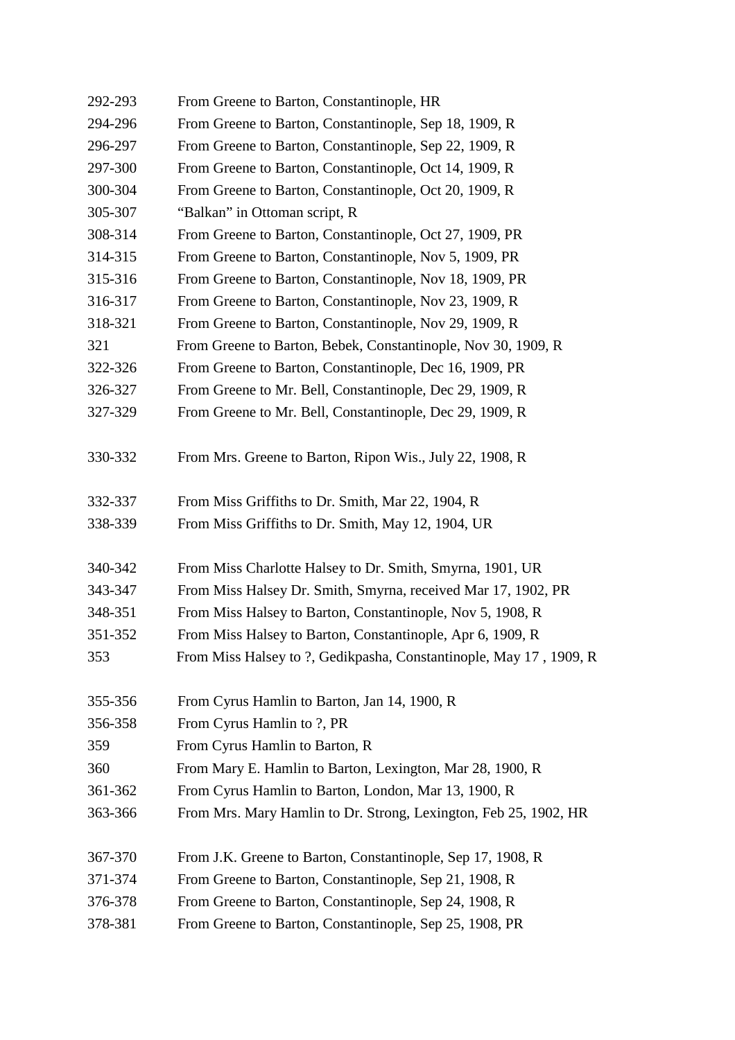292-293 From Greene to Barton, Constantinople, HR
294-296 From Greene to Barton, Constantinople, Sep 18, 1909, R
296-297 From Greene to Barton, Constantinople, Sep 22, 1909, R
297-300 From Greene to Barton, Constantinople, Oct 14, 1909, R
300-304 From Greene to Barton, Constantinople, Oct 20, 1909, R
305-307 "Balkan" in Ottoman script, R
308-314 From Greene to Barton, Constantinople, Oct 27, 1909, PR
314-315 From Greene to Barton, Constantinople, Nov 5, 1909, PR
315-316 From Greene to Barton, Constantinople, Nov 18, 1909, PR
316-317 From Greene to Barton, Constantinople, Nov 23, 1909, R
318-321 From Greene to Barton, Constantinople, Nov 29, 1909, R
321 From Greene to Barton, Bebek, Constantinople, Nov 30, 1909, R
322-326 From Greene to Barton, Constantinople, Dec 16, 1909, PR
326-327 From Greene to Mr. Bell, Constantinople, Dec 29, 1909, R
327-329 From Greene to Mr. Bell, Constantinople, Dec 29, 1909, R

330-332 From Mrs. Greene to Barton, Ripon Wis., July 22, 1908, R

332-337 From Miss Griffiths to Dr. Smith, Mar 22, 1904, R
338-339 From Miss Griffiths to Dr. Smith, May 12, 1904, UR

340-342 From Miss Charlotte Halsey to Dr. Smith, Smyrna, 1901, UR
343-347 From Miss Halsey Dr. Smith, Smyrna, received Mar 17, 1902, PR
348-351 From Miss Halsey to Barton, Constantinople, Nov 5, 1908, R
351-352 From Miss Halsey to Barton, Constantinople, Apr 6, 1909, R
353 From Miss Halsey to ?, Gedikpasha, Constantinople, May 17 , 1909, R

355-356 From Cyrus Hamlin to Barton, Jan 14, 1900, R
356-358 From Cyrus Hamlin to ?, PR
359 From Cyrus Hamlin to Barton, R
360 From Mary E. Hamlin to Barton, Lexington, Mar 28, 1900, R
361-362 From Cyrus Hamlin to Barton, London, Mar 13, 1900, R
363-366 From Mrs. Mary Hamlin to Dr. Strong, Lexington, Feb 25, 1902, HR

367-370 From J.K. Greene to Barton, Constantinople, Sep 17, 1908, R
371-374 From Greene to Barton, Constantinople, Sep 21, 1908, R
376-378 From Greene to Barton, Constantinople, Sep 24, 1908, R
378-381 From Greene to Barton, Constantinople, Sep 25, 1908, PR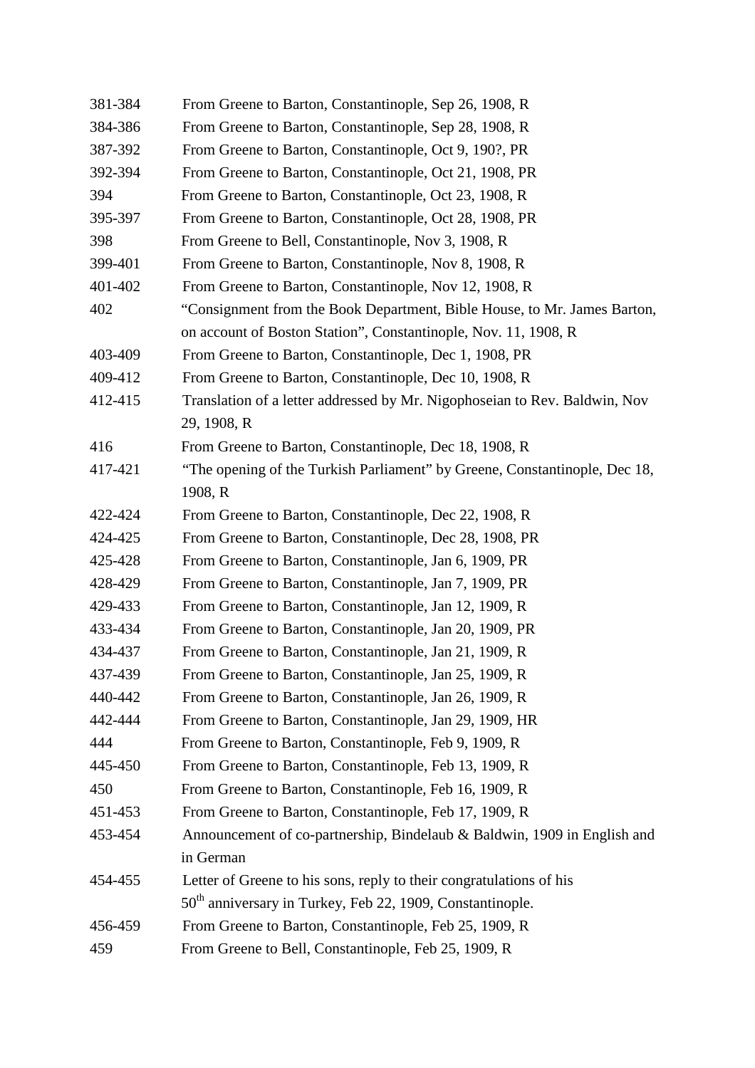| | |
|---|---|
| 381-384 | From Greene to Barton, Constantinople, Sep 26, 1908, R |
| 384-386 | From Greene to Barton, Constantinople, Sep 28, 1908, R |
| 387-392 | From Greene to Barton, Constantinople, Oct 9, 190?, PR |
| 392-394 | From Greene to Barton, Constantinople, Oct 21, 1908, PR |
| 394 | From Greene to Barton, Constantinople, Oct 23, 1908, R |
| 395-397 | From Greene to Barton, Constantinople, Oct 28, 1908, PR |
| 398 | From Greene to Bell, Constantinople, Nov 3, 1908, R |
| 399-401 | From Greene to Barton, Constantinople, Nov 8, 1908, R |
| 401-402 | From Greene to Barton, Constantinople, Nov 12, 1908, R |
| 402 | "Consignment from the Book Department, Bible House, to Mr. James Barton, on account of Boston Station", Constantinople, Nov. 11, 1908, R |
| 403-409 | From Greene to Barton, Constantinople, Dec 1, 1908, PR |
| 409-412 | From Greene to Barton, Constantinople, Dec 10, 1908, R |
| 412-415 | Translation of a letter addressed by Mr. Nigophoseian to Rev. Baldwin, Nov 29, 1908, R |
| 416 | From Greene to Barton, Constantinople, Dec 18, 1908, R |
| 417-421 | "The opening of the Turkish Parliament" by Greene, Constantinople, Dec 18, 1908, R |
| 422-424 | From Greene to Barton, Constantinople, Dec 22, 1908, R |
| 424-425 | From Greene to Barton, Constantinople, Dec 28, 1908, PR |
| 425-428 | From Greene to Barton, Constantinople, Jan 6, 1909, PR |
| 428-429 | From Greene to Barton, Constantinople, Jan 7, 1909, PR |
| 429-433 | From Greene to Barton, Constantinople, Jan 12, 1909, R |
| 433-434 | From Greene to Barton, Constantinople, Jan 20, 1909, PR |
| 434-437 | From Greene to Barton, Constantinople, Jan 21, 1909, R |
| 437-439 | From Greene to Barton, Constantinople, Jan 25, 1909, R |
| 440-442 | From Greene to Barton, Constantinople, Jan 26, 1909, R |
| 442-444 | From Greene to Barton, Constantinople, Jan 29, 1909, HR |
| 444 | From Greene to Barton, Constantinople, Feb 9, 1909, R |
| 445-450 | From Greene to Barton, Constantinople, Feb 13, 1909, R |
| 450 | From Greene to Barton, Constantinople, Feb 16, 1909, R |
| 451-453 | From Greene to Barton, Constantinople, Feb 17, 1909, R |
| 453-454 | Announcement of co-partnership, Bindelaub & Baldwin, 1909 in English and in German |
| 454-455 | Letter of Greene to his sons, reply to their congratulations of his 50th anniversary in Turkey, Feb 22, 1909, Constantinople. |
| 456-459 | From Greene to Barton, Constantinople, Feb 25, 1909, R |
| 459 | From Greene to Bell, Constantinople, Feb 25, 1909, R |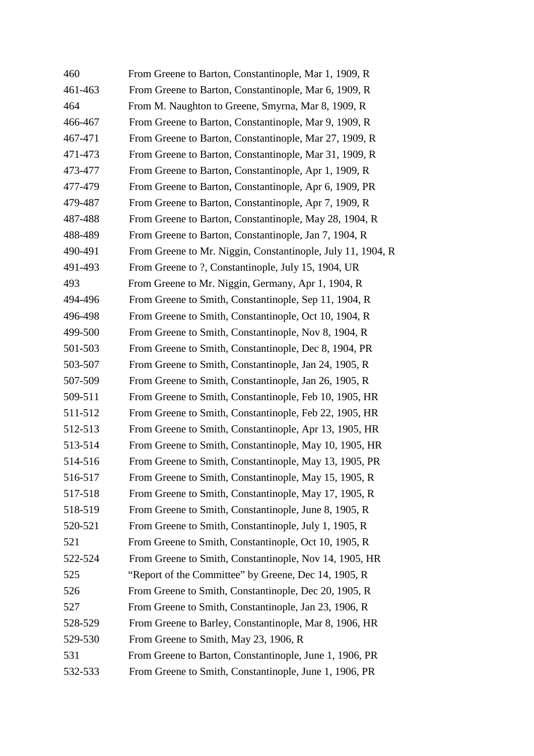| | |
|---|---|
| 460 | From Greene to Barton, Constantinople, Mar 1, 1909, R |
| 461-463 | From Greene to Barton, Constantinople, Mar 6, 1909, R |
| 464 | From M. Naughton to Greene, Smyrna, Mar 8, 1909, R |
| 466-467 | From Greene to Barton, Constantinople, Mar 9, 1909, R |
| 467-471 | From Greene to Barton, Constantinople, Mar 27, 1909, R |
| 471-473 | From Greene to Barton, Constantinople, Mar 31, 1909, R |
| 473-477 | From Greene to Barton, Constantinople, Apr 1, 1909, R |
| 477-479 | From Greene to Barton, Constantinople, Apr 6, 1909, PR |
| 479-487 | From Greene to Barton, Constantinople, Apr 7, 1909, R |
| 487-488 | From Greene to Barton, Constantinople, May 28, 1904, R |
| 488-489 | From Greene to Barton, Constantinople, Jan 7, 1904, R |
| 490-491 | From Greene to Mr. Niggin, Constantinople, July 11, 1904, R |
| 491-493 | From Greene to ?, Constantinople, July 15, 1904, UR |
| 493 | From Greene to Mr. Niggin, Germany, Apr 1, 1904, R |
| 494-496 | From Greene to Smith, Constantinople, Sep 11, 1904, R |
| 496-498 | From Greene to Smith, Constantinople, Oct 10, 1904, R |
| 499-500 | From Greene to Smith, Constantinople, Nov 8, 1904, R |
| 501-503 | From Greene to Smith, Constantinople, Dec 8, 1904, PR |
| 503-507 | From Greene to Smith, Constantinople, Jan 24, 1905, R |
| 507-509 | From Greene to Smith, Constantinople, Jan 26, 1905, R |
| 509-511 | From Greene to Smith, Constantinople, Feb 10, 1905, HR |
| 511-512 | From Greene to Smith, Constantinople, Feb 22, 1905, HR |
| 512-513 | From Greene to Smith, Constantinople, Apr 13, 1905, HR |
| 513-514 | From Greene to Smith, Constantinople, May 10, 1905, HR |
| 514-516 | From Greene to Smith, Constantinople, May 13, 1905, PR |
| 516-517 | From Greene to Smith, Constantinople, May 15, 1905, R |
| 517-518 | From Greene to Smith, Constantinople, May 17, 1905, R |
| 518-519 | From Greene to Smith, Constantinople, June 8, 1905, R |
| 520-521 | From Greene to Smith, Constantinople, July 1, 1905, R |
| 521 | From Greene to Smith, Constantinople, Oct 10, 1905, R |
| 522-524 | From Greene to Smith, Constantinople, Nov 14, 1905, HR |
| 525 | "Report of the Committee" by Greene, Dec 14, 1905, R |
| 526 | From Greene to Smith, Constantinople, Dec 20, 1905, R |
| 527 | From Greene to Smith, Constantinople, Jan 23, 1906, R |
| 528-529 | From Greene to Barley, Constantinople, Mar 8, 1906, HR |
| 529-530 | From Greene to Smith, May 23, 1906, R |
| 531 | From Greene to Barton, Constantinople, June 1, 1906, PR |
| 532-533 | From Greene to Smith, Constantinople, June 1, 1906, PR |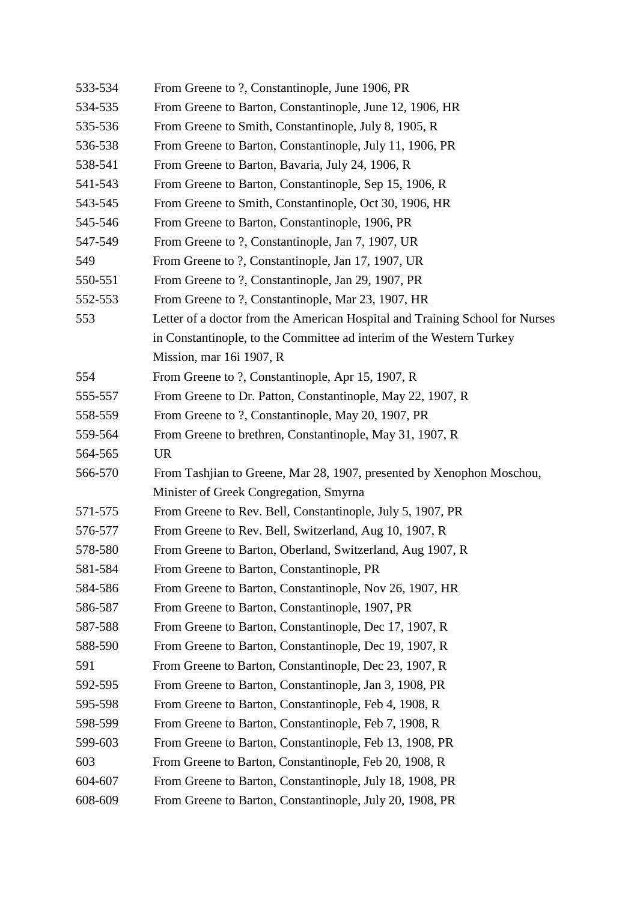| | |
|---|---|
| 533-534 | From Greene to ?, Constantinople, June 1906, PR |
| 534-535 | From Greene to Barton, Constantinople, June 12, 1906, HR |
| 535-536 | From Greene to Smith, Constantinople, July 8, 1905, R |
| 536-538 | From Greene to Barton, Constantinople, July 11, 1906, PR |
| 538-541 | From Greene to Barton, Bavaria, July 24, 1906, R |
| 541-543 | From Greene to Barton, Constantinople, Sep 15, 1906, R |
| 543-545 | From Greene to Smith, Constantinople, Oct 30, 1906, HR |
| 545-546 | From Greene to Barton, Constantinople, 1906, PR |
| 547-549 | From Greene to ?, Constantinople, Jan 7, 1907, UR |
| 549 | From Greene to ?, Constantinople, Jan 17, 1907, UR |
| 550-551 | From Greene to ?, Constantinople, Jan 29, 1907, PR |
| 552-553 | From Greene to ?, Constantinople, Mar 23, 1907, HR |
| 553 | Letter of a doctor from the American Hospital and Training School for Nurses in Constantinople, to the Committee ad interim of the Western Turkey Mission, mar 16i 1907, R |
| 554 | From Greene to ?, Constantinople, Apr 15, 1907, R |
| 555-557 | From Greene to Dr. Patton, Constantinople, May 22, 1907, R |
| 558-559 | From Greene to ?, Constantinople, May 20, 1907, PR |
| 559-564 | From Greene to brethren, Constantinople, May 31, 1907, R |
| 564-565 | UR |
| 566-570 | From Tashjian to Greene, Mar 28, 1907, presented by Xenophon Moschou, Minister of Greek Congregation, Smyrna |
| 571-575 | From Greene to Rev. Bell, Constantinople, July 5, 1907, PR |
| 576-577 | From Greene to Rev. Bell, Switzerland, Aug 10, 1907, R |
| 578-580 | From Greene to Barton, Oberland, Switzerland, Aug 1907, R |
| 581-584 | From Greene to Barton, Constantinople, PR |
| 584-586 | From Greene to Barton, Constantinople, Nov 26, 1907, HR |
| 586-587 | From Greene to Barton, Constantinople, 1907, PR |
| 587-588 | From Greene to Barton, Constantinople, Dec 17, 1907, R |
| 588-590 | From Greene to Barton, Constantinople, Dec 19, 1907, R |
| 591 | From Greene to Barton, Constantinople, Dec 23, 1907, R |
| 592-595 | From Greene to Barton, Constantinople, Jan 3, 1908, PR |
| 595-598 | From Greene to Barton, Constantinople, Feb 4, 1908, R |
| 598-599 | From Greene to Barton, Constantinople, Feb 7, 1908, R |
| 599-603 | From Greene to Barton, Constantinople, Feb 13, 1908, PR |
| 603 | From Greene to Barton, Constantinople, Feb 20, 1908, R |
| 604-607 | From Greene to Barton, Constantinople, July 18, 1908, PR |
| 608-609 | From Greene to Barton, Constantinople, July 20, 1908, PR |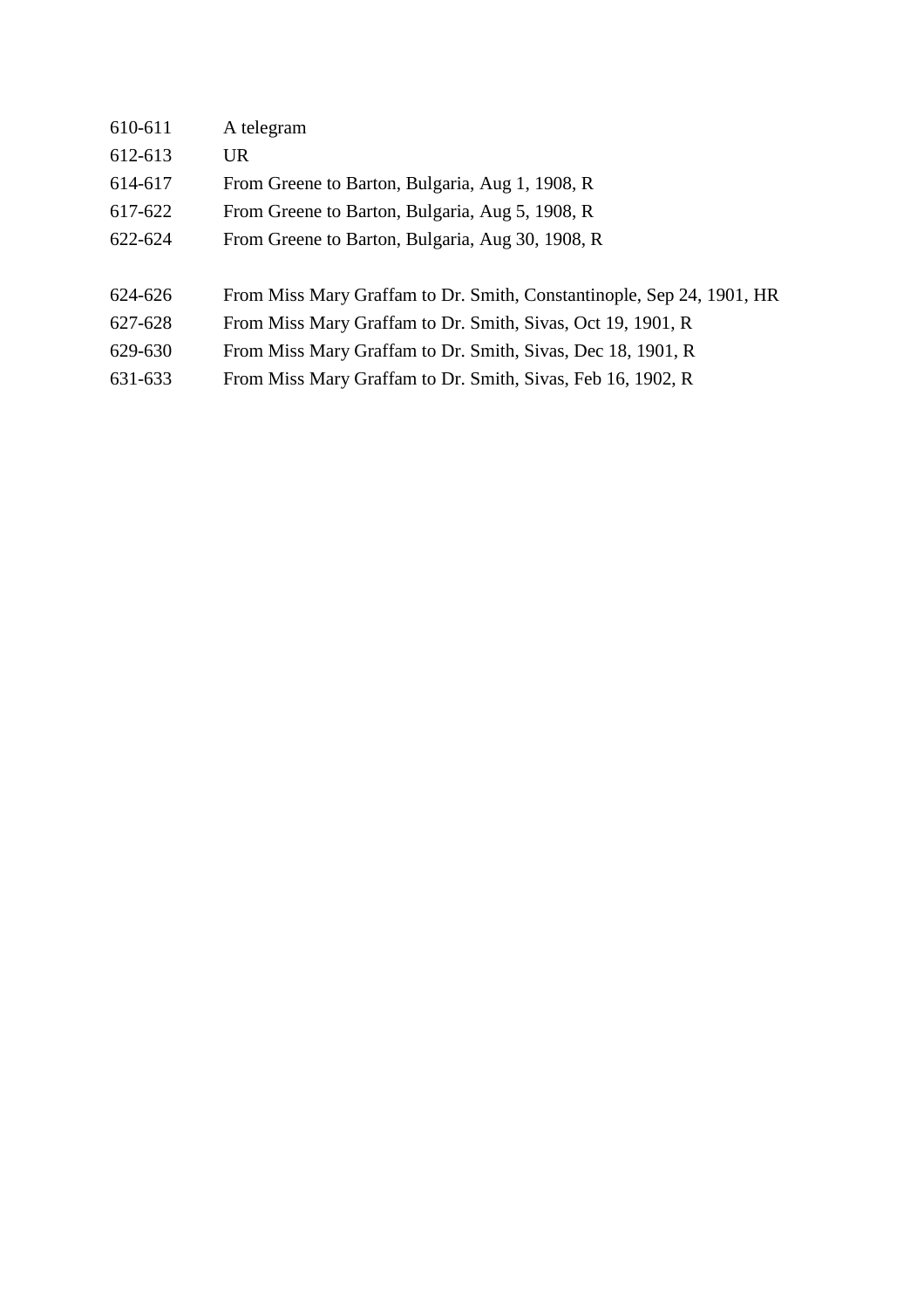| | |
|---|---|
| 610-611 | A telegram |
| 612-613 | UR |
| 614-617 | From Greene to Barton, Bulgaria, Aug 1, 1908, R |
| 617-622 | From Greene to Barton, Bulgaria, Aug 5, 1908, R |
| 622-624 | From Greene to Barton, Bulgaria, Aug 30, 1908, R |

| | |
|---|---|
| 624-626 | From Miss Mary Graffam to Dr. Smith, Constantinople, Sep 24, 1901, HR |
| 627-628 | From Miss Mary Graffam to Dr. Smith, Sivas, Oct 19, 1901, R |
| 629-630 | From Miss Mary Graffam to Dr. Smith, Sivas, Dec 18, 1901, R |
| 631-633 | From Miss Mary Graffam to Dr. Smith, Sivas, Feb 16, 1902, R |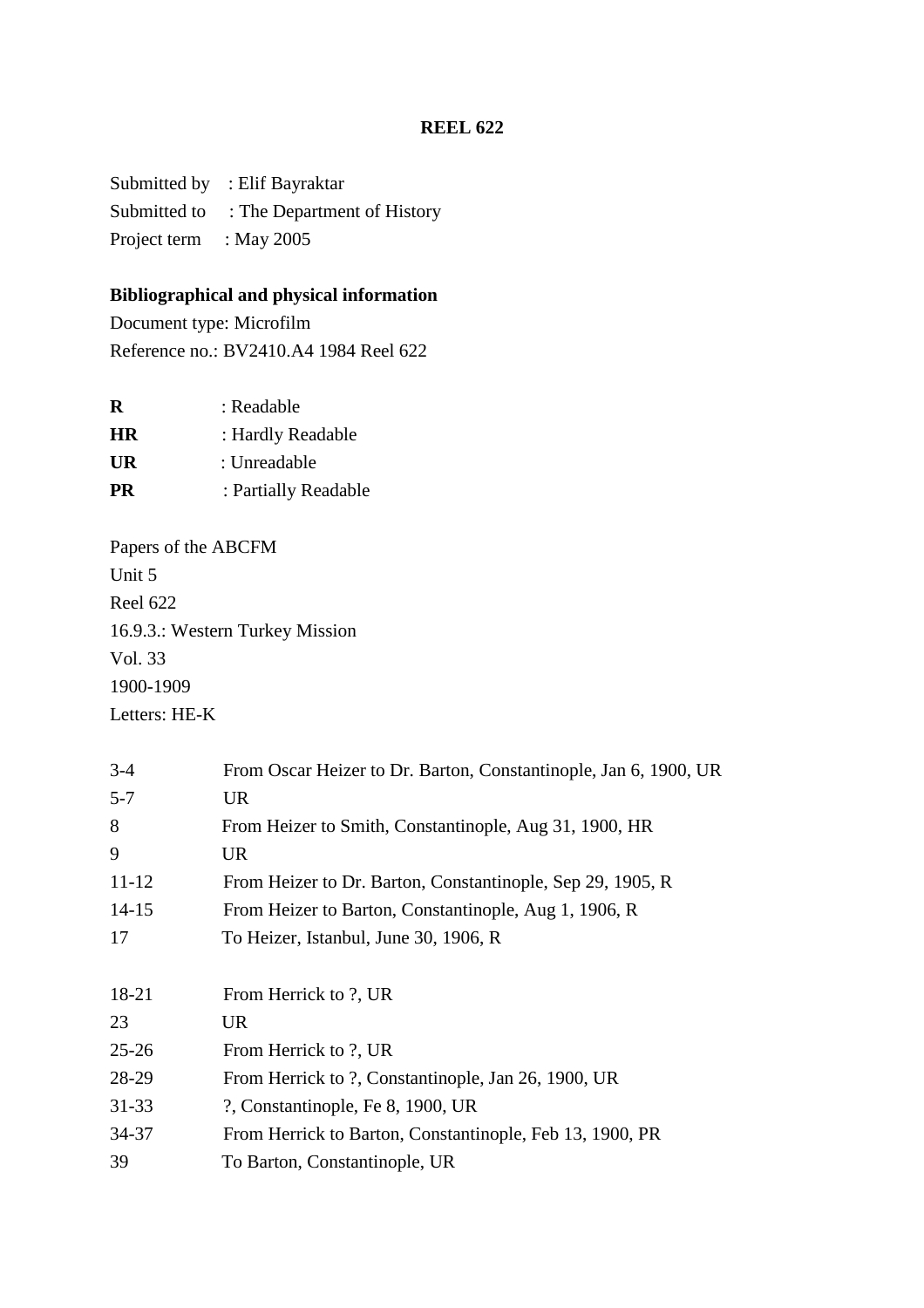**REEL 622**

Submitted by : Elif Bayraktar
Submitted to : The Department of History
Project term : May 2005

**Bibliographical and physical information**
Document type: Microfilm
Reference no.: BV2410.A4 1984 Reel 622

**R** : Readable
**HR** : Hardly Readable
**UR** : Unreadable
**PR** : Partially Readable

Papers of the ABCFM
Unit 5
Reel 622
16.9.3.: Western Turkey Mission
Vol. 33
1900-1909
Letters: HE-K

| | |
|---|---|
| 3-4 | From Oscar Heizer to Dr. Barton, Constantinople, Jan 6, 1900, UR |
| 5-7 | UR |
| 8 | From Heizer to Smith, Constantinople, Aug 31, 1900, HR |
| 9 | UR |
| 11-12 | From Heizer to Dr. Barton, Constantinople, Sep 29, 1905, R |
| 14-15 | From Heizer to Barton, Constantinople, Aug 1, 1906, R |
| 17 | To Heizer, Istanbul, June 30, 1906, R |

| | |
|---|---|
| 18-21 | From Herrick to ?, UR |
| 23 | UR |
| 25-26 | From Herrick to ?, UR |
| 28-29 | From Herrick to ?, Constantinople, Jan 26, 1900, UR |
| 31-33 | ?, Constantinople, Fe 8, 1900, UR |
| 34-37 | From Herrick to Barton, Constantinople, Feb 13, 1900, PR |
| 39 | To Barton, Constantinople, UR |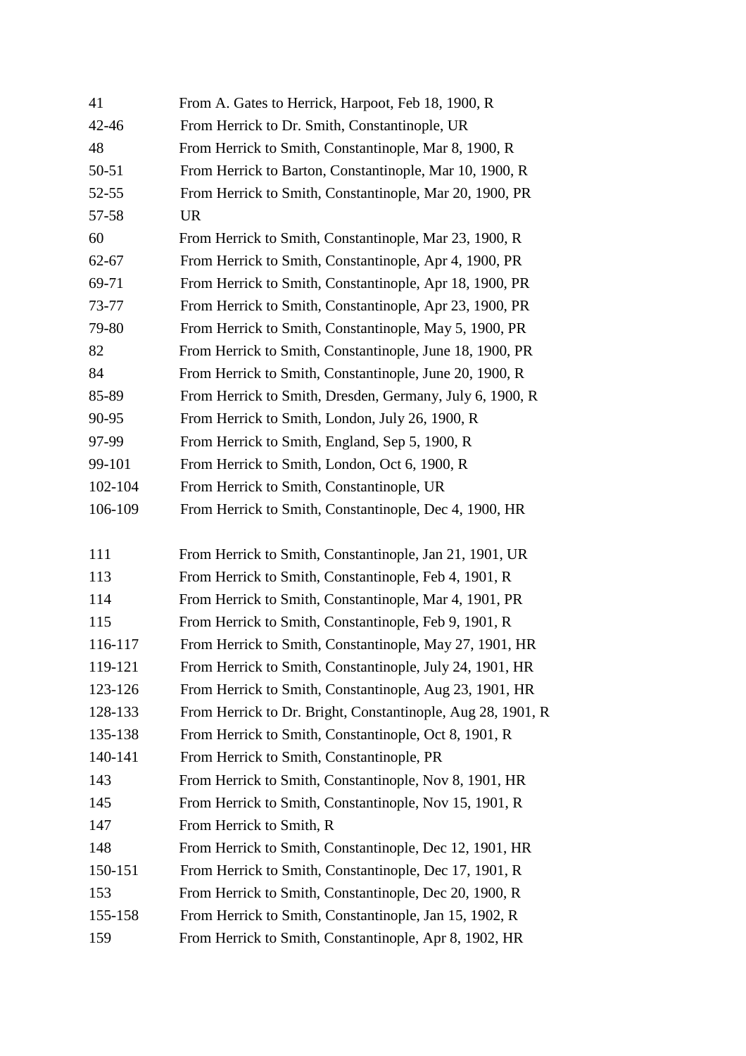41 From A. Gates to Herrick, Harpoot, Feb 18, 1900, R
42-46 From Herrick to Dr. Smith, Constantinople, UR
48 From Herrick to Smith, Constantinople, Mar 8, 1900, R
50-51 From Herrick to Barton, Constantinople, Mar 10, 1900, R
52-55 From Herrick to Smith, Constantinople, Mar 20, 1900, PR
57-58 UR
60 From Herrick to Smith, Constantinople, Mar 23, 1900, R
62-67 From Herrick to Smith, Constantinople, Apr 4, 1900, PR
69-71 From Herrick to Smith, Constantinople, Apr 18, 1900, PR
73-77 From Herrick to Smith, Constantinople, Apr 23, 1900, PR
79-80 From Herrick to Smith, Constantinople, May 5, 1900, PR
82 From Herrick to Smith, Constantinople, June 18, 1900, PR
84 From Herrick to Smith, Constantinople, June 20, 1900, R
85-89 From Herrick to Smith, Dresden, Germany, July 6, 1900, R
90-95 From Herrick to Smith, London, July 26, 1900, R
97-99 From Herrick to Smith, England, Sep 5, 1900, R
99-101 From Herrick to Smith, London, Oct 6, 1900, R
102-104 From Herrick to Smith, Constantinople, UR
106-109 From Herrick to Smith, Constantinople, Dec 4, 1900, HR

111 From Herrick to Smith, Constantinople, Jan 21, 1901, UR
113 From Herrick to Smith, Constantinople, Feb 4, 1901, R
114 From Herrick to Smith, Constantinople, Mar 4, 1901, PR
115 From Herrick to Smith, Constantinople, Feb 9, 1901, R
116-117 From Herrick to Smith, Constantinople, May 27, 1901, HR
119-121 From Herrick to Smith, Constantinople, July 24, 1901, HR
123-126 From Herrick to Smith, Constantinople, Aug 23, 1901, HR
128-133 From Herrick to Dr. Bright, Constantinople, Aug 28, 1901, R
135-138 From Herrick to Smith, Constantinople, Oct 8, 1901, R
140-141 From Herrick to Smith, Constantinople, PR
143 From Herrick to Smith, Constantinople, Nov 8, 1901, HR
145 From Herrick to Smith, Constantinople, Nov 15, 1901, R
147 From Herrick to Smith, R
148 From Herrick to Smith, Constantinople, Dec 12, 1901, HR
150-151 From Herrick to Smith, Constantinople, Dec 17, 1901, R
153 From Herrick to Smith, Constantinople, Dec 20, 1900, R
155-158 From Herrick to Smith, Constantinople, Jan 15, 1902, R
159 From Herrick to Smith, Constantinople, Apr 8, 1902, HR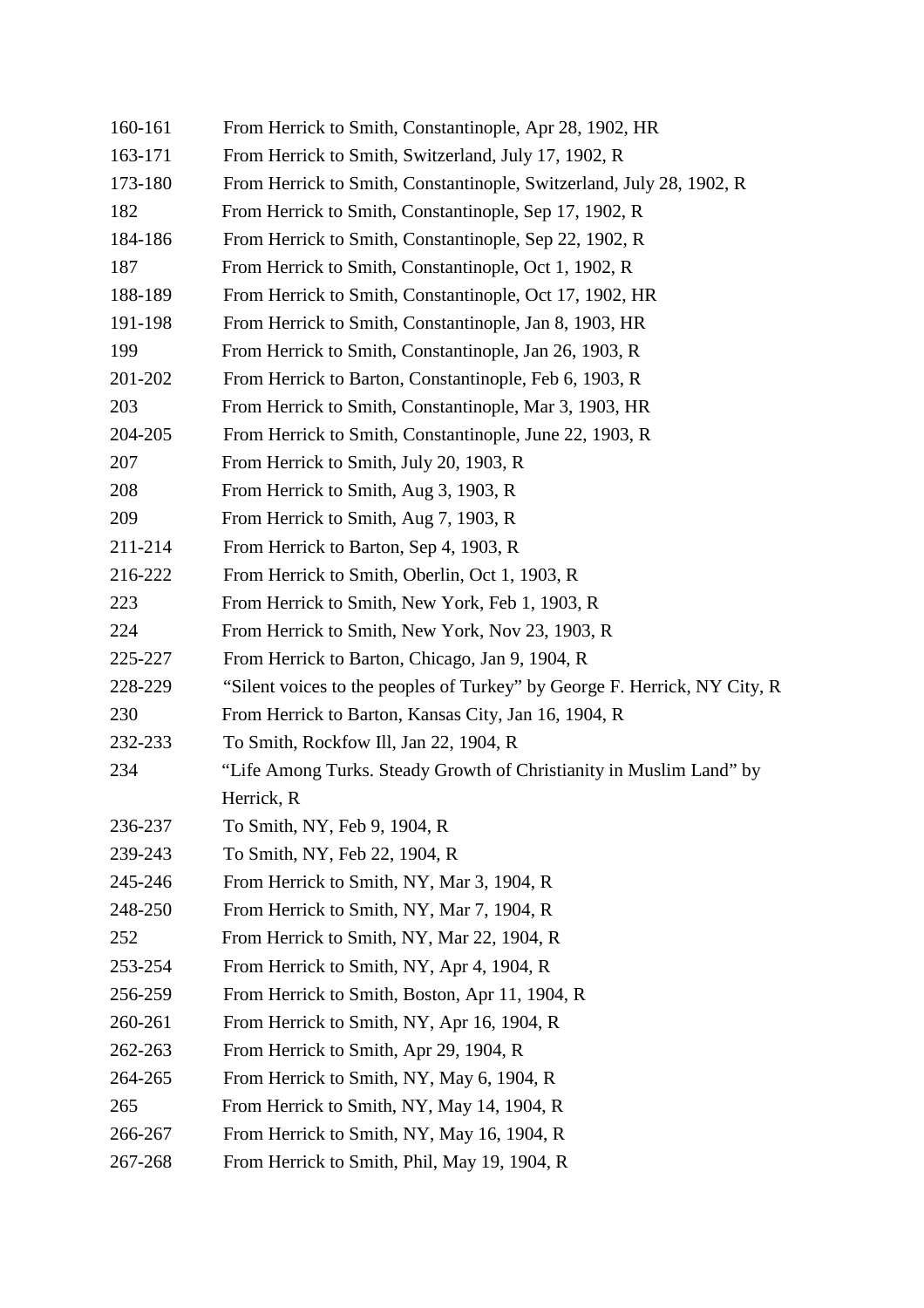| | |
|---|---|
| 160-161 | From Herrick to Smith, Constantinople, Apr 28, 1902, HR |
| 163-171 | From Herrick to Smith, Switzerland, July 17, 1902, R |
| 173-180 | From Herrick to Smith, Constantinople, Switzerland, July 28, 1902, R |
| 182 | From Herrick to Smith, Constantinople, Sep 17, 1902, R |
| 184-186 | From Herrick to Smith, Constantinople, Sep 22, 1902, R |
| 187 | From Herrick to Smith, Constantinople, Oct 1, 1902, R |
| 188-189 | From Herrick to Smith, Constantinople, Oct 17, 1902, HR |
| 191-198 | From Herrick to Smith, Constantinople, Jan 8, 1903, HR |
| 199 | From Herrick to Smith, Constantinople, Jan 26, 1903, R |
| 201-202 | From Herrick to Barton, Constantinople, Feb 6, 1903, R |
| 203 | From Herrick to Smith, Constantinople, Mar 3, 1903, HR |
| 204-205 | From Herrick to Smith, Constantinople, June 22, 1903, R |
| 207 | From Herrick to Smith, July 20, 1903, R |
| 208 | From Herrick to Smith, Aug 3, 1903, R |
| 209 | From Herrick to Smith, Aug 7, 1903, R |
| 211-214 | From Herrick to Barton, Sep 4, 1903, R |
| 216-222 | From Herrick to Smith, Oberlin, Oct 1, 1903, R |
| 223 | From Herrick to Smith, New York, Feb 1, 1903, R |
| 224 | From Herrick to Smith, New York, Nov 23, 1903, R |
| 225-227 | From Herrick to Barton, Chicago, Jan 9, 1904, R |
| 228-229 | "Silent voices to the peoples of Turkey" by George F. Herrick, NY City, R |
| 230 | From Herrick to Barton, Kansas City, Jan 16, 1904, R |
| 232-233 | To Smith, Rockfow Ill, Jan 22, 1904, R |
| 234 | "Life Among Turks. Steady Growth of Christianity in Muslim Land" by Herrick, R |
| 236-237 | To Smith, NY, Feb 9, 1904, R |
| 239-243 | To Smith, NY, Feb 22, 1904, R |
| 245-246 | From Herrick to Smith, NY, Mar 3, 1904, R |
| 248-250 | From Herrick to Smith, NY, Mar 7, 1904, R |
| 252 | From Herrick to Smith, NY, Mar 22, 1904, R |
| 253-254 | From Herrick to Smith, NY, Apr 4, 1904, R |
| 256-259 | From Herrick to Smith, Boston, Apr 11, 1904, R |
| 260-261 | From Herrick to Smith, NY, Apr 16, 1904, R |
| 262-263 | From Herrick to Smith, Apr 29, 1904, R |
| 264-265 | From Herrick to Smith, NY, May 6, 1904, R |
| 265 | From Herrick to Smith, NY, May 14, 1904, R |
| 266-267 | From Herrick to Smith, NY, May 16, 1904, R |
| 267-268 | From Herrick to Smith, Phil, May 19, 1904, R |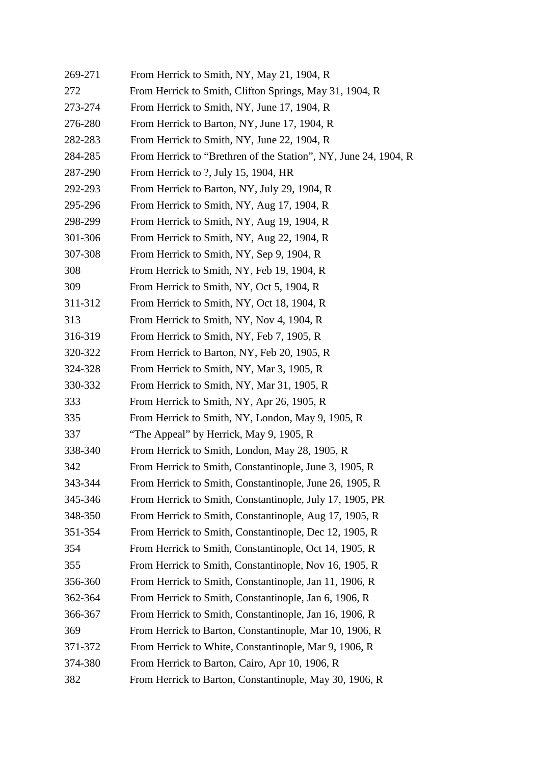| | |
|---|---|
| 269-271 | From Herrick to Smith, NY, May 21, 1904, R |
| 272 | From Herrick to Smith, Clifton Springs, May 31, 1904, R |
| 273-274 | From Herrick to Smith, NY, June 17, 1904, R |
| 276-280 | From Herrick to Barton, NY, June 17, 1904, R |
| 282-283 | From Herrick to Smith, NY, June 22, 1904, R |
| 284-285 | From Herrick to “Brethren of the Station”, NY, June 24, 1904, R |
| 287-290 | From Herrick to ?, July 15, 1904, HR |
| 292-293 | From Herrick to Barton, NY, July 29, 1904, R |
| 295-296 | From Herrick to Smith, NY, Aug 17, 1904, R |
| 298-299 | From Herrick to Smith, NY, Aug 19, 1904, R |
| 301-306 | From Herrick to Smith, NY, Aug 22, 1904, R |
| 307-308 | From Herrick to Smith, NY, Sep 9, 1904, R |
| 308 | From Herrick to Smith, NY, Feb 19, 1904, R |
| 309 | From Herrick to Smith, NY, Oct 5, 1904, R |
| 311-312 | From Herrick to Smith, NY, Oct 18, 1904, R |
| 313 | From Herrick to Smith, NY, Nov 4, 1904, R |
| 316-319 | From Herrick to Smith, NY, Feb 7, 1905, R |
| 320-322 | From Herrick to Barton, NY, Feb 20, 1905, R |
| 324-328 | From Herrick to Smith, NY, Mar 3, 1905, R |
| 330-332 | From Herrick to Smith, NY, Mar 31, 1905, R |
| 333 | From Herrick to Smith, NY, Apr 26, 1905, R |
| 335 | From Herrick to Smith, NY, London, May 9, 1905, R |
| 337 | “The Appeal” by Herrick, May 9, 1905, R |
| 338-340 | From Herrick to Smith, London, May 28, 1905, R |
| 342 | From Herrick to Smith, Constantinople, June 3, 1905, R |
| 343-344 | From Herrick to Smith, Constantinople, June 26, 1905, R |
| 345-346 | From Herrick to Smith, Constantinople, July 17, 1905, PR |
| 348-350 | From Herrick to Smith, Constantinople, Aug 17, 1905, R |
| 351-354 | From Herrick to Smith, Constantinople, Dec 12, 1905, R |
| 354 | From Herrick to Smith, Constantinople, Oct 14, 1905, R |
| 355 | From Herrick to Smith, Constantinople, Nov 16, 1905, R |
| 356-360 | From Herrick to Smith, Constantinople, Jan 11, 1906, R |
| 362-364 | From Herrick to Smith, Constantinople, Jan 6, 1906, R |
| 366-367 | From Herrick to Smith, Constantinople, Jan 16, 1906, R |
| 369 | From Herrick to Barton, Constantinople, Mar 10, 1906, R |
| 371-372 | From Herrick to White, Constantinople, Mar 9, 1906, R |
| 374-380 | From Herrick to Barton, Cairo, Apr 10, 1906, R |
| 382 | From Herrick to Barton, Constantinople, May 30, 1906, R |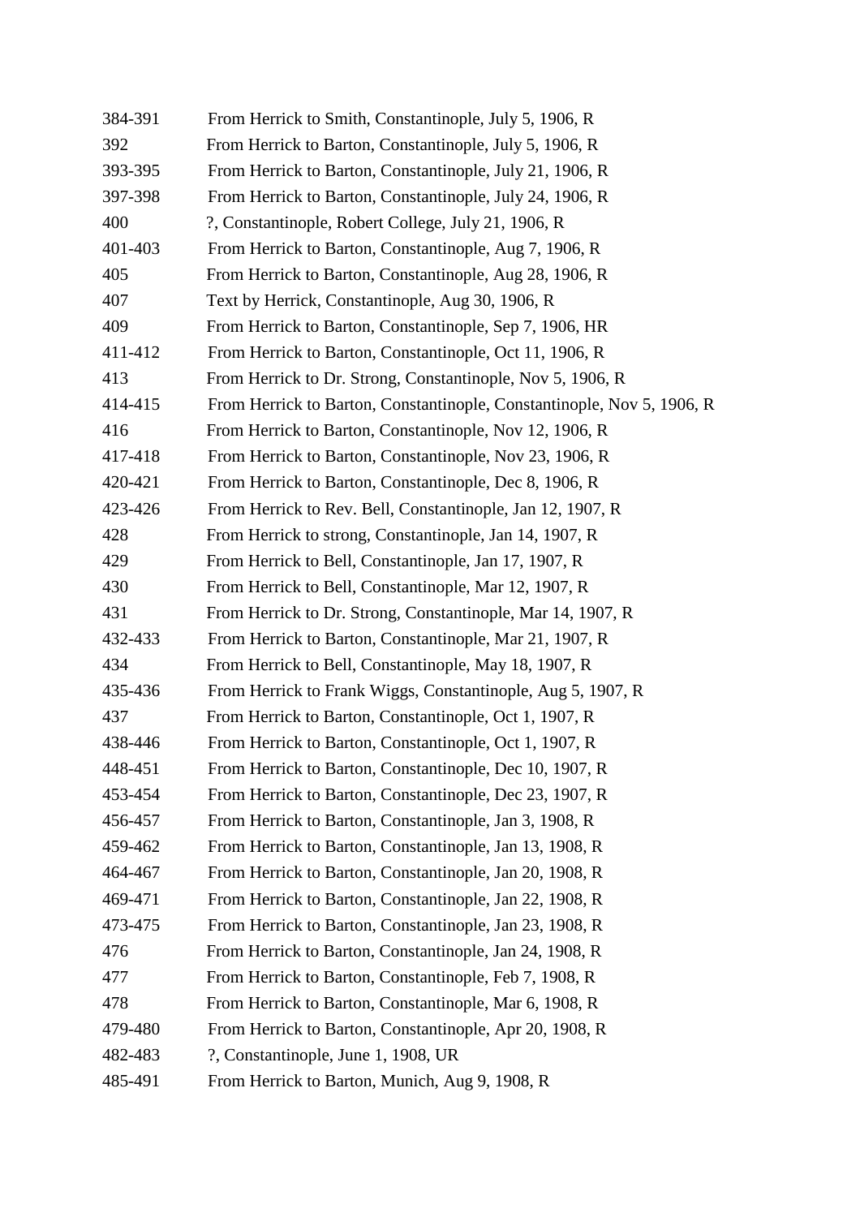384-391 From Herrick to Smith, Constantinople, July 5, 1906, R

392 From Herrick to Barton, Constantinople, July 5, 1906, R

393-395 From Herrick to Barton, Constantinople, July 21, 1906, R

397-398 From Herrick to Barton, Constantinople, July 24, 1906, R

400 ?, Constantinople, Robert College, July 21, 1906, R

401-403 From Herrick to Barton, Constantinople, Aug 7, 1906, R

405 From Herrick to Barton, Constantinople, Aug 28, 1906, R

407 Text by Herrick, Constantinople, Aug 30, 1906, R

409 From Herrick to Barton, Constantinople, Sep 7, 1906, HR

411-412 From Herrick to Barton, Constantinople, Oct 11, 1906, R

413 From Herrick to Dr. Strong, Constantinople, Nov 5, 1906, R

414-415 From Herrick to Barton, Constantinople, Constantinople, Nov 5, 1906, R

416 From Herrick to Barton, Constantinople, Nov 12, 1906, R

417-418 From Herrick to Barton, Constantinople, Nov 23, 1906, R

420-421 From Herrick to Barton, Constantinople, Dec 8, 1906, R

423-426 From Herrick to Rev. Bell, Constantinople, Jan 12, 1907, R

428 From Herrick to strong, Constantinople, Jan 14, 1907, R

429 From Herrick to Bell, Constantinople, Jan 17, 1907, R

430 From Herrick to Bell, Constantinople, Mar 12, 1907, R

431 From Herrick to Dr. Strong, Constantinople, Mar 14, 1907, R

432-433 From Herrick to Barton, Constantinople, Mar 21, 1907, R

434 From Herrick to Bell, Constantinople, May 18, 1907, R

435-436 From Herrick to Frank Wiggs, Constantinople, Aug 5, 1907, R

437 From Herrick to Barton, Constantinople, Oct 1, 1907, R

438-446 From Herrick to Barton, Constantinople, Oct 1, 1907, R

448-451 From Herrick to Barton, Constantinople, Dec 10, 1907, R

453-454 From Herrick to Barton, Constantinople, Dec 23, 1907, R

456-457 From Herrick to Barton, Constantinople, Jan 3, 1908, R

459-462 From Herrick to Barton, Constantinople, Jan 13, 1908, R

464-467 From Herrick to Barton, Constantinople, Jan 20, 1908, R

469-471 From Herrick to Barton, Constantinople, Jan 22, 1908, R

473-475 From Herrick to Barton, Constantinople, Jan 23, 1908, R

476 From Herrick to Barton, Constantinople, Jan 24, 1908, R

477 From Herrick to Barton, Constantinople, Feb 7, 1908, R

478 From Herrick to Barton, Constantinople, Mar 6, 1908, R

479-480 From Herrick to Barton, Constantinople, Apr 20, 1908, R

482-483 ?, Constantinople, June 1, 1908, UR

485-491 From Herrick to Barton, Munich, Aug 9, 1908, R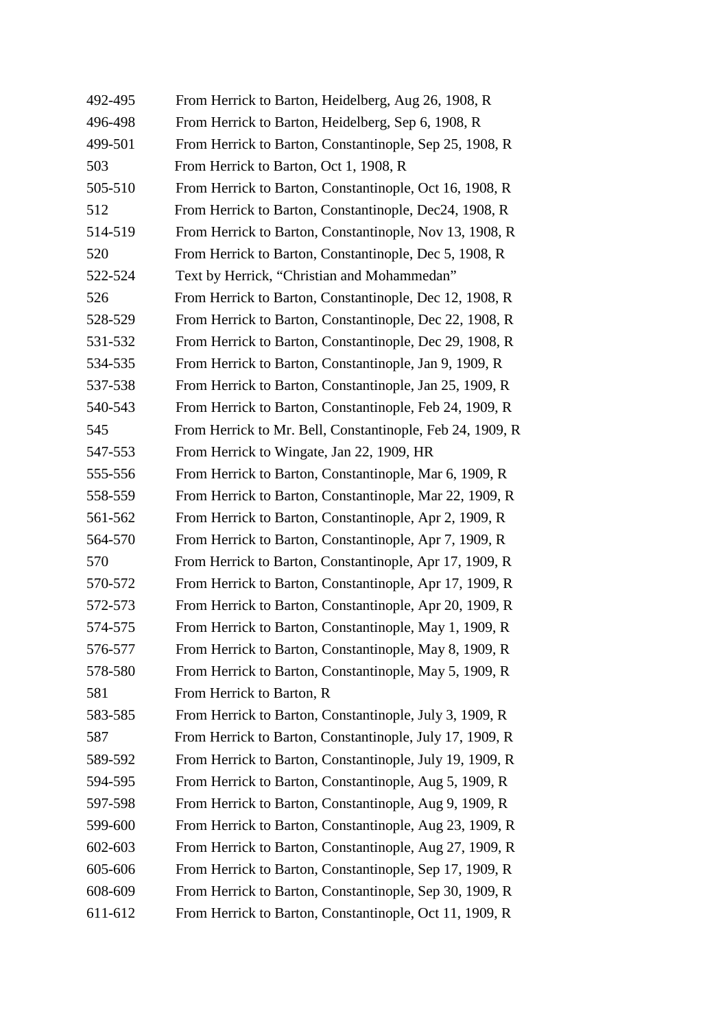| | |
|---|---|
| 492-495 | From Herrick to Barton, Heidelberg, Aug 26, 1908, R |
| 496-498 | From Herrick to Barton, Heidelberg, Sep 6, 1908, R |
| 499-501 | From Herrick to Barton, Constantinople, Sep 25, 1908, R |
| 503 | From Herrick to Barton, Oct 1, 1908, R |
| 505-510 | From Herrick to Barton, Constantinople, Oct 16, 1908, R |
| 512 | From Herrick to Barton, Constantinople, Dec24, 1908, R |
| 514-519 | From Herrick to Barton, Constantinople, Nov 13, 1908, R |
| 520 | From Herrick to Barton, Constantinople, Dec 5, 1908, R |
| 522-524 | Text by Herrick, “Christian and Mohammedan” |
| 526 | From Herrick to Barton, Constantinople, Dec 12, 1908, R |
| 528-529 | From Herrick to Barton, Constantinople, Dec 22, 1908, R |
| 531-532 | From Herrick to Barton, Constantinople, Dec 29, 1908, R |
| 534-535 | From Herrick to Barton, Constantinople, Jan 9, 1909, R |
| 537-538 | From Herrick to Barton, Constantinople, Jan 25, 1909, R |
| 540-543 | From Herrick to Barton, Constantinople, Feb 24, 1909, R |
| 545 | From Herrick to Mr. Bell, Constantinople, Feb 24, 1909, R |
| 547-553 | From Herrick to Wingate, Jan 22, 1909, HR |
| 555-556 | From Herrick to Barton, Constantinople, Mar 6, 1909, R |
| 558-559 | From Herrick to Barton, Constantinople, Mar 22, 1909, R |
| 561-562 | From Herrick to Barton, Constantinople, Apr 2, 1909, R |
| 564-570 | From Herrick to Barton, Constantinople, Apr 7, 1909, R |
| 570 | From Herrick to Barton, Constantinople, Apr 17, 1909, R |
| 570-572 | From Herrick to Barton, Constantinople, Apr 17, 1909, R |
| 572-573 | From Herrick to Barton, Constantinople, Apr 20, 1909, R |
| 574-575 | From Herrick to Barton, Constantinople, May 1, 1909, R |
| 576-577 | From Herrick to Barton, Constantinople, May 8, 1909, R |
| 578-580 | From Herrick to Barton, Constantinople, May 5, 1909, R |
| 581 | From Herrick to Barton, R |
| 583-585 | From Herrick to Barton, Constantinople, July 3, 1909, R |
| 587 | From Herrick to Barton, Constantinople, July 17, 1909, R |
| 589-592 | From Herrick to Barton, Constantinople, July 19, 1909, R |
| 594-595 | From Herrick to Barton, Constantinople, Aug 5, 1909, R |
| 597-598 | From Herrick to Barton, Constantinople, Aug 9, 1909, R |
| 599-600 | From Herrick to Barton, Constantinople, Aug 23, 1909, R |
| 602-603 | From Herrick to Barton, Constantinople, Aug 27, 1909, R |
| 605-606 | From Herrick to Barton, Constantinople, Sep 17, 1909, R |
| 608-609 | From Herrick to Barton, Constantinople, Sep 30, 1909, R |
| 611-612 | From Herrick to Barton, Constantinople, Oct 11, 1909, R |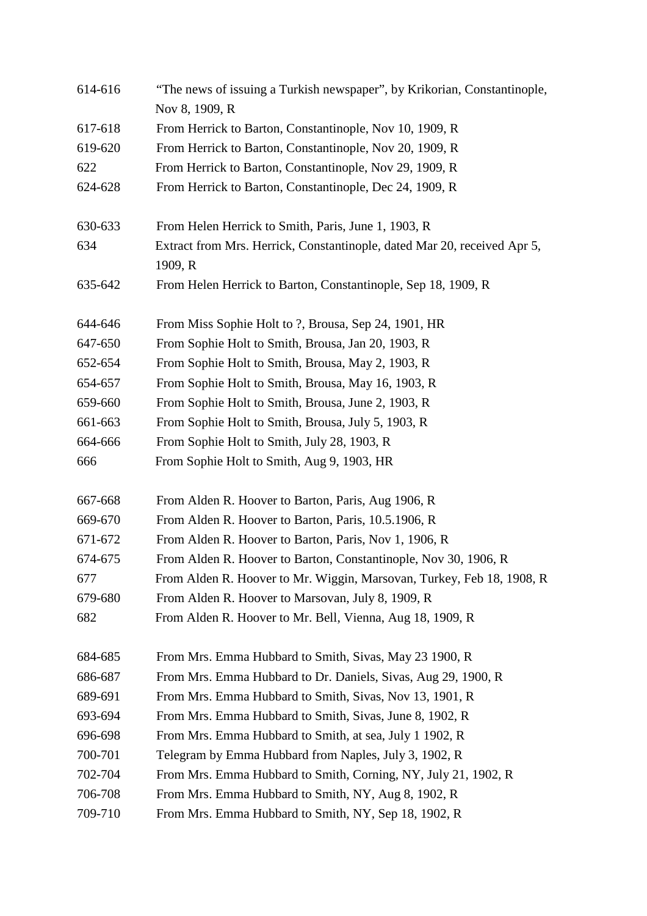614-616 “The news of issuing a Turkish newspaper”, by Krikorian, Constantinople, Nov 8, 1909, R
617-618 From Herrick to Barton, Constantinople, Nov 10, 1909, R
619-620 From Herrick to Barton, Constantinople, Nov 20, 1909, R
622 From Herrick to Barton, Constantinople, Nov 29, 1909, R
624-628 From Herrick to Barton, Constantinople, Dec 24, 1909, R

630-633 From Helen Herrick to Smith, Paris, June 1, 1903, R
634 Extract from Mrs. Herrick, Constantinople, dated Mar 20, received Apr 5, 1909, R
635-642 From Helen Herrick to Barton, Constantinople, Sep 18, 1909, R

644-646 From Miss Sophie Holt to ?, Brousa, Sep 24, 1901, HR
647-650 From Sophie Holt to Smith, Brousa, Jan 20, 1903, R
652-654 From Sophie Holt to Smith, Brousa, May 2, 1903, R
654-657 From Sophie Holt to Smith, Brousa, May 16, 1903, R
659-660 From Sophie Holt to Smith, Brousa, June 2, 1903, R
661-663 From Sophie Holt to Smith, Brousa, July 5, 1903, R
664-666 From Sophie Holt to Smith, July 28, 1903, R
666 From Sophie Holt to Smith, Aug 9, 1903, HR

667-668 From Alden R. Hoover to Barton, Paris, Aug 1906, R
669-670 From Alden R. Hoover to Barton, Paris, 10.5.1906, R
671-672 From Alden R. Hoover to Barton, Paris, Nov 1, 1906, R
674-675 From Alden R. Hoover to Barton, Constantinople, Nov 30, 1906, R
677 From Alden R. Hoover to Mr. Wiggin, Marsovan, Turkey, Feb 18, 1908, R
679-680 From Alden R. Hoover to Marsovan, July 8, 1909, R
682 From Alden R. Hoover to Mr. Bell, Vienna, Aug 18, 1909, R

684-685 From Mrs. Emma Hubbard to Smith, Sivas, May 23 1900, R
686-687 From Mrs. Emma Hubbard to Dr. Daniels, Sivas, Aug 29, 1900, R
689-691 From Mrs. Emma Hubbard to Smith, Sivas, Nov 13, 1901, R
693-694 From Mrs. Emma Hubbard to Smith, Sivas, June 8, 1902, R
696-698 From Mrs. Emma Hubbard to Smith, at sea, July 1 1902, R
700-701 Telegram by Emma Hubbard from Naples, July 3, 1902, R
702-704 From Mrs. Emma Hubbard to Smith, Corning, NY, July 21, 1902, R
706-708 From Mrs. Emma Hubbard to Smith, NY, Aug 8, 1902, R
709-710 From Mrs. Emma Hubbard to Smith, NY, Sep 18, 1902, R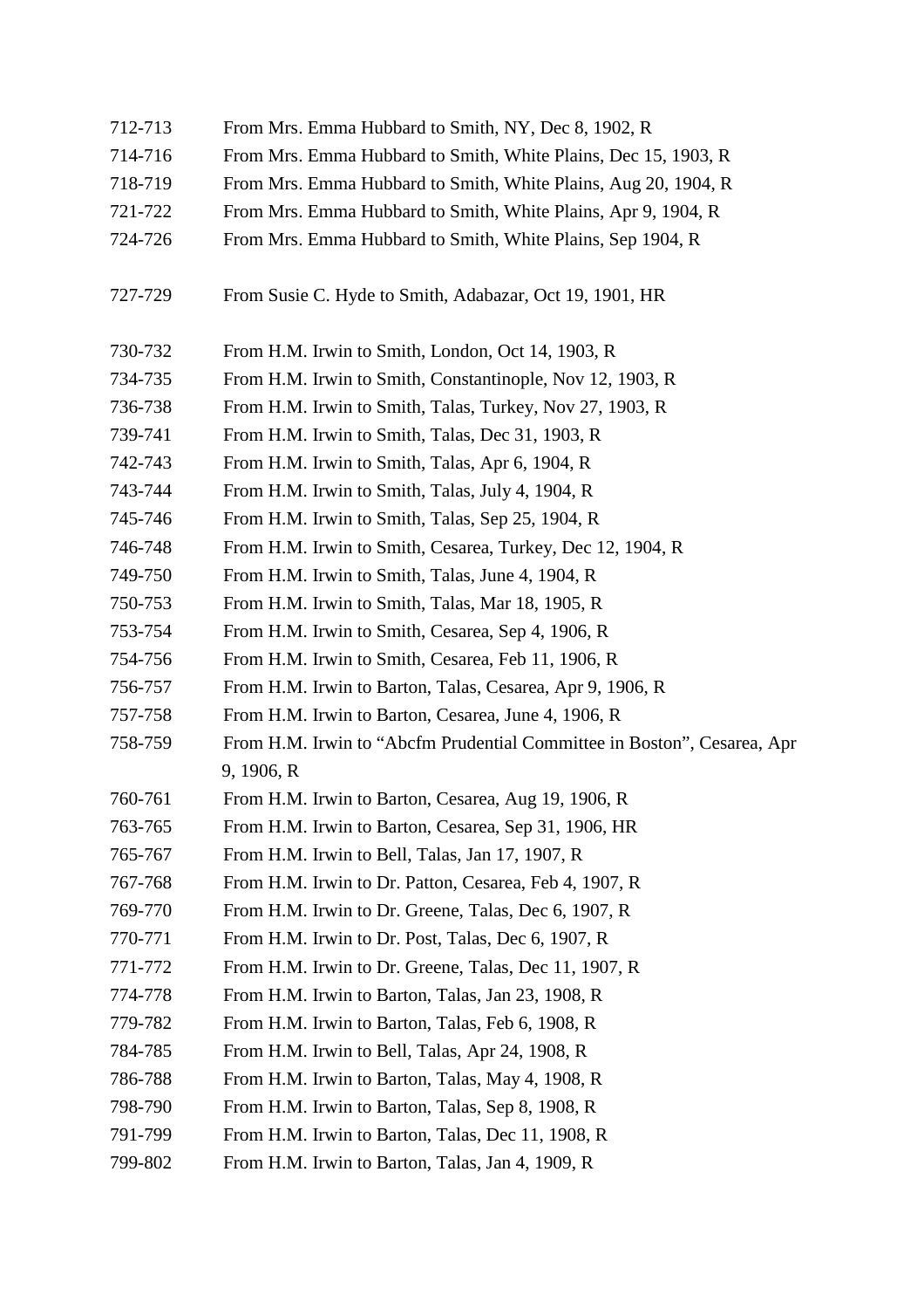712-713 From Mrs. Emma Hubbard to Smith, NY, Dec 8, 1902, R
714-716 From Mrs. Emma Hubbard to Smith, White Plains, Dec 15, 1903, R
718-719 From Mrs. Emma Hubbard to Smith, White Plains, Aug 20, 1904, R
721-722 From Mrs. Emma Hubbard to Smith, White Plains, Apr 9, 1904, R
724-726 From Mrs. Emma Hubbard to Smith, White Plains, Sep 1904, R

727-729 From Susie C. Hyde to Smith, Adabazar, Oct 19, 1901, HR

730-732 From H.M. Irwin to Smith, London, Oct 14, 1903, R
734-735 From H.M. Irwin to Smith, Constantinople, Nov 12, 1903, R
736-738 From H.M. Irwin to Smith, Talas, Turkey, Nov 27, 1903, R
739-741 From H.M. Irwin to Smith, Talas, Dec 31, 1903, R
742-743 From H.M. Irwin to Smith, Talas, Apr 6, 1904, R
743-744 From H.M. Irwin to Smith, Talas, July 4, 1904, R
745-746 From H.M. Irwin to Smith, Talas, Sep 25, 1904, R
746-748 From H.M. Irwin to Smith, Cesarea, Turkey, Dec 12, 1904, R
749-750 From H.M. Irwin to Smith, Talas, June 4, 1904, R
750-753 From H.M. Irwin to Smith, Talas, Mar 18, 1905, R
753-754 From H.M. Irwin to Smith, Cesarea, Sep 4, 1906, R
754-756 From H.M. Irwin to Smith, Cesarea, Feb 11, 1906, R
756-757 From H.M. Irwin to Barton, Talas, Cesarea, Apr 9, 1906, R
757-758 From H.M. Irwin to Barton, Cesarea, June 4, 1906, R
758-759 From H.M. Irwin to "Abcfm Prudential Committee in Boston", Cesarea, Apr 9, 1906, R
760-761 From H.M. Irwin to Barton, Cesarea, Aug 19, 1906, R
763-765 From H.M. Irwin to Barton, Cesarea, Sep 31, 1906, HR
765-767 From H.M. Irwin to Bell, Talas, Jan 17, 1907, R
767-768 From H.M. Irwin to Dr. Patton, Cesarea, Feb 4, 1907, R
769-770 From H.M. Irwin to Dr. Greene, Talas, Dec 6, 1907, R
770-771 From H.M. Irwin to Dr. Post, Talas, Dec 6, 1907, R
771-772 From H.M. Irwin to Dr. Greene, Talas, Dec 11, 1907, R
774-778 From H.M. Irwin to Barton, Talas, Jan 23, 1908, R
779-782 From H.M. Irwin to Barton, Talas, Feb 6, 1908, R
784-785 From H.M. Irwin to Bell, Talas, Apr 24, 1908, R
786-788 From H.M. Irwin to Barton, Talas, May 4, 1908, R
798-790 From H.M. Irwin to Barton, Talas, Sep 8, 1908, R
791-799 From H.M. Irwin to Barton, Talas, Dec 11, 1908, R
799-802 From H.M. Irwin to Barton, Talas, Jan 4, 1909, R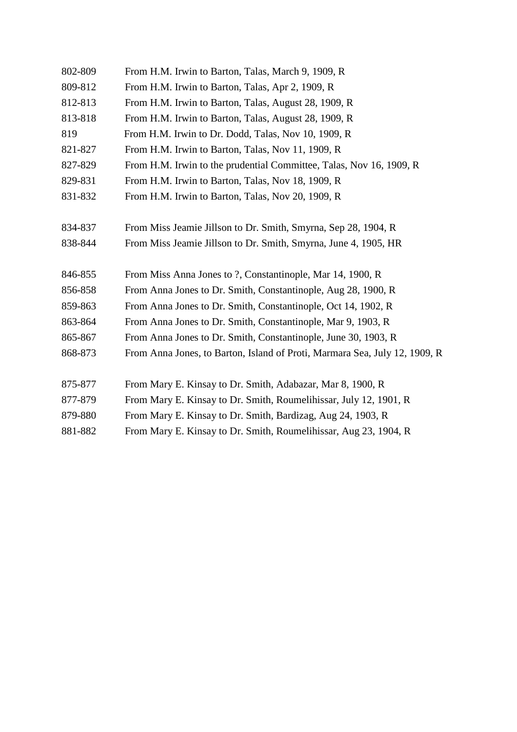802-809 From H.M. Irwin to Barton, Talas, March 9, 1909, R
809-812 From H.M. Irwin to Barton, Talas, Apr 2, 1909, R
812-813 From H.M. Irwin to Barton, Talas, August 28, 1909, R
813-818 From H.M. Irwin to Barton, Talas, August 28, 1909, R
819 From H.M. Irwin to Dr. Dodd, Talas, Nov 10, 1909, R
821-827 From H.M. Irwin to Barton, Talas, Nov 11, 1909, R
827-829 From H.M. Irwin to the prudential Committee, Talas, Nov 16, 1909, R
829-831 From H.M. Irwin to Barton, Talas, Nov 18, 1909, R
831-832 From H.M. Irwin to Barton, Talas, Nov 20, 1909, R

834-837 From Miss Jeamie Jillson to Dr. Smith, Smyrna, Sep 28, 1904, R
838-844 From Miss Jeamie Jillson to Dr. Smith, Smyrna, June 4, 1905, HR

846-855 From Miss Anna Jones to ?, Constantinople, Mar 14, 1900, R
856-858 From Anna Jones to Dr. Smith, Constantinople, Aug 28, 1900, R
859-863 From Anna Jones to Dr. Smith, Constantinople, Oct 14, 1902, R
863-864 From Anna Jones to Dr. Smith, Constantinople, Mar 9, 1903, R
865-867 From Anna Jones to Dr. Smith, Constantinople, June 30, 1903, R
868-873 From Anna Jones, to Barton, Island of Proti, Marmara Sea, July 12, 1909, R

875-877 From Mary E. Kinsay to Dr. Smith, Adabazar, Mar 8, 1900, R
877-879 From Mary E. Kinsay to Dr. Smith, Roumelihissar, July 12, 1901, R
879-880 From Mary E. Kinsay to Dr. Smith, Bardizag, Aug 24, 1903, R
881-882 From Mary E. Kinsay to Dr. Smith, Roumelihissar, Aug 23, 1904, R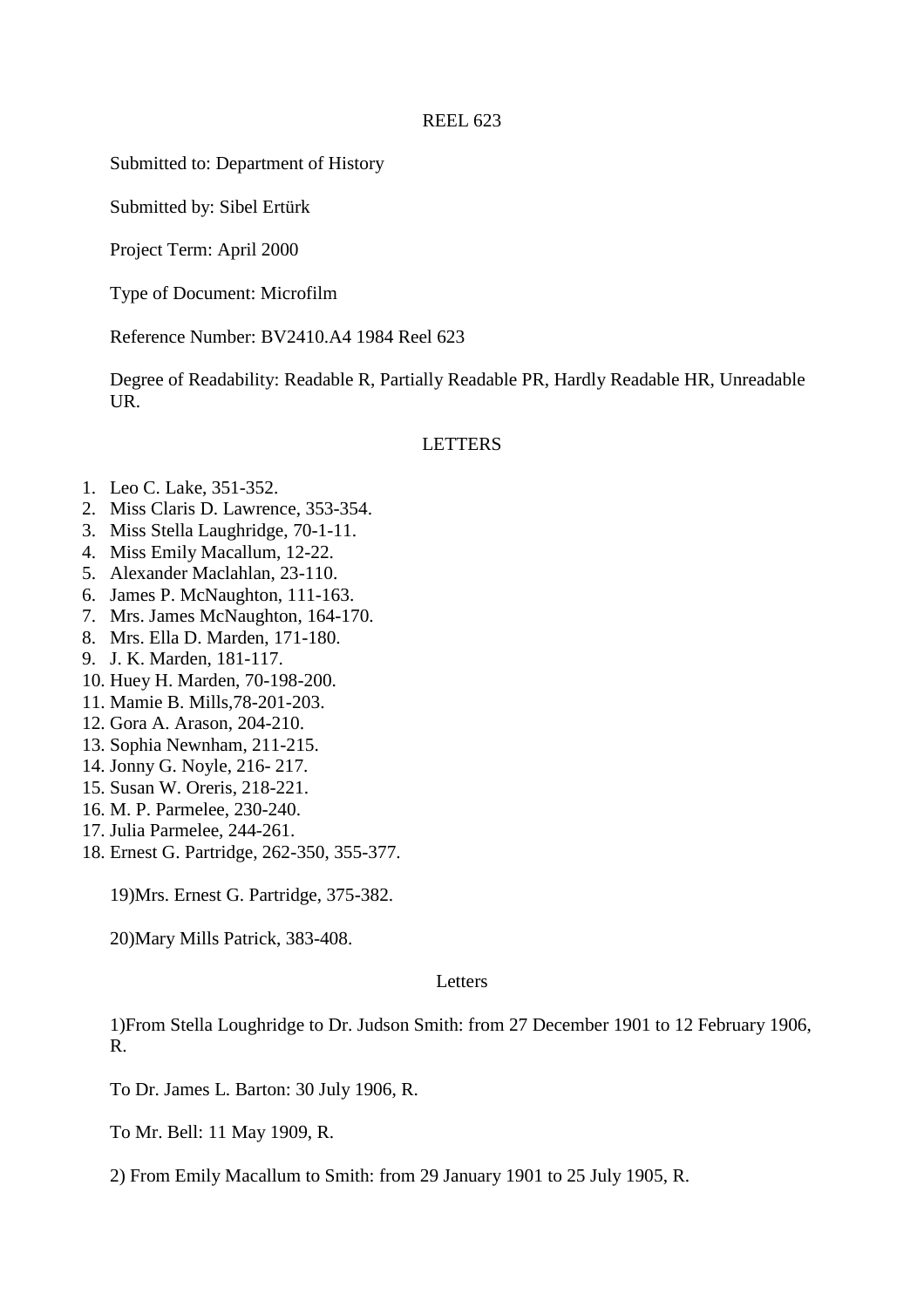REEL 623

Submitted to: Department of History

Submitted by: Sibel Ertürk

Project Term: April 2000

Type of Document: Microfilm

Reference Number: BV2410.A4 1984 Reel 623

Degree of Readability: Readable R, Partially Readable PR, Hardly Readable HR, Unreadable UR.

LETTERS

1. Leo C. Lake, 351-352.
2. Miss Claris D. Lawrence, 353-354.
3. Miss Stella Laughridge, 70-1-11.
4. Miss Emily Macallum, 12-22.
5. Alexander Maclahlan, 23-110.
6. James P. McNaughton, 111-163.
7. Mrs. James McNaughton, 164-170.
8. Mrs. Ella D. Marden, 171-180.
9. J. K. Marden, 181-117.
10. Huey H. Marden, 70-198-200.
11. Mamie B. Mills,78-201-203.
12. Gora A. Arason, 204-210.
13. Sophia Newnham, 211-215.
14. Jonny G. Noyle, 216- 217.
15. Susan W. Oreris, 218-221.
16. M. P. Parmelee, 230-240.
17. Julia Parmelee, 244-261.
18. Ernest G. Partridge, 262-350, 355-377.

19)Mrs. Ernest G. Partridge, 375-382.

20)Mary Mills Patrick, 383-408.

Letters

1)From Stella Loughridge to Dr. Judson Smith: from 27 December 1901 to 12 February 1906, R.

To Dr. James L. Barton: 30 July 1906, R.

To Mr. Bell: 11 May 1909, R.

2) From Emily Macallum to Smith: from 29 January 1901 to 25 July 1905, R.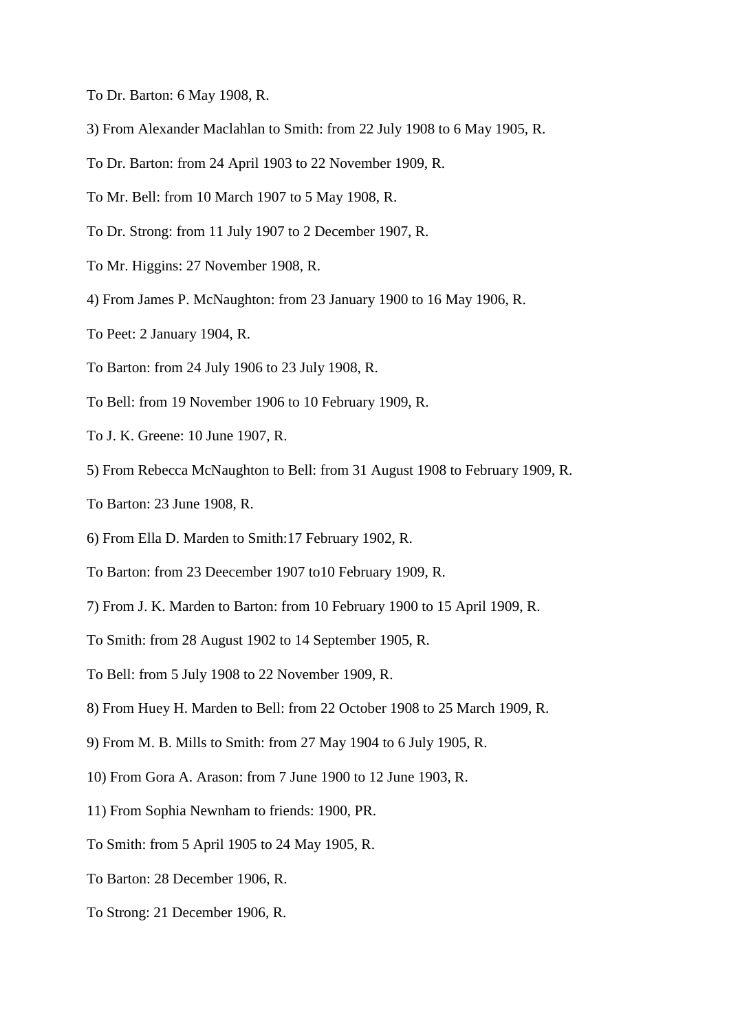To Dr. Barton: 6 May 1908, R.

3) From Alexander Maclahlan to Smith: from 22 July 1908 to 6 May 1905, R.

To Dr. Barton: from 24 April 1903 to 22 November 1909, R.

To Mr. Bell: from 10 March 1907 to 5 May 1908, R.

To Dr. Strong: from 11 July 1907 to 2 December 1907, R.

To Mr. Higgins: 27 November 1908, R.

4) From James P. McNaughton: from 23 January 1900 to 16 May 1906, R.

To Peet: 2 January 1904, R.

To Barton: from 24 July 1906 to 23 July 1908, R.

To Bell: from 19 November 1906 to 10 February 1909, R.

To J. K. Greene: 10 June 1907, R.

5) From Rebecca McNaughton to Bell: from 31 August 1908 to February 1909, R.

To Barton: 23 June 1908, R.

6) From Ella D. Marden to Smith:17 February 1902, R.

To Barton: from 23 Deecember 1907 to10 February 1909, R.

7) From J. K. Marden to Barton: from 10 February 1900 to 15 April 1909, R.

To Smith: from 28 August 1902 to 14 September 1905, R.

To Bell: from 5 July 1908 to 22 November 1909, R.

8) From Huey H. Marden to Bell: from 22 October 1908 to 25 March 1909, R.

9) From M. B. Mills to Smith: from 27 May 1904 to 6 July 1905, R.

10) From Gora A. Arason: from 7 June 1900 to 12 June 1903, R.

11) From Sophia Newnham to friends: 1900, PR.

To Smith: from 5 April 1905 to 24 May 1905, R.

To Barton: 28 December 1906, R.

To Strong: 21 December 1906, R.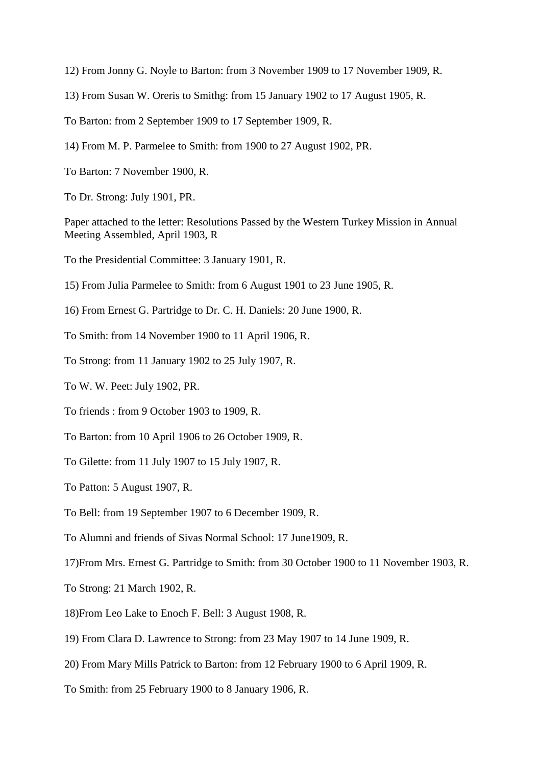12) From Jonny G. Noyle to Barton: from 3 November 1909 to 17 November 1909, R.

13) From Susan W. Oreris to Smithg: from 15 January 1902 to 17 August 1905, R.

To Barton: from 2 September 1909 to 17 September 1909, R.

14) From M. P. Parmelee to Smith: from 1900 to 27 August 1902, PR.

To Barton: 7 November 1900, R.

To Dr. Strong: July 1901, PR.

Paper attached to the letter: Resolutions Passed by the Western Turkey Mission in Annual Meeting Assembled, April 1903, R

To the Presidential Committee: 3 January 1901, R.

15) From Julia Parmelee to Smith: from 6 August 1901 to 23 June 1905, R.

16) From Ernest G. Partridge to Dr. C. H. Daniels: 20 June 1900, R.

To Smith: from 14 November 1900 to 11 April 1906, R.

To Strong: from 11 January 1902 to 25 July 1907, R.

To W. W. Peet: July 1902, PR.

To friends : from 9 October 1903 to 1909, R.

To Barton: from 10 April 1906 to 26 October 1909, R.

To Gilette: from 11 July 1907 to 15 July 1907, R.

To Patton: 5 August 1907, R.

To Bell: from 19 September 1907 to 6 December 1909, R.

To Alumni and friends of Sivas Normal School: 17 June1909, R.

17)From Mrs. Ernest G. Partridge to Smith: from 30 October 1900 to 11 November 1903, R.

To Strong: 21 March 1902, R.

18)From Leo Lake to Enoch F. Bell: 3 August 1908, R.

19) From Clara D. Lawrence to Strong: from 23 May 1907 to 14 June 1909, R.

20) From Mary Mills Patrick to Barton: from 12 February 1900 to 6 April 1909, R.

To Smith: from 25 February 1900 to 8 January 1906, R.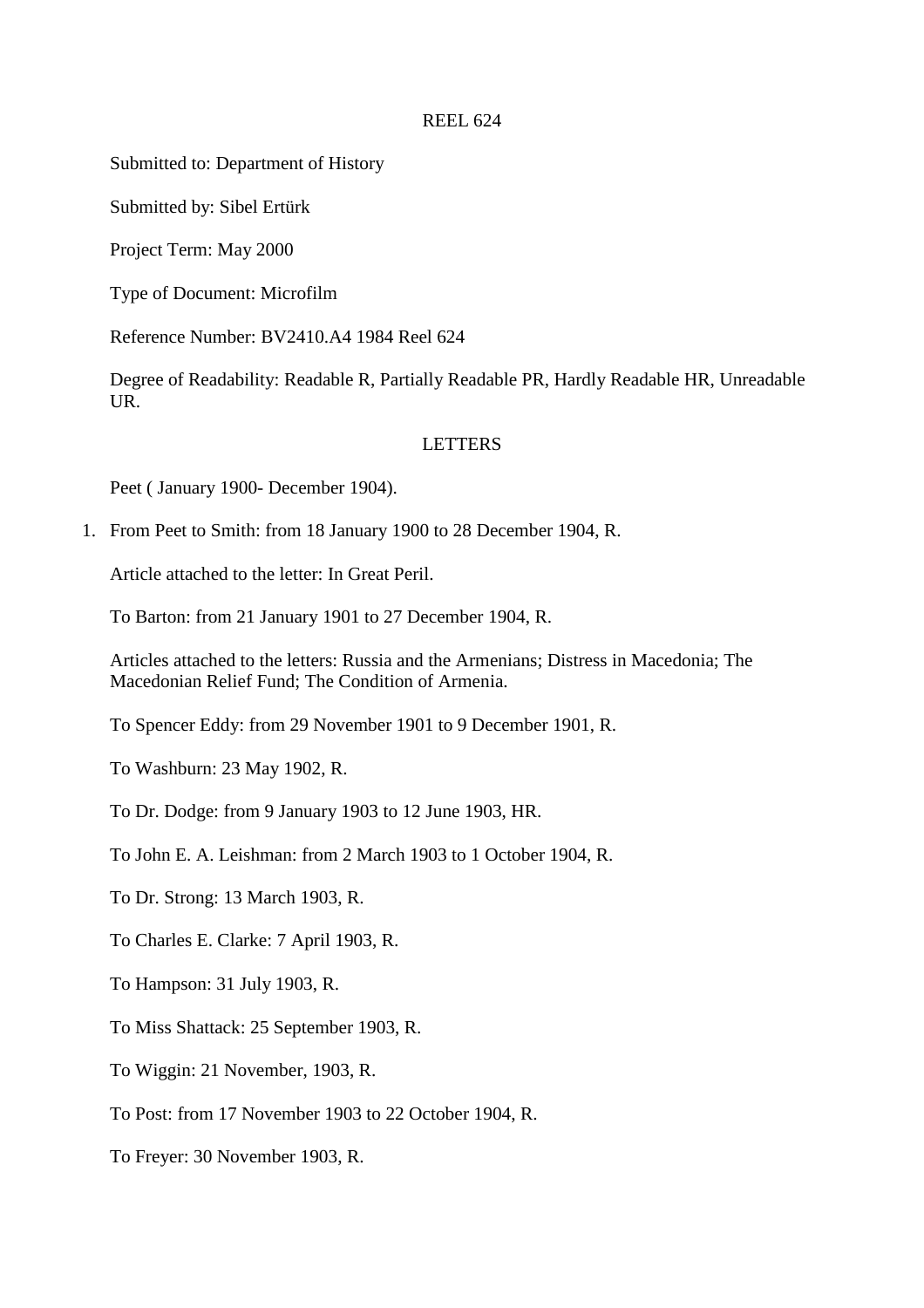REEL 624

Submitted to: Department of History

Submitted by: Sibel Ertürk

Project Term: May 2000

Type of Document: Microfilm

Reference Number: BV2410.A4 1984 Reel 624

Degree of Readability: Readable R, Partially Readable PR, Hardly Readable HR, Unreadable UR.

LETTERS

Peet ( January 1900- December 1904).

1. From Peet to Smith: from 18 January 1900 to 28 December 1904, R.

   Article attached to the letter: In Great Peril.

   To Barton: from 21 January 1901 to 27 December 1904, R.

   Articles attached to the letters: Russia and the Armenians; Distress in Macedonia; The Macedonian Relief Fund; The Condition of Armenia.

   To Spencer Eddy: from 29 November 1901 to 9 December 1901, R.

   To Washburn: 23 May 1902, R.

   To Dr. Dodge: from 9 January 1903 to 12 June 1903, HR.

   To John E. A. Leishman: from 2 March 1903 to 1 October 1904, R.

   To Dr. Strong: 13 March 1903, R.

   To Charles E. Clarke: 7 April 1903, R.

   To Hampson: 31 July 1903, R.

   To Miss Shattack: 25 September 1903, R.

   To Wiggin: 21 November, 1903, R.

   To Post: from 17 November 1903 to 22 October 1904, R.

   To Freyer: 30 November 1903, R.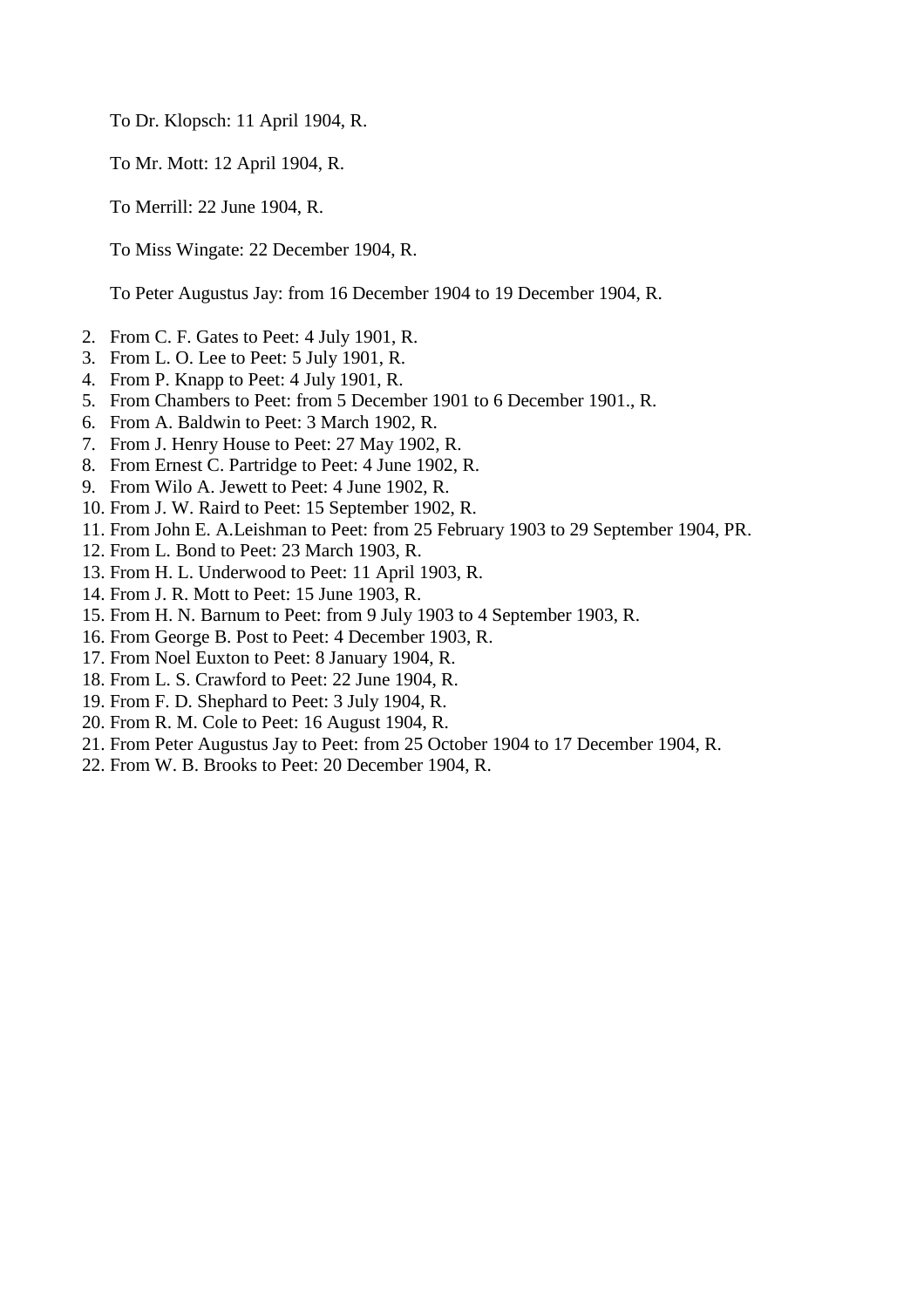To Dr. Klopsch: 11 April 1904, R.

To Mr. Mott: 12 April 1904, R.

To Merrill: 22 June 1904, R.

To Miss Wingate: 22 December 1904, R.

To Peter Augustus Jay: from 16 December 1904 to 19 December 1904, R.

2. From C. F. Gates to Peet: 4 July 1901, R.
3. From L. O. Lee to Peet: 5 July 1901, R.
4. From P. Knapp to Peet: 4 July 1901, R.
5. From Chambers to Peet: from 5 December 1901 to 6 December 1901., R.
6. From A. Baldwin to Peet: 3 March 1902, R.
7. From J. Henry House to Peet: 27 May 1902, R.
8. From Ernest C. Partridge to Peet: 4 June 1902, R.
9. From Wilo A. Jewett to Peet: 4 June 1902, R.
10. From J. W. Raird to Peet: 15 September 1902, R.
11. From John E. A.Leishman to Peet: from 25 February 1903 to 29 September 1904, PR.
12. From L. Bond to Peet: 23 March 1903, R.
13. From H. L. Underwood to Peet: 11 April 1903, R.
14. From J. R. Mott to Peet: 15 June 1903, R.
15. From H. N. Barnum to Peet: from 9 July 1903 to 4 September 1903, R.
16. From George B. Post to Peet: 4 December 1903, R.
17. From Noel Euxton to Peet: 8 January 1904, R.
18. From L. S. Crawford to Peet: 22 June 1904, R.
19. From F. D. Shephard to Peet: 3 July 1904, R.
20. From R. M. Cole to Peet: 16 August 1904, R.
21. From Peter Augustus Jay to Peet: from 25 October 1904 to 17 December 1904, R.
22. From W. B. Brooks to Peet: 20 December 1904, R.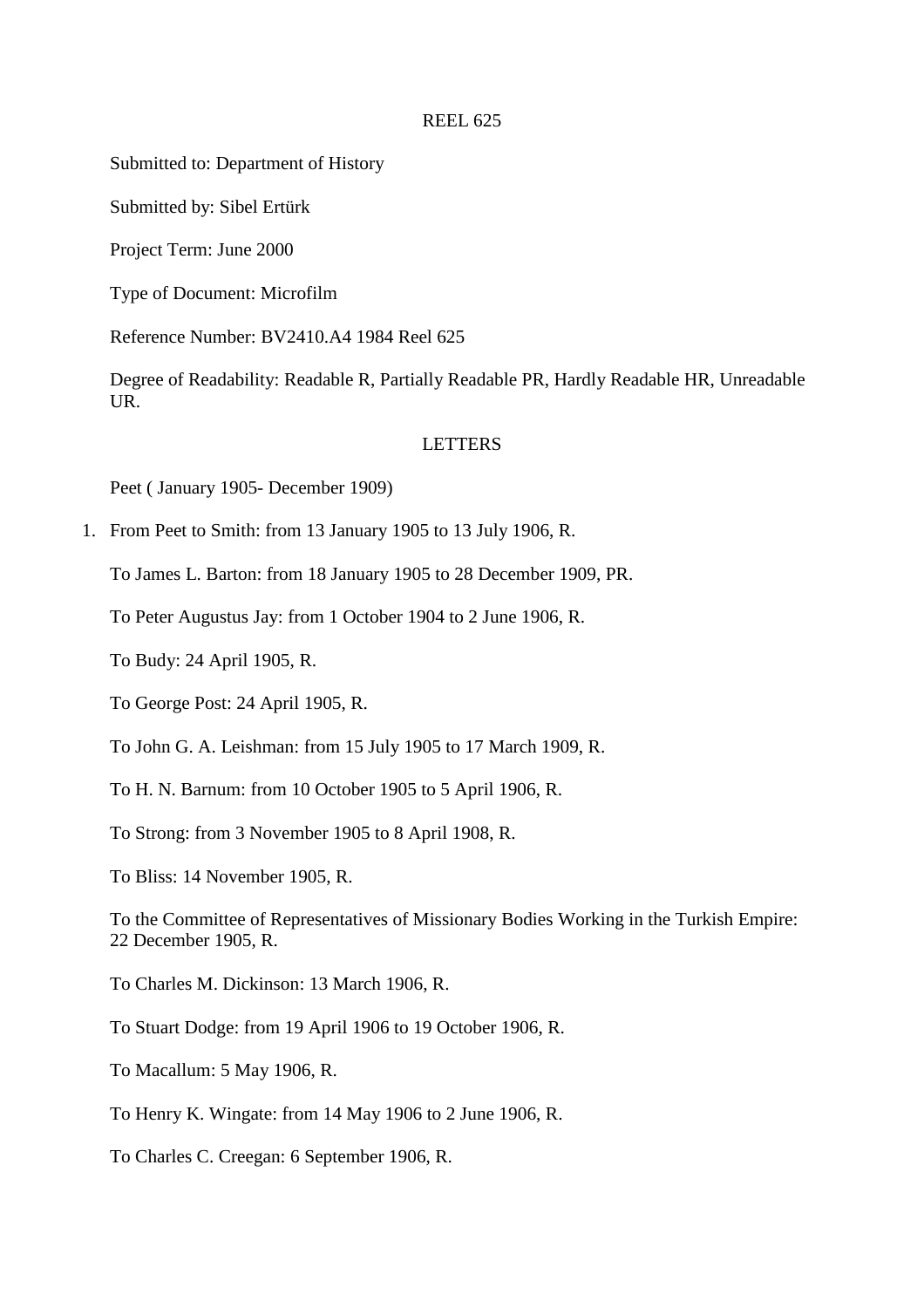REEL 625

Submitted to: Department of History

Submitted by: Sibel Ertürk

Project Term: June 2000

Type of Document: Microfilm

Reference Number: BV2410.A4 1984 Reel 625

Degree of Readability: Readable R, Partially Readable PR, Hardly Readable HR, Unreadable UR.

LETTERS

Peet ( January 1905- December 1909)

1. From Peet to Smith: from 13 January 1905 to 13 July 1906, R.

   To James L. Barton: from 18 January 1905 to 28 December 1909, PR.

   To Peter Augustus Jay: from 1 October 1904 to 2 June 1906, R.

   To Budy: 24 April 1905, R.

   To George Post: 24 April 1905, R.

   To John G. A. Leishman: from 15 July 1905 to 17 March 1909, R.

   To H. N. Barnum: from 10 October 1905 to 5 April 1906, R.

   To Strong: from 3 November 1905 to 8 April 1908, R.

   To Bliss: 14 November 1905, R.

   To the Committee of Representatives of Missionary Bodies Working in the Turkish Empire: 22 December 1905, R.

   To Charles M. Dickinson: 13 March 1906, R.

   To Stuart Dodge: from 19 April 1906 to 19 October 1906, R.

   To Macallum: 5 May 1906, R.

   To Henry K. Wingate: from 14 May 1906 to 2 June 1906, R.

   To Charles C. Creegan: 6 September 1906, R.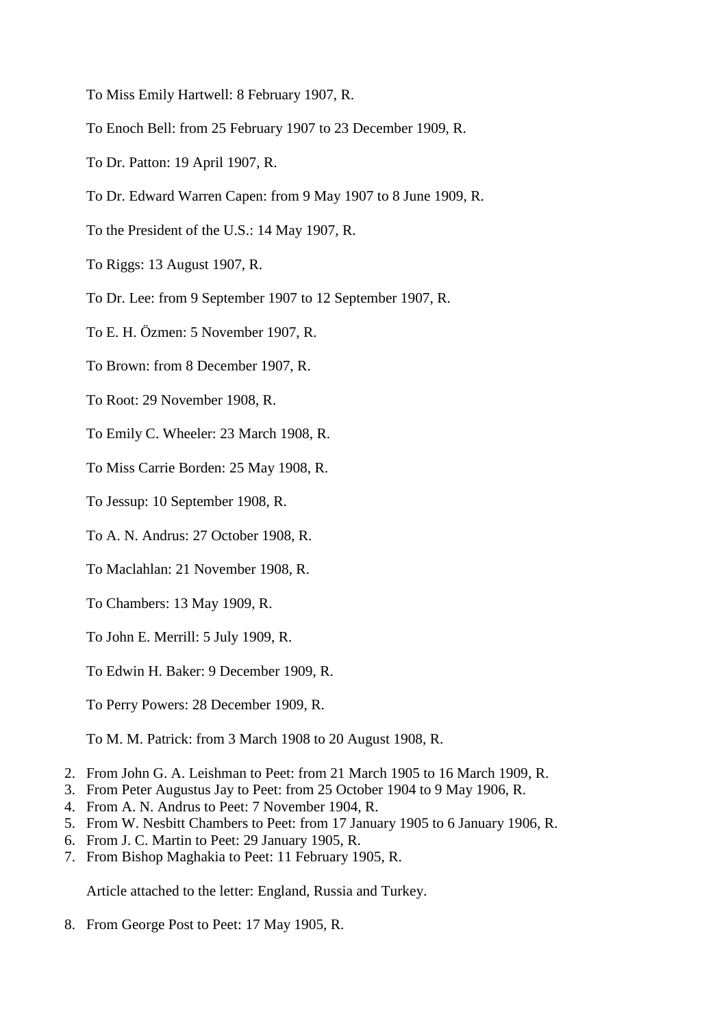To Miss Emily Hartwell: 8 February 1907, R.

To Enoch Bell: from 25 February 1907 to 23 December 1909, R.

To Dr. Patton: 19 April 1907, R.

To Dr. Edward Warren Capen: from 9 May 1907 to 8 June 1909, R.

To the President of the U.S.: 14 May 1907, R.

To Riggs: 13 August 1907, R.

To Dr. Lee: from 9 September 1907 to 12 September 1907, R.

To E. H. Özmen: 5 November 1907, R.

To Brown: from 8 December 1907, R.

To Root: 29 November 1908, R.

To Emily C. Wheeler: 23 March 1908, R.

To Miss Carrie Borden: 25 May 1908, R.

To Jessup: 10 September 1908, R.

To A. N. Andrus: 27 October 1908, R.

To Maclahlan: 21 November 1908, R.

To Chambers: 13 May 1909, R.

To John E. Merrill: 5 July 1909, R.

To Edwin H. Baker: 9 December 1909, R.

To Perry Powers: 28 December 1909, R.

To M. M. Patrick: from 3 March 1908 to 20 August 1908, R.

2. From John G. A. Leishman to Peet: from 21 March 1905 to 16 March 1909, R.
3. From Peter Augustus Jay to Peet: from 25 October 1904 to 9 May 1906, R.
4. From A. N. Andrus to Peet: 7 November 1904, R.
5. From W. Nesbitt Chambers to Peet: from 17 January 1905 to 6 January 1906, R.
6. From J. C. Martin to Peet: 29 January 1905, R.
7. From Bishop Maghakia to Peet: 11 February 1905, R.

   Article attached to the letter: England, Russia and Turkey.

8. From George Post to Peet: 17 May 1905, R.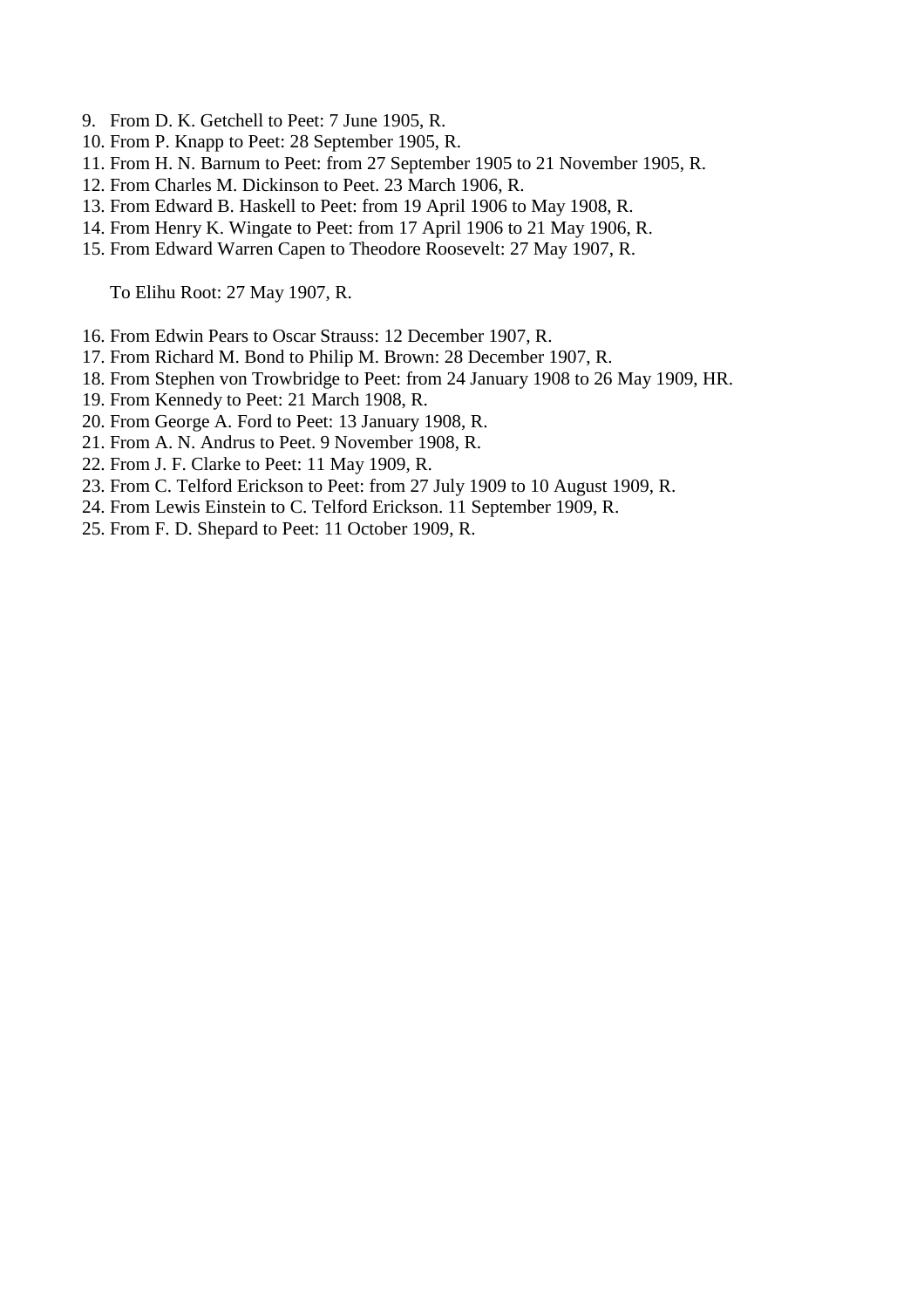9. From D. K. Getchell to Peet: 7 June 1905, R.
10. From P. Knapp to Peet: 28 September 1905, R.
11. From H. N. Barnum to Peet: from 27 September 1905 to 21 November 1905, R.
12. From Charles M. Dickinson to Peet. 23 March 1906, R.
13. From Edward B. Haskell to Peet: from 19 April 1906 to May 1908, R.
14. From Henry K. Wingate to Peet: from 17 April 1906 to 21 May 1906, R.
15. From Edward Warren Capen to Theodore Roosevelt: 27 May 1907, R.

    To Elihu Root: 27 May 1907, R.

16. From Edwin Pears to Oscar Strauss: 12 December 1907, R.
17. From Richard M. Bond to Philip M. Brown: 28 December 1907, R.
18. From Stephen von Trowbridge to Peet: from 24 January 1908 to 26 May 1909, HR.
19. From Kennedy to Peet: 21 March 1908, R.
20. From George A. Ford to Peet: 13 January 1908, R.
21. From A. N. Andrus to Peet. 9 November 1908, R.
22. From J. F. Clarke to Peet: 11 May 1909, R.
23. From C. Telford Erickson to Peet: from 27 July 1909 to 10 August 1909, R.
24. From Lewis Einstein to C. Telford Erickson. 11 September 1909, R.
25. From F. D. Shepard to Peet: 11 October 1909, R.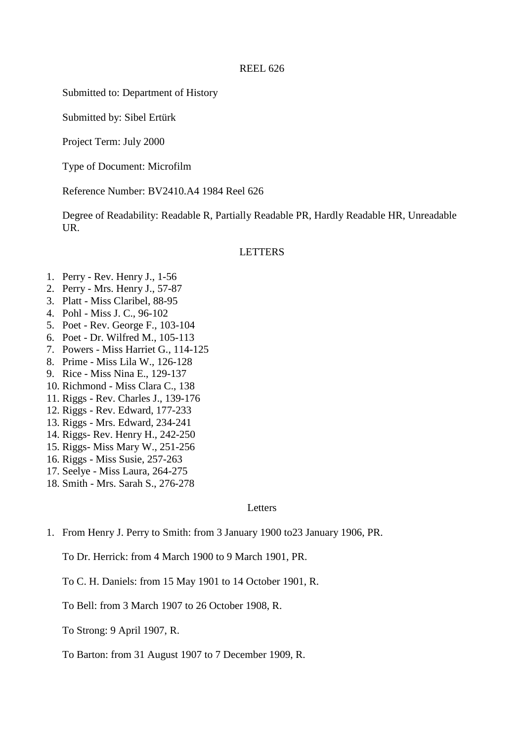REEL 626

Submitted to: Department of History

Submitted by: Sibel Ertürk

Project Term: July 2000

Type of Document: Microfilm

Reference Number: BV2410.A4 1984 Reel 626

Degree of Readability: Readable R, Partially Readable PR, Hardly Readable HR, Unreadable UR.

LETTERS

1. Perry - Rev. Henry J., 1-56
2. Perry - Mrs. Henry J., 57-87
3. Platt - Miss Claribel, 88-95
4. Pohl - Miss J. C., 96-102
5. Poet - Rev. George F., 103-104
6. Poet - Dr. Wilfred M., 105-113
7. Powers - Miss Harriet G., 114-125
8. Prime - Miss Lila W., 126-128
9. Rice - Miss Nina E., 129-137
10. Richmond - Miss Clara C., 138
11. Riggs - Rev. Charles J., 139-176
12. Riggs - Rev. Edward, 177-233
13. Riggs - Mrs. Edward, 234-241
14. Riggs- Rev. Henry H., 242-250
15. Riggs- Miss Mary W., 251-256
16. Riggs - Miss Susie, 257-263
17. Seelye - Miss Laura, 264-275
18. Smith - Mrs. Sarah S., 276-278

Letters

1. From Henry J. Perry to Smith: from 3 January 1900 to23 January 1906, PR.

   To Dr. Herrick: from 4 March 1900 to 9 March 1901, PR.

   To C. H. Daniels: from 15 May 1901 to 14 October 1901, R.

   To Bell: from 3 March 1907 to 26 October 1908, R.

   To Strong: 9 April 1907, R.

   To Barton: from 31 August 1907 to 7 December 1909, R.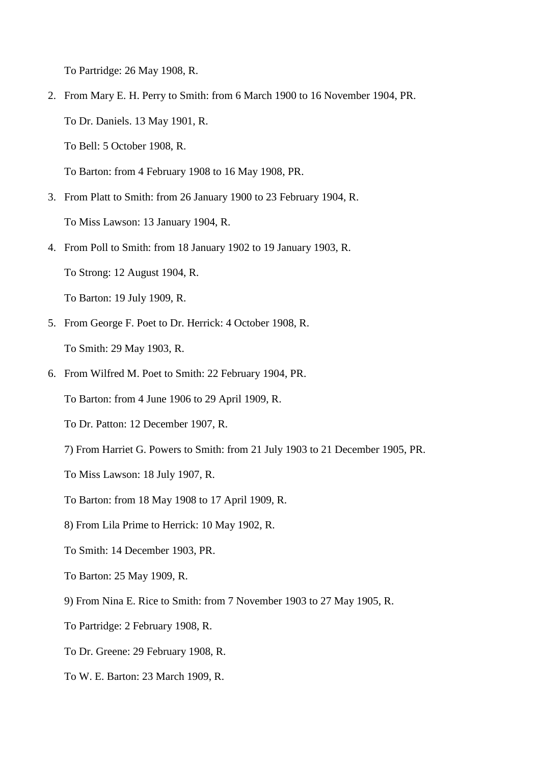To Partridge: 26 May 1908, R.

2. From Mary E. H. Perry to Smith: from 6 March 1900 to 16 November 1904, PR.

   To Dr. Daniels. 13 May 1901, R.

   To Bell: 5 October 1908, R.

   To Barton: from 4 February 1908 to 16 May 1908, PR.

3. From Platt to Smith: from 26 January 1900 to 23 February 1904, R.

   To Miss Lawson: 13 January 1904, R.

4. From Poll to Smith: from 18 January 1902 to 19 January 1903, R.

   To Strong: 12 August 1904, R.

   To Barton: 19 July 1909, R.

5. From George F. Poet to Dr. Herrick: 4 October 1908, R.

   To Smith: 29 May 1903, R.

6. From Wilfred M. Poet to Smith: 22 February 1904, PR.

   To Barton: from 4 June 1906 to 29 April 1909, R.

   To Dr. Patton: 12 December 1907, R.

7) From Harriet G. Powers to Smith: from 21 July 1903 to 21 December 1905, PR.

To Miss Lawson: 18 July 1907, R.

To Barton: from 18 May 1908 to 17 April 1909, R.

8) From Lila Prime to Herrick: 10 May 1902, R.

To Smith: 14 December 1903, PR.

To Barton: 25 May 1909, R.

9) From Nina E. Rice to Smith: from 7 November 1903 to 27 May 1905, R.

To Partridge: 2 February 1908, R.

To Dr. Greene: 29 February 1908, R.

To W. E. Barton: 23 March 1909, R.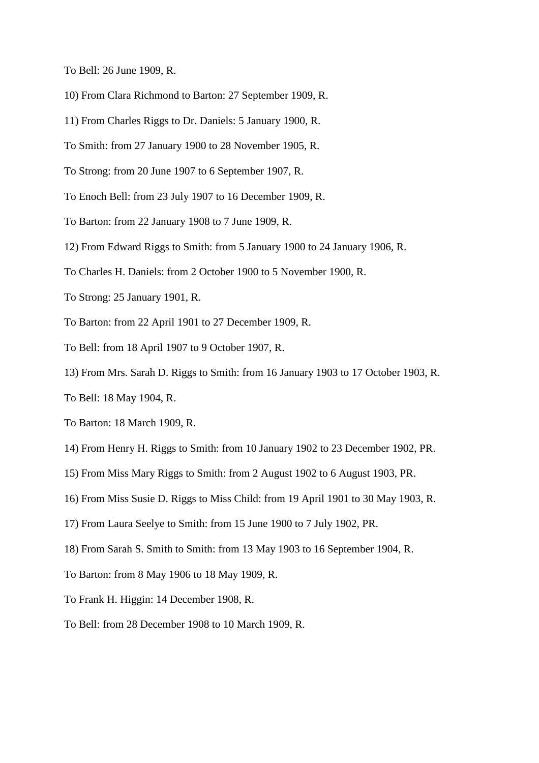To Bell: 26 June 1909, R.

10) From Clara Richmond to Barton: 27 September 1909, R.

11) From Charles Riggs to Dr. Daniels: 5 January 1900, R.

To Smith: from 27 January 1900 to 28 November 1905, R.

To Strong: from 20 June 1907 to 6 September 1907, R.

To Enoch Bell: from 23 July 1907 to 16 December 1909, R.

To Barton: from 22 January 1908 to 7 June 1909, R.

12) From Edward Riggs to Smith: from 5 January 1900 to 24 January 1906, R.

To Charles H. Daniels: from 2 October 1900 to 5 November 1900, R.

To Strong: 25 January 1901, R.

To Barton: from 22 April 1901 to 27 December 1909, R.

To Bell: from 18 April 1907 to 9 October 1907, R.

13) From Mrs. Sarah D. Riggs to Smith: from 16 January 1903 to 17 October 1903, R.

To Bell: 18 May 1904, R.

To Barton: 18 March 1909, R.

14) From Henry H. Riggs to Smith: from 10 January 1902 to 23 December 1902, PR.

15) From Miss Mary Riggs to Smith: from 2 August 1902 to 6 August 1903, PR.

16) From Miss Susie D. Riggs to Miss Child: from 19 April 1901 to 30 May 1903, R.

17) From Laura Seelye to Smith: from 15 June 1900 to 7 July 1902, PR.

18) From Sarah S. Smith to Smith: from 13 May 1903 to 16 September 1904, R.

To Barton: from 8 May 1906 to 18 May 1909, R.

To Frank H. Higgin: 14 December 1908, R.

To Bell: from 28 December 1908 to 10 March 1909, R.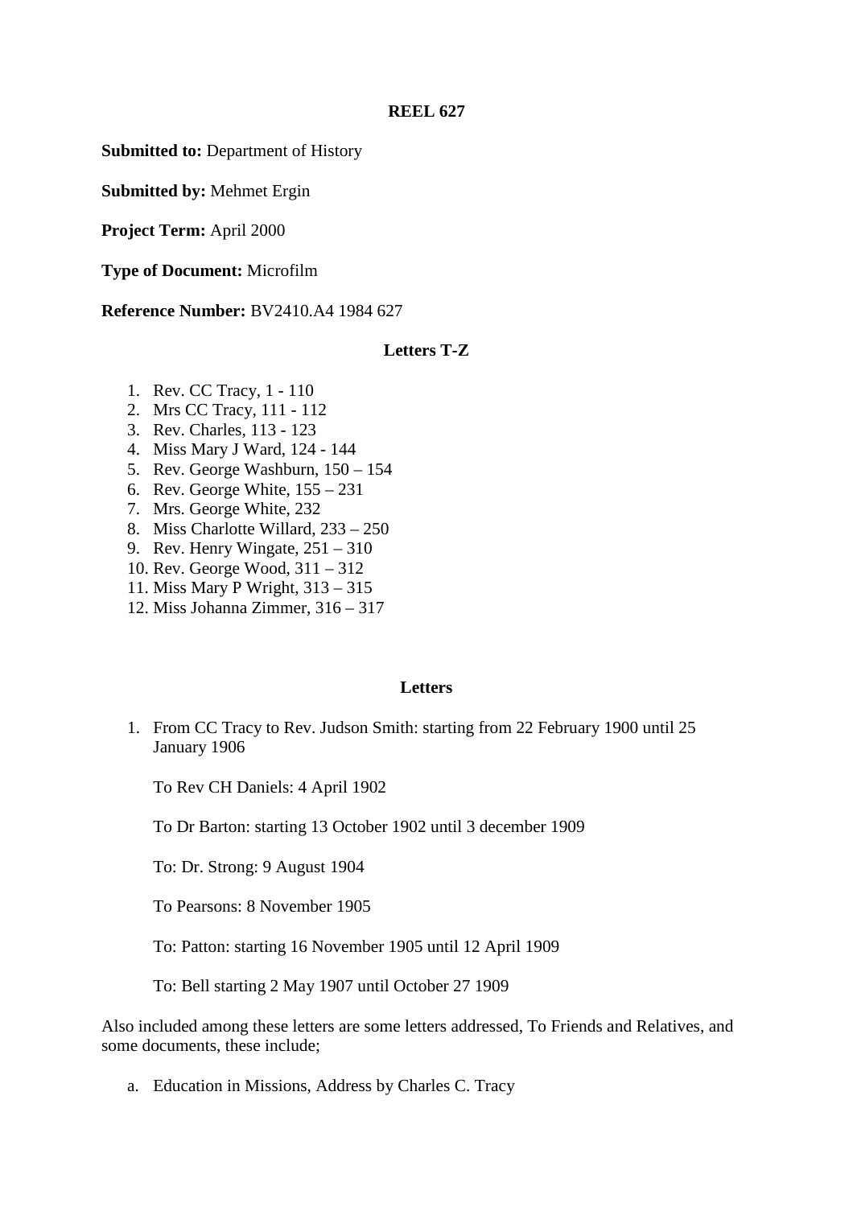**REEL 627**

**Submitted to:** Department of History

**Submitted by:** Mehmet Ergin

**Project Term:** April 2000

**Type of Document:** Microfilm

**Reference Number:** BV2410.A4 1984 627

**Letters T-Z**

1. Rev. CC Tracy, 1 - 110
2. Mrs CC Tracy, 111 - 112
3. Rev. Charles, 113 - 123
4. Miss Mary J Ward, 124 - 144
5. Rev. George Washburn, 150 – 154
6. Rev. George White, 155 – 231
7. Mrs. George White, 232
8. Miss Charlotte Willard, 233 – 250
9. Rev. Henry Wingate, 251 – 310
10. Rev. George Wood, 311 – 312
11. Miss Mary P Wright, 313 – 315
12. Miss Johanna Zimmer, 316 – 317

**Letters**

1. From CC Tracy to Rev. Judson Smith: starting from 22 February 1900 until 25 January 1906

   To Rev CH Daniels: 4 April 1902

   To Dr Barton: starting 13 October 1902 until 3 december 1909

   To: Dr. Strong: 9 August 1904

   To Pearsons: 8 November 1905

   To: Patton: starting 16 November 1905 until 12 April 1909

   To: Bell starting 2 May 1907 until October 27 1909

Also included among these letters are some letters addressed, To Friends and Relatives, and some documents, these include;

a. Education in Missions, Address by Charles C. Tracy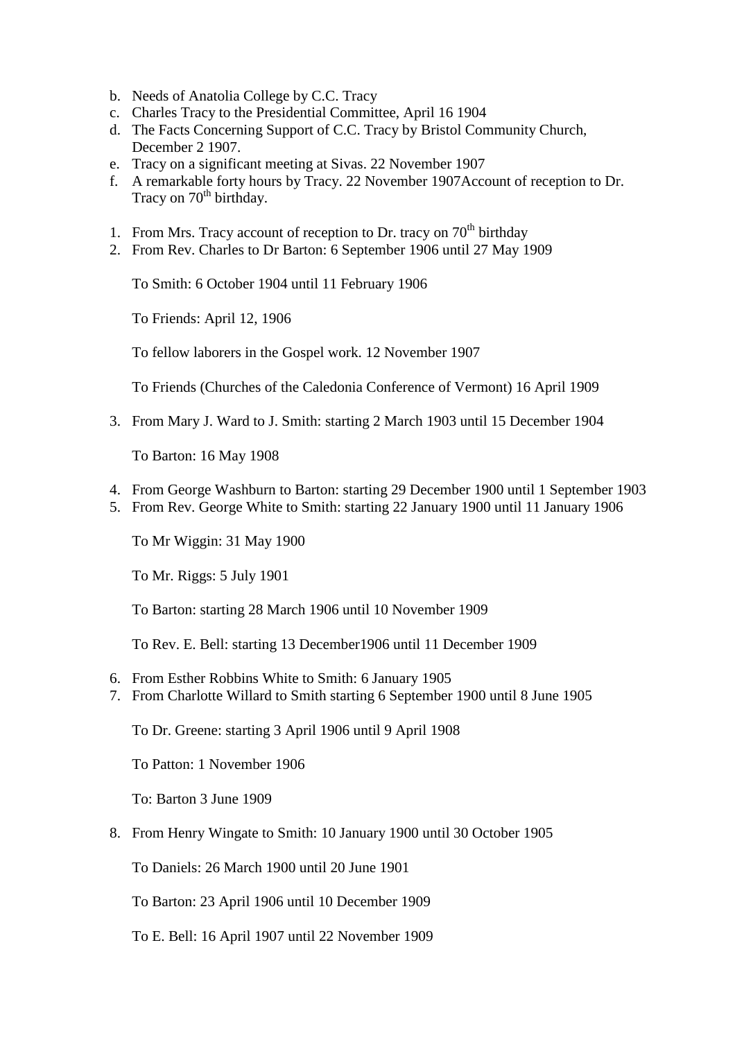b. Needs of Anatolia College by C.C. Tracy
c. Charles Tracy to the Presidential Committee, April 16 1904
d. The Facts Concerning Support of C.C. Tracy by Bristol Community Church, December 2 1907.
e. Tracy on a significant meeting at Sivas. 22 November 1907
f. A remarkable forty hours by Tracy. 22 November 1907Account of reception to Dr. Tracy on 70th birthday.

1. From Mrs. Tracy account of reception to Dr. tracy on 70th birthday
2. From Rev. Charles to Dr Barton: 6 September 1906 until 27 May 1909

   To Smith: 6 October 1904 until 11 February 1906

   To Friends: April 12, 1906

   To fellow laborers in the Gospel work. 12 November 1907

   To Friends (Churches of the Caledonia Conference of Vermont) 16 April 1909

3. From Mary J. Ward to J. Smith: starting 2 March 1903 until 15 December 1904

   To Barton: 16 May 1908

4. From George Washburn to Barton: starting 29 December 1900 until 1 September 1903
5. From Rev. George White to Smith: starting 22 January 1900 until 11 January 1906

   To Mr Wiggin: 31 May 1900

   To Mr. Riggs: 5 July 1901

   To Barton: starting 28 March 1906 until 10 November 1909

   To Rev. E. Bell: starting 13 December1906 until 11 December 1909

6. From Esther Robbins White to Smith: 6 January 1905
7. From Charlotte Willard to Smith starting 6 September 1900 until 8 June 1905

   To Dr. Greene: starting 3 April 1906 until 9 April 1908

   To Patton: 1 November 1906

   To: Barton 3 June 1909

8. From Henry Wingate to Smith: 10 January 1900 until 30 October 1905

   To Daniels: 26 March 1900 until 20 June 1901

   To Barton: 23 April 1906 until 10 December 1909

   To E. Bell: 16 April 1907 until 22 November 1909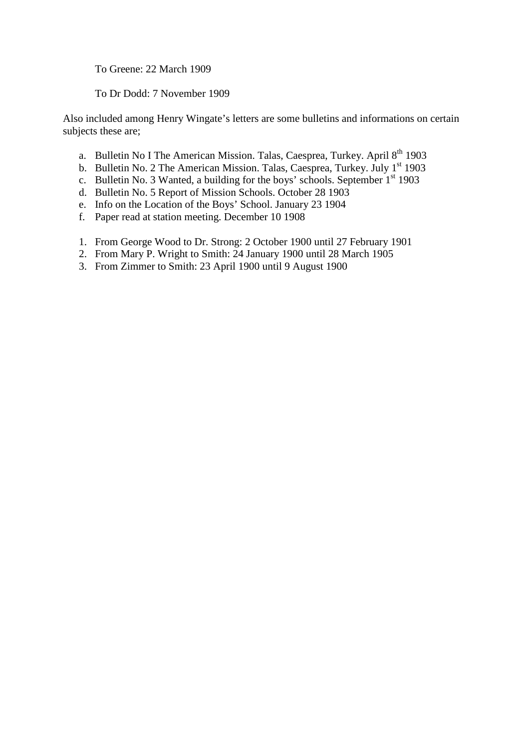To Greene: 22 March 1909

To Dr Dodd: 7 November 1909

Also included among Henry Wingate's letters are some bulletins and informations on certain subjects these are;

a. Bulletin No I The American Mission. Talas, Caesprea, Turkey. April 8th 1903
b. Bulletin No. 2 The American Mission. Talas, Caesprea, Turkey. July 1st 1903
c. Bulletin No. 3 Wanted, a building for the boys' schools. September 1st 1903
d. Bulletin No. 5 Report of Mission Schools. October 28 1903
e. Info on the Location of the Boys' School. January 23 1904
f. Paper read at station meeting. December 10 1908

1. From George Wood to Dr. Strong: 2 October 1900 until 27 February 1901
2. From Mary P. Wright to Smith: 24 January 1900 until 28 March 1905
3. From Zimmer to Smith: 23 April 1900 until 9 August 1900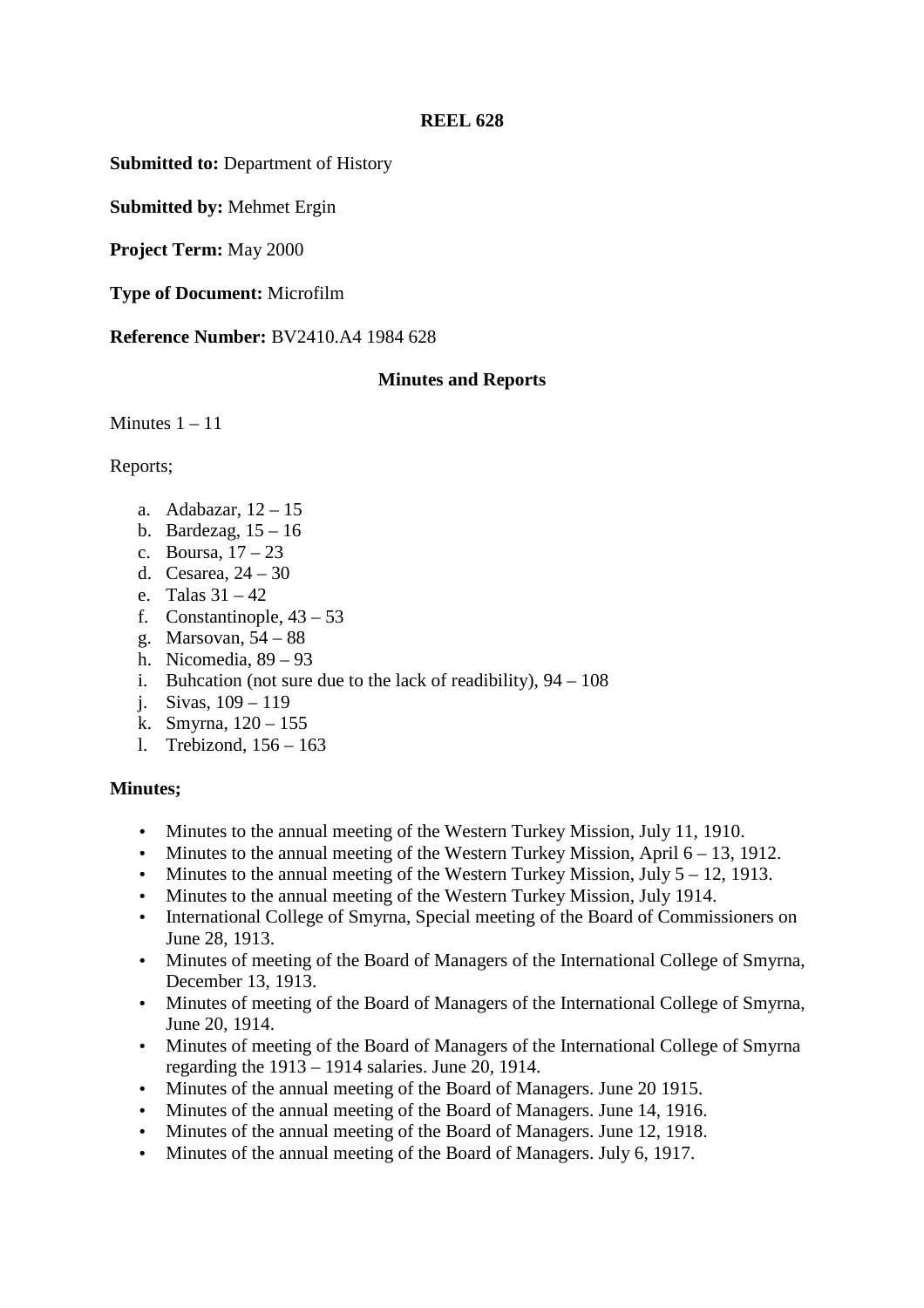**REEL 628**

**Submitted to:** Department of History

**Submitted by:** Mehmet Ergin

**Project Term:** May 2000

**Type of Document:** Microfilm

**Reference Number:** BV2410.A4 1984 628

**Minutes and Reports**

Minutes 1 – 11

Reports;

a. Adabazar, 12 – 15
b. Bardezag, 15 – 16
c. Boursa, 17 – 23
d. Cesarea, 24 – 30
e. Talas 31 – 42
f. Constantinople, 43 – 53
g. Marsovan, 54 – 88
h. Nicomedia, 89 – 93
i. Buhcation (not sure due to the lack of readibility), 94 – 108
j. Sivas, 109 – 119
k. Smyrna, 120 – 155
l. Trebizond, 156 – 163

**Minutes;**

- Minutes to the annual meeting of the Western Turkey Mission, July 11, 1910.
- Minutes to the annual meeting of the Western Turkey Mission, April 6 – 13, 1912.
- Minutes to the annual meeting of the Western Turkey Mission, July 5 – 12, 1913.
- Minutes to the annual meeting of the Western Turkey Mission, July 1914.
- International College of Smyrna, Special meeting of the Board of Commissioners on June 28, 1913.
- Minutes of meeting of the Board of Managers of the International College of Smyrna, December 13, 1913.
- Minutes of meeting of the Board of Managers of the International College of Smyrna, June 20, 1914.
- Minutes of meeting of the Board of Managers of the International College of Smyrna regarding the 1913 – 1914 salaries. June 20, 1914.
- Minutes of the annual meeting of the Board of Managers. June 20 1915.
- Minutes of the annual meeting of the Board of Managers. June 14, 1916.
- Minutes of the annual meeting of the Board of Managers. June 12, 1918.
- Minutes of the annual meeting of the Board of Managers. July 6, 1917.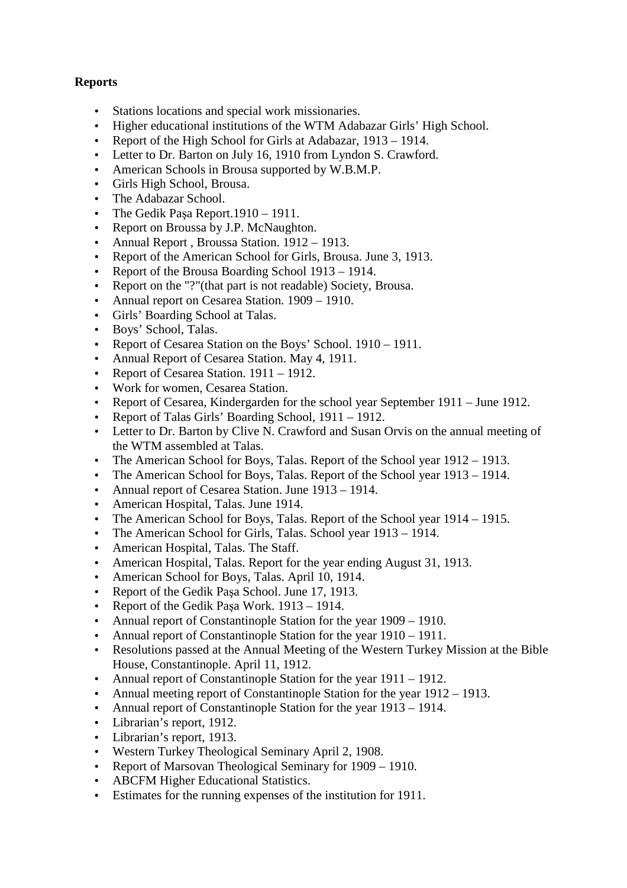**Reports**

- Stations locations and special work missionaries.
- Higher educational institutions of the WTM Adabazar Girls' High School.
- Report of the High School for Girls at Adabazar, 1913 – 1914.
- Letter to Dr. Barton on July 16, 1910 from Lyndon S. Crawford.
- American Schools in Brousa supported by W.B.M.P.
- Girls High School, Brousa.
- The Adabazar School.
- The Gedik Paşa Report.1910 – 1911.
- Report on Broussa by J.P. McNaughton.
- Annual Report , Broussa Station. 1912 – 1913.
- Report of the American School for Girls, Brousa. June 3, 1913.
- Report of the Brousa Boarding School 1913 – 1914.
- Report on the "?"(that part is not readable) Society, Brousa.
- Annual report on Cesarea Station. 1909 – 1910.
- Girls' Boarding School at Talas.
- Boys' School, Talas.
- Report of Cesarea Station on the Boys' School. 1910 – 1911.
- Annual Report of Cesarea Station. May 4, 1911.
- Report of Cesarea Station. 1911 – 1912.
- Work for women, Cesarea Station.
- Report of Cesarea, Kindergarden for the school year September 1911 – June 1912.
- Report of Talas Girls' Boarding School, 1911 – 1912.
- Letter to Dr. Barton by Clive N. Crawford and Susan Orvis on the annual meeting of the WTM assembled at Talas.
- The American School for Boys, Talas. Report of the School year 1912 – 1913.
- The American School for Boys, Talas. Report of the School year 1913 – 1914.
- Annual report of Cesarea Station. June 1913 – 1914.
- American Hospital, Talas. June 1914.
- The American School for Boys, Talas. Report of the School year 1914 – 1915.
- The American School for Girls, Talas. School year 1913 – 1914.
- American Hospital, Talas. The Staff.
- American Hospital, Talas. Report for the year ending August 31, 1913.
- American School for Boys, Talas. April 10, 1914.
- Report of the Gedik Paşa School. June 17, 1913.
- Report of the Gedik Paşa Work. 1913 – 1914.
- Annual report of Constantinople Station for the year 1909 – 1910.
- Annual report of Constantinople Station for the year 1910 – 1911.
- Resolutions passed at the Annual Meeting of the Western Turkey Mission at the Bible House, Constantinople. April 11, 1912.
- Annual report of Constantinople Station for the year 1911 – 1912.
- Annual meeting report of Constantinople Station for the year 1912 – 1913.
- Annual report of Constantinople Station for the year 1913 – 1914.
- Librarian's report, 1912.
- Librarian's report, 1913.
- Western Turkey Theological Seminary April 2, 1908.
- Report of Marsovan Theological Seminary for 1909 – 1910.
- ABCFM Higher Educational Statistics.
- Estimates for the running expenses of the institution for 1911.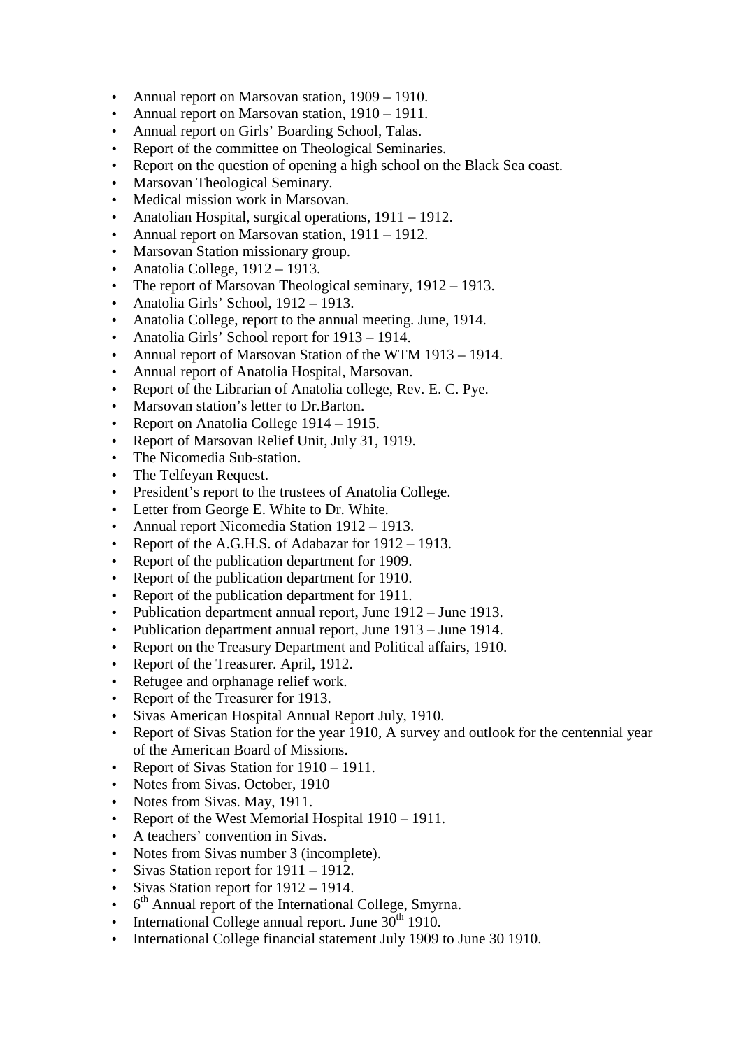- Annual report on Marsovan station, 1909 – 1910.
- Annual report on Marsovan station, 1910 – 1911.
- Annual report on Girls' Boarding School, Talas.
- Report of the committee on Theological Seminaries.
- Report on the question of opening a high school on the Black Sea coast.
- Marsovan Theological Seminary.
- Medical mission work in Marsovan.
- Anatolian Hospital, surgical operations, 1911 – 1912.
- Annual report on Marsovan station, 1911 – 1912.
- Marsovan Station missionary group.
- Anatolia College, 1912 – 1913.
- The report of Marsovan Theological seminary, 1912 – 1913.
- Anatolia Girls' School, 1912 – 1913.
- Anatolia College, report to the annual meeting. June, 1914.
- Anatolia Girls' School report for 1913 – 1914.
- Annual report of Marsovan Station of the WTM 1913 – 1914.
- Annual report of Anatolia Hospital, Marsovan.
- Report of the Librarian of Anatolia college, Rev. E. C. Pye.
- Marsovan station's letter to Dr.Barton.
- Report on Anatolia College 1914 – 1915.
- Report of Marsovan Relief Unit, July 31, 1919.
- The Nicomedia Sub-station.
- The Telfeyan Request.
- President's report to the trustees of Anatolia College.
- Letter from George E. White to Dr. White.
- Annual report Nicomedia Station 1912 – 1913.
- Report of the A.G.H.S. of Adabazar for 1912 – 1913.
- Report of the publication department for 1909.
- Report of the publication department for 1910.
- Report of the publication department for 1911.
- Publication department annual report, June 1912 – June 1913.
- Publication department annual report, June 1913 – June 1914.
- Report on the Treasury Department and Political affairs, 1910.
- Report of the Treasurer. April, 1912.
- Refugee and orphanage relief work.
- Report of the Treasurer for 1913.
- Sivas American Hospital Annual Report July, 1910.
- Report of Sivas Station for the year 1910, A survey and outlook for the centennial year of the American Board of Missions.
- Report of Sivas Station for 1910 – 1911.
- Notes from Sivas. October, 1910
- Notes from Sivas. May, 1911.
- Report of the West Memorial Hospital 1910 – 1911.
- A teachers' convention in Sivas.
- Notes from Sivas number 3 (incomplete).
- Sivas Station report for 1911 – 1912.
- Sivas Station report for 1912 – 1914.
- 6th Annual report of the International College, Smyrna.
- International College annual report. June 30th 1910.
- International College financial statement July 1909 to June 30 1910.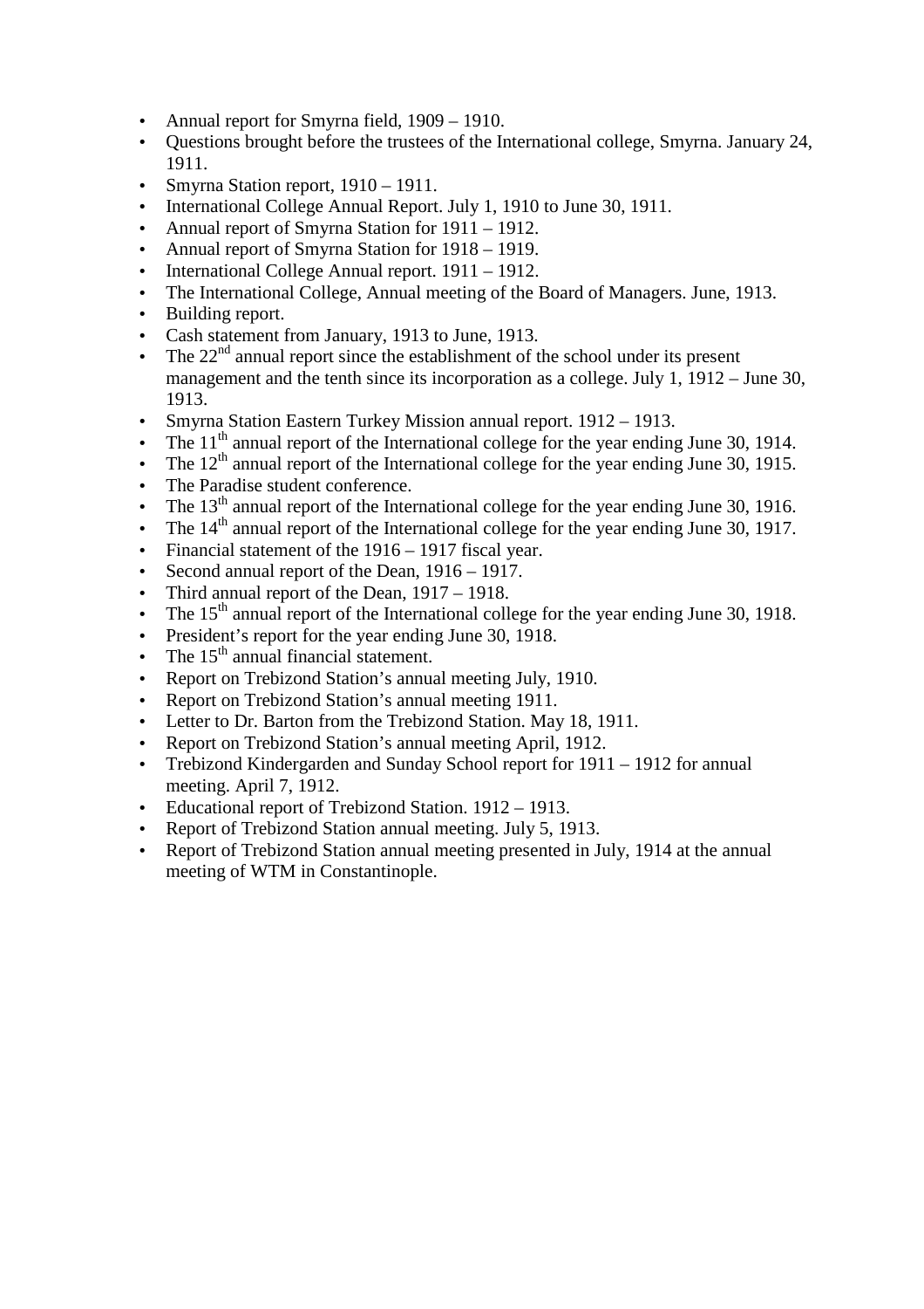- Annual report for Smyrna field, 1909 – 1910.
- Questions brought before the trustees of the International college, Smyrna. January 24, 1911.
- Smyrna Station report, 1910 – 1911.
- International College Annual Report. July 1, 1910 to June 30, 1911.
- Annual report of Smyrna Station for 1911 – 1912.
- Annual report of Smyrna Station for 1918 – 1919.
- International College Annual report. 1911 – 1912.
- The International College, Annual meeting of the Board of Managers. June, 1913.
- Building report.
- Cash statement from January, 1913 to June, 1913.
- The 22nd annual report since the establishment of the school under its present management and the tenth since its incorporation as a college. July 1, 1912 – June 30, 1913.
- Smyrna Station Eastern Turkey Mission annual report. 1912 – 1913.
- The 11th annual report of the International college for the year ending June 30, 1914.
- The 12th annual report of the International college for the year ending June 30, 1915.
- The Paradise student conference.
- The 13th annual report of the International college for the year ending June 30, 1916.
- The 14th annual report of the International college for the year ending June 30, 1917.
- Financial statement of the 1916 – 1917 fiscal year.
- Second annual report of the Dean, 1916 – 1917.
- Third annual report of the Dean, 1917 – 1918.
- The 15th annual report of the International college for the year ending June 30, 1918.
- President's report for the year ending June 30, 1918.
- The 15th annual financial statement.
- Report on Trebizond Station's annual meeting July, 1910.
- Report on Trebizond Station's annual meeting 1911.
- Letter to Dr. Barton from the Trebizond Station. May 18, 1911.
- Report on Trebizond Station's annual meeting April, 1912.
- Trebizond Kindergarden and Sunday School report for 1911 – 1912 for annual meeting. April 7, 1912.
- Educational report of Trebizond Station. 1912 – 1913.
- Report of Trebizond Station annual meeting. July 5, 1913.
- Report of Trebizond Station annual meeting presented in July, 1914 at the annual meeting of WTM in Constantinople.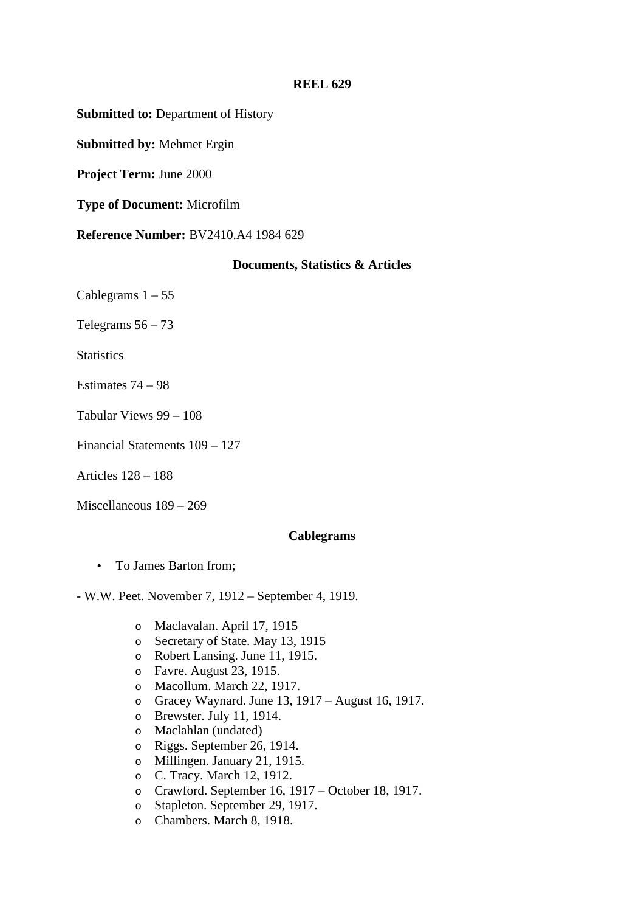**REEL 629**

**Submitted to:** Department of History

**Submitted by:** Mehmet Ergin

**Project Term:** June 2000

**Type of Document:** Microfilm

**Reference Number:** BV2410.A4 1984 629

**Documents, Statistics & Articles**

Cablegrams 1 – 55

Telegrams 56 – 73

Statistics

Estimates 74 – 98

Tabular Views 99 – 108

Financial Statements 109 – 127

Articles 128 – 188

Miscellaneous 189 – 269

**Cablegrams**

- To James Barton from;

- W.W. Peet. November 7, 1912 – September 4, 1919.

    - Maclavalan. April 17, 1915
    - Secretary of State. May 13, 1915
    - Robert Lansing. June 11, 1915.
    - Favre. August 23, 1915.
    - Macollum. March 22, 1917.
    - Gracey Waynard. June 13, 1917 – August 16, 1917.
    - Brewster. July 11, 1914.
    - Maclahlan (undated)
    - Riggs. September 26, 1914.
    - Millingen. January 21, 1915.
    - C. Tracy. March 12, 1912.
    - Crawford. September 16, 1917 – October 18, 1917.
    - Stapleton. September 29, 1917.
    - Chambers. March 8, 1918.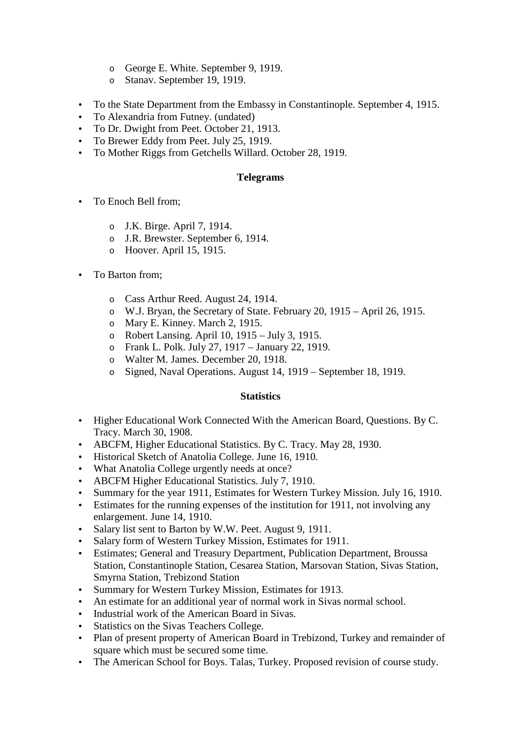- George E. White. September 9, 1919.
  - Stanav. September 19, 1919.

- To the State Department from the Embassy in Constantinople. September 4, 1915.
- To Alexandria from Futney. (undated)
- To Dr. Dwight from Peet. October 21, 1913.
- To Brewer Eddy from Peet. July 25, 1919.
- To Mother Riggs from Getchells Willard. October 28, 1919.

**Telegrams**

- To Enoch Bell from;

  - J.K. Birge. April 7, 1914.
  - J.R. Brewster. September 6, 1914.
  - Hoover. April 15, 1915.

- To Barton from;

  - Cass Arthur Reed. August 24, 1914.
  - W.J. Bryan, the Secretary of State. February 20, 1915 – April 26, 1915.
  - Mary E. Kinney. March 2, 1915.
  - Robert Lansing. April 10, 1915 – July 3, 1915.
  - Frank L. Polk. July 27, 1917 – January 22, 1919.
  - Walter M. James. December 20, 1918.
  - Signed, Naval Operations. August 14, 1919 – September 18, 1919.

**Statistics**

- Higher Educational Work Connected With the American Board, Questions. By C. Tracy. March 30, 1908.
- ABCFM, Higher Educational Statistics. By C. Tracy. May 28, 1930.
- Historical Sketch of Anatolia College. June 16, 1910.
- What Anatolia College urgently needs at once?
- ABCFM Higher Educational Statistics. July 7, 1910.
- Summary for the year 1911, Estimates for Western Turkey Mission. July 16, 1910.
- Estimates for the running expenses of the institution for 1911, not involving any enlargement. June 14, 1910.
- Salary list sent to Barton by W.W. Peet. August 9, 1911.
- Salary form of Western Turkey Mission, Estimates for 1911.
- Estimates; General and Treasury Department, Publication Department, Broussa Station, Constantinople Station, Cesarea Station, Marsovan Station, Sivas Station, Smyrna Station, Trebizond Station
- Summary for Western Turkey Mission, Estimates for 1913.
- An estimate for an additional year of normal work in Sivas normal school.
- Industrial work of the American Board in Sivas.
- Statistics on the Sivas Teachers College.
- Plan of present property of American Board in Trebizond, Turkey and remainder of square which must be secured some time.
- The American School for Boys. Talas, Turkey. Proposed revision of course study.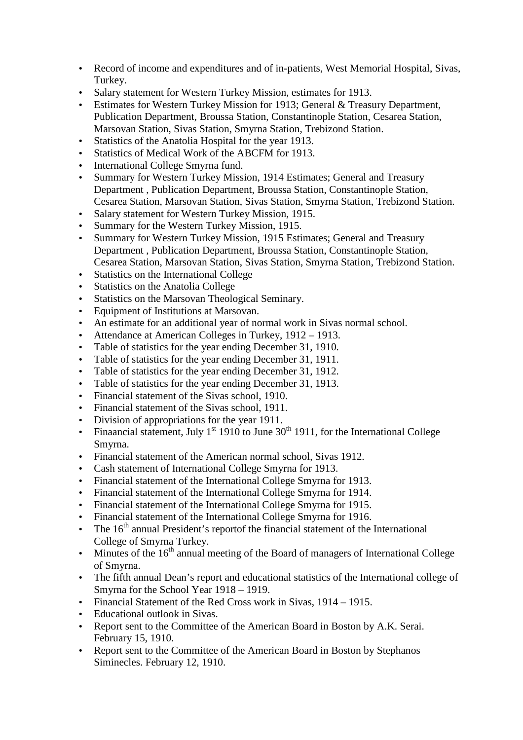- Record of income and expenditures and of in-patients, West Memorial Hospital, Sivas, Turkey.
- Salary statement for Western Turkey Mission, estimates for 1913.
- Estimates for Western Turkey Mission for 1913; General & Treasury Department, Publication Department, Broussa Station, Constantinople Station, Cesarea Station, Marsovan Station, Sivas Station, Smyrna Station, Trebizond Station.
- Statistics of the Anatolia Hospital for the year 1913.
- Statistics of Medical Work of the ABCFM for 1913.
- International College Smyrna fund.
- Summary for Western Turkey Mission, 1914 Estimates; General and Treasury Department , Publication Department, Broussa Station, Constantinople Station, Cesarea Station, Marsovan Station, Sivas Station, Smyrna Station, Trebizond Station.
- Salary statement for Western Turkey Mission, 1915.
- Summary for the Western Turkey Mission, 1915.
- Summary for Western Turkey Mission, 1915 Estimates; General and Treasury Department , Publication Department, Broussa Station, Constantinople Station, Cesarea Station, Marsovan Station, Sivas Station, Smyrna Station, Trebizond Station.
- Statistics on the International College
- Statistics on the Anatolia College
- Statistics on the Marsovan Theological Seminary.
- Equipment of Institutions at Marsovan.
- An estimate for an additional year of normal work in Sivas normal school.
- Attendance at American Colleges in Turkey, 1912 – 1913.
- Table of statistics for the year ending December 31, 1910.
- Table of statistics for the year ending December 31, 1911.
- Table of statistics for the year ending December 31, 1912.
- Table of statistics for the year ending December 31, 1913.
- Financial statement of the Sivas school, 1910.
- Financial statement of the Sivas school, 1911.
- Division of appropriations for the year 1911.
- Finaancial statement, July 1st 1910 to June 30th 1911, for the International College Smyrna.
- Financial statement of the American normal school, Sivas 1912.
- Cash statement of International College Smyrna for 1913.
- Financial statement of the International College Smyrna for 1913.
- Financial statement of the International College Smyrna for 1914.
- Financial statement of the International College Smyrna for 1915.
- Financial statement of the International College Smyrna for 1916.
- The 16th annual President's reportof the financial statement of the International College of Smyrna Turkey.
- Minutes of the 16th annual meeting of the Board of managers of International College of Smyrna.
- The fifth annual Dean's report and educational statistics of the International college of Smyrna for the School Year 1918 – 1919.
- Financial Statement of the Red Cross work in Sivas, 1914 – 1915.
- Educational outlook in Sivas.
- Report sent to the Committee of the American Board in Boston by A.K. Serai. February 15, 1910.
- Report sent to the Committee of the American Board in Boston by Stephanos Siminecles. February 12, 1910.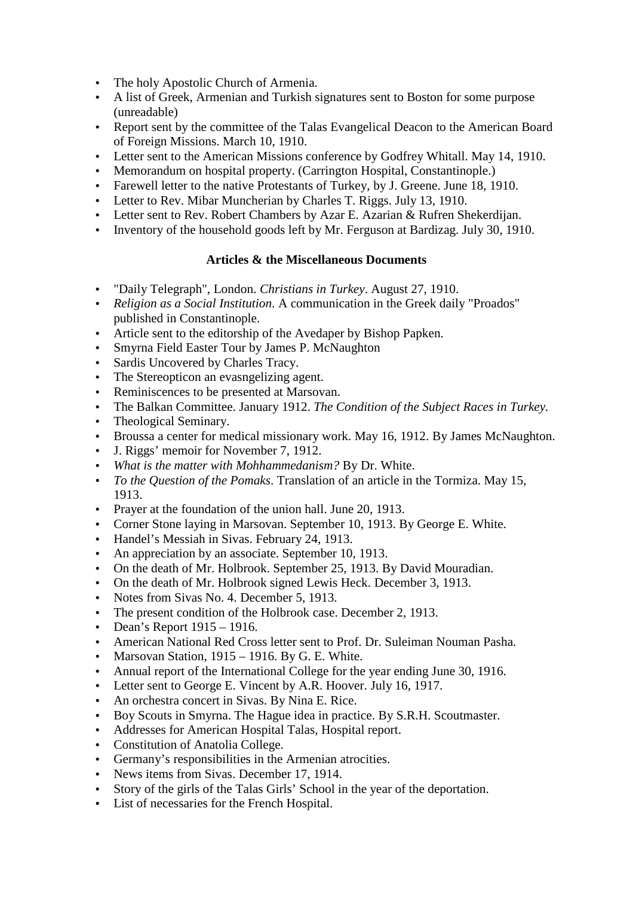- The holy Apostolic Church of Armenia.
- A list of Greek, Armenian and Turkish signatures sent to Boston for some purpose (unreadable)
- Report sent by the committee of the Talas Evangelical Deacon to the American Board of Foreign Missions. March 10, 1910.
- Letter sent to the American Missions conference by Godfrey Whitall. May 14, 1910.
- Memorandum on hospital property. (Carrington Hospital, Constantinople.)
- Farewell letter to the native Protestants of Turkey, by J. Greene. June 18, 1910.
- Letter to Rev. Mibar Muncherian by Charles T. Riggs. July 13, 1910.
- Letter sent to Rev. Robert Chambers by Azar E. Azarian & Rufren Shekerdijan.
- Inventory of the household goods left by Mr. Ferguson at Bardizag. July 30, 1910.

**Articles & the Miscellaneous Documents**

- "Daily Telegraph", London. *Christians in Turkey*. August 27, 1910.
- *Religion as a Social Institution*. A communication in the Greek daily "Proados" published in Constantinople.
- Article sent to the editorship of the Avedaper by Bishop Papken.
- Smyrna Field Easter Tour by James P. McNaughton
- Sardis Uncovered by Charles Tracy.
- The Stereopticon an evasngelizing agent.
- Reminiscences to be presented at Marsovan.
- The Balkan Committee. January 1912. *The Condition of the Subject Races in Turkey.*
- Theological Seminary.
- Broussa a center for medical missionary work. May 16, 1912. By James McNaughton.
- J. Riggs' memoir for November 7, 1912.
- *What is the matter with Mohhammedanism?* By Dr. White.
- *To the Question of the Pomaks*. Translation of an article in the Tormiza. May 15, 1913.
- Prayer at the foundation of the union hall. June 20, 1913.
- Corner Stone laying in Marsovan. September 10, 1913. By George E. White.
- Handel's Messiah in Sivas. February 24, 1913.
- An appreciation by an associate. September 10, 1913.
- On the death of Mr. Holbrook. September 25, 1913. By David Mouradian.
- On the death of Mr. Holbrook signed Lewis Heck. December 3, 1913.
- Notes from Sivas No. 4. December 5, 1913.
- The present condition of the Holbrook case. December 2, 1913.
- Dean's Report 1915 – 1916.
- American National Red Cross letter sent to Prof. Dr. Suleiman Nouman Pasha.
- Marsovan Station, 1915 – 1916. By G. E. White.
- Annual report of the International College for the year ending June 30, 1916.
- Letter sent to George E. Vincent by A.R. Hoover. July 16, 1917.
- An orchestra concert in Sivas. By Nina E. Rice.
- Boy Scouts in Smyrna. The Hague idea in practice. By S.R.H. Scoutmaster.
- Addresses for American Hospital Talas, Hospital report.
- Constitution of Anatolia College.
- Germany's responsibilities in the Armenian atrocities.
- News items from Sivas. December 17, 1914.
- Story of the girls of the Talas Girls' School in the year of the deportation.
- List of necessaries for the French Hospital.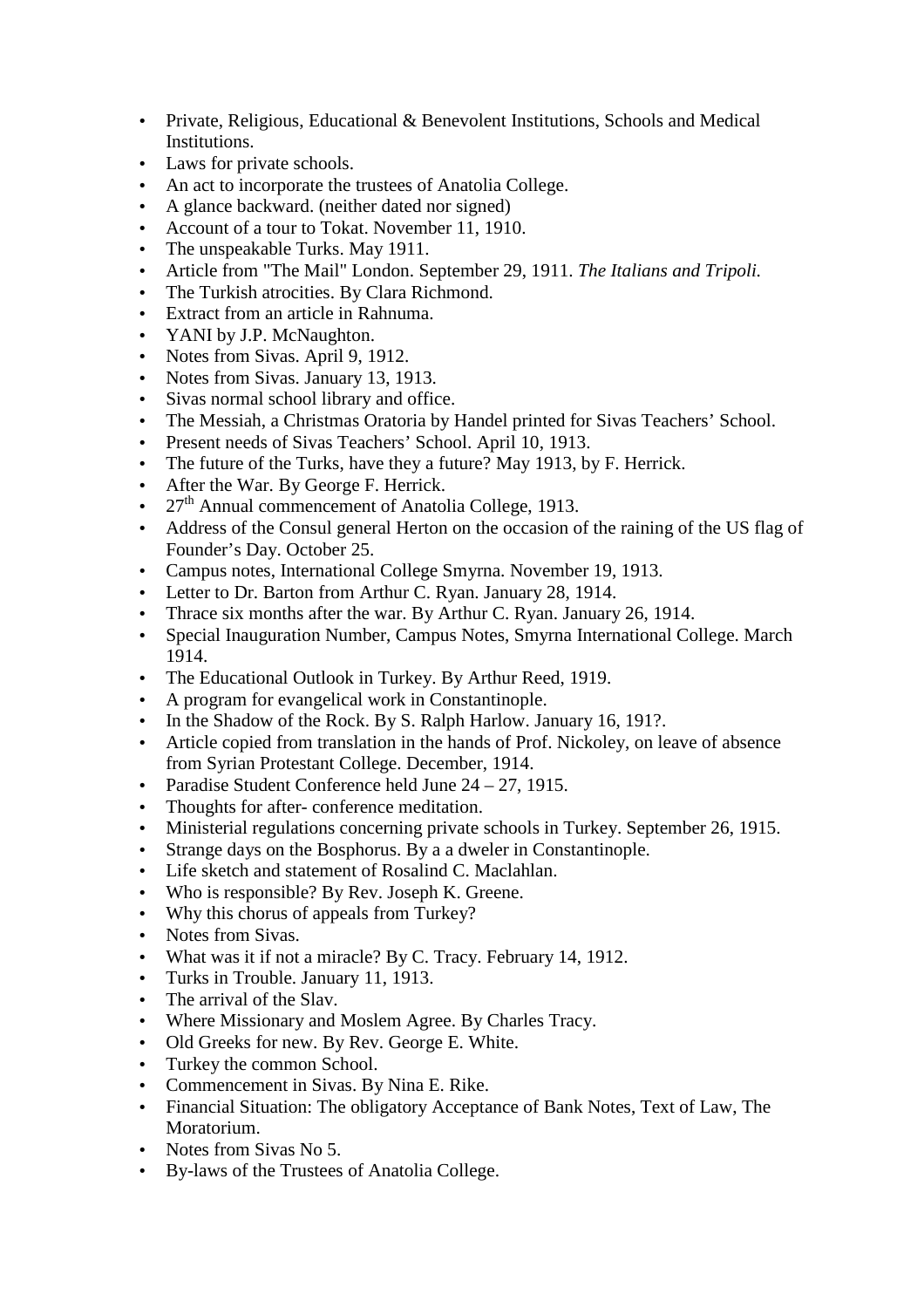- Private, Religious, Educational & Benevolent Institutions, Schools and Medical Institutions.
- Laws for private schools.
- An act to incorporate the trustees of Anatolia College.
- A glance backward. (neither dated nor signed)
- Account of a tour to Tokat. November 11, 1910.
- The unspeakable Turks. May 1911.
- Article from "The Mail" London. September 29, 1911. *The Italians and Tripoli.*
- The Turkish atrocities. By Clara Richmond.
- Extract from an article in Rahnuma.
- YANI by J.P. McNaughton.
- Notes from Sivas. April 9, 1912.
- Notes from Sivas. January 13, 1913.
- Sivas normal school library and office.
- The Messiah, a Christmas Oratoria by Handel printed for Sivas Teachers' School.
- Present needs of Sivas Teachers' School. April 10, 1913.
- The future of the Turks, have they a future? May 1913, by F. Herrick.
- After the War. By George F. Herrick.
- 27th Annual commencement of Anatolia College, 1913.
- Address of the Consul general Herton on the occasion of the raining of the US flag of Founder's Day. October 25.
- Campus notes, International College Smyrna. November 19, 1913.
- Letter to Dr. Barton from Arthur C. Ryan. January 28, 1914.
- Thrace six months after the war. By Arthur C. Ryan. January 26, 1914.
- Special Inauguration Number, Campus Notes, Smyrna International College. March 1914.
- The Educational Outlook in Turkey. By Arthur Reed, 1919.
- A program for evangelical work in Constantinople.
- In the Shadow of the Rock. By S. Ralph Harlow. January 16, 191?.
- Article copied from translation in the hands of Prof. Nickoley, on leave of absence from Syrian Protestant College. December, 1914.
- Paradise Student Conference held June 24 – 27, 1915.
- Thoughts for after- conference meditation.
- Ministerial regulations concerning private schools in Turkey. September 26, 1915.
- Strange days on the Bosphorus. By a a dweler in Constantinople.
- Life sketch and statement of Rosalind C. Maclahlan.
- Who is responsible? By Rev. Joseph K. Greene.
- Why this chorus of appeals from Turkey?
- Notes from Sivas.
- What was it if not a miracle? By C. Tracy. February 14, 1912.
- Turks in Trouble. January 11, 1913.
- The arrival of the Slav.
- Where Missionary and Moslem Agree. By Charles Tracy.
- Old Greeks for new. By Rev. George E. White.
- Turkey the common School.
- Commencement in Sivas. By Nina E. Rike.
- Financial Situation: The obligatory Acceptance of Bank Notes, Text of Law, The Moratorium.
- Notes from Sivas No 5.
- By-laws of the Trustees of Anatolia College.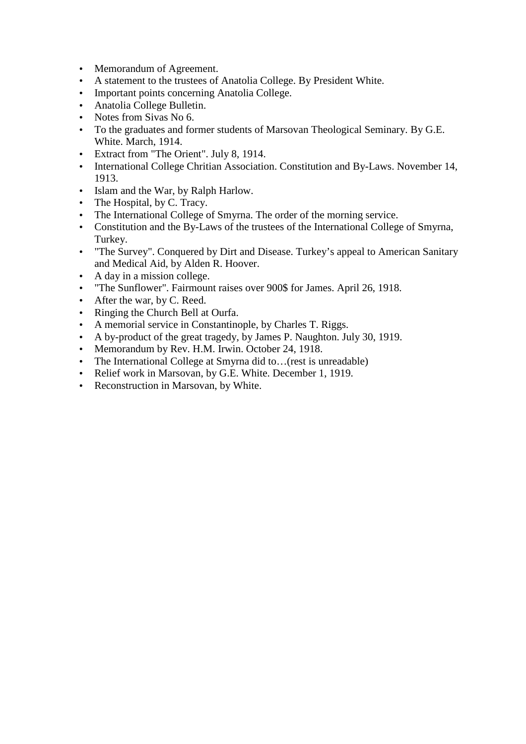- Memorandum of Agreement.
- A statement to the trustees of Anatolia College. By President White.
- Important points concerning Anatolia College.
- Anatolia College Bulletin.
- Notes from Sivas No 6.
- To the graduates and former students of Marsovan Theological Seminary. By G.E. White. March, 1914.
- Extract from "The Orient". July 8, 1914.
- International College Chritian Association. Constitution and By-Laws. November 14, 1913.
- Islam and the War, by Ralph Harlow.
- The Hospital, by C. Tracy.
- The International College of Smyrna. The order of the morning service.
- Constitution and the By-Laws of the trustees of the International College of Smyrna, Turkey.
- "The Survey". Conquered by Dirt and Disease. Turkey's appeal to American Sanitary and Medical Aid, by Alden R. Hoover.
- A day in a mission college.
- "The Sunflower". Fairmount raises over 900$ for James. April 26, 1918.
- After the war, by C. Reed.
- Ringing the Church Bell at Ourfa.
- A memorial service in Constantinople, by Charles T. Riggs.
- A by-product of the great tragedy, by James P. Naughton. July 30, 1919.
- Memorandum by Rev. H.M. Irwin. October 24, 1918.
- The International College at Smyrna did to…(rest is unreadable)
- Relief work in Marsovan, by G.E. White. December 1, 1919.
- Reconstruction in Marsovan, by White.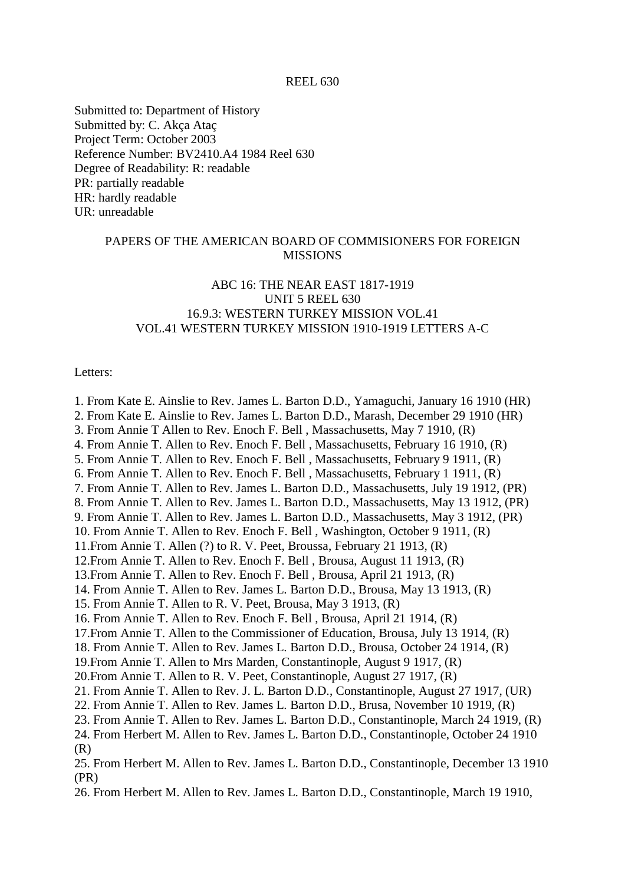REEL 630

Submitted to: Department of History
Submitted by: C. Akça Ataç
Project Term: October 2003
Reference Number: BV2410.A4 1984 Reel 630
Degree of Readability: R: readable
PR: partially readable
HR: hardly readable
UR: unreadable

PAPERS OF THE AMERICAN BOARD OF COMMISIONERS FOR FOREIGN MISSIONS

ABC 16: THE NEAR EAST 1817-1919
UNIT 5 REEL 630
16.9.3: WESTERN TURKEY MISSION VOL.41
VOL.41 WESTERN TURKEY MISSION 1910-1919 LETTERS A-C

Letters:

1. From Kate E. Ainslie to Rev. James L. Barton D.D., Yamaguchi, January 16 1910 (HR)
2. From Kate E. Ainslie to Rev. James L. Barton D.D., Marash, December 29 1910 (HR)
3. From Annie T Allen to Rev. Enoch F. Bell , Massachusetts, May 7 1910, (R)
4. From Annie T. Allen to Rev. Enoch F. Bell , Massachusetts, February 16 1910, (R)
5. From Annie T. Allen to Rev. Enoch F. Bell , Massachusetts, February 9 1911, (R)
6. From Annie T. Allen to Rev. Enoch F. Bell , Massachusetts, February 1 1911, (R)
7. From Annie T. Allen to Rev. James L. Barton D.D., Massachusetts, July 19 1912, (PR)
8. From Annie T. Allen to Rev. James L. Barton D.D., Massachusetts, May 13 1912, (PR)
9. From Annie T. Allen to Rev. James L. Barton D.D., Massachusetts, May 3 1912, (PR)
10. From Annie T. Allen to Rev. Enoch F. Bell , Washington, October 9 1911, (R)
11. From Annie T. Allen (?) to R. V. Peet, Broussa, February 21 1913, (R)
12. From Annie T. Allen to Rev. Enoch F. Bell , Brousa, August 11 1913, (R)
13. From Annie T. Allen to Rev. Enoch F. Bell , Brousa, April 21 1913, (R)
14. From Annie T. Allen to Rev. James L. Barton D.D., Brousa, May 13 1913, (R)
15. From Annie T. Allen to R. V. Peet, Brousa, May 3 1913, (R)
16. From Annie T. Allen to Rev. Enoch F. Bell , Brousa, April 21 1914, (R)
17. From Annie T. Allen to the Commissioner of Education, Brousa, July 13 1914, (R)
18. From Annie T. Allen to Rev. James L. Barton D.D., Brousa, October 24 1914, (R)
19. From Annie T. Allen to Mrs Marden, Constantinople, August 9 1917, (R)
20. From Annie T. Allen to R. V. Peet, Constantinople, August 27 1917, (R)
21. From Annie T. Allen to Rev. J. L. Barton D.D., Constantinople, August 27 1917, (UR)
22. From Annie T. Allen to Rev. James L. Barton D.D., Brusa, November 10 1919, (R)
23. From Annie T. Allen to Rev. James L. Barton D.D., Constantinople, March 24 1919, (R)
24. From Herbert M. Allen to Rev. James L. Barton D.D., Constantinople, October 24 1910 (R)
25. From Herbert M. Allen to Rev. James L. Barton D.D., Constantinople, December 13 1910 (PR)
26. From Herbert M. Allen to Rev. James L. Barton D.D., Constantinople, March 19 1910,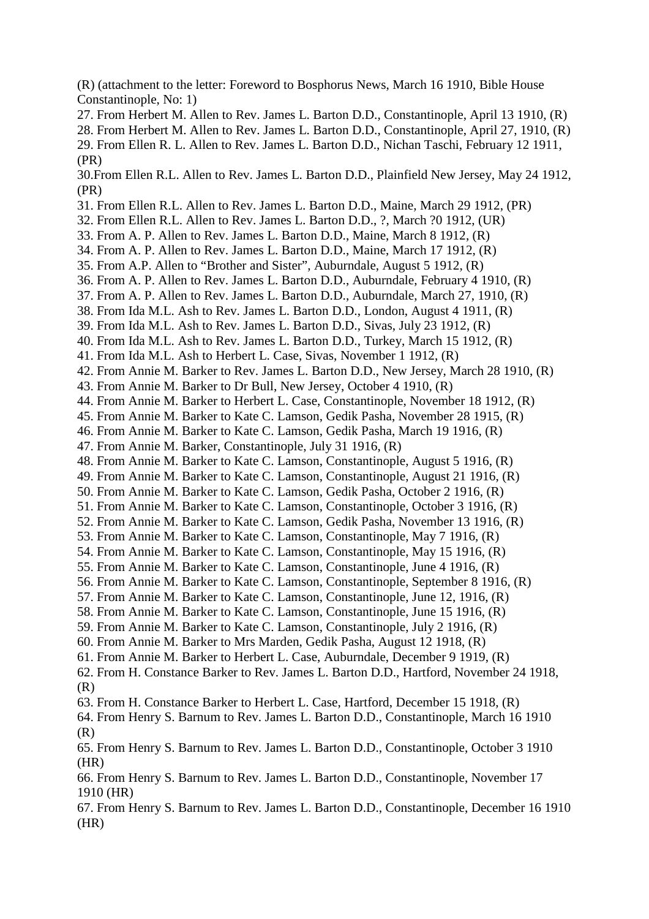(R) (attachment to the letter: Foreword to Bosphorus News, March 16 1910, Bible House Constantinople, No: 1)

27. From Herbert M. Allen to Rev. James L. Barton D.D., Constantinople, April 13 1910, (R)
28. From Herbert M. Allen to Rev. James L. Barton D.D., Constantinople, April 27, 1910, (R)
29. From Ellen R. L. Allen to Rev. James L. Barton D.D., Nichan Taschi, February 12 1911, (PR)
30. From Ellen R.L. Allen to Rev. James L. Barton D.D., Plainfield New Jersey, May 24 1912, (PR)
31. From Ellen R.L. Allen to Rev. James L. Barton D.D., Maine, March 29 1912, (PR)
32. From Ellen R.L. Allen to Rev. James L. Barton D.D., ?, March ?0 1912, (UR)
33. From A. P. Allen to Rev. James L. Barton D.D., Maine, March 8 1912, (R)
34. From A. P. Allen to Rev. James L. Barton D.D., Maine, March 17 1912, (R)
35. From A.P. Allen to "Brother and Sister", Auburndale, August 5 1912, (R)
36. From A. P. Allen to Rev. James L. Barton D.D., Auburndale, February 4 1910, (R)
37. From A. P. Allen to Rev. James L. Barton D.D., Auburndale, March 27, 1910, (R)
38. From Ida M.L. Ash to Rev. James L. Barton D.D., London, August 4 1911, (R)
39. From Ida M.L. Ash to Rev. James L. Barton D.D., Sivas, July 23 1912, (R)
40. From Ida M.L. Ash to Rev. James L. Barton D.D., Turkey, March 15 1912, (R)
41. From Ida M.L. Ash to Herbert L. Case, Sivas, November 1 1912, (R)
42. From Annie M. Barker to Rev. James L. Barton D.D., New Jersey, March 28 1910, (R)
43. From Annie M. Barker to Dr Bull, New Jersey, October 4 1910, (R)
44. From Annie M. Barker to Herbert L. Case, Constantinople, November 18 1912, (R)
45. From Annie M. Barker to Kate C. Lamson, Gedik Pasha, November 28 1915, (R)
46. From Annie M. Barker to Kate C. Lamson, Gedik Pasha, March 19 1916, (R)
47. From Annie M. Barker, Constantinople, July 31 1916, (R)
48. From Annie M. Barker to Kate C. Lamson, Constantinople, August 5 1916, (R)
49. From Annie M. Barker to Kate C. Lamson, Constantinople, August 21 1916, (R)
50. From Annie M. Barker to Kate C. Lamson, Gedik Pasha, October 2 1916, (R)
51. From Annie M. Barker to Kate C. Lamson, Constantinople, October 3 1916, (R)
52. From Annie M. Barker to Kate C. Lamson, Gedik Pasha, November 13 1916, (R)
53. From Annie M. Barker to Kate C. Lamson, Constantinople, May 7 1916, (R)
54. From Annie M. Barker to Kate C. Lamson, Constantinople, May 15 1916, (R)
55. From Annie M. Barker to Kate C. Lamson, Constantinople, June 4 1916, (R)
56. From Annie M. Barker to Kate C. Lamson, Constantinople, September 8 1916, (R)
57. From Annie M. Barker to Kate C. Lamson, Constantinople, June 12, 1916, (R)
58. From Annie M. Barker to Kate C. Lamson, Constantinople, June 15 1916, (R)
59. From Annie M. Barker to Kate C. Lamson, Constantinople, July 2 1916, (R)
60. From Annie M. Barker to Mrs Marden, Gedik Pasha, August 12 1918, (R)
61. From Annie M. Barker to Herbert L. Case, Auburndale, December 9 1919, (R)
62. From H. Constance Barker to Rev. James L. Barton D.D., Hartford, November 24 1918, (R)
63. From H. Constance Barker to Herbert L. Case, Hartford, December 15 1918, (R)
64. From Henry S. Barnum to Rev. James L. Barton D.D., Constantinople, March 16 1910 (R)
65. From Henry S. Barnum to Rev. James L. Barton D.D., Constantinople, October 3 1910 (HR)
66. From Henry S. Barnum to Rev. James L. Barton D.D., Constantinople, November 17 1910 (HR)
67. From Henry S. Barnum to Rev. James L. Barton D.D., Constantinople, December 16 1910 (HR)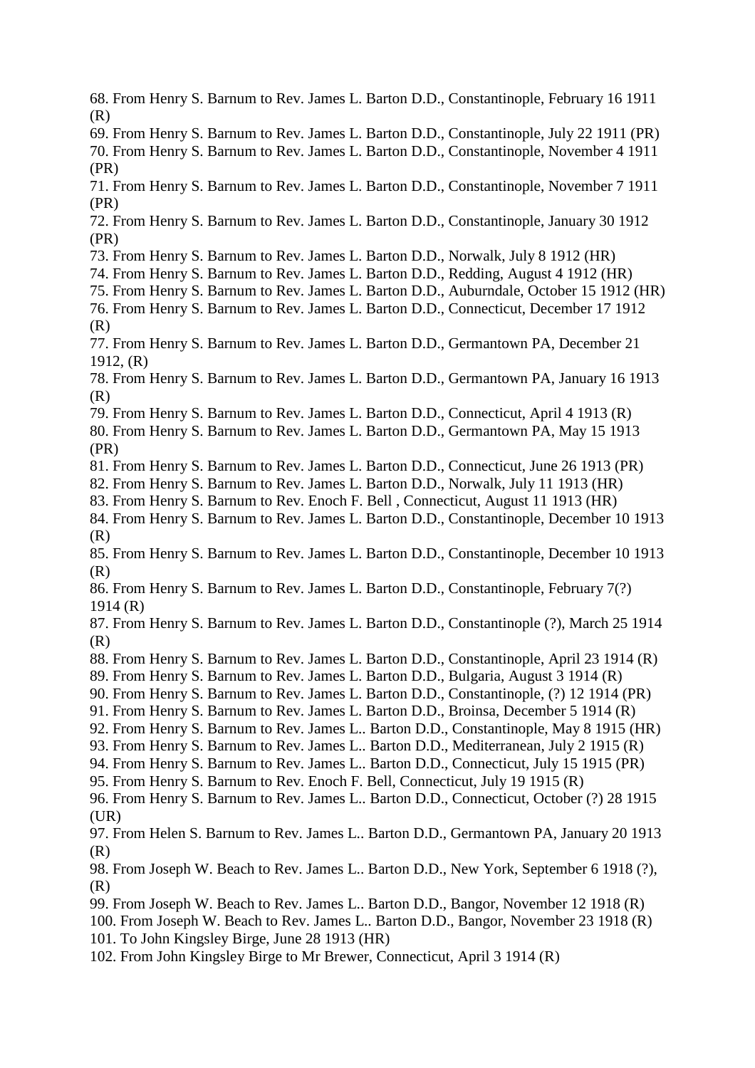68. From Henry S. Barnum to Rev. James L. Barton D.D., Constantinople, February 16 1911 (R)
69. From Henry S. Barnum to Rev. James L. Barton D.D., Constantinople, July 22 1911 (PR)
70. From Henry S. Barnum to Rev. James L. Barton D.D., Constantinople, November 4 1911 (PR)
71. From Henry S. Barnum to Rev. James L. Barton D.D., Constantinople, November 7 1911 (PR)
72. From Henry S. Barnum to Rev. James L. Barton D.D., Constantinople, January 30 1912 (PR)
73. From Henry S. Barnum to Rev. James L. Barton D.D., Norwalk, July 8 1912 (HR)
74. From Henry S. Barnum to Rev. James L. Barton D.D., Redding, August 4 1912 (HR)
75. From Henry S. Barnum to Rev. James L. Barton D.D., Auburndale, October 15 1912 (HR)
76. From Henry S. Barnum to Rev. James L. Barton D.D., Connecticut, December 17 1912 (R)
77. From Henry S. Barnum to Rev. James L. Barton D.D., Germantown PA, December 21 1912, (R)
78. From Henry S. Barnum to Rev. James L. Barton D.D., Germantown PA, January 16 1913 (R)
79. From Henry S. Barnum to Rev. James L. Barton D.D., Connecticut, April 4 1913 (R)
80. From Henry S. Barnum to Rev. James L. Barton D.D., Germantown PA, May 15 1913 (PR)
81. From Henry S. Barnum to Rev. James L. Barton D.D., Connecticut, June 26 1913 (PR)
82. From Henry S. Barnum to Rev. James L. Barton D.D., Norwalk, July 11 1913 (HR)
83. From Henry S. Barnum to Rev. Enoch F. Bell , Connecticut, August 11 1913 (HR)
84. From Henry S. Barnum to Rev. James L. Barton D.D., Constantinople, December 10 1913 (R)
85. From Henry S. Barnum to Rev. James L. Barton D.D., Constantinople, December 10 1913 (R)
86. From Henry S. Barnum to Rev. James L. Barton D.D., Constantinople, February 7(?) 1914 (R)
87. From Henry S. Barnum to Rev. James L. Barton D.D., Constantinople (?), March 25 1914 (R)
88. From Henry S. Barnum to Rev. James L. Barton D.D., Constantinople, April 23 1914 (R)
89. From Henry S. Barnum to Rev. James L. Barton D.D., Bulgaria, August 3 1914 (R)
90. From Henry S. Barnum to Rev. James L. Barton D.D., Constantinople, (?) 12 1914 (PR)
91. From Henry S. Barnum to Rev. James L. Barton D.D., Broinsa, December 5 1914 (R)
92. From Henry S. Barnum to Rev. James L.. Barton D.D., Constantinople, May 8 1915 (HR)
93. From Henry S. Barnum to Rev. James L.. Barton D.D., Mediterranean, July 2 1915 (R)
94. From Henry S. Barnum to Rev. James L.. Barton D.D., Connecticut, July 15 1915 (PR)
95. From Henry S. Barnum to Rev. Enoch F. Bell, Connecticut, July 19 1915 (R)
96. From Henry S. Barnum to Rev. James L.. Barton D.D., Connecticut, October (?) 28 1915 (UR)
97. From Helen S. Barnum to Rev. James L.. Barton D.D., Germantown PA, January 20 1913 (R)
98. From Joseph W. Beach to Rev. James L.. Barton D.D., New York, September 6 1918 (?), (R)
99. From Joseph W. Beach to Rev. James L.. Barton D.D., Bangor, November 12 1918 (R)
100. From Joseph W. Beach to Rev. James L.. Barton D.D., Bangor, November 23 1918 (R)
101. To John Kingsley Birge, June 28 1913 (HR)
102. From John Kingsley Birge to Mr Brewer, Connecticut, April 3 1914 (R)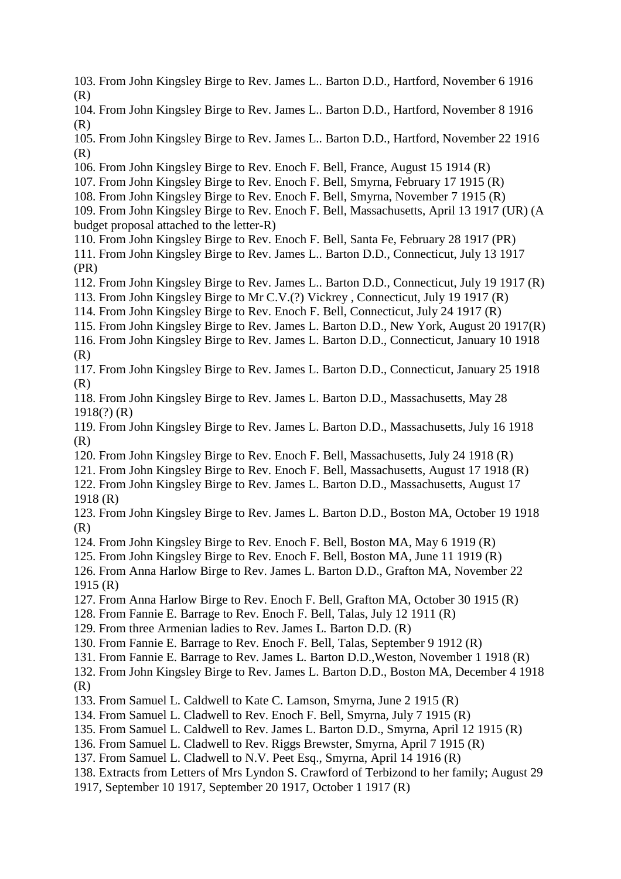103. From John Kingsley Birge to Rev. James L.. Barton D.D., Hartford, November 6 1916 (R)

104. From John Kingsley Birge to Rev. James L.. Barton D.D., Hartford, November 8 1916 (R)

105. From John Kingsley Birge to Rev. James L.. Barton D.D., Hartford, November 22 1916 (R)

106. From John Kingsley Birge to Rev. Enoch F. Bell, France, August 15 1914 (R)

107. From John Kingsley Birge to Rev. Enoch F. Bell, Smyrna, February 17 1915 (R)

108. From John Kingsley Birge to Rev. Enoch F. Bell, Smyrna, November 7 1915 (R)

109. From John Kingsley Birge to Rev. Enoch F. Bell, Massachusetts, April 13 1917 (UR) (A budget proposal attached to the letter-R)

110. From John Kingsley Birge to Rev. Enoch F. Bell, Santa Fe, February 28 1917 (PR)

111. From John Kingsley Birge to Rev. James L.. Barton D.D., Connecticut, July 13 1917 (PR)

112. From John Kingsley Birge to Rev. James L.. Barton D.D., Connecticut, July 19 1917 (R)

113. From John Kingsley Birge to Mr C.V.(?) Vickrey , Connecticut, July 19 1917 (R)

114. From John Kingsley Birge to Rev. Enoch F. Bell, Connecticut, July 24 1917 (R)

115. From John Kingsley Birge to Rev. James L. Barton D.D., New York, August 20 1917(R)

116. From John Kingsley Birge to Rev. James L. Barton D.D., Connecticut, January 10 1918 (R)

117. From John Kingsley Birge to Rev. James L. Barton D.D., Connecticut, January 25 1918 (R)

118. From John Kingsley Birge to Rev. James L. Barton D.D., Massachusetts, May 28 1918(?) (R)

119. From John Kingsley Birge to Rev. James L. Barton D.D., Massachusetts, July 16 1918 (R)

120. From John Kingsley Birge to Rev. Enoch F. Bell, Massachusetts, July 24 1918 (R)

121. From John Kingsley Birge to Rev. Enoch F. Bell, Massachusetts, August 17 1918 (R)

122. From John Kingsley Birge to Rev. James L. Barton D.D., Massachusetts, August 17 1918 (R)

123. From John Kingsley Birge to Rev. James L. Barton D.D., Boston MA, October 19 1918 (R)

124. From John Kingsley Birge to Rev. Enoch F. Bell, Boston MA, May 6 1919 (R)

125. From John Kingsley Birge to Rev. Enoch F. Bell, Boston MA, June 11 1919 (R)

126. From Anna Harlow Birge to Rev. James L. Barton D.D., Grafton MA, November 22 1915 (R)

127. From Anna Harlow Birge to Rev. Enoch F. Bell, Grafton MA, October 30 1915 (R)

128. From Fannie E. Barrage to Rev. Enoch F. Bell, Talas, July 12 1911 (R)

129. From three Armenian ladies to Rev. James L. Barton D.D. (R)

130. From Fannie E. Barrage to Rev. Enoch F. Bell, Talas, September 9 1912 (R)

131. From Fannie E. Barrage to Rev. James L. Barton D.D.,Weston, November 1 1918 (R)

132. From John Kingsley Birge to Rev. James L. Barton D.D., Boston MA, December 4 1918 (R)

133. From Samuel L. Caldwell to Kate C. Lamson, Smyrna, June 2 1915 (R)

134. From Samuel L. Cladwell to Rev. Enoch F. Bell, Smyrna, July 7 1915 (R)

135. From Samuel L. Caldwell to Rev. James L. Barton D.D., Smyrna, April 12 1915 (R)

136. From Samuel L. Cladwell to Rev. Riggs Brewster, Smyrna, April 7 1915 (R)

137. From Samuel L. Cladwell to N.V. Peet Esq., Smyrna, April 14 1916 (R)

138. Extracts from Letters of Mrs Lyndon S. Crawford of Terbizond to her family; August 29 1917, September 10 1917, September 20 1917, October 1 1917 (R)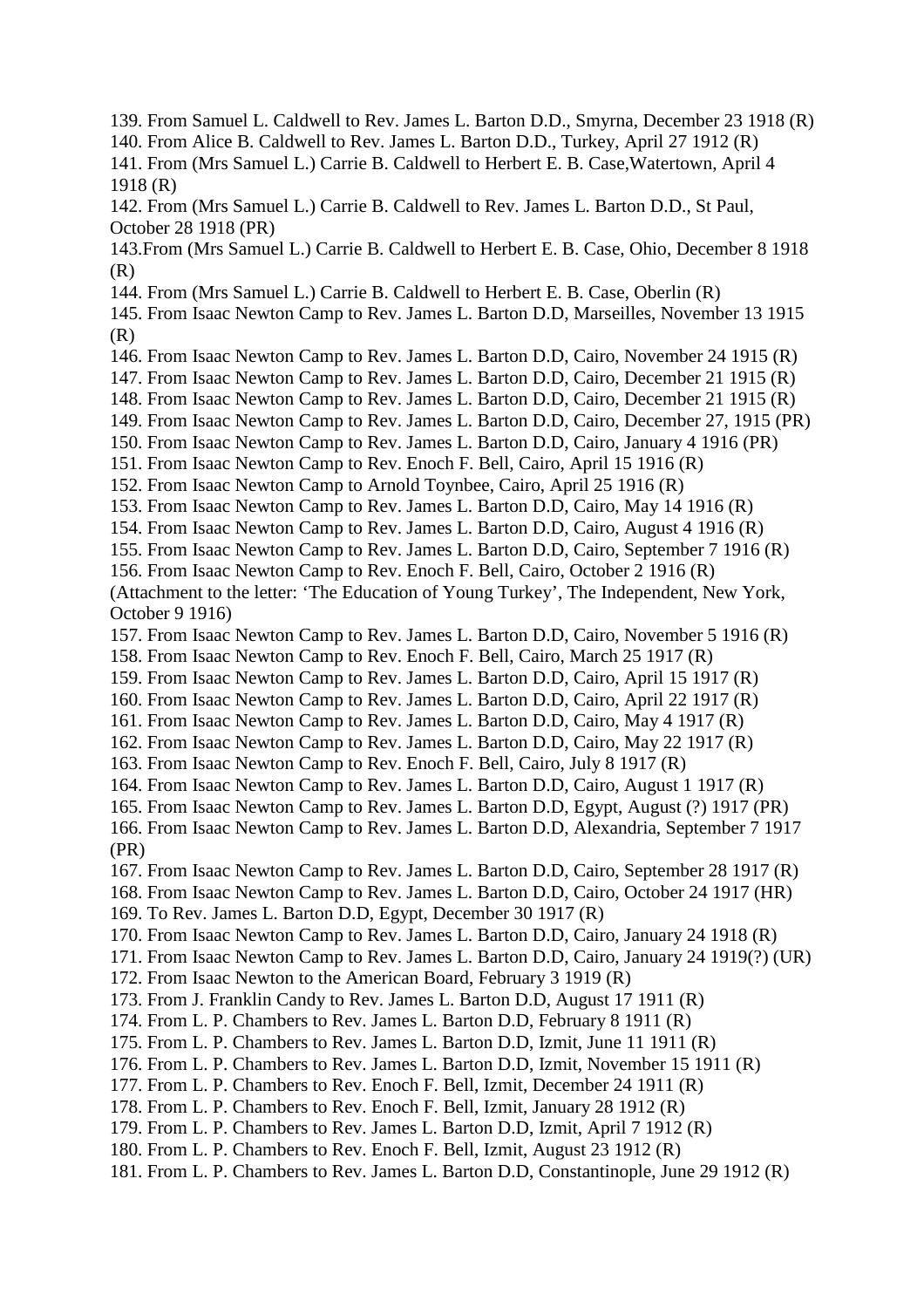139. From Samuel L. Caldwell to Rev. James L. Barton D.D., Smyrna, December 23 1918 (R)
140. From Alice B. Caldwell to Rev. James L. Barton D.D., Turkey, April 27 1912 (R)
141. From (Mrs Samuel L.) Carrie B. Caldwell to Herbert E. B. Case,Watertown, April 4 1918 (R)
142. From (Mrs Samuel L.) Carrie B. Caldwell to Rev. James L. Barton D.D., St Paul, October 28 1918 (PR)
143.From (Mrs Samuel L.) Carrie B. Caldwell to Herbert E. B. Case, Ohio, December 8 1918 (R)
144. From (Mrs Samuel L.) Carrie B. Caldwell to Herbert E. B. Case, Oberlin (R)
145. From Isaac Newton Camp to Rev. James L. Barton D.D, Marseilles, November 13 1915 (R)
146. From Isaac Newton Camp to Rev. James L. Barton D.D, Cairo, November 24 1915 (R)
147. From Isaac Newton Camp to Rev. James L. Barton D.D, Cairo, December 21 1915 (R)
148. From Isaac Newton Camp to Rev. James L. Barton D.D, Cairo, December 21 1915 (R)
149. From Isaac Newton Camp to Rev. James L. Barton D.D, Cairo, December 27, 1915 (PR)
150. From Isaac Newton Camp to Rev. James L. Barton D.D, Cairo, January 4 1916 (PR)
151. From Isaac Newton Camp to Rev. Enoch F. Bell, Cairo, April 15 1916 (R)
152. From Isaac Newton Camp to Arnold Toynbee, Cairo, April 25 1916 (R)
153. From Isaac Newton Camp to Rev. James L. Barton D.D, Cairo, May 14 1916 (R)
154. From Isaac Newton Camp to Rev. James L. Barton D.D, Cairo, August 4 1916 (R)
155. From Isaac Newton Camp to Rev. James L. Barton D.D, Cairo, September 7 1916 (R)
156. From Isaac Newton Camp to Rev. Enoch F. Bell, Cairo, October 2 1916 (R)
(Attachment to the letter: 'The Education of Young Turkey', The Independent, New York, October 9 1916)
157. From Isaac Newton Camp to Rev. James L. Barton D.D, Cairo, November 5 1916 (R)
158. From Isaac Newton Camp to Rev. Enoch F. Bell, Cairo, March 25 1917 (R)
159. From Isaac Newton Camp to Rev. James L. Barton D.D, Cairo, April 15 1917 (R)
160. From Isaac Newton Camp to Rev. James L. Barton D.D, Cairo, April 22 1917 (R)
161. From Isaac Newton Camp to Rev. James L. Barton D.D, Cairo, May 4 1917 (R)
162. From Isaac Newton Camp to Rev. James L. Barton D.D, Cairo, May 22 1917 (R)
163. From Isaac Newton Camp to Rev. Enoch F. Bell, Cairo, July 8 1917 (R)
164. From Isaac Newton Camp to Rev. James L. Barton D.D, Cairo, August 1 1917 (R)
165. From Isaac Newton Camp to Rev. James L. Barton D.D, Egypt, August (?) 1917 (PR)
166. From Isaac Newton Camp to Rev. James L. Barton D.D, Alexandria, September 7 1917 (PR)
167. From Isaac Newton Camp to Rev. James L. Barton D.D, Cairo, September 28 1917 (R)
168. From Isaac Newton Camp to Rev. James L. Barton D.D, Cairo, October 24 1917 (HR)
169. To Rev. James L. Barton D.D, Egypt, December 30 1917 (R)
170. From Isaac Newton Camp to Rev. James L. Barton D.D, Cairo, January 24 1918 (R)
171. From Isaac Newton Camp to Rev. James L. Barton D.D, Cairo, January 24 1919(?) (UR)
172. From Isaac Newton to the American Board, February 3 1919 (R)
173. From J. Franklin Candy to Rev. James L. Barton D.D, August 17 1911 (R)
174. From L. P. Chambers to Rev. James L. Barton D.D, February 8 1911 (R)
175. From L. P. Chambers to Rev. James L. Barton D.D, Izmit, June 11 1911 (R)
176. From L. P. Chambers to Rev. James L. Barton D.D, Izmit, November 15 1911 (R)
177. From L. P. Chambers to Rev. Enoch F. Bell, Izmit, December 24 1911 (R)
178. From L. P. Chambers to Rev. Enoch F. Bell, Izmit, January 28 1912 (R)
179. From L. P. Chambers to Rev. James L. Barton D.D, Izmit, April 7 1912 (R)
180. From L. P. Chambers to Rev. Enoch F. Bell, Izmit, August 23 1912 (R)
181. From L. P. Chambers to Rev. James L. Barton D.D, Constantinople, June 29 1912 (R)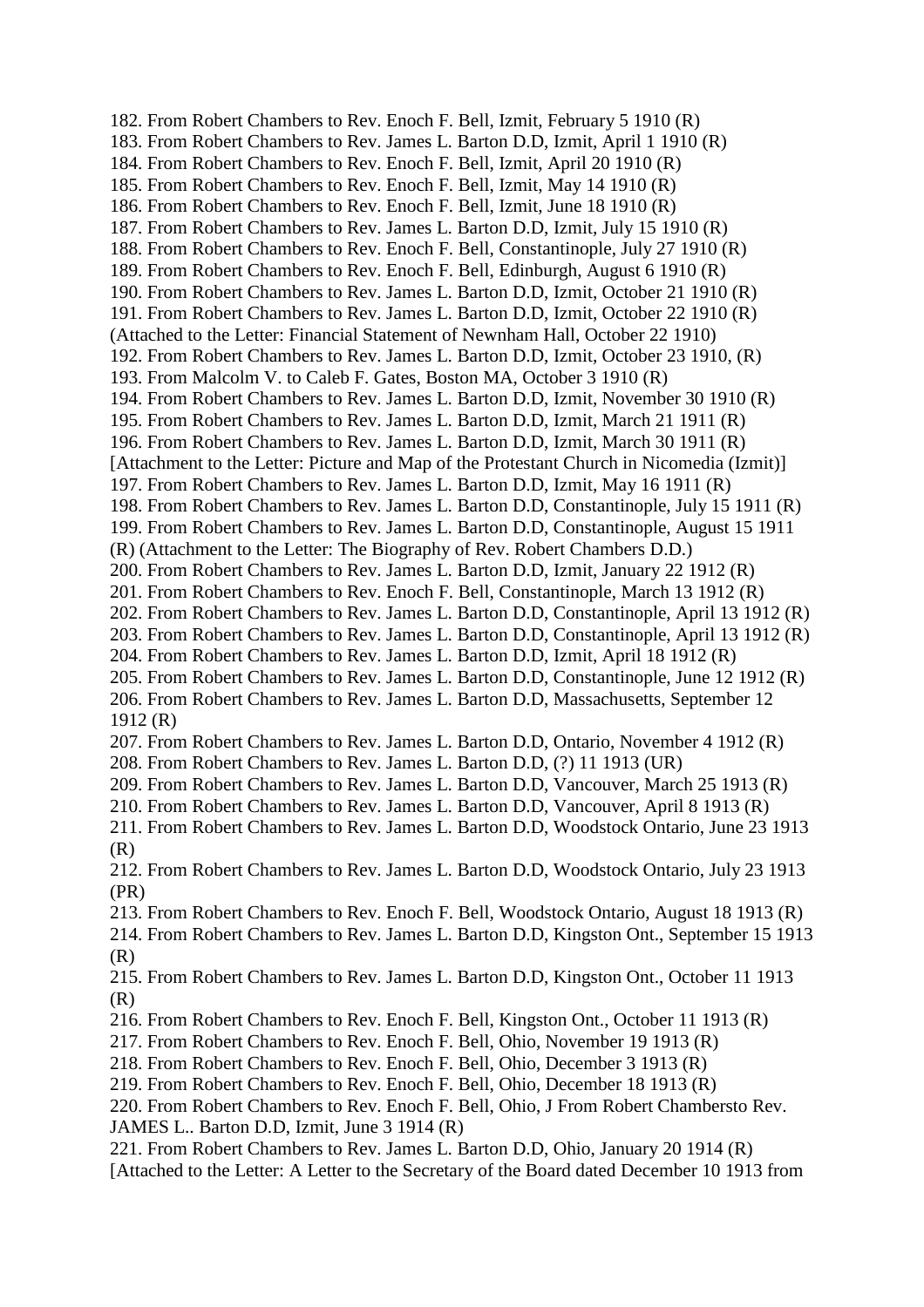182. From Robert Chambers to Rev. Enoch F. Bell, Izmit, February 5 1910 (R)
183. From Robert Chambers to Rev. James L. Barton D.D, Izmit, April 1 1910 (R)
184. From Robert Chambers to Rev. Enoch F. Bell, Izmit, April 20 1910 (R)
185. From Robert Chambers to Rev. Enoch F. Bell, Izmit, May 14 1910 (R)
186. From Robert Chambers to Rev. Enoch F. Bell, Izmit, June 18 1910 (R)
187. From Robert Chambers to Rev. James L. Barton D.D, Izmit, July 15 1910 (R)
188. From Robert Chambers to Rev. Enoch F. Bell, Constantinople, July 27 1910 (R)
189. From Robert Chambers to Rev. Enoch F. Bell, Edinburgh, August 6 1910 (R)
190. From Robert Chambers to Rev. James L. Barton D.D, Izmit, October 21 1910 (R)
191. From Robert Chambers to Rev. James L. Barton D.D, Izmit, October 22 1910 (R)
(Attached to the Letter: Financial Statement of Newnham Hall, October 22 1910)
192. From Robert Chambers to Rev. James L. Barton D.D, Izmit, October 23 1910, (R)
193. From Malcolm V. to Caleb F. Gates, Boston MA, October 3 1910 (R)
194. From Robert Chambers to Rev. James L. Barton D.D, Izmit, November 30 1910 (R)
195. From Robert Chambers to Rev. James L. Barton D.D, Izmit, March 21 1911 (R)
196. From Robert Chambers to Rev. James L. Barton D.D, Izmit, March 30 1911 (R)
[Attachment to the Letter: Picture and Map of the Protestant Church in Nicomedia (Izmit)]
197. From Robert Chambers to Rev. James L. Barton D.D, Izmit, May 16 1911 (R)
198. From Robert Chambers to Rev. James L. Barton D.D, Constantinople, July 15 1911 (R)
199. From Robert Chambers to Rev. James L. Barton D.D, Constantinople, August 15 1911 (R) (Attachment to the Letter: The Biography of Rev. Robert Chambers D.D.)
200. From Robert Chambers to Rev. James L. Barton D.D, Izmit, January 22 1912 (R)
201. From Robert Chambers to Rev. Enoch F. Bell, Constantinople, March 13 1912 (R)
202. From Robert Chambers to Rev. James L. Barton D.D, Constantinople, April 13 1912 (R)
203. From Robert Chambers to Rev. James L. Barton D.D, Constantinople, April 13 1912 (R)
204. From Robert Chambers to Rev. James L. Barton D.D, Izmit, April 18 1912 (R)
205. From Robert Chambers to Rev. James L. Barton D.D, Constantinople, June 12 1912 (R)
206. From Robert Chambers to Rev. James L. Barton D.D, Massachusetts, September 12 1912 (R)
207. From Robert Chambers to Rev. James L. Barton D.D, Ontario, November 4 1912 (R)
208. From Robert Chambers to Rev. James L. Barton D.D, (?) 11 1913 (UR)
209. From Robert Chambers to Rev. James L. Barton D.D, Vancouver, March 25 1913 (R)
210. From Robert Chambers to Rev. James L. Barton D.D, Vancouver, April 8 1913 (R)
211. From Robert Chambers to Rev. James L. Barton D.D, Woodstock Ontario, June 23 1913 (R)
212. From Robert Chambers to Rev. James L. Barton D.D, Woodstock Ontario, July 23 1913 (PR)
213. From Robert Chambers to Rev. Enoch F. Bell, Woodstock Ontario, August 18 1913 (R)
214. From Robert Chambers to Rev. James L. Barton D.D, Kingston Ont., September 15 1913 (R)
215. From Robert Chambers to Rev. James L. Barton D.D, Kingston Ont., October 11 1913 (R)
216. From Robert Chambers to Rev. Enoch F. Bell, Kingston Ont., October 11 1913 (R)
217. From Robert Chambers to Rev. Enoch F. Bell, Ohio, November 19 1913 (R)
218. From Robert Chambers to Rev. Enoch F. Bell, Ohio, December 3 1913 (R)
219. From Robert Chambers to Rev. Enoch F. Bell, Ohio, December 18 1913 (R)
220. From Robert Chambers to Rev. Enoch F. Bell, Ohio, J From Robert Chambersto Rev. JAMES L.. Barton D.D, Izmit, June 3 1914 (R)
221. From Robert Chambers to Rev. James L. Barton D.D, Ohio, January 20 1914 (R)
[Attached to the Letter: A Letter to the Secretary of the Board dated December 10 1913 from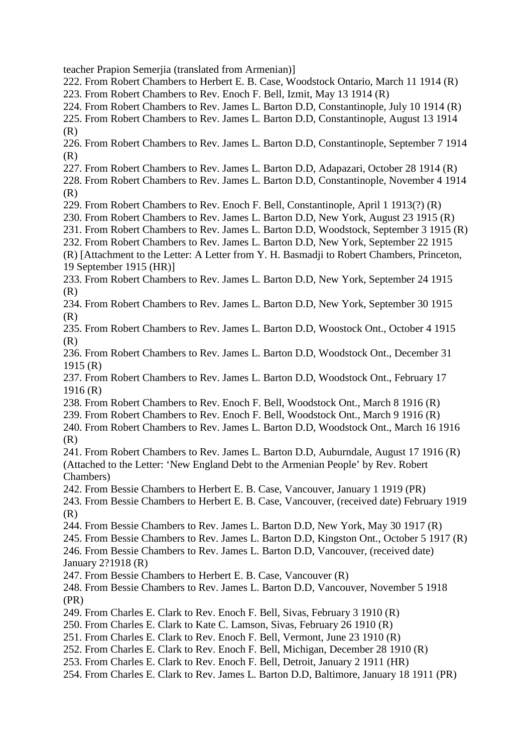teacher Prapion Semerjia (translated from Armenian)]

222. From Robert Chambers to Herbert E. B. Case, Woodstock Ontario, March 11 1914 (R)
223. From Robert Chambers to Rev. Enoch F. Bell, Izmit, May 13 1914 (R)
224. From Robert Chambers to Rev. James L. Barton D.D, Constantinople, July 10 1914 (R)
225. From Robert Chambers to Rev. James L. Barton D.D, Constantinople, August 13 1914 (R)
226. From Robert Chambers to Rev. James L. Barton D.D, Constantinople, September 7 1914 (R)
227. From Robert Chambers to Rev. James L. Barton D.D, Adapazari, October 28 1914 (R)
228. From Robert Chambers to Rev. James L. Barton D.D, Constantinople, November 4 1914 (R)
229. From Robert Chambers to Rev. Enoch F. Bell, Constantinople, April 1 1913(?) (R)
230. From Robert Chambers to Rev. James L. Barton D.D, New York, August 23 1915 (R)
231. From Robert Chambers to Rev. James L. Barton D.D, Woodstock, September 3 1915 (R)
232. From Robert Chambers to Rev. James L. Barton D.D, New York, September 22 1915 (R) [Attachment to the Letter: A Letter from Y. H. Basmadji to Robert Chambers, Princeton, 19 September 1915 (HR)]
233. From Robert Chambers to Rev. James L. Barton D.D, New York, September 24 1915 (R)
234. From Robert Chambers to Rev. James L. Barton D.D, New York, September 30 1915 (R)
235. From Robert Chambers to Rev. James L. Barton D.D, Woostock Ont., October 4 1915 (R)
236. From Robert Chambers to Rev. James L. Barton D.D, Woodstock Ont., December 31 1915 (R)
237. From Robert Chambers to Rev. James L. Barton D.D, Woodstock Ont., February 17 1916 (R)
238. From Robert Chambers to Rev. Enoch F. Bell, Woodstock Ont., March 8 1916 (R)
239. From Robert Chambers to Rev. Enoch F. Bell, Woodstock Ont., March 9 1916 (R)
240. From Robert Chambers to Rev. James L. Barton D.D, Woodstock Ont., March 16 1916 (R)
241. From Robert Chambers to Rev. James L. Barton D.D, Auburndale, August 17 1916 (R) (Attached to the Letter: 'New England Debt to the Armenian People' by Rev. Robert Chambers)
242. From Bessie Chambers to Herbert E. B. Case, Vancouver, January 1 1919 (PR)
243. From Bessie Chambers to Herbert E. B. Case, Vancouver, (received date) February 1919 (R)
244. From Bessie Chambers to Rev. James L. Barton D.D, New York, May 30 1917 (R)
245. From Bessie Chambers to Rev. James L. Barton D.D, Kingston Ont., October 5 1917 (R)
246. From Bessie Chambers to Rev. James L. Barton D.D, Vancouver, (received date) January 2?1918 (R)
247. From Bessie Chambers to Herbert E. B. Case, Vancouver (R)
248. From Bessie Chambers to Rev. James L. Barton D.D, Vancouver, November 5 1918 (PR)
249. From Charles E. Clark to Rev. Enoch F. Bell, Sivas, February 3 1910 (R)
250. From Charles E. Clark to Kate C. Lamson, Sivas, February 26 1910 (R)
251. From Charles E. Clark to Rev. Enoch F. Bell, Vermont, June 23 1910 (R)
252. From Charles E. Clark to Rev. Enoch F. Bell, Michigan, December 28 1910 (R)
253. From Charles E. Clark to Rev. Enoch F. Bell, Detroit, January 2 1911 (HR)
254. From Charles E. Clark to Rev. James L. Barton D.D, Baltimore, January 18 1911 (PR)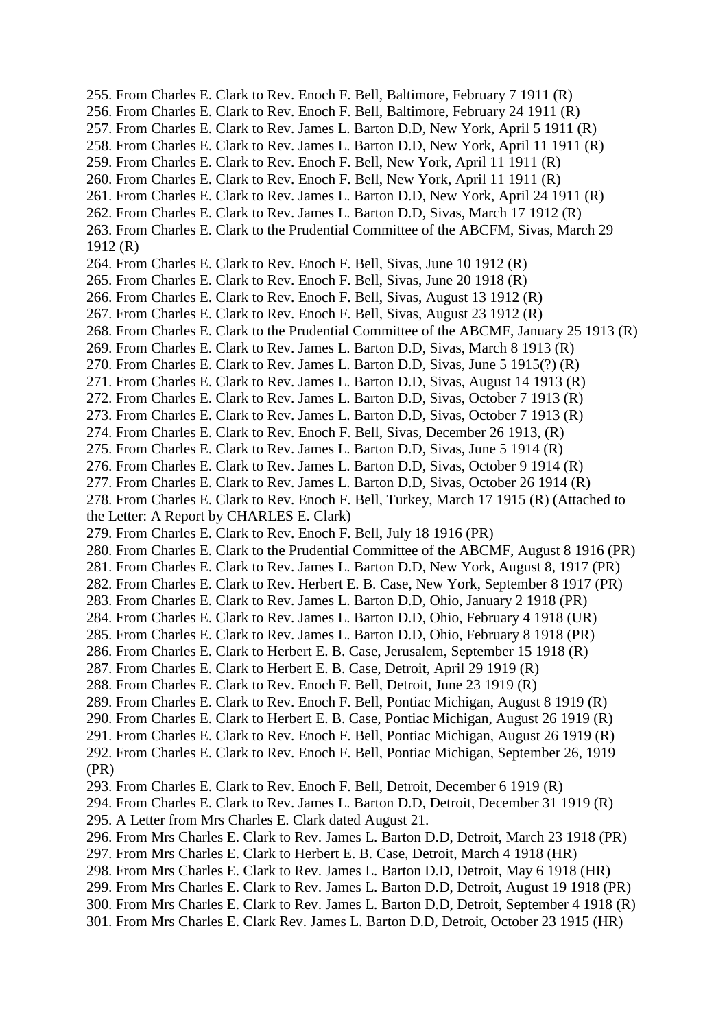255. From Charles E. Clark to Rev. Enoch F. Bell, Baltimore, February 7 1911 (R)
256. From Charles E. Clark to Rev. Enoch F. Bell, Baltimore, February 24 1911 (R)
257. From Charles E. Clark to Rev. James L. Barton D.D, New York, April 5 1911 (R)
258. From Charles E. Clark to Rev. James L. Barton D.D, New York, April 11 1911 (R)
259. From Charles E. Clark to Rev. Enoch F. Bell, New York, April 11 1911 (R)
260. From Charles E. Clark to Rev. Enoch F. Bell, New York, April 11 1911 (R)
261. From Charles E. Clark to Rev. James L. Barton D.D, New York, April 24 1911 (R)
262. From Charles E. Clark to Rev. James L. Barton D.D, Sivas, March 17 1912 (R)
263. From Charles E. Clark to the Prudential Committee of the ABCFM, Sivas, March 29 1912 (R)
264. From Charles E. Clark to Rev. Enoch F. Bell, Sivas, June 10 1912 (R)
265. From Charles E. Clark to Rev. Enoch F. Bell, Sivas, June 20 1918 (R)
266. From Charles E. Clark to Rev. Enoch F. Bell, Sivas, August 13 1912 (R)
267. From Charles E. Clark to Rev. Enoch F. Bell, Sivas, August 23 1912 (R)
268. From Charles E. Clark to the Prudential Committee of the ABCMF, January 25 1913 (R)
269. From Charles E. Clark to Rev. James L. Barton D.D, Sivas, March 8 1913 (R)
270. From Charles E. Clark to Rev. James L. Barton D.D, Sivas, June 5 1915(?) (R)
271. From Charles E. Clark to Rev. James L. Barton D.D, Sivas, August 14 1913 (R)
272. From Charles E. Clark to Rev. James L. Barton D.D, Sivas, October 7 1913 (R)
273. From Charles E. Clark to Rev. James L. Barton D.D, Sivas, October 7 1913 (R)
274. From Charles E. Clark to Rev. Enoch F. Bell, Sivas, December 26 1913, (R)
275. From Charles E. Clark to Rev. James L. Barton D.D, Sivas, June 5 1914 (R)
276. From Charles E. Clark to Rev. James L. Barton D.D, Sivas, October 9 1914 (R)
277. From Charles E. Clark to Rev. James L. Barton D.D, Sivas, October 26 1914 (R)
278. From Charles E. Clark to Rev. Enoch F. Bell, Turkey, March 17 1915 (R) (Attached to the Letter: A Report by CHARLES E. Clark)
279. From Charles E. Clark to Rev. Enoch F. Bell, July 18 1916 (PR)
280. From Charles E. Clark to the Prudential Committee of the ABCMF, August 8 1916 (PR)
281. From Charles E. Clark to Rev. James L. Barton D.D, New York, August 8, 1917 (PR)
282. From Charles E. Clark to Rev. Herbert E. B. Case, New York, September 8 1917 (PR)
283. From Charles E. Clark to Rev. James L. Barton D.D, Ohio, January 2 1918 (PR)
284. From Charles E. Clark to Rev. James L. Barton D.D, Ohio, February 4 1918 (UR)
285. From Charles E. Clark to Rev. James L. Barton D.D, Ohio, February 8 1918 (PR)
286. From Charles E. Clark to Herbert E. B. Case, Jerusalem, September 15 1918 (R)
287. From Charles E. Clark to Herbert E. B. Case, Detroit, April 29 1919 (R)
288. From Charles E. Clark to Rev. Enoch F. Bell, Detroit, June 23 1919 (R)
289. From Charles E. Clark to Rev. Enoch F. Bell, Pontiac Michigan, August 8 1919 (R)
290. From Charles E. Clark to Herbert E. B. Case, Pontiac Michigan, August 26 1919 (R)
291. From Charles E. Clark to Rev. Enoch F. Bell, Pontiac Michigan, August 26 1919 (R)
292. From Charles E. Clark to Rev. Enoch F. Bell, Pontiac Michigan, September 26, 1919 (PR)
293. From Charles E. Clark to Rev. Enoch F. Bell, Detroit, December 6 1919 (R)
294. From Charles E. Clark to Rev. James L. Barton D.D, Detroit, December 31 1919 (R)
295. A Letter from Mrs Charles E. Clark dated August 21.
296. From Mrs Charles E. Clark to Rev. James L. Barton D.D, Detroit, March 23 1918 (PR)
297. From Mrs Charles E. Clark to Herbert E. B. Case, Detroit, March 4 1918 (HR)
298. From Mrs Charles E. Clark to Rev. James L. Barton D.D, Detroit, May 6 1918 (HR)
299. From Mrs Charles E. Clark to Rev. James L. Barton D.D, Detroit, August 19 1918 (PR)
300. From Mrs Charles E. Clark to Rev. James L. Barton D.D, Detroit, September 4 1918 (R)
301. From Mrs Charles E. Clark Rev. James L. Barton D.D, Detroit, October 23 1915 (HR)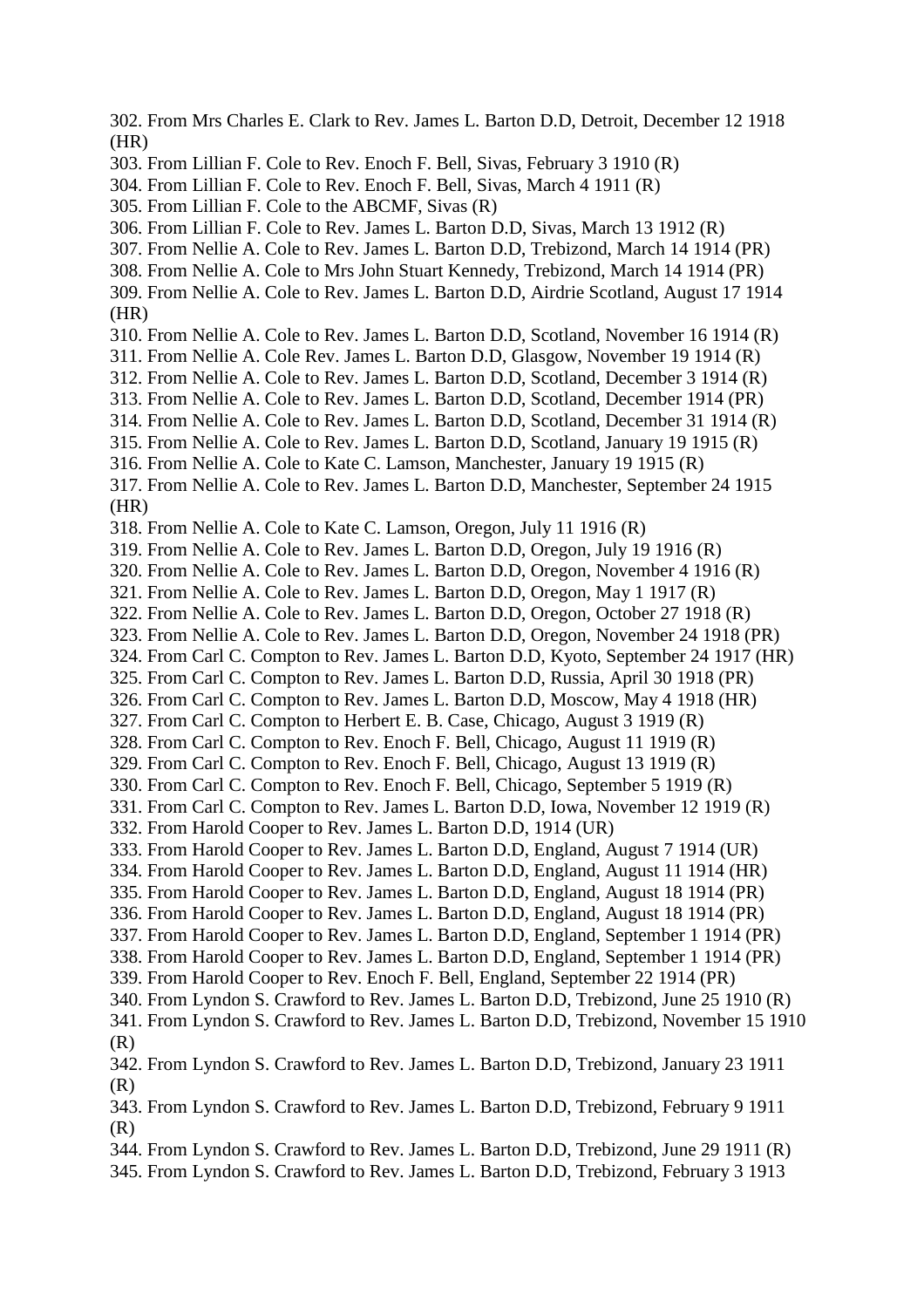302. From Mrs Charles E. Clark to Rev. James L. Barton D.D, Detroit, December 12 1918 (HR)
303. From Lillian F. Cole to Rev. Enoch F. Bell, Sivas, February 3 1910 (R)
304. From Lillian F. Cole to Rev. Enoch F. Bell, Sivas, March 4 1911 (R)
305. From Lillian F. Cole to the ABCMF, Sivas (R)
306. From Lillian F. Cole to Rev. James L. Barton D.D, Sivas, March 13 1912 (R)
307. From Nellie A. Cole to Rev. James L. Barton D.D, Trebizond, March 14 1914 (PR)
308. From Nellie A. Cole to Mrs John Stuart Kennedy, Trebizond, March 14 1914 (PR)
309. From Nellie A. Cole to Rev. James L. Barton D.D, Airdrie Scotland, August 17 1914 (HR)
310. From Nellie A. Cole to Rev. James L. Barton D.D, Scotland, November 16 1914 (R)
311. From Nellie A. Cole Rev. James L. Barton D.D, Glasgow, November 19 1914 (R)
312. From Nellie A. Cole to Rev. James L. Barton D.D, Scotland, December 3 1914 (R)
313. From Nellie A. Cole to Rev. James L. Barton D.D, Scotland, December 1914 (PR)
314. From Nellie A. Cole to Rev. James L. Barton D.D, Scotland, December 31 1914 (R)
315. From Nellie A. Cole to Rev. James L. Barton D.D, Scotland, January 19 1915 (R)
316. From Nellie A. Cole to Kate C. Lamson, Manchester, January 19 1915 (R)
317. From Nellie A. Cole to Rev. James L. Barton D.D, Manchester, September 24 1915 (HR)
318. From Nellie A. Cole to Kate C. Lamson, Oregon, July 11 1916 (R)
319. From Nellie A. Cole to Rev. James L. Barton D.D, Oregon, July 19 1916 (R)
320. From Nellie A. Cole to Rev. James L. Barton D.D, Oregon, November 4 1916 (R)
321. From Nellie A. Cole to Rev. James L. Barton D.D, Oregon, May 1 1917 (R)
322. From Nellie A. Cole to Rev. James L. Barton D.D, Oregon, October 27 1918 (R)
323. From Nellie A. Cole to Rev. James L. Barton D.D, Oregon, November 24 1918 (PR)
324. From Carl C. Compton to Rev. James L. Barton D.D, Kyoto, September 24 1917 (HR)
325. From Carl C. Compton to Rev. James L. Barton D.D, Russia, April 30 1918 (PR)
326. From Carl C. Compton to Rev. James L. Barton D.D, Moscow, May 4 1918 (HR)
327. From Carl C. Compton to Herbert E. B. Case, Chicago, August 3 1919 (R)
328. From Carl C. Compton to Rev. Enoch F. Bell, Chicago, August 11 1919 (R)
329. From Carl C. Compton to Rev. Enoch F. Bell, Chicago, August 13 1919 (R)
330. From Carl C. Compton to Rev. Enoch F. Bell, Chicago, September 5 1919 (R)
331. From Carl C. Compton to Rev. James L. Barton D.D, Iowa, November 12 1919 (R)
332. From Harold Cooper to Rev. James L. Barton D.D, 1914 (UR)
333. From Harold Cooper to Rev. James L. Barton D.D, England, August 7 1914 (UR)
334. From Harold Cooper to Rev. James L. Barton D.D, England, August 11 1914 (HR)
335. From Harold Cooper to Rev. James L. Barton D.D, England, August 18 1914 (PR)
336. From Harold Cooper to Rev. James L. Barton D.D, England, August 18 1914 (PR)
337. From Harold Cooper to Rev. James L. Barton D.D, England, September 1 1914 (PR)
338. From Harold Cooper to Rev. James L. Barton D.D, England, September 1 1914 (PR)
339. From Harold Cooper to Rev. Enoch F. Bell, England, September 22 1914 (PR)
340. From Lyndon S. Crawford to Rev. James L. Barton D.D, Trebizond, June 25 1910 (R)
341. From Lyndon S. Crawford to Rev. James L. Barton D.D, Trebizond, November 15 1910 (R)
342. From Lyndon S. Crawford to Rev. James L. Barton D.D, Trebizond, January 23 1911 (R)
343. From Lyndon S. Crawford to Rev. James L. Barton D.D, Trebizond, February 9 1911 (R)
344. From Lyndon S. Crawford to Rev. James L. Barton D.D, Trebizond, June 29 1911 (R)
345. From Lyndon S. Crawford to Rev. James L. Barton D.D, Trebizond, February 3 1913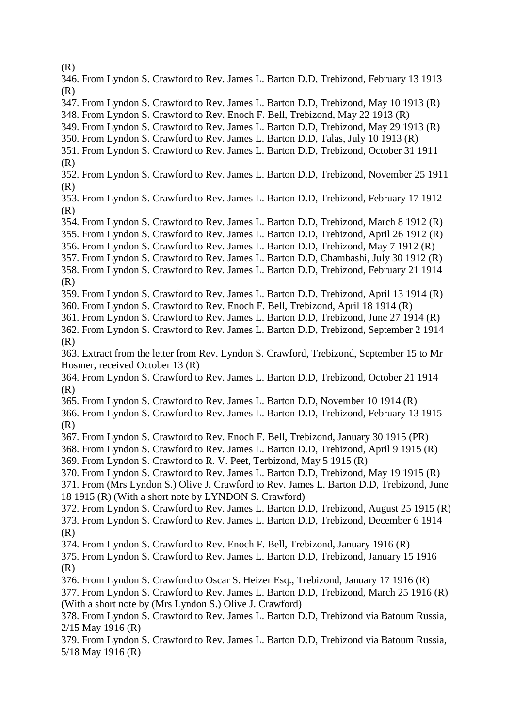(R)

346. From Lyndon S. Crawford to Rev. James L. Barton D.D, Trebizond, February 13 1913 (R)

347. From Lyndon S. Crawford to Rev. James L. Barton D.D, Trebizond, May 10 1913 (R)

348. From Lyndon S. Crawford to Rev. Enoch F. Bell, Trebizond, May 22 1913 (R)

349. From Lyndon S. Crawford to Rev. James L. Barton D.D, Trebizond, May 29 1913 (R)

350. From Lyndon S. Crawford to Rev. James L. Barton D.D, Talas, July 10 1913 (R)

351. From Lyndon S. Crawford to Rev. James L. Barton D.D, Trebizond, October 31 1911 (R)

352. From Lyndon S. Crawford to Rev. James L. Barton D.D, Trebizond, November 25 1911 (R)

353. From Lyndon S. Crawford to Rev. James L. Barton D.D, Trebizond, February 17 1912 (R)

354. From Lyndon S. Crawford to Rev. James L. Barton D.D, Trebizond, March 8 1912 (R)

355. From Lyndon S. Crawford to Rev. James L. Barton D.D, Trebizond, April 26 1912 (R)

356. From Lyndon S. Crawford to Rev. James L. Barton D.D, Trebizond, May 7 1912 (R)

357. From Lyndon S. Crawford to Rev. James L. Barton D.D, Chambashi, July 30 1912 (R)

358. From Lyndon S. Crawford to Rev. James L. Barton D.D, Trebizond, February 21 1914 (R)

359. From Lyndon S. Crawford to Rev. James L. Barton D.D, Trebizond, April 13 1914 (R)

360. From Lyndon S. Crawford to Rev. Enoch F. Bell, Trebizond, April 18 1914 (R)

361. From Lyndon S. Crawford to Rev. James L. Barton D.D, Trebizond, June 27 1914 (R)

362. From Lyndon S. Crawford to Rev. James L. Barton D.D, Trebizond, September 2 1914 (R)

363. Extract from the letter from Rev. Lyndon S. Crawford, Trebizond, September 15 to Mr Hosmer, received October 13 (R)

364. From Lyndon S. Crawford to Rev. James L. Barton D.D, Trebizond, October 21 1914 (R)

365. From Lyndon S. Crawford to Rev. James L. Barton D.D, November 10 1914 (R)

366. From Lyndon S. Crawford to Rev. James L. Barton D.D, Trebizond, February 13 1915 (R)

367. From Lyndon S. Crawford to Rev. Enoch F. Bell, Trebizond, January 30 1915 (PR)

368. From Lyndon S. Crawford to Rev. James L. Barton D.D, Trebizond, April 9 1915 (R)

369. From Lyndon S. Crawford to R. V. Peet, Terbizond, May 5 1915 (R)

370. From Lyndon S. Crawford to Rev. James L. Barton D.D, Trebizond, May 19 1915 (R)

371. From (Mrs Lyndon S.) Olive J. Crawford to Rev. James L. Barton D.D, Trebizond, June 18 1915 (R) (With a short note by LYNDON S. Crawford)

372. From Lyndon S. Crawford to Rev. James L. Barton D.D, Trebizond, August 25 1915 (R)

373. From Lyndon S. Crawford to Rev. James L. Barton D.D, Trebizond, December 6 1914 (R)

374. From Lyndon S. Crawford to Rev. Enoch F. Bell, Trebizond, January 1916 (R)

375. From Lyndon S. Crawford to Rev. James L. Barton D.D, Trebizond, January 15 1916 (R)

376. From Lyndon S. Crawford to Oscar S. Heizer Esq., Trebizond, January 17 1916 (R)

377. From Lyndon S. Crawford to Rev. James L. Barton D.D, Trebizond, March 25 1916 (R) (With a short note by (Mrs Lyndon S.) Olive J. Crawford)

378. From Lyndon S. Crawford to Rev. James L. Barton D.D, Trebizond via Batoum Russia, 2/15 May 1916 (R)

379. From Lyndon S. Crawford to Rev. James L. Barton D.D, Trebizond via Batoum Russia, 5/18 May 1916 (R)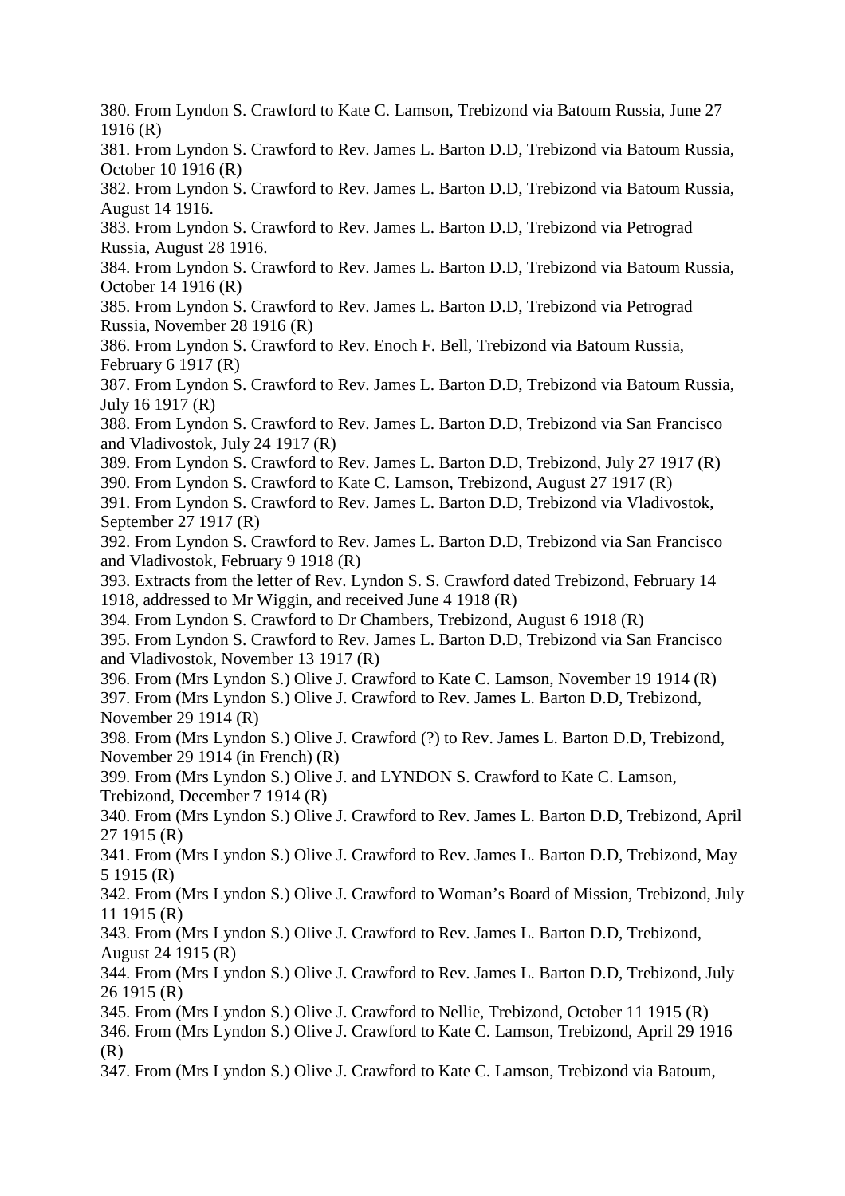380. From Lyndon S. Crawford to Kate C. Lamson, Trebizond via Batoum Russia, June 27 1916 (R)
381. From Lyndon S. Crawford to Rev. James L. Barton D.D, Trebizond via Batoum Russia, October 10 1916 (R)
382. From Lyndon S. Crawford to Rev. James L. Barton D.D, Trebizond via Batoum Russia, August 14 1916.
383. From Lyndon S. Crawford to Rev. James L. Barton D.D, Trebizond via Petrograd Russia, August 28 1916.
384. From Lyndon S. Crawford to Rev. James L. Barton D.D, Trebizond via Batoum Russia, October 14 1916 (R)
385. From Lyndon S. Crawford to Rev. James L. Barton D.D, Trebizond via Petrograd Russia, November 28 1916 (R)
386. From Lyndon S. Crawford to Rev. Enoch F. Bell, Trebizond via Batoum Russia, February 6 1917 (R)
387. From Lyndon S. Crawford to Rev. James L. Barton D.D, Trebizond via Batoum Russia, July 16 1917 (R)
388. From Lyndon S. Crawford to Rev. James L. Barton D.D, Trebizond via San Francisco and Vladivostok, July 24 1917 (R)
389. From Lyndon S. Crawford to Rev. James L. Barton D.D, Trebizond, July 27 1917 (R)
390. From Lyndon S. Crawford to Kate C. Lamson, Trebizond, August 27 1917 (R)
391. From Lyndon S. Crawford to Rev. James L. Barton D.D, Trebizond via Vladivostok, September 27 1917 (R)
392. From Lyndon S. Crawford to Rev. James L. Barton D.D, Trebizond via San Francisco and Vladivostok, February 9 1918 (R)
393. Extracts from the letter of Rev. Lyndon S. S. Crawford dated Trebizond, February 14 1918, addressed to Mr Wiggin, and received June 4 1918 (R)
394. From Lyndon S. Crawford to Dr Chambers, Trebizond, August 6 1918 (R)
395. From Lyndon S. Crawford to Rev. James L. Barton D.D, Trebizond via San Francisco and Vladivostok, November 13 1917 (R)
396. From (Mrs Lyndon S.) Olive J. Crawford to Kate C. Lamson, November 19 1914 (R)
397. From (Mrs Lyndon S.) Olive J. Crawford to Rev. James L. Barton D.D, Trebizond, November 29 1914 (R)
398. From (Mrs Lyndon S.) Olive J. Crawford (?) to Rev. James L. Barton D.D, Trebizond, November 29 1914 (in French) (R)
399. From (Mrs Lyndon S.) Olive J. and LYNDON S. Crawford to Kate C. Lamson, Trebizond, December 7 1914 (R)
340. From (Mrs Lyndon S.) Olive J. Crawford to Rev. James L. Barton D.D, Trebizond, April 27 1915 (R)
341. From (Mrs Lyndon S.) Olive J. Crawford to Rev. James L. Barton D.D, Trebizond, May 5 1915 (R)
342. From (Mrs Lyndon S.) Olive J. Crawford to Woman's Board of Mission, Trebizond, July 11 1915 (R)
343. From (Mrs Lyndon S.) Olive J. Crawford to Rev. James L. Barton D.D, Trebizond, August 24 1915 (R)
344. From (Mrs Lyndon S.) Olive J. Crawford to Rev. James L. Barton D.D, Trebizond, July 26 1915 (R)
345. From (Mrs Lyndon S.) Olive J. Crawford to Nellie, Trebizond, October 11 1915 (R)
346. From (Mrs Lyndon S.) Olive J. Crawford to Kate C. Lamson, Trebizond, April 29 1916 (R)
347. From (Mrs Lyndon S.) Olive J. Crawford to Kate C. Lamson, Trebizond via Batoum,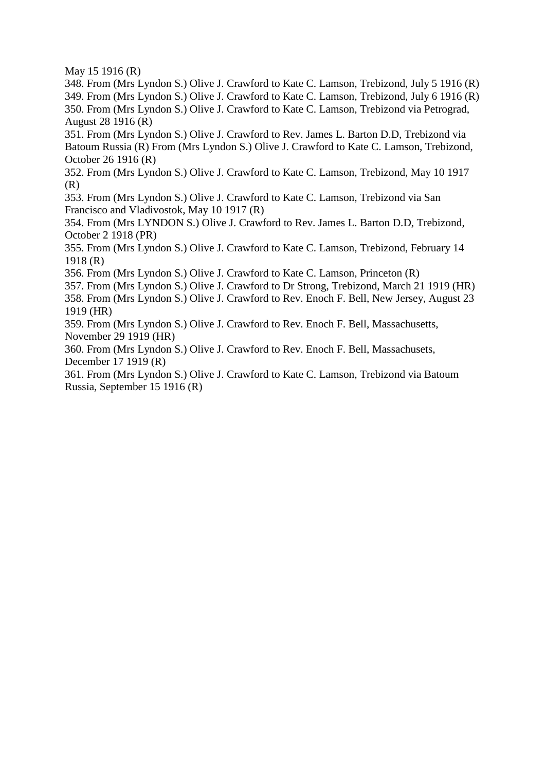May 15 1916 (R)

348. From (Mrs Lyndon S.) Olive J. Crawford to Kate C. Lamson, Trebizond, July 5 1916 (R)
349. From (Mrs Lyndon S.) Olive J. Crawford to Kate C. Lamson, Trebizond, July 6 1916 (R)
350. From (Mrs Lyndon S.) Olive J. Crawford to Kate C. Lamson, Trebizond via Petrograd, August 28 1916 (R)
351. From (Mrs Lyndon S.) Olive J. Crawford to Rev. James L. Barton D.D, Trebizond via Batoum Russia (R) From (Mrs Lyndon S.) Olive J. Crawford to Kate C. Lamson, Trebizond, October 26 1916 (R)
352. From (Mrs Lyndon S.) Olive J. Crawford to Kate C. Lamson, Trebizond, May 10 1917 (R)
353. From (Mrs Lyndon S.) Olive J. Crawford to Kate C. Lamson, Trebizond via San Francisco and Vladivostok, May 10 1917 (R)
354. From (Mrs LYNDON S.) Olive J. Crawford to Rev. James L. Barton D.D, Trebizond, October 2 1918 (PR)
355. From (Mrs Lyndon S.) Olive J. Crawford to Kate C. Lamson, Trebizond, February 14 1918 (R)
356. From (Mrs Lyndon S.) Olive J. Crawford to Kate C. Lamson, Princeton (R)
357. From (Mrs Lyndon S.) Olive J. Crawford to Dr Strong, Trebizond, March 21 1919 (HR)
358. From (Mrs Lyndon S.) Olive J. Crawford to Rev. Enoch F. Bell, New Jersey, August 23 1919 (HR)
359. From (Mrs Lyndon S.) Olive J. Crawford to Rev. Enoch F. Bell, Massachusetts, November 29 1919 (HR)
360. From (Mrs Lyndon S.) Olive J. Crawford to Rev. Enoch F. Bell, Massachusets, December 17 1919 (R)
361. From (Mrs Lyndon S.) Olive J. Crawford to Kate C. Lamson, Trebizond via Batoum Russia, September 15 1916 (R)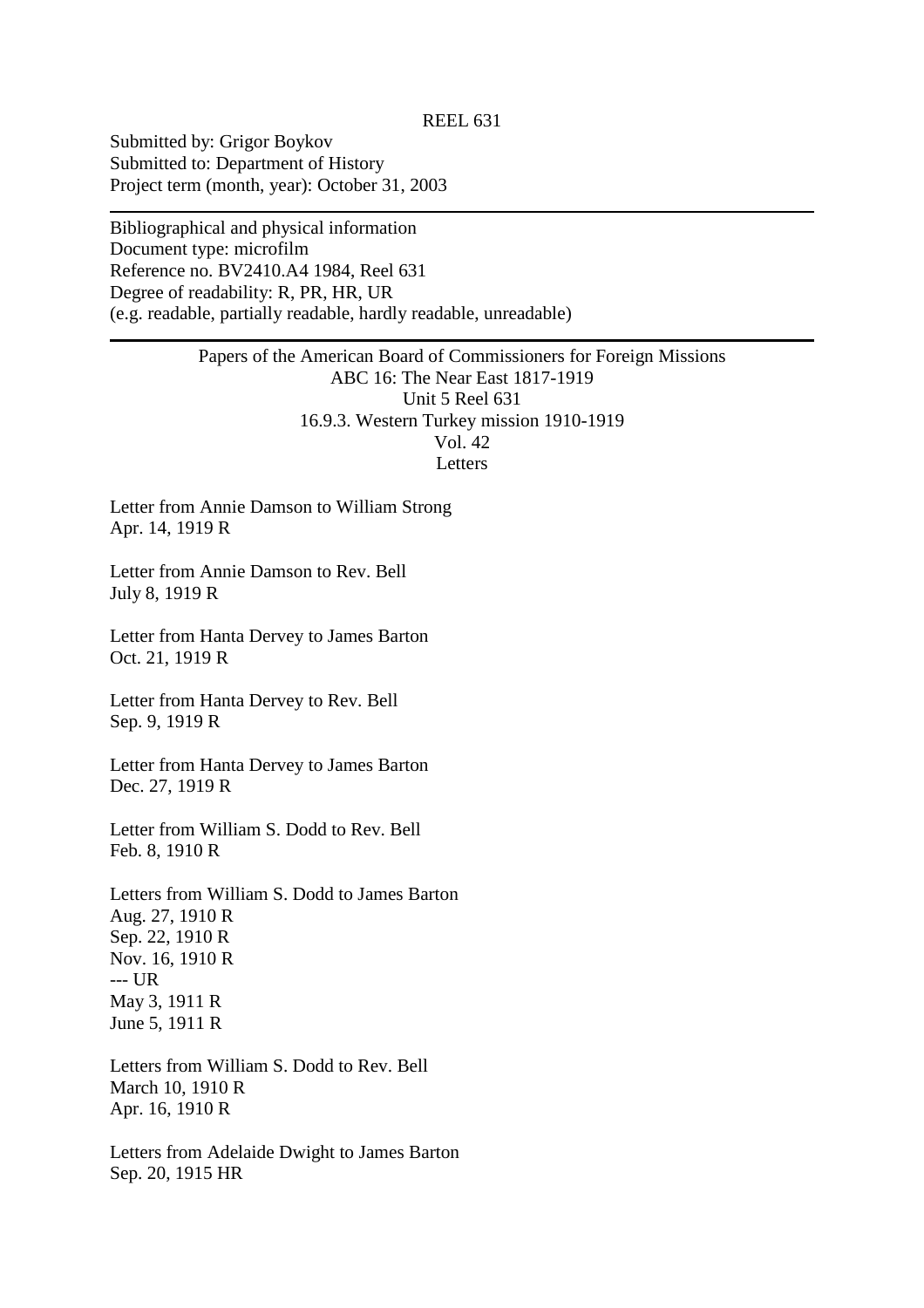REEL 631

Submitted by: Grigor Boykov
Submitted to: Department of History
Project term (month, year): October 31, 2003

---

Bibliographical and physical information
Document type: microfilm
Reference no. BV2410.A4 1984, Reel 631
Degree of readability: R, PR, HR, UR
(e.g. readable, partially readable, hardly readable, unreadable)

---

Papers of the American Board of Commissioners for Foreign Missions
ABC 16: The Near East 1817-1919
Unit 5 Reel 631
16.9.3. Western Turkey mission 1910-1919
Vol. 42
Letters

Letter from Annie Damson to William Strong
Apr. 14, 1919 R

Letter from Annie Damson to Rev. Bell
July 8, 1919 R

Letter from Hanta Dervey to James Barton
Oct. 21, 1919 R

Letter from Hanta Dervey to Rev. Bell
Sep. 9, 1919 R

Letter from Hanta Dervey to James Barton
Dec. 27, 1919 R

Letter from William S. Dodd to Rev. Bell
Feb. 8, 1910 R

Letters from William S. Dodd to James Barton
Aug. 27, 1910 R
Sep. 22, 1910 R
Nov. 16, 1910 R
--- UR
May 3, 1911 R
June 5, 1911 R

Letters from William S. Dodd to Rev. Bell
March 10, 1910 R
Apr. 16, 1910 R

Letters from Adelaide Dwight to James Barton
Sep. 20, 1915 HR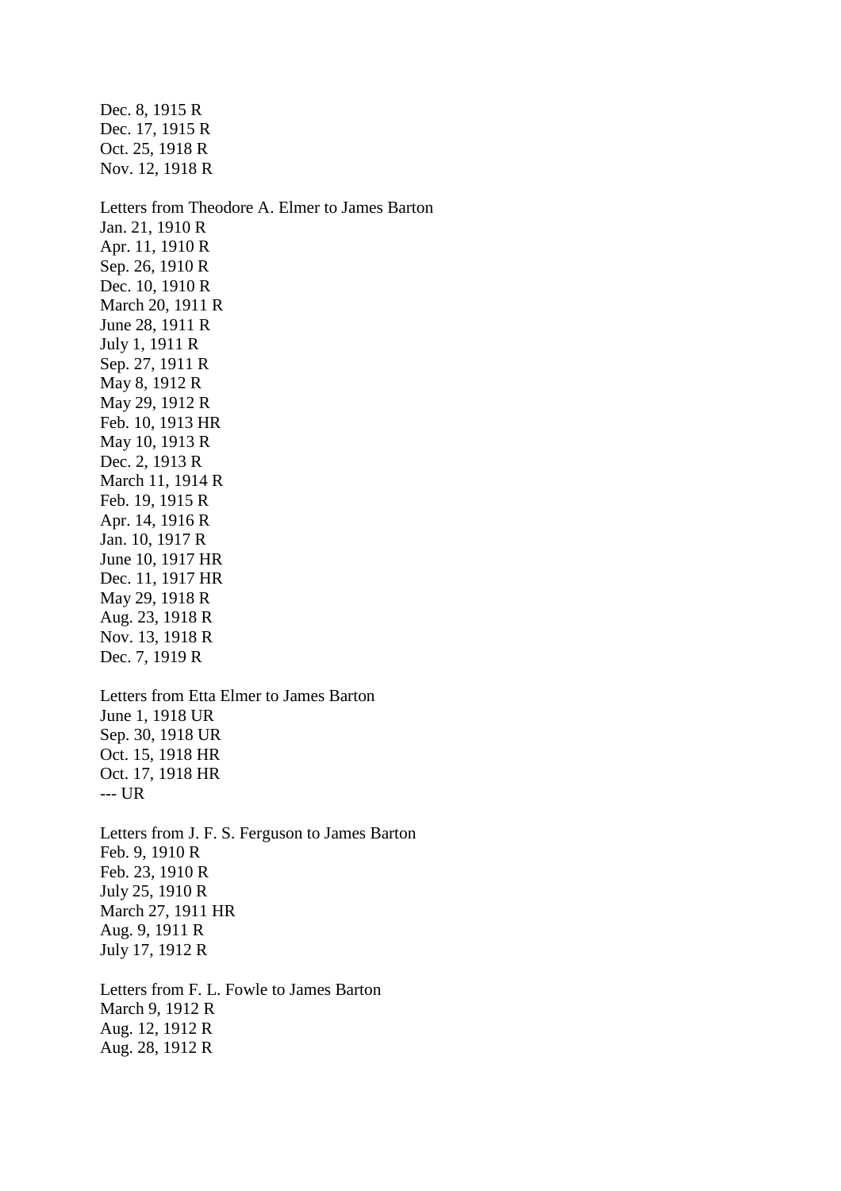Dec. 8, 1915 R
Dec. 17, 1915 R
Oct. 25, 1918 R
Nov. 12, 1918 R

Letters from Theodore A. Elmer to James Barton
Jan. 21, 1910 R
Apr. 11, 1910 R
Sep. 26, 1910 R
Dec. 10, 1910 R
March 20, 1911 R
June 28, 1911 R
July 1, 1911 R
Sep. 27, 1911 R
May 8, 1912 R
May 29, 1912 R
Feb. 10, 1913 HR
May 10, 1913 R
Dec. 2, 1913 R
March 11, 1914 R
Feb. 19, 1915 R
Apr. 14, 1916 R
Jan. 10, 1917 R
June 10, 1917 HR
Dec. 11, 1917 HR
May 29, 1918 R
Aug. 23, 1918 R
Nov. 13, 1918 R
Dec. 7, 1919 R

Letters from Etta Elmer to James Barton
June 1, 1918 UR
Sep. 30, 1918 UR
Oct. 15, 1918 HR
Oct. 17, 1918 HR
--- UR

Letters from J. F. S. Ferguson to James Barton
Feb. 9, 1910 R
Feb. 23, 1910 R
July 25, 1910 R
March 27, 1911 HR
Aug. 9, 1911 R
July 17, 1912 R

Letters from F. L. Fowle to James Barton
March 9, 1912 R
Aug. 12, 1912 R
Aug. 28, 1912 R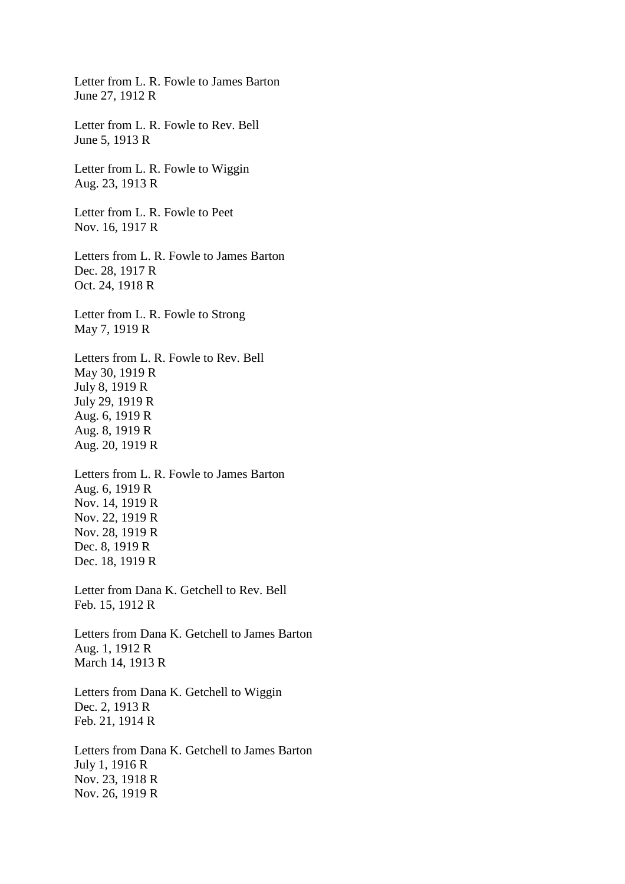Letter from L. R. Fowle to James Barton
June 27, 1912 R

Letter from L. R. Fowle to Rev. Bell
June 5, 1913 R

Letter from L. R. Fowle to Wiggin
Aug. 23, 1913 R

Letter from L. R. Fowle to Peet
Nov. 16, 1917 R

Letters from L. R. Fowle to James Barton
Dec. 28, 1917 R
Oct. 24, 1918 R

Letter from L. R. Fowle to Strong
May 7, 1919 R

Letters from L. R. Fowle to Rev. Bell
May 30, 1919 R
July 8, 1919 R
July 29, 1919 R
Aug. 6, 1919 R
Aug. 8, 1919 R
Aug. 20, 1919 R

Letters from L. R. Fowle to James Barton
Aug. 6, 1919 R
Nov. 14, 1919 R
Nov. 22, 1919 R
Nov. 28, 1919 R
Dec. 8, 1919 R
Dec. 18, 1919 R

Letter from Dana K. Getchell to Rev. Bell
Feb. 15, 1912 R

Letters from Dana K. Getchell to James Barton
Aug. 1, 1912 R
March 14, 1913 R

Letters from Dana K. Getchell to Wiggin
Dec. 2, 1913 R
Feb. 21, 1914 R

Letters from Dana K. Getchell to James Barton
July 1, 1916 R
Nov. 23, 1918 R
Nov. 26, 1919 R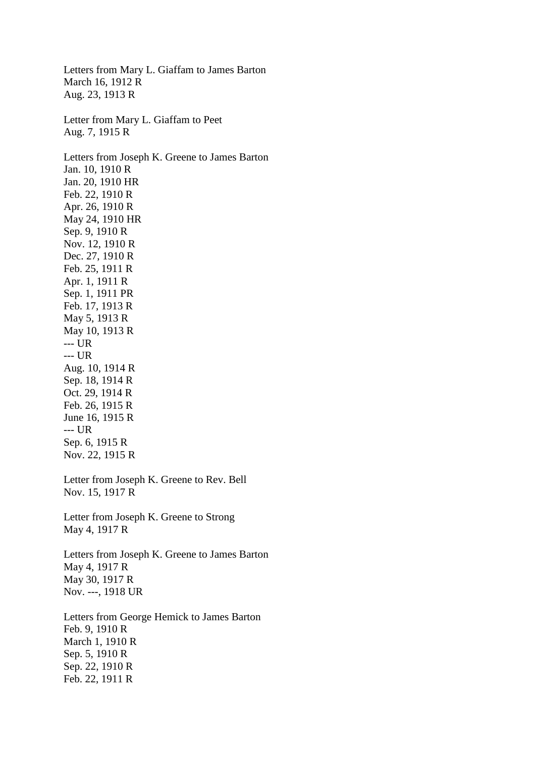Letters from Mary L. Giaffam to James Barton
March 16, 1912 R
Aug. 23, 1913 R

Letter from Mary L. Giaffam to Peet
Aug. 7, 1915 R

Letters from Joseph K. Greene to James Barton
Jan. 10, 1910 R
Jan. 20, 1910 HR
Feb. 22, 1910 R
Apr. 26, 1910 R
May 24, 1910 HR
Sep. 9, 1910 R
Nov. 12, 1910 R
Dec. 27, 1910 R
Feb. 25, 1911 R
Apr. 1, 1911 R
Sep. 1, 1911 PR
Feb. 17, 1913 R
May 5, 1913 R
May 10, 1913 R
--- UR
--- UR
Aug. 10, 1914 R
Sep. 18, 1914 R
Oct. 29, 1914 R
Feb. 26, 1915 R
June 16, 1915 R
--- UR
Sep. 6, 1915 R
Nov. 22, 1915 R

Letter from Joseph K. Greene to Rev. Bell
Nov. 15, 1917 R

Letter from Joseph K. Greene to Strong
May 4, 1917 R

Letters from Joseph K. Greene to James Barton
May 4, 1917 R
May 30, 1917 R
Nov. ---, 1918 UR

Letters from George Hemick to James Barton
Feb. 9, 1910 R
March 1, 1910 R
Sep. 5, 1910 R
Sep. 22, 1910 R
Feb. 22, 1911 R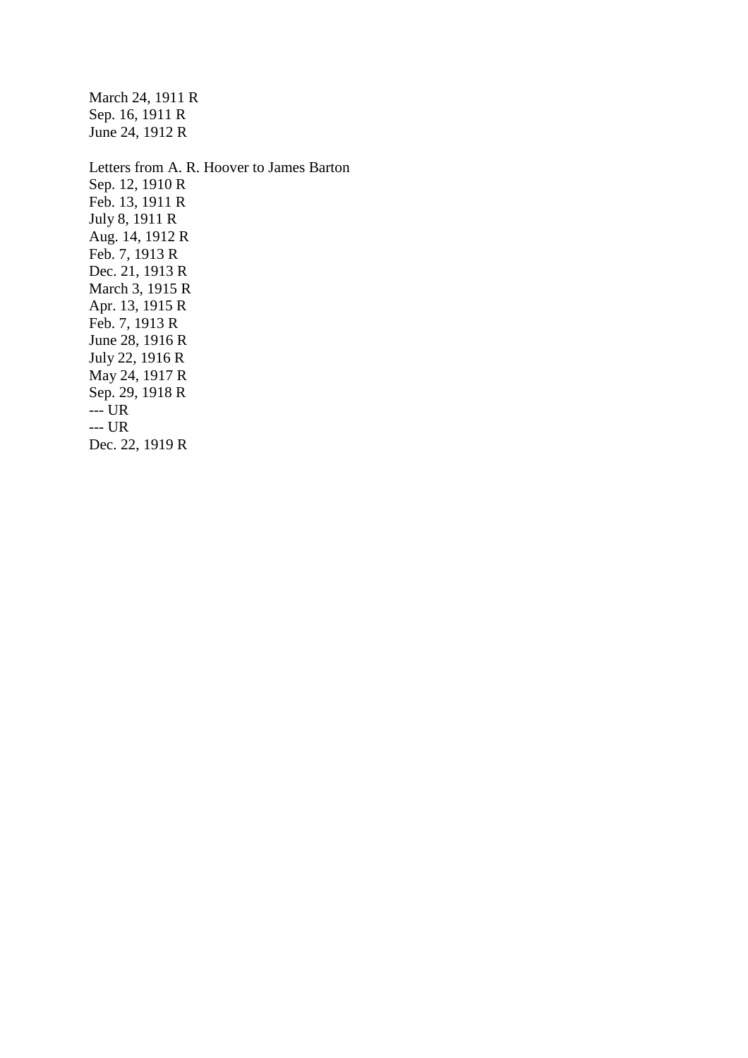March 24, 1911 R  
Sep. 16, 1911 R  
June 24, 1912 R

Letters from A. R. Hoover to James Barton  
Sep. 12, 1910 R  
Feb. 13, 1911 R  
July 8, 1911 R  
Aug. 14, 1912 R  
Feb. 7, 1913 R  
Dec. 21, 1913 R  
March 3, 1915 R  
Apr. 13, 1915 R  
Feb. 7, 1913 R  
June 28, 1916 R  
July 22, 1916 R  
May 24, 1917 R  
Sep. 29, 1918 R  
--- UR  
--- UR  
Dec. 22, 1919 R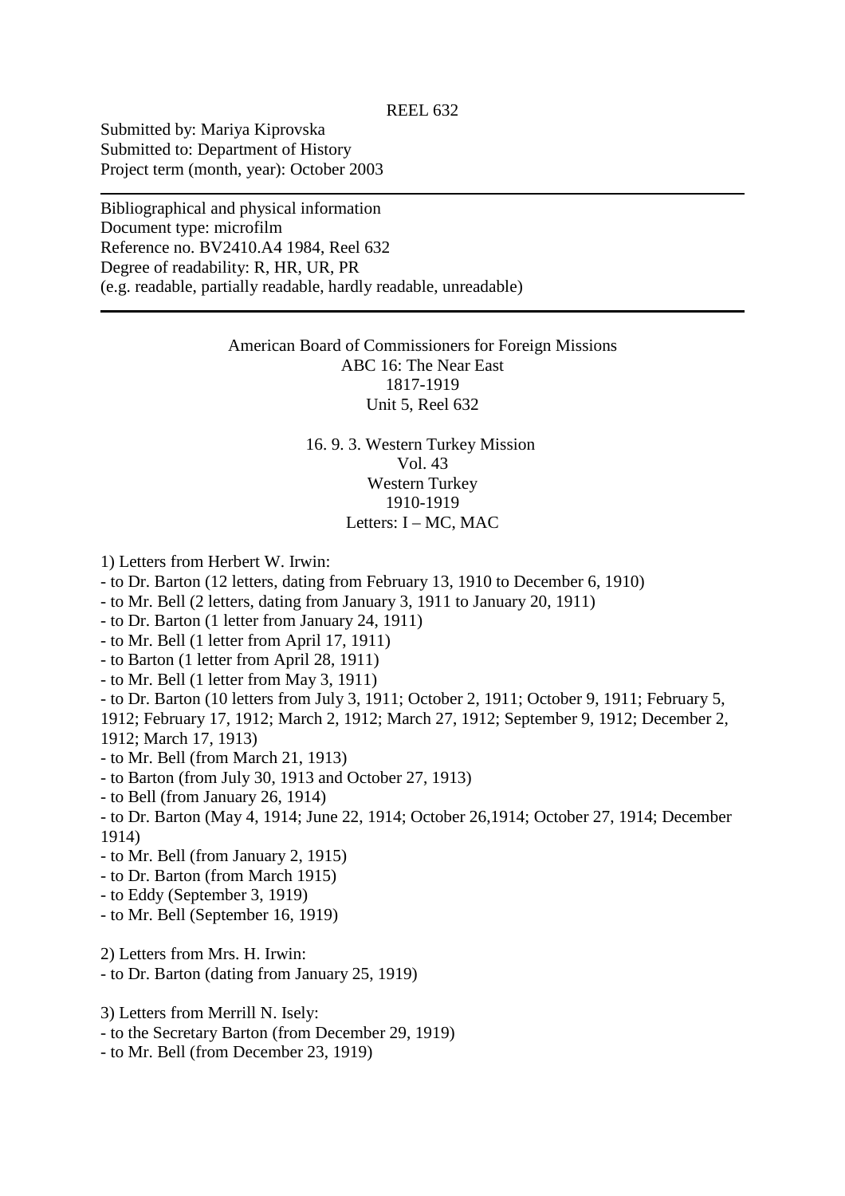REEL 632

Submitted by: Mariya Kiprovska
Submitted to: Department of History
Project term (month, year): October 2003

---

Bibliographical and physical information
Document type: microfilm
Reference no. BV2410.A4 1984, Reel 632
Degree of readability: R, HR, UR, PR
(e.g. readable, partially readable, hardly readable, unreadable)

---

American Board of Commissioners for Foreign Missions
ABC 16: The Near East
1817-1919
Unit 5, Reel 632

16. 9. 3. Western Turkey Mission
Vol. 43
Western Turkey
1910-1919
Letters: I – MC, MAC

1) Letters from Herbert W. Irwin:
- to Dr. Barton (12 letters, dating from February 13, 1910 to December 6, 1910)
- to Mr. Bell (2 letters, dating from January 3, 1911 to January 20, 1911)
- to Dr. Barton (1 letter from January 24, 1911)
- to Mr. Bell (1 letter from April 17, 1911)
- to Barton (1 letter from April 28, 1911)
- to Mr. Bell (1 letter from May 3, 1911)
- to Dr. Barton (10 letters from July 3, 1911; October 2, 1911; October 9, 1911; February 5, 1912; February 17, 1912; March 2, 1912; March 27, 1912; September 9, 1912; December 2, 1912; March 17, 1913)
- to Mr. Bell (from March 21, 1913)
- to Barton (from July 30, 1913 and October 27, 1913)
- to Bell (from January 26, 1914)
- to Dr. Barton (May 4, 1914; June 22, 1914; October 26,1914; October 27, 1914; December 1914)
- to Mr. Bell (from January 2, 1915)
- to Dr. Barton (from March 1915)
- to Eddy (September 3, 1919)
- to Mr. Bell (September 16, 1919)

2) Letters from Mrs. H. Irwin:
- to Dr. Barton (dating from January 25, 1919)

3) Letters from Merrill N. Isely:
- to the Secretary Barton (from December 29, 1919)
- to Mr. Bell (from December 23, 1919)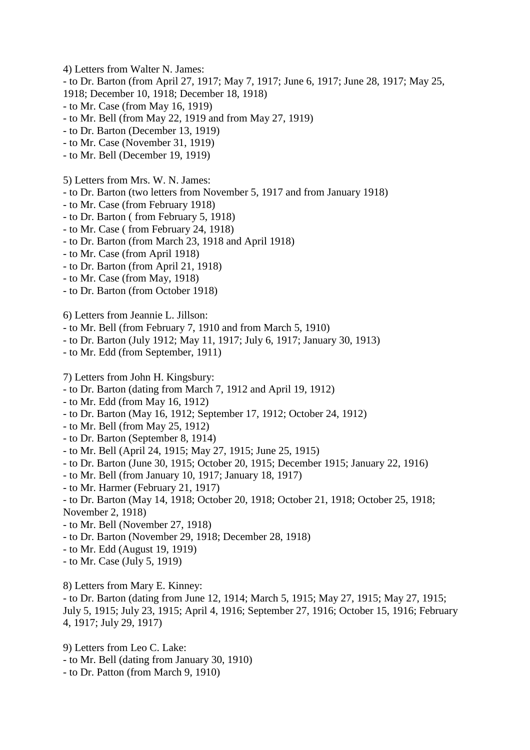4) Letters from Walter N. James:
- to Dr. Barton (from April 27, 1917; May 7, 1917; June 6, 1917; June 28, 1917; May 25, 1918; December 10, 1918; December 18, 1918)
- to Mr. Case (from May 16, 1919)
- to Mr. Bell (from May 22, 1919 and from May 27, 1919)
- to Dr. Barton (December 13, 1919)
- to Mr. Case (November 31, 1919)
- to Mr. Bell (December 19, 1919)

5) Letters from Mrs. W. N. James:
- to Dr. Barton (two letters from November 5, 1917 and from January 1918)
- to Mr. Case (from February 1918)
- to Dr. Barton ( from February 5, 1918)
- to Mr. Case ( from February 24, 1918)
- to Dr. Barton (from March 23, 1918 and April 1918)
- to Mr. Case (from April 1918)
- to Dr. Barton (from April 21, 1918)
- to Mr. Case (from May, 1918)
- to Dr. Barton (from October 1918)

6) Letters from Jeannie L. Jillson:
- to Mr. Bell (from February 7, 1910 and from March 5, 1910)
- to Dr. Barton (July 1912; May 11, 1917; July 6, 1917; January 30, 1913)
- to Mr. Edd (from September, 1911)

7) Letters from John H. Kingsbury:
- to Dr. Barton (dating from March 7, 1912 and April 19, 1912)
- to Mr. Edd (from May 16, 1912)
- to Dr. Barton (May 16, 1912; September 17, 1912; October 24, 1912)
- to Mr. Bell (from May 25, 1912)
- to Dr. Barton (September 8, 1914)
- to Mr. Bell (April 24, 1915; May 27, 1915; June 25, 1915)
- to Dr. Barton (June 30, 1915; October 20, 1915; December 1915; January 22, 1916)
- to Mr. Bell (from January 10, 1917; January 18, 1917)
- to Mr. Harmer (February 21, 1917)
- to Dr. Barton (May 14, 1918; October 20, 1918; October 21, 1918; October 25, 1918; November 2, 1918)
- to Mr. Bell (November 27, 1918)
- to Dr. Barton (November 29, 1918; December 28, 1918)
- to Mr. Edd (August 19, 1919)
- to Mr. Case (July 5, 1919)

8) Letters from Mary E. Kinney:
- to Dr. Barton (dating from June 12, 1914; March 5, 1915; May 27, 1915; May 27, 1915; July 5, 1915; July 23, 1915; April 4, 1916; September 27, 1916; October 15, 1916; February 4, 1917; July 29, 1917)

9) Letters from Leo C. Lake:
- to Mr. Bell (dating from January 30, 1910)
- to Dr. Patton (from March 9, 1910)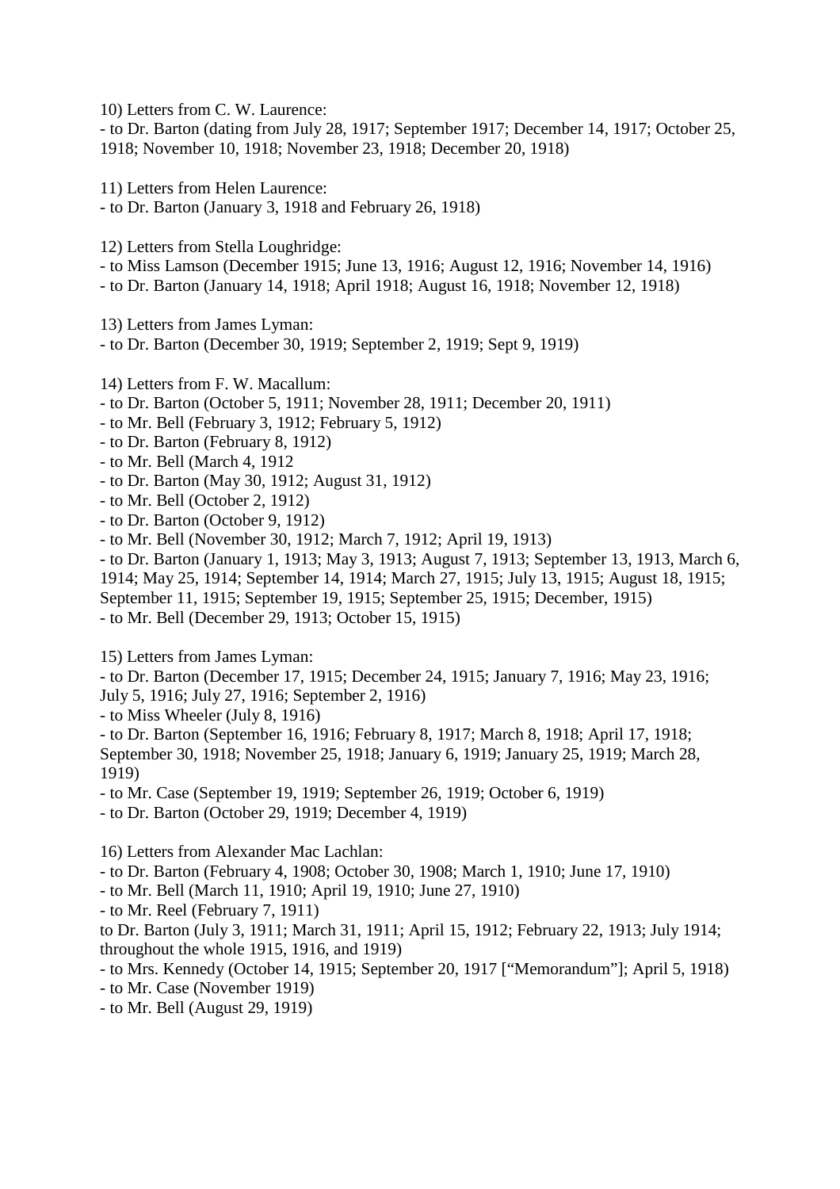10) Letters from C. W. Laurence:
- to Dr. Barton (dating from July 28, 1917; September 1917; December 14, 1917; October 25, 1918; November 10, 1918; November 23, 1918; December 20, 1918)

11) Letters from Helen Laurence:
- to Dr. Barton (January 3, 1918 and February 26, 1918)

12) Letters from Stella Loughridge:
- to Miss Lamson (December 1915; June 13, 1916; August 12, 1916; November 14, 1916)
- to Dr. Barton (January 14, 1918; April 1918; August 16, 1918; November 12, 1918)

13) Letters from James Lyman:
- to Dr. Barton (December 30, 1919; September 2, 1919; Sept 9, 1919)

14) Letters from F. W. Macallum:
- to Dr. Barton (October 5, 1911; November 28, 1911; December 20, 1911)
- to Mr. Bell (February 3, 1912; February 5, 1912)
- to Dr. Barton (February 8, 1912)
- to Mr. Bell (March 4, 1912
- to Dr. Barton (May 30, 1912; August 31, 1912)
- to Mr. Bell (October 2, 1912)
- to Dr. Barton (October 9, 1912)
- to Mr. Bell (November 30, 1912; March 7, 1912; April 19, 1913)
- to Dr. Barton (January 1, 1913; May 3, 1913; August 7, 1913; September 13, 1913, March 6, 1914; May 25, 1914; September 14, 1914; March 27, 1915; July 13, 1915; August 18, 1915; September 11, 1915; September 19, 1915; September 25, 1915; December, 1915)
- to Mr. Bell (December 29, 1913; October 15, 1915)

15) Letters from James Lyman:
- to Dr. Barton (December 17, 1915; December 24, 1915; January 7, 1916; May 23, 1916; July 5, 1916; July 27, 1916; September 2, 1916)
- to Miss Wheeler (July 8, 1916)
- to Dr. Barton (September 16, 1916; February 8, 1917; March 8, 1918; April 17, 1918; September 30, 1918; November 25, 1918; January 6, 1919; January 25, 1919; March 28, 1919)
- to Mr. Case (September 19, 1919; September 26, 1919; October 6, 1919)
- to Dr. Barton (October 29, 1919; December 4, 1919)

16) Letters from Alexander Mac Lachlan:
- to Dr. Barton (February 4, 1908; October 30, 1908; March 1, 1910; June 17, 1910)
- to Mr. Bell (March 11, 1910; April 19, 1910; June 27, 1910)
- to Mr. Reel (February 7, 1911)

to Dr. Barton (July 3, 1911; March 31, 1911; April 15, 1912; February 22, 1913; July 1914; throughout the whole 1915, 1916, and 1919)
- to Mrs. Kennedy (October 14, 1915; September 20, 1917 ["Memorandum"]; April 5, 1918)
- to Mr. Case (November 1919)
- to Mr. Bell (August 29, 1919)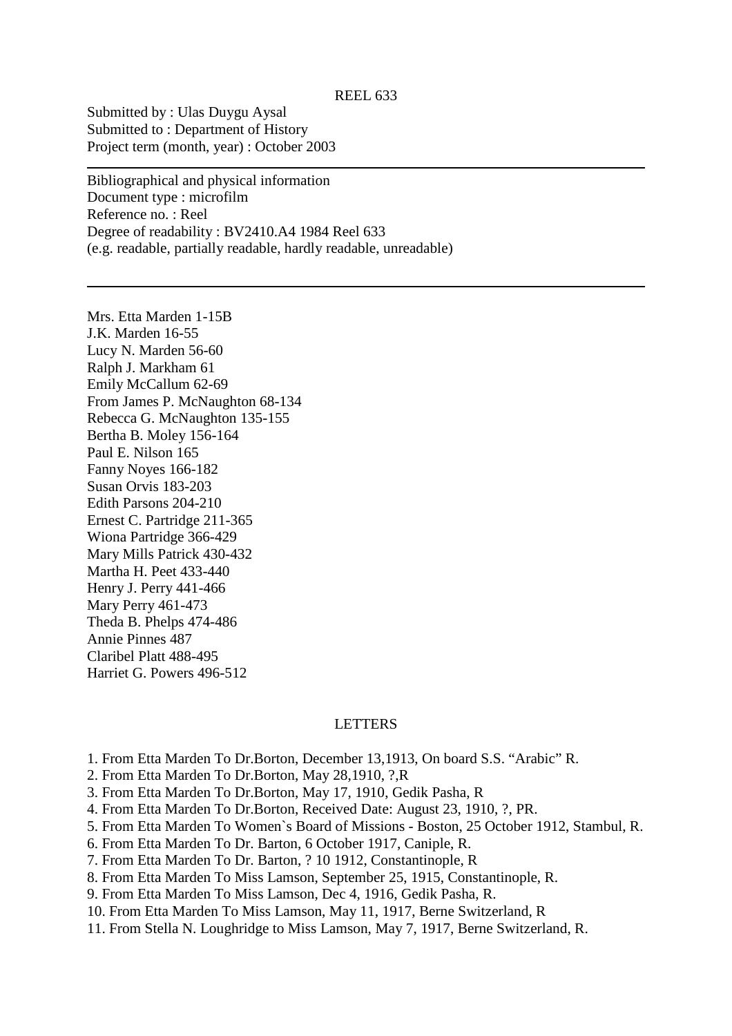REEL 633

Submitted by : Ulas Duygu Aysal
Submitted to : Department of History
Project term (month, year) : October 2003

---

Bibliographical and physical information
Document type : microfilm
Reference no. : Reel
Degree of readability : BV2410.A4 1984 Reel 633
(e.g. readable, partially readable, hardly readable, unreadable)

---

Mrs. Etta Marden 1-15B
J.K. Marden 16-55
Lucy N. Marden 56-60
Ralph J. Markham 61
Emily McCallum 62-69
From James P. McNaughton 68-134
Rebecca G. McNaughton 135-155
Bertha B. Moley 156-164
Paul E. Nilson 165
Fanny Noyes 166-182
Susan Orvis 183-203
Edith Parsons 204-210
Ernest C. Partridge 211-365
Wiona Partridge 366-429
Mary Mills Patrick 430-432
Martha H. Peet 433-440
Henry J. Perry 441-466
Mary Perry 461-473
Theda B. Phelps 474-486
Annie Pinnes 487
Claribel Platt 488-495
Harriet G. Powers 496-512

LETTERS

1. From Etta Marden To Dr.Borton, December 13,1913, On board S.S. "Arabic" R.
2. From Etta Marden To Dr.Borton, May 28,1910, ?,R
3. From Etta Marden To Dr.Borton, May 17, 1910, Gedik Pasha, R
4. From Etta Marden To Dr.Borton, Received Date: August 23, 1910, ?, PR.
5. From Etta Marden To Women`s Board of Missions - Boston, 25 October 1912, Stambul, R.
6. From Etta Marden To Dr. Barton, 6 October 1917, Caniple, R.
7. From Etta Marden To Dr. Barton, ? 10 1912, Constantinople, R
8. From Etta Marden To Miss Lamson, September 25, 1915, Constantinople, R.
9. From Etta Marden To Miss Lamson, Dec 4, 1916, Gedik Pasha, R.
10. From Etta Marden To Miss Lamson, May 11, 1917, Berne Switzerland, R
11. From Stella N. Loughridge to Miss Lamson, May 7, 1917, Berne Switzerland, R.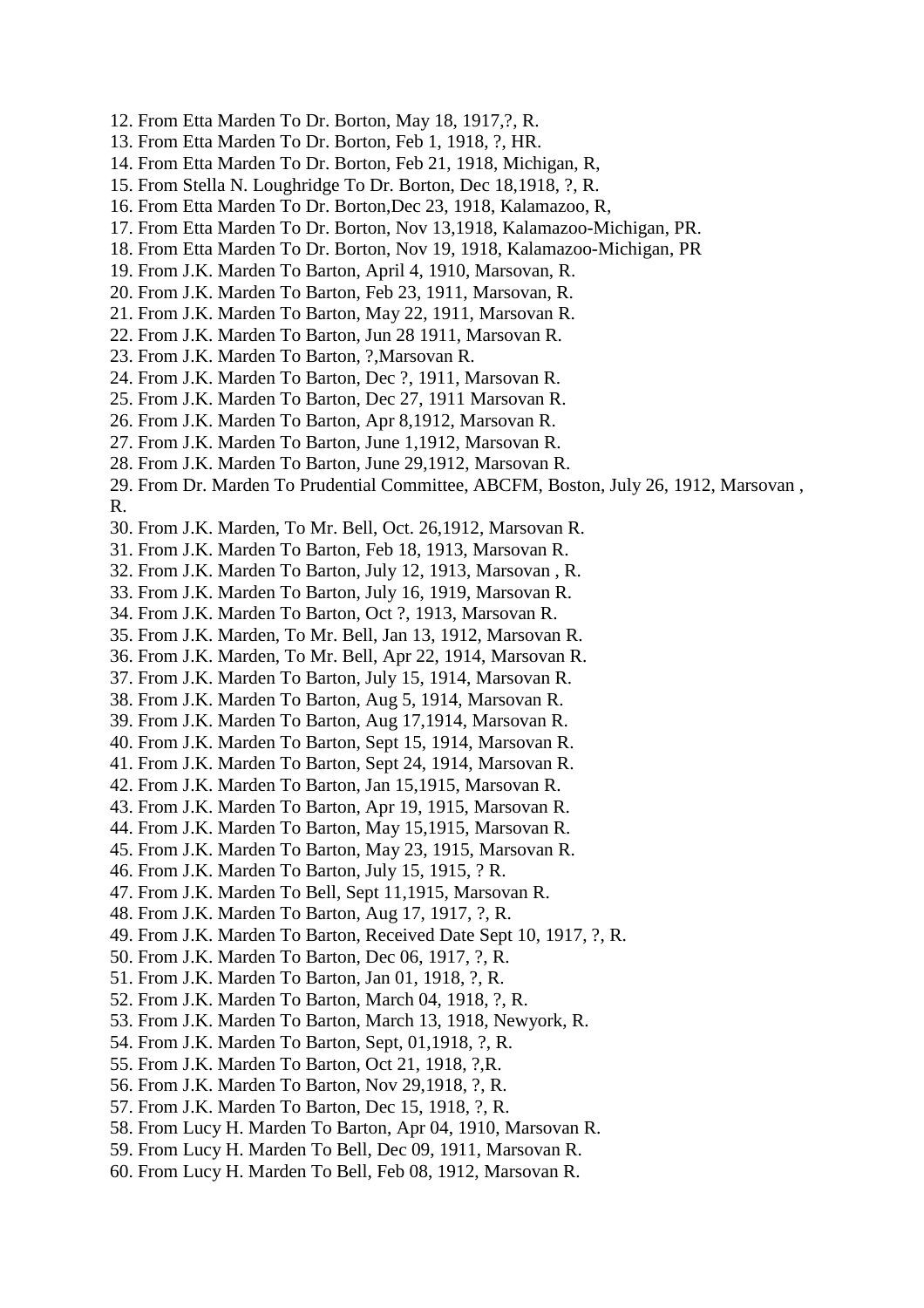12. From Etta Marden To Dr. Borton, May 18, 1917,?, R.
13. From Etta Marden To Dr. Borton, Feb 1, 1918, ?, HR.
14. From Etta Marden To Dr. Borton, Feb 21, 1918, Michigan, R,
15. From Stella N. Loughridge To Dr. Borton, Dec 18,1918, ?, R.
16. From Etta Marden To Dr. Borton,Dec 23, 1918, Kalamazoo, R,
17. From Etta Marden To Dr. Borton, Nov 13,1918, Kalamazoo-Michigan, PR.
18. From Etta Marden To Dr. Borton, Nov 19, 1918, Kalamazoo-Michigan, PR
19. From J.K. Marden To Barton, April 4, 1910, Marsovan, R.
20. From J.K. Marden To Barton, Feb 23, 1911, Marsovan, R.
21. From J.K. Marden To Barton, May 22, 1911, Marsovan R.
22. From J.K. Marden To Barton, Jun 28 1911, Marsovan R.
23. From J.K. Marden To Barton, ?,Marsovan R.
24. From J.K. Marden To Barton, Dec ?, 1911, Marsovan R.
25. From J.K. Marden To Barton, Dec 27, 1911 Marsovan R.
26. From J.K. Marden To Barton, Apr 8,1912, Marsovan R.
27. From J.K. Marden To Barton, June 1,1912, Marsovan R.
28. From J.K. Marden To Barton, June 29,1912, Marsovan R.
29. From Dr. Marden To Prudential Committee, ABCFM, Boston, July 26, 1912, Marsovan , R.
30. From J.K. Marden, To Mr. Bell, Oct. 26,1912, Marsovan R.
31. From J.K. Marden To Barton, Feb 18, 1913, Marsovan R.
32. From J.K. Marden To Barton, July 12, 1913, Marsovan , R.
33. From J.K. Marden To Barton, July 16, 1919, Marsovan R.
34. From J.K. Marden To Barton, Oct ?, 1913, Marsovan R.
35. From J.K. Marden, To Mr. Bell, Jan 13, 1912, Marsovan R.
36. From J.K. Marden, To Mr. Bell, Apr 22, 1914, Marsovan R.
37. From J.K. Marden To Barton, July 15, 1914, Marsovan R.
38. From J.K. Marden To Barton, Aug 5, 1914, Marsovan R.
39. From J.K. Marden To Barton, Aug 17,1914, Marsovan R.
40. From J.K. Marden To Barton, Sept 15, 1914, Marsovan R.
41. From J.K. Marden To Barton, Sept 24, 1914, Marsovan R.
42. From J.K. Marden To Barton, Jan 15,1915, Marsovan R.
43. From J.K. Marden To Barton, Apr 19, 1915, Marsovan R.
44. From J.K. Marden To Barton, May 15,1915, Marsovan R.
45. From J.K. Marden To Barton, May 23, 1915, Marsovan R.
46. From J.K. Marden To Barton, July 15, 1915, ? R.
47. From J.K. Marden To Bell, Sept 11,1915, Marsovan R.
48. From J.K. Marden To Barton, Aug 17, 1917, ?, R.
49. From J.K. Marden To Barton, Received Date Sept 10, 1917, ?, R.
50. From J.K. Marden To Barton, Dec 06, 1917, ?, R.
51. From J.K. Marden To Barton, Jan 01, 1918, ?, R.
52. From J.K. Marden To Barton, March 04, 1918, ?, R.
53. From J.K. Marden To Barton, March 13, 1918, Newyork, R.
54. From J.K. Marden To Barton, Sept, 01,1918, ?, R.
55. From J.K. Marden To Barton, Oct 21, 1918, ?,R.
56. From J.K. Marden To Barton, Nov 29,1918, ?, R.
57. From J.K. Marden To Barton, Dec 15, 1918, ?, R.
58. From Lucy H. Marden To Barton, Apr 04, 1910, Marsovan R.
59. From Lucy H. Marden To Bell, Dec 09, 1911, Marsovan R.
60. From Lucy H. Marden To Bell, Feb 08, 1912, Marsovan R.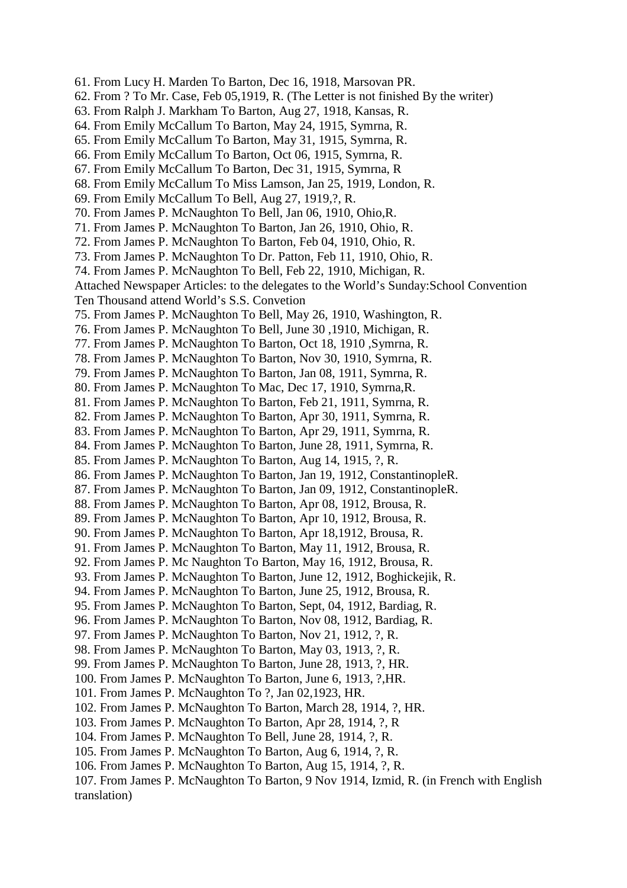61. From Lucy H. Marden To Barton, Dec 16, 1918, Marsovan PR.
62. From ? To Mr. Case, Feb 05,1919, R. (The Letter is not finished By the writer)
63. From Ralph J. Markham To Barton, Aug 27, 1918, Kansas, R.
64. From Emily McCallum To Barton, May 24, 1915, Symrna, R.
65. From Emily McCallum To Barton, May 31, 1915, Symrna, R.
66. From Emily McCallum To Barton, Oct 06, 1915, Symrna, R.
67. From Emily McCallum To Barton, Dec 31, 1915, Symrna, R
68. From Emily McCallum To Miss Lamson, Jan 25, 1919, London, R.
69. From Emily McCallum To Bell, Aug 27, 1919,?, R.
70. From James P. McNaughton To Bell, Jan 06, 1910, Ohio,R.
71. From James P. McNaughton To Barton, Jan 26, 1910, Ohio, R.
72. From James P. McNaughton To Barton, Feb 04, 1910, Ohio, R.
73. From James P. McNaughton To Dr. Patton, Feb 11, 1910, Ohio, R.
74. From James P. McNaughton To Bell, Feb 22, 1910, Michigan, R.
Attached Newspaper Articles: to the delegates to the World's Sunday:School Convention Ten Thousand attend World's S.S. Convetion
75. From James P. McNaughton To Bell, May 26, 1910, Washington, R.
76. From James P. McNaughton To Bell, June 30 ,1910, Michigan, R.
77. From James P. McNaughton To Barton, Oct 18, 1910 ,Symrna, R.
78. From James P. McNaughton To Barton, Nov 30, 1910, Symrna, R.
79. From James P. McNaughton To Barton, Jan 08, 1911, Symrna, R.
80. From James P. McNaughton To Mac, Dec 17, 1910, Symrna,R.
81. From James P. McNaughton To Barton, Feb 21, 1911, Symrna, R.
82. From James P. McNaughton To Barton, Apr 30, 1911, Symrna, R.
83. From James P. McNaughton To Barton, Apr 29, 1911, Symrna, R.
84. From James P. McNaughton To Barton, June 28, 1911, Symrna, R.
85. From James P. McNaughton To Barton, Aug 14, 1915, ?, R.
86. From James P. McNaughton To Barton, Jan 19, 1912, ConstantinopleR.
87. From James P. McNaughton To Barton, Jan 09, 1912, ConstantinopleR.
88. From James P. McNaughton To Barton, Apr 08, 1912, Brousa, R.
89. From James P. McNaughton To Barton, Apr 10, 1912, Brousa, R.
90. From James P. McNaughton To Barton, Apr 18,1912, Brousa, R.
91. From James P. McNaughton To Barton, May 11, 1912, Brousa, R.
92. From James P. Mc Naughton To Barton, May 16, 1912, Brousa, R.
93. From James P. McNaughton To Barton, June 12, 1912, Boghickejik, R.
94. From James P. McNaughton To Barton, June 25, 1912, Brousa, R.
95. From James P. McNaughton To Barton, Sept, 04, 1912, Bardiag, R.
96. From James P. McNaughton To Barton, Nov 08, 1912, Bardiag, R.
97. From James P. McNaughton To Barton, Nov 21, 1912, ?, R.
98. From James P. McNaughton To Barton, May 03, 1913, ?, R.
99. From James P. McNaughton To Barton, June 28, 1913, ?, HR.
100. From James P. McNaughton To Barton, June 6, 1913, ?,HR.
101. From James P. McNaughton To ?, Jan 02,1923, HR.
102. From James P. McNaughton To Barton, March 28, 1914, ?, HR.
103. From James P. McNaughton To Barton, Apr 28, 1914, ?, R
104. From James P. McNaughton To Bell, June 28, 1914, ?, R.
105. From James P. McNaughton To Barton, Aug 6, 1914, ?, R.
106. From James P. McNaughton To Barton, Aug 15, 1914, ?, R.
107. From James P. McNaughton To Barton, 9 Nov 1914, Izmid, R. (in French with English translation)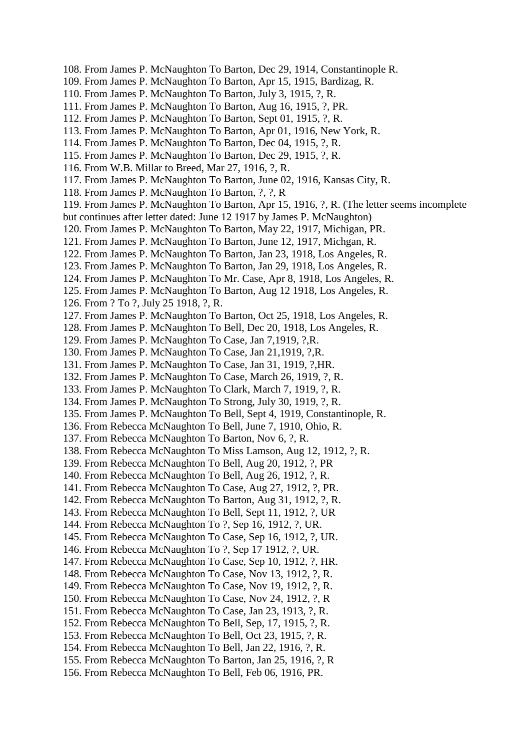108. From James P. McNaughton To Barton, Dec 29, 1914, Constantinople R.
109. From James P. McNaughton To Barton, Apr 15, 1915, Bardizag, R.
110. From James P. McNaughton To Barton, July 3, 1915, ?, R.
111. From James P. McNaughton To Barton, Aug 16, 1915, ?, PR.
112. From James P. McNaughton To Barton, Sept 01, 1915, ?, R.
113. From James P. McNaughton To Barton, Apr 01, 1916, New York, R.
114. From James P. McNaughton To Barton, Dec 04, 1915, ?, R.
115. From James P. McNaughton To Barton, Dec 29, 1915, ?, R.
116. From W.B. Millar to Breed, Mar 27, 1916, ?, R.
117. From James P. McNaughton To Barton, June 02, 1916, Kansas City, R.
118. From James P. McNaughton To Barton, ?, ?, R
119. From James P. McNaughton To Barton, Apr 15, 1916, ?, R. (The letter seems incomplete but continues after letter dated: June 12 1917 by James P. McNaughton)
120. From James P. McNaughton To Barton, May 22, 1917, Michigan, PR.
121. From James P. McNaughton To Barton, June 12, 1917, Michgan, R.
122. From James P. McNaughton To Barton, Jan 23, 1918, Los Angeles, R.
123. From James P. McNaughton To Barton, Jan 29, 1918, Los Angeles, R.
124. From James P. McNaughton To Mr. Case, Apr 8, 1918, Los Angeles, R.
125. From James P. McNaughton To Barton, Aug 12 1918, Los Angeles, R.
126. From ? To ?, July 25 1918, ?, R.
127. From James P. McNaughton To Barton, Oct 25, 1918, Los Angeles, R.
128. From James P. McNaughton To Bell, Dec 20, 1918, Los Angeles, R.
129. From James P. McNaughton To Case, Jan 7,1919, ?,R.
130. From James P. McNaughton To Case, Jan 21,1919, ?,R.
131. From James P. McNaughton To Case, Jan 31, 1919, ?,HR.
132. From James P. McNaughton To Case, March 26, 1919, ?, R.
133. From James P. McNaughton To Clark, March 7, 1919, ?, R.
134. From James P. McNaughton To Strong, July 30, 1919, ?, R.
135. From James P. McNaughton To Bell, Sept 4, 1919, Constantinople, R.
136. From Rebecca McNaughton To Bell, June 7, 1910, Ohio, R.
137. From Rebecca McNaughton To Barton, Nov 6, ?, R.
138. From Rebecca McNaughton To Miss Lamson, Aug 12, 1912, ?, R.
139. From Rebecca McNaughton To Bell, Aug 20, 1912, ?, PR
140. From Rebecca McNaughton To Bell, Aug 26, 1912, ?, R.
141. From Rebecca McNaughton To Case, Aug 27, 1912, ?, PR.
142. From Rebecca McNaughton To Barton, Aug 31, 1912, ?, R.
143. From Rebecca McNaughton To Bell, Sept 11, 1912, ?, UR
144. From Rebecca McNaughton To ?, Sep 16, 1912, ?, UR.
145. From Rebecca McNaughton To Case, Sep 16, 1912, ?, UR.
146. From Rebecca McNaughton To ?, Sep 17 1912, ?, UR.
147. From Rebecca McNaughton To Case, Sep 10, 1912, ?, HR.
148. From Rebecca McNaughton To Case, Nov 13, 1912, ?, R.
149. From Rebecca McNaughton To Case, Nov 19, 1912, ?, R.
150. From Rebecca McNaughton To Case, Nov 24, 1912, ?, R
151. From Rebecca McNaughton To Case, Jan 23, 1913, ?, R.
152. From Rebecca McNaughton To Bell, Sep, 17, 1915, ?, R.
153. From Rebecca McNaughton To Bell, Oct 23, 1915, ?, R.
154. From Rebecca McNaughton To Bell, Jan 22, 1916, ?, R.
155. From Rebecca McNaughton To Barton, Jan 25, 1916, ?, R
156. From Rebecca McNaughton To Bell, Feb 06, 1916, PR.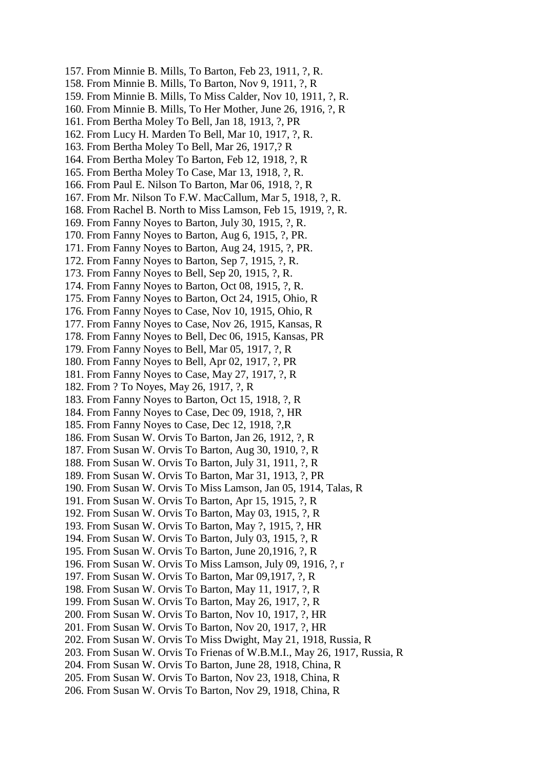157. From Minnie B. Mills, To Barton, Feb 23, 1911, ?, R.
158. From Minnie B. Mills, To Barton, Nov 9, 1911, ?, R
159. From Minnie B. Mills, To Miss Calder, Nov 10, 1911, ?, R.
160. From Minnie B. Mills, To Her Mother, June 26, 1916, ?, R
161. From Bertha Moley To Bell, Jan 18, 1913, ?, PR
162. From Lucy H. Marden To Bell, Mar 10, 1917, ?, R.
163. From Bertha Moley To Bell, Mar 26, 1917,? R
164. From Bertha Moley To Barton, Feb 12, 1918, ?, R
165. From Bertha Moley To Case, Mar 13, 1918, ?, R.
166. From Paul E. Nilson To Barton, Mar 06, 1918, ?, R
167. From Mr. Nilson To F.W. MacCallum, Mar 5, 1918, ?, R.
168. From Rachel B. North to Miss Lamson, Feb 15, 1919, ?, R.
169. From Fanny Noyes to Barton, July 30, 1915, ?, R.
170. From Fanny Noyes to Barton, Aug 6, 1915, ?, PR.
171. From Fanny Noyes to Barton, Aug 24, 1915, ?, PR.
172. From Fanny Noyes to Barton, Sep 7, 1915, ?, R.
173. From Fanny Noyes to Bell, Sep 20, 1915, ?, R.
174. From Fanny Noyes to Barton, Oct 08, 1915, ?, R.
175. From Fanny Noyes to Barton, Oct 24, 1915, Ohio, R
176. From Fanny Noyes to Case, Nov 10, 1915, Ohio, R
177. From Fanny Noyes to Case, Nov 26, 1915, Kansas, R
178. From Fanny Noyes to Bell, Dec 06, 1915, Kansas, PR
179. From Fanny Noyes to Bell, Mar 05, 1917, ?, R
180. From Fanny Noyes to Bell, Apr 02, 1917, ?, PR
181. From Fanny Noyes to Case, May 27, 1917, ?, R
182. From ? To Noyes, May 26, 1917, ?, R
183. From Fanny Noyes to Barton, Oct 15, 1918, ?, R
184. From Fanny Noyes to Case, Dec 09, 1918, ?, HR
185. From Fanny Noyes to Case, Dec 12, 1918, ?,R
186. From Susan W. Orvis To Barton, Jan 26, 1912, ?, R
187. From Susan W. Orvis To Barton, Aug 30, 1910, ?, R
188. From Susan W. Orvis To Barton, July 31, 1911, ?, R
189. From Susan W. Orvis To Barton, Mar 31, 1913, ?, PR
190. From Susan W. Orvis To Miss Lamson, Jan 05, 1914, Talas, R
191. From Susan W. Orvis To Barton, Apr 15, 1915, ?, R
192. From Susan W. Orvis To Barton, May 03, 1915, ?, R
193. From Susan W. Orvis To Barton, May ?, 1915, ?, HR
194. From Susan W. Orvis To Barton, July 03, 1915, ?, R
195. From Susan W. Orvis To Barton, June 20,1916, ?, R
196. From Susan W. Orvis To Miss Lamson, July 09, 1916, ?, r
197. From Susan W. Orvis To Barton, Mar 09,1917, ?, R
198. From Susan W. Orvis To Barton, May 11, 1917, ?, R
199. From Susan W. Orvis To Barton, May 26, 1917, ?, R
200. From Susan W. Orvis To Barton, Nov 10, 1917, ?, HR
201. From Susan W. Orvis To Barton, Nov 20, 1917, ?, HR
202. From Susan W. Orvis To Miss Dwight, May 21, 1918, Russia, R
203. From Susan W. Orvis To Frienas of W.B.M.I., May 26, 1917, Russia, R
204. From Susan W. Orvis To Barton, June 28, 1918, China, R
205. From Susan W. Orvis To Barton, Nov 23, 1918, China, R
206. From Susan W. Orvis To Barton, Nov 29, 1918, China, R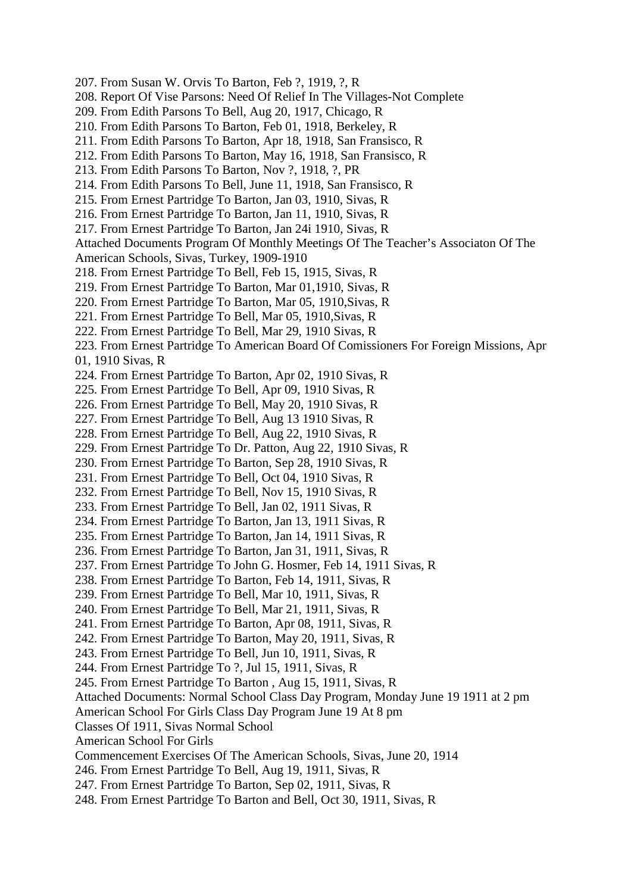207. From Susan W. Orvis To Barton, Feb ?, 1919, ?, R
208. Report Of Vise Parsons: Need Of Relief In The Villages-Not Complete
209. From Edith Parsons To Bell, Aug 20, 1917, Chicago, R
210. From Edith Parsons To Barton, Feb 01, 1918, Berkeley, R
211. From Edith Parsons To Barton, Apr 18, 1918, San Fransisco, R
212. From Edith Parsons To Barton, May 16, 1918, San Fransisco, R
213. From Edith Parsons To Barton, Nov ?, 1918, ?, PR
214. From Edith Parsons To Bell, June 11, 1918, San Fransisco, R
215. From Ernest Partridge To Barton, Jan 03, 1910, Sivas, R
216. From Ernest Partridge To Barton, Jan 11, 1910, Sivas, R
217. From Ernest Partridge To Barton, Jan 24i 1910, Sivas, R
Attached Documents Program Of Monthly Meetings Of The Teacher's Associaton Of The American Schools, Sivas, Turkey, 1909-1910
218. From Ernest Partridge To Bell, Feb 15, 1915, Sivas, R
219. From Ernest Partridge To Barton, Mar 01,1910, Sivas, R
220. From Ernest Partridge To Barton, Mar 05, 1910,Sivas, R
221. From Ernest Partridge To Bell, Mar 05, 1910,Sivas, R
222. From Ernest Partridge To Bell, Mar 29, 1910 Sivas, R
223. From Ernest Partridge To American Board Of Comissioners For Foreign Missions, Apr 01, 1910 Sivas, R
224. From Ernest Partridge To Barton, Apr 02, 1910 Sivas, R
225. From Ernest Partridge To Bell, Apr 09, 1910 Sivas, R
226. From Ernest Partridge To Bell, May 20, 1910 Sivas, R
227. From Ernest Partridge To Bell, Aug 13 1910 Sivas, R
228. From Ernest Partridge To Bell, Aug 22, 1910 Sivas, R
229. From Ernest Partridge To Dr. Patton, Aug 22, 1910 Sivas, R
230. From Ernest Partridge To Barton, Sep 28, 1910 Sivas, R
231. From Ernest Partridge To Bell, Oct 04, 1910 Sivas, R
232. From Ernest Partridge To Bell, Nov 15, 1910 Sivas, R
233. From Ernest Partridge To Bell, Jan 02, 1911 Sivas, R
234. From Ernest Partridge To Barton, Jan 13, 1911 Sivas, R
235. From Ernest Partridge To Barton, Jan 14, 1911 Sivas, R
236. From Ernest Partridge To Barton, Jan 31, 1911, Sivas, R
237. From Ernest Partridge To John G. Hosmer, Feb 14, 1911 Sivas, R
238. From Ernest Partridge To Barton, Feb 14, 1911, Sivas, R
239. From Ernest Partridge To Bell, Mar 10, 1911, Sivas, R
240. From Ernest Partridge To Bell, Mar 21, 1911, Sivas, R
241. From Ernest Partridge To Barton, Apr 08, 1911, Sivas, R
242. From Ernest Partridge To Barton, May 20, 1911, Sivas, R
243. From Ernest Partridge To Bell, Jun 10, 1911, Sivas, R
244. From Ernest Partridge To ?, Jul 15, 1911, Sivas, R
245. From Ernest Partridge To Barton , Aug 15, 1911, Sivas, R
Attached Documents: Normal School Class Day Program, Monday June 19 1911 at 2 pm
American School For Girls Class Day Program June 19 At 8 pm
Classes Of 1911, Sivas Normal School
American School For Girls
Commencement Exercises Of The American Schools, Sivas, June 20, 1914
246. From Ernest Partridge To Bell, Aug 19, 1911, Sivas, R
247. From Ernest Partridge To Barton, Sep 02, 1911, Sivas, R
248. From Ernest Partridge To Barton and Bell, Oct 30, 1911, Sivas, R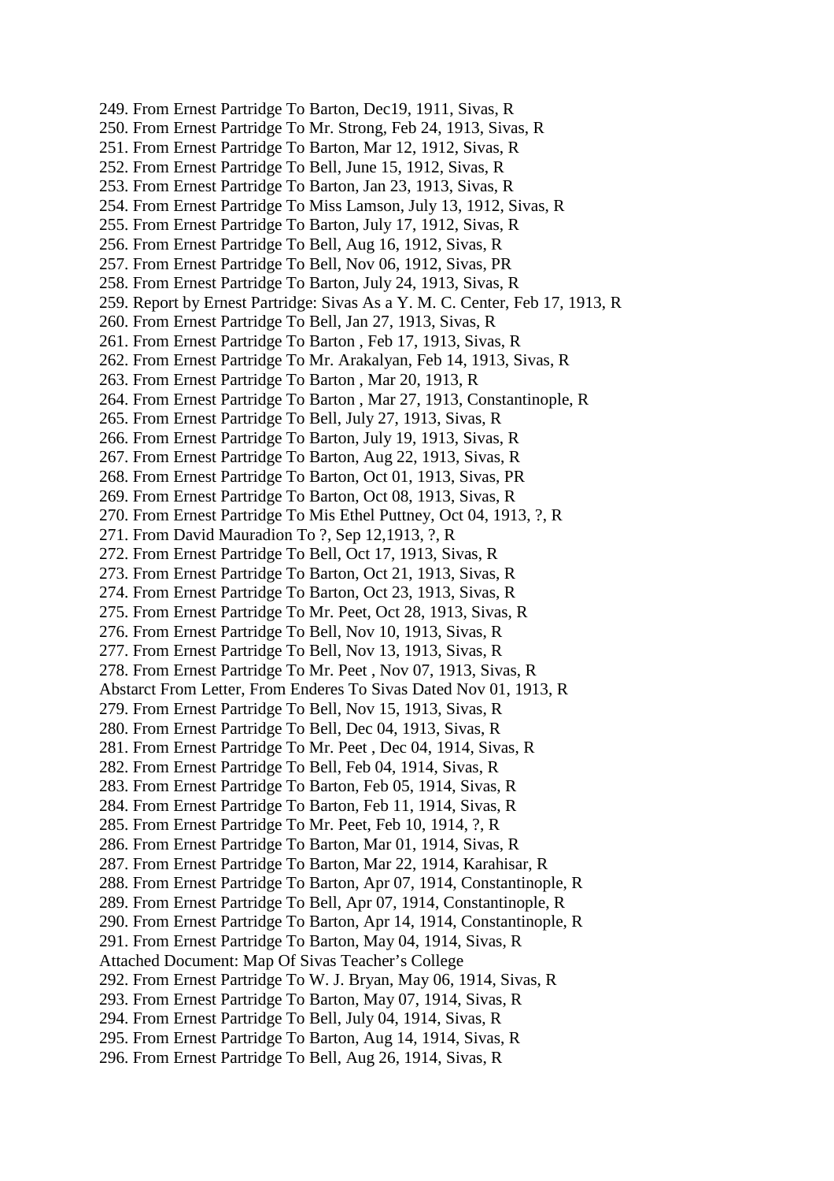249. From Ernest Partridge To Barton, Dec19, 1911, Sivas, R
250. From Ernest Partridge To Mr. Strong, Feb 24, 1913, Sivas, R
251. From Ernest Partridge To Barton, Mar 12, 1912, Sivas, R
252. From Ernest Partridge To Bell, June 15, 1912, Sivas, R
253. From Ernest Partridge To Barton, Jan 23, 1913, Sivas, R
254. From Ernest Partridge To Miss Lamson, July 13, 1912, Sivas, R
255. From Ernest Partridge To Barton, July 17, 1912, Sivas, R
256. From Ernest Partridge To Bell, Aug 16, 1912, Sivas, R
257. From Ernest Partridge To Bell, Nov 06, 1912, Sivas, PR
258. From Ernest Partridge To Barton, July 24, 1913, Sivas, R
259. Report by Ernest Partridge: Sivas As a Y. M. C. Center, Feb 17, 1913, R
260. From Ernest Partridge To Bell, Jan 27, 1913, Sivas, R
261. From Ernest Partridge To Barton , Feb 17, 1913, Sivas, R
262. From Ernest Partridge To Mr. Arakalyan, Feb 14, 1913, Sivas, R
263. From Ernest Partridge To Barton , Mar 20, 1913, R
264. From Ernest Partridge To Barton , Mar 27, 1913, Constantinople, R
265. From Ernest Partridge To Bell, July 27, 1913, Sivas, R
266. From Ernest Partridge To Barton, July 19, 1913, Sivas, R
267. From Ernest Partridge To Barton, Aug 22, 1913, Sivas, R
268. From Ernest Partridge To Barton, Oct 01, 1913, Sivas, PR
269. From Ernest Partridge To Barton, Oct 08, 1913, Sivas, R
270. From Ernest Partridge To Mis Ethel Puttney, Oct 04, 1913, ?, R
271. From David Mauradion To ?, Sep 12,1913, ?, R
272. From Ernest Partridge To Bell, Oct 17, 1913, Sivas, R
273. From Ernest Partridge To Barton, Oct 21, 1913, Sivas, R
274. From Ernest Partridge To Barton, Oct 23, 1913, Sivas, R
275. From Ernest Partridge To Mr. Peet, Oct 28, 1913, Sivas, R
276. From Ernest Partridge To Bell, Nov 10, 1913, Sivas, R
277. From Ernest Partridge To Bell, Nov 13, 1913, Sivas, R
278. From Ernest Partridge To Mr. Peet , Nov 07, 1913, Sivas, R
Abstarct From Letter, From Enderes To Sivas Dated Nov 01, 1913, R
279. From Ernest Partridge To Bell, Nov 15, 1913, Sivas, R
280. From Ernest Partridge To Bell, Dec 04, 1913, Sivas, R
281. From Ernest Partridge To Mr. Peet , Dec 04, 1914, Sivas, R
282. From Ernest Partridge To Bell, Feb 04, 1914, Sivas, R
283. From Ernest Partridge To Barton, Feb 05, 1914, Sivas, R
284. From Ernest Partridge To Barton, Feb 11, 1914, Sivas, R
285. From Ernest Partridge To Mr. Peet, Feb 10, 1914, ?, R
286. From Ernest Partridge To Barton, Mar 01, 1914, Sivas, R
287. From Ernest Partridge To Barton, Mar 22, 1914, Karahisar, R
288. From Ernest Partridge To Barton, Apr 07, 1914, Constantinople, R
289. From Ernest Partridge To Bell, Apr 07, 1914, Constantinople, R
290. From Ernest Partridge To Barton, Apr 14, 1914, Constantinople, R
291. From Ernest Partridge To Barton, May 04, 1914, Sivas, R
Attached Document: Map Of Sivas Teacher's College
292. From Ernest Partridge To W. J. Bryan, May 06, 1914, Sivas, R
293. From Ernest Partridge To Barton, May 07, 1914, Sivas, R
294. From Ernest Partridge To Bell, July 04, 1914, Sivas, R
295. From Ernest Partridge To Barton, Aug 14, 1914, Sivas, R
296. From Ernest Partridge To Bell, Aug 26, 1914, Sivas, R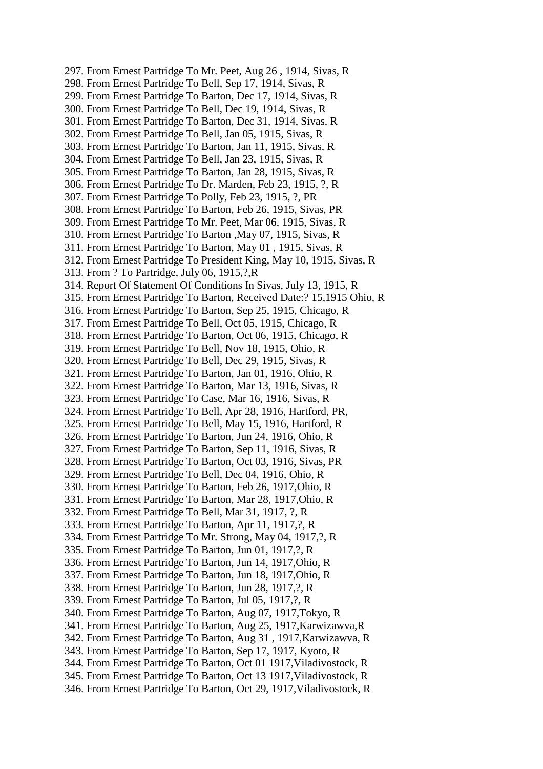297. From Ernest Partridge To Mr. Peet, Aug 26 , 1914, Sivas, R
298. From Ernest Partridge To Bell, Sep 17, 1914, Sivas, R
299. From Ernest Partridge To Barton, Dec 17, 1914, Sivas, R
300. From Ernest Partridge To Bell, Dec 19, 1914, Sivas, R
301. From Ernest Partridge To Barton, Dec 31, 1914, Sivas, R
302. From Ernest Partridge To Bell, Jan 05, 1915, Sivas, R
303. From Ernest Partridge To Barton, Jan 11, 1915, Sivas, R
304. From Ernest Partridge To Bell, Jan 23, 1915, Sivas, R
305. From Ernest Partridge To Barton, Jan 28, 1915, Sivas, R
306. From Ernest Partridge To Dr. Marden, Feb 23, 1915, ?, R
307. From Ernest Partridge To Polly, Feb 23, 1915, ?, PR
308. From Ernest Partridge To Barton, Feb 26, 1915, Sivas, PR
309. From Ernest Partridge To Mr. Peet, Mar 06, 1915, Sivas, R
310. From Ernest Partridge To Barton ,May 07, 1915, Sivas, R
311. From Ernest Partridge To Barton, May 01 , 1915, Sivas, R
312. From Ernest Partridge To President King, May 10, 1915, Sivas, R
313. From ? To Partridge, July 06, 1915,?,R
314. Report Of Statement Of Conditions In Sivas, July 13, 1915, R
315. From Ernest Partridge To Barton, Received Date:? 15,1915 Ohio, R
316. From Ernest Partridge To Barton, Sep 25, 1915, Chicago, R
317. From Ernest Partridge To Bell, Oct 05, 1915, Chicago, R
318. From Ernest Partridge To Barton, Oct 06, 1915, Chicago, R
319. From Ernest Partridge To Bell, Nov 18, 1915, Ohio, R
320. From Ernest Partridge To Bell, Dec 29, 1915, Sivas, R
321. From Ernest Partridge To Barton, Jan 01, 1916, Ohio, R
322. From Ernest Partridge To Barton, Mar 13, 1916, Sivas, R
323. From Ernest Partridge To Case, Mar 16, 1916, Sivas, R
324. From Ernest Partridge To Bell, Apr 28, 1916, Hartford, PR,
325. From Ernest Partridge To Bell, May 15, 1916, Hartford, R
326. From Ernest Partridge To Barton, Jun 24, 1916, Ohio, R
327. From Ernest Partridge To Barton, Sep 11, 1916, Sivas, R
328. From Ernest Partridge To Barton, Oct 03, 1916, Sivas, PR
329. From Ernest Partridge To Bell, Dec 04, 1916, Ohio, R
330. From Ernest Partridge To Barton, Feb 26, 1917,Ohio, R
331. From Ernest Partridge To Barton, Mar 28, 1917,Ohio, R
332. From Ernest Partridge To Bell, Mar 31, 1917, ?, R
333. From Ernest Partridge To Barton, Apr 11, 1917,?, R
334. From Ernest Partridge To Mr. Strong, May 04, 1917,?, R
335. From Ernest Partridge To Barton, Jun 01, 1917,?, R
336. From Ernest Partridge To Barton, Jun 14, 1917,Ohio, R
337. From Ernest Partridge To Barton, Jun 18, 1917,Ohio, R
338. From Ernest Partridge To Barton, Jun 28, 1917,?, R
339. From Ernest Partridge To Barton, Jul 05, 1917,?, R
340. From Ernest Partridge To Barton, Aug 07, 1917,Tokyo, R
341. From Ernest Partridge To Barton, Aug 25, 1917,Karwizawva,R
342. From Ernest Partridge To Barton, Aug 31 , 1917,Karwizawva, R
343. From Ernest Partridge To Barton, Sep 17, 1917, Kyoto, R
344. From Ernest Partridge To Barton, Oct 01 1917,Viladivostock, R
345. From Ernest Partridge To Barton, Oct 13 1917,Viladivostock, R
346. From Ernest Partridge To Barton, Oct 29, 1917,Viladivostock, R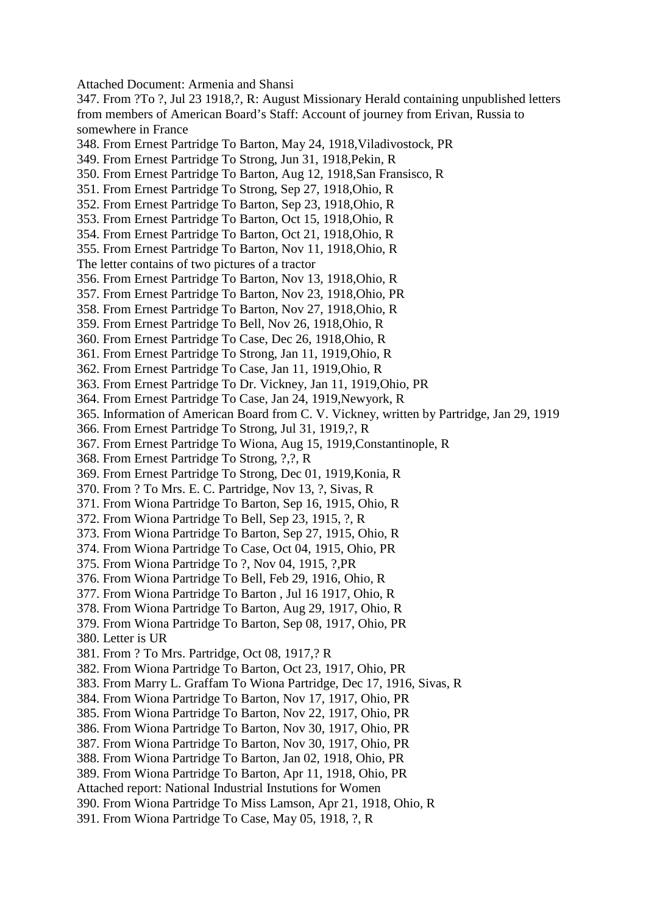Attached Document: Armenia and Shansi

347. From ?To ?, Jul 23 1918,?, R: August Missionary Herald containing unpublished letters from members of American Board's Staff: Account of journey from Erivan, Russia to somewhere in France

348. From Ernest Partridge To Barton, May 24, 1918,Viladivostock, PR

349. From Ernest Partridge To Strong, Jun 31, 1918,Pekin, R

350. From Ernest Partridge To Barton, Aug 12, 1918,San Fransisco, R

351. From Ernest Partridge To Strong, Sep 27, 1918,Ohio, R

352. From Ernest Partridge To Barton, Sep 23, 1918,Ohio, R

353. From Ernest Partridge To Barton, Oct 15, 1918,Ohio, R

354. From Ernest Partridge To Barton, Oct 21, 1918,Ohio, R

355. From Ernest Partridge To Barton, Nov 11, 1918,Ohio, R

The letter contains of two pictures of a tractor

356. From Ernest Partridge To Barton, Nov 13, 1918,Ohio, R

357. From Ernest Partridge To Barton, Nov 23, 1918,Ohio, PR

358. From Ernest Partridge To Barton, Nov 27, 1918,Ohio, R

359. From Ernest Partridge To Bell, Nov 26, 1918,Ohio, R

360. From Ernest Partridge To Case, Dec 26, 1918,Ohio, R

361. From Ernest Partridge To Strong, Jan 11, 1919,Ohio, R

362. From Ernest Partridge To Case, Jan 11, 1919,Ohio, R

363. From Ernest Partridge To Dr. Vickney, Jan 11, 1919,Ohio, PR

364. From Ernest Partridge To Case, Jan 24, 1919,Newyork, R

365. Information of American Board from C. V. Vickney, written by Partridge, Jan 29, 1919

366. From Ernest Partridge To Strong, Jul 31, 1919,?, R

367. From Ernest Partridge To Wiona, Aug 15, 1919,Constantinople, R

368. From Ernest Partridge To Strong, ?,?, R

369. From Ernest Partridge To Strong, Dec 01, 1919,Konia, R

370. From ? To Mrs. E. C. Partridge, Nov 13, ?, Sivas, R

371. From Wiona Partridge To Barton, Sep 16, 1915, Ohio, R

372. From Wiona Partridge To Bell, Sep 23, 1915, ?, R

373. From Wiona Partridge To Barton, Sep 27, 1915, Ohio, R

374. From Wiona Partridge To Case, Oct 04, 1915, Ohio, PR

375. From Wiona Partridge To ?, Nov 04, 1915, ?,PR

376. From Wiona Partridge To Bell, Feb 29, 1916, Ohio, R

377. From Wiona Partridge To Barton , Jul 16 1917, Ohio, R

378. From Wiona Partridge To Barton, Aug 29, 1917, Ohio, R

379. From Wiona Partridge To Barton, Sep 08, 1917, Ohio, PR

380. Letter is UR

381. From ? To Mrs. Partridge, Oct 08, 1917,? R

382. From Wiona Partridge To Barton, Oct 23, 1917, Ohio, PR

383. From Marry L. Graffam To Wiona Partridge, Dec 17, 1916, Sivas, R

384. From Wiona Partridge To Barton, Nov 17, 1917, Ohio, PR

385. From Wiona Partridge To Barton, Nov 22, 1917, Ohio, PR

386. From Wiona Partridge To Barton, Nov 30, 1917, Ohio, PR

387. From Wiona Partridge To Barton, Nov 30, 1917, Ohio, PR

388. From Wiona Partridge To Barton, Jan 02, 1918, Ohio, PR

389. From Wiona Partridge To Barton, Apr 11, 1918, Ohio, PR

Attached report: National Industrial Instutions for Women

390. From Wiona Partridge To Miss Lamson, Apr 21, 1918, Ohio, R

391. From Wiona Partridge To Case, May 05, 1918, ?, R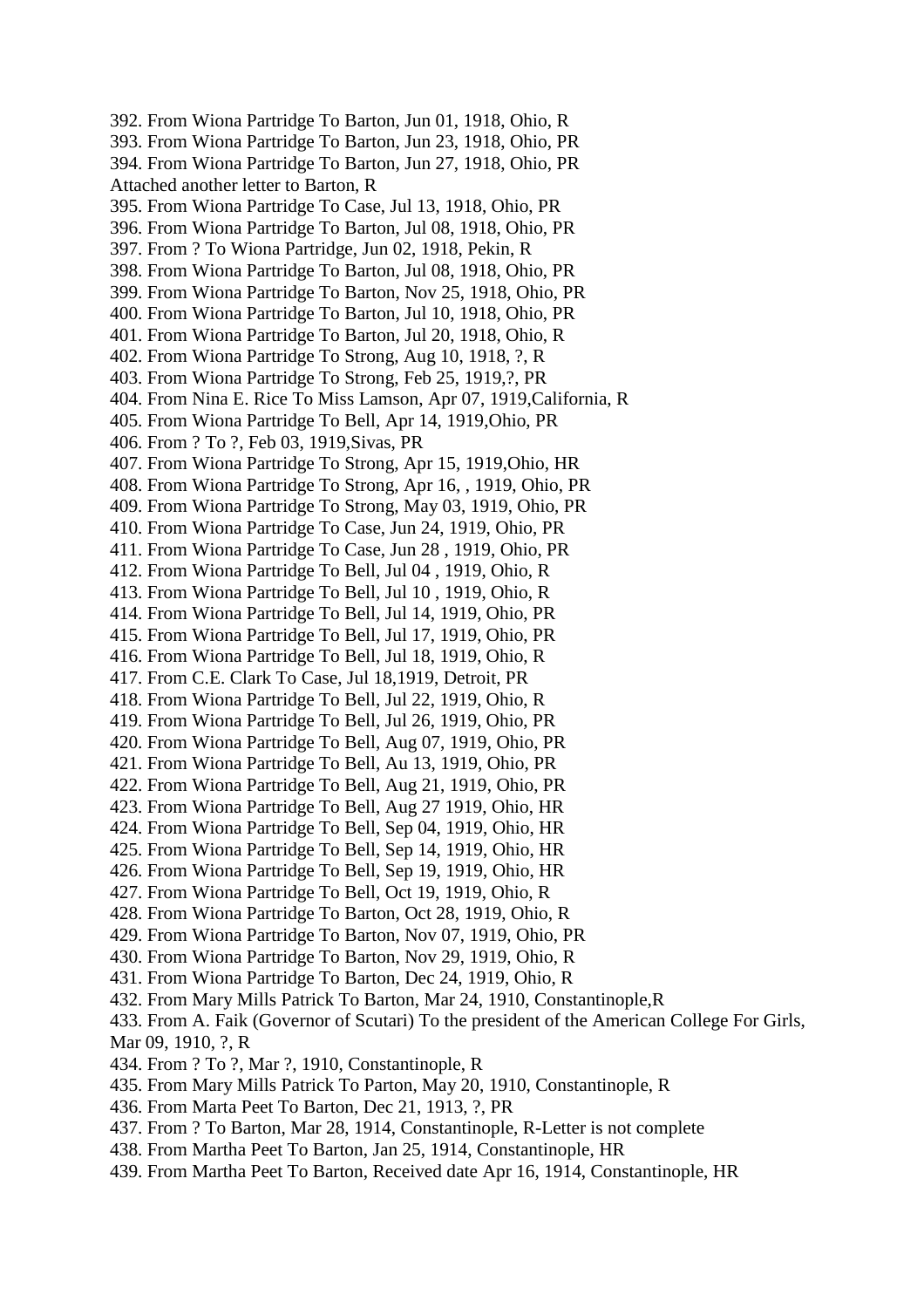392. From Wiona Partridge To Barton, Jun 01, 1918, Ohio, R
393. From Wiona Partridge To Barton, Jun 23, 1918, Ohio, PR
394. From Wiona Partridge To Barton, Jun 27, 1918, Ohio, PR
Attached another letter to Barton, R
395. From Wiona Partridge To Case, Jul 13, 1918, Ohio, PR
396. From Wiona Partridge To Barton, Jul 08, 1918, Ohio, PR
397. From ? To Wiona Partridge, Jun 02, 1918, Pekin, R
398. From Wiona Partridge To Barton, Jul 08, 1918, Ohio, PR
399. From Wiona Partridge To Barton, Nov 25, 1918, Ohio, PR
400. From Wiona Partridge To Barton, Jul 10, 1918, Ohio, PR
401. From Wiona Partridge To Barton, Jul 20, 1918, Ohio, R
402. From Wiona Partridge To Strong, Aug 10, 1918, ?, R
403. From Wiona Partridge To Strong, Feb 25, 1919,?, PR
404. From Nina E. Rice To Miss Lamson, Apr 07, 1919,California, R
405. From Wiona Partridge To Bell, Apr 14, 1919,Ohio, PR
406. From ? To ?, Feb 03, 1919,Sivas, PR
407. From Wiona Partridge To Strong, Apr 15, 1919,Ohio, HR
408. From Wiona Partridge To Strong, Apr 16, , 1919, Ohio, PR
409. From Wiona Partridge To Strong, May 03, 1919, Ohio, PR
410. From Wiona Partridge To Case, Jun 24, 1919, Ohio, PR
411. From Wiona Partridge To Case, Jun 28 , 1919, Ohio, PR
412. From Wiona Partridge To Bell, Jul 04 , 1919, Ohio, R
413. From Wiona Partridge To Bell, Jul 10 , 1919, Ohio, R
414. From Wiona Partridge To Bell, Jul 14, 1919, Ohio, PR
415. From Wiona Partridge To Bell, Jul 17, 1919, Ohio, PR
416. From Wiona Partridge To Bell, Jul 18, 1919, Ohio, R
417. From C.E. Clark To Case, Jul 18,1919, Detroit, PR
418. From Wiona Partridge To Bell, Jul 22, 1919, Ohio, R
419. From Wiona Partridge To Bell, Jul 26, 1919, Ohio, PR
420. From Wiona Partridge To Bell, Aug 07, 1919, Ohio, PR
421. From Wiona Partridge To Bell, Au 13, 1919, Ohio, PR
422. From Wiona Partridge To Bell, Aug 21, 1919, Ohio, PR
423. From Wiona Partridge To Bell, Aug 27 1919, Ohio, HR
424. From Wiona Partridge To Bell, Sep 04, 1919, Ohio, HR
425. From Wiona Partridge To Bell, Sep 14, 1919, Ohio, HR
426. From Wiona Partridge To Bell, Sep 19, 1919, Ohio, HR
427. From Wiona Partridge To Bell, Oct 19, 1919, Ohio, R
428. From Wiona Partridge To Barton, Oct 28, 1919, Ohio, R
429. From Wiona Partridge To Barton, Nov 07, 1919, Ohio, PR
430. From Wiona Partridge To Barton, Nov 29, 1919, Ohio, R
431. From Wiona Partridge To Barton, Dec 24, 1919, Ohio, R
432. From Mary Mills Patrick To Barton, Mar 24, 1910, Constantinople,R
433. From A. Faik (Governor of Scutari) To the president of the American College For Girls, Mar 09, 1910, ?, R
434. From ? To ?, Mar ?, 1910, Constantinople, R
435. From Mary Mills Patrick To Parton, May 20, 1910, Constantinople, R
436. From Marta Peet To Barton, Dec 21, 1913, ?, PR
437. From ? To Barton, Mar 28, 1914, Constantinople, R-Letter is not complete
438. From Martha Peet To Barton, Jan 25, 1914, Constantinople, HR
439. From Martha Peet To Barton, Received date Apr 16, 1914, Constantinople, HR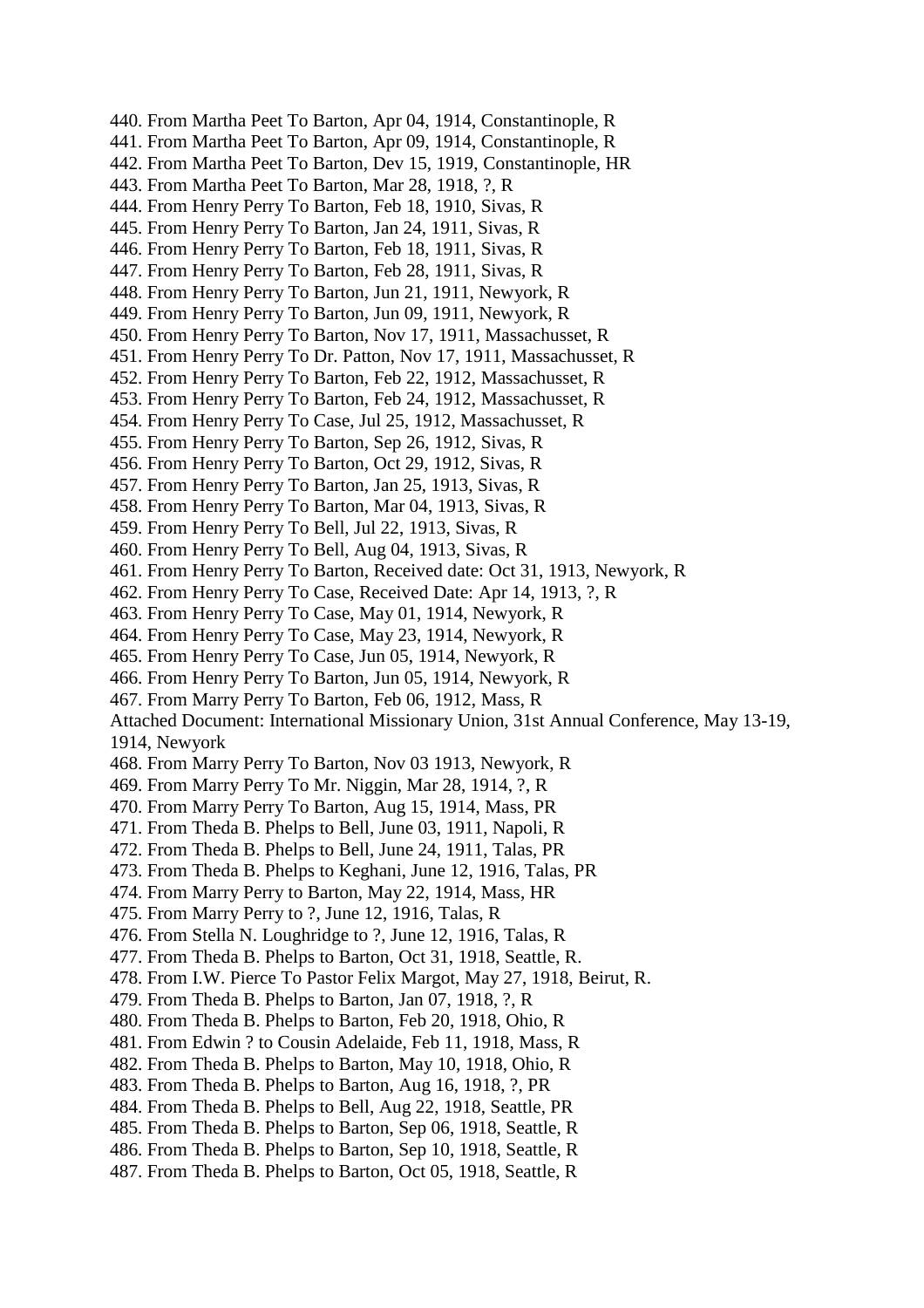440. From Martha Peet To Barton, Apr 04, 1914, Constantinople, R
441. From Martha Peet To Barton, Apr 09, 1914, Constantinople, R
442. From Martha Peet To Barton, Dev 15, 1919, Constantinople, HR
443. From Martha Peet To Barton, Mar 28, 1918, ?, R
444. From Henry Perry To Barton, Feb 18, 1910, Sivas, R
445. From Henry Perry To Barton, Jan 24, 1911, Sivas, R
446. From Henry Perry To Barton, Feb 18, 1911, Sivas, R
447. From Henry Perry To Barton, Feb 28, 1911, Sivas, R
448. From Henry Perry To Barton, Jun 21, 1911, Newyork, R
449. From Henry Perry To Barton, Jun 09, 1911, Newyork, R
450. From Henry Perry To Barton, Nov 17, 1911, Massachusset, R
451. From Henry Perry To Dr. Patton, Nov 17, 1911, Massachusset, R
452. From Henry Perry To Barton, Feb 22, 1912, Massachusset, R
453. From Henry Perry To Barton, Feb 24, 1912, Massachusset, R
454. From Henry Perry To Case, Jul 25, 1912, Massachusset, R
455. From Henry Perry To Barton, Sep 26, 1912, Sivas, R
456. From Henry Perry To Barton, Oct 29, 1912, Sivas, R
457. From Henry Perry To Barton, Jan 25, 1913, Sivas, R
458. From Henry Perry To Barton, Mar 04, 1913, Sivas, R
459. From Henry Perry To Bell, Jul 22, 1913, Sivas, R
460. From Henry Perry To Bell, Aug 04, 1913, Sivas, R
461. From Henry Perry To Barton, Received date: Oct 31, 1913, Newyork, R
462. From Henry Perry To Case, Received Date: Apr 14, 1913, ?, R
463. From Henry Perry To Case, May 01, 1914, Newyork, R
464. From Henry Perry To Case, May 23, 1914, Newyork, R
465. From Henry Perry To Case, Jun 05, 1914, Newyork, R
466. From Henry Perry To Barton, Jun 05, 1914, Newyork, R
467. From Marry Perry To Barton, Feb 06, 1912, Mass, R
Attached Document: International Missionary Union, 31st Annual Conference, May 13-19, 1914, Newyork
468. From Marry Perry To Barton, Nov 03 1913, Newyork, R
469. From Marry Perry To Mr. Niggin, Mar 28, 1914, ?, R
470. From Marry Perry To Barton, Aug 15, 1914, Mass, PR
471. From Theda B. Phelps to Bell, June 03, 1911, Napoli, R
472. From Theda B. Phelps to Bell, June 24, 1911, Talas, PR
473. From Theda B. Phelps to Keghani, June 12, 1916, Talas, PR
474. From Marry Perry to Barton, May 22, 1914, Mass, HR
475. From Marry Perry to ?, June 12, 1916, Talas, R
476. From Stella N. Loughridge to ?, June 12, 1916, Talas, R
477. From Theda B. Phelps to Barton, Oct 31, 1918, Seattle, R.
478. From I.W. Pierce To Pastor Felix Margot, May 27, 1918, Beirut, R.
479. From Theda B. Phelps to Barton, Jan 07, 1918, ?, R
480. From Theda B. Phelps to Barton, Feb 20, 1918, Ohio, R
481. From Edwin ? to Cousin Adelaide, Feb 11, 1918, Mass, R
482. From Theda B. Phelps to Barton, May 10, 1918, Ohio, R
483. From Theda B. Phelps to Barton, Aug 16, 1918, ?, PR
484. From Theda B. Phelps to Bell, Aug 22, 1918, Seattle, PR
485. From Theda B. Phelps to Barton, Sep 06, 1918, Seattle, R
486. From Theda B. Phelps to Barton, Sep 10, 1918, Seattle, R
487. From Theda B. Phelps to Barton, Oct 05, 1918, Seattle, R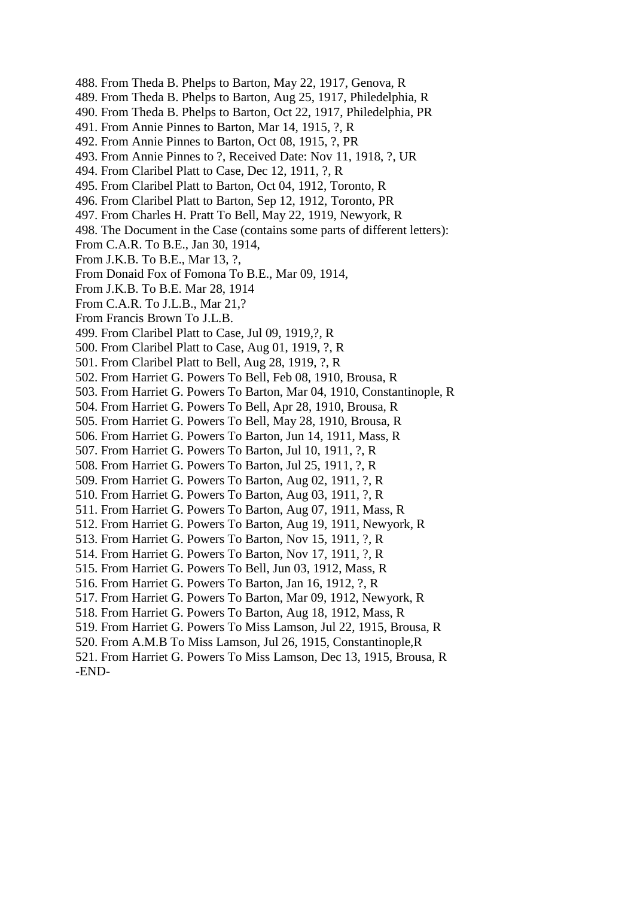488. From Theda B. Phelps to Barton, May 22, 1917, Genova, R
489. From Theda B. Phelps to Barton, Aug 25, 1917, Philedelphia, R
490. From Theda B. Phelps to Barton, Oct 22, 1917, Philedelphia, PR
491. From Annie Pinnes to Barton, Mar 14, 1915, ?, R
492. From Annie Pinnes to Barton, Oct 08, 1915, ?, PR
493. From Annie Pinnes to ?, Received Date: Nov 11, 1918, ?, UR
494. From Claribel Platt to Case, Dec 12, 1911, ?, R
495. From Claribel Platt to Barton, Oct 04, 1912, Toronto, R
496. From Claribel Platt to Barton, Sep 12, 1912, Toronto, PR
497. From Charles H. Pratt To Bell, May 22, 1919, Newyork, R
498. The Document in the Case (contains some parts of different letters):
From C.A.R. To B.E., Jan 30, 1914,
From J.K.B. To B.E., Mar 13, ?,
From Donaid Fox of Fomona To B.E., Mar 09, 1914,
From J.K.B. To B.E. Mar 28, 1914
From C.A.R. To J.L.B., Mar 21,?
From Francis Brown To J.L.B.
499. From Claribel Platt to Case, Jul 09, 1919,?, R
500. From Claribel Platt to Case, Aug 01, 1919, ?, R
501. From Claribel Platt to Bell, Aug 28, 1919, ?, R
502. From Harriet G. Powers To Bell, Feb 08, 1910, Brousa, R
503. From Harriet G. Powers To Barton, Mar 04, 1910, Constantinople, R
504. From Harriet G. Powers To Bell, Apr 28, 1910, Brousa, R
505. From Harriet G. Powers To Bell, May 28, 1910, Brousa, R
506. From Harriet G. Powers To Barton, Jun 14, 1911, Mass, R
507. From Harriet G. Powers To Barton, Jul 10, 1911, ?, R
508. From Harriet G. Powers To Barton, Jul 25, 1911, ?, R
509. From Harriet G. Powers To Barton, Aug 02, 1911, ?, R
510. From Harriet G. Powers To Barton, Aug 03, 1911, ?, R
511. From Harriet G. Powers To Barton, Aug 07, 1911, Mass, R
512. From Harriet G. Powers To Barton, Aug 19, 1911, Newyork, R
513. From Harriet G. Powers To Barton, Nov 15, 1911, ?, R
514. From Harriet G. Powers To Barton, Nov 17, 1911, ?, R
515. From Harriet G. Powers To Bell, Jun 03, 1912, Mass, R
516. From Harriet G. Powers To Barton, Jan 16, 1912, ?, R
517. From Harriet G. Powers To Barton, Mar 09, 1912, Newyork, R
518. From Harriet G. Powers To Barton, Aug 18, 1912, Mass, R
519. From Harriet G. Powers To Miss Lamson, Jul 22, 1915, Brousa, R
520. From A.M.B To Miss Lamson, Jul 26, 1915, Constantinople,R
521. From Harriet G. Powers To Miss Lamson, Dec 13, 1915, Brousa, R
-END-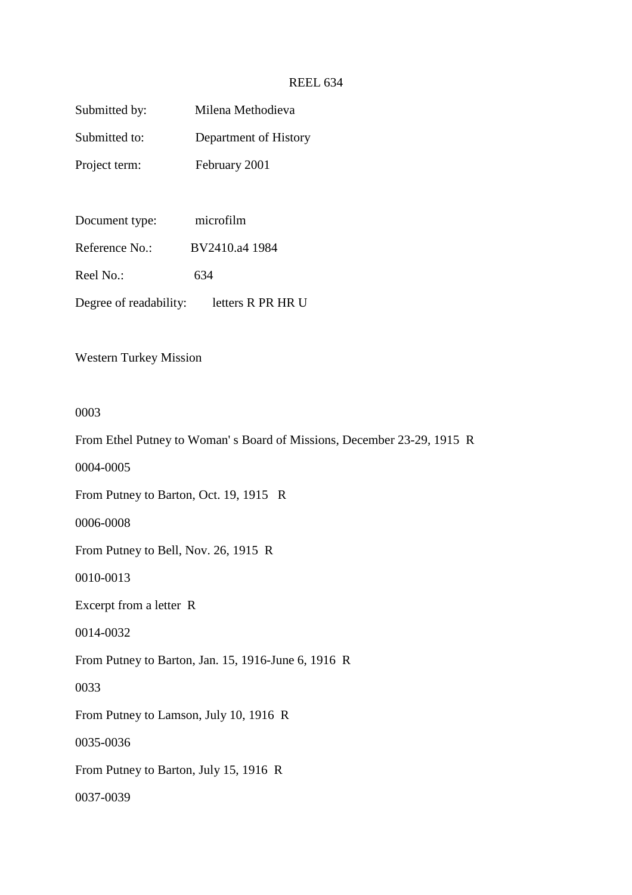REEL 634

Submitted by: Milena Methodieva

Submitted to: Department of History

Project term: February 2001

Document type: microfilm

Reference No.: BV2410.a4 1984

Reel No.: 634

Degree of readability: letters R PR HR U

Western Turkey Mission

0003

From Ethel Putney to Woman' s Board of Missions, December 23-29, 1915 R

0004-0005

From Putney to Barton, Oct. 19, 1915 R

0006-0008

From Putney to Bell, Nov. 26, 1915 R

0010-0013

Excerpt from a letter R

0014-0032

From Putney to Barton, Jan. 15, 1916-June 6, 1916 R

0033

From Putney to Lamson, July 10, 1916 R

0035-0036

From Putney to Barton, July 15, 1916 R

0037-0039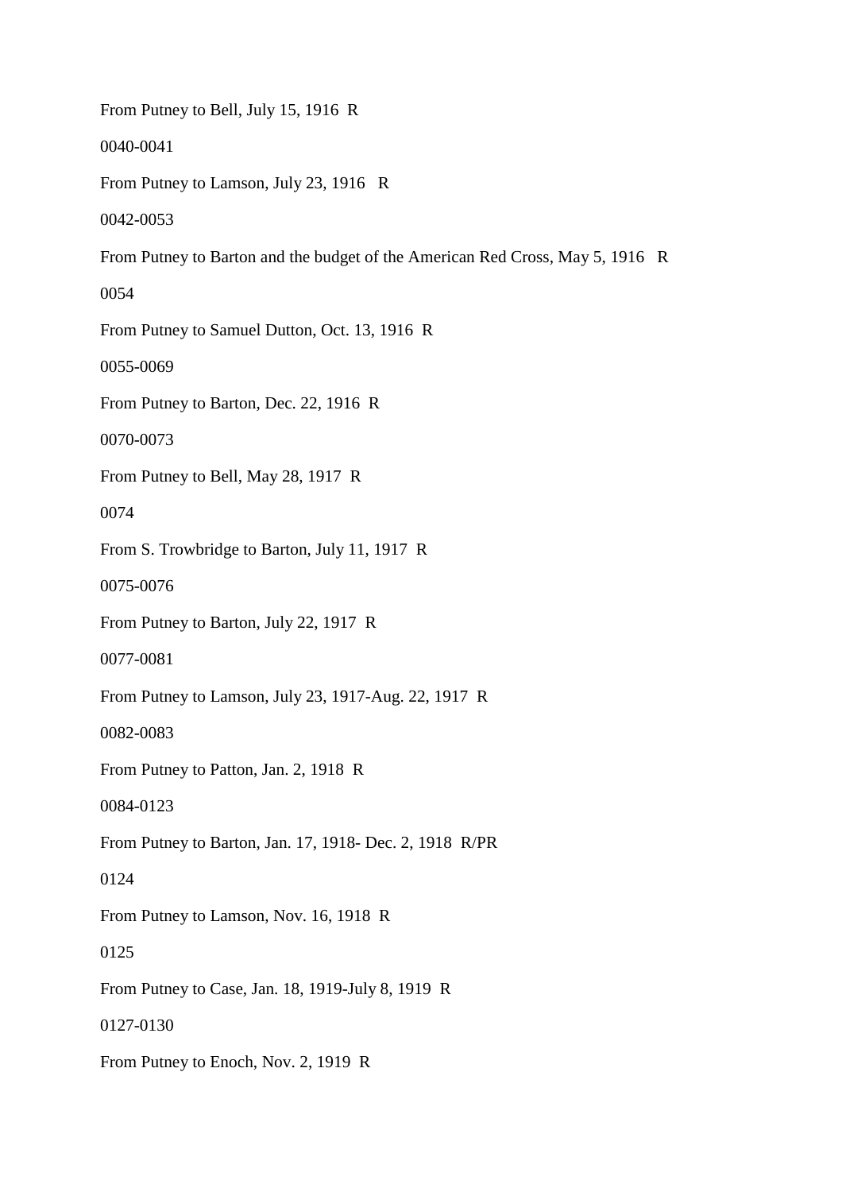From Putney to Bell, July 15, 1916  R

0040-0041

From Putney to Lamson, July 23, 1916   R

0042-0053

From Putney to Barton and the budget of the American Red Cross, May 5, 1916   R

0054

From Putney to Samuel Dutton, Oct. 13, 1916  R

0055-0069

From Putney to Barton, Dec. 22, 1916  R

0070-0073

From Putney to Bell, May 28, 1917  R

0074

From S. Trowbridge to Barton, July 11, 1917  R

0075-0076

From Putney to Barton, July 22, 1917  R

0077-0081

From Putney to Lamson, July 23, 1917-Aug. 22, 1917  R

0082-0083

From Putney to Patton, Jan. 2, 1918  R

0084-0123

From Putney to Barton, Jan. 17, 1918- Dec. 2, 1918  R/PR

0124

From Putney to Lamson, Nov. 16, 1918  R

0125

From Putney to Case, Jan. 18, 1919-July 8, 1919  R

0127-0130

From Putney to Enoch, Nov. 2, 1919  R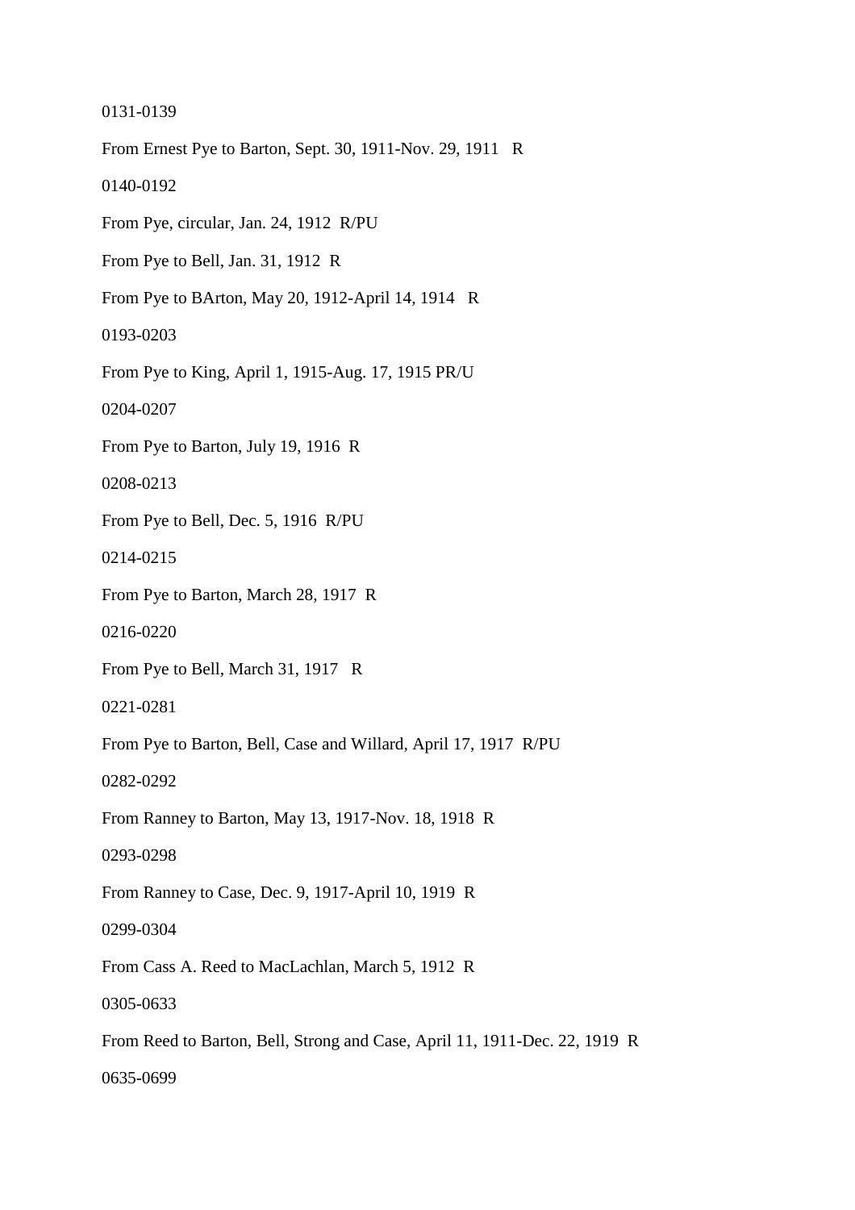0131-0139

From Ernest Pye to Barton, Sept. 30, 1911-Nov. 29, 1911 R

0140-0192

From Pye, circular, Jan. 24, 1912 R/PU

From Pye to Bell, Jan. 31, 1912 R

From Pye to BArton, May 20, 1912-April 14, 1914 R

0193-0203

From Pye to King, April 1, 1915-Aug. 17, 1915 PR/U

0204-0207

From Pye to Barton, July 19, 1916 R

0208-0213

From Pye to Bell, Dec. 5, 1916 R/PU

0214-0215

From Pye to Barton, March 28, 1917 R

0216-0220

From Pye to Bell, March 31, 1917 R

0221-0281

From Pye to Barton, Bell, Case and Willard, April 17, 1917 R/PU

0282-0292

From Ranney to Barton, May 13, 1917-Nov. 18, 1918 R

0293-0298

From Ranney to Case, Dec. 9, 1917-April 10, 1919 R

0299-0304

From Cass A. Reed to MacLachlan, March 5, 1912 R

0305-0633

From Reed to Barton, Bell, Strong and Case, April 11, 1911-Dec. 22, 1919 R

0635-0699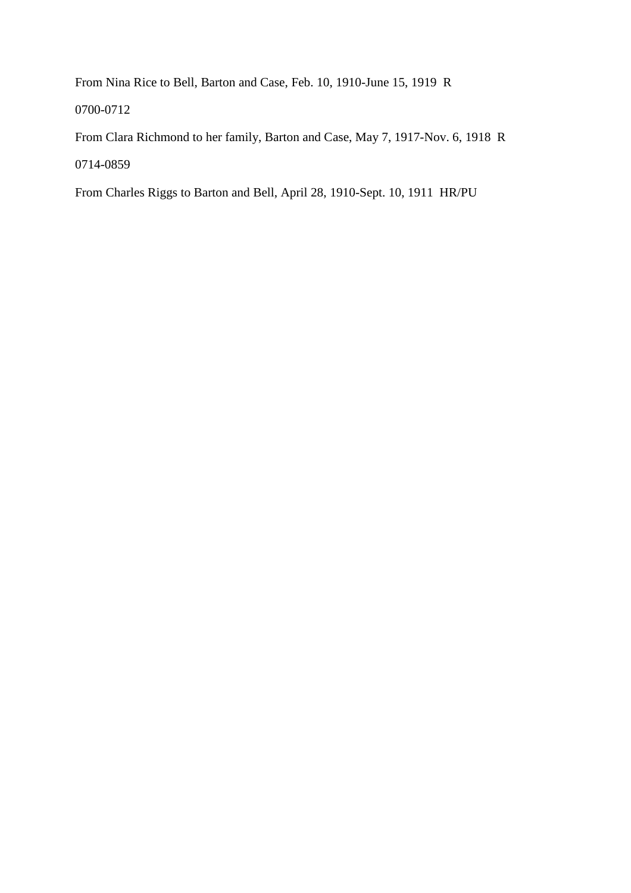From Nina Rice to Bell, Barton and Case, Feb. 10, 1910-June 15, 1919  R

0700-0712

From Clara Richmond to her family, Barton and Case, May 7, 1917-Nov. 6, 1918  R

0714-0859

From Charles Riggs to Barton and Bell, April 28, 1910-Sept. 10, 1911  HR/PU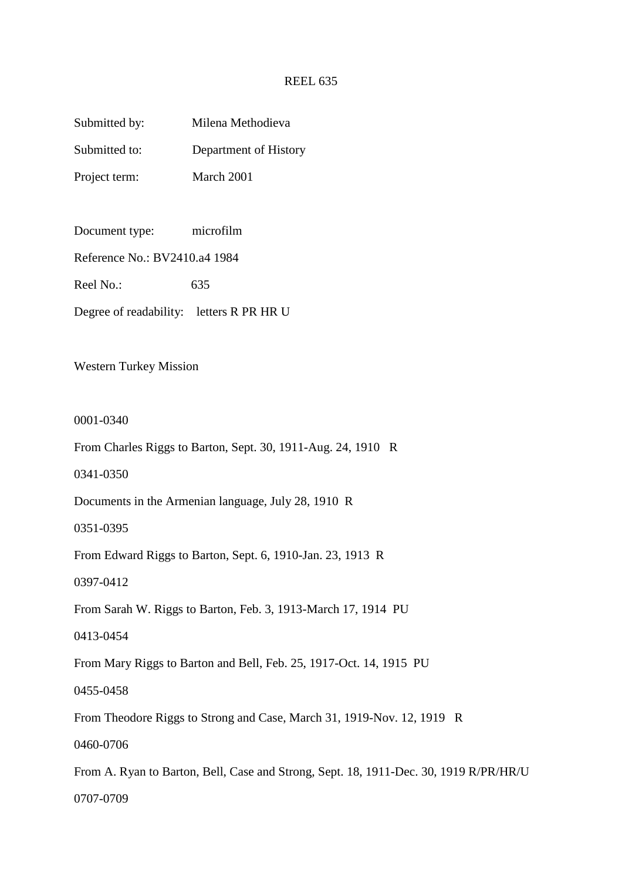REEL 635

Submitted by: Milena Methodieva

Submitted to: Department of History

Project term: March 2001

Document type: microfilm

Reference No.: BV2410.a4 1984

Reel No.: 635

Degree of readability: letters R PR HR U

Western Turkey Mission

0001-0340

From Charles Riggs to Barton, Sept. 30, 1911-Aug. 24, 1910 R

0341-0350

Documents in the Armenian language, July 28, 1910 R

0351-0395

From Edward Riggs to Barton, Sept. 6, 1910-Jan. 23, 1913 R

0397-0412

From Sarah W. Riggs to Barton, Feb. 3, 1913-March 17, 1914 PU

0413-0454

From Mary Riggs to Barton and Bell, Feb. 25, 1917-Oct. 14, 1915 PU

0455-0458

From Theodore Riggs to Strong and Case, March 31, 1919-Nov. 12, 1919 R

0460-0706

From A. Ryan to Barton, Bell, Case and Strong, Sept. 18, 1911-Dec. 30, 1919 R/PR/HR/U

0707-0709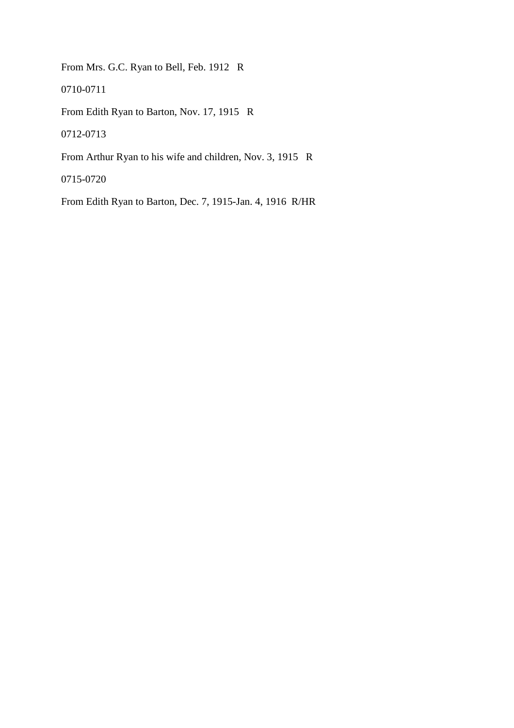From Mrs. G.C. Ryan to Bell, Feb. 1912   R

0710-0711

From Edith Ryan to Barton, Nov. 17, 1915   R

0712-0713

From Arthur Ryan to his wife and children, Nov. 3, 1915   R

0715-0720

From Edith Ryan to Barton, Dec. 7, 1915-Jan. 4, 1916  R/HR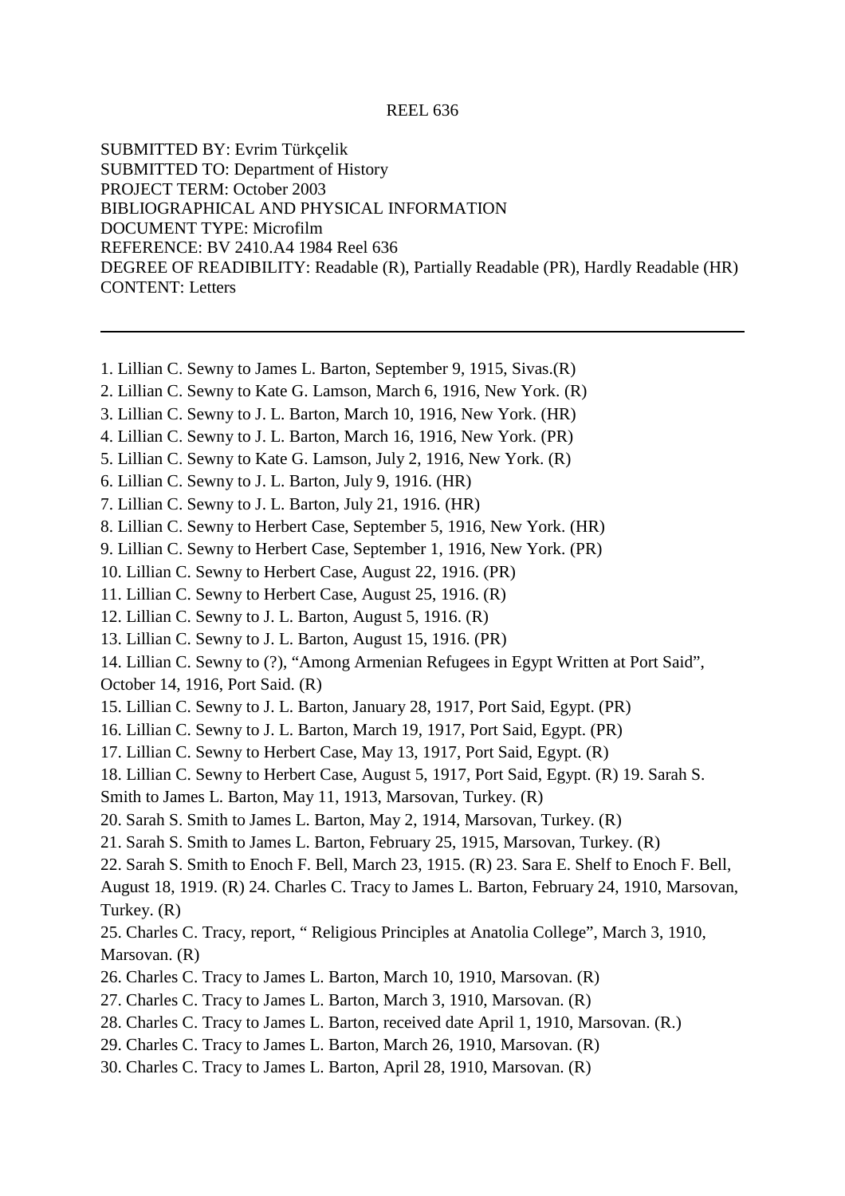REEL 636

SUBMITTED BY: Evrim Türkçelik
SUBMITTED TO: Department of History
PROJECT TERM: October 2003
BIBLIOGRAPHICAL AND PHYSICAL INFORMATION
DOCUMENT TYPE: Microfilm
REFERENCE: BV 2410.A4 1984 Reel 636
DEGREE OF READIBILITY: Readable (R), Partially Readable (PR), Hardly Readable (HR)
CONTENT: Letters

---

1. Lillian C. Sewny to James L. Barton, September 9, 1915, Sivas.(R)
2. Lillian C. Sewny to Kate G. Lamson, March 6, 1916, New York. (R)
3. Lillian C. Sewny to J. L. Barton, March 10, 1916, New York. (HR)
4. Lillian C. Sewny to J. L. Barton, March 16, 1916, New York. (PR)
5. Lillian C. Sewny to Kate G. Lamson, July 2, 1916, New York. (R)
6. Lillian C. Sewny to J. L. Barton, July 9, 1916. (HR)
7. Lillian C. Sewny to J. L. Barton, July 21, 1916. (HR)
8. Lillian C. Sewny to Herbert Case, September 5, 1916, New York. (HR)
9. Lillian C. Sewny to Herbert Case, September 1, 1916, New York. (PR)
10. Lillian C. Sewny to Herbert Case, August 22, 1916. (PR)
11. Lillian C. Sewny to Herbert Case, August 25, 1916. (R)
12. Lillian C. Sewny to J. L. Barton, August 5, 1916. (R)
13. Lillian C. Sewny to J. L. Barton, August 15, 1916. (PR)
14. Lillian C. Sewny to (?), "Among Armenian Refugees in Egypt Written at Port Said", October 14, 1916, Port Said. (R)
15. Lillian C. Sewny to J. L. Barton, January 28, 1917, Port Said, Egypt. (PR)
16. Lillian C. Sewny to J. L. Barton, March 19, 1917, Port Said, Egypt. (PR)
17. Lillian C. Sewny to Herbert Case, May 13, 1917, Port Said, Egypt. (R)
18. Lillian C. Sewny to Herbert Case, August 5, 1917, Port Said, Egypt. (R)
19. Sarah S. Smith to James L. Barton, May 11, 1913, Marsovan, Turkey. (R)
20. Sarah S. Smith to James L. Barton, May 2, 1914, Marsovan, Turkey. (R)
21. Sarah S. Smith to James L. Barton, February 25, 1915, Marsovan, Turkey. (R)
22. Sarah S. Smith to Enoch F. Bell, March 23, 1915. (R)
23. Sara E. Shelf to Enoch F. Bell, August 18, 1919. (R)
24. Charles C. Tracy to James L. Barton, February 24, 1910, Marsovan, Turkey. (R)
25. Charles C. Tracy, report, " Religious Principles at Anatolia College", March 3, 1910, Marsovan. (R)
26. Charles C. Tracy to James L. Barton, March 10, 1910, Marsovan. (R)
27. Charles C. Tracy to James L. Barton, March 3, 1910, Marsovan. (R)
28. Charles C. Tracy to James L. Barton, received date April 1, 1910, Marsovan. (R.)
29. Charles C. Tracy to James L. Barton, March 26, 1910, Marsovan. (R)
30. Charles C. Tracy to James L. Barton, April 28, 1910, Marsovan. (R)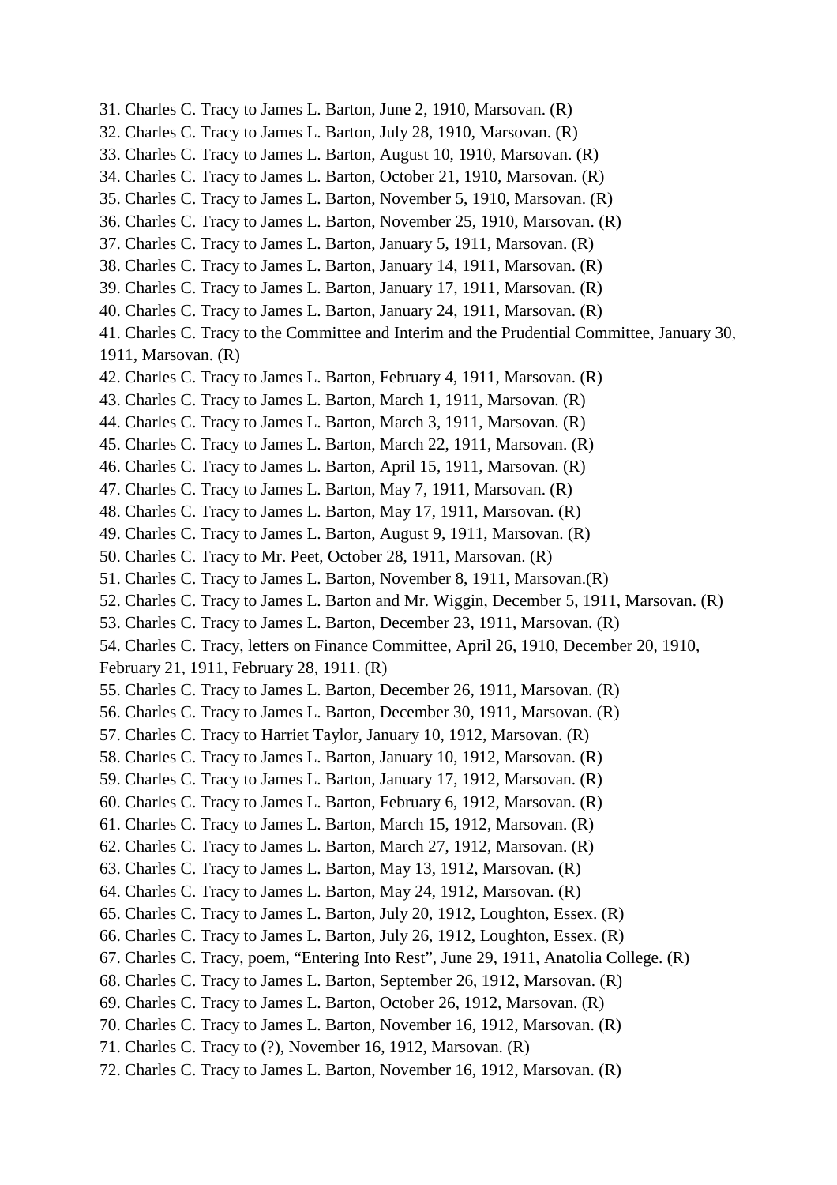31. Charles C. Tracy to James L. Barton, June 2, 1910, Marsovan. (R)
32. Charles C. Tracy to James L. Barton, July 28, 1910, Marsovan. (R)
33. Charles C. Tracy to James L. Barton, August 10, 1910, Marsovan. (R)
34. Charles C. Tracy to James L. Barton, October 21, 1910, Marsovan. (R)
35. Charles C. Tracy to James L. Barton, November 5, 1910, Marsovan. (R)
36. Charles C. Tracy to James L. Barton, November 25, 1910, Marsovan. (R)
37. Charles C. Tracy to James L. Barton, January 5, 1911, Marsovan. (R)
38. Charles C. Tracy to James L. Barton, January 14, 1911, Marsovan. (R)
39. Charles C. Tracy to James L. Barton, January 17, 1911, Marsovan. (R)
40. Charles C. Tracy to James L. Barton, January 24, 1911, Marsovan. (R)
41. Charles C. Tracy to the Committee and Interim and the Prudential Committee, January 30, 1911, Marsovan. (R)
42. Charles C. Tracy to James L. Barton, February 4, 1911, Marsovan. (R)
43. Charles C. Tracy to James L. Barton, March 1, 1911, Marsovan. (R)
44. Charles C. Tracy to James L. Barton, March 3, 1911, Marsovan. (R)
45. Charles C. Tracy to James L. Barton, March 22, 1911, Marsovan. (R)
46. Charles C. Tracy to James L. Barton, April 15, 1911, Marsovan. (R)
47. Charles C. Tracy to James L. Barton, May 7, 1911, Marsovan. (R)
48. Charles C. Tracy to James L. Barton, May 17, 1911, Marsovan. (R)
49. Charles C. Tracy to James L. Barton, August 9, 1911, Marsovan. (R)
50. Charles C. Tracy to Mr. Peet, October 28, 1911, Marsovan. (R)
51. Charles C. Tracy to James L. Barton, November 8, 1911, Marsovan.(R)
52. Charles C. Tracy to James L. Barton and Mr. Wiggin, December 5, 1911, Marsovan. (R)
53. Charles C. Tracy to James L. Barton, December 23, 1911, Marsovan. (R)
54. Charles C. Tracy, letters on Finance Committee, April 26, 1910, December 20, 1910, February 21, 1911, February 28, 1911. (R)
55. Charles C. Tracy to James L. Barton, December 26, 1911, Marsovan. (R)
56. Charles C. Tracy to James L. Barton, December 30, 1911, Marsovan. (R)
57. Charles C. Tracy to Harriet Taylor, January 10, 1912, Marsovan. (R)
58. Charles C. Tracy to James L. Barton, January 10, 1912, Marsovan. (R)
59. Charles C. Tracy to James L. Barton, January 17, 1912, Marsovan. (R)
60. Charles C. Tracy to James L. Barton, February 6, 1912, Marsovan. (R)
61. Charles C. Tracy to James L. Barton, March 15, 1912, Marsovan. (R)
62. Charles C. Tracy to James L. Barton, March 27, 1912, Marsovan. (R)
63. Charles C. Tracy to James L. Barton, May 13, 1912, Marsovan. (R)
64. Charles C. Tracy to James L. Barton, May 24, 1912, Marsovan. (R)
65. Charles C. Tracy to James L. Barton, July 20, 1912, Loughton, Essex. (R)
66. Charles C. Tracy to James L. Barton, July 26, 1912, Loughton, Essex. (R)
67. Charles C. Tracy, poem, "Entering Into Rest", June 29, 1911, Anatolia College. (R)
68. Charles C. Tracy to James L. Barton, September 26, 1912, Marsovan. (R)
69. Charles C. Tracy to James L. Barton, October 26, 1912, Marsovan. (R)
70. Charles C. Tracy to James L. Barton, November 16, 1912, Marsovan. (R)
71. Charles C. Tracy to (?), November 16, 1912, Marsovan. (R)
72. Charles C. Tracy to James L. Barton, November 16, 1912, Marsovan. (R)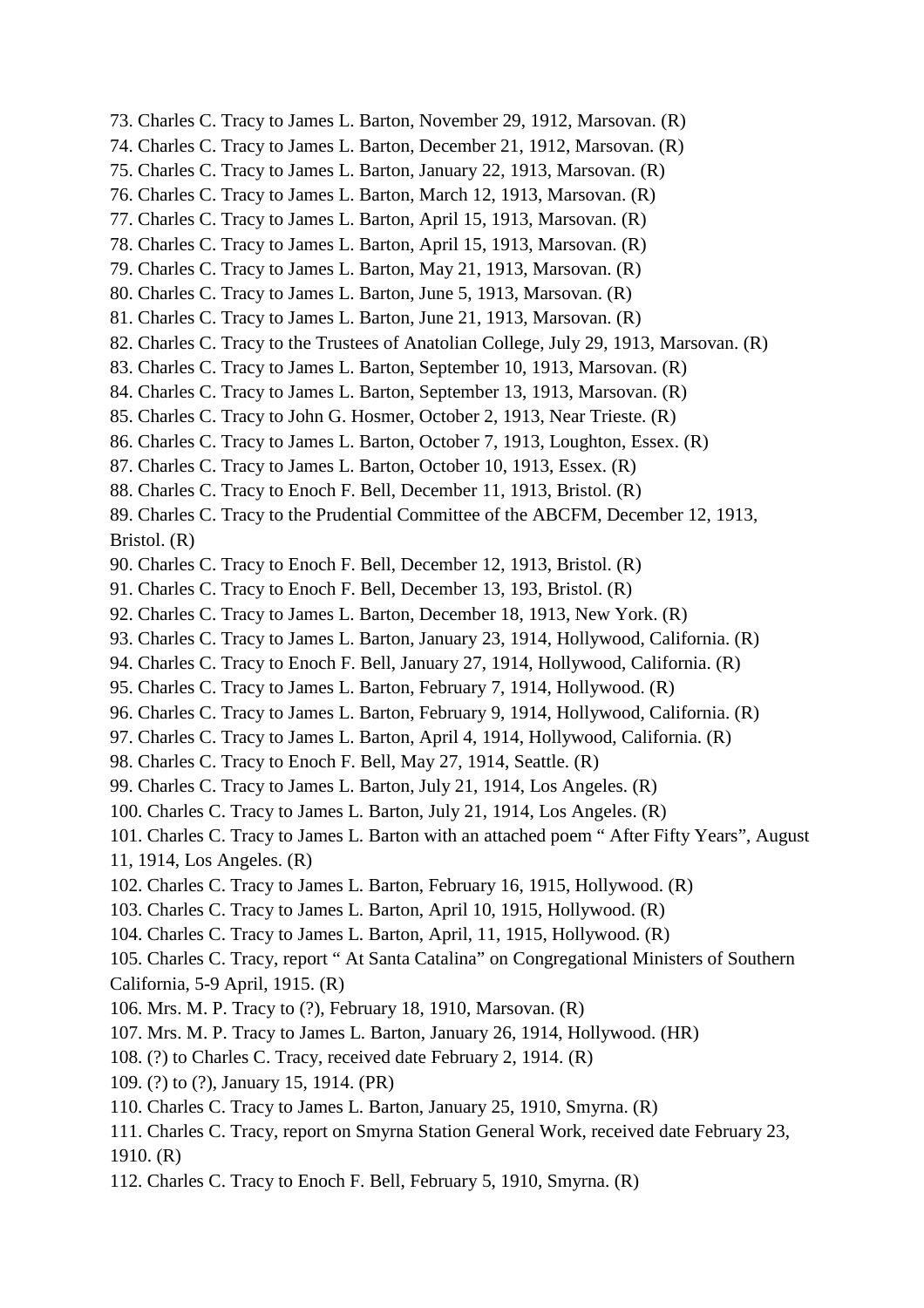73. Charles C. Tracy to James L. Barton, November 29, 1912, Marsovan. (R)
74. Charles C. Tracy to James L. Barton, December 21, 1912, Marsovan. (R)
75. Charles C. Tracy to James L. Barton, January 22, 1913, Marsovan. (R)
76. Charles C. Tracy to James L. Barton, March 12, 1913, Marsovan. (R)
77. Charles C. Tracy to James L. Barton, April 15, 1913, Marsovan. (R)
78. Charles C. Tracy to James L. Barton, April 15, 1913, Marsovan. (R)
79. Charles C. Tracy to James L. Barton, May 21, 1913, Marsovan. (R)
80. Charles C. Tracy to James L. Barton, June 5, 1913, Marsovan. (R)
81. Charles C. Tracy to James L. Barton, June 21, 1913, Marsovan. (R)
82. Charles C. Tracy to the Trustees of Anatolian College, July 29, 1913, Marsovan. (R)
83. Charles C. Tracy to James L. Barton, September 10, 1913, Marsovan. (R)
84. Charles C. Tracy to James L. Barton, September 13, 1913, Marsovan. (R)
85. Charles C. Tracy to John G. Hosmer, October 2, 1913, Near Trieste. (R)
86. Charles C. Tracy to James L. Barton, October 7, 1913, Loughton, Essex. (R)
87. Charles C. Tracy to James L. Barton, October 10, 1913, Essex. (R)
88. Charles C. Tracy to Enoch F. Bell, December 11, 1913, Bristol. (R)
89. Charles C. Tracy to the Prudential Committee of the ABCFM, December 12, 1913, Bristol. (R)
90. Charles C. Tracy to Enoch F. Bell, December 12, 1913, Bristol. (R)
91. Charles C. Tracy to Enoch F. Bell, December 13, 193, Bristol. (R)
92. Charles C. Tracy to James L. Barton, December 18, 1913, New York. (R)
93. Charles C. Tracy to James L. Barton, January 23, 1914, Hollywood, California. (R)
94. Charles C. Tracy to Enoch F. Bell, January 27, 1914, Hollywood, California. (R)
95. Charles C. Tracy to James L. Barton, February 7, 1914, Hollywood. (R)
96. Charles C. Tracy to James L. Barton, February 9, 1914, Hollywood, California. (R)
97. Charles C. Tracy to James L. Barton, April 4, 1914, Hollywood, California. (R)
98. Charles C. Tracy to Enoch F. Bell, May 27, 1914, Seattle. (R)
99. Charles C. Tracy to James L. Barton, July 21, 1914, Los Angeles. (R)
100. Charles C. Tracy to James L. Barton, July 21, 1914, Los Angeles. (R)
101. Charles C. Tracy to James L. Barton with an attached poem " After Fifty Years", August 11, 1914, Los Angeles. (R)
102. Charles C. Tracy to James L. Barton, February 16, 1915, Hollywood. (R)
103. Charles C. Tracy to James L. Barton, April 10, 1915, Hollywood. (R)
104. Charles C. Tracy to James L. Barton, April, 11, 1915, Hollywood. (R)
105. Charles C. Tracy, report " At Santa Catalina" on Congregational Ministers of Southern California, 5-9 April, 1915. (R)
106. Mrs. M. P. Tracy to (?), February 18, 1910, Marsovan. (R)
107. Mrs. M. P. Tracy to James L. Barton, January 26, 1914, Hollywood. (HR)
108. (?) to Charles C. Tracy, received date February 2, 1914. (R)
109. (?) to (?), January 15, 1914. (PR)
110. Charles C. Tracy to James L. Barton, January 25, 1910, Smyrna. (R)
111. Charles C. Tracy, report on Smyrna Station General Work, received date February 23, 1910. (R)
112. Charles C. Tracy to Enoch F. Bell, February 5, 1910, Smyrna. (R)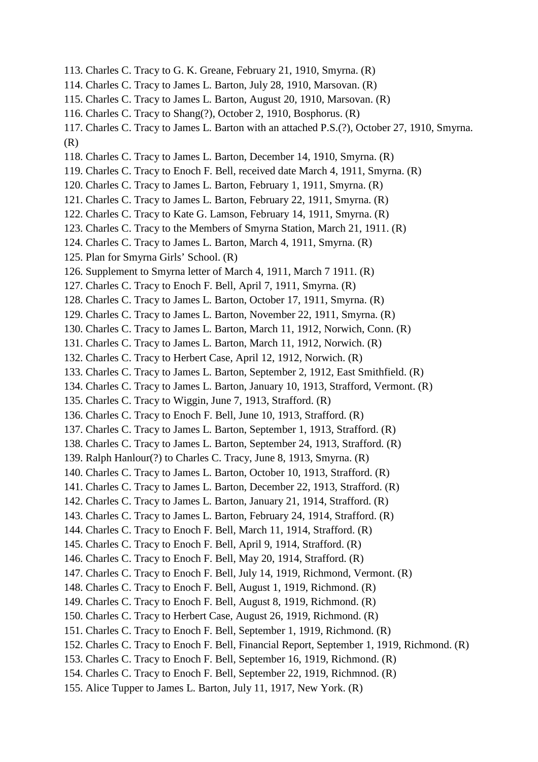113. Charles C. Tracy to G. K. Greane, February 21, 1910, Smyrna. (R)
114. Charles C. Tracy to James L. Barton, July 28, 1910, Marsovan. (R)
115. Charles C. Tracy to James L. Barton, August 20, 1910, Marsovan. (R)
116. Charles C. Tracy to Shang(?), October 2, 1910, Bosphorus. (R)
117. Charles C. Tracy to James L. Barton with an attached P.S.(?), October 27, 1910, Smyrna. (R)
118. Charles C. Tracy to James L. Barton, December 14, 1910, Smyrna. (R)
119. Charles C. Tracy to Enoch F. Bell, received date March 4, 1911, Smyrna. (R)
120. Charles C. Tracy to James L. Barton, February 1, 1911, Smyrna. (R)
121. Charles C. Tracy to James L. Barton, February 22, 1911, Smyrna. (R)
122. Charles C. Tracy to Kate G. Lamson, February 14, 1911, Smyrna. (R)
123. Charles C. Tracy to the Members of Smyrna Station, March 21, 1911. (R)
124. Charles C. Tracy to James L. Barton, March 4, 1911, Smyrna. (R)
125. Plan for Smyrna Girls' School. (R)
126. Supplement to Smyrna letter of March 4, 1911, March 7 1911. (R)
127. Charles C. Tracy to Enoch F. Bell, April 7, 1911, Smyrna. (R)
128. Charles C. Tracy to James L. Barton, October 17, 1911, Smyrna. (R)
129. Charles C. Tracy to James L. Barton, November 22, 1911, Smyrna. (R)
130. Charles C. Tracy to James L. Barton, March 11, 1912, Norwich, Conn. (R)
131. Charles C. Tracy to James L. Barton, March 11, 1912, Norwich. (R)
132. Charles C. Tracy to Herbert Case, April 12, 1912, Norwich. (R)
133. Charles C. Tracy to James L. Barton, September 2, 1912, East Smithfield. (R)
134. Charles C. Tracy to James L. Barton, January 10, 1913, Strafford, Vermont. (R)
135. Charles C. Tracy to Wiggin, June 7, 1913, Strafford. (R)
136. Charles C. Tracy to Enoch F. Bell, June 10, 1913, Strafford. (R)
137. Charles C. Tracy to James L. Barton, September 1, 1913, Strafford. (R)
138. Charles C. Tracy to James L. Barton, September 24, 1913, Strafford. (R)
139. Ralph Hanlour(?) to Charles C. Tracy, June 8, 1913, Smyrna. (R)
140. Charles C. Tracy to James L. Barton, October 10, 1913, Strafford. (R)
141. Charles C. Tracy to James L. Barton, December 22, 1913, Strafford. (R)
142. Charles C. Tracy to James L. Barton, January 21, 1914, Strafford. (R)
143. Charles C. Tracy to James L. Barton, February 24, 1914, Strafford. (R)
144. Charles C. Tracy to Enoch F. Bell, March 11, 1914, Strafford. (R)
145. Charles C. Tracy to Enoch F. Bell, April 9, 1914, Strafford. (R)
146. Charles C. Tracy to Enoch F. Bell, May 20, 1914, Strafford. (R)
147. Charles C. Tracy to Enoch F. Bell, July 14, 1919, Richmond, Vermont. (R)
148. Charles C. Tracy to Enoch F. Bell, August 1, 1919, Richmond. (R)
149. Charles C. Tracy to Enoch F. Bell, August 8, 1919, Richmond. (R)
150. Charles C. Tracy to Herbert Case, August 26, 1919, Richmond. (R)
151. Charles C. Tracy to Enoch F. Bell, September 1, 1919, Richmond. (R)
152. Charles C. Tracy to Enoch F. Bell, Financial Report, September 1, 1919, Richmond. (R)
153. Charles C. Tracy to Enoch F. Bell, September 16, 1919, Richmond. (R)
154. Charles C. Tracy to Enoch F. Bell, September 22, 1919, Richmnod. (R)
155. Alice Tupper to James L. Barton, July 11, 1917, New York. (R)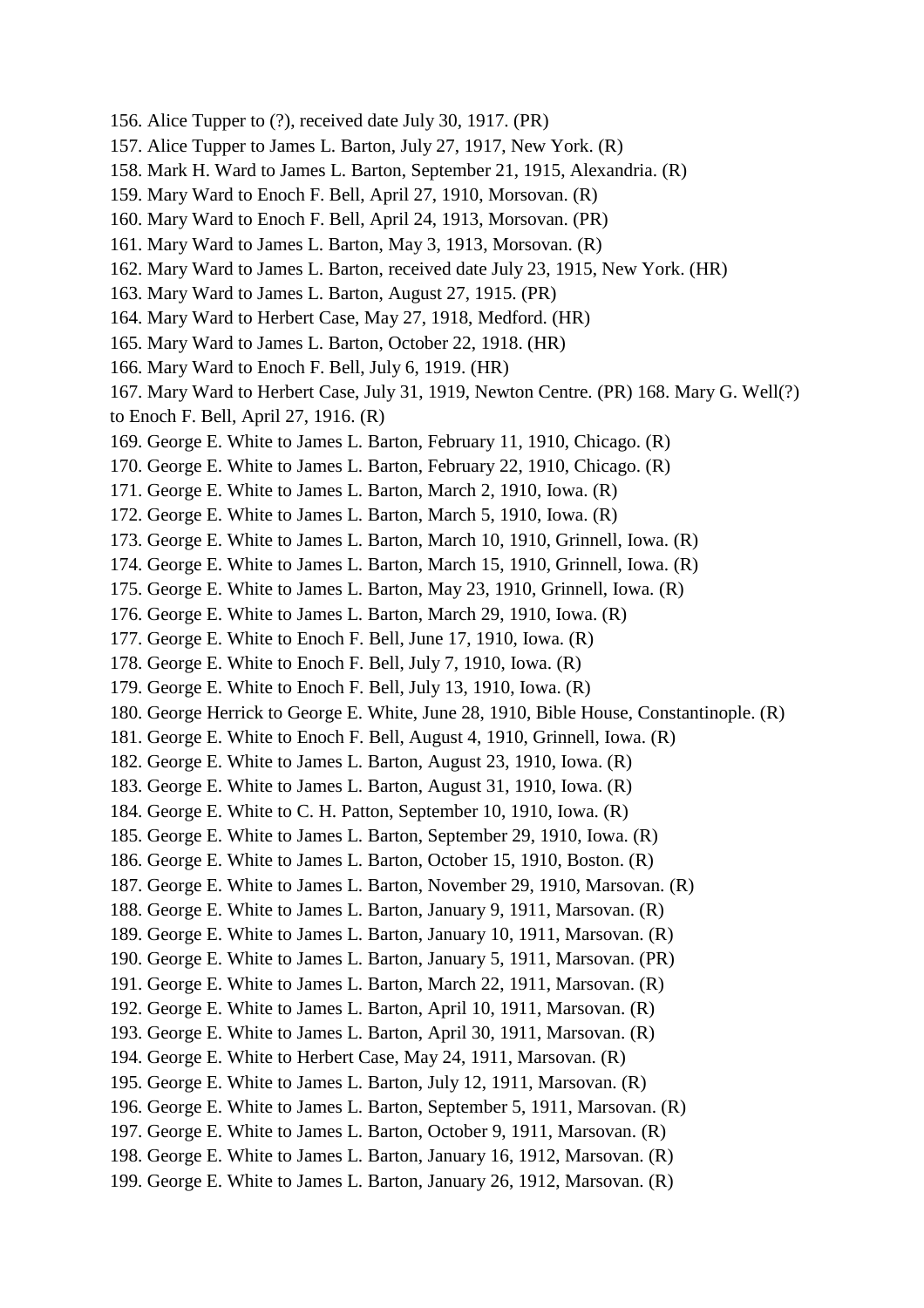156. Alice Tupper to (?), received date July 30, 1917. (PR)
157. Alice Tupper to James L. Barton, July 27, 1917, New York. (R)
158. Mark H. Ward to James L. Barton, September 21, 1915, Alexandria. (R)
159. Mary Ward to Enoch F. Bell, April 27, 1910, Morsovan. (R)
160. Mary Ward to Enoch F. Bell, April 24, 1913, Morsovan. (PR)
161. Mary Ward to James L. Barton, May 3, 1913, Morsovan. (R)
162. Mary Ward to James L. Barton, received date July 23, 1915, New York. (HR)
163. Mary Ward to James L. Barton, August 27, 1915. (PR)
164. Mary Ward to Herbert Case, May 27, 1918, Medford. (HR)
165. Mary Ward to James L. Barton, October 22, 1918. (HR)
166. Mary Ward to Enoch F. Bell, July 6, 1919. (HR)
167. Mary Ward to Herbert Case, July 31, 1919, Newton Centre. (PR) 168. Mary G. Well(?) to Enoch F. Bell, April 27, 1916. (R)
169. George E. White to James L. Barton, February 11, 1910, Chicago. (R)
170. George E. White to James L. Barton, February 22, 1910, Chicago. (R)
171. George E. White to James L. Barton, March 2, 1910, Iowa. (R)
172. George E. White to James L. Barton, March 5, 1910, Iowa. (R)
173. George E. White to James L. Barton, March 10, 1910, Grinnell, Iowa. (R)
174. George E. White to James L. Barton, March 15, 1910, Grinnell, Iowa. (R)
175. George E. White to James L. Barton, May 23, 1910, Grinnell, Iowa. (R)
176. George E. White to James L. Barton, March 29, 1910, Iowa. (R)
177. George E. White to Enoch F. Bell, June 17, 1910, Iowa. (R)
178. George E. White to Enoch F. Bell, July 7, 1910, Iowa. (R)
179. George E. White to Enoch F. Bell, July 13, 1910, Iowa. (R)
180. George Herrick to George E. White, June 28, 1910, Bible House, Constantinople. (R)
181. George E. White to Enoch F. Bell, August 4, 1910, Grinnell, Iowa. (R)
182. George E. White to James L. Barton, August 23, 1910, Iowa. (R)
183. George E. White to James L. Barton, August 31, 1910, Iowa. (R)
184. George E. White to C. H. Patton, September 10, 1910, Iowa. (R)
185. George E. White to James L. Barton, September 29, 1910, Iowa. (R)
186. George E. White to James L. Barton, October 15, 1910, Boston. (R)
187. George E. White to James L. Barton, November 29, 1910, Marsovan. (R)
188. George E. White to James L. Barton, January 9, 1911, Marsovan. (R)
189. George E. White to James L. Barton, January 10, 1911, Marsovan. (R)
190. George E. White to James L. Barton, January 5, 1911, Marsovan. (PR)
191. George E. White to James L. Barton, March 22, 1911, Marsovan. (R)
192. George E. White to James L. Barton, April 10, 1911, Marsovan. (R)
193. George E. White to James L. Barton, April 30, 1911, Marsovan. (R)
194. George E. White to Herbert Case, May 24, 1911, Marsovan. (R)
195. George E. White to James L. Barton, July 12, 1911, Marsovan. (R)
196. George E. White to James L. Barton, September 5, 1911, Marsovan. (R)
197. George E. White to James L. Barton, October 9, 1911, Marsovan. (R)
198. George E. White to James L. Barton, January 16, 1912, Marsovan. (R)
199. George E. White to James L. Barton, January 26, 1912, Marsovan. (R)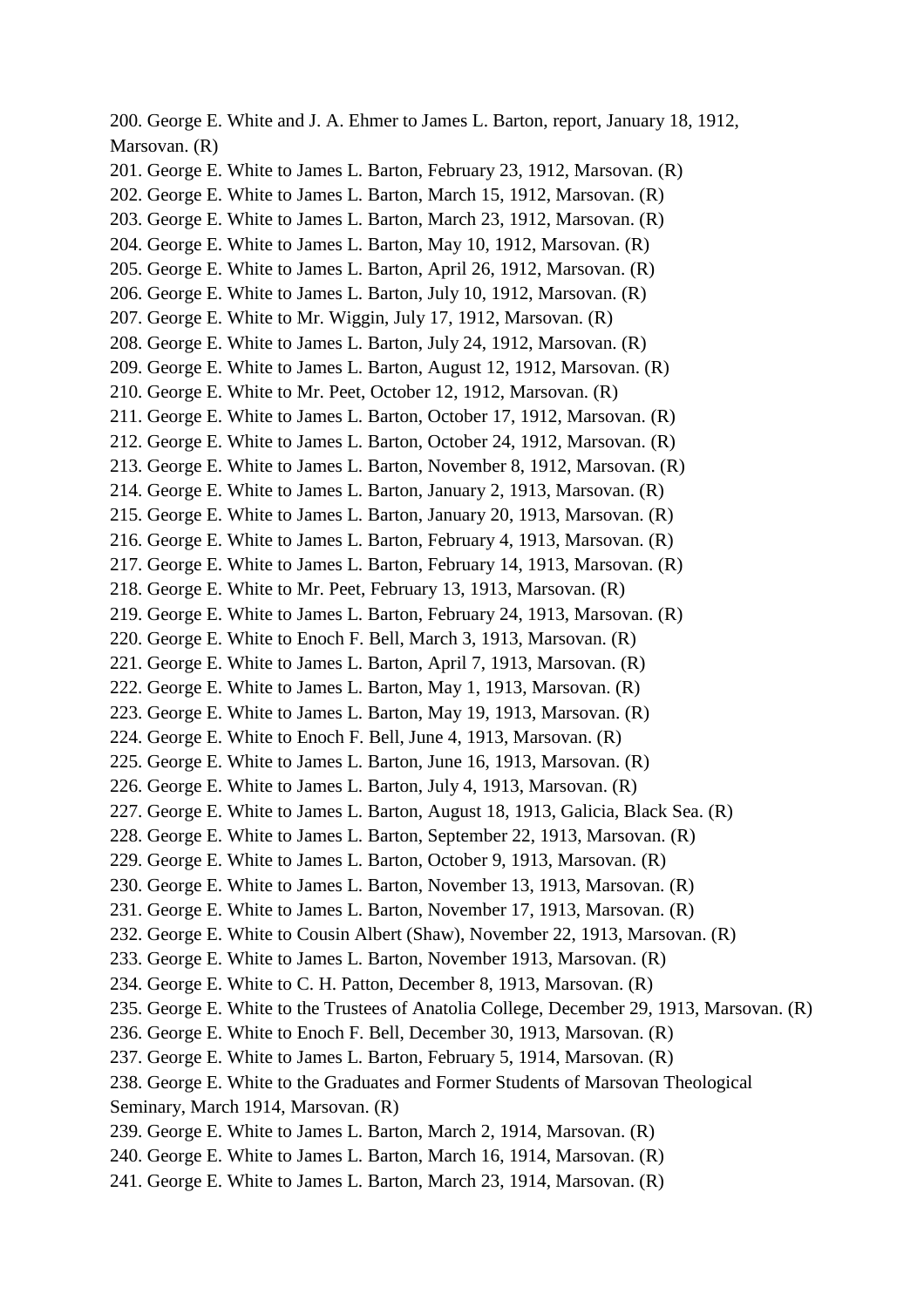200. George E. White and J. A. Ehmer to James L. Barton, report, January 18, 1912, Marsovan. (R)
201. George E. White to James L. Barton, February 23, 1912, Marsovan. (R)
202. George E. White to James L. Barton, March 15, 1912, Marsovan. (R)
203. George E. White to James L. Barton, March 23, 1912, Marsovan. (R)
204. George E. White to James L. Barton, May 10, 1912, Marsovan. (R)
205. George E. White to James L. Barton, April 26, 1912, Marsovan. (R)
206. George E. White to James L. Barton, July 10, 1912, Marsovan. (R)
207. George E. White to Mr. Wiggin, July 17, 1912, Marsovan. (R)
208. George E. White to James L. Barton, July 24, 1912, Marsovan. (R)
209. George E. White to James L. Barton, August 12, 1912, Marsovan. (R)
210. George E. White to Mr. Peet, October 12, 1912, Marsovan. (R)
211. George E. White to James L. Barton, October 17, 1912, Marsovan. (R)
212. George E. White to James L. Barton, October 24, 1912, Marsovan. (R)
213. George E. White to James L. Barton, November 8, 1912, Marsovan. (R)
214. George E. White to James L. Barton, January 2, 1913, Marsovan. (R)
215. George E. White to James L. Barton, January 20, 1913, Marsovan. (R)
216. George E. White to James L. Barton, February 4, 1913, Marsovan. (R)
217. George E. White to James L. Barton, February 14, 1913, Marsovan. (R)
218. George E. White to Mr. Peet, February 13, 1913, Marsovan. (R)
219. George E. White to James L. Barton, February 24, 1913, Marsovan. (R)
220. George E. White to Enoch F. Bell, March 3, 1913, Marsovan. (R)
221. George E. White to James L. Barton, April 7, 1913, Marsovan. (R)
222. George E. White to James L. Barton, May 1, 1913, Marsovan. (R)
223. George E. White to James L. Barton, May 19, 1913, Marsovan. (R)
224. George E. White to Enoch F. Bell, June 4, 1913, Marsovan. (R)
225. George E. White to James L. Barton, June 16, 1913, Marsovan. (R)
226. George E. White to James L. Barton, July 4, 1913, Marsovan. (R)
227. George E. White to James L. Barton, August 18, 1913, Galicia, Black Sea. (R)
228. George E. White to James L. Barton, September 22, 1913, Marsovan. (R)
229. George E. White to James L. Barton, October 9, 1913, Marsovan. (R)
230. George E. White to James L. Barton, November 13, 1913, Marsovan. (R)
231. George E. White to James L. Barton, November 17, 1913, Marsovan. (R)
232. George E. White to Cousin Albert (Shaw), November 22, 1913, Marsovan. (R)
233. George E. White to James L. Barton, November 1913, Marsovan. (R)
234. George E. White to C. H. Patton, December 8, 1913, Marsovan. (R)
235. George E. White to the Trustees of Anatolia College, December 29, 1913, Marsovan. (R)
236. George E. White to Enoch F. Bell, December 30, 1913, Marsovan. (R)
237. George E. White to James L. Barton, February 5, 1914, Marsovan. (R)
238. George E. White to the Graduates and Former Students of Marsovan Theological Seminary, March 1914, Marsovan. (R)
239. George E. White to James L. Barton, March 2, 1914, Marsovan. (R)
240. George E. White to James L. Barton, March 16, 1914, Marsovan. (R)
241. George E. White to James L. Barton, March 23, 1914, Marsovan. (R)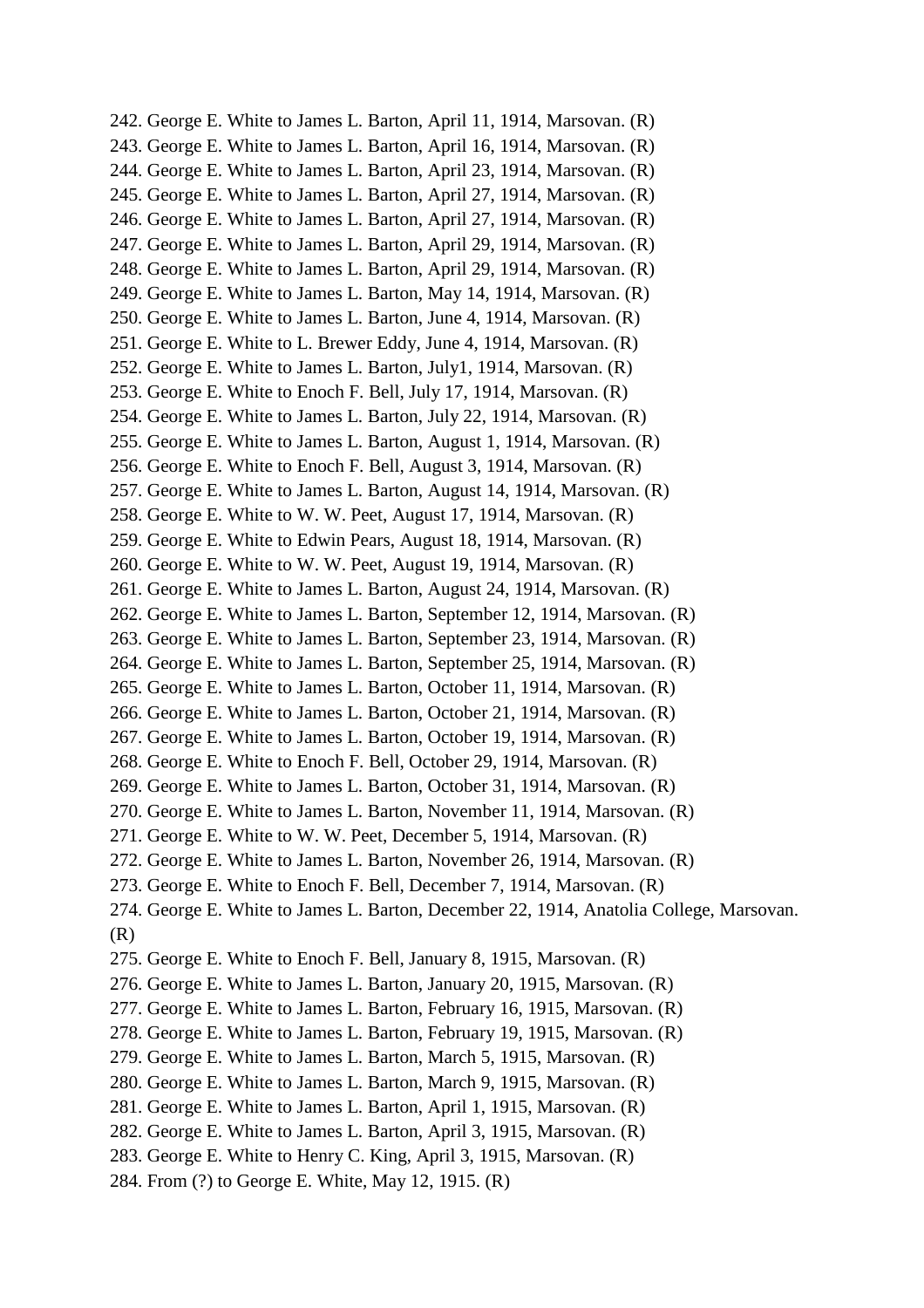242. George E. White to James L. Barton, April 11, 1914, Marsovan. (R)
243. George E. White to James L. Barton, April 16, 1914, Marsovan. (R)
244. George E. White to James L. Barton, April 23, 1914, Marsovan. (R)
245. George E. White to James L. Barton, April 27, 1914, Marsovan. (R)
246. George E. White to James L. Barton, April 27, 1914, Marsovan. (R)
247. George E. White to James L. Barton, April 29, 1914, Marsovan. (R)
248. George E. White to James L. Barton, April 29, 1914, Marsovan. (R)
249. George E. White to James L. Barton, May 14, 1914, Marsovan. (R)
250. George E. White to James L. Barton, June 4, 1914, Marsovan. (R)
251. George E. White to L. Brewer Eddy, June 4, 1914, Marsovan. (R)
252. George E. White to James L. Barton, July1, 1914, Marsovan. (R)
253. George E. White to Enoch F. Bell, July 17, 1914, Marsovan. (R)
254. George E. White to James L. Barton, July 22, 1914, Marsovan. (R)
255. George E. White to James L. Barton, August 1, 1914, Marsovan. (R)
256. George E. White to Enoch F. Bell, August 3, 1914, Marsovan. (R)
257. George E. White to James L. Barton, August 14, 1914, Marsovan. (R)
258. George E. White to W. W. Peet, August 17, 1914, Marsovan. (R)
259. George E. White to Edwin Pears, August 18, 1914, Marsovan. (R)
260. George E. White to W. W. Peet, August 19, 1914, Marsovan. (R)
261. George E. White to James L. Barton, August 24, 1914, Marsovan. (R)
262. George E. White to James L. Barton, September 12, 1914, Marsovan. (R)
263. George E. White to James L. Barton, September 23, 1914, Marsovan. (R)
264. George E. White to James L. Barton, September 25, 1914, Marsovan. (R)
265. George E. White to James L. Barton, October 11, 1914, Marsovan. (R)
266. George E. White to James L. Barton, October 21, 1914, Marsovan. (R)
267. George E. White to James L. Barton, October 19, 1914, Marsovan. (R)
268. George E. White to Enoch F. Bell, October 29, 1914, Marsovan. (R)
269. George E. White to James L. Barton, October 31, 1914, Marsovan. (R)
270. George E. White to James L. Barton, November 11, 1914, Marsovan. (R)
271. George E. White to W. W. Peet, December 5, 1914, Marsovan. (R)
272. George E. White to James L. Barton, November 26, 1914, Marsovan. (R)
273. George E. White to Enoch F. Bell, December 7, 1914, Marsovan. (R)
274. George E. White to James L. Barton, December 22, 1914, Anatolia College, Marsovan. (R)
275. George E. White to Enoch F. Bell, January 8, 1915, Marsovan. (R)
276. George E. White to James L. Barton, January 20, 1915, Marsovan. (R)
277. George E. White to James L. Barton, February 16, 1915, Marsovan. (R)
278. George E. White to James L. Barton, February 19, 1915, Marsovan. (R)
279. George E. White to James L. Barton, March 5, 1915, Marsovan. (R)
280. George E. White to James L. Barton, March 9, 1915, Marsovan. (R)
281. George E. White to James L. Barton, April 1, 1915, Marsovan. (R)
282. George E. White to James L. Barton, April 3, 1915, Marsovan. (R)
283. George E. White to Henry C. King, April 3, 1915, Marsovan. (R)
284. From (?) to George E. White, May 12, 1915. (R)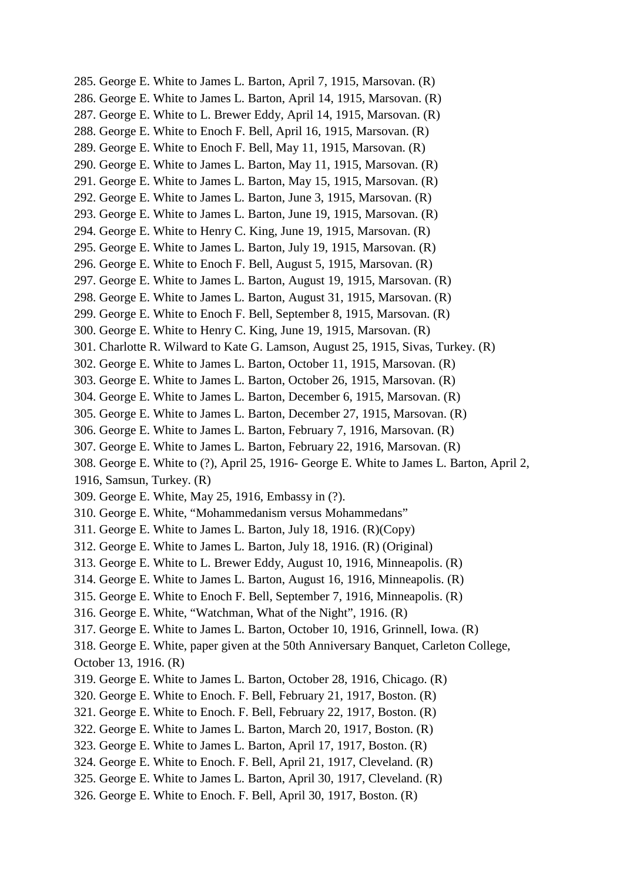285. George E. White to James L. Barton, April 7, 1915, Marsovan. (R)
286. George E. White to James L. Barton, April 14, 1915, Marsovan. (R)
287. George E. White to L. Brewer Eddy, April 14, 1915, Marsovan. (R)
288. George E. White to Enoch F. Bell, April 16, 1915, Marsovan. (R)
289. George E. White to Enoch F. Bell, May 11, 1915, Marsovan. (R)
290. George E. White to James L. Barton, May 11, 1915, Marsovan. (R)
291. George E. White to James L. Barton, May 15, 1915, Marsovan. (R)
292. George E. White to James L. Barton, June 3, 1915, Marsovan. (R)
293. George E. White to James L. Barton, June 19, 1915, Marsovan. (R)
294. George E. White to Henry C. King, June 19, 1915, Marsovan. (R)
295. George E. White to James L. Barton, July 19, 1915, Marsovan. (R)
296. George E. White to Enoch F. Bell, August 5, 1915, Marsovan. (R)
297. George E. White to James L. Barton, August 19, 1915, Marsovan. (R)
298. George E. White to James L. Barton, August 31, 1915, Marsovan. (R)
299. George E. White to Enoch F. Bell, September 8, 1915, Marsovan. (R)
300. George E. White to Henry C. King, June 19, 1915, Marsovan. (R)
301. Charlotte R. Wilward to Kate G. Lamson, August 25, 1915, Sivas, Turkey. (R)
302. George E. White to James L. Barton, October 11, 1915, Marsovan. (R)
303. George E. White to James L. Barton, October 26, 1915, Marsovan. (R)
304. George E. White to James L. Barton, December 6, 1915, Marsovan. (R)
305. George E. White to James L. Barton, December 27, 1915, Marsovan. (R)
306. George E. White to James L. Barton, February 7, 1916, Marsovan. (R)
307. George E. White to James L. Barton, February 22, 1916, Marsovan. (R)
308. George E. White to (?), April 25, 1916- George E. White to James L. Barton, April 2, 1916, Samsun, Turkey. (R)
309. George E. White, May 25, 1916, Embassy in (?).
310. George E. White, "Mohammedanism versus Mohammedans"
311. George E. White to James L. Barton, July 18, 1916. (R)(Copy)
312. George E. White to James L. Barton, July 18, 1916. (R) (Original)
313. George E. White to L. Brewer Eddy, August 10, 1916, Minneapolis. (R)
314. George E. White to James L. Barton, August 16, 1916, Minneapolis. (R)
315. George E. White to Enoch F. Bell, September 7, 1916, Minneapolis. (R)
316. George E. White, "Watchman, What of the Night", 1916. (R)
317. George E. White to James L. Barton, October 10, 1916, Grinnell, Iowa. (R)
318. George E. White, paper given at the 50th Anniversary Banquet, Carleton College, October 13, 1916. (R)
319. George E. White to James L. Barton, October 28, 1916, Chicago. (R)
320. George E. White to Enoch. F. Bell, February 21, 1917, Boston. (R)
321. George E. White to Enoch. F. Bell, February 22, 1917, Boston. (R)
322. George E. White to James L. Barton, March 20, 1917, Boston. (R)
323. George E. White to James L. Barton, April 17, 1917, Boston. (R)
324. George E. White to Enoch. F. Bell, April 21, 1917, Cleveland. (R)
325. George E. White to James L. Barton, April 30, 1917, Cleveland. (R)
326. George E. White to Enoch. F. Bell, April 30, 1917, Boston. (R)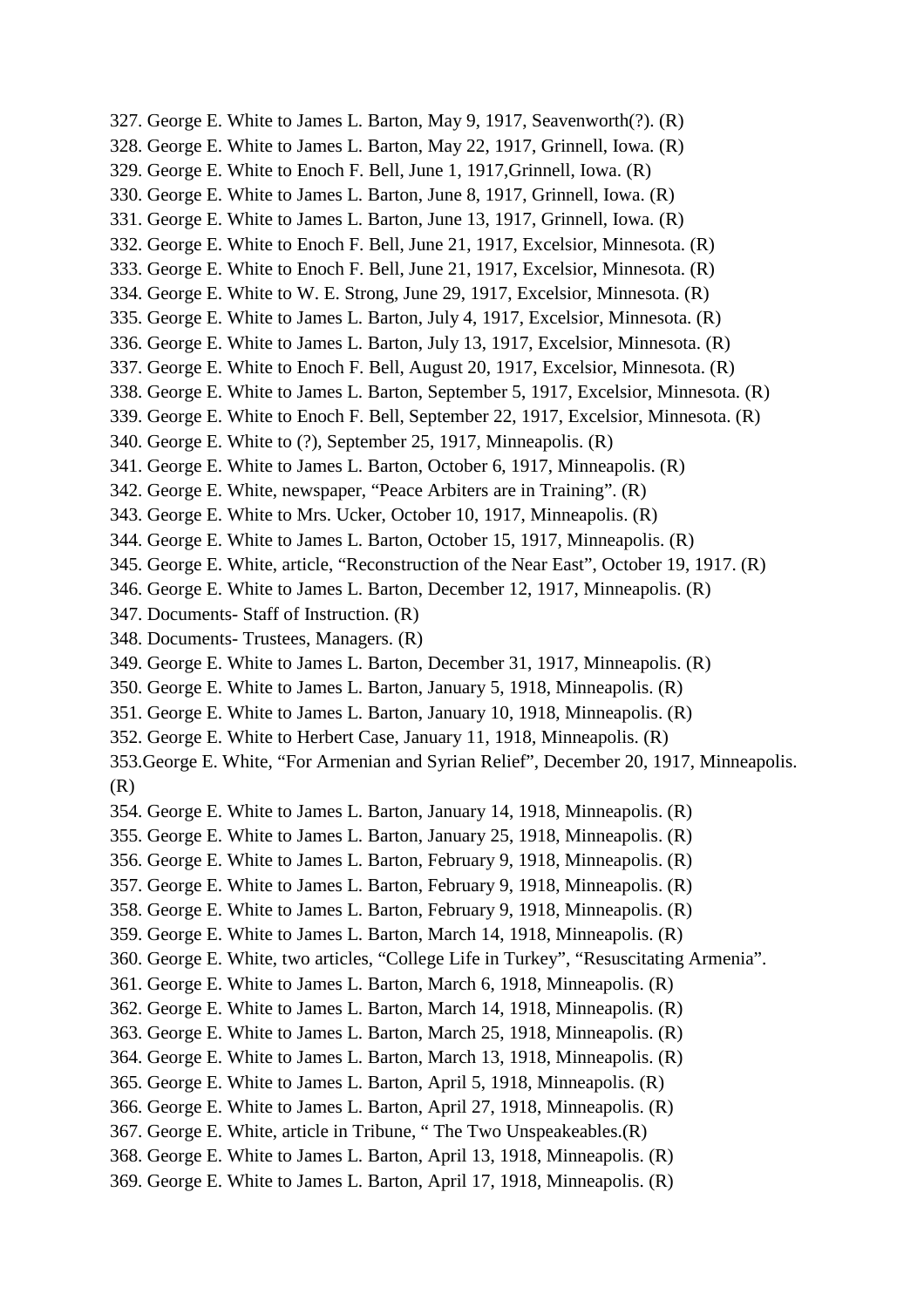327. George E. White to James L. Barton, May 9, 1917, Seavenworth(?). (R)
328. George E. White to James L. Barton, May 22, 1917, Grinnell, Iowa. (R)
329. George E. White to Enoch F. Bell, June 1, 1917,Grinnell, Iowa. (R)
330. George E. White to James L. Barton, June 8, 1917, Grinnell, Iowa. (R)
331. George E. White to James L. Barton, June 13, 1917, Grinnell, Iowa. (R)
332. George E. White to Enoch F. Bell, June 21, 1917, Excelsior, Minnesota. (R)
333. George E. White to Enoch F. Bell, June 21, 1917, Excelsior, Minnesota. (R)
334. George E. White to W. E. Strong, June 29, 1917, Excelsior, Minnesota. (R)
335. George E. White to James L. Barton, July 4, 1917, Excelsior, Minnesota. (R)
336. George E. White to James L. Barton, July 13, 1917, Excelsior, Minnesota. (R)
337. George E. White to Enoch F. Bell, August 20, 1917, Excelsior, Minnesota. (R)
338. George E. White to James L. Barton, September 5, 1917, Excelsior, Minnesota. (R)
339. George E. White to Enoch F. Bell, September 22, 1917, Excelsior, Minnesota. (R)
340. George E. White to (?), September 25, 1917, Minneapolis. (R)
341. George E. White to James L. Barton, October 6, 1917, Minneapolis. (R)
342. George E. White, newspaper, "Peace Arbiters are in Training". (R)
343. George E. White to Mrs. Ucker, October 10, 1917, Minneapolis. (R)
344. George E. White to James L. Barton, October 15, 1917, Minneapolis. (R)
345. George E. White, article, "Reconstruction of the Near East", October 19, 1917. (R)
346. George E. White to James L. Barton, December 12, 1917, Minneapolis. (R)
347. Documents- Staff of Instruction. (R)
348. Documents- Trustees, Managers. (R)
349. George E. White to James L. Barton, December 31, 1917, Minneapolis. (R)
350. George E. White to James L. Barton, January 5, 1918, Minneapolis. (R)
351. George E. White to James L. Barton, January 10, 1918, Minneapolis. (R)
352. George E. White to Herbert Case, January 11, 1918, Minneapolis. (R)
353.George E. White, "For Armenian and Syrian Relief", December 20, 1917, Minneapolis. (R)
354. George E. White to James L. Barton, January 14, 1918, Minneapolis. (R)
355. George E. White to James L. Barton, January 25, 1918, Minneapolis. (R)
356. George E. White to James L. Barton, February 9, 1918, Minneapolis. (R)
357. George E. White to James L. Barton, February 9, 1918, Minneapolis. (R)
358. George E. White to James L. Barton, February 9, 1918, Minneapolis. (R)
359. George E. White to James L. Barton, March 14, 1918, Minneapolis. (R)
360. George E. White, two articles, "College Life in Turkey", "Resuscitating Armenia".
361. George E. White to James L. Barton, March 6, 1918, Minneapolis. (R)
362. George E. White to James L. Barton, March 14, 1918, Minneapolis. (R)
363. George E. White to James L. Barton, March 25, 1918, Minneapolis. (R)
364. George E. White to James L. Barton, March 13, 1918, Minneapolis. (R)
365. George E. White to James L. Barton, April 5, 1918, Minneapolis. (R)
366. George E. White to James L. Barton, April 27, 1918, Minneapolis. (R)
367. George E. White, article in Tribune, " The Two Unspeakeables.(R)
368. George E. White to James L. Barton, April 13, 1918, Minneapolis. (R)
369. George E. White to James L. Barton, April 17, 1918, Minneapolis. (R)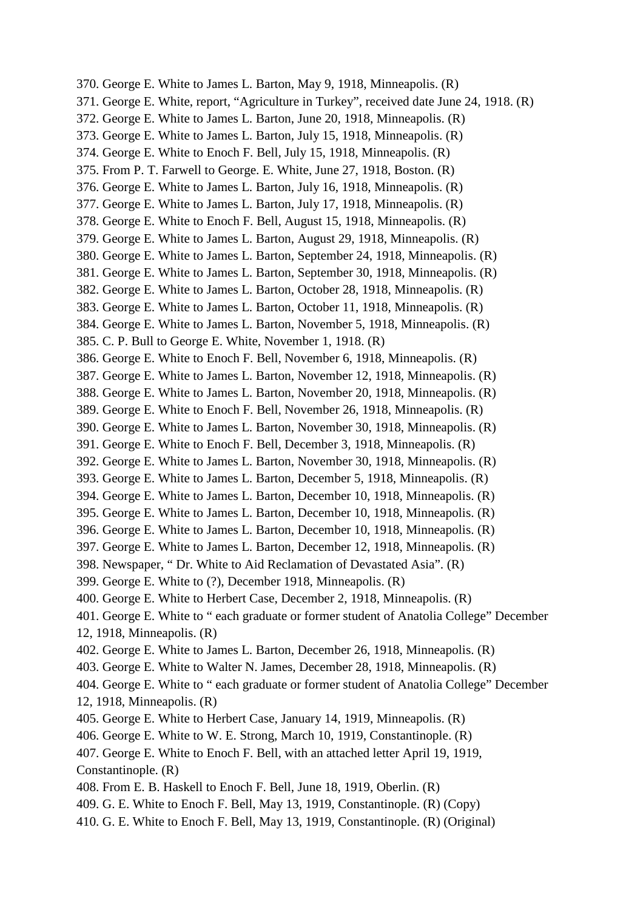370. George E. White to James L. Barton, May 9, 1918, Minneapolis. (R)
371. George E. White, report, "Agriculture in Turkey", received date June 24, 1918. (R)
372. George E. White to James L. Barton, June 20, 1918, Minneapolis. (R)
373. George E. White to James L. Barton, July 15, 1918, Minneapolis. (R)
374. George E. White to Enoch F. Bell, July 15, 1918, Minneapolis. (R)
375. From P. T. Farwell to George. E. White, June 27, 1918, Boston. (R)
376. George E. White to James L. Barton, July 16, 1918, Minneapolis. (R)
377. George E. White to James L. Barton, July 17, 1918, Minneapolis. (R)
378. George E. White to Enoch F. Bell, August 15, 1918, Minneapolis. (R)
379. George E. White to James L. Barton, August 29, 1918, Minneapolis. (R)
380. George E. White to James L. Barton, September 24, 1918, Minneapolis. (R)
381. George E. White to James L. Barton, September 30, 1918, Minneapolis. (R)
382. George E. White to James L. Barton, October 28, 1918, Minneapolis. (R)
383. George E. White to James L. Barton, October 11, 1918, Minneapolis. (R)
384. George E. White to James L. Barton, November 5, 1918, Minneapolis. (R)
385. C. P. Bull to George E. White, November 1, 1918. (R)
386. George E. White to Enoch F. Bell, November 6, 1918, Minneapolis. (R)
387. George E. White to James L. Barton, November 12, 1918, Minneapolis. (R)
388. George E. White to James L. Barton, November 20, 1918, Minneapolis. (R)
389. George E. White to Enoch F. Bell, November 26, 1918, Minneapolis. (R)
390. George E. White to James L. Barton, November 30, 1918, Minneapolis. (R)
391. George E. White to Enoch F. Bell, December 3, 1918, Minneapolis. (R)
392. George E. White to James L. Barton, November 30, 1918, Minneapolis. (R)
393. George E. White to James L. Barton, December 5, 1918, Minneapolis. (R)
394. George E. White to James L. Barton, December 10, 1918, Minneapolis. (R)
395. George E. White to James L. Barton, December 10, 1918, Minneapolis. (R)
396. George E. White to James L. Barton, December 10, 1918, Minneapolis. (R)
397. George E. White to James L. Barton, December 12, 1918, Minneapolis. (R)
398. Newspaper, " Dr. White to Aid Reclamation of Devastated Asia". (R)
399. George E. White to (?), December 1918, Minneapolis. (R)
400. George E. White to Herbert Case, December 2, 1918, Minneapolis. (R)
401. George E. White to " each graduate or former student of Anatolia College" December 12, 1918, Minneapolis. (R)
402. George E. White to James L. Barton, December 26, 1918, Minneapolis. (R)
403. George E. White to Walter N. James, December 28, 1918, Minneapolis. (R)
404. George E. White to " each graduate or former student of Anatolia College" December 12, 1918, Minneapolis. (R)
405. George E. White to Herbert Case, January 14, 1919, Minneapolis. (R)
406. George E. White to W. E. Strong, March 10, 1919, Constantinople. (R)
407. George E. White to Enoch F. Bell, with an attached letter April 19, 1919, Constantinople. (R)
408. From E. B. Haskell to Enoch F. Bell, June 18, 1919, Oberlin. (R)
409. G. E. White to Enoch F. Bell, May 13, 1919, Constantinople. (R) (Copy)
410. G. E. White to Enoch F. Bell, May 13, 1919, Constantinople. (R) (Original)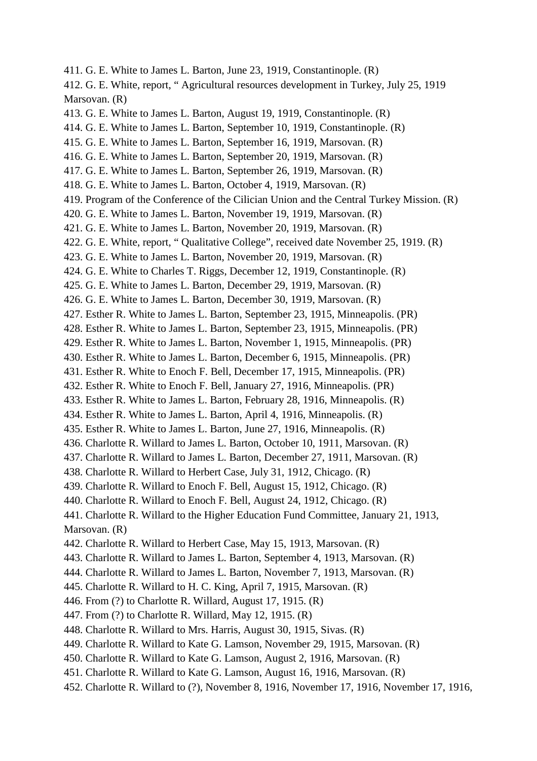411. G. E. White to James L. Barton, June 23, 1919, Constantinople. (R)

412. G. E. White, report, " Agricultural resources development in Turkey, July 25, 1919 Marsovan. (R)

413. G. E. White to James L. Barton, August 19, 1919, Constantinople. (R)

414. G. E. White to James L. Barton, September 10, 1919, Constantinople. (R)

415. G. E. White to James L. Barton, September 16, 1919, Marsovan. (R)

416. G. E. White to James L. Barton, September 20, 1919, Marsovan. (R)

417. G. E. White to James L. Barton, September 26, 1919, Marsovan. (R)

418. G. E. White to James L. Barton, October 4, 1919, Marsovan. (R)

419. Program of the Conference of the Cilician Union and the Central Turkey Mission. (R)

420. G. E. White to James L. Barton, November 19, 1919, Marsovan. (R)

421. G. E. White to James L. Barton, November 20, 1919, Marsovan. (R)

422. G. E. White, report, " Qualitative College", received date November 25, 1919. (R)

423. G. E. White to James L. Barton, November 20, 1919, Marsovan. (R)

424. G. E. White to Charles T. Riggs, December 12, 1919, Constantinople. (R)

425. G. E. White to James L. Barton, December 29, 1919, Marsovan. (R)

426. G. E. White to James L. Barton, December 30, 1919, Marsovan. (R)

427. Esther R. White to James L. Barton, September 23, 1915, Minneapolis. (PR)

428. Esther R. White to James L. Barton, September 23, 1915, Minneapolis. (PR)

429. Esther R. White to James L. Barton, November 1, 1915, Minneapolis. (PR)

430. Esther R. White to James L. Barton, December 6, 1915, Minneapolis. (PR)

431. Esther R. White to Enoch F. Bell, December 17, 1915, Minneapolis. (PR)

432. Esther R. White to Enoch F. Bell, January 27, 1916, Minneapolis. (PR)

433. Esther R. White to James L. Barton, February 28, 1916, Minneapolis. (R)

434. Esther R. White to James L. Barton, April 4, 1916, Minneapolis. (R)

435. Esther R. White to James L. Barton, June 27, 1916, Minneapolis. (R)

436. Charlotte R. Willard to James L. Barton, October 10, 1911, Marsovan. (R)

437. Charlotte R. Willard to James L. Barton, December 27, 1911, Marsovan. (R)

438. Charlotte R. Willard to Herbert Case, July 31, 1912, Chicago. (R)

439. Charlotte R. Willard to Enoch F. Bell, August 15, 1912, Chicago. (R)

440. Charlotte R. Willard to Enoch F. Bell, August 24, 1912, Chicago. (R)

441. Charlotte R. Willard to the Higher Education Fund Committee, January 21, 1913, Marsovan. (R)

442. Charlotte R. Willard to Herbert Case, May 15, 1913, Marsovan. (R)

443. Charlotte R. Willard to James L. Barton, September 4, 1913, Marsovan. (R)

444. Charlotte R. Willard to James L. Barton, November 7, 1913, Marsovan. (R)

445. Charlotte R. Willard to H. C. King, April 7, 1915, Marsovan. (R)

446. From (?) to Charlotte R. Willard, August 17, 1915. (R)

447. From (?) to Charlotte R. Willard, May 12, 1915. (R)

448. Charlotte R. Willard to Mrs. Harris, August 30, 1915, Sivas. (R)

449. Charlotte R. Willard to Kate G. Lamson, November 29, 1915, Marsovan. (R)

450. Charlotte R. Willard to Kate G. Lamson, August 2, 1916, Marsovan. (R)

451. Charlotte R. Willard to Kate G. Lamson, August 16, 1916, Marsovan. (R)

452. Charlotte R. Willard to (?), November 8, 1916, November 17, 1916, November 17, 1916,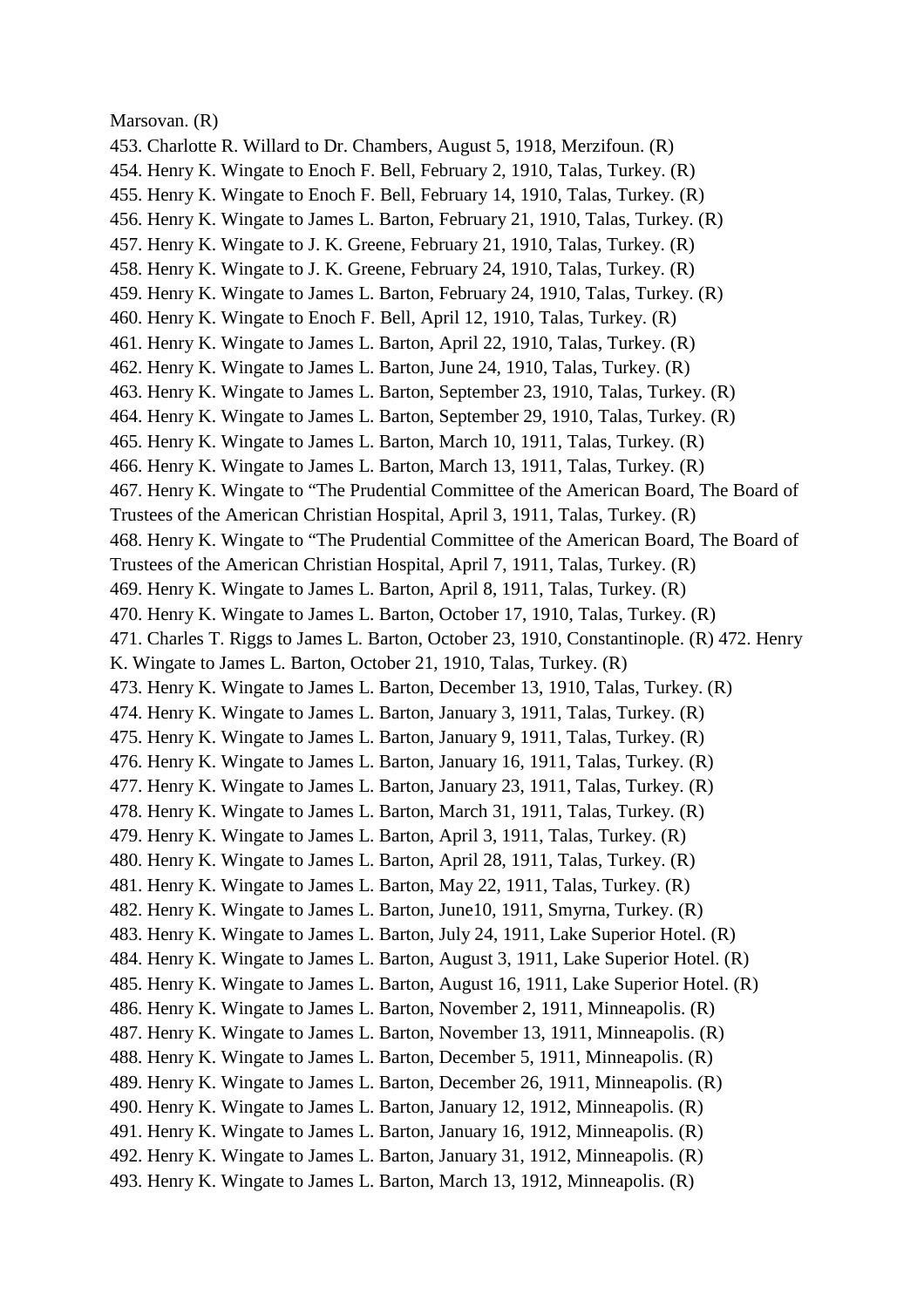Marsovan. (R)
453. Charlotte R. Willard to Dr. Chambers, August 5, 1918, Merzifoun. (R)
454. Henry K. Wingate to Enoch F. Bell, February 2, 1910, Talas, Turkey. (R)
455. Henry K. Wingate to Enoch F. Bell, February 14, 1910, Talas, Turkey. (R)
456. Henry K. Wingate to James L. Barton, February 21, 1910, Talas, Turkey. (R)
457. Henry K. Wingate to J. K. Greene, February 21, 1910, Talas, Turkey. (R)
458. Henry K. Wingate to J. K. Greene, February 24, 1910, Talas, Turkey. (R)
459. Henry K. Wingate to James L. Barton, February 24, 1910, Talas, Turkey. (R)
460. Henry K. Wingate to Enoch F. Bell, April 12, 1910, Talas, Turkey. (R)
461. Henry K. Wingate to James L. Barton, April 22, 1910, Talas, Turkey. (R)
462. Henry K. Wingate to James L. Barton, June 24, 1910, Talas, Turkey. (R)
463. Henry K. Wingate to James L. Barton, September 23, 1910, Talas, Turkey. (R)
464. Henry K. Wingate to James L. Barton, September 29, 1910, Talas, Turkey. (R)
465. Henry K. Wingate to James L. Barton, March 10, 1911, Talas, Turkey. (R)
466. Henry K. Wingate to James L. Barton, March 13, 1911, Talas, Turkey. (R)
467. Henry K. Wingate to "The Prudential Committee of the American Board, The Board of Trustees of the American Christian Hospital, April 3, 1911, Talas, Turkey. (R)
468. Henry K. Wingate to "The Prudential Committee of the American Board, The Board of Trustees of the American Christian Hospital, April 7, 1911, Talas, Turkey. (R)
469. Henry K. Wingate to James L. Barton, April 8, 1911, Talas, Turkey. (R)
470. Henry K. Wingate to James L. Barton, October 17, 1910, Talas, Turkey. (R)
471. Charles T. Riggs to James L. Barton, October 23, 1910, Constantinople. (R) 472. Henry K. Wingate to James L. Barton, October 21, 1910, Talas, Turkey. (R)
473. Henry K. Wingate to James L. Barton, December 13, 1910, Talas, Turkey. (R)
474. Henry K. Wingate to James L. Barton, January 3, 1911, Talas, Turkey. (R)
475. Henry K. Wingate to James L. Barton, January 9, 1911, Talas, Turkey. (R)
476. Henry K. Wingate to James L. Barton, January 16, 1911, Talas, Turkey. (R)
477. Henry K. Wingate to James L. Barton, January 23, 1911, Talas, Turkey. (R)
478. Henry K. Wingate to James L. Barton, March 31, 1911, Talas, Turkey. (R)
479. Henry K. Wingate to James L. Barton, April 3, 1911, Talas, Turkey. (R)
480. Henry K. Wingate to James L. Barton, April 28, 1911, Talas, Turkey. (R)
481. Henry K. Wingate to James L. Barton, May 22, 1911, Talas, Turkey. (R)
482. Henry K. Wingate to James L. Barton, June10, 1911, Smyrna, Turkey. (R)
483. Henry K. Wingate to James L. Barton, July 24, 1911, Lake Superior Hotel. (R)
484. Henry K. Wingate to James L. Barton, August 3, 1911, Lake Superior Hotel. (R)
485. Henry K. Wingate to James L. Barton, August 16, 1911, Lake Superior Hotel. (R)
486. Henry K. Wingate to James L. Barton, November 2, 1911, Minneapolis. (R)
487. Henry K. Wingate to James L. Barton, November 13, 1911, Minneapolis. (R)
488. Henry K. Wingate to James L. Barton, December 5, 1911, Minneapolis. (R)
489. Henry K. Wingate to James L. Barton, December 26, 1911, Minneapolis. (R)
490. Henry K. Wingate to James L. Barton, January 12, 1912, Minneapolis. (R)
491. Henry K. Wingate to James L. Barton, January 16, 1912, Minneapolis. (R)
492. Henry K. Wingate to James L. Barton, January 31, 1912, Minneapolis. (R)
493. Henry K. Wingate to James L. Barton, March 13, 1912, Minneapolis. (R)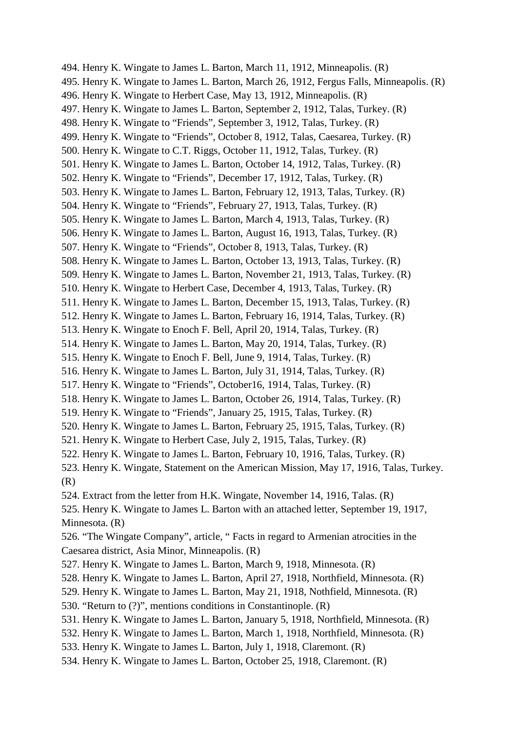494. Henry K. Wingate to James L. Barton, March 11, 1912, Minneapolis. (R)
495. Henry K. Wingate to James L. Barton, March 26, 1912, Fergus Falls, Minneapolis. (R)
496. Henry K. Wingate to Herbert Case, May 13, 1912, Minneapolis. (R)
497. Henry K. Wingate to James L. Barton, September 2, 1912, Talas, Turkey. (R)
498. Henry K. Wingate to “Friends”, September 3, 1912, Talas, Turkey. (R)
499. Henry K. Wingate to “Friends”, October 8, 1912, Talas, Caesarea, Turkey. (R)
500. Henry K. Wingate to C.T. Riggs, October 11, 1912, Talas, Turkey. (R)
501. Henry K. Wingate to James L. Barton, October 14, 1912, Talas, Turkey. (R)
502. Henry K. Wingate to “Friends”, December 17, 1912, Talas, Turkey. (R)
503. Henry K. Wingate to James L. Barton, February 12, 1913, Talas, Turkey. (R)
504. Henry K. Wingate to “Friends”, February 27, 1913, Talas, Turkey. (R)
505. Henry K. Wingate to James L. Barton, March 4, 1913, Talas, Turkey. (R)
506. Henry K. Wingate to James L. Barton, August 16, 1913, Talas, Turkey. (R)
507. Henry K. Wingate to “Friends”, October 8, 1913, Talas, Turkey. (R)
508. Henry K. Wingate to James L. Barton, October 13, 1913, Talas, Turkey. (R)
509. Henry K. Wingate to James L. Barton, November 21, 1913, Talas, Turkey. (R)
510. Henry K. Wingate to Herbert Case, December 4, 1913, Talas, Turkey. (R)
511. Henry K. Wingate to James L. Barton, December 15, 1913, Talas, Turkey. (R)
512. Henry K. Wingate to James L. Barton, February 16, 1914, Talas, Turkey. (R)
513. Henry K. Wingate to Enoch F. Bell, April 20, 1914, Talas, Turkey. (R)
514. Henry K. Wingate to James L. Barton, May 20, 1914, Talas, Turkey. (R)
515. Henry K. Wingate to Enoch F. Bell, June 9, 1914, Talas, Turkey. (R)
516. Henry K. Wingate to James L. Barton, July 31, 1914, Talas, Turkey. (R)
517. Henry K. Wingate to “Friends”, October16, 1914, Talas, Turkey. (R)
518. Henry K. Wingate to James L. Barton, October 26, 1914, Talas, Turkey. (R)
519. Henry K. Wingate to “Friends”, January 25, 1915, Talas, Turkey. (R)
520. Henry K. Wingate to James L. Barton, February 25, 1915, Talas, Turkey. (R)
521. Henry K. Wingate to Herbert Case, July 2, 1915, Talas, Turkey. (R)
522. Henry K. Wingate to James L. Barton, February 10, 1916, Talas, Turkey. (R)
523. Henry K. Wingate, Statement on the American Mission, May 17, 1916, Talas, Turkey. (R)
524. Extract from the letter from H.K. Wingate, November 14, 1916, Talas. (R)
525. Henry K. Wingate to James L. Barton with an attached letter, September 19, 1917, Minnesota. (R)
526. “The Wingate Company”, article, “ Facts in regard to Armenian atrocities in the Caesarea district, Asia Minor, Minneapolis. (R)
527. Henry K. Wingate to James L. Barton, March 9, 1918, Minnesota. (R)
528. Henry K. Wingate to James L. Barton, April 27, 1918, Northfield, Minnesota. (R)
529. Henry K. Wingate to James L. Barton, May 21, 1918, Nothfield, Minnesota. (R)
530. “Return to (?)”, mentions conditions in Constantinople. (R)
531. Henry K. Wingate to James L. Barton, January 5, 1918, Northfield, Minnesota. (R)
532. Henry K. Wingate to James L. Barton, March 1, 1918, Northfield, Minnesota. (R)
533. Henry K. Wingate to James L. Barton, July 1, 1918, Claremont. (R)
534. Henry K. Wingate to James L. Barton, October 25, 1918, Claremont. (R)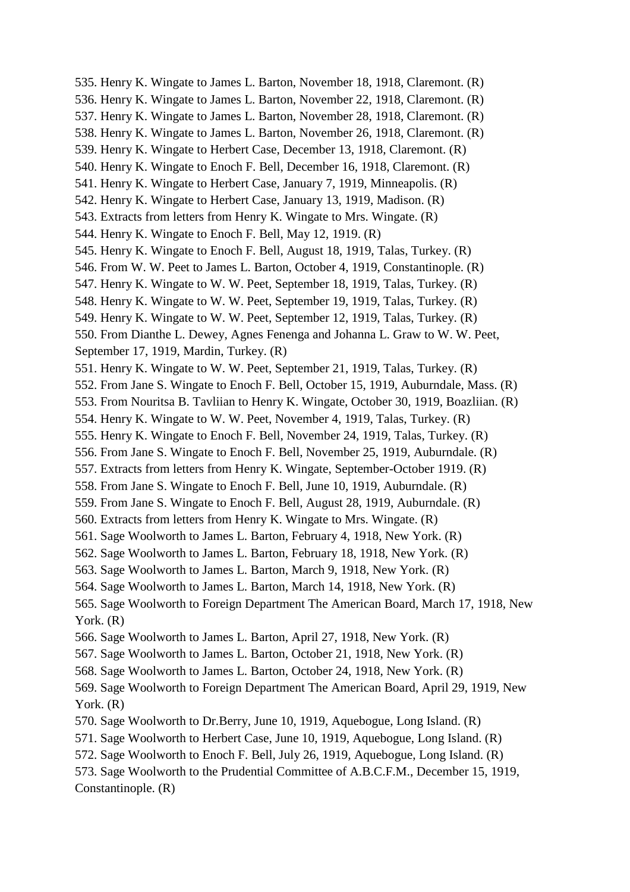535. Henry K. Wingate to James L. Barton, November 18, 1918, Claremont. (R)
536. Henry K. Wingate to James L. Barton, November 22, 1918, Claremont. (R)
537. Henry K. Wingate to James L. Barton, November 28, 1918, Claremont. (R)
538. Henry K. Wingate to James L. Barton, November 26, 1918, Claremont. (R)
539. Henry K. Wingate to Herbert Case, December 13, 1918, Claremont. (R)
540. Henry K. Wingate to Enoch F. Bell, December 16, 1918, Claremont. (R)
541. Henry K. Wingate to Herbert Case, January 7, 1919, Minneapolis. (R)
542. Henry K. Wingate to Herbert Case, January 13, 1919, Madison. (R)
543. Extracts from letters from Henry K. Wingate to Mrs. Wingate. (R)
544. Henry K. Wingate to Enoch F. Bell, May 12, 1919. (R)
545. Henry K. Wingate to Enoch F. Bell, August 18, 1919, Talas, Turkey. (R)
546. From W. W. Peet to James L. Barton, October 4, 1919, Constantinople. (R)
547. Henry K. Wingate to W. W. Peet, September 18, 1919, Talas, Turkey. (R)
548. Henry K. Wingate to W. W. Peet, September 19, 1919, Talas, Turkey. (R)
549. Henry K. Wingate to W. W. Peet, September 12, 1919, Talas, Turkey. (R)
550. From Dianthe L. Dewey, Agnes Fenenga and Johanna L. Graw to W. W. Peet, September 17, 1919, Mardin, Turkey. (R)
551. Henry K. Wingate to W. W. Peet, September 21, 1919, Talas, Turkey. (R)
552. From Jane S. Wingate to Enoch F. Bell, October 15, 1919, Auburndale, Mass. (R)
553. From Nouritsa B. Tavliian to Henry K. Wingate, October 30, 1919, Boazliian. (R)
554. Henry K. Wingate to W. W. Peet, November 4, 1919, Talas, Turkey. (R)
555. Henry K. Wingate to Enoch F. Bell, November 24, 1919, Talas, Turkey. (R)
556. From Jane S. Wingate to Enoch F. Bell, November 25, 1919, Auburndale. (R)
557. Extracts from letters from Henry K. Wingate, September-October 1919. (R)
558. From Jane S. Wingate to Enoch F. Bell, June 10, 1919, Auburndale. (R)
559. From Jane S. Wingate to Enoch F. Bell, August 28, 1919, Auburndale. (R)
560. Extracts from letters from Henry K. Wingate to Mrs. Wingate. (R)
561. Sage Woolworth to James L. Barton, February 4, 1918, New York. (R)
562. Sage Woolworth to James L. Barton, February 18, 1918, New York. (R)
563. Sage Woolworth to James L. Barton, March 9, 1918, New York. (R)
564. Sage Woolworth to James L. Barton, March 14, 1918, New York. (R)
565. Sage Woolworth to Foreign Department The American Board, March 17, 1918, New York. (R)
566. Sage Woolworth to James L. Barton, April 27, 1918, New York. (R)
567. Sage Woolworth to James L. Barton, October 21, 1918, New York. (R)
568. Sage Woolworth to James L. Barton, October 24, 1918, New York. (R)
569. Sage Woolworth to Foreign Department The American Board, April 29, 1919, New York. (R)
570. Sage Woolworth to Dr.Berry, June 10, 1919, Aquebogue, Long Island. (R)
571. Sage Woolworth to Herbert Case, June 10, 1919, Aquebogue, Long Island. (R)
572. Sage Woolworth to Enoch F. Bell, July 26, 1919, Aquebogue, Long Island. (R)
573. Sage Woolworth to the Prudential Committee of A.B.C.F.M., December 15, 1919, Constantinople. (R)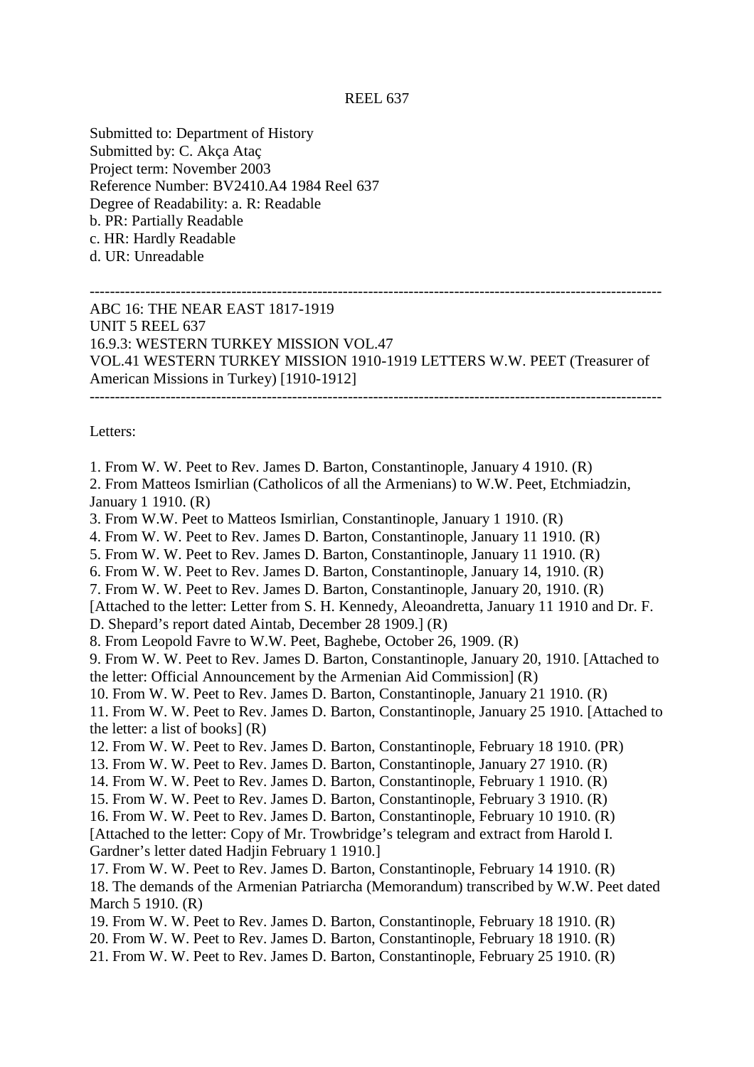REEL 637

Submitted to: Department of History
Submitted by: C. Akça Ataç
Project term: November 2003
Reference Number: BV2410.A4 1984 Reel 637
Degree of Readability: a. R: Readable
b. PR: Partially Readable
c. HR: Hardly Readable
d. UR: Unreadable

---

ABC 16: THE NEAR EAST 1817-1919
UNIT 5 REEL 637
16.9.3: WESTERN TURKEY MISSION VOL.47
VOL.41 WESTERN TURKEY MISSION 1910-1919 LETTERS W.W. PEET (Treasurer of American Missions in Turkey) [1910-1912]

---

Letters:

1. From W. W. Peet to Rev. James D. Barton, Constantinople, January 4 1910. (R)
2. From Matteos Ismirlian (Catholicos of all the Armenians) to W.W. Peet, Etchmiadzin, January 1 1910. (R)
3. From W.W. Peet to Matteos Ismirlian, Constantinople, January 1 1910. (R)
4. From W. W. Peet to Rev. James D. Barton, Constantinople, January 11 1910. (R)
5. From W. W. Peet to Rev. James D. Barton, Constantinople, January 11 1910. (R)
6. From W. W. Peet to Rev. James D. Barton, Constantinople, January 14, 1910. (R)
7. From W. W. Peet to Rev. James D. Barton, Constantinople, January 20, 1910. (R) [Attached to the letter: Letter from S. H. Kennedy, Aleoandretta, January 11 1910 and Dr. F. D. Shepard's report dated Aintab, December 28 1909.] (R)
8. From Leopold Favre to W.W. Peet, Baghebe, October 26, 1909. (R)
9. From W. W. Peet to Rev. James D. Barton, Constantinople, January 20, 1910. [Attached to the letter: Official Announcement by the Armenian Aid Commission] (R)
10. From W. W. Peet to Rev. James D. Barton, Constantinople, January 21 1910. (R)
11. From W. W. Peet to Rev. James D. Barton, Constantinople, January 25 1910. [Attached to the letter: a list of books] (R)
12. From W. W. Peet to Rev. James D. Barton, Constantinople, February 18 1910. (PR)
13. From W. W. Peet to Rev. James D. Barton, Constantinople, January 27 1910. (R)
14. From W. W. Peet to Rev. James D. Barton, Constantinople, February 1 1910. (R)
15. From W. W. Peet to Rev. James D. Barton, Constantinople, February 3 1910. (R)
16. From W. W. Peet to Rev. James D. Barton, Constantinople, February 10 1910. (R) [Attached to the letter: Copy of Mr. Trowbridge's telegram and extract from Harold I. Gardner's letter dated Hadjin February 1 1910.]
17. From W. W. Peet to Rev. James D. Barton, Constantinople, February 14 1910. (R)
18. The demands of the Armenian Patriarcha (Memorandum) transcribed by W.W. Peet dated March 5 1910. (R)
19. From W. W. Peet to Rev. James D. Barton, Constantinople, February 18 1910. (R)
20. From W. W. Peet to Rev. James D. Barton, Constantinople, February 18 1910. (R)
21. From W. W. Peet to Rev. James D. Barton, Constantinople, February 25 1910. (R)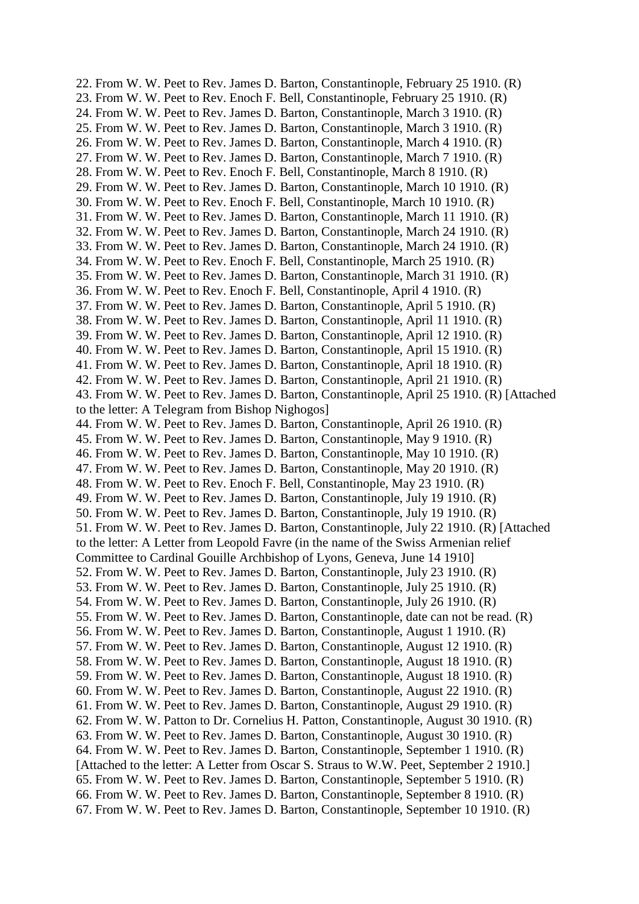22. From W. W. Peet to Rev. James D. Barton, Constantinople, February 25 1910. (R)
23. From W. W. Peet to Rev. Enoch F. Bell, Constantinople, February 25 1910. (R)
24. From W. W. Peet to Rev. James D. Barton, Constantinople, March 3 1910. (R)
25. From W. W. Peet to Rev. James D. Barton, Constantinople, March 3 1910. (R)
26. From W. W. Peet to Rev. James D. Barton, Constantinople, March 4 1910. (R)
27. From W. W. Peet to Rev. James D. Barton, Constantinople, March 7 1910. (R)
28. From W. W. Peet to Rev. Enoch F. Bell, Constantinople, March 8 1910. (R)
29. From W. W. Peet to Rev. James D. Barton, Constantinople, March 10 1910. (R)
30. From W. W. Peet to Rev. Enoch F. Bell, Constantinople, March 10 1910. (R)
31. From W. W. Peet to Rev. James D. Barton, Constantinople, March 11 1910. (R)
32. From W. W. Peet to Rev. James D. Barton, Constantinople, March 24 1910. (R)
33. From W. W. Peet to Rev. James D. Barton, Constantinople, March 24 1910. (R)
34. From W. W. Peet to Rev. Enoch F. Bell, Constantinople, March 25 1910. (R)
35. From W. W. Peet to Rev. James D. Barton, Constantinople, March 31 1910. (R)
36. From W. W. Peet to Rev. Enoch F. Bell, Constantinople, April 4 1910. (R)
37. From W. W. Peet to Rev. James D. Barton, Constantinople, April 5 1910. (R)
38. From W. W. Peet to Rev. James D. Barton, Constantinople, April 11 1910. (R)
39. From W. W. Peet to Rev. James D. Barton, Constantinople, April 12 1910. (R)
40. From W. W. Peet to Rev. James D. Barton, Constantinople, April 15 1910. (R)
41. From W. W. Peet to Rev. James D. Barton, Constantinople, April 18 1910. (R)
42. From W. W. Peet to Rev. James D. Barton, Constantinople, April 21 1910. (R)
43. From W. W. Peet to Rev. James D. Barton, Constantinople, April 25 1910. (R) [Attached to the letter: A Telegram from Bishop Nighogos]
44. From W. W. Peet to Rev. James D. Barton, Constantinople, April 26 1910. (R)
45. From W. W. Peet to Rev. James D. Barton, Constantinople, May 9 1910. (R)
46. From W. W. Peet to Rev. James D. Barton, Constantinople, May 10 1910. (R)
47. From W. W. Peet to Rev. James D. Barton, Constantinople, May 20 1910. (R)
48. From W. W. Peet to Rev. Enoch F. Bell, Constantinople, May 23 1910. (R)
49. From W. W. Peet to Rev. James D. Barton, Constantinople, July 19 1910. (R)
50. From W. W. Peet to Rev. James D. Barton, Constantinople, July 19 1910. (R)
51. From W. W. Peet to Rev. James D. Barton, Constantinople, July 22 1910. (R) [Attached to the letter: A Letter from Leopold Favre (in the name of the Swiss Armenian relief Committee to Cardinal Gouille Archbishop of Lyons, Geneva, June 14 1910]
52. From W. W. Peet to Rev. James D. Barton, Constantinople, July 23 1910. (R)
53. From W. W. Peet to Rev. James D. Barton, Constantinople, July 25 1910. (R)
54. From W. W. Peet to Rev. James D. Barton, Constantinople, July 26 1910. (R)
55. From W. W. Peet to Rev. James D. Barton, Constantinople, date can not be read. (R)
56. From W. W. Peet to Rev. James D. Barton, Constantinople, August 1 1910. (R)
57. From W. W. Peet to Rev. James D. Barton, Constantinople, August 12 1910. (R)
58. From W. W. Peet to Rev. James D. Barton, Constantinople, August 18 1910. (R)
59. From W. W. Peet to Rev. James D. Barton, Constantinople, August 18 1910. (R)
60. From W. W. Peet to Rev. James D. Barton, Constantinople, August 22 1910. (R)
61. From W. W. Peet to Rev. James D. Barton, Constantinople, August 29 1910. (R)
62. From W. W. Patton to Dr. Cornelius H. Patton, Constantinople, August 30 1910. (R)
63. From W. W. Peet to Rev. James D. Barton, Constantinople, August 30 1910. (R)
64. From W. W. Peet to Rev. James D. Barton, Constantinople, September 1 1910. (R) [Attached to the letter: A Letter from Oscar S. Straus to W.W. Peet, September 2 1910.]
65. From W. W. Peet to Rev. James D. Barton, Constantinople, September 5 1910. (R)
66. From W. W. Peet to Rev. James D. Barton, Constantinople, September 8 1910. (R)
67. From W. W. Peet to Rev. James D. Barton, Constantinople, September 10 1910. (R)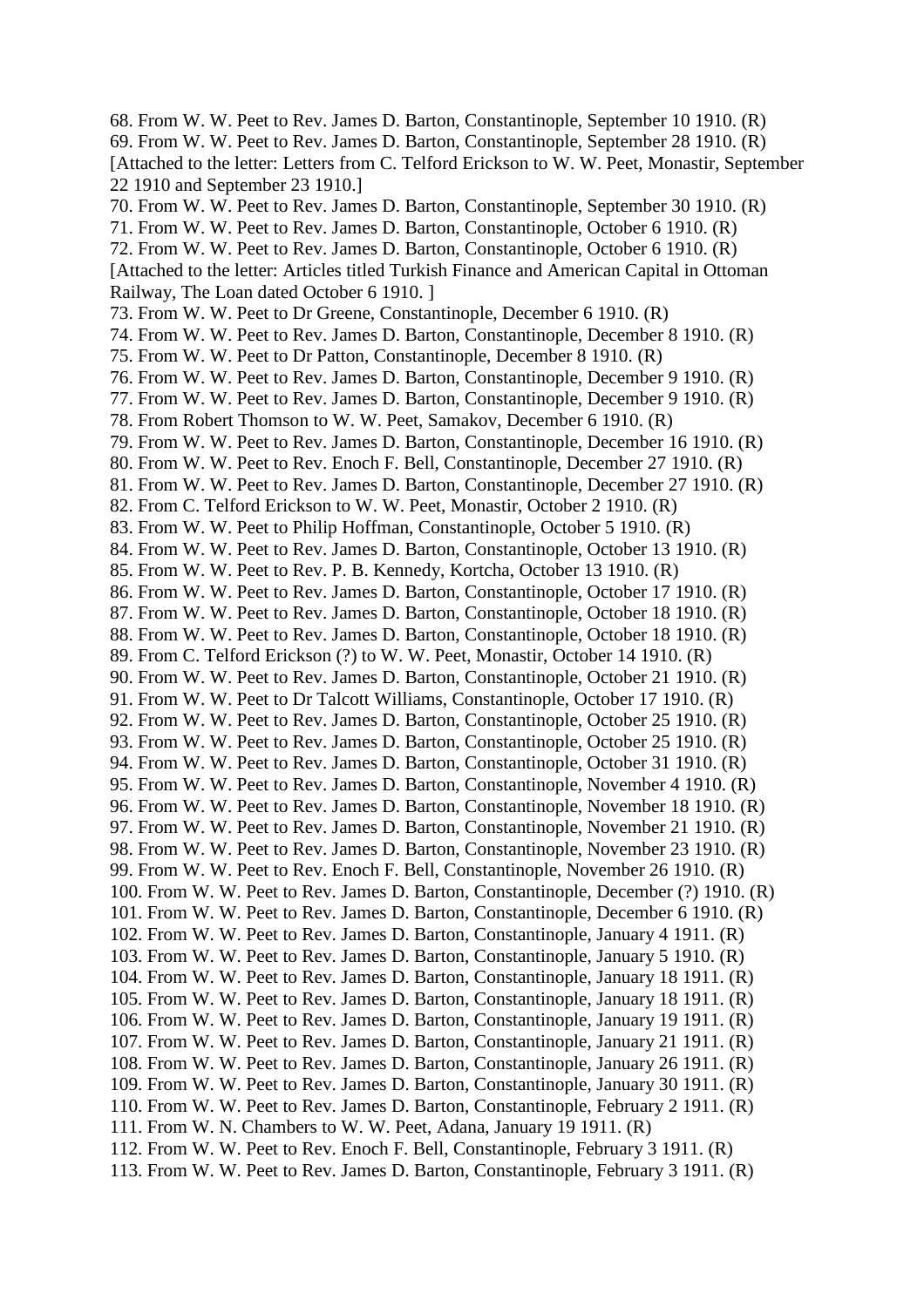68. From W. W. Peet to Rev. James D. Barton, Constantinople, September 10 1910. (R)
69. From W. W. Peet to Rev. James D. Barton, Constantinople, September 28 1910. (R)
[Attached to the letter: Letters from C. Telford Erickson to W. W. Peet, Monastir, September 22 1910 and September 23 1910.]
70. From W. W. Peet to Rev. James D. Barton, Constantinople, September 30 1910. (R)
71. From W. W. Peet to Rev. James D. Barton, Constantinople, October 6 1910. (R)
72. From W. W. Peet to Rev. James D. Barton, Constantinople, October 6 1910. (R)
[Attached to the letter: Articles titled Turkish Finance and American Capital in Ottoman Railway, The Loan dated October 6 1910. ]
73. From W. W. Peet to Dr Greene, Constantinople, December 6 1910. (R)
74. From W. W. Peet to Rev. James D. Barton, Constantinople, December 8 1910. (R)
75. From W. W. Peet to Dr Patton, Constantinople, December 8 1910. (R)
76. From W. W. Peet to Rev. James D. Barton, Constantinople, December 9 1910. (R)
77. From W. W. Peet to Rev. James D. Barton, Constantinople, December 9 1910. (R)
78. From Robert Thomson to W. W. Peet, Samakov, December 6 1910. (R)
79. From W. W. Peet to Rev. James D. Barton, Constantinople, December 16 1910. (R)
80. From W. W. Peet to Rev. Enoch F. Bell, Constantinople, December 27 1910. (R)
81. From W. W. Peet to Rev. James D. Barton, Constantinople, December 27 1910. (R)
82. From C. Telford Erickson to W. W. Peet, Monastir, October 2 1910. (R)
83. From W. W. Peet to Philip Hoffman, Constantinople, October 5 1910. (R)
84. From W. W. Peet to Rev. James D. Barton, Constantinople, October 13 1910. (R)
85. From W. W. Peet to Rev. P. B. Kennedy, Kortcha, October 13 1910. (R)
86. From W. W. Peet to Rev. James D. Barton, Constantinople, October 17 1910. (R)
87. From W. W. Peet to Rev. James D. Barton, Constantinople, October 18 1910. (R)
88. From W. W. Peet to Rev. James D. Barton, Constantinople, October 18 1910. (R)
89. From C. Telford Erickson (?) to W. W. Peet, Monastir, October 14 1910. (R)
90. From W. W. Peet to Rev. James D. Barton, Constantinople, October 21 1910. (R)
91. From W. W. Peet to Dr Talcott Williams, Constantinople, October 17 1910. (R)
92. From W. W. Peet to Rev. James D. Barton, Constantinople, October 25 1910. (R)
93. From W. W. Peet to Rev. James D. Barton, Constantinople, October 25 1910. (R)
94. From W. W. Peet to Rev. James D. Barton, Constantinople, October 31 1910. (R)
95. From W. W. Peet to Rev. James D. Barton, Constantinople, November 4 1910. (R)
96. From W. W. Peet to Rev. James D. Barton, Constantinople, November 18 1910. (R)
97. From W. W. Peet to Rev. James D. Barton, Constantinople, November 21 1910. (R)
98. From W. W. Peet to Rev. James D. Barton, Constantinople, November 23 1910. (R)
99. From W. W. Peet to Rev. Enoch F. Bell, Constantinople, November 26 1910. (R)
100. From W. W. Peet to Rev. James D. Barton, Constantinople, December (?) 1910. (R)
101. From W. W. Peet to Rev. James D. Barton, Constantinople, December 6 1910. (R)
102. From W. W. Peet to Rev. James D. Barton, Constantinople, January 4 1911. (R)
103. From W. W. Peet to Rev. James D. Barton, Constantinople, January 5 1910. (R)
104. From W. W. Peet to Rev. James D. Barton, Constantinople, January 18 1911. (R)
105. From W. W. Peet to Rev. James D. Barton, Constantinople, January 18 1911. (R)
106. From W. W. Peet to Rev. James D. Barton, Constantinople, January 19 1911. (R)
107. From W. W. Peet to Rev. James D. Barton, Constantinople, January 21 1911. (R)
108. From W. W. Peet to Rev. James D. Barton, Constantinople, January 26 1911. (R)
109. From W. W. Peet to Rev. James D. Barton, Constantinople, January 30 1911. (R)
110. From W. W. Peet to Rev. James D. Barton, Constantinople, February 2 1911. (R)
111. From W. N. Chambers to W. W. Peet, Adana, January 19 1911. (R)
112. From W. W. Peet to Rev. Enoch F. Bell, Constantinople, February 3 1911. (R)
113. From W. W. Peet to Rev. James D. Barton, Constantinople, February 3 1911. (R)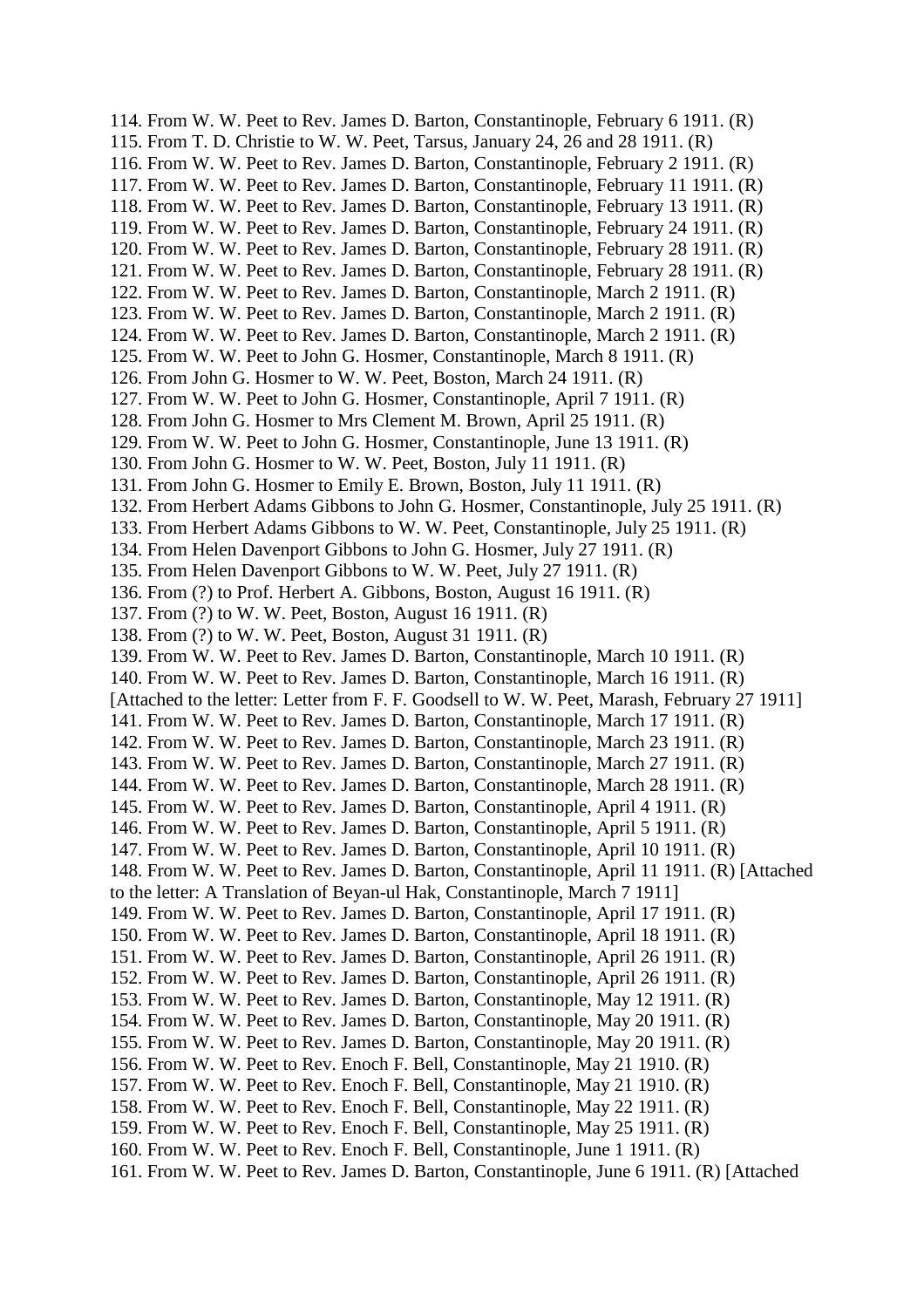114. From W. W. Peet to Rev. James D. Barton, Constantinople, February 6 1911. (R)
115. From T. D. Christie to W. W. Peet, Tarsus, January 24, 26 and 28 1911. (R)
116. From W. W. Peet to Rev. James D. Barton, Constantinople, February 2 1911. (R)
117. From W. W. Peet to Rev. James D. Barton, Constantinople, February 11 1911. (R)
118. From W. W. Peet to Rev. James D. Barton, Constantinople, February 13 1911. (R)
119. From W. W. Peet to Rev. James D. Barton, Constantinople, February 24 1911. (R)
120. From W. W. Peet to Rev. James D. Barton, Constantinople, February 28 1911. (R)
121. From W. W. Peet to Rev. James D. Barton, Constantinople, February 28 1911. (R)
122. From W. W. Peet to Rev. James D. Barton, Constantinople, March 2 1911. (R)
123. From W. W. Peet to Rev. James D. Barton, Constantinople, March 2 1911. (R)
124. From W. W. Peet to Rev. James D. Barton, Constantinople, March 2 1911. (R)
125. From W. W. Peet to John G. Hosmer, Constantinople, March 8 1911. (R)
126. From John G. Hosmer to W. W. Peet, Boston, March 24 1911. (R)
127. From W. W. Peet to John G. Hosmer, Constantinople, April 7 1911. (R)
128. From John G. Hosmer to Mrs Clement M. Brown, April 25 1911. (R)
129. From W. W. Peet to John G. Hosmer, Constantinople, June 13 1911. (R)
130. From John G. Hosmer to W. W. Peet, Boston, July 11 1911. (R)
131. From John G. Hosmer to Emily E. Brown, Boston, July 11 1911. (R)
132. From Herbert Adams Gibbons to John G. Hosmer, Constantinople, July 25 1911. (R)
133. From Herbert Adams Gibbons to W. W. Peet, Constantinople, July 25 1911. (R)
134. From Helen Davenport Gibbons to John G. Hosmer, July 27 1911. (R)
135. From Helen Davenport Gibbons to W. W. Peet, July 27 1911. (R)
136. From (?) to Prof. Herbert A. Gibbons, Boston, August 16 1911. (R)
137. From (?) to W. W. Peet, Boston, August 16 1911. (R)
138. From (?) to W. W. Peet, Boston, August 31 1911. (R)
139. From W. W. Peet to Rev. James D. Barton, Constantinople, March 10 1911. (R)
140. From W. W. Peet to Rev. James D. Barton, Constantinople, March 16 1911. (R)
[Attached to the letter: Letter from F. F. Goodsell to W. W. Peet, Marash, February 27 1911]
141. From W. W. Peet to Rev. James D. Barton, Constantinople, March 17 1911. (R)
142. From W. W. Peet to Rev. James D. Barton, Constantinople, March 23 1911. (R)
143. From W. W. Peet to Rev. James D. Barton, Constantinople, March 27 1911. (R)
144. From W. W. Peet to Rev. James D. Barton, Constantinople, March 28 1911. (R)
145. From W. W. Peet to Rev. James D. Barton, Constantinople, April 4 1911. (R)
146. From W. W. Peet to Rev. James D. Barton, Constantinople, April 5 1911. (R)
147. From W. W. Peet to Rev. James D. Barton, Constantinople, April 10 1911. (R)
148. From W. W. Peet to Rev. James D. Barton, Constantinople, April 11 1911. (R) [Attached to the letter: A Translation of Beyan-ul Hak, Constantinople, March 7 1911]
149. From W. W. Peet to Rev. James D. Barton, Constantinople, April 17 1911. (R)
150. From W. W. Peet to Rev. James D. Barton, Constantinople, April 18 1911. (R)
151. From W. W. Peet to Rev. James D. Barton, Constantinople, April 26 1911. (R)
152. From W. W. Peet to Rev. James D. Barton, Constantinople, April 26 1911. (R)
153. From W. W. Peet to Rev. James D. Barton, Constantinople, May 12 1911. (R)
154. From W. W. Peet to Rev. James D. Barton, Constantinople, May 20 1911. (R)
155. From W. W. Peet to Rev. James D. Barton, Constantinople, May 20 1911. (R)
156. From W. W. Peet to Rev. Enoch F. Bell, Constantinople, May 21 1910. (R)
157. From W. W. Peet to Rev. Enoch F. Bell, Constantinople, May 21 1910. (R)
158. From W. W. Peet to Rev. Enoch F. Bell, Constantinople, May 22 1911. (R)
159. From W. W. Peet to Rev. Enoch F. Bell, Constantinople, May 25 1911. (R)
160. From W. W. Peet to Rev. Enoch F. Bell, Constantinople, June 1 1911. (R)
161. From W. W. Peet to Rev. James D. Barton, Constantinople, June 6 1911. (R) [Attached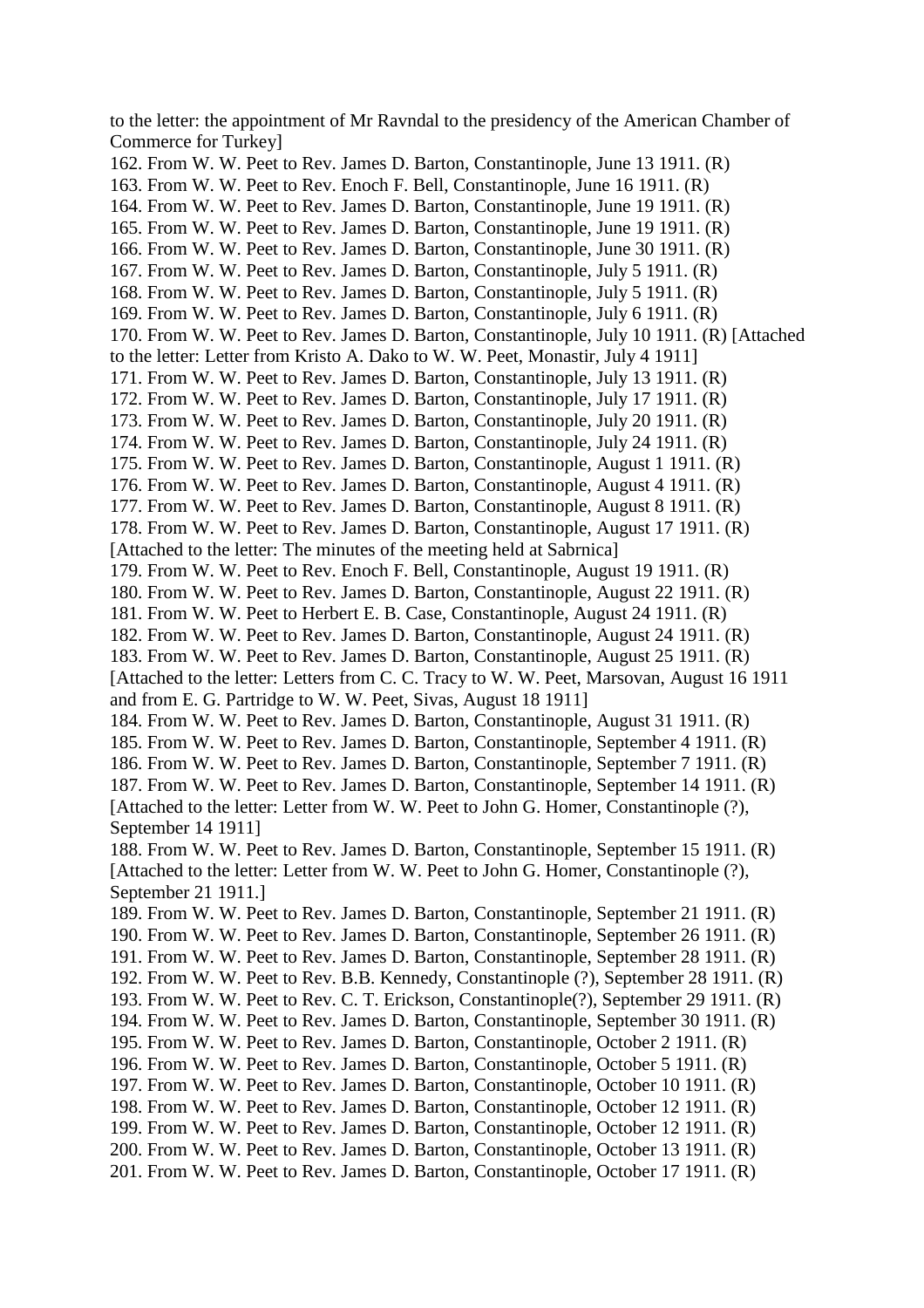to the letter: the appointment of Mr Ravndal to the presidency of the American Chamber of Commerce for Turkey]

162. From W. W. Peet to Rev. James D. Barton, Constantinople, June 13 1911. (R)
163. From W. W. Peet to Rev. Enoch F. Bell, Constantinople, June 16 1911. (R)
164. From W. W. Peet to Rev. James D. Barton, Constantinople, June 19 1911. (R)
165. From W. W. Peet to Rev. James D. Barton, Constantinople, June 19 1911. (R)
166. From W. W. Peet to Rev. James D. Barton, Constantinople, June 30 1911. (R)
167. From W. W. Peet to Rev. James D. Barton, Constantinople, July 5 1911. (R)
168. From W. W. Peet to Rev. James D. Barton, Constantinople, July 5 1911. (R)
169. From W. W. Peet to Rev. James D. Barton, Constantinople, July 6 1911. (R)
170. From W. W. Peet to Rev. James D. Barton, Constantinople, July 10 1911. (R) [Attached to the letter: Letter from Kristo A. Dako to W. W. Peet, Monastir, July 4 1911]
171. From W. W. Peet to Rev. James D. Barton, Constantinople, July 13 1911. (R)
172. From W. W. Peet to Rev. James D. Barton, Constantinople, July 17 1911. (R)
173. From W. W. Peet to Rev. James D. Barton, Constantinople, July 20 1911. (R)
174. From W. W. Peet to Rev. James D. Barton, Constantinople, July 24 1911. (R)
175. From W. W. Peet to Rev. James D. Barton, Constantinople, August 1 1911. (R)
176. From W. W. Peet to Rev. James D. Barton, Constantinople, August 4 1911. (R)
177. From W. W. Peet to Rev. James D. Barton, Constantinople, August 8 1911. (R)
178. From W. W. Peet to Rev. James D. Barton, Constantinople, August 17 1911. (R) [Attached to the letter: The minutes of the meeting held at Sabrnica]
179. From W. W. Peet to Rev. Enoch F. Bell, Constantinople, August 19 1911. (R)
180. From W. W. Peet to Rev. James D. Barton, Constantinople, August 22 1911. (R)
181. From W. W. Peet to Herbert E. B. Case, Constantinople, August 24 1911. (R)
182. From W. W. Peet to Rev. James D. Barton, Constantinople, August 24 1911. (R)
183. From W. W. Peet to Rev. James D. Barton, Constantinople, August 25 1911. (R) [Attached to the letter: Letters from C. C. Tracy to W. W. Peet, Marsovan, August 16 1911 and from E. G. Partridge to W. W. Peet, Sivas, August 18 1911]
184. From W. W. Peet to Rev. James D. Barton, Constantinople, August 31 1911. (R)
185. From W. W. Peet to Rev. James D. Barton, Constantinople, September 4 1911. (R)
186. From W. W. Peet to Rev. James D. Barton, Constantinople, September 7 1911. (R)
187. From W. W. Peet to Rev. James D. Barton, Constantinople, September 14 1911. (R) [Attached to the letter: Letter from W. W. Peet to John G. Homer, Constantinople (?), September 14 1911]
188. From W. W. Peet to Rev. James D. Barton, Constantinople, September 15 1911. (R) [Attached to the letter: Letter from W. W. Peet to John G. Homer, Constantinople (?), September 21 1911.]
189. From W. W. Peet to Rev. James D. Barton, Constantinople, September 21 1911. (R)
190. From W. W. Peet to Rev. James D. Barton, Constantinople, September 26 1911. (R)
191. From W. W. Peet to Rev. James D. Barton, Constantinople, September 28 1911. (R)
192. From W. W. Peet to Rev. B.B. Kennedy, Constantinople (?), September 28 1911. (R)
193. From W. W. Peet to Rev. C. T. Erickson, Constantinople(?), September 29 1911. (R)
194. From W. W. Peet to Rev. James D. Barton, Constantinople, September 30 1911. (R)
195. From W. W. Peet to Rev. James D. Barton, Constantinople, October 2 1911. (R)
196. From W. W. Peet to Rev. James D. Barton, Constantinople, October 5 1911. (R)
197. From W. W. Peet to Rev. James D. Barton, Constantinople, October 10 1911. (R)
198. From W. W. Peet to Rev. James D. Barton, Constantinople, October 12 1911. (R)
199. From W. W. Peet to Rev. James D. Barton, Constantinople, October 12 1911. (R)
200. From W. W. Peet to Rev. James D. Barton, Constantinople, October 13 1911. (R)
201. From W. W. Peet to Rev. James D. Barton, Constantinople, October 17 1911. (R)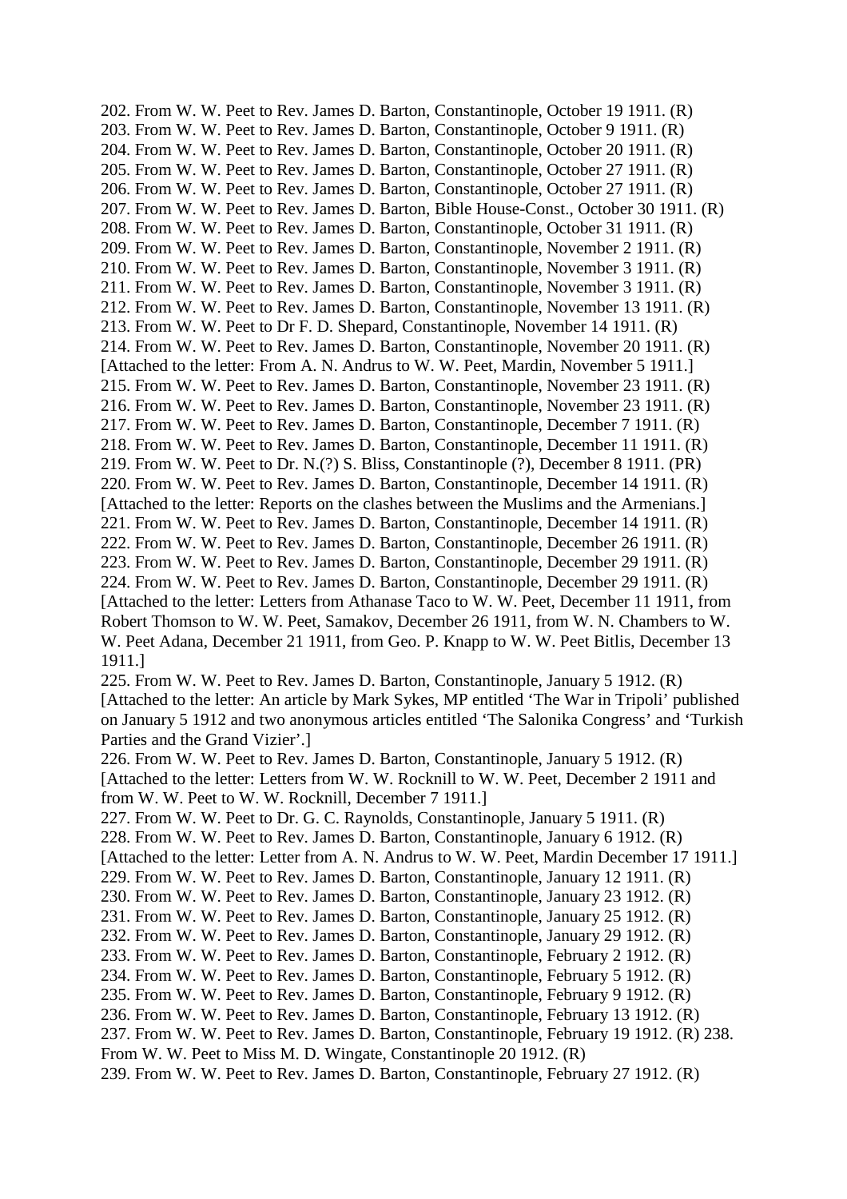202. From W. W. Peet to Rev. James D. Barton, Constantinople, October 19 1911. (R)
203. From W. W. Peet to Rev. James D. Barton, Constantinople, October 9 1911. (R)
204. From W. W. Peet to Rev. James D. Barton, Constantinople, October 20 1911. (R)
205. From W. W. Peet to Rev. James D. Barton, Constantinople, October 27 1911. (R)
206. From W. W. Peet to Rev. James D. Barton, Constantinople, October 27 1911. (R)
207. From W. W. Peet to Rev. James D. Barton, Bible House-Const., October 30 1911. (R)
208. From W. W. Peet to Rev. James D. Barton, Constantinople, October 31 1911. (R)
209. From W. W. Peet to Rev. James D. Barton, Constantinople, November 2 1911. (R)
210. From W. W. Peet to Rev. James D. Barton, Constantinople, November 3 1911. (R)
211. From W. W. Peet to Rev. James D. Barton, Constantinople, November 3 1911. (R)
212. From W. W. Peet to Rev. James D. Barton, Constantinople, November 13 1911. (R)
213. From W. W. Peet to Dr F. D. Shepard, Constantinople, November 14 1911. (R)
214. From W. W. Peet to Rev. James D. Barton, Constantinople, November 20 1911. (R)
[Attached to the letter: From A. N. Andrus to W. W. Peet, Mardin, November 5 1911.]
215. From W. W. Peet to Rev. James D. Barton, Constantinople, November 23 1911. (R)
216. From W. W. Peet to Rev. James D. Barton, Constantinople, November 23 1911. (R)
217. From W. W. Peet to Rev. James D. Barton, Constantinople, December 7 1911. (R)
218. From W. W. Peet to Rev. James D. Barton, Constantinople, December 11 1911. (R)
219. From W. W. Peet to Dr. N.(?) S. Bliss, Constantinople (?), December 8 1911. (PR)
220. From W. W. Peet to Rev. James D. Barton, Constantinople, December 14 1911. (R)
[Attached to the letter: Reports on the clashes between the Muslims and the Armenians.]
221. From W. W. Peet to Rev. James D. Barton, Constantinople, December 14 1911. (R)
222. From W. W. Peet to Rev. James D. Barton, Constantinople, December 26 1911. (R)
223. From W. W. Peet to Rev. James D. Barton, Constantinople, December 29 1911. (R)
224. From W. W. Peet to Rev. James D. Barton, Constantinople, December 29 1911. (R)
[Attached to the letter: Letters from Athanase Taco to W. W. Peet, December 11 1911, from Robert Thomson to W. W. Peet, Samakov, December 26 1911, from W. N. Chambers to W. W. Peet Adana, December 21 1911, from Geo. P. Knapp to W. W. Peet Bitlis, December 13 1911.]
225. From W. W. Peet to Rev. James D. Barton, Constantinople, January 5 1912. (R)
[Attached to the letter: An article by Mark Sykes, MP entitled 'The War in Tripoli' published on January 5 1912 and two anonymous articles entitled 'The Salonika Congress' and 'Turkish Parties and the Grand Vizier'.]
226. From W. W. Peet to Rev. James D. Barton, Constantinople, January 5 1912. (R)
[Attached to the letter: Letters from W. W. Rocknill to W. W. Peet, December 2 1911 and from W. W. Peet to W. W. Rocknill, December 7 1911.]
227. From W. W. Peet to Dr. G. C. Raynolds, Constantinople, January 5 1911. (R)
228. From W. W. Peet to Rev. James D. Barton, Constantinople, January 6 1912. (R)
[Attached to the letter: Letter from A. N. Andrus to W. W. Peet, Mardin December 17 1911.]
229. From W. W. Peet to Rev. James D. Barton, Constantinople, January 12 1911. (R)
230. From W. W. Peet to Rev. James D. Barton, Constantinople, January 23 1912. (R)
231. From W. W. Peet to Rev. James D. Barton, Constantinople, January 25 1912. (R)
232. From W. W. Peet to Rev. James D. Barton, Constantinople, January 29 1912. (R)
233. From W. W. Peet to Rev. James D. Barton, Constantinople, February 2 1912. (R)
234. From W. W. Peet to Rev. James D. Barton, Constantinople, February 5 1912. (R)
235. From W. W. Peet to Rev. James D. Barton, Constantinople, February 9 1912. (R)
236. From W. W. Peet to Rev. James D. Barton, Constantinople, February 13 1912. (R)
237. From W. W. Peet to Rev. James D. Barton, Constantinople, February 19 1912. (R)
238. From W. W. Peet to Miss M. D. Wingate, Constantinople 20 1912. (R)
239. From W. W. Peet to Rev. James D. Barton, Constantinople, February 27 1912. (R)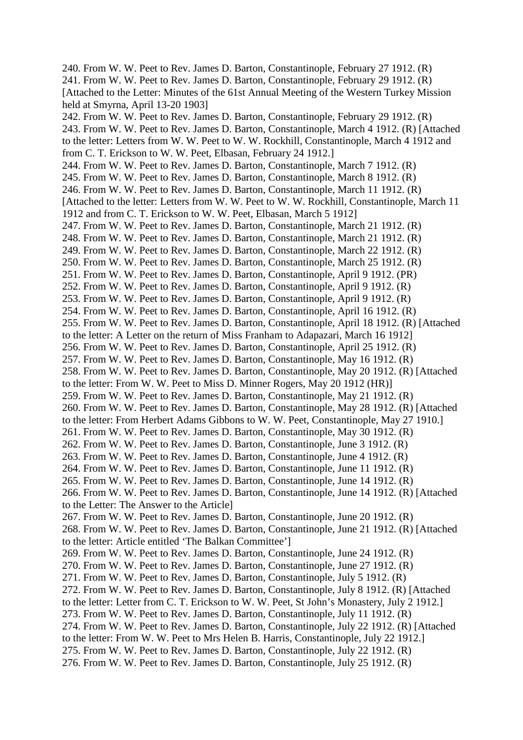240. From W. W. Peet to Rev. James D. Barton, Constantinople, February 27 1912. (R)
241. From W. W. Peet to Rev. James D. Barton, Constantinople, February 29 1912. (R) [Attached to the Letter: Minutes of the 61st Annual Meeting of the Western Turkey Mission held at Smyrna, April 13-20 1903]
242. From W. W. Peet to Rev. James D. Barton, Constantinople, February 29 1912. (R)
243. From W. W. Peet to Rev. James D. Barton, Constantinople, March 4 1912. (R) [Attached to the letter: Letters from W. W. Peet to W. W. Rockhill, Constantinople, March 4 1912 and from C. T. Erickson to W. W. Peet, Elbasan, February 24 1912.]
244. From W. W. Peet to Rev. James D. Barton, Constantinople, March 7 1912. (R)
245. From W. W. Peet to Rev. James D. Barton, Constantinople, March 8 1912. (R)
246. From W. W. Peet to Rev. James D. Barton, Constantinople, March 11 1912. (R) [Attached to the letter: Letters from W. W. Peet to W. W. Rockhill, Constantinople, March 11 1912 and from C. T. Erickson to W. W. Peet, Elbasan, March 5 1912]
247. From W. W. Peet to Rev. James D. Barton, Constantinople, March 21 1912. (R)
248. From W. W. Peet to Rev. James D. Barton, Constantinople, March 21 1912. (R)
249. From W. W. Peet to Rev. James D. Barton, Constantinople, March 22 1912. (R)
250. From W. W. Peet to Rev. James D. Barton, Constantinople, March 25 1912. (R)
251. From W. W. Peet to Rev. James D. Barton, Constantinople, April 9 1912. (PR)
252. From W. W. Peet to Rev. James D. Barton, Constantinople, April 9 1912. (R)
253. From W. W. Peet to Rev. James D. Barton, Constantinople, April 9 1912. (R)
254. From W. W. Peet to Rev. James D. Barton, Constantinople, April 16 1912. (R)
255. From W. W. Peet to Rev. James D. Barton, Constantinople, April 18 1912. (R) [Attached to the letter: A Letter on the return of Miss Franham to Adapazari, March 16 1912]
256. From W. W. Peet to Rev. James D. Barton, Constantinople, April 25 1912. (R)
257. From W. W. Peet to Rev. James D. Barton, Constantinople, May 16 1912. (R)
258. From W. W. Peet to Rev. James D. Barton, Constantinople, May 20 1912. (R) [Attached to the letter: From W. W. Peet to Miss D. Minner Rogers, May 20 1912 (HR)]
259. From W. W. Peet to Rev. James D. Barton, Constantinople, May 21 1912. (R)
260. From W. W. Peet to Rev. James D. Barton, Constantinople, May 28 1912. (R) [Attached to the letter: From Herbert Adams Gibbons to W. W. Peet, Constantinople, May 27 1910.]
261. From W. W. Peet to Rev. James D. Barton, Constantinople, May 30 1912. (R)
262. From W. W. Peet to Rev. James D. Barton, Constantinople, June 3 1912. (R)
263. From W. W. Peet to Rev. James D. Barton, Constantinople, June 4 1912. (R)
264. From W. W. Peet to Rev. James D. Barton, Constantinople, June 11 1912. (R)
265. From W. W. Peet to Rev. James D. Barton, Constantinople, June 14 1912. (R)
266. From W. W. Peet to Rev. James D. Barton, Constantinople, June 14 1912. (R) [Attached to the Letter: The Answer to the Article]
267. From W. W. Peet to Rev. James D. Barton, Constantinople, June 20 1912. (R)
268. From W. W. Peet to Rev. James D. Barton, Constantinople, June 21 1912. (R) [Attached to the letter: Article entitled 'The Balkan Committee']
269. From W. W. Peet to Rev. James D. Barton, Constantinople, June 24 1912. (R)
270. From W. W. Peet to Rev. James D. Barton, Constantinople, June 27 1912. (R)
271. From W. W. Peet to Rev. James D. Barton, Constantinople, July 5 1912. (R)
272. From W. W. Peet to Rev. James D. Barton, Constantinople, July 8 1912. (R) [Attached to the letter: Letter from C. T. Erickson to W. W. Peet, St John's Monastery, July 2 1912.]
273. From W. W. Peet to Rev. James D. Barton, Constantinople, July 11 1912. (R)
274. From W. W. Peet to Rev. James D. Barton, Constantinople, July 22 1912. (R) [Attached to the letter: From W. W. Peet to Mrs Helen B. Harris, Constantinople, July 22 1912.]
275. From W. W. Peet to Rev. James D. Barton, Constantinople, July 22 1912. (R)
276. From W. W. Peet to Rev. James D. Barton, Constantinople, July 25 1912. (R)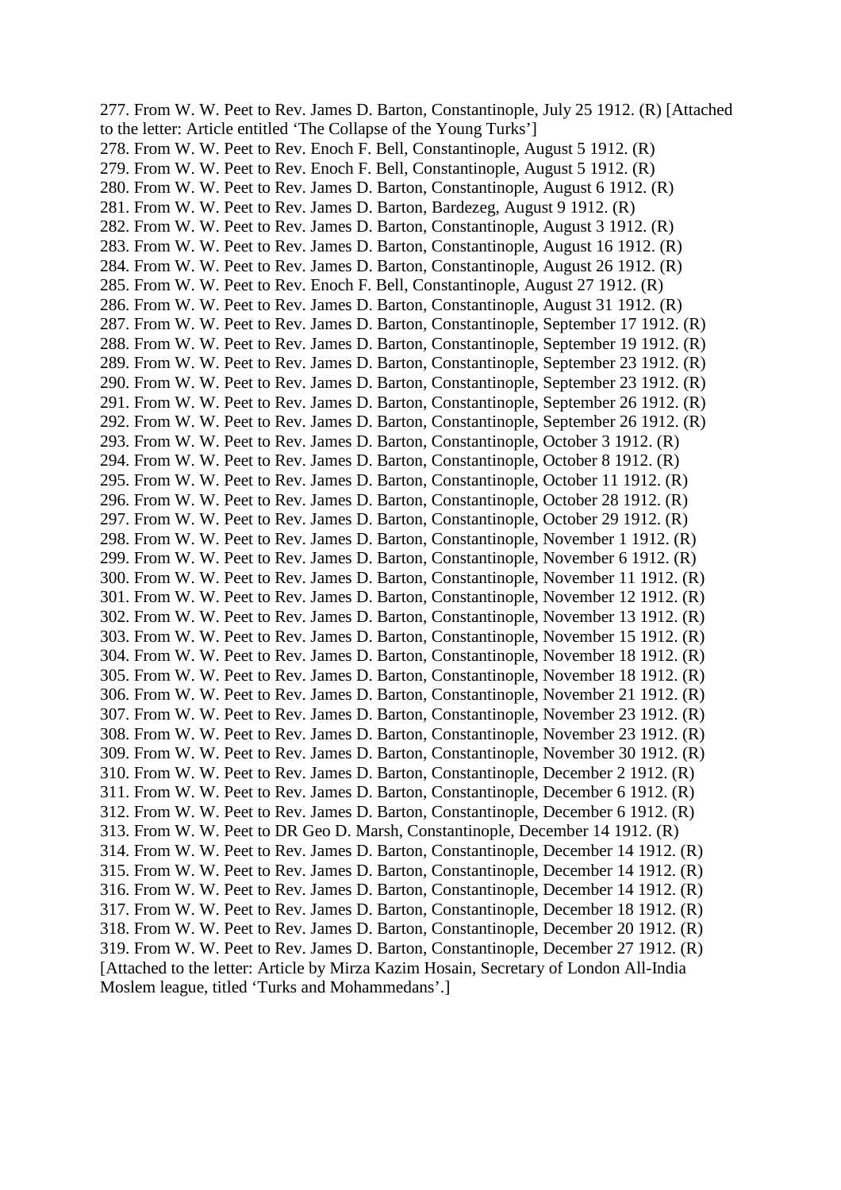277. From W. W. Peet to Rev. James D. Barton, Constantinople, July 25 1912. (R) [Attached to the letter: Article entitled 'The Collapse of the Young Turks']
278. From W. W. Peet to Rev. Enoch F. Bell, Constantinople, August 5 1912. (R)
279. From W. W. Peet to Rev. Enoch F. Bell, Constantinople, August 5 1912. (R)
280. From W. W. Peet to Rev. James D. Barton, Constantinople, August 6 1912. (R)
281. From W. W. Peet to Rev. James D. Barton, Bardezeg, August 9 1912. (R)
282. From W. W. Peet to Rev. James D. Barton, Constantinople, August 3 1912. (R)
283. From W. W. Peet to Rev. James D. Barton, Constantinople, August 16 1912. (R)
284. From W. W. Peet to Rev. James D. Barton, Constantinople, August 26 1912. (R)
285. From W. W. Peet to Rev. Enoch F. Bell, Constantinople, August 27 1912. (R)
286. From W. W. Peet to Rev. James D. Barton, Constantinople, August 31 1912. (R)
287. From W. W. Peet to Rev. James D. Barton, Constantinople, September 17 1912. (R)
288. From W. W. Peet to Rev. James D. Barton, Constantinople, September 19 1912. (R)
289. From W. W. Peet to Rev. James D. Barton, Constantinople, September 23 1912. (R)
290. From W. W. Peet to Rev. James D. Barton, Constantinople, September 23 1912. (R)
291. From W. W. Peet to Rev. James D. Barton, Constantinople, September 26 1912. (R)
292. From W. W. Peet to Rev. James D. Barton, Constantinople, September 26 1912. (R)
293. From W. W. Peet to Rev. James D. Barton, Constantinople, October 3 1912. (R)
294. From W. W. Peet to Rev. James D. Barton, Constantinople, October 8 1912. (R)
295. From W. W. Peet to Rev. James D. Barton, Constantinople, October 11 1912. (R)
296. From W. W. Peet to Rev. James D. Barton, Constantinople, October 28 1912. (R)
297. From W. W. Peet to Rev. James D. Barton, Constantinople, October 29 1912. (R)
298. From W. W. Peet to Rev. James D. Barton, Constantinople, November 1 1912. (R)
299. From W. W. Peet to Rev. James D. Barton, Constantinople, November 6 1912. (R)
300. From W. W. Peet to Rev. James D. Barton, Constantinople, November 11 1912. (R)
301. From W. W. Peet to Rev. James D. Barton, Constantinople, November 12 1912. (R)
302. From W. W. Peet to Rev. James D. Barton, Constantinople, November 13 1912. (R)
303. From W. W. Peet to Rev. James D. Barton, Constantinople, November 15 1912. (R)
304. From W. W. Peet to Rev. James D. Barton, Constantinople, November 18 1912. (R)
305. From W. W. Peet to Rev. James D. Barton, Constantinople, November 18 1912. (R)
306. From W. W. Peet to Rev. James D. Barton, Constantinople, November 21 1912. (R)
307. From W. W. Peet to Rev. James D. Barton, Constantinople, November 23 1912. (R)
308. From W. W. Peet to Rev. James D. Barton, Constantinople, November 23 1912. (R)
309. From W. W. Peet to Rev. James D. Barton, Constantinople, November 30 1912. (R)
310. From W. W. Peet to Rev. James D. Barton, Constantinople, December 2 1912. (R)
311. From W. W. Peet to Rev. James D. Barton, Constantinople, December 6 1912. (R)
312. From W. W. Peet to Rev. James D. Barton, Constantinople, December 6 1912. (R)
313. From W. W. Peet to DR Geo D. Marsh, Constantinople, December 14 1912. (R)
314. From W. W. Peet to Rev. James D. Barton, Constantinople, December 14 1912. (R)
315. From W. W. Peet to Rev. James D. Barton, Constantinople, December 14 1912. (R)
316. From W. W. Peet to Rev. James D. Barton, Constantinople, December 14 1912. (R)
317. From W. W. Peet to Rev. James D. Barton, Constantinople, December 18 1912. (R)
318. From W. W. Peet to Rev. James D. Barton, Constantinople, December 20 1912. (R)
319. From W. W. Peet to Rev. James D. Barton, Constantinople, December 27 1912. (R) [Attached to the letter: Article by Mirza Kazim Hosain, Secretary of London All-India Moslem league, titled 'Turks and Mohammedans'.]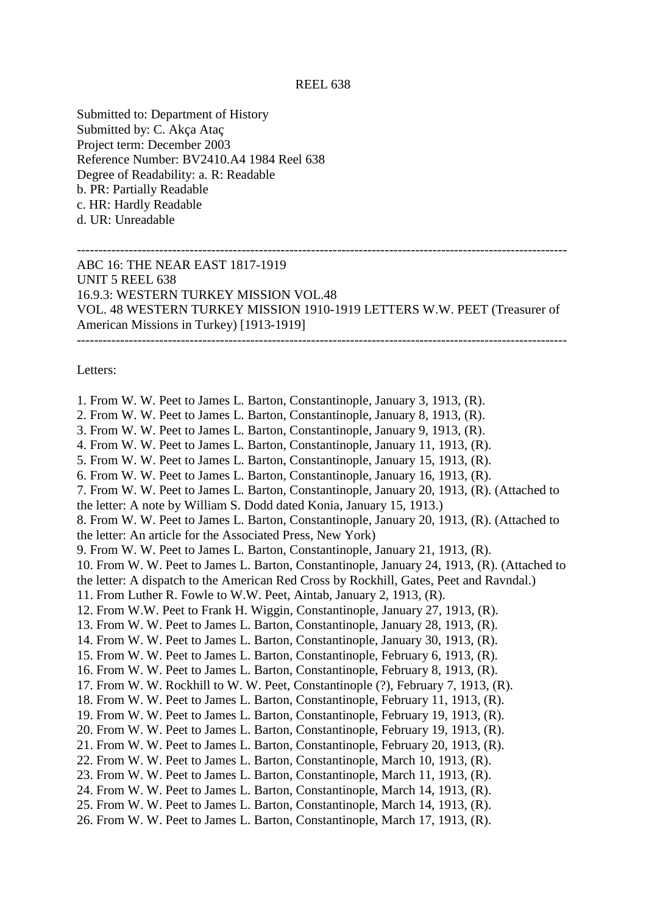REEL 638

Submitted to: Department of History
Submitted by: C. Akça Ataç
Project term: December 2003
Reference Number: BV2410.A4 1984 Reel 638
Degree of Readability: a. R: Readable
b. PR: Partially Readable
c. HR: Hardly Readable
d. UR: Unreadable

---

ABC 16: THE NEAR EAST 1817-1919
UNIT 5 REEL 638
16.9.3: WESTERN TURKEY MISSION VOL.48
VOL. 48 WESTERN TURKEY MISSION 1910-1919 LETTERS W.W. PEET (Treasurer of American Missions in Turkey) [1913-1919]

---

Letters:

1. From W. W. Peet to James L. Barton, Constantinople, January 3, 1913, (R).
2. From W. W. Peet to James L. Barton, Constantinople, January 8, 1913, (R).
3. From W. W. Peet to James L. Barton, Constantinople, January 9, 1913, (R).
4. From W. W. Peet to James L. Barton, Constantinople, January 11, 1913, (R).
5. From W. W. Peet to James L. Barton, Constantinople, January 15, 1913, (R).
6. From W. W. Peet to James L. Barton, Constantinople, January 16, 1913, (R).
7. From W. W. Peet to James L. Barton, Constantinople, January 20, 1913, (R). (Attached to the letter: A note by William S. Dodd dated Konia, January 15, 1913.)
8. From W. W. Peet to James L. Barton, Constantinople, January 20, 1913, (R). (Attached to the letter: An article for the Associated Press, New York)
9. From W. W. Peet to James L. Barton, Constantinople, January 21, 1913, (R).
10. From W. W. Peet to James L. Barton, Constantinople, January 24, 1913, (R). (Attached to the letter: A dispatch to the American Red Cross by Rockhill, Gates, Peet and Ravndal.)
11. From Luther R. Fowle to W.W. Peet, Aintab, January 2, 1913, (R).
12. From W.W. Peet to Frank H. Wiggin, Constantinople, January 27, 1913, (R).
13. From W. W. Peet to James L. Barton, Constantinople, January 28, 1913, (R).
14. From W. W. Peet to James L. Barton, Constantinople, January 30, 1913, (R).
15. From W. W. Peet to James L. Barton, Constantinople, February 6, 1913, (R).
16. From W. W. Peet to James L. Barton, Constantinople, February 8, 1913, (R).
17. From W. W. Rockhill to W. W. Peet, Constantinople (?), February 7, 1913, (R).
18. From W. W. Peet to James L. Barton, Constantinople, February 11, 1913, (R).
19. From W. W. Peet to James L. Barton, Constantinople, February 19, 1913, (R).
20. From W. W. Peet to James L. Barton, Constantinople, February 19, 1913, (R).
21. From W. W. Peet to James L. Barton, Constantinople, February 20, 1913, (R).
22. From W. W. Peet to James L. Barton, Constantinople, March 10, 1913, (R).
23. From W. W. Peet to James L. Barton, Constantinople, March 11, 1913, (R).
24. From W. W. Peet to James L. Barton, Constantinople, March 14, 1913, (R).
25. From W. W. Peet to James L. Barton, Constantinople, March 14, 1913, (R).
26. From W. W. Peet to James L. Barton, Constantinople, March 17, 1913, (R).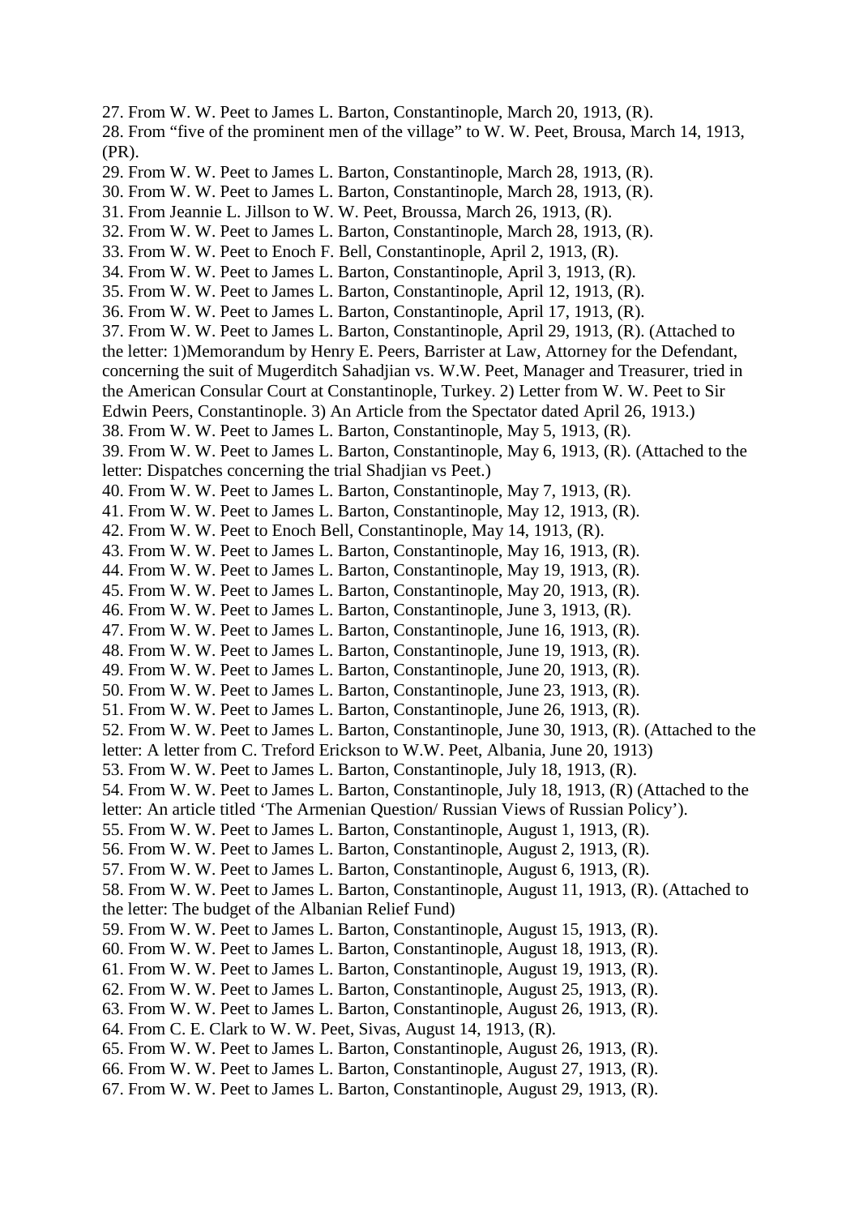27. From W. W. Peet to James L. Barton, Constantinople, March 20, 1913, (R).
28. From "five of the prominent men of the village" to W. W. Peet, Brousa, March 14, 1913, (PR).
29. From W. W. Peet to James L. Barton, Constantinople, March 28, 1913, (R).
30. From W. W. Peet to James L. Barton, Constantinople, March 28, 1913, (R).
31. From Jeannie L. Jillson to W. W. Peet, Broussa, March 26, 1913, (R).
32. From W. W. Peet to James L. Barton, Constantinople, March 28, 1913, (R).
33. From W. W. Peet to Enoch F. Bell, Constantinople, April 2, 1913, (R).
34. From W. W. Peet to James L. Barton, Constantinople, April 3, 1913, (R).
35. From W. W. Peet to James L. Barton, Constantinople, April 12, 1913, (R).
36. From W. W. Peet to James L. Barton, Constantinople, April 17, 1913, (R).
37. From W. W. Peet to James L. Barton, Constantinople, April 29, 1913, (R). (Attached to the letter: 1)Memorandum by Henry E. Peers, Barrister at Law, Attorney for the Defendant, concerning the suit of Mugerditch Sahadjian vs. W.W. Peet, Manager and Treasurer, tried in the American Consular Court at Constantinople, Turkey. 2) Letter from W. W. Peet to Sir Edwin Peers, Constantinople. 3) An Article from the Spectator dated April 26, 1913.)
38. From W. W. Peet to James L. Barton, Constantinople, May 5, 1913, (R).
39. From W. W. Peet to James L. Barton, Constantinople, May 6, 1913, (R). (Attached to the letter: Dispatches concerning the trial Shadjian vs Peet.)
40. From W. W. Peet to James L. Barton, Constantinople, May 7, 1913, (R).
41. From W. W. Peet to James L. Barton, Constantinople, May 12, 1913, (R).
42. From W. W. Peet to Enoch Bell, Constantinople, May 14, 1913, (R).
43. From W. W. Peet to James L. Barton, Constantinople, May 16, 1913, (R).
44. From W. W. Peet to James L. Barton, Constantinople, May 19, 1913, (R).
45. From W. W. Peet to James L. Barton, Constantinople, May 20, 1913, (R).
46. From W. W. Peet to James L. Barton, Constantinople, June 3, 1913, (R).
47. From W. W. Peet to James L. Barton, Constantinople, June 16, 1913, (R).
48. From W. W. Peet to James L. Barton, Constantinople, June 19, 1913, (R).
49. From W. W. Peet to James L. Barton, Constantinople, June 20, 1913, (R).
50. From W. W. Peet to James L. Barton, Constantinople, June 23, 1913, (R).
51. From W. W. Peet to James L. Barton, Constantinople, June 26, 1913, (R).
52. From W. W. Peet to James L. Barton, Constantinople, June 30, 1913, (R). (Attached to the letter: A letter from C. Treford Erickson to W.W. Peet, Albania, June 20, 1913)
53. From W. W. Peet to James L. Barton, Constantinople, July 18, 1913, (R).
54. From W. W. Peet to James L. Barton, Constantinople, July 18, 1913, (R) (Attached to the letter: An article titled 'The Armenian Question/ Russian Views of Russian Policy').
55. From W. W. Peet to James L. Barton, Constantinople, August 1, 1913, (R).
56. From W. W. Peet to James L. Barton, Constantinople, August 2, 1913, (R).
57. From W. W. Peet to James L. Barton, Constantinople, August 6, 1913, (R).
58. From W. W. Peet to James L. Barton, Constantinople, August 11, 1913, (R). (Attached to the letter: The budget of the Albanian Relief Fund)
59. From W. W. Peet to James L. Barton, Constantinople, August 15, 1913, (R).
60. From W. W. Peet to James L. Barton, Constantinople, August 18, 1913, (R).
61. From W. W. Peet to James L. Barton, Constantinople, August 19, 1913, (R).
62. From W. W. Peet to James L. Barton, Constantinople, August 25, 1913, (R).
63. From W. W. Peet to James L. Barton, Constantinople, August 26, 1913, (R).
64. From C. E. Clark to W. W. Peet, Sivas, August 14, 1913, (R).
65. From W. W. Peet to James L. Barton, Constantinople, August 26, 1913, (R).
66. From W. W. Peet to James L. Barton, Constantinople, August 27, 1913, (R).
67. From W. W. Peet to James L. Barton, Constantinople, August 29, 1913, (R).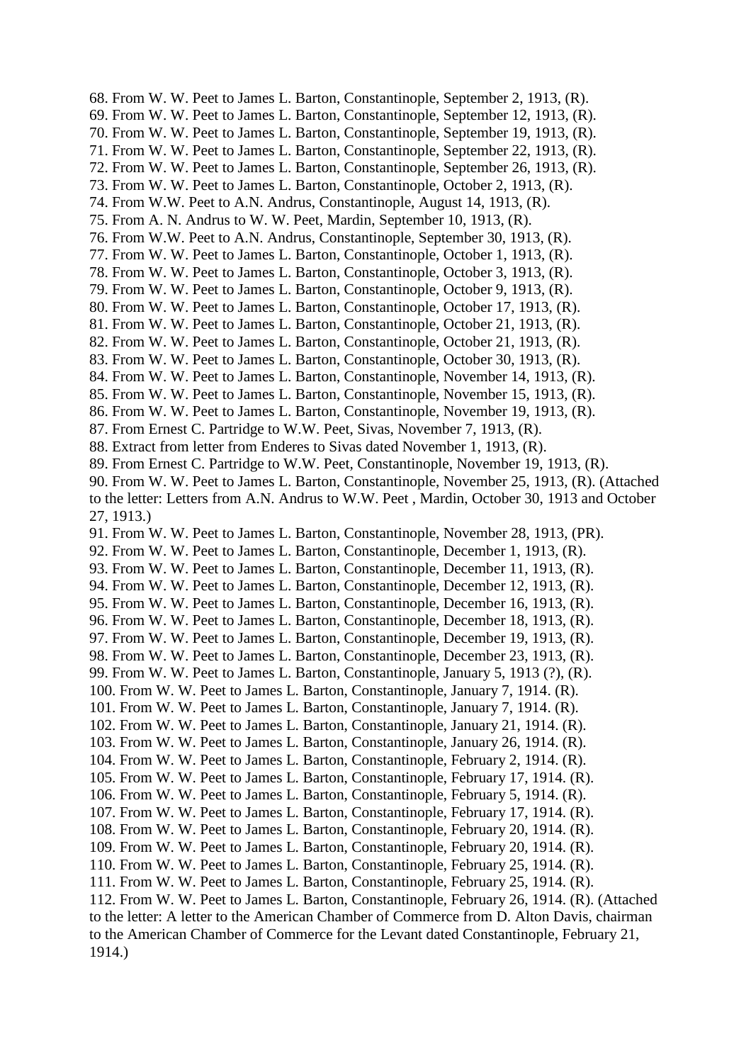68. From W. W. Peet to James L. Barton, Constantinople, September 2, 1913, (R).
69. From W. W. Peet to James L. Barton, Constantinople, September 12, 1913, (R).
70. From W. W. Peet to James L. Barton, Constantinople, September 19, 1913, (R).
71. From W. W. Peet to James L. Barton, Constantinople, September 22, 1913, (R).
72. From W. W. Peet to James L. Barton, Constantinople, September 26, 1913, (R).
73. From W. W. Peet to James L. Barton, Constantinople, October 2, 1913, (R).
74. From W.W. Peet to A.N. Andrus, Constantinople, August 14, 1913, (R).
75. From A. N. Andrus to W. W. Peet, Mardin, September 10, 1913, (R).
76. From W.W. Peet to A.N. Andrus, Constantinople, September 30, 1913, (R).
77. From W. W. Peet to James L. Barton, Constantinople, October 1, 1913, (R).
78. From W. W. Peet to James L. Barton, Constantinople, October 3, 1913, (R).
79. From W. W. Peet to James L. Barton, Constantinople, October 9, 1913, (R).
80. From W. W. Peet to James L. Barton, Constantinople, October 17, 1913, (R).
81. From W. W. Peet to James L. Barton, Constantinople, October 21, 1913, (R).
82. From W. W. Peet to James L. Barton, Constantinople, October 21, 1913, (R).
83. From W. W. Peet to James L. Barton, Constantinople, October 30, 1913, (R).
84. From W. W. Peet to James L. Barton, Constantinople, November 14, 1913, (R).
85. From W. W. Peet to James L. Barton, Constantinople, November 15, 1913, (R).
86. From W. W. Peet to James L. Barton, Constantinople, November 19, 1913, (R).
87. From Ernest C. Partridge to W.W. Peet, Sivas, November 7, 1913, (R).
88. Extract from letter from Enderes to Sivas dated November 1, 1913, (R).
89. From Ernest C. Partridge to W.W. Peet, Constantinople, November 19, 1913, (R).
90. From W. W. Peet to James L. Barton, Constantinople, November 25, 1913, (R). (Attached to the letter: Letters from A.N. Andrus to W.W. Peet , Mardin, October 30, 1913 and October 27, 1913.)
91. From W. W. Peet to James L. Barton, Constantinople, November 28, 1913, (PR).
92. From W. W. Peet to James L. Barton, Constantinople, December 1, 1913, (R).
93. From W. W. Peet to James L. Barton, Constantinople, December 11, 1913, (R).
94. From W. W. Peet to James L. Barton, Constantinople, December 12, 1913, (R).
95. From W. W. Peet to James L. Barton, Constantinople, December 16, 1913, (R).
96. From W. W. Peet to James L. Barton, Constantinople, December 18, 1913, (R).
97. From W. W. Peet to James L. Barton, Constantinople, December 19, 1913, (R).
98. From W. W. Peet to James L. Barton, Constantinople, December 23, 1913, (R).
99. From W. W. Peet to James L. Barton, Constantinople, January 5, 1913 (?), (R).
100. From W. W. Peet to James L. Barton, Constantinople, January 7, 1914. (R).
101. From W. W. Peet to James L. Barton, Constantinople, January 7, 1914. (R).
102. From W. W. Peet to James L. Barton, Constantinople, January 21, 1914. (R).
103. From W. W. Peet to James L. Barton, Constantinople, January 26, 1914. (R).
104. From W. W. Peet to James L. Barton, Constantinople, February 2, 1914. (R).
105. From W. W. Peet to James L. Barton, Constantinople, February 17, 1914. (R).
106. From W. W. Peet to James L. Barton, Constantinople, February 5, 1914. (R).
107. From W. W. Peet to James L. Barton, Constantinople, February 17, 1914. (R).
108. From W. W. Peet to James L. Barton, Constantinople, February 20, 1914. (R).
109. From W. W. Peet to James L. Barton, Constantinople, February 20, 1914. (R).
110. From W. W. Peet to James L. Barton, Constantinople, February 25, 1914. (R).
111. From W. W. Peet to James L. Barton, Constantinople, February 25, 1914. (R).
112. From W. W. Peet to James L. Barton, Constantinople, February 26, 1914. (R). (Attached to the letter: A letter to the American Chamber of Commerce from D. Alton Davis, chairman to the American Chamber of Commerce for the Levant dated Constantinople, February 21, 1914.)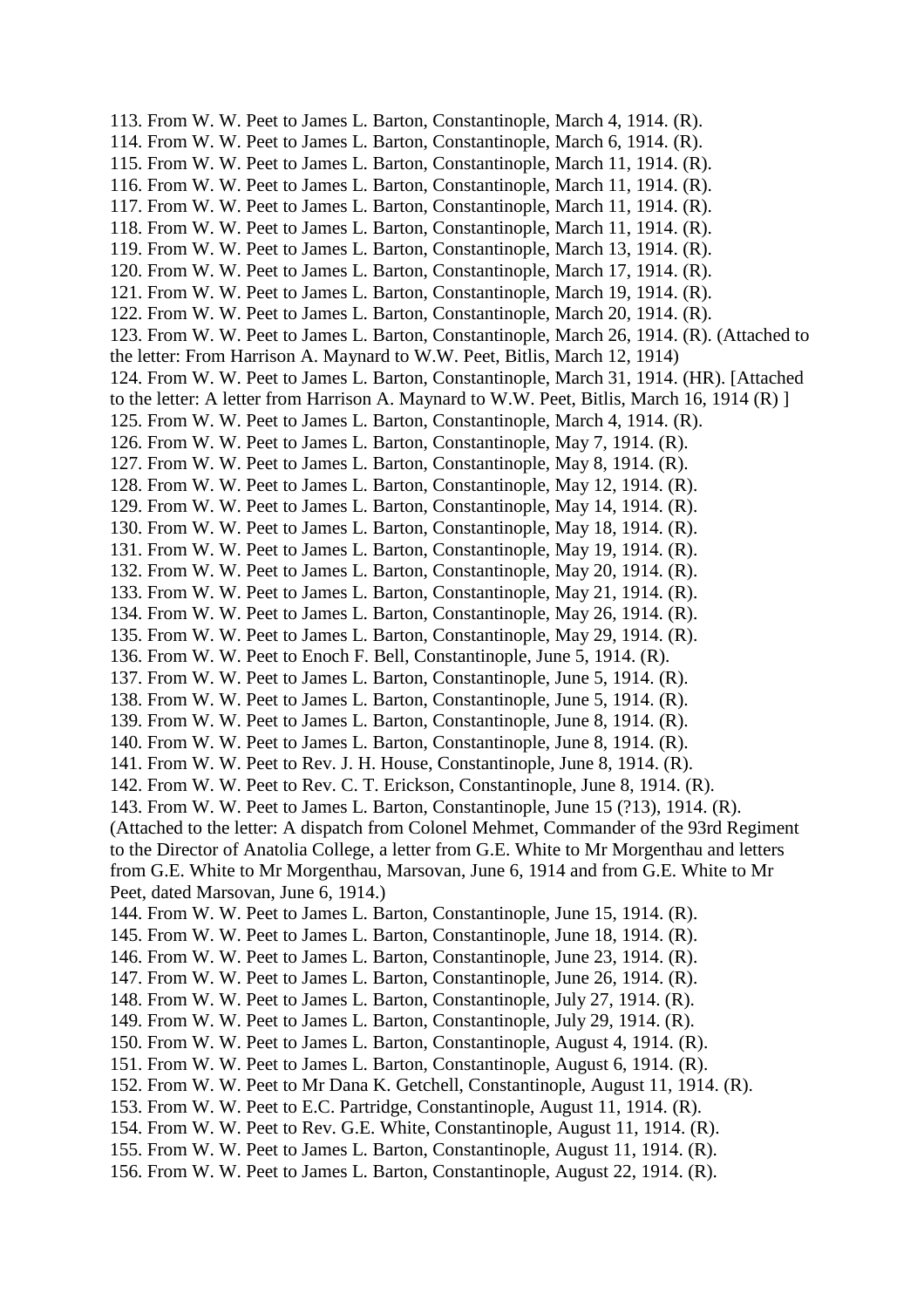113. From W. W. Peet to James L. Barton, Constantinople, March 4, 1914. (R).
114. From W. W. Peet to James L. Barton, Constantinople, March 6, 1914. (R).
115. From W. W. Peet to James L. Barton, Constantinople, March 11, 1914. (R).
116. From W. W. Peet to James L. Barton, Constantinople, March 11, 1914. (R).
117. From W. W. Peet to James L. Barton, Constantinople, March 11, 1914. (R).
118. From W. W. Peet to James L. Barton, Constantinople, March 11, 1914. (R).
119. From W. W. Peet to James L. Barton, Constantinople, March 13, 1914. (R).
120. From W. W. Peet to James L. Barton, Constantinople, March 17, 1914. (R).
121. From W. W. Peet to James L. Barton, Constantinople, March 19, 1914. (R).
122. From W. W. Peet to James L. Barton, Constantinople, March 20, 1914. (R).
123. From W. W. Peet to James L. Barton, Constantinople, March 26, 1914. (R). (Attached to the letter: From Harrison A. Maynard to W.W. Peet, Bitlis, March 12, 1914)
124. From W. W. Peet to James L. Barton, Constantinople, March 31, 1914. (HR). [Attached to the letter: A letter from Harrison A. Maynard to W.W. Peet, Bitlis, March 16, 1914 (R) ]
125. From W. W. Peet to James L. Barton, Constantinople, March 4, 1914. (R).
126. From W. W. Peet to James L. Barton, Constantinople, May 7, 1914. (R).
127. From W. W. Peet to James L. Barton, Constantinople, May 8, 1914. (R).
128. From W. W. Peet to James L. Barton, Constantinople, May 12, 1914. (R).
129. From W. W. Peet to James L. Barton, Constantinople, May 14, 1914. (R).
130. From W. W. Peet to James L. Barton, Constantinople, May 18, 1914. (R).
131. From W. W. Peet to James L. Barton, Constantinople, May 19, 1914. (R).
132. From W. W. Peet to James L. Barton, Constantinople, May 20, 1914. (R).
133. From W. W. Peet to James L. Barton, Constantinople, May 21, 1914. (R).
134. From W. W. Peet to James L. Barton, Constantinople, May 26, 1914. (R).
135. From W. W. Peet to James L. Barton, Constantinople, May 29, 1914. (R).
136. From W. W. Peet to Enoch F. Bell, Constantinople, June 5, 1914. (R).
137. From W. W. Peet to James L. Barton, Constantinople, June 5, 1914. (R).
138. From W. W. Peet to James L. Barton, Constantinople, June 5, 1914. (R).
139. From W. W. Peet to James L. Barton, Constantinople, June 8, 1914. (R).
140. From W. W. Peet to James L. Barton, Constantinople, June 8, 1914. (R).
141. From W. W. Peet to Rev. J. H. House, Constantinople, June 8, 1914. (R).
142. From W. W. Peet to Rev. C. T. Erickson, Constantinople, June 8, 1914. (R).
143. From W. W. Peet to James L. Barton, Constantinople, June 15 (?13), 1914. (R). (Attached to the letter: A dispatch from Colonel Mehmet, Commander of the 93rd Regiment to the Director of Anatolia College, a letter from G.E. White to Mr Morgenthau and letters from G.E. White to Mr Morgenthau, Marsovan, June 6, 1914 and from G.E. White to Mr Peet, dated Marsovan, June 6, 1914.)
144. From W. W. Peet to James L. Barton, Constantinople, June 15, 1914. (R).
145. From W. W. Peet to James L. Barton, Constantinople, June 18, 1914. (R).
146. From W. W. Peet to James L. Barton, Constantinople, June 23, 1914. (R).
147. From W. W. Peet to James L. Barton, Constantinople, June 26, 1914. (R).
148. From W. W. Peet to James L. Barton, Constantinople, July 27, 1914. (R).
149. From W. W. Peet to James L. Barton, Constantinople, July 29, 1914. (R).
150. From W. W. Peet to James L. Barton, Constantinople, August 4, 1914. (R).
151. From W. W. Peet to James L. Barton, Constantinople, August 6, 1914. (R).
152. From W. W. Peet to Mr Dana K. Getchell, Constantinople, August 11, 1914. (R).
153. From W. W. Peet to E.C. Partridge, Constantinople, August 11, 1914. (R).
154. From W. W. Peet to Rev. G.E. White, Constantinople, August 11, 1914. (R).
155. From W. W. Peet to James L. Barton, Constantinople, August 11, 1914. (R).
156. From W. W. Peet to James L. Barton, Constantinople, August 22, 1914. (R).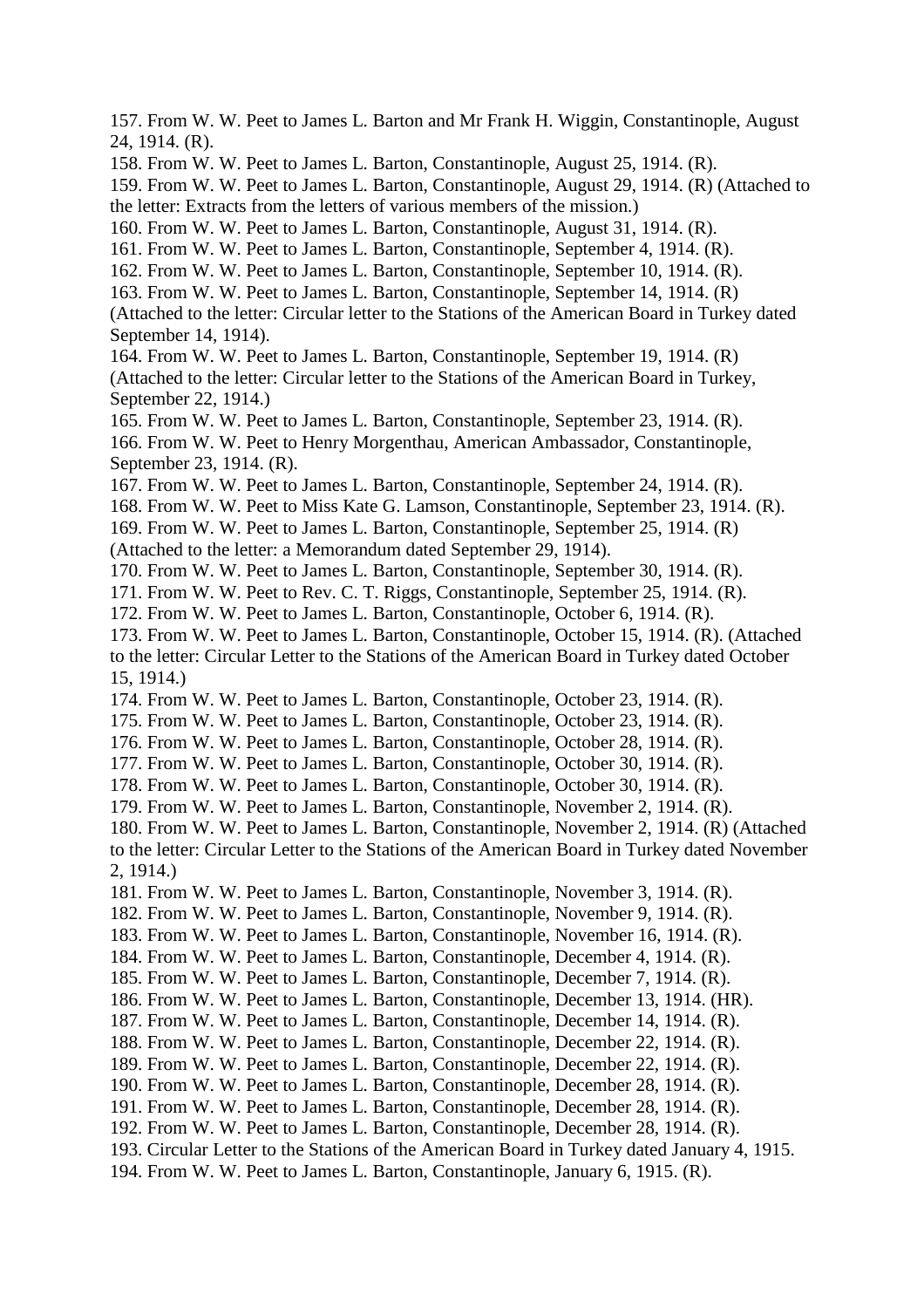157. From W. W. Peet to James L. Barton and Mr Frank H. Wiggin, Constantinople, August 24, 1914. (R).
158. From W. W. Peet to James L. Barton, Constantinople, August 25, 1914. (R).
159. From W. W. Peet to James L. Barton, Constantinople, August 29, 1914. (R) (Attached to the letter: Extracts from the letters of various members of the mission.)
160. From W. W. Peet to James L. Barton, Constantinople, August 31, 1914. (R).
161. From W. W. Peet to James L. Barton, Constantinople, September 4, 1914. (R).
162. From W. W. Peet to James L. Barton, Constantinople, September 10, 1914. (R).
163. From W. W. Peet to James L. Barton, Constantinople, September 14, 1914. (R) (Attached to the letter: Circular letter to the Stations of the American Board in Turkey dated September 14, 1914).
164. From W. W. Peet to James L. Barton, Constantinople, September 19, 1914. (R) (Attached to the letter: Circular letter to the Stations of the American Board in Turkey, September 22, 1914.)
165. From W. W. Peet to James L. Barton, Constantinople, September 23, 1914. (R).
166. From W. W. Peet to Henry Morgenthau, American Ambassador, Constantinople, September 23, 1914. (R).
167. From W. W. Peet to James L. Barton, Constantinople, September 24, 1914. (R).
168. From W. W. Peet to Miss Kate G. Lamson, Constantinople, September 23, 1914. (R).
169. From W. W. Peet to James L. Barton, Constantinople, September 25, 1914. (R) (Attached to the letter: a Memorandum dated September 29, 1914).
170. From W. W. Peet to James L. Barton, Constantinople, September 30, 1914. (R).
171. From W. W. Peet to Rev. C. T. Riggs, Constantinople, September 25, 1914. (R).
172. From W. W. Peet to James L. Barton, Constantinople, October 6, 1914. (R).
173. From W. W. Peet to James L. Barton, Constantinople, October 15, 1914. (R). (Attached to the letter: Circular Letter to the Stations of the American Board in Turkey dated October 15, 1914.)
174. From W. W. Peet to James L. Barton, Constantinople, October 23, 1914. (R).
175. From W. W. Peet to James L. Barton, Constantinople, October 23, 1914. (R).
176. From W. W. Peet to James L. Barton, Constantinople, October 28, 1914. (R).
177. From W. W. Peet to James L. Barton, Constantinople, October 30, 1914. (R).
178. From W. W. Peet to James L. Barton, Constantinople, October 30, 1914. (R).
179. From W. W. Peet to James L. Barton, Constantinople, November 2, 1914. (R).
180. From W. W. Peet to James L. Barton, Constantinople, November 2, 1914. (R) (Attached to the letter: Circular Letter to the Stations of the American Board in Turkey dated November 2, 1914.)
181. From W. W. Peet to James L. Barton, Constantinople, November 3, 1914. (R).
182. From W. W. Peet to James L. Barton, Constantinople, November 9, 1914. (R).
183. From W. W. Peet to James L. Barton, Constantinople, November 16, 1914. (R).
184. From W. W. Peet to James L. Barton, Constantinople, December 4, 1914. (R).
185. From W. W. Peet to James L. Barton, Constantinople, December 7, 1914. (R).
186. From W. W. Peet to James L. Barton, Constantinople, December 13, 1914. (HR).
187. From W. W. Peet to James L. Barton, Constantinople, December 14, 1914. (R).
188. From W. W. Peet to James L. Barton, Constantinople, December 22, 1914. (R).
189. From W. W. Peet to James L. Barton, Constantinople, December 22, 1914. (R).
190. From W. W. Peet to James L. Barton, Constantinople, December 28, 1914. (R).
191. From W. W. Peet to James L. Barton, Constantinople, December 28, 1914. (R).
192. From W. W. Peet to James L. Barton, Constantinople, December 28, 1914. (R).
193. Circular Letter to the Stations of the American Board in Turkey dated January 4, 1915.
194. From W. W. Peet to James L. Barton, Constantinople, January 6, 1915. (R).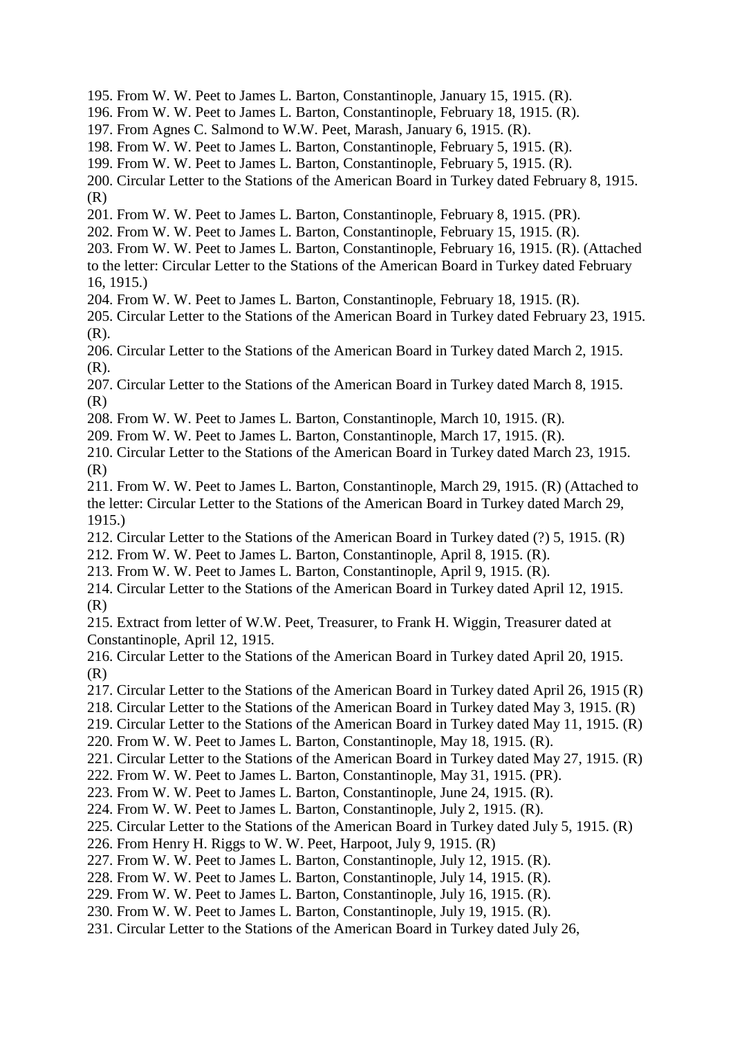195. From W. W. Peet to James L. Barton, Constantinople, January 15, 1915. (R).
196. From W. W. Peet to James L. Barton, Constantinople, February 18, 1915. (R).
197. From Agnes C. Salmond to W.W. Peet, Marash, January 6, 1915. (R).
198. From W. W. Peet to James L. Barton, Constantinople, February 5, 1915. (R).
199. From W. W. Peet to James L. Barton, Constantinople, February 5, 1915. (R).
200. Circular Letter to the Stations of the American Board in Turkey dated February 8, 1915. (R)
201. From W. W. Peet to James L. Barton, Constantinople, February 8, 1915. (PR).
202. From W. W. Peet to James L. Barton, Constantinople, February 15, 1915. (R).
203. From W. W. Peet to James L. Barton, Constantinople, February 16, 1915. (R). (Attached to the letter: Circular Letter to the Stations of the American Board in Turkey dated February 16, 1915.)
204. From W. W. Peet to James L. Barton, Constantinople, February 18, 1915. (R).
205. Circular Letter to the Stations of the American Board in Turkey dated February 23, 1915. (R).
206. Circular Letter to the Stations of the American Board in Turkey dated March 2, 1915. (R).
207. Circular Letter to the Stations of the American Board in Turkey dated March 8, 1915. (R)
208. From W. W. Peet to James L. Barton, Constantinople, March 10, 1915. (R).
209. From W. W. Peet to James L. Barton, Constantinople, March 17, 1915. (R).
210. Circular Letter to the Stations of the American Board in Turkey dated March 23, 1915. (R)
211. From W. W. Peet to James L. Barton, Constantinople, March 29, 1915. (R) (Attached to the letter: Circular Letter to the Stations of the American Board in Turkey dated March 29, 1915.)
212. Circular Letter to the Stations of the American Board in Turkey dated (?) 5, 1915. (R)
212. From W. W. Peet to James L. Barton, Constantinople, April 8, 1915. (R).
213. From W. W. Peet to James L. Barton, Constantinople, April 9, 1915. (R).
214. Circular Letter to the Stations of the American Board in Turkey dated April 12, 1915. (R)
215. Extract from letter of W.W. Peet, Treasurer, to Frank H. Wiggin, Treasurer dated at Constantinople, April 12, 1915.
216. Circular Letter to the Stations of the American Board in Turkey dated April 20, 1915. (R)
217. Circular Letter to the Stations of the American Board in Turkey dated April 26, 1915 (R)
218. Circular Letter to the Stations of the American Board in Turkey dated May 3, 1915. (R)
219. Circular Letter to the Stations of the American Board in Turkey dated May 11, 1915. (R)
220. From W. W. Peet to James L. Barton, Constantinople, May 18, 1915. (R).
221. Circular Letter to the Stations of the American Board in Turkey dated May 27, 1915. (R)
222. From W. W. Peet to James L. Barton, Constantinople, May 31, 1915. (PR).
223. From W. W. Peet to James L. Barton, Constantinople, June 24, 1915. (R).
224. From W. W. Peet to James L. Barton, Constantinople, July 2, 1915. (R).
225. Circular Letter to the Stations of the American Board in Turkey dated July 5, 1915. (R)
226. From Henry H. Riggs to W. W. Peet, Harpoot, July 9, 1915. (R)
227. From W. W. Peet to James L. Barton, Constantinople, July 12, 1915. (R).
228. From W. W. Peet to James L. Barton, Constantinople, July 14, 1915. (R).
229. From W. W. Peet to James L. Barton, Constantinople, July 16, 1915. (R).
230. From W. W. Peet to James L. Barton, Constantinople, July 19, 1915. (R).
231. Circular Letter to the Stations of the American Board in Turkey dated July 26,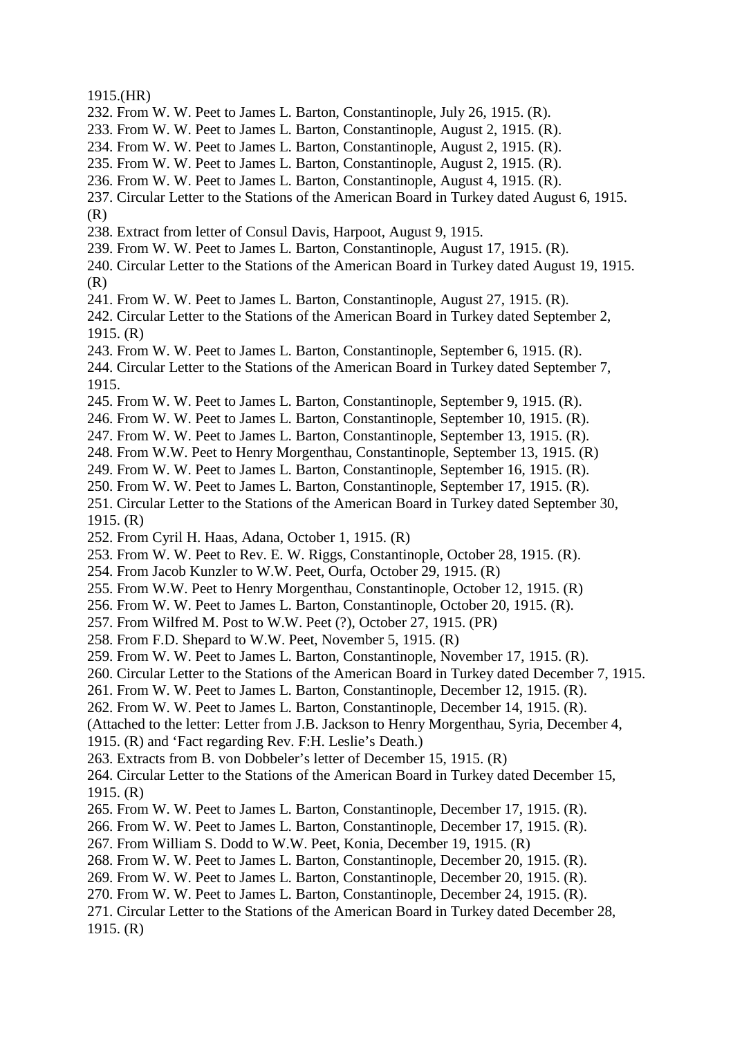1915.(HR)

232. From W. W. Peet to James L. Barton, Constantinople, July 26, 1915. (R).
233. From W. W. Peet to James L. Barton, Constantinople, August 2, 1915. (R).
234. From W. W. Peet to James L. Barton, Constantinople, August 2, 1915. (R).
235. From W. W. Peet to James L. Barton, Constantinople, August 2, 1915. (R).
236. From W. W. Peet to James L. Barton, Constantinople, August 4, 1915. (R).
237. Circular Letter to the Stations of the American Board in Turkey dated August 6, 1915. (R)
238. Extract from letter of Consul Davis, Harpoot, August 9, 1915.
239. From W. W. Peet to James L. Barton, Constantinople, August 17, 1915. (R).
240. Circular Letter to the Stations of the American Board in Turkey dated August 19, 1915. (R)
241. From W. W. Peet to James L. Barton, Constantinople, August 27, 1915. (R).
242. Circular Letter to the Stations of the American Board in Turkey dated September 2, 1915. (R)
243. From W. W. Peet to James L. Barton, Constantinople, September 6, 1915. (R).
244. Circular Letter to the Stations of the American Board in Turkey dated September 7, 1915.
245. From W. W. Peet to James L. Barton, Constantinople, September 9, 1915. (R).
246. From W. W. Peet to James L. Barton, Constantinople, September 10, 1915. (R).
247. From W. W. Peet to James L. Barton, Constantinople, September 13, 1915. (R).
248. From W.W. Peet to Henry Morgenthau, Constantinople, September 13, 1915. (R)
249. From W. W. Peet to James L. Barton, Constantinople, September 16, 1915. (R).
250. From W. W. Peet to James L. Barton, Constantinople, September 17, 1915. (R).
251. Circular Letter to the Stations of the American Board in Turkey dated September 30, 1915. (R)
252. From Cyril H. Haas, Adana, October 1, 1915. (R)
253. From W. W. Peet to Rev. E. W. Riggs, Constantinople, October 28, 1915. (R).
254. From Jacob Kunzler to W.W. Peet, Ourfa, October 29, 1915. (R)
255. From W.W. Peet to Henry Morgenthau, Constantinople, October 12, 1915. (R)
256. From W. W. Peet to James L. Barton, Constantinople, October 20, 1915. (R).
257. From Wilfred M. Post to W.W. Peet (?), October 27, 1915. (PR)
258. From F.D. Shepard to W.W. Peet, November 5, 1915. (R)
259. From W. W. Peet to James L. Barton, Constantinople, November 17, 1915. (R).
260. Circular Letter to the Stations of the American Board in Turkey dated December 7, 1915.
261. From W. W. Peet to James L. Barton, Constantinople, December 12, 1915. (R).
262. From W. W. Peet to James L. Barton, Constantinople, December 14, 1915. (R).
(Attached to the letter: Letter from J.B. Jackson to Henry Morgenthau, Syria, December 4, 1915. (R) and 'Fact regarding Rev. F:H. Leslie's Death.)
263. Extracts from B. von Dobbeler's letter of December 15, 1915. (R)
264. Circular Letter to the Stations of the American Board in Turkey dated December 15, 1915. (R)
265. From W. W. Peet to James L. Barton, Constantinople, December 17, 1915. (R).
266. From W. W. Peet to James L. Barton, Constantinople, December 17, 1915. (R).
267. From William S. Dodd to W.W. Peet, Konia, December 19, 1915. (R)
268. From W. W. Peet to James L. Barton, Constantinople, December 20, 1915. (R).
269. From W. W. Peet to James L. Barton, Constantinople, December 20, 1915. (R).
270. From W. W. Peet to James L. Barton, Constantinople, December 24, 1915. (R).
271. Circular Letter to the Stations of the American Board in Turkey dated December 28, 1915. (R)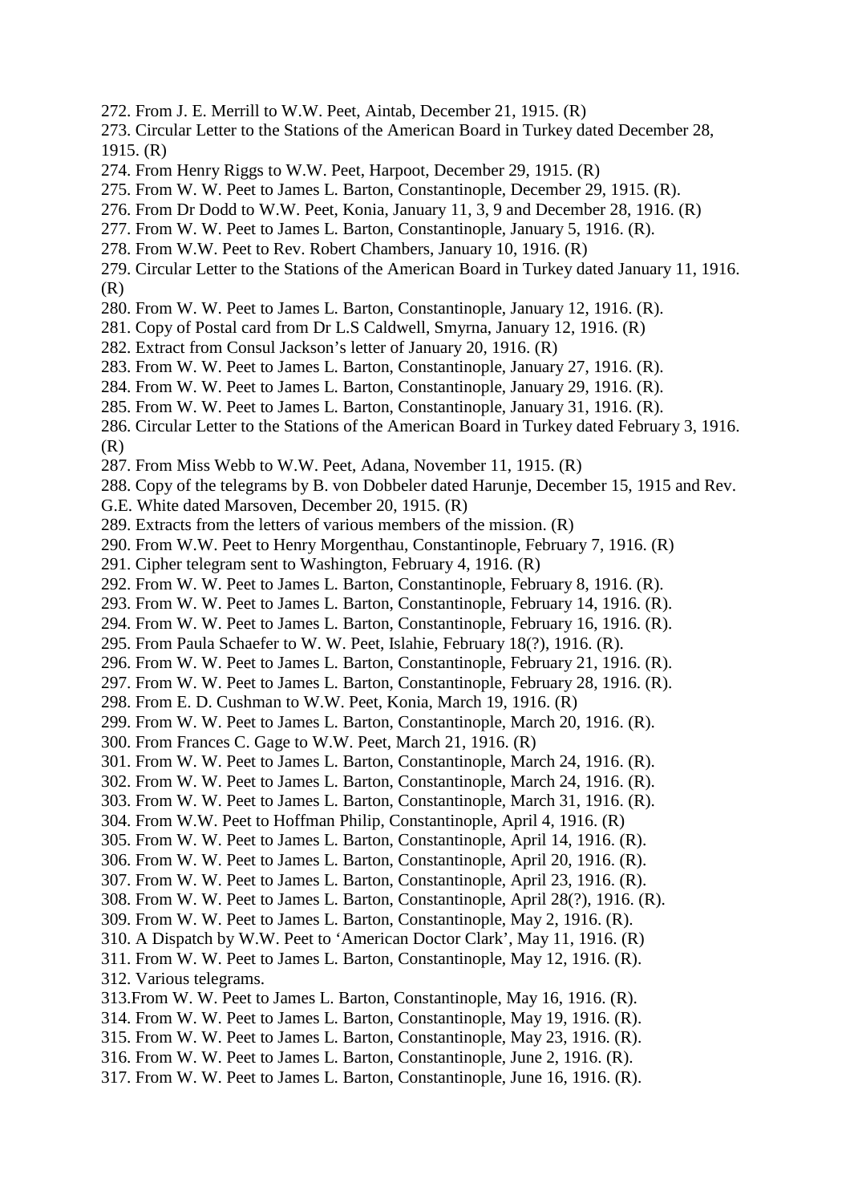272. From J. E. Merrill to W.W. Peet, Aintab, December 21, 1915. (R)
273. Circular Letter to the Stations of the American Board in Turkey dated December 28, 1915. (R)
274. From Henry Riggs to W.W. Peet, Harpoot, December 29, 1915. (R)
275. From W. W. Peet to James L. Barton, Constantinople, December 29, 1915. (R).
276. From Dr Dodd to W.W. Peet, Konia, January 11, 3, 9 and December 28, 1916. (R)
277. From W. W. Peet to James L. Barton, Constantinople, January 5, 1916. (R).
278. From W.W. Peet to Rev. Robert Chambers, January 10, 1916. (R)
279. Circular Letter to the Stations of the American Board in Turkey dated January 11, 1916. (R)
280. From W. W. Peet to James L. Barton, Constantinople, January 12, 1916. (R).
281. Copy of Postal card from Dr L.S Caldwell, Smyrna, January 12, 1916. (R)
282. Extract from Consul Jackson's letter of January 20, 1916. (R)
283. From W. W. Peet to James L. Barton, Constantinople, January 27, 1916. (R).
284. From W. W. Peet to James L. Barton, Constantinople, January 29, 1916. (R).
285. From W. W. Peet to James L. Barton, Constantinople, January 31, 1916. (R).
286. Circular Letter to the Stations of the American Board in Turkey dated February 3, 1916. (R)
287. From Miss Webb to W.W. Peet, Adana, November 11, 1915. (R)
288. Copy of the telegrams by B. von Dobbeler dated Harunje, December 15, 1915 and Rev. G.E. White dated Marsoven, December 20, 1915. (R)
289. Extracts from the letters of various members of the mission. (R)
290. From W.W. Peet to Henry Morgenthau, Constantinople, February 7, 1916. (R)
291. Cipher telegram sent to Washington, February 4, 1916. (R)
292. From W. W. Peet to James L. Barton, Constantinople, February 8, 1916. (R).
293. From W. W. Peet to James L. Barton, Constantinople, February 14, 1916. (R).
294. From W. W. Peet to James L. Barton, Constantinople, February 16, 1916. (R).
295. From Paula Schaefer to W. W. Peet, Islahie, February 18(?), 1916. (R).
296. From W. W. Peet to James L. Barton, Constantinople, February 21, 1916. (R).
297. From W. W. Peet to James L. Barton, Constantinople, February 28, 1916. (R).
298. From E. D. Cushman to W.W. Peet, Konia, March 19, 1916. (R)
299. From W. W. Peet to James L. Barton, Constantinople, March 20, 1916. (R).
300. From Frances C. Gage to W.W. Peet, March 21, 1916. (R)
301. From W. W. Peet to James L. Barton, Constantinople, March 24, 1916. (R).
302. From W. W. Peet to James L. Barton, Constantinople, March 24, 1916. (R).
303. From W. W. Peet to James L. Barton, Constantinople, March 31, 1916. (R).
304. From W.W. Peet to Hoffman Philip, Constantinople, April 4, 1916. (R)
305. From W. W. Peet to James L. Barton, Constantinople, April 14, 1916. (R).
306. From W. W. Peet to James L. Barton, Constantinople, April 20, 1916. (R).
307. From W. W. Peet to James L. Barton, Constantinople, April 23, 1916. (R).
308. From W. W. Peet to James L. Barton, Constantinople, April 28(?), 1916. (R).
309. From W. W. Peet to James L. Barton, Constantinople, May 2, 1916. (R).
310. A Dispatch by W.W. Peet to 'American Doctor Clark', May 11, 1916. (R)
311. From W. W. Peet to James L. Barton, Constantinople, May 12, 1916. (R).
312. Various telegrams.
313. From W. W. Peet to James L. Barton, Constantinople, May 16, 1916. (R).
314. From W. W. Peet to James L. Barton, Constantinople, May 19, 1916. (R).
315. From W. W. Peet to James L. Barton, Constantinople, May 23, 1916. (R).
316. From W. W. Peet to James L. Barton, Constantinople, June 2, 1916. (R).
317. From W. W. Peet to James L. Barton, Constantinople, June 16, 1916. (R).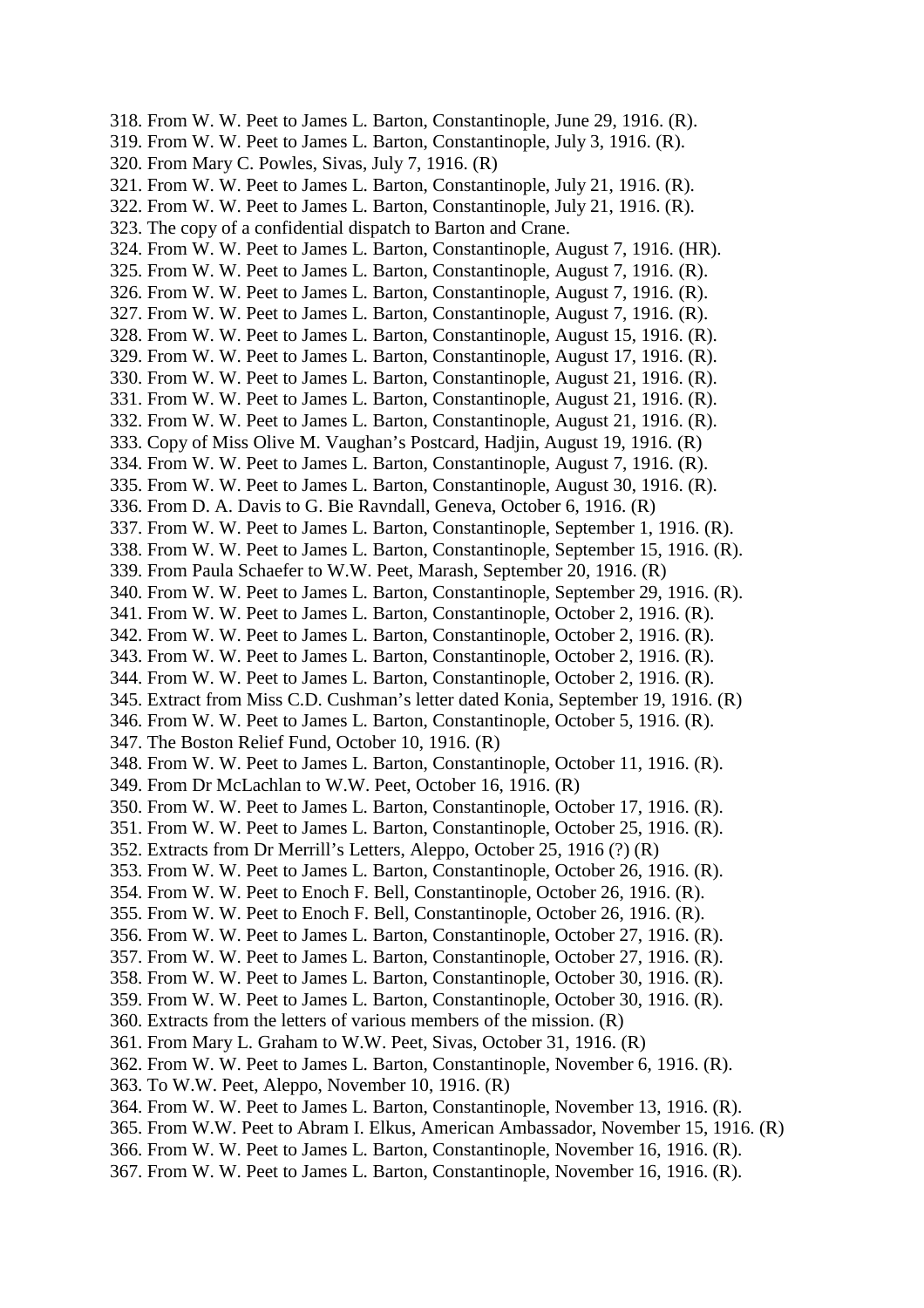318. From W. W. Peet to James L. Barton, Constantinople, June 29, 1916. (R).
319. From W. W. Peet to James L. Barton, Constantinople, July 3, 1916. (R).
320. From Mary C. Powles, Sivas, July 7, 1916. (R)
321. From W. W. Peet to James L. Barton, Constantinople, July 21, 1916. (R).
322. From W. W. Peet to James L. Barton, Constantinople, July 21, 1916. (R).
323. The copy of a confidential dispatch to Barton and Crane.
324. From W. W. Peet to James L. Barton, Constantinople, August 7, 1916. (HR).
325. From W. W. Peet to James L. Barton, Constantinople, August 7, 1916. (R).
326. From W. W. Peet to James L. Barton, Constantinople, August 7, 1916. (R).
327. From W. W. Peet to James L. Barton, Constantinople, August 7, 1916. (R).
328. From W. W. Peet to James L. Barton, Constantinople, August 15, 1916. (R).
329. From W. W. Peet to James L. Barton, Constantinople, August 17, 1916. (R).
330. From W. W. Peet to James L. Barton, Constantinople, August 21, 1916. (R).
331. From W. W. Peet to James L. Barton, Constantinople, August 21, 1916. (R).
332. From W. W. Peet to James L. Barton, Constantinople, August 21, 1916. (R).
333. Copy of Miss Olive M. Vaughan's Postcard, Hadjin, August 19, 1916. (R)
334. From W. W. Peet to James L. Barton, Constantinople, August 7, 1916. (R).
335. From W. W. Peet to James L. Barton, Constantinople, August 30, 1916. (R).
336. From D. A. Davis to G. Bie Ravndall, Geneva, October 6, 1916. (R)
337. From W. W. Peet to James L. Barton, Constantinople, September 1, 1916. (R).
338. From W. W. Peet to James L. Barton, Constantinople, September 15, 1916. (R).
339. From Paula Schaefer to W.W. Peet, Marash, September 20, 1916. (R)
340. From W. W. Peet to James L. Barton, Constantinople, September 29, 1916. (R).
341. From W. W. Peet to James L. Barton, Constantinople, October 2, 1916. (R).
342. From W. W. Peet to James L. Barton, Constantinople, October 2, 1916. (R).
343. From W. W. Peet to James L. Barton, Constantinople, October 2, 1916. (R).
344. From W. W. Peet to James L. Barton, Constantinople, October 2, 1916. (R).
345. Extract from Miss C.D. Cushman's letter dated Konia, September 19, 1916. (R)
346. From W. W. Peet to James L. Barton, Constantinople, October 5, 1916. (R).
347. The Boston Relief Fund, October 10, 1916. (R)
348. From W. W. Peet to James L. Barton, Constantinople, October 11, 1916. (R).
349. From Dr McLachlan to W.W. Peet, October 16, 1916. (R)
350. From W. W. Peet to James L. Barton, Constantinople, October 17, 1916. (R).
351. From W. W. Peet to James L. Barton, Constantinople, October 25, 1916. (R).
352. Extracts from Dr Merrill's Letters, Aleppo, October 25, 1916 (?) (R)
353. From W. W. Peet to James L. Barton, Constantinople, October 26, 1916. (R).
354. From W. W. Peet to Enoch F. Bell, Constantinople, October 26, 1916. (R).
355. From W. W. Peet to Enoch F. Bell, Constantinople, October 26, 1916. (R).
356. From W. W. Peet to James L. Barton, Constantinople, October 27, 1916. (R).
357. From W. W. Peet to James L. Barton, Constantinople, October 27, 1916. (R).
358. From W. W. Peet to James L. Barton, Constantinople, October 30, 1916. (R).
359. From W. W. Peet to James L. Barton, Constantinople, October 30, 1916. (R).
360. Extracts from the letters of various members of the mission. (R)
361. From Mary L. Graham to W.W. Peet, Sivas, October 31, 1916. (R)
362. From W. W. Peet to James L. Barton, Constantinople, November 6, 1916. (R).
363. To W.W. Peet, Aleppo, November 10, 1916. (R)
364. From W. W. Peet to James L. Barton, Constantinople, November 13, 1916. (R).
365. From W.W. Peet to Abram I. Elkus, American Ambassador, November 15, 1916. (R)
366. From W. W. Peet to James L. Barton, Constantinople, November 16, 1916. (R).
367. From W. W. Peet to James L. Barton, Constantinople, November 16, 1916. (R).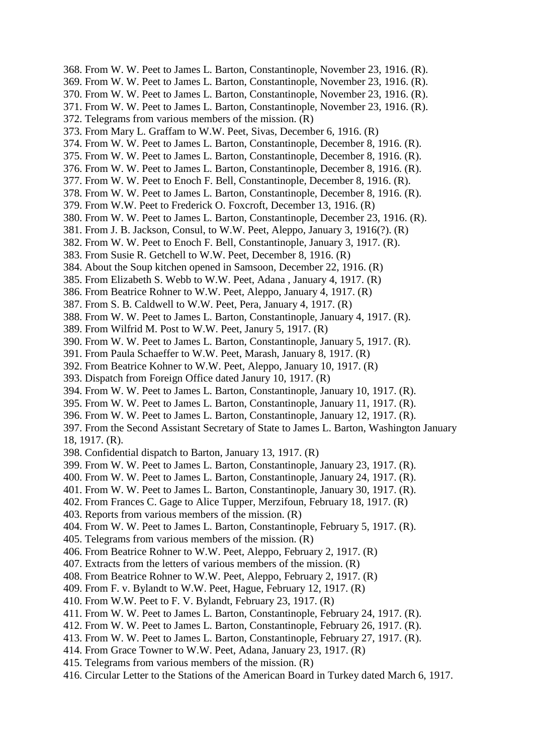368. From W. W. Peet to James L. Barton, Constantinople, November 23, 1916. (R).
369. From W. W. Peet to James L. Barton, Constantinople, November 23, 1916. (R).
370. From W. W. Peet to James L. Barton, Constantinople, November 23, 1916. (R).
371. From W. W. Peet to James L. Barton, Constantinople, November 23, 1916. (R).
372. Telegrams from various members of the mission. (R)
373. From Mary L. Graffam to W.W. Peet, Sivas, December 6, 1916. (R)
374. From W. W. Peet to James L. Barton, Constantinople, December 8, 1916. (R).
375. From W. W. Peet to James L. Barton, Constantinople, December 8, 1916. (R).
376. From W. W. Peet to James L. Barton, Constantinople, December 8, 1916. (R).
377. From W. W. Peet to Enoch F. Bell, Constantinople, December 8, 1916. (R).
378. From W. W. Peet to James L. Barton, Constantinople, December 8, 1916. (R).
379. From W.W. Peet to Frederick O. Foxcroft, December 13, 1916. (R)
380. From W. W. Peet to James L. Barton, Constantinople, December 23, 1916. (R).
381. From J. B. Jackson, Consul, to W.W. Peet, Aleppo, January 3, 1916(?). (R)
382. From W. W. Peet to Enoch F. Bell, Constantinople, January 3, 1917. (R).
383. From Susie R. Getchell to W.W. Peet, December 8, 1916. (R)
384. About the Soup kitchen opened in Samsoon, December 22, 1916. (R)
385. From Elizabeth S. Webb to W.W. Peet, Adana , January 4, 1917. (R)
386. From Beatrice Rohner to W.W. Peet, Aleppo, January 4, 1917. (R)
387. From S. B. Caldwell to W.W. Peet, Pera, January 4, 1917. (R)
388. From W. W. Peet to James L. Barton, Constantinople, January 4, 1917. (R).
389. From Wilfrid M. Post to W.W. Peet, Janury 5, 1917. (R)
390. From W. W. Peet to James L. Barton, Constantinople, January 5, 1917. (R).
391. From Paula Schaeffer to W.W. Peet, Marash, January 8, 1917. (R)
392. From Beatrice Kohner to W.W. Peet, Aleppo, January 10, 1917. (R)
393. Dispatch from Foreign Office dated Janury 10, 1917. (R)
394. From W. W. Peet to James L. Barton, Constantinople, January 10, 1917. (R).
395. From W. W. Peet to James L. Barton, Constantinople, January 11, 1917. (R).
396. From W. W. Peet to James L. Barton, Constantinople, January 12, 1917. (R).
397. From the Second Assistant Secretary of State to James L. Barton, Washington January 18, 1917. (R).
398. Confidential dispatch to Barton, January 13, 1917. (R)
399. From W. W. Peet to James L. Barton, Constantinople, January 23, 1917. (R).
400. From W. W. Peet to James L. Barton, Constantinople, January 24, 1917. (R).
401. From W. W. Peet to James L. Barton, Constantinople, January 30, 1917. (R).
402. From Frances C. Gage to Alice Tupper, Merzifoun, February 18, 1917. (R)
403. Reports from various members of the mission. (R)
404. From W. W. Peet to James L. Barton, Constantinople, February 5, 1917. (R).
405. Telegrams from various members of the mission. (R)
406. From Beatrice Rohner to W.W. Peet, Aleppo, February 2, 1917. (R)
407. Extracts from the letters of various members of the mission. (R)
408. From Beatrice Rohner to W.W. Peet, Aleppo, February 2, 1917. (R)
409. From F. v. Bylandt to W.W. Peet, Hague, February 12, 1917. (R)
410. From W.W. Peet to F. V. Bylandt, February 23, 1917. (R)
411. From W. W. Peet to James L. Barton, Constantinople, February 24, 1917. (R).
412. From W. W. Peet to James L. Barton, Constantinople, February 26, 1917. (R).
413. From W. W. Peet to James L. Barton, Constantinople, February 27, 1917. (R).
414. From Grace Towner to W.W. Peet, Adana, January 23, 1917. (R)
415. Telegrams from various members of the mission. (R)
416. Circular Letter to the Stations of the American Board in Turkey dated March 6, 1917.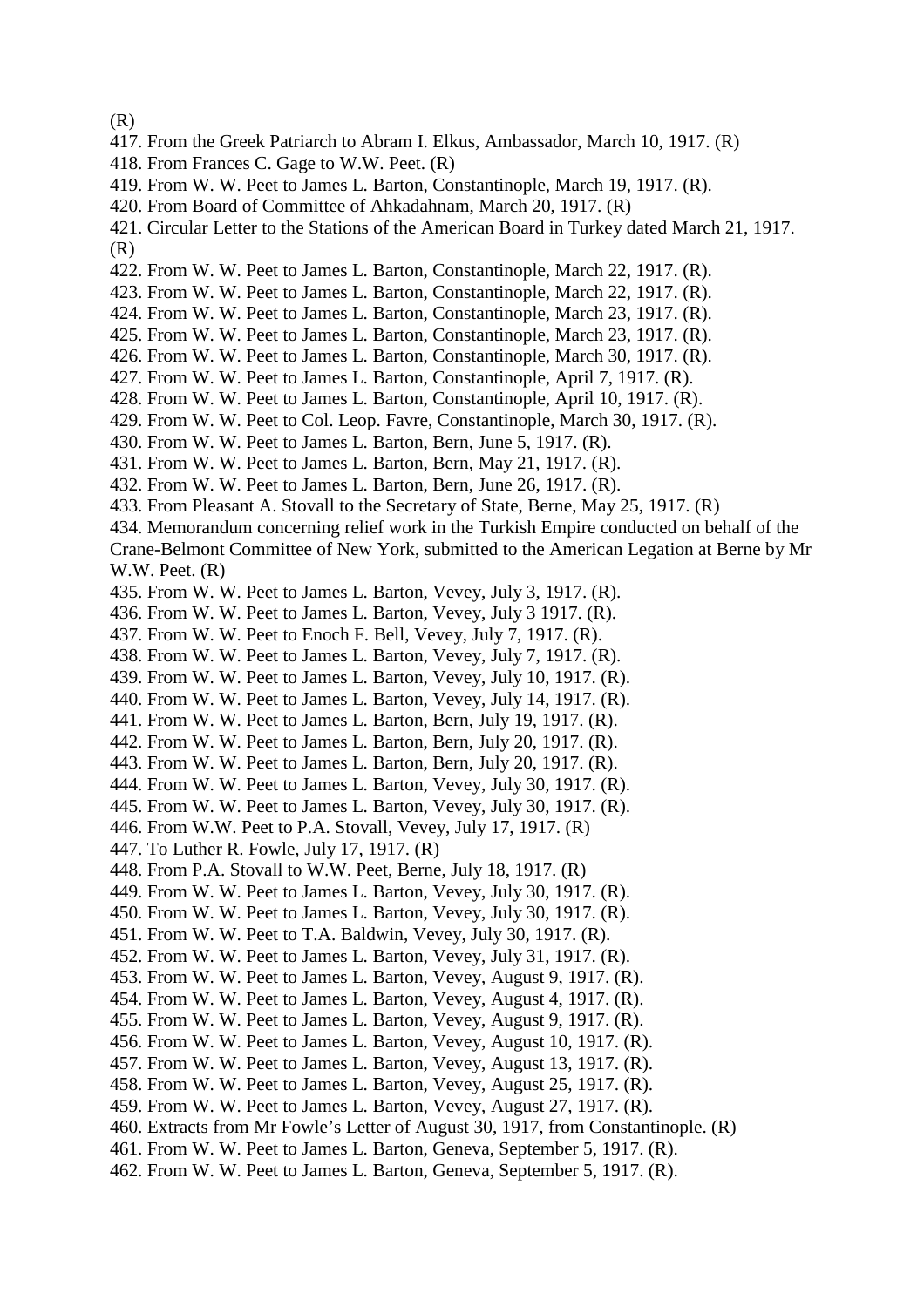(R)

417. From the Greek Patriarch to Abram I. Elkus, Ambassador, March 10, 1917. (R)
418. From Frances C. Gage to W.W. Peet. (R)
419. From W. W. Peet to James L. Barton, Constantinople, March 19, 1917. (R).
420. From Board of Committee of Ahkadahnam, March 20, 1917. (R)
421. Circular Letter to the Stations of the American Board in Turkey dated March 21, 1917. (R)
422. From W. W. Peet to James L. Barton, Constantinople, March 22, 1917. (R).
423. From W. W. Peet to James L. Barton, Constantinople, March 22, 1917. (R).
424. From W. W. Peet to James L. Barton, Constantinople, March 23, 1917. (R).
425. From W. W. Peet to James L. Barton, Constantinople, March 23, 1917. (R).
426. From W. W. Peet to James L. Barton, Constantinople, March 30, 1917. (R).
427. From W. W. Peet to James L. Barton, Constantinople, April 7, 1917. (R).
428. From W. W. Peet to James L. Barton, Constantinople, April 10, 1917. (R).
429. From W. W. Peet to Col. Leop. Favre, Constantinople, March 30, 1917. (R).
430. From W. W. Peet to James L. Barton, Bern, June 5, 1917. (R).
431. From W. W. Peet to James L. Barton, Bern, May 21, 1917. (R).
432. From W. W. Peet to James L. Barton, Bern, June 26, 1917. (R).
433. From Pleasant A. Stovall to the Secretary of State, Berne, May 25, 1917. (R)
434. Memorandum concerning relief work in the Turkish Empire conducted on behalf of the Crane-Belmont Committee of New York, submitted to the American Legation at Berne by Mr W.W. Peet. (R)
435. From W. W. Peet to James L. Barton, Vevey, July 3, 1917. (R).
436. From W. W. Peet to James L. Barton, Vevey, July 3 1917. (R).
437. From W. W. Peet to Enoch F. Bell, Vevey, July 7, 1917. (R).
438. From W. W. Peet to James L. Barton, Vevey, July 7, 1917. (R).
439. From W. W. Peet to James L. Barton, Vevey, July 10, 1917. (R).
440. From W. W. Peet to James L. Barton, Vevey, July 14, 1917. (R).
441. From W. W. Peet to James L. Barton, Bern, July 19, 1917. (R).
442. From W. W. Peet to James L. Barton, Bern, July 20, 1917. (R).
443. From W. W. Peet to James L. Barton, Bern, July 20, 1917. (R).
444. From W. W. Peet to James L. Barton, Vevey, July 30, 1917. (R).
445. From W. W. Peet to James L. Barton, Vevey, July 30, 1917. (R).
446. From W.W. Peet to P.A. Stovall, Vevey, July 17, 1917. (R)
447. To Luther R. Fowle, July 17, 1917. (R)
448. From P.A. Stovall to W.W. Peet, Berne, July 18, 1917. (R)
449. From W. W. Peet to James L. Barton, Vevey, July 30, 1917. (R).
450. From W. W. Peet to James L. Barton, Vevey, July 30, 1917. (R).
451. From W. W. Peet to T.A. Baldwin, Vevey, July 30, 1917. (R).
452. From W. W. Peet to James L. Barton, Vevey, July 31, 1917. (R).
453. From W. W. Peet to James L. Barton, Vevey, August 9, 1917. (R).
454. From W. W. Peet to James L. Barton, Vevey, August 4, 1917. (R).
455. From W. W. Peet to James L. Barton, Vevey, August 9, 1917. (R).
456. From W. W. Peet to James L. Barton, Vevey, August 10, 1917. (R).
457. From W. W. Peet to James L. Barton, Vevey, August 13, 1917. (R).
458. From W. W. Peet to James L. Barton, Vevey, August 25, 1917. (R).
459. From W. W. Peet to James L. Barton, Vevey, August 27, 1917. (R).
460. Extracts from Mr Fowle's Letter of August 30, 1917, from Constantinople. (R)
461. From W. W. Peet to James L. Barton, Geneva, September 5, 1917. (R).
462. From W. W. Peet to James L. Barton, Geneva, September 5, 1917. (R).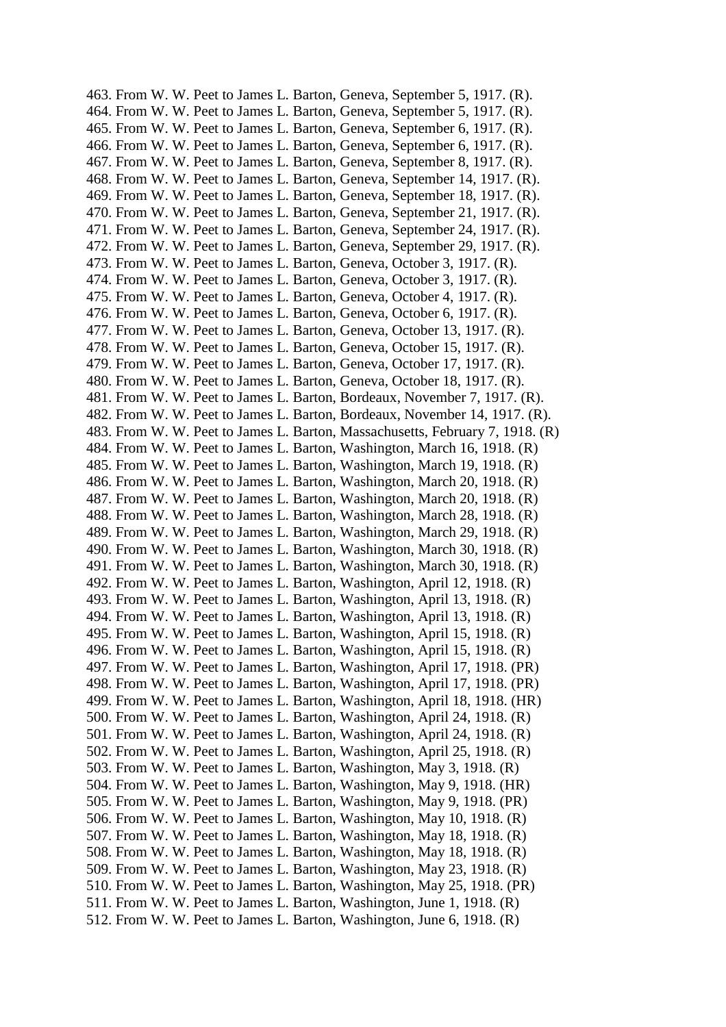463. From W. W. Peet to James L. Barton, Geneva, September 5, 1917. (R).
464. From W. W. Peet to James L. Barton, Geneva, September 5, 1917. (R).
465. From W. W. Peet to James L. Barton, Geneva, September 6, 1917. (R).
466. From W. W. Peet to James L. Barton, Geneva, September 6, 1917. (R).
467. From W. W. Peet to James L. Barton, Geneva, September 8, 1917. (R).
468. From W. W. Peet to James L. Barton, Geneva, September 14, 1917. (R).
469. From W. W. Peet to James L. Barton, Geneva, September 18, 1917. (R).
470. From W. W. Peet to James L. Barton, Geneva, September 21, 1917. (R).
471. From W. W. Peet to James L. Barton, Geneva, September 24, 1917. (R).
472. From W. W. Peet to James L. Barton, Geneva, September 29, 1917. (R).
473. From W. W. Peet to James L. Barton, Geneva, October 3, 1917. (R).
474. From W. W. Peet to James L. Barton, Geneva, October 3, 1917. (R).
475. From W. W. Peet to James L. Barton, Geneva, October 4, 1917. (R).
476. From W. W. Peet to James L. Barton, Geneva, October 6, 1917. (R).
477. From W. W. Peet to James L. Barton, Geneva, October 13, 1917. (R).
478. From W. W. Peet to James L. Barton, Geneva, October 15, 1917. (R).
479. From W. W. Peet to James L. Barton, Geneva, October 17, 1917. (R).
480. From W. W. Peet to James L. Barton, Geneva, October 18, 1917. (R).
481. From W. W. Peet to James L. Barton, Bordeaux, November 7, 1917. (R).
482. From W. W. Peet to James L. Barton, Bordeaux, November 14, 1917. (R).
483. From W. W. Peet to James L. Barton, Massachusetts, February 7, 1918. (R)
484. From W. W. Peet to James L. Barton, Washington, March 16, 1918. (R)
485. From W. W. Peet to James L. Barton, Washington, March 19, 1918. (R)
486. From W. W. Peet to James L. Barton, Washington, March 20, 1918. (R)
487. From W. W. Peet to James L. Barton, Washington, March 20, 1918. (R)
488. From W. W. Peet to James L. Barton, Washington, March 28, 1918. (R)
489. From W. W. Peet to James L. Barton, Washington, March 29, 1918. (R)
490. From W. W. Peet to James L. Barton, Washington, March 30, 1918. (R)
491. From W. W. Peet to James L. Barton, Washington, March 30, 1918. (R)
492. From W. W. Peet to James L. Barton, Washington, April 12, 1918. (R)
493. From W. W. Peet to James L. Barton, Washington, April 13, 1918. (R)
494. From W. W. Peet to James L. Barton, Washington, April 13, 1918. (R)
495. From W. W. Peet to James L. Barton, Washington, April 15, 1918. (R)
496. From W. W. Peet to James L. Barton, Washington, April 15, 1918. (R)
497. From W. W. Peet to James L. Barton, Washington, April 17, 1918. (PR)
498. From W. W. Peet to James L. Barton, Washington, April 17, 1918. (PR)
499. From W. W. Peet to James L. Barton, Washington, April 18, 1918. (HR)
500. From W. W. Peet to James L. Barton, Washington, April 24, 1918. (R)
501. From W. W. Peet to James L. Barton, Washington, April 24, 1918. (R)
502. From W. W. Peet to James L. Barton, Washington, April 25, 1918. (R)
503. From W. W. Peet to James L. Barton, Washington, May 3, 1918. (R)
504. From W. W. Peet to James L. Barton, Washington, May 9, 1918. (HR)
505. From W. W. Peet to James L. Barton, Washington, May 9, 1918. (PR)
506. From W. W. Peet to James L. Barton, Washington, May 10, 1918. (R)
507. From W. W. Peet to James L. Barton, Washington, May 18, 1918. (R)
508. From W. W. Peet to James L. Barton, Washington, May 18, 1918. (R)
509. From W. W. Peet to James L. Barton, Washington, May 23, 1918. (R)
510. From W. W. Peet to James L. Barton, Washington, May 25, 1918. (PR)
511. From W. W. Peet to James L. Barton, Washington, June 1, 1918. (R)
512. From W. W. Peet to James L. Barton, Washington, June 6, 1918. (R)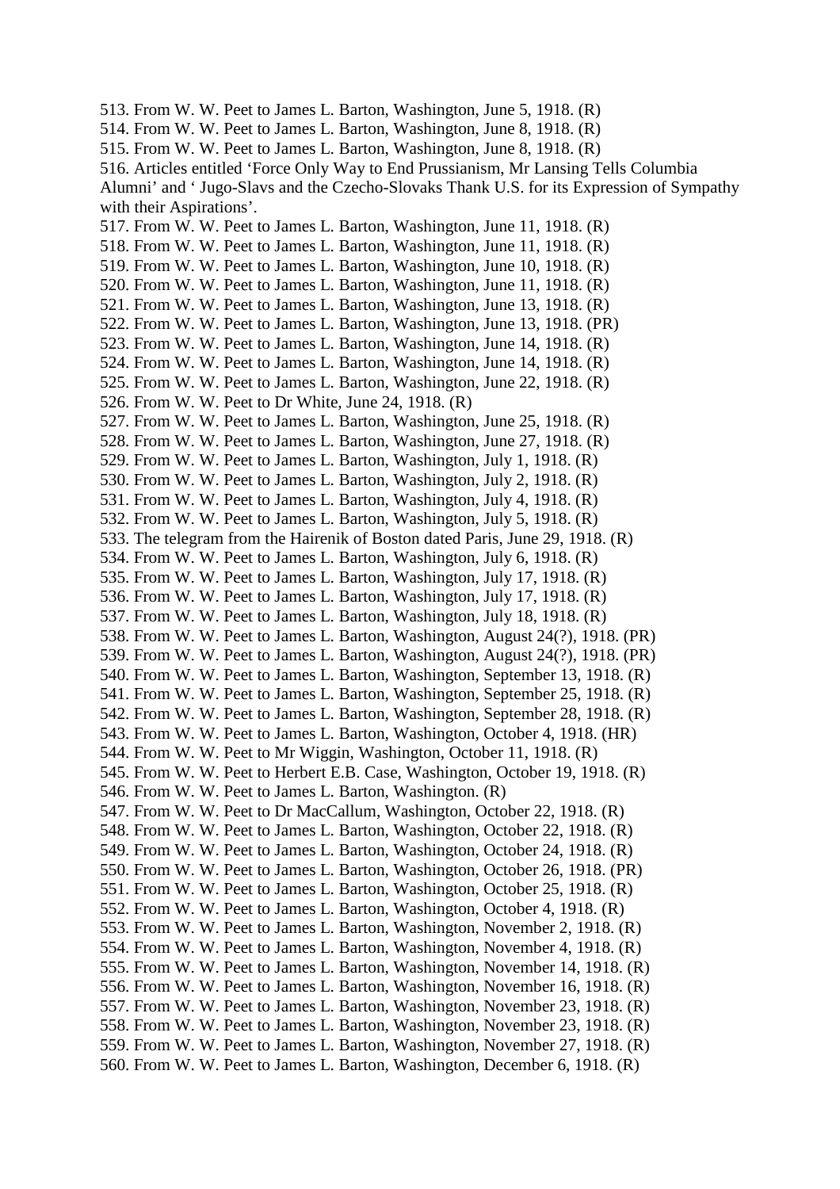513. From W. W. Peet to James L. Barton, Washington, June 5, 1918. (R)
514. From W. W. Peet to James L. Barton, Washington, June 8, 1918. (R)
515. From W. W. Peet to James L. Barton, Washington, June 8, 1918. (R)
516. Articles entitled 'Force Only Way to End Prussianism, Mr Lansing Tells Columbia Alumni' and ' Jugo-Slavs and the Czecho-Slovaks Thank U.S. for its Expression of Sympathy with their Aspirations'.
517. From W. W. Peet to James L. Barton, Washington, June 11, 1918. (R)
518. From W. W. Peet to James L. Barton, Washington, June 11, 1918. (R)
519. From W. W. Peet to James L. Barton, Washington, June 10, 1918. (R)
520. From W. W. Peet to James L. Barton, Washington, June 11, 1918. (R)
521. From W. W. Peet to James L. Barton, Washington, June 13, 1918. (R)
522. From W. W. Peet to James L. Barton, Washington, June 13, 1918. (PR)
523. From W. W. Peet to James L. Barton, Washington, June 14, 1918. (R)
524. From W. W. Peet to James L. Barton, Washington, June 14, 1918. (R)
525. From W. W. Peet to James L. Barton, Washington, June 22, 1918. (R)
526. From W. W. Peet to Dr White, June 24, 1918. (R)
527. From W. W. Peet to James L. Barton, Washington, June 25, 1918. (R)
528. From W. W. Peet to James L. Barton, Washington, June 27, 1918. (R)
529. From W. W. Peet to James L. Barton, Washington, July 1, 1918. (R)
530. From W. W. Peet to James L. Barton, Washington, July 2, 1918. (R)
531. From W. W. Peet to James L. Barton, Washington, July 4, 1918. (R)
532. From W. W. Peet to James L. Barton, Washington, July 5, 1918. (R)
533. The telegram from the Hairenik of Boston dated Paris, June 29, 1918. (R)
534. From W. W. Peet to James L. Barton, Washington, July 6, 1918. (R)
535. From W. W. Peet to James L. Barton, Washington, July 17, 1918. (R)
536. From W. W. Peet to James L. Barton, Washington, July 17, 1918. (R)
537. From W. W. Peet to James L. Barton, Washington, July 18, 1918. (R)
538. From W. W. Peet to James L. Barton, Washington, August 24(?), 1918. (PR)
539. From W. W. Peet to James L. Barton, Washington, August 24(?), 1918. (PR)
540. From W. W. Peet to James L. Barton, Washington, September 13, 1918. (R)
541. From W. W. Peet to James L. Barton, Washington, September 25, 1918. (R)
542. From W. W. Peet to James L. Barton, Washington, September 28, 1918. (R)
543. From W. W. Peet to James L. Barton, Washington, October 4, 1918. (HR)
544. From W. W. Peet to Mr Wiggin, Washington, October 11, 1918. (R)
545. From W. W. Peet to Herbert E.B. Case, Washington, October 19, 1918. (R)
546. From W. W. Peet to James L. Barton, Washington. (R)
547. From W. W. Peet to Dr MacCallum, Washington, October 22, 1918. (R)
548. From W. W. Peet to James L. Barton, Washington, October 22, 1918. (R)
549. From W. W. Peet to James L. Barton, Washington, October 24, 1918. (R)
550. From W. W. Peet to James L. Barton, Washington, October 26, 1918. (PR)
551. From W. W. Peet to James L. Barton, Washington, October 25, 1918. (R)
552. From W. W. Peet to James L. Barton, Washington, October 4, 1918. (R)
553. From W. W. Peet to James L. Barton, Washington, November 2, 1918. (R)
554. From W. W. Peet to James L. Barton, Washington, November 4, 1918. (R)
555. From W. W. Peet to James L. Barton, Washington, November 14, 1918. (R)
556. From W. W. Peet to James L. Barton, Washington, November 16, 1918. (R)
557. From W. W. Peet to James L. Barton, Washington, November 23, 1918. (R)
558. From W. W. Peet to James L. Barton, Washington, November 23, 1918. (R)
559. From W. W. Peet to James L. Barton, Washington, November 27, 1918. (R)
560. From W. W. Peet to James L. Barton, Washington, December 6, 1918. (R)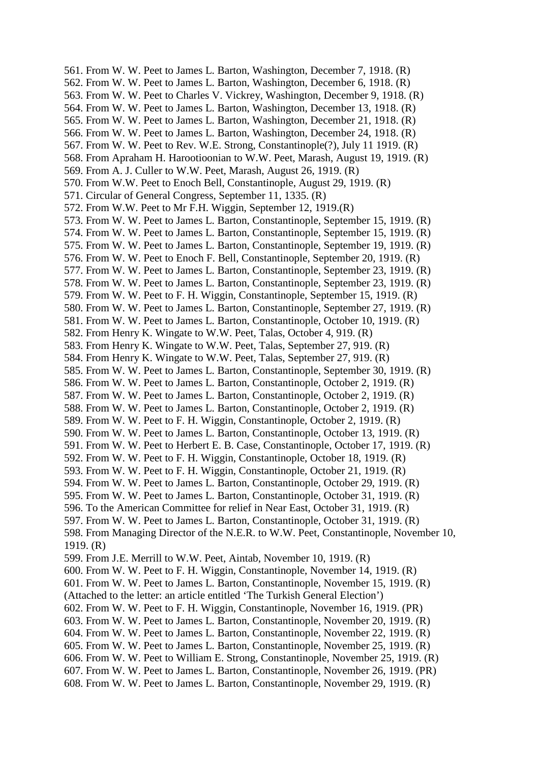561. From W. W. Peet to James L. Barton, Washington, December 7, 1918. (R)
562. From W. W. Peet to James L. Barton, Washington, December 6, 1918. (R)
563. From W. W. Peet to Charles V. Vickrey, Washington, December 9, 1918. (R)
564. From W. W. Peet to James L. Barton, Washington, December 13, 1918. (R)
565. From W. W. Peet to James L. Barton, Washington, December 21, 1918. (R)
566. From W. W. Peet to James L. Barton, Washington, December 24, 1918. (R)
567. From W. W. Peet to Rev. W.E. Strong, Constantinople(?), July 11 1919. (R)
568. From Apraham H. Harootioonian to W.W. Peet, Marash, August 19, 1919. (R)
569. From A. J. Culler to W.W. Peet, Marash, August 26, 1919. (R)
570. From W.W. Peet to Enoch Bell, Constantinople, August 29, 1919. (R)
571. Circular of General Congress, September 11, 1335. (R)
572. From W.W. Peet to Mr F.H. Wiggin, September 12, 1919.(R)
573. From W. W. Peet to James L. Barton, Constantinople, September 15, 1919. (R)
574. From W. W. Peet to James L. Barton, Constantinople, September 15, 1919. (R)
575. From W. W. Peet to James L. Barton, Constantinople, September 19, 1919. (R)
576. From W. W. Peet to Enoch F. Bell, Constantinople, September 20, 1919. (R)
577. From W. W. Peet to James L. Barton, Constantinople, September 23, 1919. (R)
578. From W. W. Peet to James L. Barton, Constantinople, September 23, 1919. (R)
579. From W. W. Peet to F. H. Wiggin, Constantinople, September 15, 1919. (R)
580. From W. W. Peet to James L. Barton, Constantinople, September 27, 1919. (R)
581. From W. W. Peet to James L. Barton, Constantinople, October 10, 1919. (R)
582. From Henry K. Wingate to W.W. Peet, Talas, October 4, 919. (R)
583. From Henry K. Wingate to W.W. Peet, Talas, September 27, 919. (R)
584. From Henry K. Wingate to W.W. Peet, Talas, September 27, 919. (R)
585. From W. W. Peet to James L. Barton, Constantinople, September 30, 1919. (R)
586. From W. W. Peet to James L. Barton, Constantinople, October 2, 1919. (R)
587. From W. W. Peet to James L. Barton, Constantinople, October 2, 1919. (R)
588. From W. W. Peet to James L. Barton, Constantinople, October 2, 1919. (R)
589. From W. W. Peet to F. H. Wiggin, Constantinople, October 2, 1919. (R)
590. From W. W. Peet to James L. Barton, Constantinople, October 13, 1919. (R)
591. From W. W. Peet to Herbert E. B. Case, Constantinople, October 17, 1919. (R)
592. From W. W. Peet to F. H. Wiggin, Constantinople, October 18, 1919. (R)
593. From W. W. Peet to F. H. Wiggin, Constantinople, October 21, 1919. (R)
594. From W. W. Peet to James L. Barton, Constantinople, October 29, 1919. (R)
595. From W. W. Peet to James L. Barton, Constantinople, October 31, 1919. (R)
596. To the American Committee for relief in Near East, October 31, 1919. (R)
597. From W. W. Peet to James L. Barton, Constantinople, October 31, 1919. (R)
598. From Managing Director of the N.E.R. to W.W. Peet, Constantinople, November 10, 1919. (R)
599. From J.E. Merrill to W.W. Peet, Aintab, November 10, 1919. (R)
600. From W. W. Peet to F. H. Wiggin, Constantinople, November 14, 1919. (R)
601. From W. W. Peet to James L. Barton, Constantinople, November 15, 1919. (R)
(Attached to the letter: an article entitled 'The Turkish General Election')
602. From W. W. Peet to F. H. Wiggin, Constantinople, November 16, 1919. (PR)
603. From W. W. Peet to James L. Barton, Constantinople, November 20, 1919. (R)
604. From W. W. Peet to James L. Barton, Constantinople, November 22, 1919. (R)
605. From W. W. Peet to James L. Barton, Constantinople, November 25, 1919. (R)
606. From W. W. Peet to William E. Strong, Constantinople, November 25, 1919. (R)
607. From W. W. Peet to James L. Barton, Constantinople, November 26, 1919. (PR)
608. From W. W. Peet to James L. Barton, Constantinople, November 29, 1919. (R)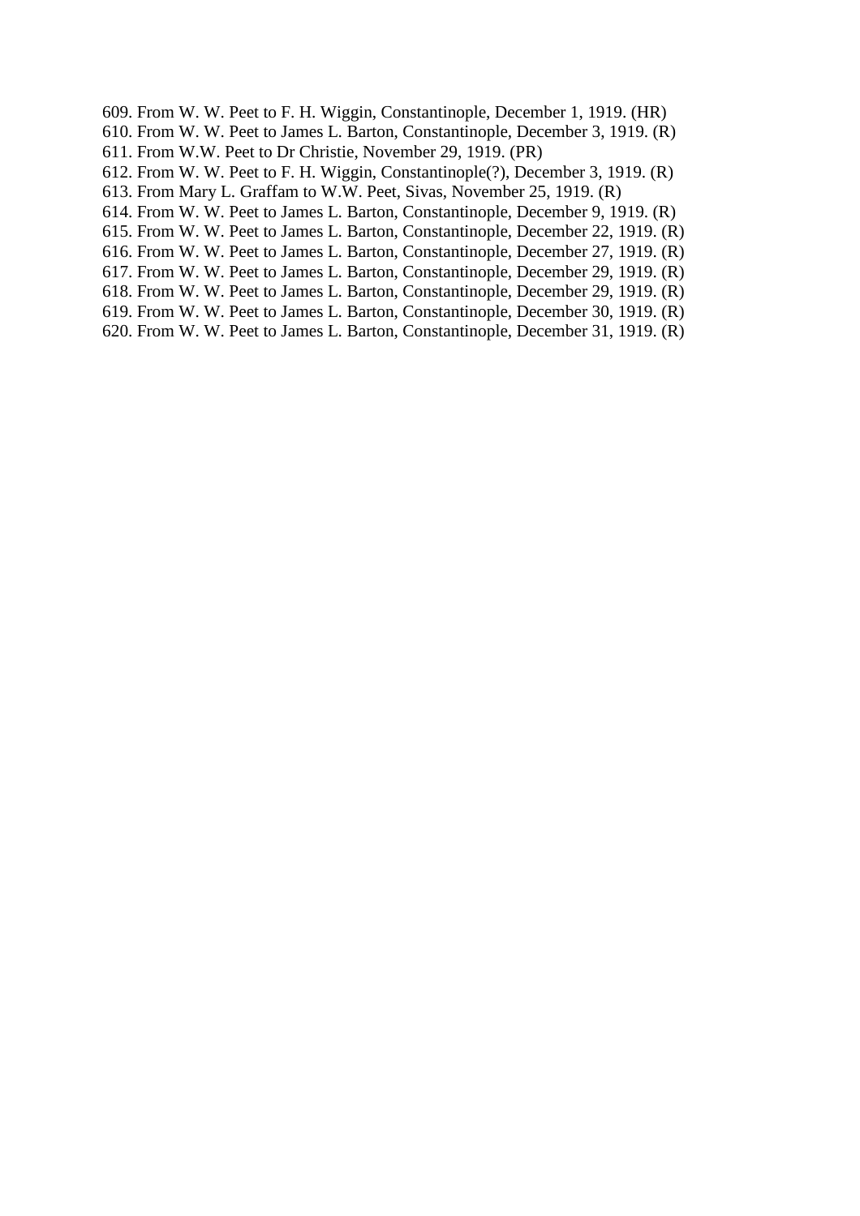609. From W. W. Peet to F. H. Wiggin, Constantinople, December 1, 1919. (HR)
610. From W. W. Peet to James L. Barton, Constantinople, December 3, 1919. (R)
611. From W.W. Peet to Dr Christie, November 29, 1919. (PR)
612. From W. W. Peet to F. H. Wiggin, Constantinople(?), December 3, 1919. (R)
613. From Mary L. Graffam to W.W. Peet, Sivas, November 25, 1919. (R)
614. From W. W. Peet to James L. Barton, Constantinople, December 9, 1919. (R)
615. From W. W. Peet to James L. Barton, Constantinople, December 22, 1919. (R)
616. From W. W. Peet to James L. Barton, Constantinople, December 27, 1919. (R)
617. From W. W. Peet to James L. Barton, Constantinople, December 29, 1919. (R)
618. From W. W. Peet to James L. Barton, Constantinople, December 29, 1919. (R)
619. From W. W. Peet to James L. Barton, Constantinople, December 30, 1919. (R)
620. From W. W. Peet to James L. Barton, Constantinople, December 31, 1919. (R)